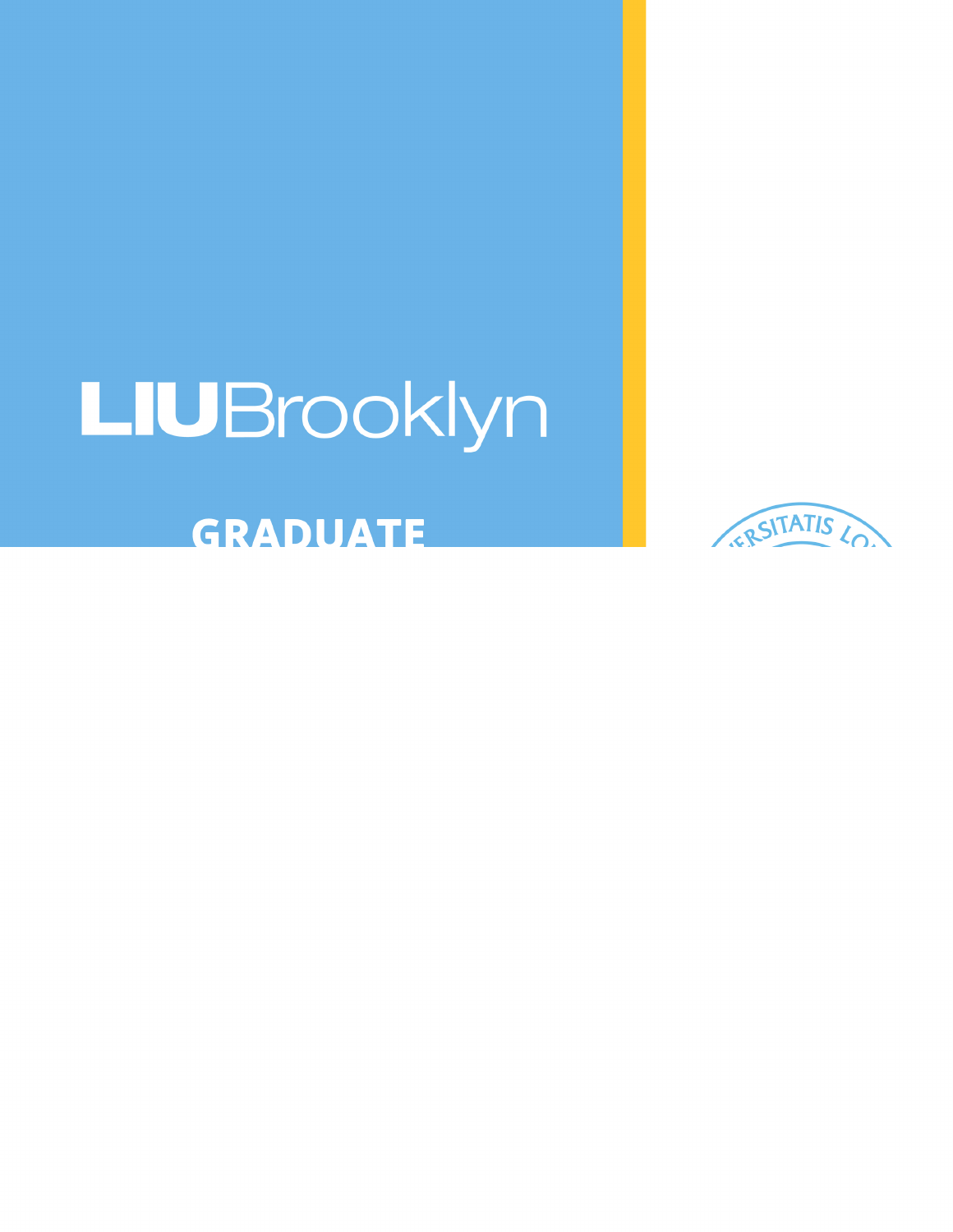# LIUBrooklyn

## GRADUATE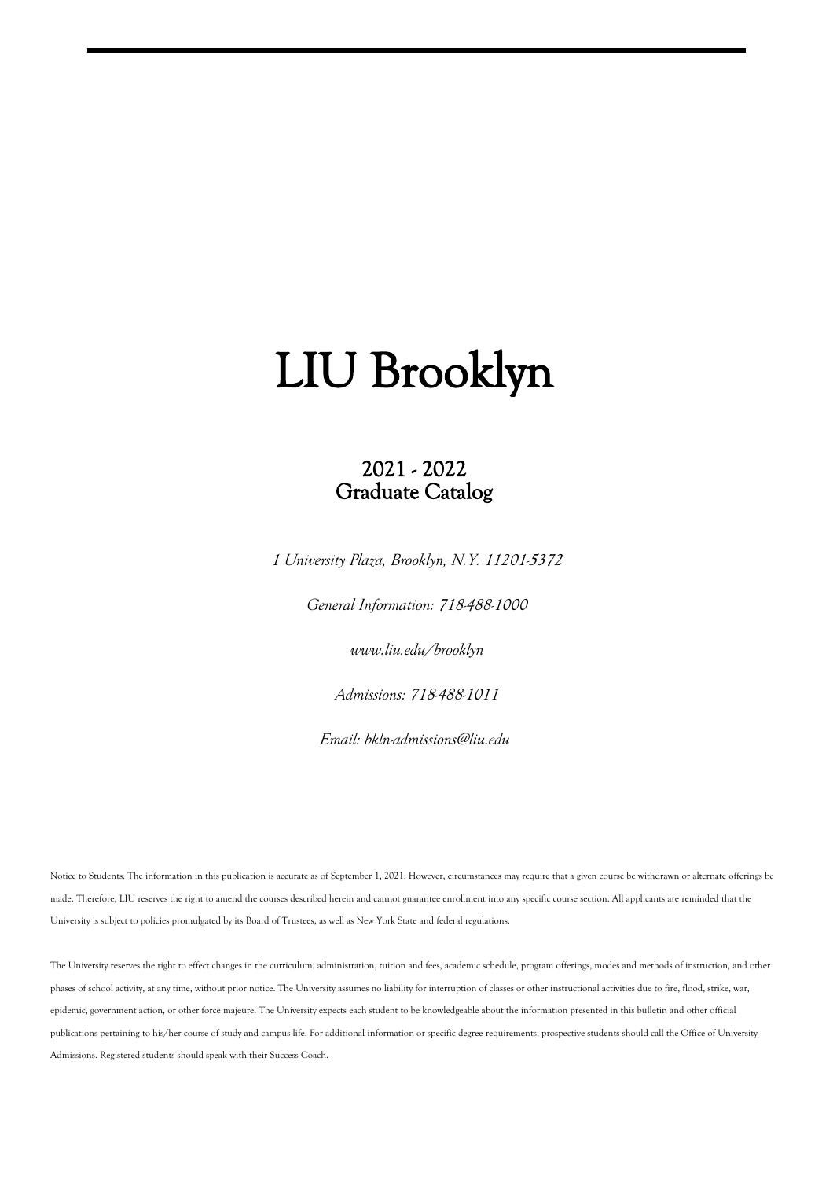# LIU Brooklyn

## 2021 - 2022
## Graduate Catalog

*1 University Plaza, Brooklyn, N.Y. 11201-5372*

*General Information: 718-488-1000*

*www.liu.edu/brooklyn*

*Admissions: 718-488-1011*

*Email: bkln-admissions@liu.edu*

Notice to Students: The information in this publication is accurate as of September 1, 2021. However, circumstances may require that a given course be withdrawn or alternate offerings be made. Therefore, LIU reserves the right to amend the courses described herein and cannot guarantee enrollment into any specific course section. All applicants are reminded that the University is subject to policies promulgated by its Board of Trustees, as well as New York State and federal regulations.

The University reserves the right to effect changes in the curriculum, administration, tuition and fees, academic schedule, program offerings, modes and methods of instruction, and other phases of school activity, at any time, without prior notice. The University assumes no liability for interruption of classes or other instructional activities due to fire, flood, strike, war, epidemic, government action, or other force majeure. The University expects each student to be knowledgeable about the information presented in this bulletin and other official publications pertaining to his/her course of study and campus life. For additional information or specific degree requirements, prospective students should call the Office of University Admissions. Registered students should speak with their Success Coach.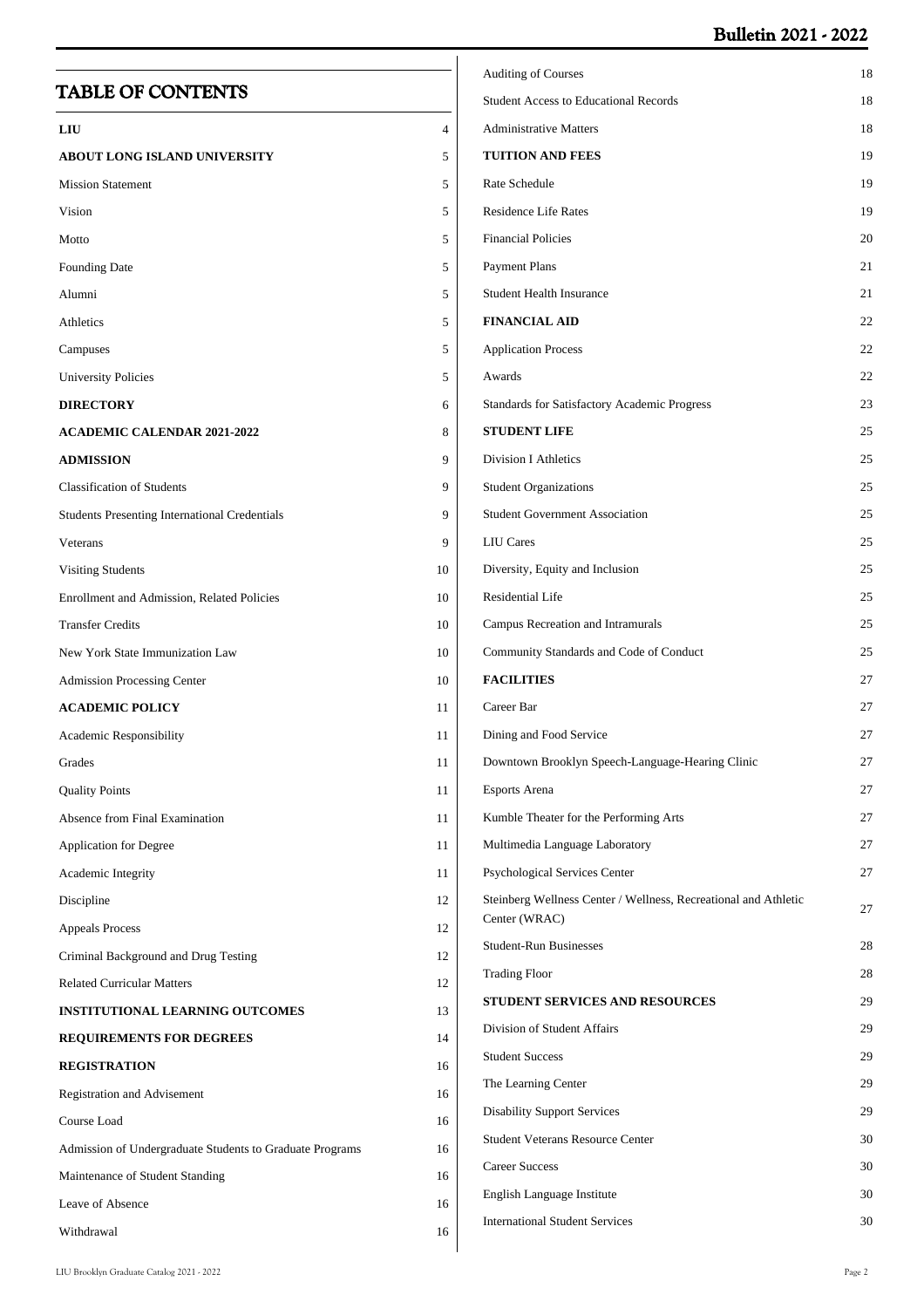# TABLE OF CONTENTS

| | |
|---|---|
| **LIU** | 4 |
| **ABOUT LONG ISLAND UNIVERSITY** | 5 |
| Mission Statement | 5 |
| Vision | 5 |
| Motto | 5 |
| Founding Date | 5 |
| Alumni | 5 |
| Athletics | 5 |
| Campuses | 5 |
| University Policies | 5 |
| **DIRECTORY** | 6 |
| **ACADEMIC CALENDAR 2021-2022** | 8 |
| **ADMISSION** | 9 |
| Classification of Students | 9 |
| Students Presenting International Credentials | 9 |
| Veterans | 9 |
| Visiting Students | 10 |
| Enrollment and Admission, Related Policies | 10 |
| Transfer Credits | 10 |
| New York State Immunization Law | 10 |
| Admission Processing Center | 10 |
| **ACADEMIC POLICY** | 11 |
| Academic Responsibility | 11 |
| Grades | 11 |
| Quality Points | 11 |
| Absence from Final Examination | 11 |
| Application for Degree | 11 |
| Academic Integrity | 11 |
| Discipline | 12 |
| Appeals Process | 12 |
| Criminal Background and Drug Testing | 12 |
| Related Curricular Matters | 12 |
| **INSTITUTIONAL LEARNING OUTCOMES** | 13 |
| **REQUIREMENTS FOR DEGREES** | 14 |
| **REGISTRATION** | 16 |
| Registration and Advisement | 16 |
| Course Load | 16 |
| Admission of Undergraduate Students to Graduate Programs | 16 |
| Maintenance of Student Standing | 16 |
| Leave of Absence | 16 |
| Withdrawal | 16 |
| Auditing of Courses | 18 |
| Student Access to Educational Records | 18 |
| Administrative Matters | 18 |
| **TUITION AND FEES** | 19 |
| Rate Schedule | 19 |
| Residence Life Rates | 19 |
| Financial Policies | 20 |
| Payment Plans | 21 |
| Student Health Insurance | 21 |
| **FINANCIAL AID** | 22 |
| Application Process | 22 |
| Awards | 22 |
| Standards for Satisfactory Academic Progress | 23 |
| **STUDENT LIFE** | 25 |
| Division I Athletics | 25 |
| Student Organizations | 25 |
| Student Government Association | 25 |
| LIU Cares | 25 |
| Diversity, Equity and Inclusion | 25 |
| Residential Life | 25 |
| Campus Recreation and Intramurals | 25 |
| Community Standards and Code of Conduct | 25 |
| **FACILITIES** | 27 |
| Career Bar | 27 |
| Dining and Food Service | 27 |
| Downtown Brooklyn Speech-Language-Hearing Clinic | 27 |
| Esports Arena | 27 |
| Kumble Theater for the Performing Arts | 27 |
| Multimedia Language Laboratory | 27 |
| Psychological Services Center | 27 |
| Steinberg Wellness Center / Wellness, Recreational and Athletic Center (WRAC) | 27 |
| Student-Run Businesses | 28 |
| Trading Floor | 28 |
| **STUDENT SERVICES AND RESOURCES** | 29 |
| Division of Student Affairs | 29 |
| Student Success | 29 |
| The Learning Center | 29 |
| Disability Support Services | 29 |
| Student Veterans Resource Center | 30 |
| Career Success | 30 |
| English Language Institute | 30 |
| International Student Services | 30 |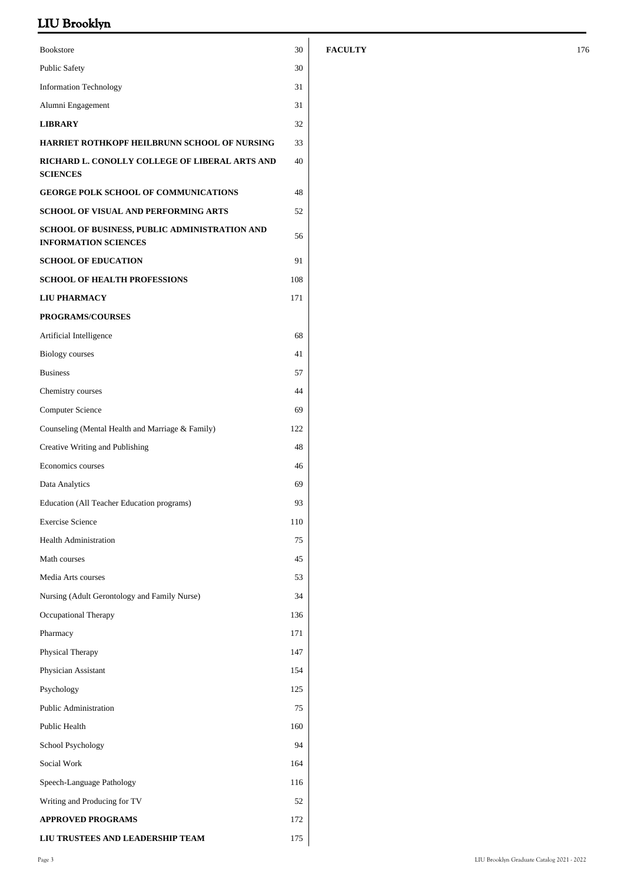| | |
|---|---|
| Bookstore | 30 |
| Public Safety | 30 |
| Information Technology | 31 |
| Alumni Engagement | 31 |
| **LIBRARY** | 32 |
| **HARRIET ROTHKOPF HEILBRUNN SCHOOL OF NURSING** | 33 |
| **RICHARD L. CONOLLY COLLEGE OF LIBERAL ARTS AND SCIENCES** | 40 |
| **GEORGE POLK SCHOOL OF COMMUNICATIONS** | 48 |
| **SCHOOL OF VISUAL AND PERFORMING ARTS** | 52 |
| **SCHOOL OF BUSINESS, PUBLIC ADMINISTRATION AND INFORMATION SCIENCES** | 56 |
| **SCHOOL OF EDUCATION** | 91 |
| **SCHOOL OF HEALTH PROFESSIONS** | 108 |
| **LIU PHARMACY** | 171 |
| **PROGRAMS/COURSES** | |
| Artificial Intelligence | 68 |
| Biology courses | 41 |
| Business | 57 |
| Chemistry courses | 44 |
| Computer Science | 69 |
| Counseling (Mental Health and Marriage & Family) | 122 |
| Creative Writing and Publishing | 48 |
| Economics courses | 46 |
| Data Analytics | 69 |
| Education (All Teacher Education programs) | 93 |
| Exercise Science | 110 |
| Health Administration | 75 |
| Math courses | 45 |
| Media Arts courses | 53 |
| Nursing (Adult Gerontology and Family Nurse) | 34 |
| Occupational Therapy | 136 |
| Pharmacy | 171 |
| Physical Therapy | 147 |
| Physician Assistant | 154 |
| Psychology | 125 |
| Public Administration | 75 |
| Public Health | 160 |
| School Psychology | 94 |
| Social Work | 164 |
| Speech-Language Pathology | 116 |
| Writing and Producing for TV | 52 |
| **APPROVED PROGRAMS** | 172 |
| **LIU TRUSTEES AND LEADERSHIP TEAM** | 175 |
| **FACULTY** | 176 |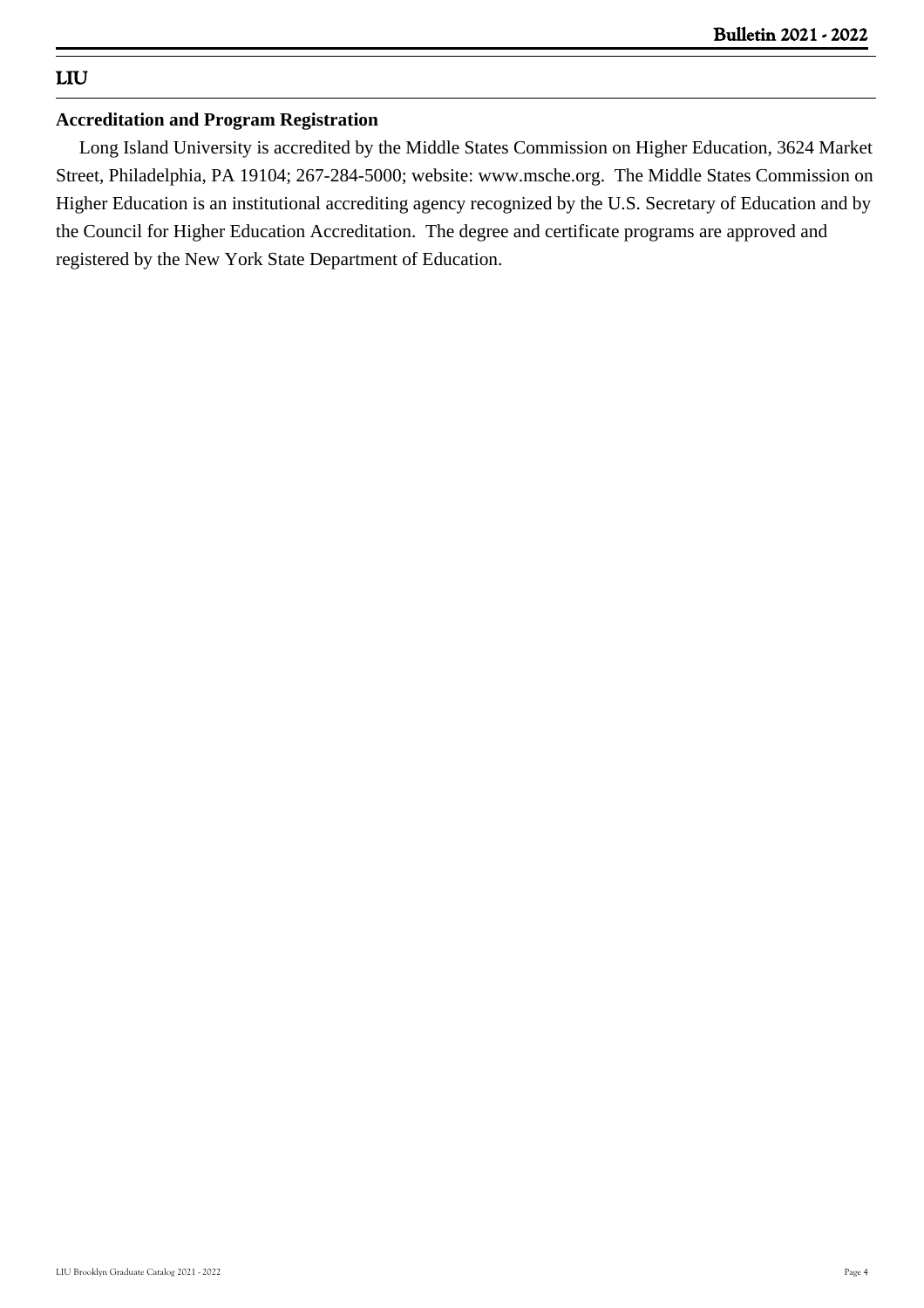## Accreditation and Program Registration

Long Island University is accredited by the Middle States Commission on Higher Education, 3624 Market Street, Philadelphia, PA 19104; 267-284-5000; website: www.msche.org. The Middle States Commission on Higher Education is an institutional accrediting agency recognized by the U.S. Secretary of Education and by the Council for Higher Education Accreditation. The degree and certificate programs are approved and registered by the New York State Department of Education.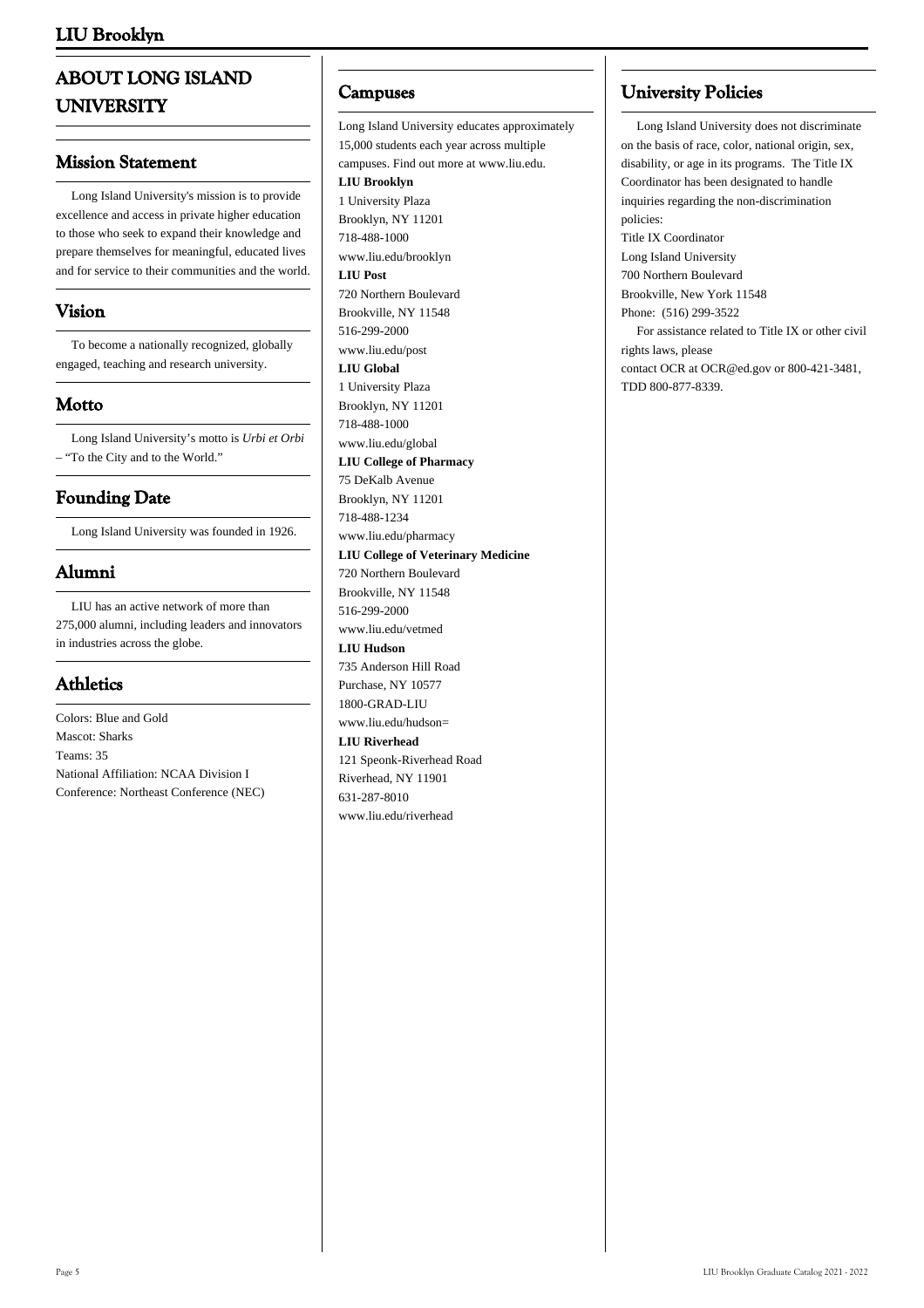# ABOUT LONG ISLAND UNIVERSITY

## Mission Statement

Long Island University's mission is to provide excellence and access in private higher education to those who seek to expand their knowledge and prepare themselves for meaningful, educated lives and for service to their communities and the world.

## Vision

To become a nationally recognized, globally engaged, teaching and research university.

## Motto

Long Island University's motto is *Urbi et Orbi* – "To the City and to the World."

## Founding Date

Long Island University was founded in 1926.

## Alumni

LIU has an active network of more than 275,000 alumni, including leaders and innovators in industries across the globe.

## Athletics

Colors: Blue and Gold
Mascot: Sharks
Teams: 35
National Affiliation: NCAA Division I
Conference: Northeast Conference (NEC)

## Campuses

Long Island University educates approximately 15,000 students each year across multiple campuses. Find out more at www.liu.edu.

**LIU Brooklyn**
1 University Plaza
Brooklyn, NY 11201
718-488-1000
www.liu.edu/brooklyn

**LIU Post**
720 Northern Boulevard
Brookville, NY 11548
516-299-2000
www.liu.edu/post

**LIU Global**
1 University Plaza
Brooklyn, NY 11201
718-488-1000
www.liu.edu/global

**LIU College of Pharmacy**
75 DeKalb Avenue
Brooklyn, NY 11201
718-488-1234
www.liu.edu/pharmacy

**LIU College of Veterinary Medicine**
720 Northern Boulevard
Brookville, NY 11548
516-299-2000
www.liu.edu/vetmed

**LIU Hudson**
735 Anderson Hill Road
Purchase, NY 10577
1800-GRAD-LIU
www.liu.edu/hudson=

**LIU Riverhead**
121 Speonk-Riverhead Road
Riverhead, NY 11901
631-287-8010
www.liu.edu/riverhead

## University Policies

Long Island University does not discriminate on the basis of race, color, national origin, sex, disability, or age in its programs. The Title IX Coordinator has been designated to handle inquiries regarding the non-discrimination policies:
Title IX Coordinator
Long Island University
700 Northern Boulevard
Brookville, New York 11548
Phone: (516) 299-3522

For assistance related to Title IX or other civil rights laws, please contact OCR at OCR@ed.gov or 800-421-3481, TDD 800-877-8339.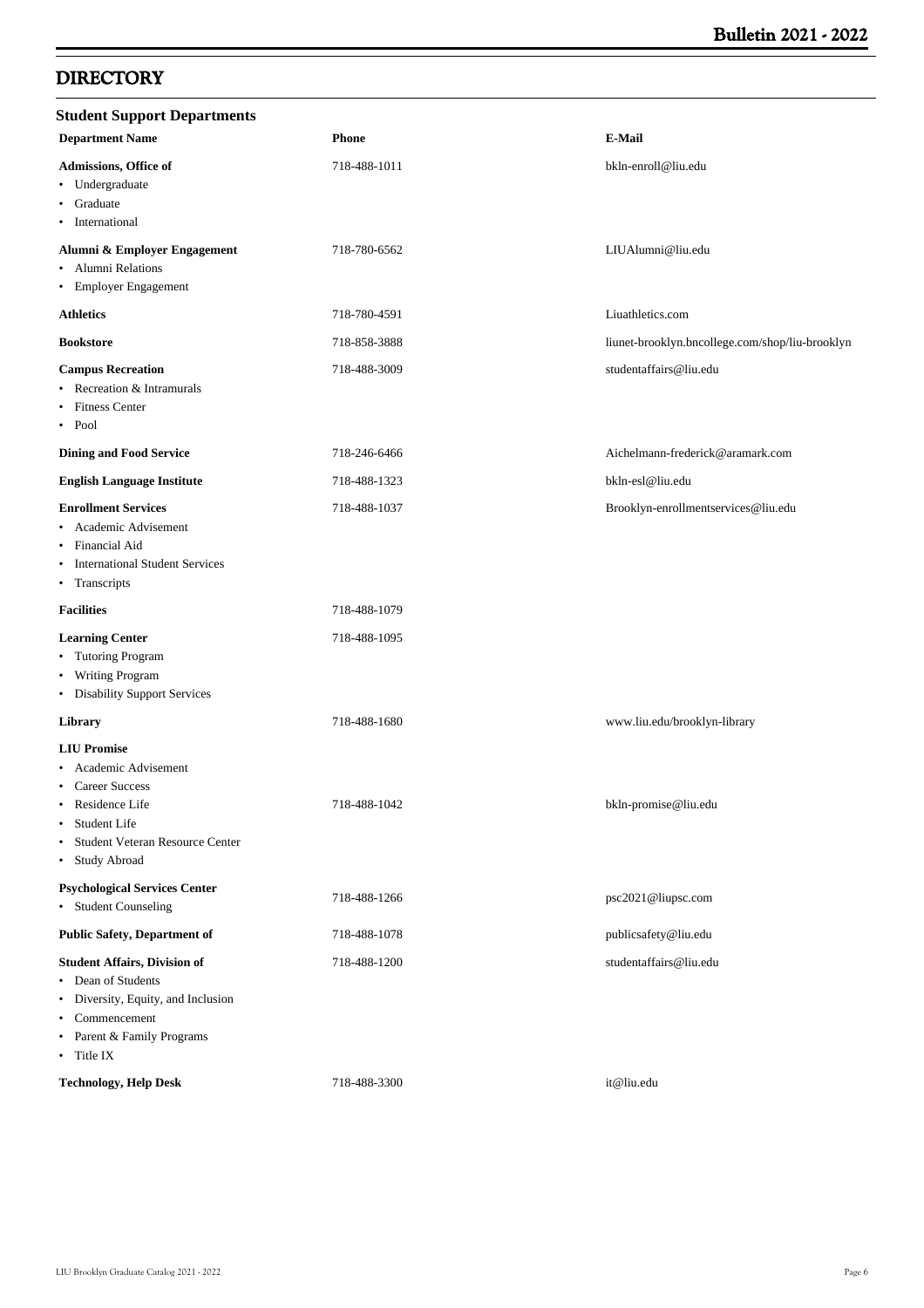# DIRECTORY

## Student Support Departments

| Department Name | Phone | E-Mail |
|---|---|---|
| **Admissions, Office of**<br>• Undergraduate<br>• Graduate<br>• International | 718-488-1011 | bkln-enroll@liu.edu |
| **Alumni & Employer Engagement**<br>• Alumni Relations<br>• Employer Engagement | 718-780-6562 | LIUAlumni@liu.edu |
| **Athletics** | 718-780-4591 | Liuathletics.com |
| **Bookstore** | 718-858-3888 | liunet-brooklyn.bncollege.com/shop/liu-brooklyn |
| **Campus Recreation**<br>• Recreation & Intramurals<br>• Fitness Center<br>• Pool | 718-488-3009 | studentaffairs@liu.edu |
| **Dining and Food Service** | 718-246-6466 | Aichelmann-frederick@aramark.com |
| **English Language Institute** | 718-488-1323 | bkln-esl@liu.edu |
| **Enrollment Services**<br>• Academic Advisement<br>• Financial Aid<br>• International Student Services<br>• Transcripts | 718-488-1037 | Brooklyn-enrollmentservices@liu.edu |
| **Facilities** | 718-488-1079 | |
| **Learning Center**<br>• Tutoring Program<br>• Writing Program<br>• Disability Support Services | 718-488-1095 | |
| **Library** | 718-488-1680 | www.liu.edu/brooklyn-library |
| **LIU Promise**<br>• Academic Advisement<br>• Career Success<br>• Residence Life<br>• Student Life<br>• Student Veteran Resource Center<br>• Study Abroad | 718-488-1042 | bkln-promise@liu.edu |
| **Psychological Services Center**<br>• Student Counseling | 718-488-1266 | psc2021@liupsc.com |
| **Public Safety, Department of** | 718-488-1078 | publicsafety@liu.edu |
| **Student Affairs, Division of**<br>• Dean of Students<br>• Diversity, Equity, and Inclusion<br>• Commencement<br>• Parent & Family Programs<br>• Title IX | 718-488-1200 | studentaffairs@liu.edu |
| **Technology, Help Desk** | 718-488-3300 | it@liu.edu |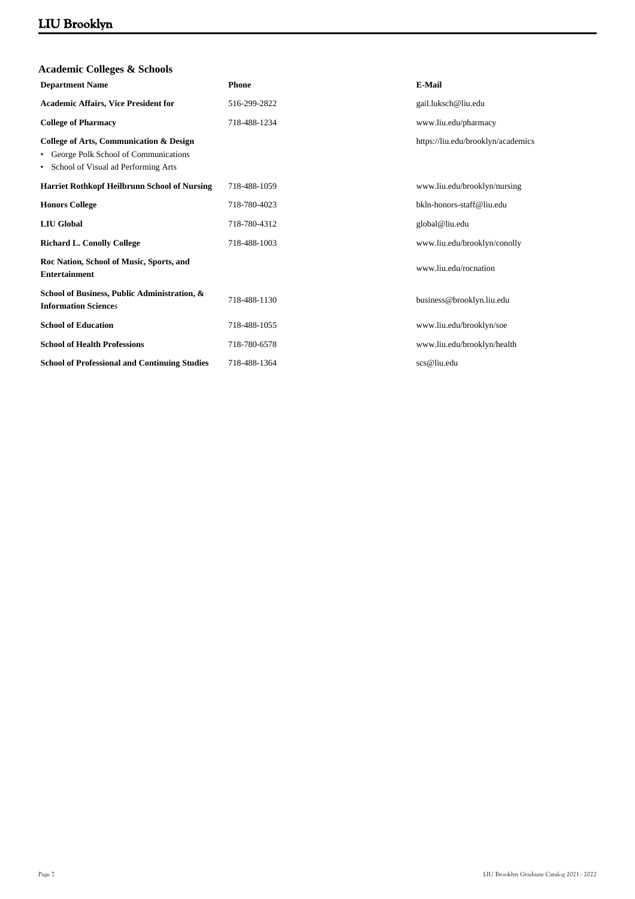## Academic Colleges & Schools

| Department Name | Phone | E-Mail |
|---|---|---|
| **Academic Affairs, Vice President for** | 516-299-2822 | gail.luksch@liu.edu |
| **College of Pharmacy** | 718-488-1234 | www.liu.edu/pharmacy |
| **College of Arts, Communication & Design**<br>• George Polk School of Communications<br>• School of Visual ad Performing Arts | | https://liu.edu/brooklyn/academics |
| **Harriet Rothkopf Heilbrunn School of Nursing** | 718-488-1059 | www.liu.edu/brooklyn/nursing |
| **Honors College** | 718-780-4023 | bkln-honors-staff@liu.edu |
| **LIU Global** | 718-780-4312 | global@liu.edu |
| **Richard L. Conolly College** | 718-488-1003 | www.liu.edu/brooklyn/conolly |
| **Roc Nation, School of Music, Sports, and Entertainment** | | www.liu.edu/rocnation |
| **School of Business, Public Administration, & Information Sciences** | 718-488-1130 | business@brooklyn.liu.edu |
| **School of Education** | 718-488-1055 | www.liu.edu/brooklyn/soe |
| **School of Health Professions** | 718-780-6578 | www.liu.edu/brooklyn/health |
| **School of Professional and Continuing Studies** | 718-488-1364 | scs@liu.edu |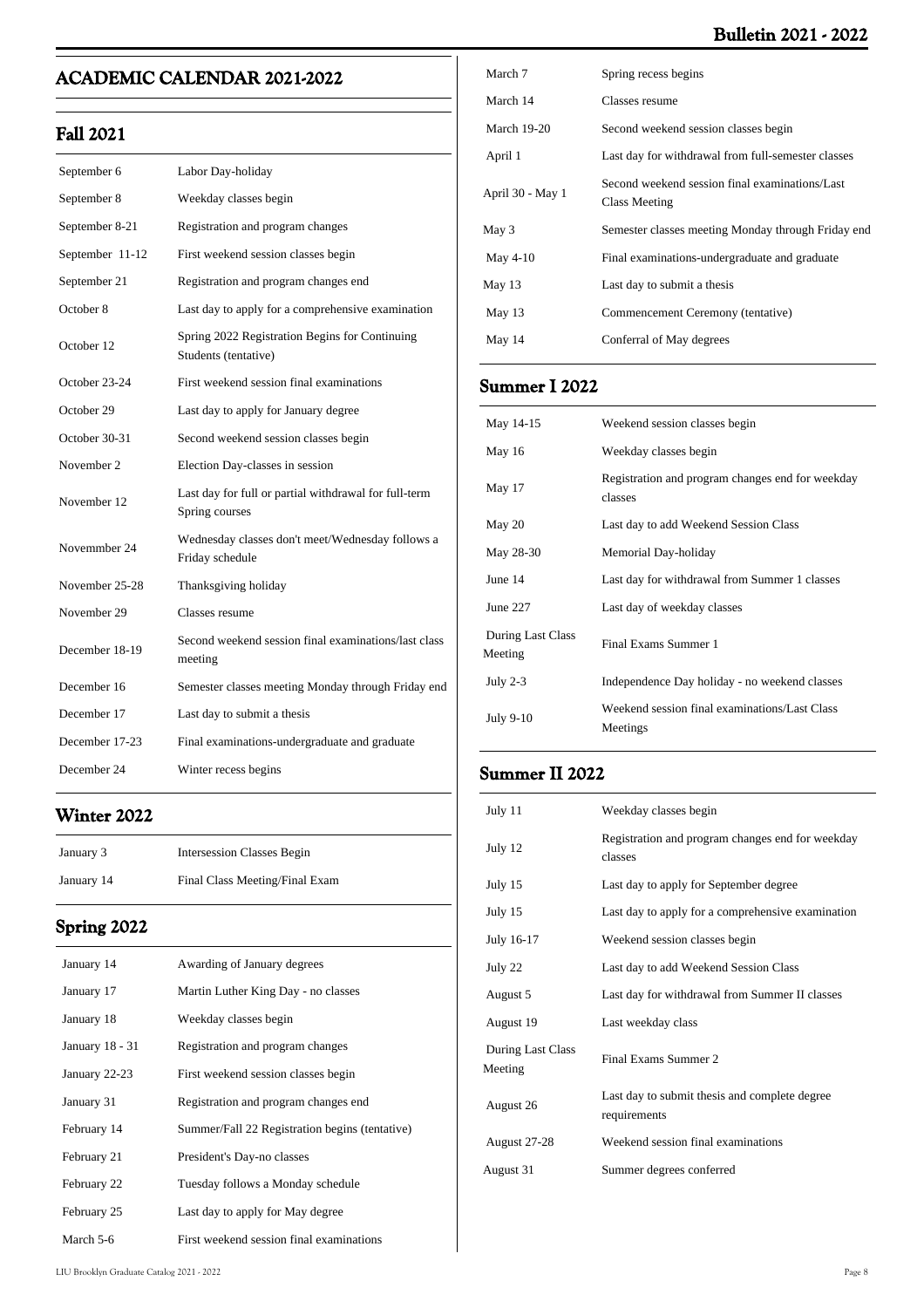## ACADEMIC CALENDAR 2021-2022

### Fall 2021

| | |
|---|---|
| September 6 | Labor Day-holiday |
| September 8 | Weekday classes begin |
| September 8-21 | Registration and program changes |
| September 11-12 | First weekend session classes begin |
| September 21 | Registration and program changes end |
| October 8 | Last day to apply for a comprehensive examination |
| October 12 | Spring 2022 Registration Begins for Continuing Students (tentative) |
| October 23-24 | First weekend session final examinations |
| October 29 | Last day to apply for January degree |
| October 30-31 | Second weekend session classes begin |
| November 2 | Election Day-classes in session |
| November 12 | Last day for full or partial withdrawal for full-term Spring courses |
| Novemmber 24 | Wednesday classes don't meet/Wednesday follows a Friday schedule |
| November 25-28 | Thanksgiving holiday |
| November 29 | Classes resume |
| December 18-19 | Second weekend session final examinations/last class meeting |
| December 16 | Semester classes meeting Monday through Friday end |
| December 17 | Last day to submit a thesis |
| December 17-23 | Final examinations-undergraduate and graduate |
| December 24 | Winter recess begins |

### Winter 2022

| | |
|---|---|
| January 3 | Intersession Classes Begin |
| January 14 | Final Class Meeting/Final Exam |

### Spring 2022

| | |
|---|---|
| January 14 | Awarding of January degrees |
| January 17 | Martin Luther King Day - no classes |
| January 18 | Weekday classes begin |
| January 18 - 31 | Registration and program changes |
| January 22-23 | First weekend session classes begin |
| January 31 | Registration and program changes end |
| February 14 | Summer/Fall 22 Registration begins (tentative) |
| February 21 | President's Day-no classes |
| February 22 | Tuesday follows a Monday schedule |
| February 25 | Last day to apply for May degree |
| March 5-6 | First weekend session final examinations |
| March 7 | Spring recess begins |
| March 14 | Classes resume |
| March 19-20 | Second weekend session classes begin |
| April 1 | Last day for withdrawal from full-semester classes |
| April 30 - May 1 | Second weekend session final examinations/Last Class Meeting |
| May 3 | Semester classes meeting Monday through Friday end |
| May 4-10 | Final examinations-undergraduate and graduate |
| May 13 | Last day to submit a thesis |
| May 13 | Commencement Ceremony (tentative) |
| May 14 | Conferral of May degrees |

### Summer I 2022

| | |
|---|---|
| May 14-15 | Weekend session classes begin |
| May 16 | Weekday classes begin |
| May 17 | Registration and program changes end for weekday classes |
| May 20 | Last day to add Weekend Session Class |
| May 28-30 | Memorial Day-holiday |
| June 14 | Last day for withdrawal from Summer 1 classes |
| June 227 | Last day of weekday classes |
| During Last Class Meeting | Final Exams Summer 1 |
| July 2-3 | Independence Day holiday - no weekend classes |
| July 9-10 | Weekend session final examinations/Last Class Meetings |

### Summer II 2022

| | |
|---|---|
| July 11 | Weekday classes begin |
| July 12 | Registration and program changes end for weekday classes |
| July 15 | Last day to apply for September degree |
| July 15 | Last day to apply for a comprehensive examination |
| July 16-17 | Weekend session classes begin |
| July 22 | Last day to add Weekend Session Class |
| August 5 | Last day for withdrawal from Summer II classes |
| August 19 | Last weekday class |
| During Last Class Meeting | Final Exams Summer 2 |
| August 26 | Last day to submit thesis and complete degree requirements |
| August 27-28 | Weekend session final examinations |
| August 31 | Summer degrees conferred |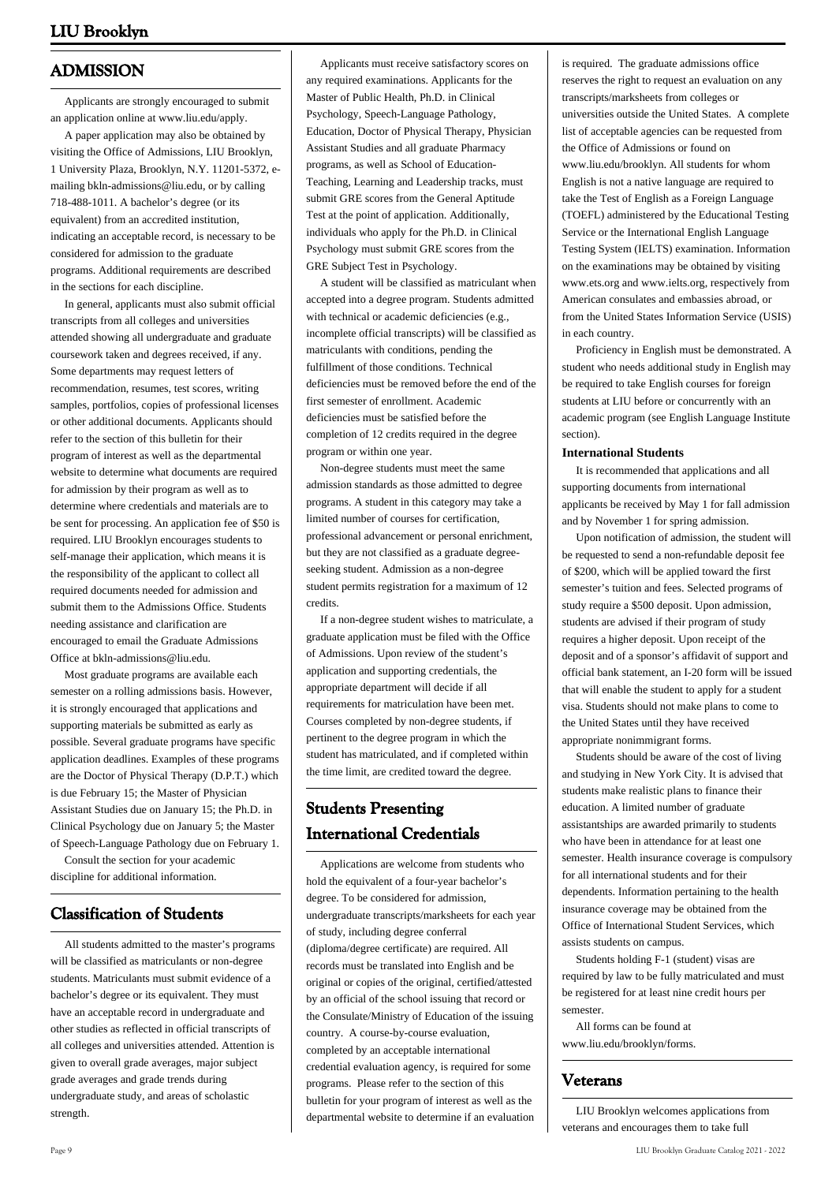## ADMISSION

Applicants are strongly encouraged to submit an application online at www.liu.edu/apply.

A paper application may also be obtained by visiting the Office of Admissions, LIU Brooklyn, 1 University Plaza, Brooklyn, N.Y. 11201-5372, e-mailing bkln-admissions@liu.edu, or by calling 718-488-1011. A bachelor's degree (or its equivalent) from an accredited institution, indicating an acceptable record, is necessary to be considered for admission to the graduate programs. Additional requirements are described in the sections for each discipline.

In general, applicants must also submit official transcripts from all colleges and universities attended showing all undergraduate and graduate coursework taken and degrees received, if any. Some departments may request letters of recommendation, resumes, test scores, writing samples, portfolios, copies of professional licenses or other additional documents. Applicants should refer to the section of this bulletin for their program of interest as well as the departmental website to determine what documents are required for admission by their program as well as to determine where credentials and materials are to be sent for processing. An application fee of $50 is required. LIU Brooklyn encourages students to self-manage their application, which means it is the responsibility of the applicant to collect all required documents needed for admission and submit them to the Admissions Office. Students needing assistance and clarification are encouraged to email the Graduate Admissions Office at bkln-admissions@liu.edu.

Most graduate programs are available each semester on a rolling admissions basis. However, it is strongly encouraged that applications and supporting materials be submitted as early as possible. Several graduate programs have specific application deadlines. Examples of these programs are the Doctor of Physical Therapy (D.P.T.) which is due February 15; the Master of Physician Assistant Studies due on January 15; the Ph.D. in Clinical Psychology due on January 5; the Master of Speech-Language Pathology due on February 1.

Consult the section for your academic discipline for additional information.

## Classification of Students

All students admitted to the master's programs will be classified as matriculants or non-degree students. Matriculants must submit evidence of a bachelor's degree or its equivalent. They must have an acceptable record in undergraduate and other studies as reflected in official transcripts of all colleges and universities attended. Attention is given to overall grade averages, major subject grade averages and grade trends during undergraduate study, and areas of scholastic strength.

Applicants must receive satisfactory scores on any required examinations. Applicants for the Master of Public Health, Ph.D. in Clinical Psychology, Speech-Language Pathology, Education, Doctor of Physical Therapy, Physician Assistant Studies and all graduate Pharmacy programs, as well as School of Education-Teaching, Learning and Leadership tracks, must submit GRE scores from the General Aptitude Test at the point of application. Additionally, individuals who apply for the Ph.D. in Clinical Psychology must submit GRE scores from the GRE Subject Test in Psychology.

A student will be classified as matriculant when accepted into a degree program. Students admitted with technical or academic deficiencies (e.g., incomplete official transcripts) will be classified as matriculants with conditions, pending the fulfillment of those conditions. Technical deficiencies must be removed before the end of the first semester of enrollment. Academic deficiencies must be satisfied before the completion of 12 credits required in the degree program or within one year.

Non-degree students must meet the same admission standards as those admitted to degree programs. A student in this category may take a limited number of courses for certification, professional advancement or personal enrichment, but they are not classified as a graduate degree-seeking student. Admission as a non-degree student permits registration for a maximum of 12 credits.

If a non-degree student wishes to matriculate, a graduate application must be filed with the Office of Admissions. Upon review of the student's application and supporting credentials, the appropriate department will decide if all requirements for matriculation have been met. Courses completed by non-degree students, if pertinent to the degree program in which the student has matriculated, and if completed within the time limit, are credited toward the degree.

## Students Presenting International Credentials

Applications are welcome from students who hold the equivalent of a four-year bachelor's degree. To be considered for admission, undergraduate transcripts/marksheets for each year of study, including degree conferral (diploma/degree certificate) are required. All records must be translated into English and be original or copies of the original, certified/attested by an official of the school issuing that record or the Consulate/Ministry of Education of the issuing country. A course-by-course evaluation, completed by an acceptable international credential evaluation agency, is required for some programs. Please refer to the section of this bulletin for your program of interest as well as the departmental website to determine if an evaluation is required. The graduate admissions office reserves the right to request an evaluation on any transcripts/marksheets from colleges or universities outside the United States. A complete list of acceptable agencies can be requested from the Office of Admissions or found on www.liu.edu/brooklyn. All students for whom English is not a native language are required to take the Test of English as a Foreign Language (TOEFL) administered by the Educational Testing Service or the International English Language Testing System (IELTS) examination. Information on the examinations may be obtained by visiting www.ets.org and www.ielts.org, respectively from American consulates and embassies abroad, or from the United States Information Service (USIS) in each country.

Proficiency in English must be demonstrated. A student who needs additional study in English may be required to take English courses for foreign students at LIU before or concurrently with an academic program (see English Language Institute section).

**International Students**

It is recommended that applications and all supporting documents from international applicants be received by May 1 for fall admission and by November 1 for spring admission.

Upon notification of admission, the student will be requested to send a non-refundable deposit fee of $200, which will be applied toward the first semester's tuition and fees. Selected programs of study require a $500 deposit. Upon admission, students are advised if their program of study requires a higher deposit. Upon receipt of the deposit and of a sponsor's affidavit of support and official bank statement, an I-20 form will be issued that will enable the student to apply for a student visa. Students should not make plans to come to the United States until they have received appropriate nonimmigrant forms.

Students should be aware of the cost of living and studying in New York City. It is advised that students make realistic plans to finance their education. A limited number of graduate assistantships are awarded primarily to students who have been in attendance for at least one semester. Health insurance coverage is compulsory for all international students and for their dependents. Information pertaining to the health insurance coverage may be obtained from the Office of International Student Services, which assists students on campus.

Students holding F-1 (student) visas are required by law to be fully matriculated and must be registered for at least nine credit hours per semester.

All forms can be found at www.liu.edu/brooklyn/forms.

## Veterans

LIU Brooklyn welcomes applications from veterans and encourages them to take full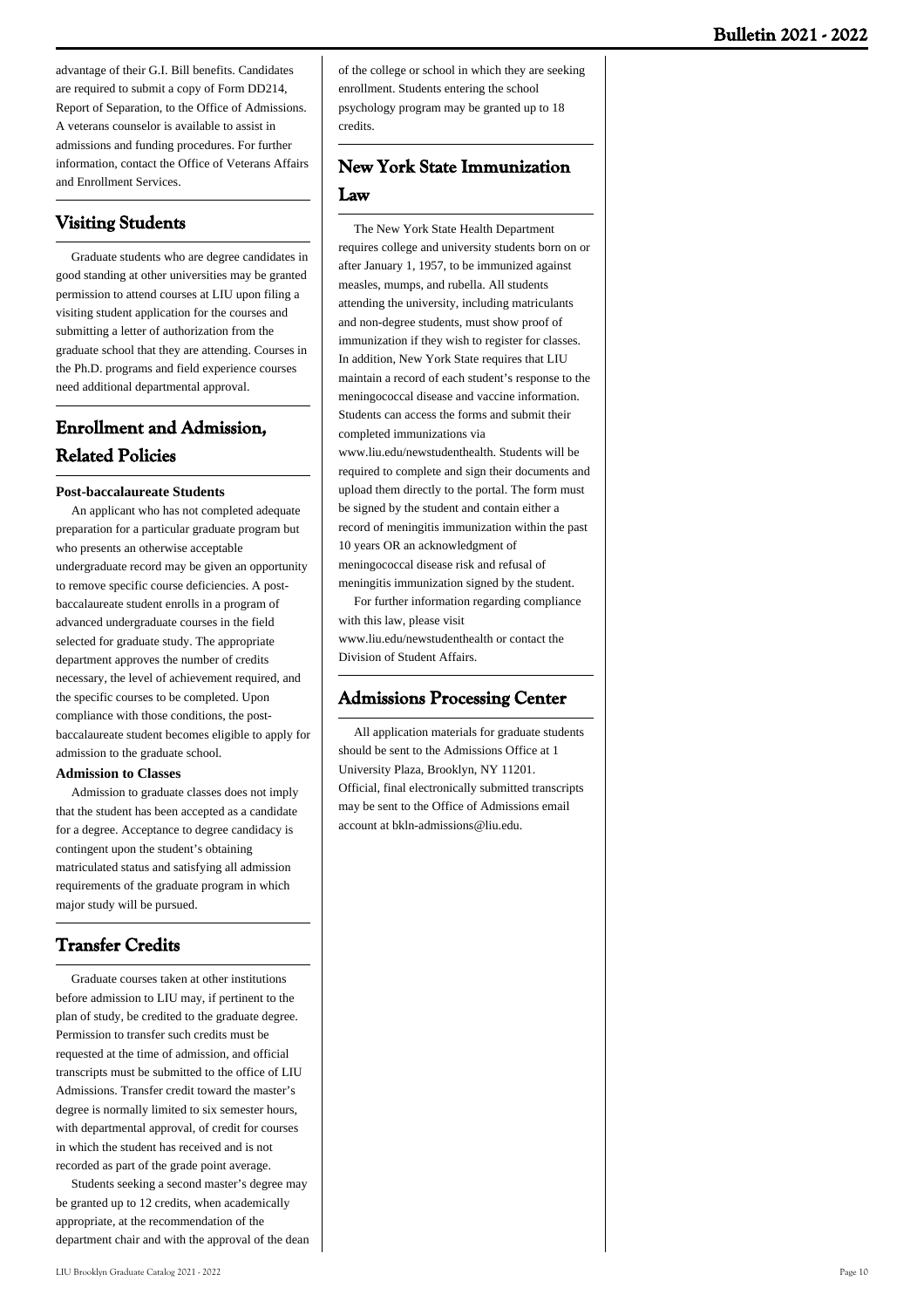advantage of their G.I. Bill benefits. Candidates are required to submit a copy of Form DD214, Report of Separation, to the Office of Admissions. A veterans counselor is available to assist in admissions and funding procedures. For further information, contact the Office of Veterans Affairs and Enrollment Services.

## Visiting Students

Graduate students who are degree candidates in good standing at other universities may be granted permission to attend courses at LIU upon filing a visiting student application for the courses and submitting a letter of authorization from the graduate school that they are attending. Courses in the Ph.D. programs and field experience courses need additional departmental approval.

## Enrollment and Admission, Related Policies

**Post-baccalaureate Students**

An applicant who has not completed adequate preparation for a particular graduate program but who presents an otherwise acceptable undergraduate record may be given an opportunity to remove specific course deficiencies. A post-baccalaureate student enrolls in a program of advanced undergraduate courses in the field selected for graduate study. The appropriate department approves the number of credits necessary, the level of achievement required, and the specific courses to be completed. Upon compliance with those conditions, the post-baccalaureate student becomes eligible to apply for admission to the graduate school.

**Admission to Classes**

Admission to graduate classes does not imply that the student has been accepted as a candidate for a degree. Acceptance to degree candidacy is contingent upon the student's obtaining matriculated status and satisfying all admission requirements of the graduate program in which major study will be pursued.

## Transfer Credits

Graduate courses taken at other institutions before admission to LIU may, if pertinent to the plan of study, be credited to the graduate degree. Permission to transfer such credits must be requested at the time of admission, and official transcripts must be submitted to the office of LIU Admissions. Transfer credit toward the master's degree is normally limited to six semester hours, with departmental approval, of credit for courses in which the student has received and is not recorded as part of the grade point average.

Students seeking a second master's degree may be granted up to 12 credits, when academically appropriate, at the recommendation of the department chair and with the approval of the dean of the college or school in which they are seeking enrollment. Students entering the school psychology program may be granted up to 18 credits.

## New York State Immunization Law

The New York State Health Department requires college and university students born on or after January 1, 1957, to be immunized against measles, mumps, and rubella. All students attending the university, including matriculants and non-degree students, must show proof of immunization if they wish to register for classes. In addition, New York State requires that LIU maintain a record of each student's response to the meningococcal disease and vaccine information. Students can access the forms and submit their completed immunizations via www.liu.edu/newstudenthealth. Students will be required to complete and sign their documents and upload them directly to the portal. The form must be signed by the student and contain either a record of meningitis immunization within the past 10 years OR an acknowledgment of meningococcal disease risk and refusal of meningitis immunization signed by the student.

For further information regarding compliance with this law, please visit www.liu.edu/newstudenthealth or contact the Division of Student Affairs.

## Admissions Processing Center

All application materials for graduate students should be sent to the Admissions Office at 1 University Plaza, Brooklyn, NY 11201. Official, final electronically submitted transcripts may be sent to the Office of Admissions email account at bkln-admissions@liu.edu.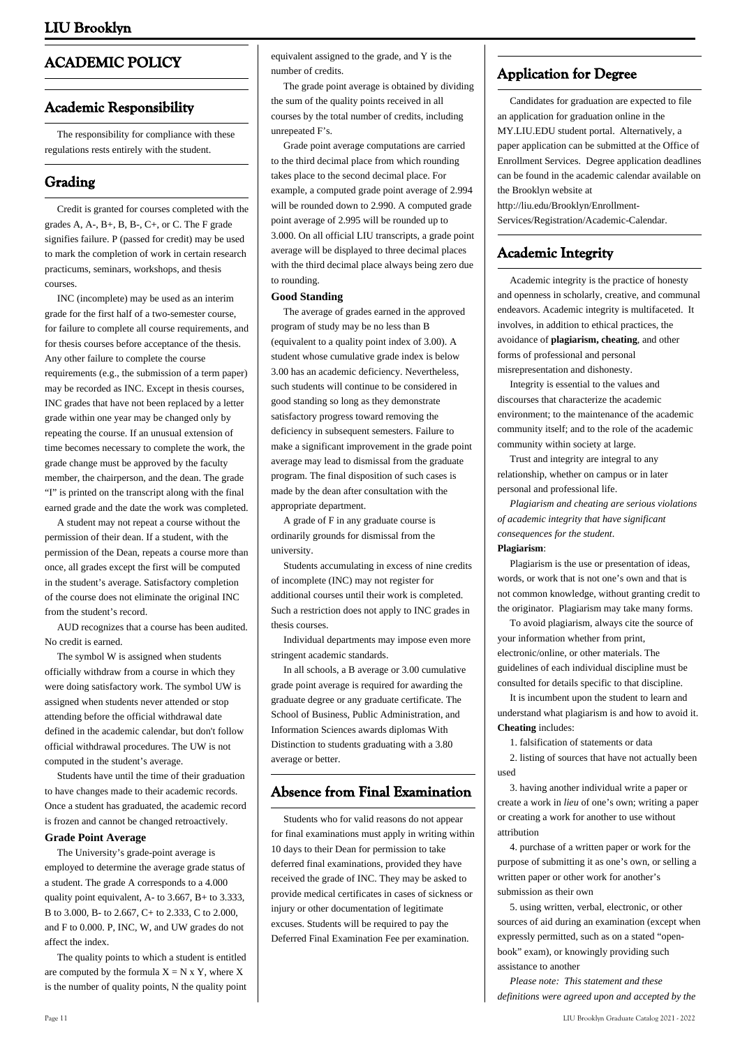# ACADEMIC POLICY

## Academic Responsibility

The responsibility for compliance with these regulations rests entirely with the student.

## Grading

Credit is granted for courses completed with the grades A, A-, B+, B, B-, C+, or C. The F grade signifies failure. P (passed for credit) may be used to mark the completion of work in certain research practicums, seminars, workshops, and thesis courses.

INC (incomplete) may be used as an interim grade for the first half of a two-semester course, for failure to complete all course requirements, and for thesis courses before acceptance of the thesis. Any other failure to complete the course requirements (e.g., the submission of a term paper) may be recorded as INC. Except in thesis courses, INC grades that have not been replaced by a letter grade within one year may be changed only by repeating the course. If an unusual extension of time becomes necessary to complete the work, the grade change must be approved by the faculty member, the chairperson, and the dean. The grade "I" is printed on the transcript along with the final earned grade and the date the work was completed.

A student may not repeat a course without the permission of their dean. If a student, with the permission of the Dean, repeats a course more than once, all grades except the first will be computed in the student's average. Satisfactory completion of the course does not eliminate the original INC from the student's record.

AUD recognizes that a course has been audited. No credit is earned.

The symbol W is assigned when students officially withdraw from a course in which they were doing satisfactory work. The symbol UW is assigned when students never attended or stop attending before the official withdrawal date defined in the academic calendar, but don't follow official withdrawal procedures. The UW is not computed in the student's average.

Students have until the time of their graduation to have changes made to their academic records. Once a student has graduated, the academic record is frozen and cannot be changed retroactively.

**Grade Point Average**

The University's grade-point average is employed to determine the average grade status of a student. The grade A corresponds to a 4.000 quality point equivalent, A- to 3.667, B+ to 3.333, B to 3.000, B- to 2.667, C+ to 2.333, C to 2.000, and F to 0.000. P, INC, W, and UW grades do not affect the index.

The quality points to which a student is entitled are computed by the formula $X = N \times Y$, where X is the number of quality points, N the quality point equivalent assigned to the grade, and Y is the number of credits.

The grade point average is obtained by dividing the sum of the quality points received in all courses by the total number of credits, including unrepeated F's.

Grade point average computations are carried to the third decimal place from which rounding takes place to the second decimal place. For example, a computed grade point average of 2.994 will be rounded down to 2.990. A computed grade point average of 2.995 will be rounded up to 3.000. On all official LIU transcripts, a grade point average will be displayed to three decimal places with the third decimal place always being zero due to rounding.

**Good Standing**

The average of grades earned in the approved program of study may be no less than B (equivalent to a quality point index of 3.00). A student whose cumulative grade index is below 3.00 has an academic deficiency. Nevertheless, such students will continue to be considered in good standing so long as they demonstrate satisfactory progress toward removing the deficiency in subsequent semesters. Failure to make a significant improvement in the grade point average may lead to dismissal from the graduate program. The final disposition of such cases is made by the dean after consultation with the appropriate department.

A grade of F in any graduate course is ordinarily grounds for dismissal from the university.

Students accumulating in excess of nine credits of incomplete (INC) may not register for additional courses until their work is completed. Such a restriction does not apply to INC grades in thesis courses.

Individual departments may impose even more stringent academic standards.

In all schools, a B average or 3.00 cumulative grade point average is required for awarding the graduate degree or any graduate certificate. The School of Business, Public Administration, and Information Sciences awards diplomas With Distinction to students graduating with a 3.80 average or better.

## Absence from Final Examination

Students who for valid reasons do not appear for final examinations must apply in writing within 10 days to their Dean for permission to take deferred final examinations, provided they have received the grade of INC. They may be asked to provide medical certificates in cases of sickness or injury or other documentation of legitimate excuses. Students will be required to pay the Deferred Final Examination Fee per examination.

## Application for Degree

Candidates for graduation are expected to file an application for graduation online in the MY.LIU.EDU student portal. Alternatively, a paper application can be submitted at the Office of Enrollment Services. Degree application deadlines can be found in the academic calendar available on the Brooklyn website at http://liu.edu/Brooklyn/Enrollment-Services/Registration/Academic-Calendar.

## Academic Integrity

Academic integrity is the practice of honesty and openness in scholarly, creative, and communal endeavors. Academic integrity is multifaceted. It involves, in addition to ethical practices, the avoidance of **plagiarism, cheating**, and other forms of professional and personal misrepresentation and dishonesty.

Integrity is essential to the values and discourses that characterize the academic environment; to the maintenance of the academic community itself; and to the role of the academic community within society at large.

Trust and integrity are integral to any relationship, whether on campus or in later personal and professional life.

*Plagiarism and cheating are serious violations of academic integrity that have significant consequences for the student.*

**Plagiarism**:

Plagiarism is the use or presentation of ideas, words, or work that is not one's own and that is not common knowledge, without granting credit to the originator. Plagiarism may take many forms.

To avoid plagiarism, always cite the source of your information whether from print, electronic/online, or other materials. The guidelines of each individual discipline must be consulted for details specific to that discipline.

It is incumbent upon the student to learn and understand what plagiarism is and how to avoid it.

**Cheating** includes:

1. falsification of statements or data
2. listing of sources that have not actually been used
3. having another individual write a paper or create a work in *lieu* of one's own; writing a paper or creating a work for another to use without attribution
4. purchase of a written paper or work for the purpose of submitting it as one's own, or selling a written paper or other work for another's submission as their own
5. using written, verbal, electronic, or other sources of aid during an examination (except when expressly permitted, such as on a stated "open-book" exam), or knowingly providing such assistance to another

*Please note: This statement and these definitions were agreed upon and accepted by the*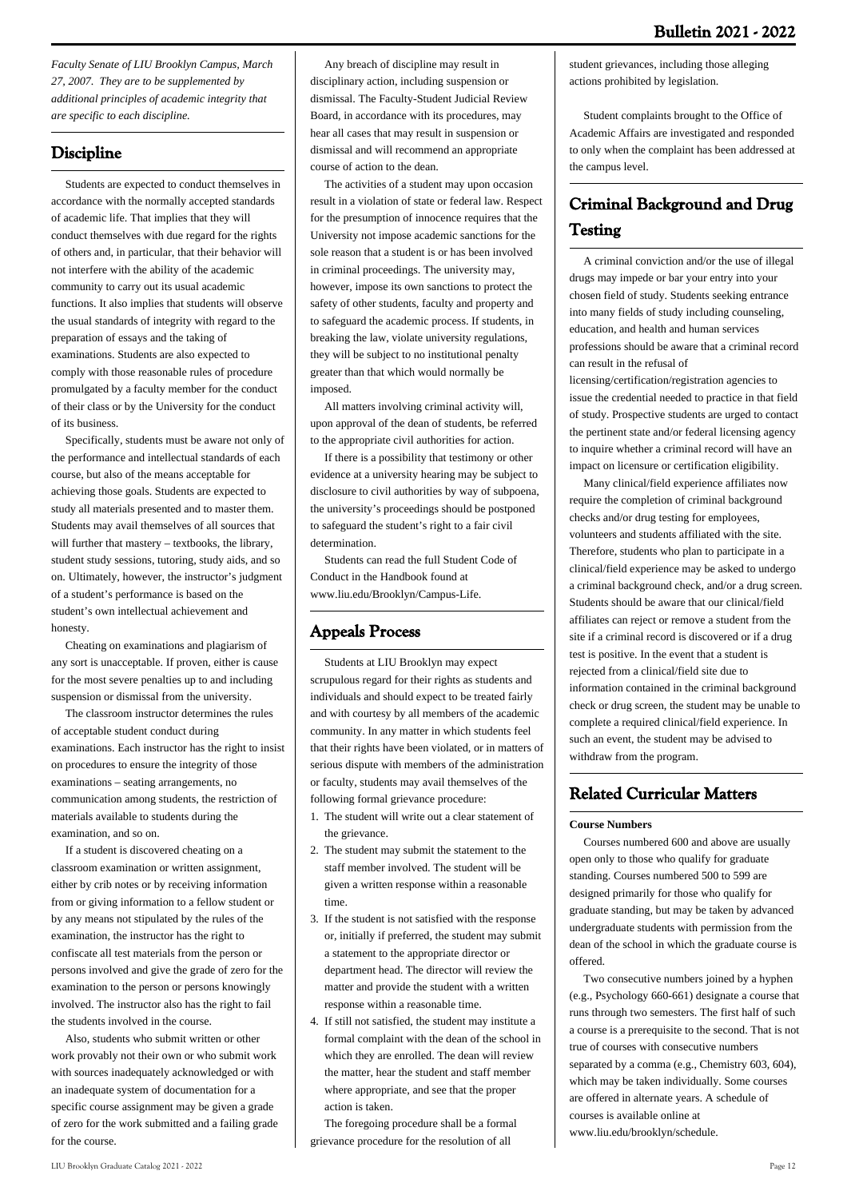*Faculty Senate of LIU Brooklyn Campus, March 27, 2007. They are to be supplemented by additional principles of academic integrity that are specific to each discipline.*

## Discipline

Students are expected to conduct themselves in accordance with the normally accepted standards of academic life. That implies that they will conduct themselves with due regard for the rights of others and, in particular, that their behavior will not interfere with the ability of the academic community to carry out its usual academic functions. It also implies that students will observe the usual standards of integrity with regard to the preparation of essays and the taking of examinations. Students are also expected to comply with those reasonable rules of procedure promulgated by a faculty member for the conduct of their class or by the University for the conduct of its business.

Specifically, students must be aware not only of the performance and intellectual standards of each course, but also of the means acceptable for achieving those goals. Students are expected to study all materials presented and to master them. Students may avail themselves of all sources that will further that mastery – textbooks, the library, student study sessions, tutoring, study aids, and so on. Ultimately, however, the instructor's judgment of a student's performance is based on the student's own intellectual achievement and honesty.

Cheating on examinations and plagiarism of any sort is unacceptable. If proven, either is cause for the most severe penalties up to and including suspension or dismissal from the university.

The classroom instructor determines the rules of acceptable student conduct during examinations. Each instructor has the right to insist on procedures to ensure the integrity of those examinations – seating arrangements, no communication among students, the restriction of materials available to students during the examination, and so on.

If a student is discovered cheating on a classroom examination or written assignment, either by crib notes or by receiving information from or giving information to a fellow student or by any means not stipulated by the rules of the examination, the instructor has the right to confiscate all test materials from the person or persons involved and give the grade of zero for the examination to the person or persons knowingly involved. The instructor also has the right to fail the students involved in the course.

Also, students who submit written or other work provably not their own or who submit work with sources inadequately acknowledged or with an inadequate system of documentation for a specific course assignment may be given a grade of zero for the work submitted and a failing grade for the course.

Any breach of discipline may result in disciplinary action, including suspension or dismissal. The Faculty-Student Judicial Review Board, in accordance with its procedures, may hear all cases that may result in suspension or dismissal and will recommend an appropriate course of action to the dean.

The activities of a student may upon occasion result in a violation of state or federal law. Respect for the presumption of innocence requires that the University not impose academic sanctions for the sole reason that a student is or has been involved in criminal proceedings. The university may, however, impose its own sanctions to protect the safety of other students, faculty and property and to safeguard the academic process. If students, in breaking the law, violate university regulations, they will be subject to no institutional penalty greater than that which would normally be imposed.

All matters involving criminal activity will, upon approval of the dean of students, be referred to the appropriate civil authorities for action.

If there is a possibility that testimony or other evidence at a university hearing may be subject to disclosure to civil authorities by way of subpoena, the university's proceedings should be postponed to safeguard the student's right to a fair civil determination.

Students can read the full Student Code of Conduct in the Handbook found at www.liu.edu/Brooklyn/Campus-Life.

## Appeals Process

Students at LIU Brooklyn may expect scrupulous regard for their rights as students and individuals and should expect to be treated fairly and with courtesy by all members of the academic community. In any matter in which students feel that their rights have been violated, or in matters of serious dispute with members of the administration or faculty, students may avail themselves of the following formal grievance procedure:

1. The student will write out a clear statement of the grievance.
2. The student may submit the statement to the staff member involved. The student will be given a written response within a reasonable time.
3. If the student is not satisfied with the response or, initially if preferred, the student may submit a statement to the appropriate director or department head. The director will review the matter and provide the student with a written response within a reasonable time.
4. If still not satisfied, the student may institute a formal complaint with the dean of the school in which they are enrolled. The dean will review the matter, hear the student and staff member where appropriate, and see that the proper action is taken.

The foregoing procedure shall be a formal grievance procedure for the resolution of all student grievances, including those alleging actions prohibited by legislation.

Student complaints brought to the Office of Academic Affairs are investigated and responded to only when the complaint has been addressed at the campus level.

## Criminal Background and Drug Testing

A criminal conviction and/or the use of illegal drugs may impede or bar your entry into your chosen field of study. Students seeking entrance into many fields of study including counseling, education, and health and human services professions should be aware that a criminal record can result in the refusal of licensing/certification/registration agencies to issue the credential needed to practice in that field of study. Prospective students are urged to contact the pertinent state and/or federal licensing agency to inquire whether a criminal record will have an impact on licensure or certification eligibility.

Many clinical/field experience affiliates now require the completion of criminal background checks and/or drug testing for employees, volunteers and students affiliated with the site. Therefore, students who plan to participate in a clinical/field experience may be asked to undergo a criminal background check, and/or a drug screen. Students should be aware that our clinical/field affiliates can reject or remove a student from the site if a criminal record is discovered or if a drug test is positive. In the event that a student is rejected from a clinical/field site due to information contained in the criminal background check or drug screen, the student may be unable to complete a required clinical/field experience. In such an event, the student may be advised to withdraw from the program.

## Related Curricular Matters

**Course Numbers**

Courses numbered 600 and above are usually open only to those who qualify for graduate standing. Courses numbered 500 to 599 are designed primarily for those who qualify for graduate standing, but may be taken by advanced undergraduate students with permission from the dean of the school in which the graduate course is offered.

Two consecutive numbers joined by a hyphen (e.g., Psychology 660-661) designate a course that runs through two semesters. The first half of such a course is a prerequisite to the second. That is not true of courses with consecutive numbers separated by a comma (e.g., Chemistry 603, 604), which may be taken individually. Some courses are offered in alternate years. A schedule of courses is available online at www.liu.edu/brooklyn/schedule.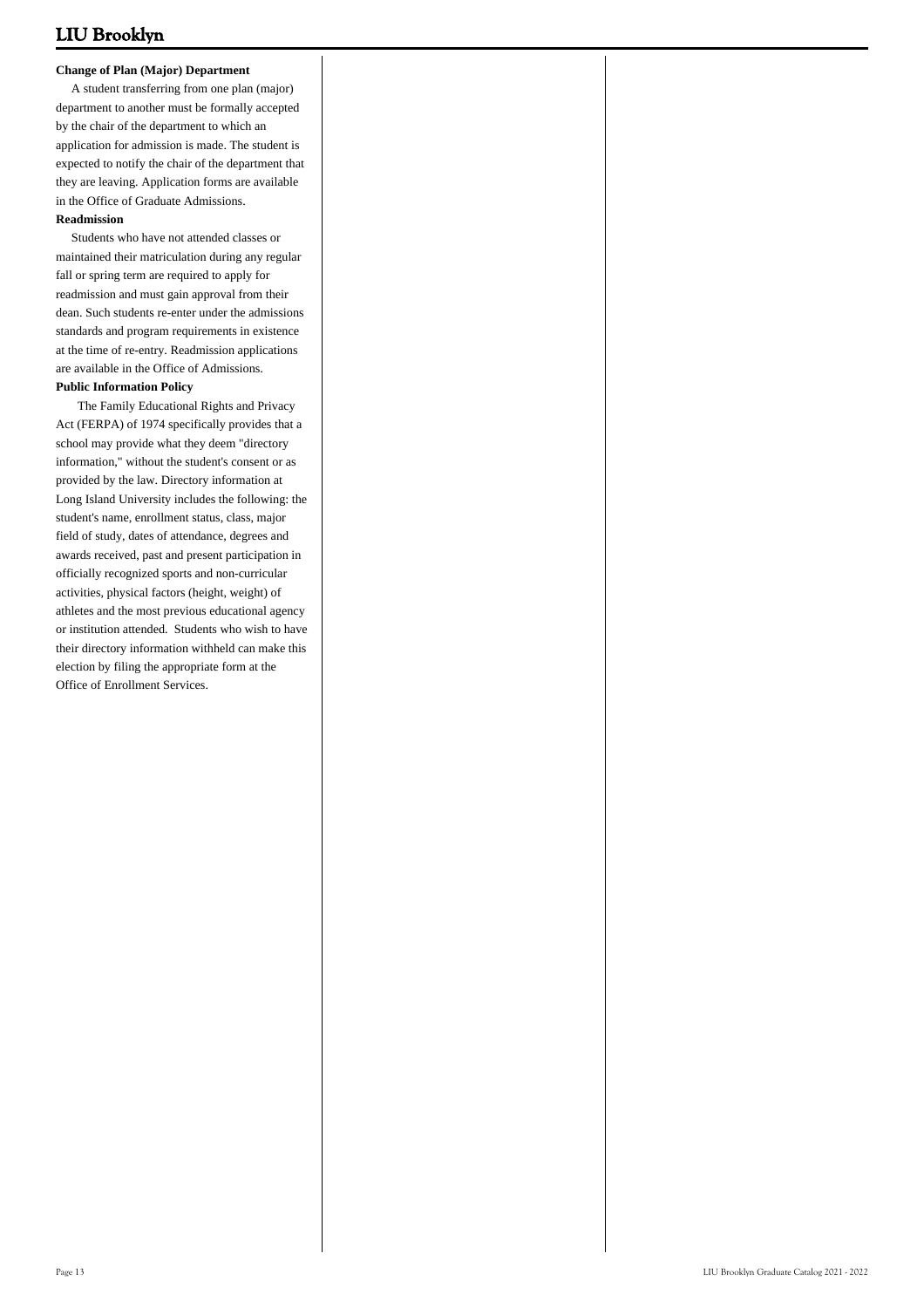**Change of Plan (Major) Department**

A student transferring from one plan (major) department to another must be formally accepted by the chair of the department to which an application for admission is made. The student is expected to notify the chair of the department that they are leaving. Application forms are available in the Office of Graduate Admissions.

**Readmission**

Students who have not attended classes or maintained their matriculation during any regular fall or spring term are required to apply for readmission and must gain approval from their dean. Such students re-enter under the admissions standards and program requirements in existence at the time of re-entry. Readmission applications are available in the Office of Admissions.

**Public Information Policy**

The Family Educational Rights and Privacy Act (FERPA) of 1974 specifically provides that a school may provide what they deem "directory information," without the student's consent or as provided by the law. Directory information at Long Island University includes the following: the student's name, enrollment status, class, major field of study, dates of attendance, degrees and awards received, past and present participation in officially recognized sports and non-curricular activities, physical factors (height, weight) of athletes and the most previous educational agency or institution attended. Students who wish to have their directory information withheld can make this election by filing the appropriate form at the Office of Enrollment Services.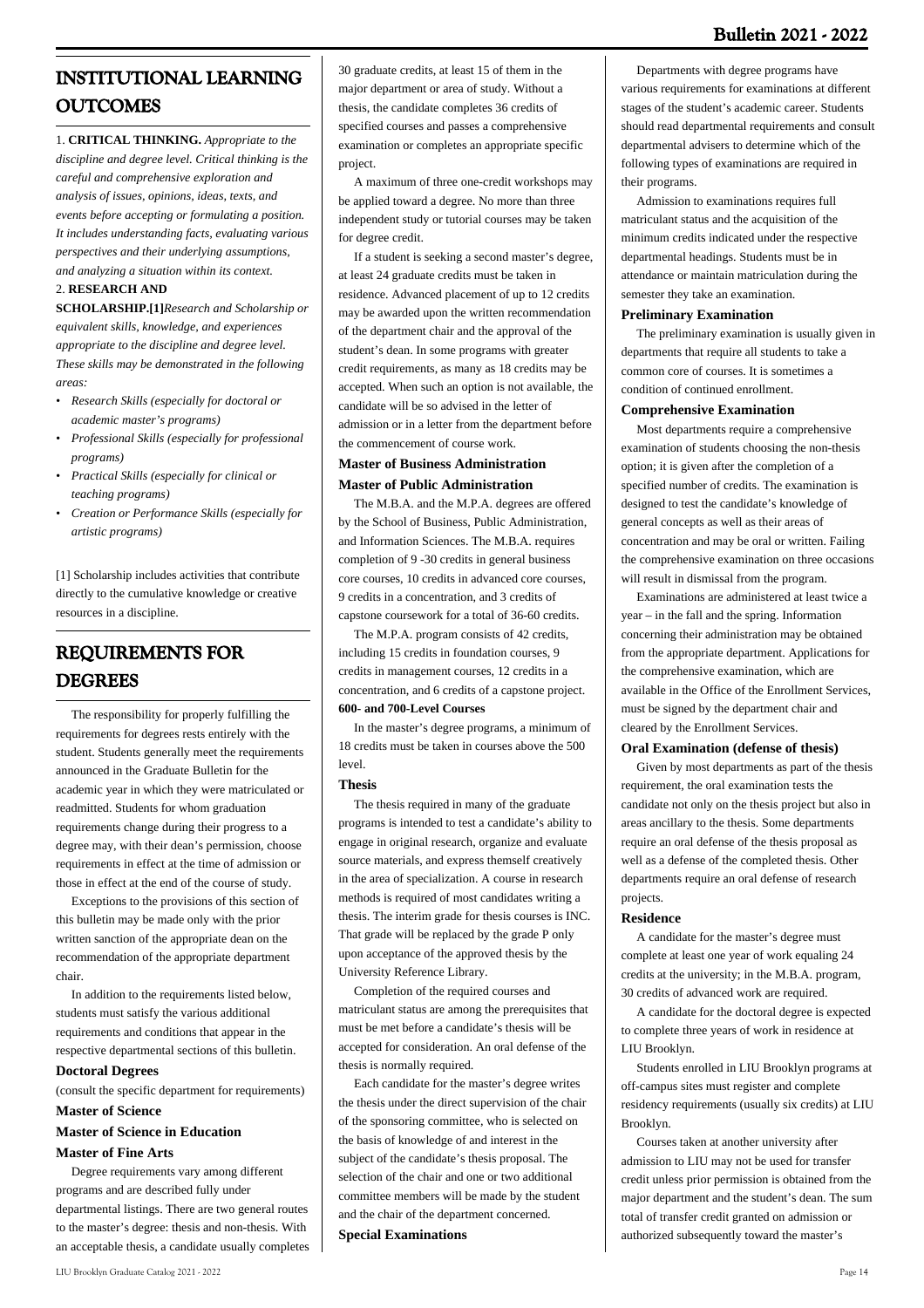## INSTITUTIONAL LEARNING OUTCOMES

1. **CRITICAL THINKING.** *Appropriate to the discipline and degree level. Critical thinking is the careful and comprehensive exploration and analysis of issues, opinions, ideas, texts, and events before accepting or formulating a position. It includes understanding facts, evaluating various perspectives and their underlying assumptions, and analyzing a situation within its context.*

2. **RESEARCH AND SCHOLARSHIP.[1]***Research and Scholarship or equivalent skills, knowledge, and experiences appropriate to the discipline and degree level. These skills may be demonstrated in the following areas:*

- *Research Skills (especially for doctoral or academic master's programs)*
- *Professional Skills (especially for professional programs)*
- *Practical Skills (especially for clinical or teaching programs)*
- *Creation or Performance Skills (especially for artistic programs)*

[1] Scholarship includes activities that contribute directly to the cumulative knowledge or creative resources in a discipline.

## REQUIREMENTS FOR DEGREES

The responsibility for properly fulfilling the requirements for degrees rests entirely with the student. Students generally meet the requirements announced in the Graduate Bulletin for the academic year in which they were matriculated or readmitted. Students for whom graduation requirements change during their progress to a degree may, with their dean's permission, choose requirements in effect at the time of admission or those in effect at the end of the course of study.

Exceptions to the provisions of this section of this bulletin may be made only with the prior written sanction of the appropriate dean on the recommendation of the appropriate department chair.

In addition to the requirements listed below, students must satisfy the various additional requirements and conditions that appear in the respective departmental sections of this bulletin.

**Doctoral Degrees**

(consult the specific department for requirements)

**Master of Science**

**Master of Science in Education**

**Master of Fine Arts**

Degree requirements vary among different programs and are described fully under departmental listings. There are two general routes to the master's degree: thesis and non-thesis. With an acceptable thesis, a candidate usually completes 30 graduate credits, at least 15 of them in the major department or area of study. Without a thesis, the candidate completes 36 credits of specified courses and passes a comprehensive examination or completes an appropriate specific project.

A maximum of three one-credit workshops may be applied toward a degree. No more than three independent study or tutorial courses may be taken for degree credit.

If a student is seeking a second master's degree, at least 24 graduate credits must be taken in residence. Advanced placement of up to 12 credits may be awarded upon the written recommendation of the department chair and the approval of the student's dean. In some programs with greater credit requirements, as many as 18 credits may be accepted. When such an option is not available, the candidate will be so advised in the letter of admission or in a letter from the department before the commencement of course work.

**Master of Business Administration**

**Master of Public Administration**

The M.B.A. and the M.P.A. degrees are offered by the School of Business, Public Administration, and Information Sciences. The M.B.A. requires completion of 9 -30 credits in general business core courses, 10 credits in advanced core courses, 9 credits in a concentration, and 3 credits of capstone coursework for a total of 36-60 credits.

The M.P.A. program consists of 42 credits, including 15 credits in foundation courses, 9 credits in management courses, 12 credits in a concentration, and 6 credits of a capstone project.

**600- and 700-Level Courses**

In the master's degree programs, a minimum of 18 credits must be taken in courses above the 500 level.

**Thesis**

The thesis required in many of the graduate programs is intended to test a candidate's ability to engage in original research, organize and evaluate source materials, and express themself creatively in the area of specialization. A course in research methods is required of most candidates writing a thesis. The interim grade for thesis courses is INC. That grade will be replaced by the grade P only upon acceptance of the approved thesis by the University Reference Library.

Completion of the required courses and matriculant status are among the prerequisites that must be met before a candidate's thesis will be accepted for consideration. An oral defense of the thesis is normally required.

Each candidate for the master's degree writes the thesis under the direct supervision of the chair of the sponsoring committee, who is selected on the basis of knowledge of and interest in the subject of the candidate's thesis proposal. The selection of the chair and one or two additional committee members will be made by the student and the chair of the department concerned.

**Special Examinations**

Departments with degree programs have various requirements for examinations at different stages of the student's academic career. Students should read departmental requirements and consult departmental advisers to determine which of the following types of examinations are required in their programs.

Admission to examinations requires full matriculant status and the acquisition of the minimum credits indicated under the respective departmental headings. Students must be in attendance or maintain matriculation during the semester they take an examination.

**Preliminary Examination**

The preliminary examination is usually given in departments that require all students to take a common core of courses. It is sometimes a condition of continued enrollment.

**Comprehensive Examination**

Most departments require a comprehensive examination of students choosing the non-thesis option; it is given after the completion of a specified number of credits. The examination is designed to test the candidate's knowledge of general concepts as well as their areas of concentration and may be oral or written. Failing the comprehensive examination on three occasions will result in dismissal from the program.

Examinations are administered at least twice a year – in the fall and the spring. Information concerning their administration may be obtained from the appropriate department. Applications for the comprehensive examination, which are available in the Office of the Enrollment Services, must be signed by the department chair and cleared by the Enrollment Services.

**Oral Examination (defense of thesis)**

Given by most departments as part of the thesis requirement, the oral examination tests the candidate not only on the thesis project but also in areas ancillary to the thesis. Some departments require an oral defense of the thesis proposal as well as a defense of the completed thesis. Other departments require an oral defense of research projects.

**Residence**

A candidate for the master's degree must complete at least one year of work equaling 24 credits at the university; in the M.B.A. program, 30 credits of advanced work are required.

A candidate for the doctoral degree is expected to complete three years of work in residence at LIU Brooklyn.

Students enrolled in LIU Brooklyn programs at off-campus sites must register and complete residency requirements (usually six credits) at LIU Brooklyn.

Courses taken at another university after admission to LIU may not be used for transfer credit unless prior permission is obtained from the major department and the student's dean. The sum total of transfer credit granted on admission or authorized subsequently toward the master's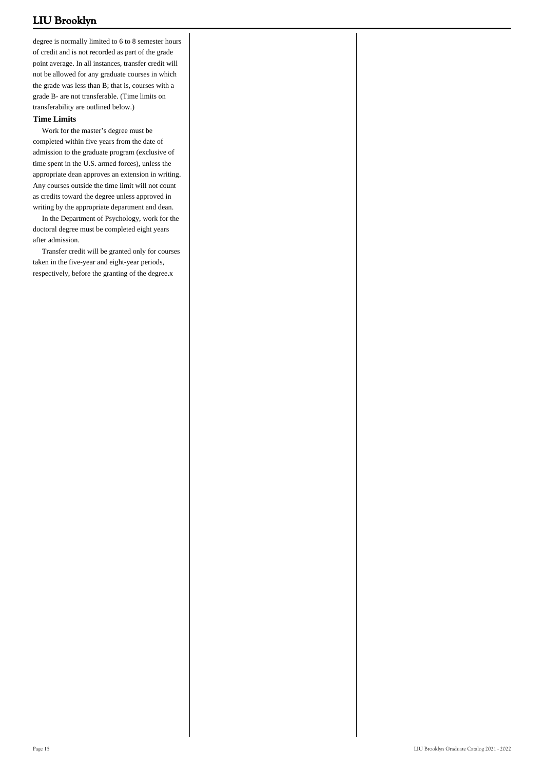degree is normally limited to 6 to 8 semester hours of credit and is not recorded as part of the grade point average. In all instances, transfer credit will not be allowed for any graduate courses in which the grade was less than B; that is, courses with a grade B- are not transferable. (Time limits on transferability are outlined below.)

**Time Limits**

Work for the master's degree must be completed within five years from the date of admission to the graduate program (exclusive of time spent in the U.S. armed forces), unless the appropriate dean approves an extension in writing. Any courses outside the time limit will not count as credits toward the degree unless approved in writing by the appropriate department and dean.

In the Department of Psychology, work for the doctoral degree must be completed eight years after admission.

Transfer credit will be granted only for courses taken in the five-year and eight-year periods, respectively, before the granting of the degree.x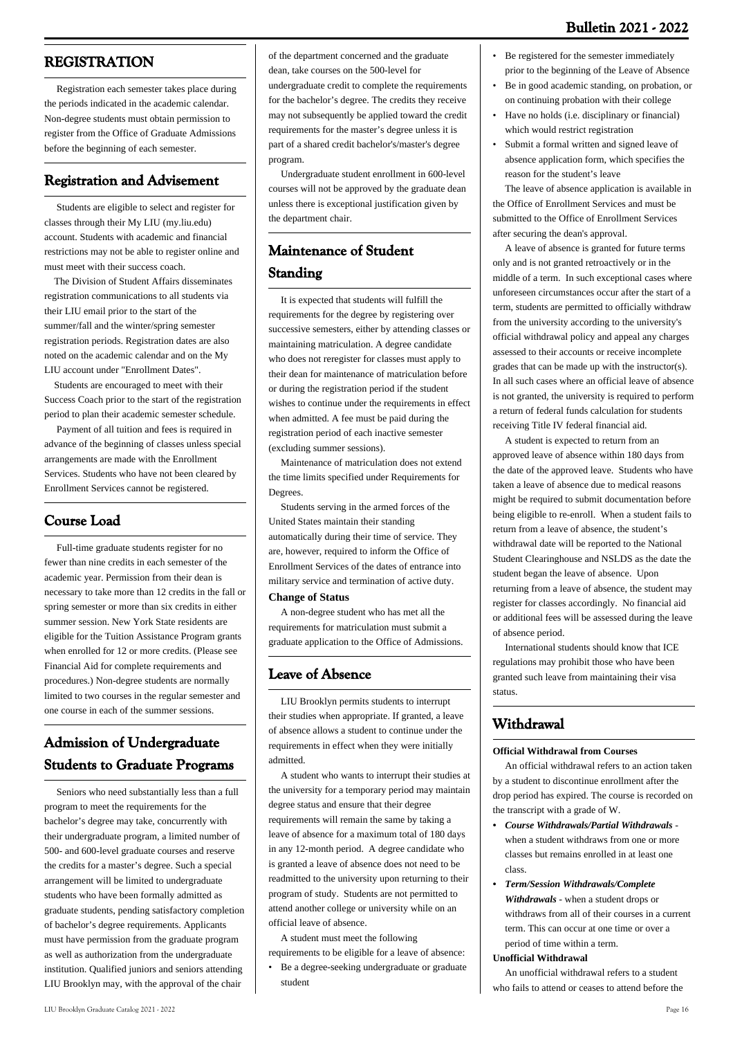## REGISTRATION

Registration each semester takes place during the periods indicated in the academic calendar. Non-degree students must obtain permission to register from the Office of Graduate Admissions before the beginning of each semester.

## Registration and Advisement

Students are eligible to select and register for classes through their My LIU (my.liu.edu) account. Students with academic and financial restrictions may not be able to register online and must meet with their success coach.

The Division of Student Affairs disseminates registration communications to all students via their LIU email prior to the start of the summer/fall and the winter/spring semester registration periods. Registration dates are also noted on the academic calendar and on the My LIU account under "Enrollment Dates".

Students are encouraged to meet with their Success Coach prior to the start of the registration period to plan their academic semester schedule.

Payment of all tuition and fees is required in advance of the beginning of classes unless special arrangements are made with the Enrollment Services. Students who have not been cleared by Enrollment Services cannot be registered.

## Course Load

Full-time graduate students register for no fewer than nine credits in each semester of the academic year. Permission from their dean is necessary to take more than 12 credits in the fall or spring semester or more than six credits in either summer session. New York State residents are eligible for the Tuition Assistance Program grants when enrolled for 12 or more credits. (Please see Financial Aid for complete requirements and procedures.) Non-degree students are normally limited to two courses in the regular semester and one course in each of the summer sessions.

## Admission of Undergraduate Students to Graduate Programs

Seniors who need substantially less than a full program to meet the requirements for the bachelor's degree may take, concurrently with their undergraduate program, a limited number of 500- and 600-level graduate courses and reserve the credits for a master's degree. Such a special arrangement will be limited to undergraduate students who have been formally admitted as graduate students, pending satisfactory completion of bachelor's degree requirements. Applicants must have permission from the graduate program as well as authorization from the undergraduate institution. Qualified juniors and seniors attending LIU Brooklyn may, with the approval of the chair of the department concerned and the graduate dean, take courses on the 500-level for undergraduate credit to complete the requirements for the bachelor's degree. The credits they receive may not subsequently be applied toward the credit requirements for the master's degree unless it is part of a shared credit bachelor's/master's degree program.

Undergraduate student enrollment in 600-level courses will not be approved by the graduate dean unless there is exceptional justification given by the department chair.

## Maintenance of Student Standing

It is expected that students will fulfill the requirements for the degree by registering over successive semesters, either by attending classes or maintaining matriculation. A degree candidate who does not reregister for classes must apply to their dean for maintenance of matriculation before or during the registration period if the student wishes to continue under the requirements in effect when admitted. A fee must be paid during the registration period of each inactive semester (excluding summer sessions).

Maintenance of matriculation does not extend the time limits specified under Requirements for Degrees.

Students serving in the armed forces of the United States maintain their standing automatically during their time of service. They are, however, required to inform the Office of Enrollment Services of the dates of entrance into military service and termination of active duty.

**Change of Status**

A non-degree student who has met all the requirements for matriculation must submit a graduate application to the Office of Admissions.

## Leave of Absence

LIU Brooklyn permits students to interrupt their studies when appropriate. If granted, a leave of absence allows a student to continue under the requirements in effect when they were initially admitted.

A student who wants to interrupt their studies at the university for a temporary period may maintain degree status and ensure that their degree requirements will remain the same by taking a leave of absence for a maximum total of 180 days in any 12-month period. A degree candidate who is granted a leave of absence does not need to be readmitted to the university upon returning to their program of study. Students are not permitted to attend another college or university while on an official leave of absence.

A student must meet the following requirements to be eligible for a leave of absence:

- Be a degree-seeking undergraduate or graduate student
- Be registered for the semester immediately prior to the beginning of the Leave of Absence
- Be in good academic standing, on probation, or on continuing probation with their college
- Have no holds (i.e. disciplinary or financial) which would restrict registration
- Submit a formal written and signed leave of absence application form, which specifies the reason for the student's leave

The leave of absence application is available in the Office of Enrollment Services and must be submitted to the Office of Enrollment Services after securing the dean's approval.

A leave of absence is granted for future terms only and is not granted retroactively or in the middle of a term. In such exceptional cases where unforeseen circumstances occur after the start of a term, students are permitted to officially withdraw from the university according to the university's official withdrawal policy and appeal any charges assessed to their accounts or receive incomplete grades that can be made up with the instructor(s). In all such cases where an official leave of absence is not granted, the university is required to perform a return of federal funds calculation for students receiving Title IV federal financial aid.

A student is expected to return from an approved leave of absence within 180 days from the date of the approved leave. Students who have taken a leave of absence due to medical reasons might be required to submit documentation before being eligible to re-enroll. When a student fails to return from a leave of absence, the student's withdrawal date will be reported to the National Student Clearinghouse and NSLDS as the date the student began the leave of absence. Upon returning from a leave of absence, the student may register for classes accordingly. No financial aid or additional fees will be assessed during the leave of absence period.

International students should know that ICE regulations may prohibit those who have been granted such leave from maintaining their visa status.

## Withdrawal

**Official Withdrawal from Courses**

An official withdrawal refers to an action taken by a student to discontinue enrollment after the drop period has expired. The course is recorded on the transcript with a grade of W.

- ***Course Withdrawals/Partial Withdrawals*** - when a student withdraws from one or more classes but remains enrolled in at least one class.
- ***Term/Session Withdrawals/Complete Withdrawals*** - when a student drops or withdraws from all of their courses in a current term. This can occur at one time or over a period of time within a term.

**Unofficial Withdrawal**

An unofficial withdrawal refers to a student who fails to attend or ceases to attend before the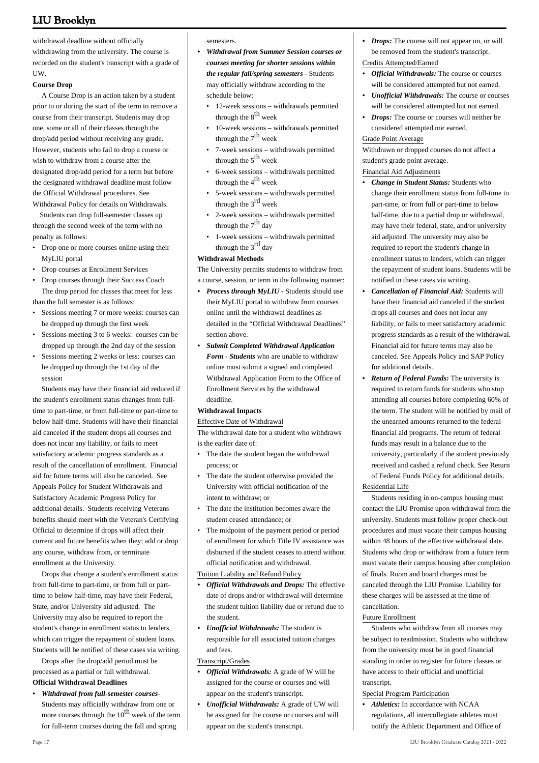withdrawal deadline without officially withdrawing from the university. The course is recorded on the student's transcript with a grade of UW.

**Course Drop**

A Course Drop is an action taken by a student prior to or during the start of the term to remove a course from their transcript. Students may drop one, some or all of their classes through the drop/add period without receiving any grade. However, students who fail to drop a course or wish to withdraw from a course after the designated drop/add period for a term but before the designated withdrawal deadline must follow the Official Withdrawal procedures. See Withdrawal Policy for details on Withdrawals.

Students can drop full-semester classes up through the second week of the term with no penalty as follows:

- Drop one or more courses online using their MyLIU portal
- Drop courses at Enrollment Services
- Drop courses through their Success Coach

The drop period for classes that meet for less than the full semester is as follows:

- Sessions meeting 7 or more weeks: courses can be dropped up through the first week
- Sessions meeting 3 to 6 weeks: courses can be dropped up through the 2nd day of the session
- Sessions meeting 2 weeks or less: courses can be dropped up through the 1st day of the session

Students may have their financial aid reduced if the student's enrollment status changes from full-time to part-time, or from full-time or part-time to below half-time. Students will have their financial aid canceled if the student drops all courses and does not incur any liability, or fails to meet satisfactory academic progress standards as a result of the cancellation of enrollment. Financial aid for future terms will also be canceled. See Appeals Policy for Student Withdrawals and Satisfactory Academic Progress Policy for additional details. Students receiving Veterans benefits should meet with the Veteran's Certifying Official to determine if drops will affect their current and future benefits when they; add or drop any course, withdraw from, or terminate enrollment at the University.

Drops that change a student's enrollment status from full-time to part-time, or from full or part-time to below half-time, may have their Federal, State, and/or University aid adjusted. The University may also be required to report the student's change in enrollment status to lenders, which can trigger the repayment of student loans. Students will be notified of these cases via writing.

Drops after the drop/add period must be processed as a partial or full withdrawal.

**Official Withdrawal Deadlines**

- ***Withdrawal from full-semester courses***- Students may officially withdraw from one or more courses through the 10th week of the term for full-term courses during the fall and spring semesters.
- ***Withdrawal from Summer Session courses or courses meeting for shorter sessions within the regular fall/spring semesters*** - Students may officially withdraw according to the schedule below:
  - 12-week sessions – withdrawals permitted through the 8th week
  - 10-week sessions – withdrawals permitted through the 7th week
  - 7-week sessions – withdrawals permitted through the 5th week
  - 6-week sessions – withdrawals permitted through the 4th week
  - 5-week sessions – withdrawals permitted through the 3rd week
  - 2-week sessions – withdrawals permitted through the 7th day
  - 1-week sessions – withdrawals permitted through the 3rd day

**Withdrawal Methods**

The University permits students to withdraw from a course, session, or term in the following manner:

- ***Process through MyLIU*** - Students should use their MyLIU portal to withdraw from courses online until the withdrawal deadlines as detailed in the "Official Withdrawal Deadlines" section above.
- ***Submit Completed Withdrawal Application Form - Students*** who are unable to withdraw online must submit a signed and completed Withdrawal Application Form to the Office of Enrollment Services by the withdrawal deadline.

**Withdrawal Impacts**

Effective Date of Withdrawal

The withdrawal date for a student who withdraws is the earlier date of:

- The date the student began the withdrawal process; or
- The date the student otherwise provided the University with official notification of the intent to withdraw; or
- The date the institution becomes aware the student ceased attendance; or
- The midpoint of the payment period or period of enrollment for which Title IV assistance was disbursed if the student ceases to attend without official notification and withdrawal.

Tuition Liability and Refund Policy

- ***Official Withdrawals and Drops:*** The effective date of drops and/or withdrawal will determine the student tuition liability due or refund due to the student.
- ***Unofficial Withdrawals:*** The student is responsible for all associated tuition charges and fees.

Transcript/Grades

- ***Official Withdrawals:*** A grade of W will be assigned for the course or courses and will appear on the student's transcript.
- ***Unofficial Withdrawals:*** A grade of UW will be assigned for the course or courses and will appear on the student's transcript.
- ***Drops:*** The course will not appear on, or will be removed from the student's transcript.

Credits Attempted/Earned

- ***Official Withdrawals:*** The course or courses will be considered attempted but not earned.
- ***Unofficial Withdrawals:*** The course or courses will be considered attempted but not earned.
- ***Drops:*** The course or courses will neither be considered attempted nor earned.

Grade Point Average

Withdrawn or dropped courses do not affect a student's grade point average.

Financial Aid Adjustments

- ***Change in Student Status:*** Students who change their enrollment status from full-time to part-time, or from full or part-time to below half-time, due to a partial drop or withdrawal, may have their federal, state, and/or university aid adjusted. The university may also be required to report the student's change in enrollment status to lenders, which can trigger the repayment of student loans. Students will be notified in these cases via writing.
- ***Cancellation of Financial Aid:*** Students will have their financial aid canceled if the student drops all courses and does not incur any liability, or fails to meet satisfactory academic progress standards as a result of the withdrawal. Financial aid for future terms may also be canceled. See Appeals Policy and SAP Policy for additional details.
- ***Return of Federal Funds:*** The university is required to return funds for students who stop attending all courses before completing 60% of the term. The student will be notified by mail of the unearned amounts returned to the federal financial aid programs. The return of federal funds may result in a balance due to the university, particularly if the student previously received and cashed a refund check. See Return of Federal Funds Policy for additional details.

Residential Life

Students residing in on-campus housing must contact the LIU Promise upon withdrawal from the university. Students must follow proper check-out procedures and must vacate their campus housing within 48 hours of the effective withdrawal date. Students who drop or withdraw from a future term must vacate their campus housing after completion of finals. Room and board charges must be canceled through the LIU Promise. Liability for these charges will be assessed at the time of cancellation.

Future Enrollment

Students who withdraw from all courses may be subject to readmission. Students who withdraw from the university must be in good financial standing in order to register for future classes or have access to their official and unofficial transcript.

Special Program Participation

- ***Athletics:*** In accordance with NCAA regulations, all intercollegiate athletes must notify the Athletic Department and Office of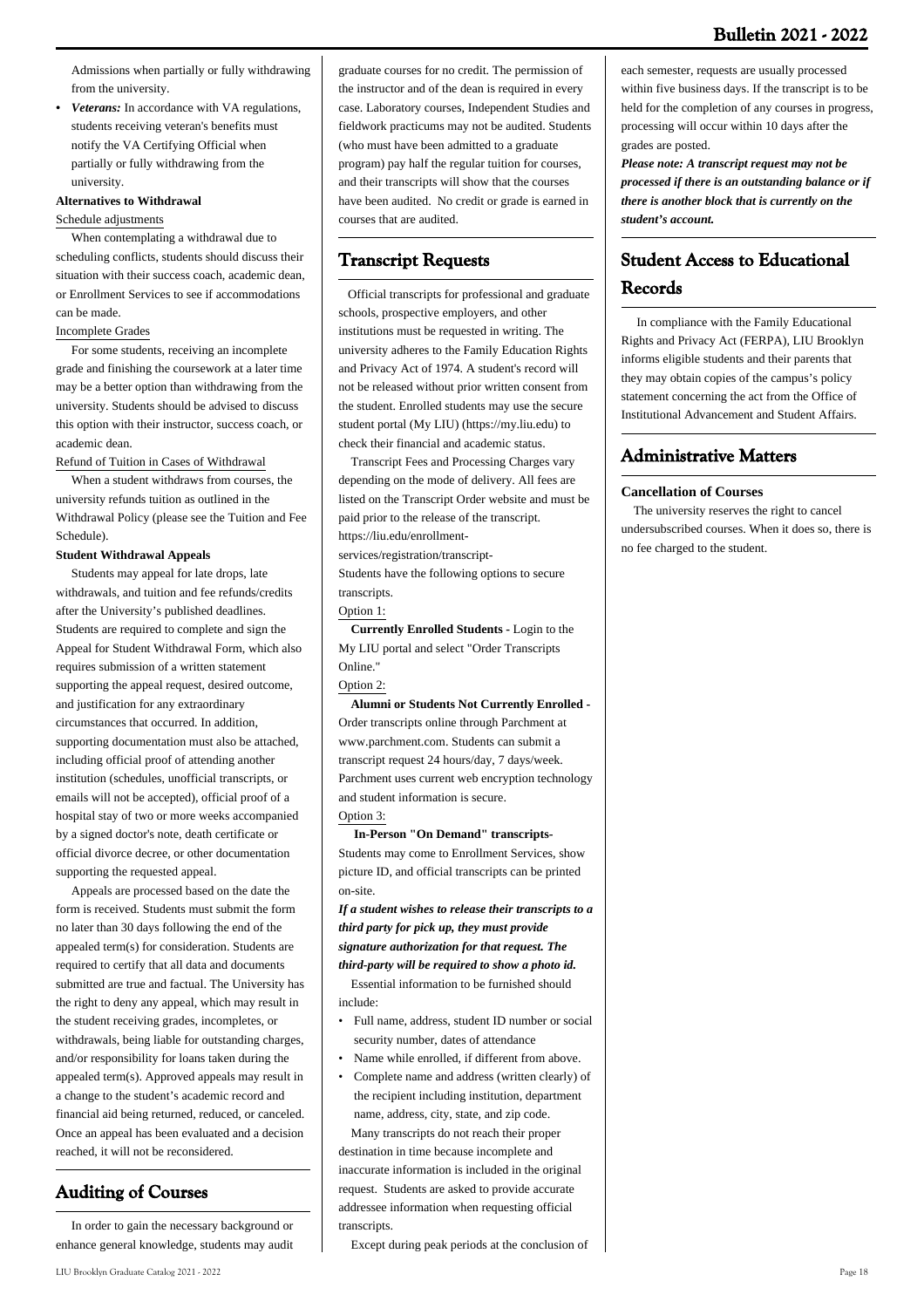Admissions when partially or fully withdrawing from the university.

- ***Veterans:*** In accordance with VA regulations, students receiving veteran's benefits must notify the VA Certifying Official when partially or fully withdrawing from the university.

**Alternatives to Withdrawal**

Schedule adjustments

When contemplating a withdrawal due to scheduling conflicts, students should discuss their situation with their success coach, academic dean, or Enrollment Services to see if accommodations can be made.

Incomplete Grades

For some students, receiving an incomplete grade and finishing the coursework at a later time may be a better option than withdrawing from the university. Students should be advised to discuss this option with their instructor, success coach, or academic dean.

Refund of Tuition in Cases of Withdrawal

When a student withdraws from courses, the university refunds tuition as outlined in the Withdrawal Policy (please see the Tuition and Fee Schedule).

**Student Withdrawal Appeals**

Students may appeal for late drops, late withdrawals, and tuition and fee refunds/credits after the University's published deadlines. Students are required to complete and sign the Appeal for Student Withdrawal Form, which also requires submission of a written statement supporting the appeal request, desired outcome, and justification for any extraordinary circumstances that occurred. In addition, supporting documentation must also be attached, including official proof of attending another institution (schedules, unofficial transcripts, or emails will not be accepted), official proof of a hospital stay of two or more weeks accompanied by a signed doctor's note, death certificate or official divorce decree, or other documentation supporting the requested appeal.

Appeals are processed based on the date the form is received. Students must submit the form no later than 30 days following the end of the appealed term(s) for consideration. Students are required to certify that all data and documents submitted are true and factual. The University has the right to deny any appeal, which may result in the student receiving grades, incompletes, or withdrawals, being liable for outstanding charges, and/or responsibility for loans taken during the appealed term(s). Approved appeals may result in a change to the student's academic record and financial aid being returned, reduced, or canceled. Once an appeal has been evaluated and a decision reached, it will not be reconsidered.

## Auditing of Courses

In order to gain the necessary background or enhance general knowledge, students may audit graduate courses for no credit. The permission of the instructor and of the dean is required in every case. Laboratory courses, Independent Studies and fieldwork practicums may not be audited. Students (who must have been admitted to a graduate program) pay half the regular tuition for courses, and their transcripts will show that the courses have been audited. No credit or grade is earned in courses that are audited.

## Transcript Requests

Official transcripts for professional and graduate schools, prospective employers, and other institutions must be requested in writing. The university adheres to the Family Education Rights and Privacy Act of 1974. A student's record will not be released without prior written consent from the student. Enrolled students may use the secure student portal (My LIU) (https://my.liu.edu) to check their financial and academic status.

Transcript Fees and Processing Charges vary depending on the mode of delivery. All fees are listed on the Transcript Order website and must be paid prior to the release of the transcript. https://liu.edu/enrollment-services/registration/transcript-

Students have the following options to secure transcripts.

Option 1:

**Currently Enrolled Students -** Login to the My LIU portal and select "Order Transcripts Online."

Option 2:

**Alumni or Students Not Currently Enrolled -** Order transcripts online through Parchment at www.parchment.com. Students can submit a transcript request 24 hours/day, 7 days/week. Parchment uses current web encryption technology and student information is secure.

Option 3:

**In-Person "On Demand" transcripts-** Students may come to Enrollment Services, show picture ID, and official transcripts can be printed on-site.

***If a student wishes to release their transcripts to a third party for pick up, they must provide signature authorization for that request. The third-party will be required to show a photo id.***

Essential information to be furnished should include:

- Full name, address, student ID number or social security number, dates of attendance
- Name while enrolled, if different from above.
- Complete name and address (written clearly) of the recipient including institution, department name, address, city, state, and zip code.

Many transcripts do not reach their proper destination in time because incomplete and inaccurate information is included in the original request. Students are asked to provide accurate addressee information when requesting official transcripts.

Except during peak periods at the conclusion of each semester, requests are usually processed within five business days. If the transcript is to be held for the completion of any courses in progress, processing will occur within 10 days after the grades are posted.

***Please note: A transcript request may not be processed if there is an outstanding balance or if there is another block that is currently on the student's account.***

## Student Access to Educational Records

In compliance with the Family Educational Rights and Privacy Act (FERPA), LIU Brooklyn informs eligible students and their parents that they may obtain copies of the campus's policy statement concerning the act from the Office of Institutional Advancement and Student Affairs.

## Administrative Matters

**Cancellation of Courses**

The university reserves the right to cancel undersubscribed courses. When it does so, there is no fee charged to the student.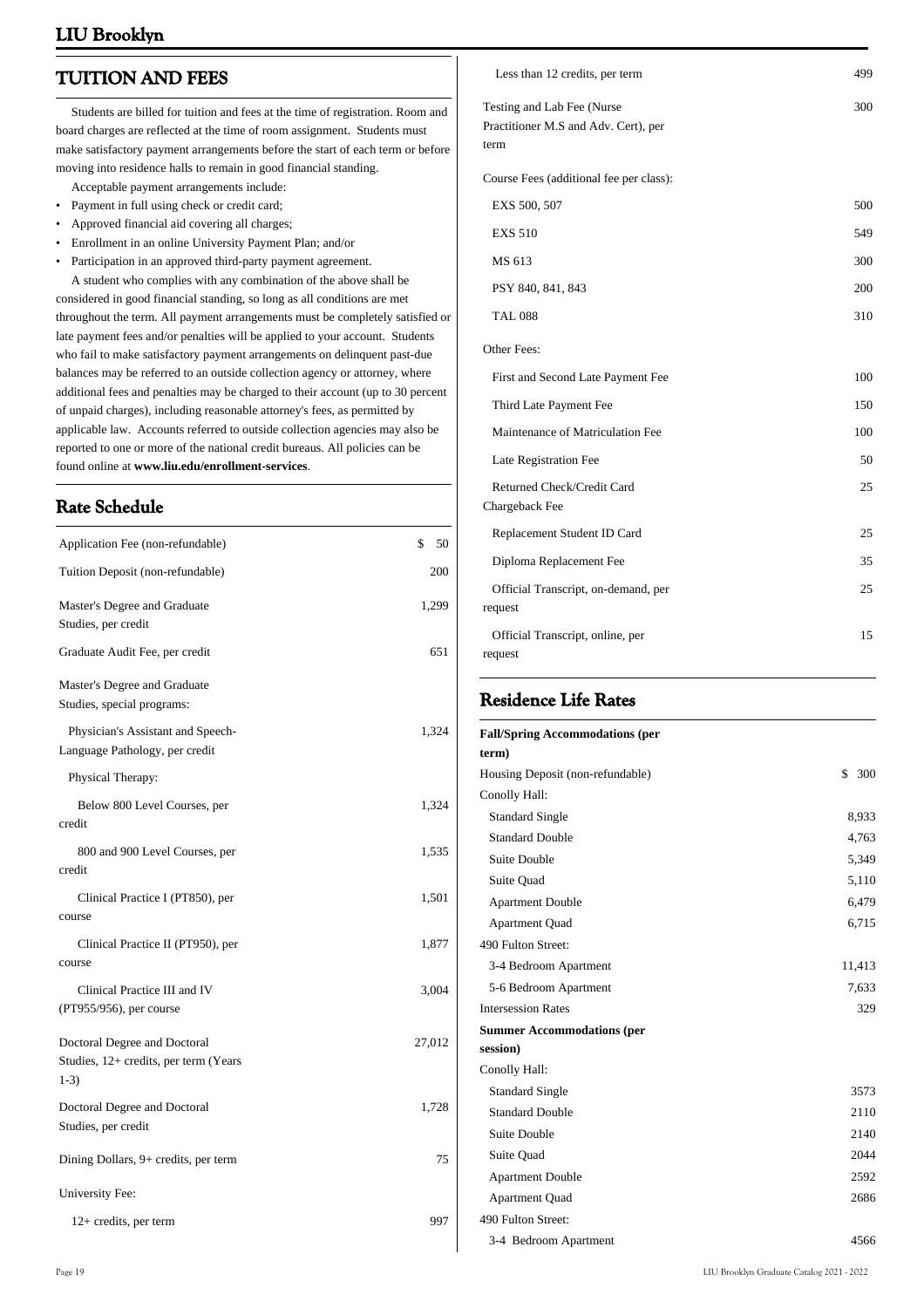## TUITION AND FEES

Students are billed for tuition and fees at the time of registration. Room and board charges are reflected at the time of room assignment. Students must make satisfactory payment arrangements before the start of each term or before moving into residence halls to remain in good financial standing.

Acceptable payment arrangements include:

- Payment in full using check or credit card;
- Approved financial aid covering all charges;
- Enrollment in an online University Payment Plan; and/or
- Participation in an approved third-party payment agreement.

A student who complies with any combination of the above shall be considered in good financial standing, so long as all conditions are met throughout the term. All payment arrangements must be completely satisfied or late payment fees and/or penalties will be applied to your account. Students who fail to make satisfactory payment arrangements on delinquent past-due balances may be referred to an outside collection agency or attorney, where additional fees and penalties may be charged to their account (up to 30 percent of unpaid charges), including reasonable attorney's fees, as permitted by applicable law. Accounts referred to outside collection agencies may also be reported to one or more of the national credit bureaus. All policies can be found online at **www.liu.edu/enrollment-services**.

## Rate Schedule

| | |
|---|---|
| Application Fee (non-refundable) | $ 50 |
| Tuition Deposit (non-refundable) | 200 |
| Master's Degree and Graduate Studies, per credit | 1,299 |
| Graduate Audit Fee, per credit | 651 |
| Master's Degree and Graduate Studies, special programs: | |
| Physician's Assistant and Speech-Language Pathology, per credit | 1,324 |
| Physical Therapy: | |
| Below 800 Level Courses, per credit | 1,324 |
| 800 and 900 Level Courses, per credit | 1,535 |
| Clinical Practice I (PT850), per course | 1,501 |
| Clinical Practice II (PT950), per course | 1,877 |
| Clinical Practice III and IV (PT955/956), per course | 3,004 |
| Doctoral Degree and Doctoral Studies, 12+ credits, per term (Years 1-3) | 27,012 |
| Doctoral Degree and Doctoral Studies, per credit | 1,728 |
| Dining Dollars, 9+ credits, per term | 75 |
| University Fee: | |
| 12+ credits, per term | 997 |
| Less than 12 credits, per term | 499 |
| Testing and Lab Fee (Nurse Practitioner M.S and Adv. Cert), per term | 300 |
| Course Fees (additional fee per class): | |
| EXS 500, 507 | 500 |
| EXS 510 | 549 |
| MS 613 | 300 |
| PSY 840, 841, 843 | 200 |
| TAL 088 | 310 |
| Other Fees: | |
| First and Second Late Payment Fee | 100 |
| Third Late Payment Fee | 150 |
| Maintenance of Matriculation Fee | 100 |
| Late Registration Fee | 50 |
| Returned Check/Credit Card Chargeback Fee | 25 |
| Replacement Student ID Card | 25 |
| Diploma Replacement Fee | 35 |
| Official Transcript, on-demand, per request | 25 |
| Official Transcript, online, per request | 15 |

## Residence Life Rates

| | |
|---|---|
| **Fall/Spring Accommodations (per term)** | |
| Housing Deposit (non-refundable) | $ 300 |
| Conolly Hall: | |
| Standard Single | 8,933 |
| Standard Double | 4,763 |
| Suite Double | 5,349 |
| Suite Quad | 5,110 |
| Apartment Double | 6,479 |
| Apartment Quad | 6,715 |
| 490 Fulton Street: | |
| 3-4 Bedroom Apartment | 11,413 |
| 5-6 Bedroom Apartment | 7,633 |
| Intersession Rates | 329 |
| **Summer Accommodations (per session)** | |
| Conolly Hall: | |
| Standard Single | 3573 |
| Standard Double | 2110 |
| Suite Double | 2140 |
| Suite Quad | 2044 |
| Apartment Double | 2592 |
| Apartment Quad | 2686 |
| 490 Fulton Street: | |
| 3-4 Bedroom Apartment | 4566 |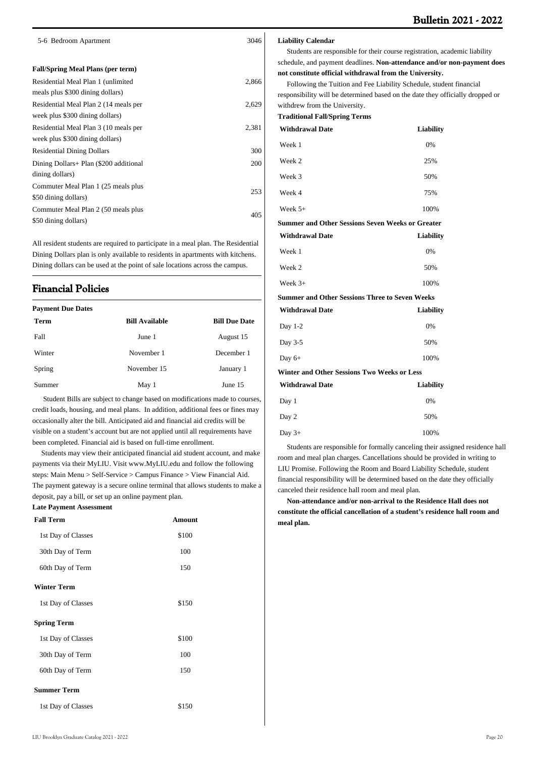| | |
|---|---|
| 5-6 Bedroom Apartment | 3046 |

| **Fall/Spring Meal Plans (per term)** | |
|---|---|
| Residential Meal Plan 1 (unlimited meals plus $300 dining dollars) | 2,866 |
| Residential Meal Plan 2 (14 meals per week plus $300 dining dollars) | 2,629 |
| Residential Meal Plan 3 (10 meals per week plus $300 dining dollars) | 2,381 |
| Residential Dining Dollars | 300 |
| Dining Dollars+ Plan ($200 additional dining dollars) | 200 |
| Commuter Meal Plan 1 (25 meals plus $50 dining dollars) | 253 |
| Commuter Meal Plan 2 (50 meals plus $50 dining dollars) | 405 |

All resident students are required to participate in a meal plan. The Residential Dining Dollars plan is only available to residents in apartments with kitchens. Dining dollars can be used at the point of sale locations across the campus.

## Financial Policies

**Payment Due Dates**

| Term | Bill Available | Bill Due Date |
|---|---|---|
| Fall | June 1 | August 15 |
| Winter | November 1 | December 1 |
| Spring | November 15 | January 1 |
| Summer | May 1 | June 15 |

Student Bills are subject to change based on modifications made to courses, credit loads, housing, and meal plans. In addition, additional fees or fines may occasionally alter the bill. Anticipated aid and financial aid credits will be visible on a student's account but are not applied until all requirements have been completed. Financial aid is based on full-time enrollment.

Students may view their anticipated financial aid student account, and make payments via their MyLIU. Visit www.MyLIU.edu and follow the following steps: Main Menu > Self-Service > Campus Finance > View Financial Aid. The payment gateway is a secure online terminal that allows students to make a deposit, pay a bill, or set up an online payment plan.

**Late Payment Assessment**

| Fall Term | Amount |
|---|---|
| 1st Day of Classes | $100 |
| 30th Day of Term | 100 |
| 60th Day of Term | 150 |
| **Winter Term** | |
| 1st Day of Classes | $150 |
| **Spring Term** | |
| 1st Day of Classes | $100 |
| 30th Day of Term | 100 |
| 60th Day of Term | 150 |
| **Summer Term** | |
| 1st Day of Classes | $150 |

**Liability Calendar**

Students are responsible for their course registration, academic liability schedule, and payment deadlines. **Non-attendance and/or non-payment does not constitute official withdrawal from the University.**

Following the Tuition and Fee Liability Schedule, student financial responsibility will be determined based on the date they officially dropped or withdrew from the University.

**Traditional Fall/Spring Terms**

| Withdrawal Date | Liability |
|---|---|
| Week 1 | 0% |
| Week 2 | 25% |
| Week 3 | 50% |
| Week 4 | 75% |
| Week 5+ | 100% |

**Summer and Other Sessions Seven Weeks or Greater**

| Withdrawal Date | Liability |
|---|---|
| Week 1 | 0% |
| Week 2 | 50% |
| Week 3+ | 100% |

**Summer and Other Sessions Three to Seven Weeks**

| Withdrawal Date | Liability |
|---|---|
| Day 1-2 | 0% |
| Day 3-5 | 50% |
| Day 6+ | 100% |

**Winter and Other Sessions Two Weeks or Less**

| Withdrawal Date | Liability |
|---|---|
| Day 1 | 0% |
| Day 2 | 50% |
| Day 3+ | 100% |

Students are responsible for formally canceling their assigned residence hall room and meal plan charges. Cancellations should be provided in writing to LIU Promise. Following the Room and Board Liability Schedule, student financial responsibility will be determined based on the date they officially canceled their residence hall room and meal plan.

**Non-attendance and/or non-arrival to the Residence Hall does not constitute the official cancellation of a student's residence hall room and meal plan.**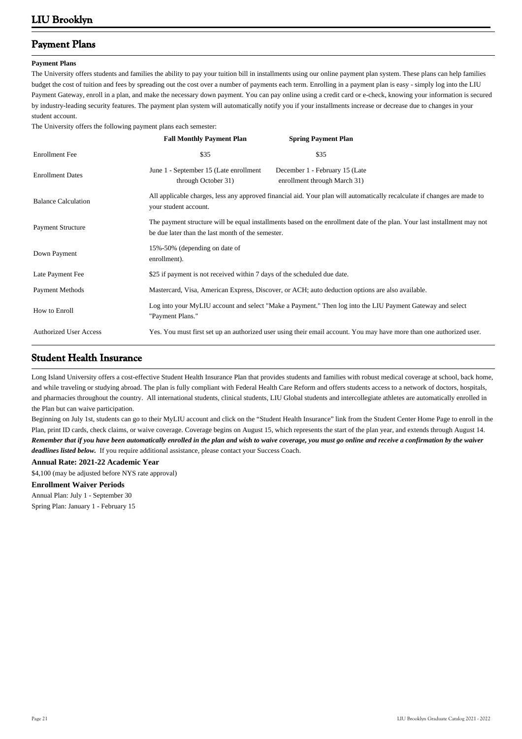## Payment Plans

**Payment Plans**

The University offers students and families the ability to pay your tuition bill in installments using our online payment plan system. These plans can help families budget the cost of tuition and fees by spreading out the cost over a number of payments each term. Enrolling in a payment plan is easy - simply log into the LIU Payment Gateway, enroll in a plan, and make the necessary down payment. You can pay online using a credit card or e-check, knowing your information is secured by industry-leading security features. The payment plan system will automatically notify you if your installments increase or decrease due to changes in your student account.

The University offers the following payment plans each semester:

| | Fall Monthly Payment Plan | Spring Payment Plan |
|---|---|---|
| Enrollment Fee | $35 | $35 |
| Enrollment Dates | June 1 - September 15 (Late enrollment through October 31) | December 1 - February 15 (Late enrollment through March 31) |
| Balance Calculation | All applicable charges, less any approved financial aid. Your plan will automatically recalculate if changes are made to your student account. | |
| Payment Structure | The payment structure will be equal installments based on the enrollment date of the plan. Your last installment may not be due later than the last month of the semester. | |
| Down Payment | 15%-50% (depending on date of enrollment). | |
| Late Payment Fee | $25 if payment is not received within 7 days of the scheduled due date. | |
| Payment Methods | Mastercard, Visa, American Express, Discover, or ACH; auto deduction options are also available. | |
| How to Enroll | Log into your MyLIU account and select "Make a Payment." Then log into the LIU Payment Gateway and select "Payment Plans." | |
| Authorized User Access | Yes. You must first set up an authorized user using their email account. You may have more than one authorized user. | |

## Student Health Insurance

Long Island University offers a cost-effective Student Health Insurance Plan that provides students and families with robust medical coverage at school, back home, and while traveling or studying abroad. The plan is fully compliant with Federal Health Care Reform and offers students access to a network of doctors, hospitals, and pharmacies throughout the country. All international students, clinical students, LIU Global students and intercollegiate athletes are automatically enrolled in the Plan but can waive participation.

Beginning on July 1st, students can go to their MyLIU account and click on the "Student Health Insurance" link from the Student Center Home Page to enroll in the Plan, print ID cards, check claims, or waive coverage. Coverage begins on August 15, which represents the start of the plan year, and extends through August 14. ***Remember that if you have been automatically enrolled in the plan and wish to waive coverage, you must go online and receive a confirmation by the waiver deadlines listed below.*** If you require additional assistance, please contact your Success Coach.

**Annual Rate: 2021-22 Academic Year**

$4,100 (may be adjusted before NYS rate approval)

**Enrollment Waiver Periods**

Annual Plan: July 1 - September 30

Spring Plan: January 1 - February 15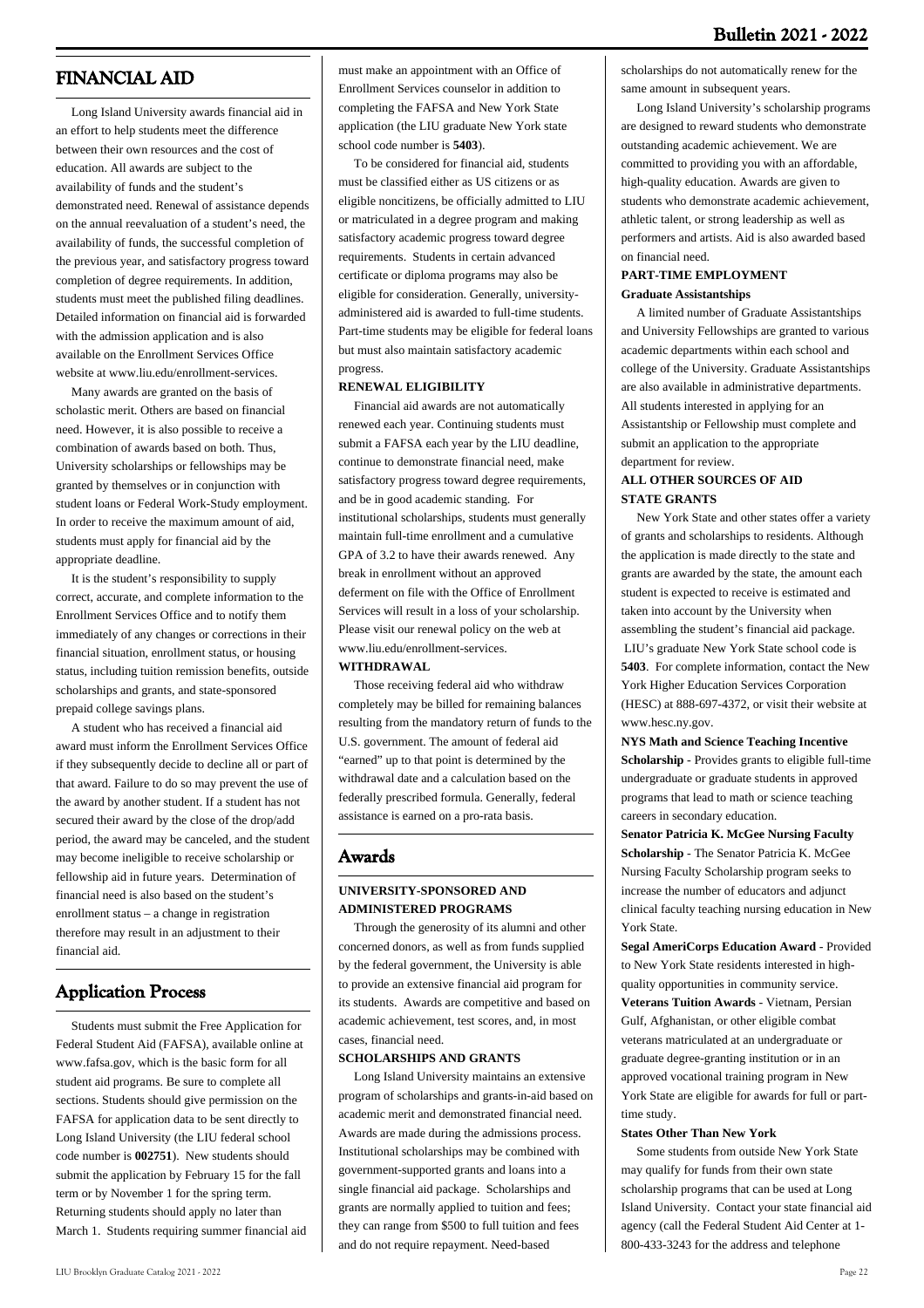## FINANCIAL AID

Long Island University awards financial aid in an effort to help students meet the difference between their own resources and the cost of education. All awards are subject to the availability of funds and the student's demonstrated need. Renewal of assistance depends on the annual reevaluation of a student's need, the availability of funds, the successful completion of the previous year, and satisfactory progress toward completion of degree requirements. In addition, students must meet the published filing deadlines. Detailed information on financial aid is forwarded with the admission application and is also available on the Enrollment Services Office website at www.liu.edu/enrollment-services.

Many awards are granted on the basis of scholastic merit. Others are based on financial need. However, it is also possible to receive a combination of awards based on both. Thus, University scholarships or fellowships may be granted by themselves or in conjunction with student loans or Federal Work-Study employment. In order to receive the maximum amount of aid, students must apply for financial aid by the appropriate deadline.

It is the student's responsibility to supply correct, accurate, and complete information to the Enrollment Services Office and to notify them immediately of any changes or corrections in their financial situation, enrollment status, or housing status, including tuition remission benefits, outside scholarships and grants, and state-sponsored prepaid college savings plans.

A student who has received a financial aid award must inform the Enrollment Services Office if they subsequently decide to decline all or part of that award. Failure to do so may prevent the use of the award by another student. If a student has not secured their award by the close of the drop/add period, the award may be canceled, and the student may become ineligible to receive scholarship or fellowship aid in future years. Determination of financial need is also based on the student's enrollment status – a change in registration therefore may result in an adjustment to their financial aid.

## Application Process

Students must submit the Free Application for Federal Student Aid (FAFSA), available online at www.fafsa.gov, which is the basic form for all student aid programs. Be sure to complete all sections. Students should give permission on the FAFSA for application data to be sent directly to Long Island University (the LIU federal school code number is **002751**). New students should submit the application by February 15 for the fall term or by November 1 for the spring term. Returning students should apply no later than March 1. Students requiring summer financial aid must make an appointment with an Office of Enrollment Services counselor in addition to completing the FAFSA and New York State application (the LIU graduate New York state school code number is **5403**).

To be considered for financial aid, students must be classified either as US citizens or as eligible noncitizens, be officially admitted to LIU or matriculated in a degree program and making satisfactory academic progress toward degree requirements. Students in certain advanced certificate or diploma programs may also be eligible for consideration. Generally, university-administered aid is awarded to full-time students. Part-time students may be eligible for federal loans but must also maintain satisfactory academic progress.

**RENEWAL ELIGIBILITY**

Financial aid awards are not automatically renewed each year. Continuing students must submit a FAFSA each year by the LIU deadline, continue to demonstrate financial need, make satisfactory progress toward degree requirements, and be in good academic standing. For institutional scholarships, students must generally maintain full-time enrollment and a cumulative GPA of 3.2 to have their awards renewed. Any break in enrollment without an approved deferment on file with the Office of Enrollment Services will result in a loss of your scholarship. Please visit our renewal policy on the web at www.liu.edu/enrollment-services.

**WITHDRAWAL**

Those receiving federal aid who withdraw completely may be billed for remaining balances resulting from the mandatory return of funds to the U.S. government. The amount of federal aid "earned" up to that point is determined by the withdrawal date and a calculation based on the federally prescribed formula. Generally, federal assistance is earned on a pro-rata basis.

## Awards

**UNIVERSITY-SPONSORED AND ADMINISTERED PROGRAMS**

Through the generosity of its alumni and other concerned donors, as well as from funds supplied by the federal government, the University is able to provide an extensive financial aid program for its students. Awards are competitive and based on academic achievement, test scores, and, in most cases, financial need.

**SCHOLARSHIPS AND GRANTS**

Long Island University maintains an extensive program of scholarships and grants-in-aid based on academic merit and demonstrated financial need. Awards are made during the admissions process. Institutional scholarships may be combined with government-supported grants and loans into a single financial aid package. Scholarships and grants are normally applied to tuition and fees; they can range from $500 to full tuition and fees and do not require repayment. Need-based scholarships do not automatically renew for the same amount in subsequent years.

Long Island University's scholarship programs are designed to reward students who demonstrate outstanding academic achievement. We are committed to providing you with an affordable, high-quality education. Awards are given to students who demonstrate academic achievement, athletic talent, or strong leadership as well as performers and artists. Aid is also awarded based on financial need.

**PART-TIME EMPLOYMENT**

**Graduate Assistantships**

A limited number of Graduate Assistantships and University Fellowships are granted to various academic departments within each school and college of the University. Graduate Assistantships are also available in administrative departments. All students interested in applying for an Assistantship or Fellowship must complete and submit an application to the appropriate department for review.

**ALL OTHER SOURCES OF AID**

**STATE GRANTS**

New York State and other states offer a variety of grants and scholarships to residents. Although the application is made directly to the state and grants are awarded by the state, the amount each student is expected to receive is estimated and taken into account by the University when assembling the student's financial aid package. LIU's graduate New York State school code is **5403**. For complete information, contact the New York Higher Education Services Corporation (HESC) at 888-697-4372, or visit their website at www.hesc.ny.gov.

**NYS Math and Science Teaching Incentive Scholarship** - Provides grants to eligible full-time undergraduate or graduate students in approved programs that lead to math or science teaching careers in secondary education.

**Senator Patricia K. McGee Nursing Faculty Scholarship** - The Senator Patricia K. McGee Nursing Faculty Scholarship program seeks to increase the number of educators and adjunct clinical faculty teaching nursing education in New York State.

**Segal AmeriCorps Education Award** - Provided to New York State residents interested in high-quality opportunities in community service.

**Veterans Tuition Awards** - Vietnam, Persian Gulf, Afghanistan, or other eligible combat veterans matriculated at an undergraduate or graduate degree-granting institution or in an approved vocational training program in New York State are eligible for awards for full or part-time study.

**States Other Than New York**

Some students from outside New York State may qualify for funds from their own state scholarship programs that can be used at Long Island University. Contact your state financial aid agency (call the Federal Student Aid Center at 1-800-433-3243 for the address and telephone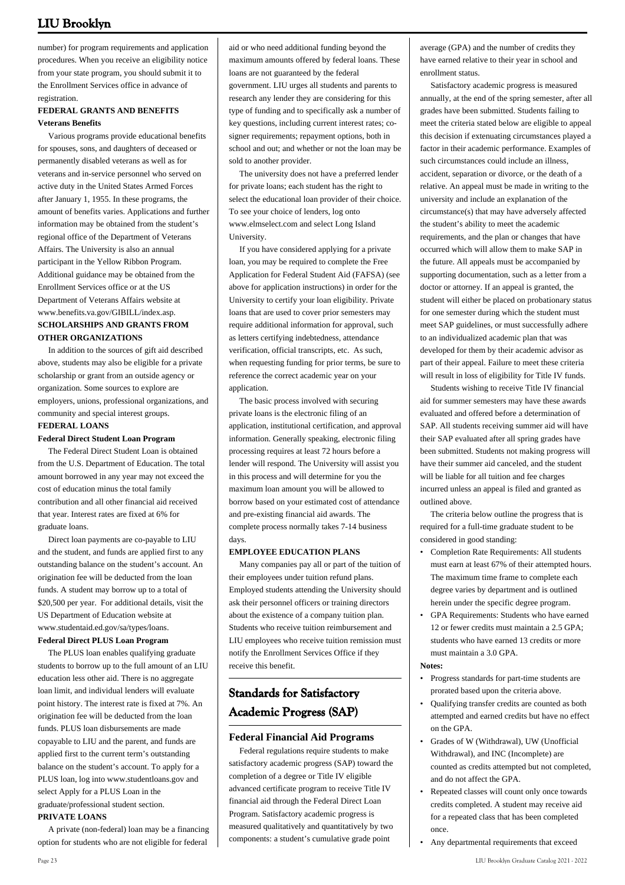number) for program requirements and application procedures. When you receive an eligibility notice from your state program, you should submit it to the Enrollment Services office in advance of registration.

**FEDERAL GRANTS AND BENEFITS**

**Veterans Benefits**

Various programs provide educational benefits for spouses, sons, and daughters of deceased or permanently disabled veterans as well as for veterans and in-service personnel who served on active duty in the United States Armed Forces after January 1, 1955. In these programs, the amount of benefits varies. Applications and further information may be obtained from the student's regional office of the Department of Veterans Affairs. The University is also an annual participant in the Yellow Ribbon Program. Additional guidance may be obtained from the Enrollment Services office or at the US Department of Veterans Affairs website at www.benefits.va.gov/GIBILL/index.asp.

**SCHOLARSHIPS AND GRANTS FROM OTHER ORGANIZATIONS**

In addition to the sources of gift aid described above, students may also be eligible for a private scholarship or grant from an outside agency or organization. Some sources to explore are employers, unions, professional organizations, and community and special interest groups.

**FEDERAL LOANS**

**Federal Direct Student Loan Program**

The Federal Direct Student Loan is obtained from the U.S. Department of Education. The total amount borrowed in any year may not exceed the cost of education minus the total family contribution and all other financial aid received that year. Interest rates are fixed at 6% for graduate loans.

Direct loan payments are co-payable to LIU and the student, and funds are applied first to any outstanding balance on the student's account. An origination fee will be deducted from the loan funds. A student may borrow up to a total of $20,500 per year. For additional details, visit the US Department of Education website at www.studentaid.ed.gov/sa/types/loans.

**Federal Direct PLUS Loan Program**

The PLUS loan enables qualifying graduate students to borrow up to the full amount of an LIU education less other aid. There is no aggregate loan limit, and individual lenders will evaluate point history. The interest rate is fixed at 7%. An origination fee will be deducted from the loan funds. PLUS loan disbursements are made copayable to LIU and the parent, and funds are applied first to the current term's outstanding balance on the student's account. To apply for a PLUS loan, log into www.studentloans.gov and select Apply for a PLUS Loan in the graduate/professional student section.

**PRIVATE LOANS**

A private (non-federal) loan may be a financing option for students who are not eligible for federal aid or who need additional funding beyond the maximum amounts offered by federal loans. These loans are not guaranteed by the federal government. LIU urges all students and parents to research any lender they are considering for this type of funding and to specifically ask a number of key questions, including current interest rates; co-signer requirements; repayment options, both in school and out; and whether or not the loan may be sold to another provider.

The university does not have a preferred lender for private loans; each student has the right to select the educational loan provider of their choice. To see your choice of lenders, log onto www.elmselect.com and select Long Island University.

If you have considered applying for a private loan, you may be required to complete the Free Application for Federal Student Aid (FAFSA) (see above for application instructions) in order for the University to certify your loan eligibility. Private loans that are used to cover prior semesters may require additional information for approval, such as letters certifying indebtedness, attendance verification, official transcripts, etc. As such, when requesting funding for prior terms, be sure to reference the correct academic year on your application.

The basic process involved with securing private loans is the electronic filing of an application, institutional certification, and approval information. Generally speaking, electronic filing processing requires at least 72 hours before a lender will respond. The University will assist you in this process and will determine for you the maximum loan amount you will be allowed to borrow based on your estimated cost of attendance and pre-existing financial aid awards. The complete process normally takes 7-14 business days.

**EMPLOYEE EDUCATION PLANS**

Many companies pay all or part of the tuition of their employees under tuition refund plans. Employed students attending the University should ask their personnel officers or training directors about the existence of a company tuition plan. Students who receive tuition reimbursement and LIU employees who receive tuition remission must notify the Enrollment Services Office if they receive this benefit.

## Standards for Satisfactory Academic Progress (SAP)

### Federal Financial Aid Programs

Federal regulations require students to make satisfactory academic progress (SAP) toward the completion of a degree or Title IV eligible advanced certificate program to receive Title IV financial aid through the Federal Direct Loan Program. Satisfactory academic progress is measured qualitatively and quantitatively by two components: a student's cumulative grade point average (GPA) and the number of credits they have earned relative to their year in school and enrollment status.

Satisfactory academic progress is measured annually, at the end of the spring semester, after all grades have been submitted. Students failing to meet the criteria stated below are eligible to appeal this decision if extenuating circumstances played a factor in their academic performance. Examples of such circumstances could include an illness, accident, separation or divorce, or the death of a relative. An appeal must be made in writing to the university and include an explanation of the circumstance(s) that may have adversely affected the student's ability to meet the academic requirements, and the plan or changes that have occurred which will allow them to make SAP in the future. All appeals must be accompanied by supporting documentation, such as a letter from a doctor or attorney. If an appeal is granted, the student will either be placed on probationary status for one semester during which the student must meet SAP guidelines, or must successfully adhere to an individualized academic plan that was developed for them by their academic advisor as part of their appeal. Failure to meet these criteria will result in loss of eligibility for Title IV funds.

Students wishing to receive Title IV financial aid for summer semesters may have these awards evaluated and offered before a determination of SAP. All students receiving summer aid will have their SAP evaluated after all spring grades have been submitted. Students not making progress will have their summer aid canceled, and the student will be liable for all tuition and fee charges incurred unless an appeal is filed and granted as outlined above.

The criteria below outline the progress that is required for a full-time graduate student to be considered in good standing:

- Completion Rate Requirements: All students must earn at least 67% of their attempted hours. The maximum time frame to complete each degree varies by department and is outlined herein under the specific degree program.
- GPA Requirements: Students who have earned 12 or fewer credits must maintain a 2.5 GPA; students who have earned 13 credits or more must maintain a 3.0 GPA.

**Notes:**

- Progress standards for part-time students are prorated based upon the criteria above.
- Qualifying transfer credits are counted as both attempted and earned credits but have no effect on the GPA.
- Grades of W (Withdrawal), UW (Unofficial Withdrawal), and INC (Incomplete) are counted as credits attempted but not completed, and do not affect the GPA.
- Repeated classes will count only once towards credits completed. A student may receive aid for a repeated class that has been completed once.
- Any departmental requirements that exceed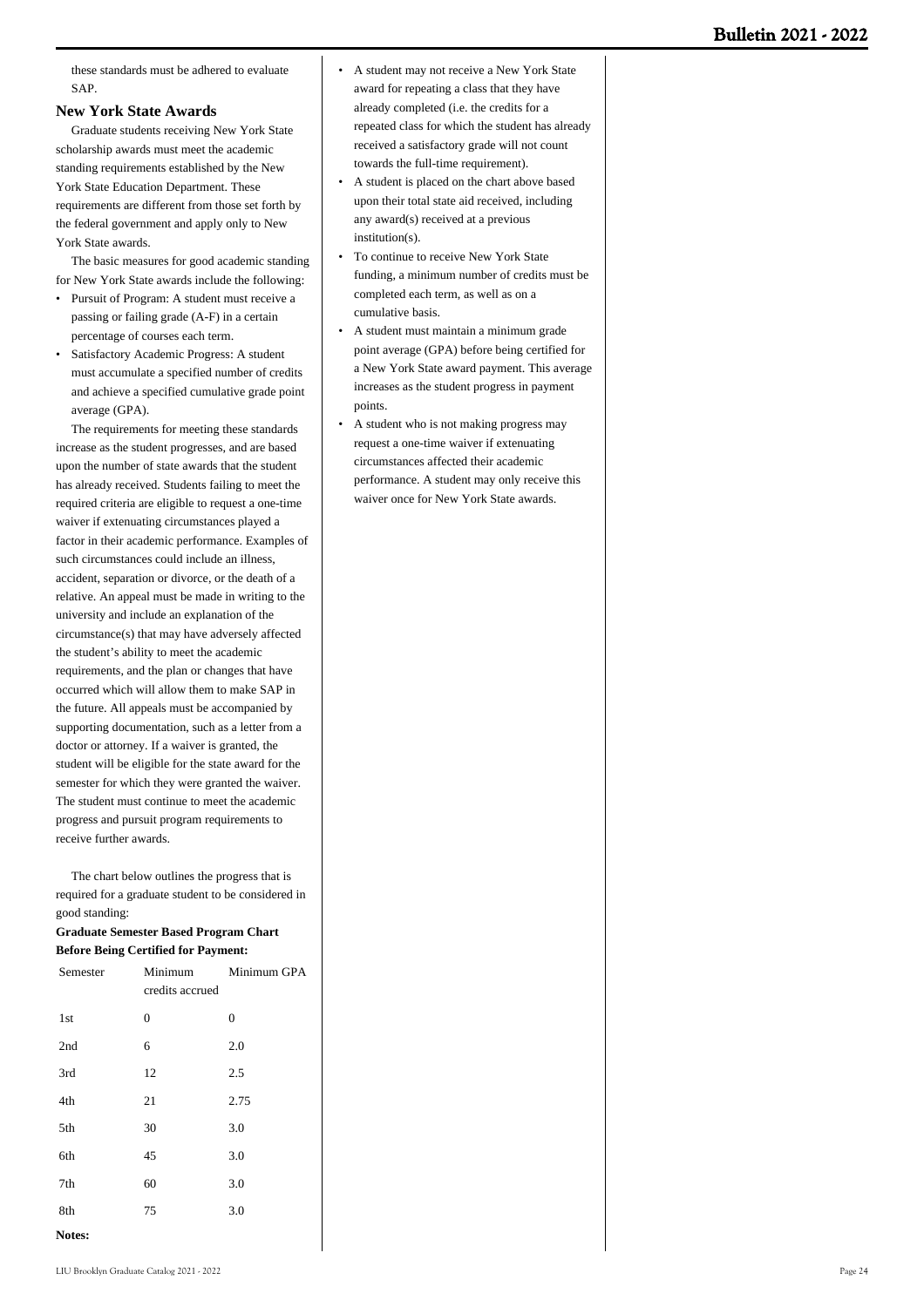these standards must be adhered to evaluate SAP.

### New York State Awards

Graduate students receiving New York State scholarship awards must meet the academic standing requirements established by the New York State Education Department. These requirements are different from those set forth by the federal government and apply only to New York State awards.

The basic measures for good academic standing for New York State awards include the following:

- Pursuit of Program: A student must receive a passing or failing grade (A-F) in a certain percentage of courses each term.
- Satisfactory Academic Progress: A student must accumulate a specified number of credits and achieve a specified cumulative grade point average (GPA).

The requirements for meeting these standards increase as the student progresses, and are based upon the number of state awards that the student has already received. Students failing to meet the required criteria are eligible to request a one-time waiver if extenuating circumstances played a factor in their academic performance. Examples of such circumstances could include an illness, accident, separation or divorce, or the death of a relative. An appeal must be made in writing to the university and include an explanation of the circumstance(s) that may have adversely affected the student's ability to meet the academic requirements, and the plan or changes that have occurred which will allow them to make SAP in the future. All appeals must be accompanied by supporting documentation, such as a letter from a doctor or attorney. If a waiver is granted, the student will be eligible for the state award for the semester for which they were granted the waiver. The student must continue to meet the academic progress and pursuit program requirements to receive further awards.

The chart below outlines the progress that is required for a graduate student to be considered in good standing:

**Graduate Semester Based Program Chart Before Being Certified for Payment:**

| Semester | Minimum credits accrued | Minimum GPA |
|---|---|---|
| 1st | 0 | 0 |
| 2nd | 6 | 2.0 |
| 3rd | 12 | 2.5 |
| 4th | 21 | 2.75 |
| 5th | 30 | 3.0 |
| 6th | 45 | 3.0 |
| 7th | 60 | 3.0 |
| 8th | 75 | 3.0 |

**Notes:**

- A student may not receive a New York State award for repeating a class that they have already completed (i.e. the credits for a repeated class for which the student has already received a satisfactory grade will not count towards the full-time requirement).
- A student is placed on the chart above based upon their total state aid received, including any award(s) received at a previous institution(s).
- To continue to receive New York State funding, a minimum number of credits must be completed each term, as well as on a cumulative basis.
- A student must maintain a minimum grade point average (GPA) before being certified for a New York State award payment. This average increases as the student progress in payment points.
- A student who is not making progress may request a one-time waiver if extenuating circumstances affected their academic performance. A student may only receive this waiver once for New York State awards.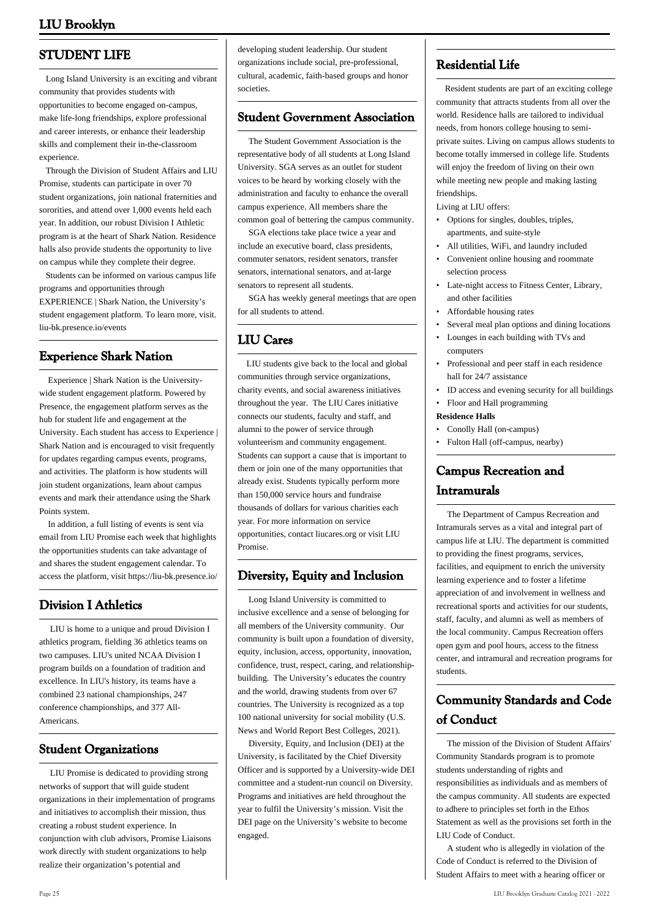## STUDENT LIFE

Long Island University is an exciting and vibrant community that provides students with opportunities to become engaged on-campus, make life-long friendships, explore professional and career interests, or enhance their leadership skills and complement their in-the-classroom experience.

Through the Division of Student Affairs and LIU Promise, students can participate in over 70 student organizations, join national fraternities and sororities, and attend over 1,000 events held each year. In addition, our robust Division I Athletic program is at the heart of Shark Nation. Residence halls also provide students the opportunity to live on campus while they complete their degree.

Students can be informed on various campus life programs and opportunities through EXPERIENCE | Shark Nation, the University's student engagement platform. To learn more, visit. liu-bk.presence.io/events

## Experience Shark Nation

Experience | Shark Nation is the University-wide student engagement platform. Powered by Presence, the engagement platform serves as the hub for student life and engagement at the University. Each student has access to Experience | Shark Nation and is encouraged to visit frequently for updates regarding campus events, programs, and activities. The platform is how students will join student organizations, learn about campus events and mark their attendance using the Shark Points system.

In addition, a full listing of events is sent via email from LIU Promise each week that highlights the opportunities students can take advantage of and shares the student engagement calendar. To access the platform, visit https://liu-bk.presence.io/

## Division I Athletics

LIU is home to a unique and proud Division I athletics program, fielding 36 athletics teams on two campuses. LIU's united NCAA Division I program builds on a foundation of tradition and excellence. In LIU's history, its teams have a combined 23 national championships, 247 conference championships, and 377 All-Americans.

## Student Organizations

LIU Promise is dedicated to providing strong networks of support that will guide student organizations in their implementation of programs and initiatives to accomplish their mission, thus creating a robust student experience. In conjunction with club advisors, Promise Liaisons work directly with student organizations to help realize their organization's potential and developing student leadership. Our student organizations include social, pre-professional, cultural, academic, faith-based groups and honor societies.

## Student Government Association

The Student Government Association is the representative body of all students at Long Island University. SGA serves as an outlet for student voices to be heard by working closely with the administration and faculty to enhance the overall campus experience. All members share the common goal of bettering the campus community.

SGA elections take place twice a year and include an executive board, class presidents, commuter senators, resident senators, transfer senators, international senators, and at-large senators to represent all students.

SGA has weekly general meetings that are open for all students to attend.

## LIU Cares

LIU students give back to the local and global communities through service organizations, charity events, and social awareness initiatives throughout the year. The LIU Cares initiative connects our students, faculty and staff, and alumni to the power of service through volunteerism and community engagement. Students can support a cause that is important to them or join one of the many opportunities that already exist. Students typically perform more than 150,000 service hours and fundraise thousands of dollars for various charities each year. For more information on service opportunities, contact liucares.org or visit LIU Promise.

## Diversity, Equity and Inclusion

Long Island University is committed to inclusive excellence and a sense of belonging for all members of the University community. Our community is built upon a foundation of diversity, equity, inclusion, access, opportunity, innovation, confidence, trust, respect, caring, and relationship-building. The University's educates the country and the world, drawing students from over 67 countries. The University is recognized as a top 100 national university for social mobility (U.S. News and World Report Best Colleges, 2021).

Diversity, Equity, and Inclusion (DEI) at the University, is facilitated by the Chief Diversity Officer and is supported by a University-wide DEI committee and a student-run council on Diversity. Programs and initiatives are held throughout the year to fulfil the University's mission. Visit the DEI page on the University's website to become engaged.

## Residential Life

Resident students are part of an exciting college community that attracts students from all over the world. Residence halls are tailored to individual needs, from honors college housing to semi-private suites. Living on campus allows students to become totally immersed in college life. Students will enjoy the freedom of living on their own while meeting new people and making lasting friendships.

Living at LIU offers:

- Options for singles, doubles, triples, apartments, and suite-style
- All utilities, WiFi, and laundry included
- Convenient online housing and roommate selection process
- Late-night access to Fitness Center, Library, and other facilities
- Affordable housing rates
- Several meal plan options and dining locations
- Lounges in each building with TVs and computers
- Professional and peer staff in each residence hall for 24/7 assistance
- ID access and evening security for all buildings
- Floor and Hall programming

**Residence Halls**

- Conolly Hall (on-campus)
- Fulton Hall (off-campus, nearby)

## Campus Recreation and Intramurals

The Department of Campus Recreation and Intramurals serves as a vital and integral part of campus life at LIU. The department is committed to providing the finest programs, services, facilities, and equipment to enrich the university learning experience and to foster a lifetime appreciation of and involvement in wellness and recreational sports and activities for our students, staff, faculty, and alumni as well as members of the local community. Campus Recreation offers open gym and pool hours, access to the fitness center, and intramural and recreation programs for students.

## Community Standards and Code of Conduct

The mission of the Division of Student Affairs' Community Standards program is to promote students understanding of rights and responsibilities as individuals and as members of the campus community. All students are expected to adhere to principles set forth in the Ethos Statement as well as the provisions set forth in the LIU Code of Conduct.

A student who is allegedly in violation of the Code of Conduct is referred to the Division of Student Affairs to meet with a hearing officer or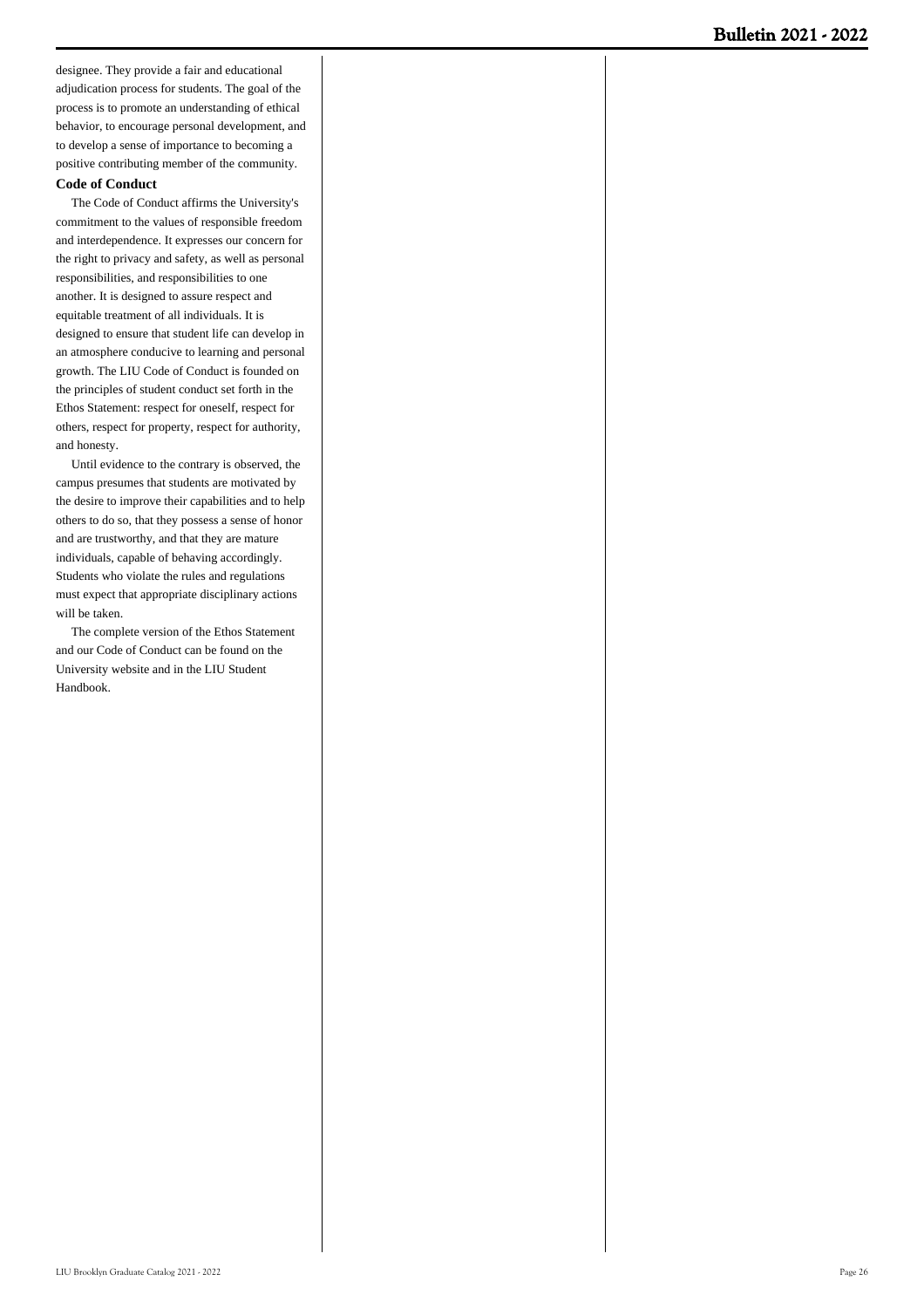designee. They provide a fair and educational adjudication process for students. The goal of the process is to promote an understanding of ethical behavior, to encourage personal development, and to develop a sense of importance to becoming a positive contributing member of the community.

**Code of Conduct**

The Code of Conduct affirms the University's commitment to the values of responsible freedom and interdependence. It expresses our concern for the right to privacy and safety, as well as personal responsibilities, and responsibilities to one another. It is designed to assure respect and equitable treatment of all individuals. It is designed to ensure that student life can develop in an atmosphere conducive to learning and personal growth. The LIU Code of Conduct is founded on the principles of student conduct set forth in the Ethos Statement: respect for oneself, respect for others, respect for property, respect for authority, and honesty.

Until evidence to the contrary is observed, the campus presumes that students are motivated by the desire to improve their capabilities and to help others to do so, that they possess a sense of honor and are trustworthy, and that they are mature individuals, capable of behaving accordingly. Students who violate the rules and regulations must expect that appropriate disciplinary actions will be taken.

The complete version of the Ethos Statement and our Code of Conduct can be found on the University website and in the LIU Student Handbook.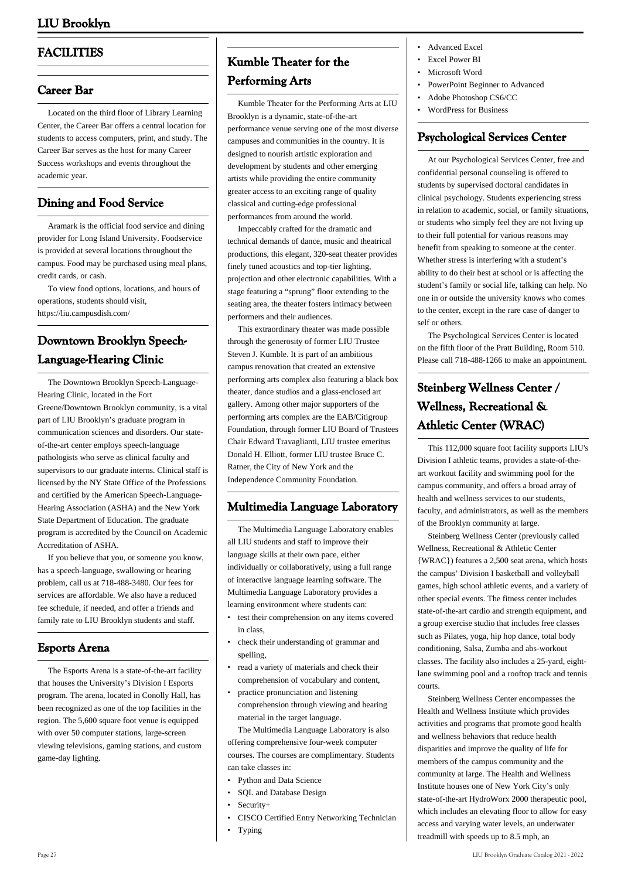## FACILITIES

### Career Bar

Located on the third floor of Library Learning Center, the Career Bar offers a central location for students to access computers, print, and study. The Career Bar serves as the host for many Career Success workshops and events throughout the academic year.

### Dining and Food Service

Aramark is the official food service and dining provider for Long Island University. Foodservice is provided at several locations throughout the campus. Food may be purchased using meal plans, credit cards, or cash.

To view food options, locations, and hours of operations, students should visit, https://liu.campusdish.com/

### Downtown Brooklyn Speech-Language-Hearing Clinic

The Downtown Brooklyn Speech-Language-Hearing Clinic, located in the Fort Greene/Downtown Brooklyn community, is a vital part of LIU Brooklyn's graduate program in communication sciences and disorders. Our state-of-the-art center employs speech-language pathologists who serve as clinical faculty and supervisors to our graduate interns. Clinical staff is licensed by the NY State Office of the Professions and certified by the American Speech-Language-Hearing Association (ASHA) and the New York State Department of Education. The graduate program is accredited by the Council on Academic Accreditation of ASHA.

If you believe that you, or someone you know, has a speech-language, swallowing or hearing problem, call us at 718-488-3480. Our fees for services are affordable. We also have a reduced fee schedule, if needed, and offer a friends and family rate to LIU Brooklyn students and staff.

### Esports Arena

The Esports Arena is a state-of-the-art facility that houses the University's Division I Esports program. The arena, located in Conolly Hall, has been recognized as one of the top facilities in the region. The 5,600 square foot venue is equipped with over 50 computer stations, large-screen viewing televisions, gaming stations, and custom game-day lighting.

### Kumble Theater for the Performing Arts

Kumble Theater for the Performing Arts at LIU Brooklyn is a dynamic, state-of-the-art performance venue serving one of the most diverse campuses and communities in the country. It is designed to nourish artistic exploration and development by students and other emerging artists while providing the entire community greater access to an exciting range of quality classical and cutting-edge professional performances from around the world.

Impeccably crafted for the dramatic and technical demands of dance, music and theatrical productions, this elegant, 320-seat theater provides finely tuned acoustics and top-tier lighting, projection and other electronic capabilities. With a stage featuring a "sprung" floor extending to the seating area, the theater fosters intimacy between performers and their audiences.

This extraordinary theater was made possible through the generosity of former LIU Trustee Steven J. Kumble. It is part of an ambitious campus renovation that created an extensive performing arts complex also featuring a black box theater, dance studios and a glass-enclosed art gallery. Among other major supporters of the performing arts complex are the EAB/Citigroup Foundation, through former LIU Board of Trustees Chair Edward Travaglianti, LIU trustee emeritus Donald H. Elliott, former LIU trustee Bruce C. Ratner, the City of New York and the Independence Community Foundation.

### Multimedia Language Laboratory

The Multimedia Language Laboratory enables all LIU students and staff to improve their language skills at their own pace, either individually or collaboratively, using a full range of interactive language learning software. The Multimedia Language Laboratory provides a learning environment where students can:

- test their comprehension on any items covered in class,
- check their understanding of grammar and spelling,
- read a variety of materials and check their comprehension of vocabulary and content,
- practice pronunciation and listening comprehension through viewing and hearing material in the target language.

The Multimedia Language Laboratory is also offering comprehensive four-week computer courses. The courses are complimentary. Students can take classes in:

- Python and Data Science
- SQL and Database Design
- Security+
- CISCO Certified Entry Networking Technician
- Typing
- Advanced Excel
- Excel Power BI
- Microsoft Word
- PowerPoint Beginner to Advanced
- Adobe Photoshop CS6/CC
- WordPress for Business

### Psychological Services Center

At our Psychological Services Center, free and confidential personal counseling is offered to students by supervised doctoral candidates in clinical psychology. Students experiencing stress in relation to academic, social, or family situations, or students who simply feel they are not living up to their full potential for various reasons may benefit from speaking to someone at the center. Whether stress is interfering with a student's ability to do their best at school or is affecting the student's family or social life, talking can help. No one in or outside the university knows who comes to the center, except in the rare case of danger to self or others.

The Psychological Services Center is located on the fifth floor of the Pratt Building, Room 510. Please call 718-488-1266 to make an appointment.

### Steinberg Wellness Center / Wellness, Recreational & Athletic Center (WRAC)

This 112,000 square foot facility supports LIU's Division I athletic teams, provides a state-of-the-art workout facility and swimming pool for the campus community, and offers a broad array of health and wellness services to our students, faculty, and administrators, as well as the members of the Brooklyn community at large.

Steinberg Wellness Center (previously called Wellness, Recreational & Athletic Center {WRAC}) features a 2,500 seat arena, which hosts the campus' Division I basketball and volleyball games, high school athletic events, and a variety of other special events. The fitness center includes state-of-the-art cardio and strength equipment, and a group exercise studio that includes free classes such as Pilates, yoga, hip hop dance, total body conditioning, Salsa, Zumba and abs-workout classes. The facility also includes a 25-yard, eight-lane swimming pool and a rooftop track and tennis courts.

Steinberg Wellness Center encompasses the Health and Wellness Institute which provides activities and programs that promote good health and wellness behaviors that reduce health disparities and improve the quality of life for members of the campus community and the community at large. The Health and Wellness Institute houses one of New York City's only state-of-the-art HydroWorx 2000 therapeutic pool, which includes an elevating floor to allow for easy access and varying water levels, an underwater treadmill with speeds up to 8.5 mph, an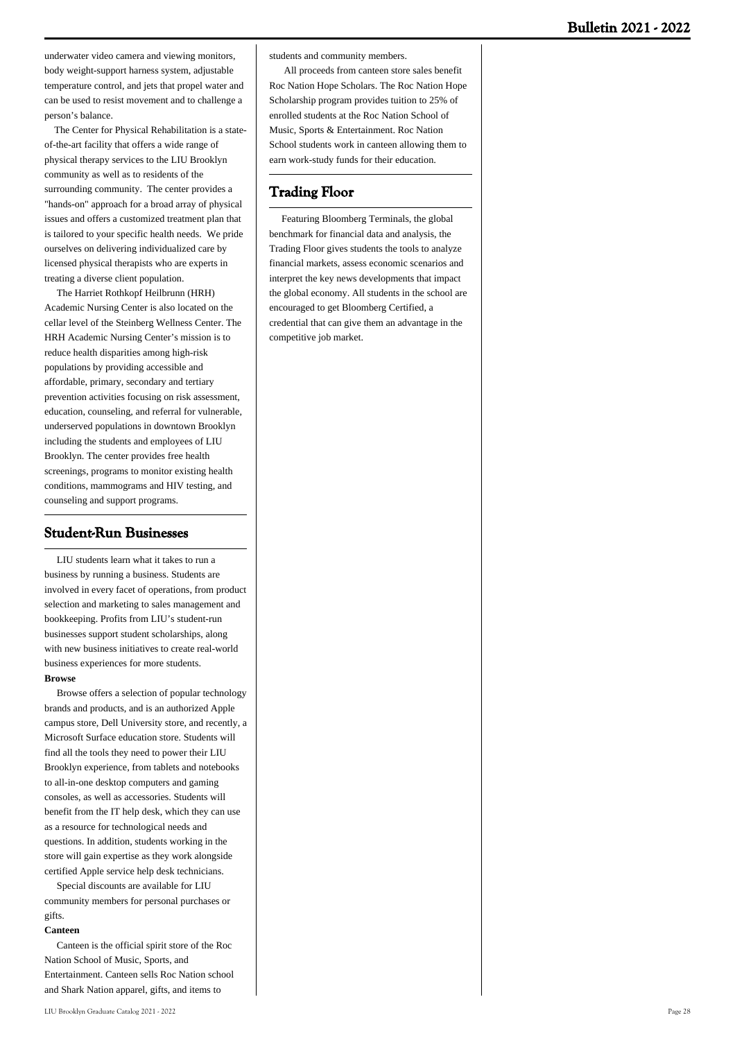underwater video camera and viewing monitors, body weight-support harness system, adjustable temperature control, and jets that propel water and can be used to resist movement and to challenge a person's balance.

The Center for Physical Rehabilitation is a state-of-the-art facility that offers a wide range of physical therapy services to the LIU Brooklyn community as well as to residents of the surrounding community. The center provides a "hands-on" approach for a broad array of physical issues and offers a customized treatment plan that is tailored to your specific health needs. We pride ourselves on delivering individualized care by licensed physical therapists who are experts in treating a diverse client population.

The Harriet Rothkopf Heilbrunn (HRH) Academic Nursing Center is also located on the cellar level of the Steinberg Wellness Center. The HRH Academic Nursing Center's mission is to reduce health disparities among high-risk populations by providing accessible and affordable, primary, secondary and tertiary prevention activities focusing on risk assessment, education, counseling, and referral for vulnerable, underserved populations in downtown Brooklyn including the students and employees of LIU Brooklyn. The center provides free health screenings, programs to monitor existing health conditions, mammograms and HIV testing, and counseling and support programs.

## Student-Run Businesses

LIU students learn what it takes to run a business by running a business. Students are involved in every facet of operations, from product selection and marketing to sales management and bookkeeping. Profits from LIU's student-run businesses support student scholarships, along with new business initiatives to create real-world business experiences for more students.

**Browse**

Browse offers a selection of popular technology brands and products, and is an authorized Apple campus store, Dell University store, and recently, a Microsoft Surface education store. Students will find all the tools they need to power their LIU Brooklyn experience, from tablets and notebooks to all-in-one desktop computers and gaming consoles, as well as accessories. Students will benefit from the IT help desk, which they can use as a resource for technological needs and questions. In addition, students working in the store will gain expertise as they work alongside certified Apple service help desk technicians.

Special discounts are available for LIU community members for personal purchases or gifts.

**Canteen**

Canteen is the official spirit store of the Roc Nation School of Music, Sports, and Entertainment. Canteen sells Roc Nation school and Shark Nation apparel, gifts, and items to students and community members.

All proceeds from canteen store sales benefit Roc Nation Hope Scholars. The Roc Nation Hope Scholarship program provides tuition to 25% of enrolled students at the Roc Nation School of Music, Sports & Entertainment. Roc Nation School students work in canteen allowing them to earn work-study funds for their education.

## Trading Floor

Featuring Bloomberg Terminals, the global benchmark for financial data and analysis, the Trading Floor gives students the tools to analyze financial markets, assess economic scenarios and interpret the key news developments that impact the global economy. All students in the school are encouraged to get Bloomberg Certified, a credential that can give them an advantage in the competitive job market.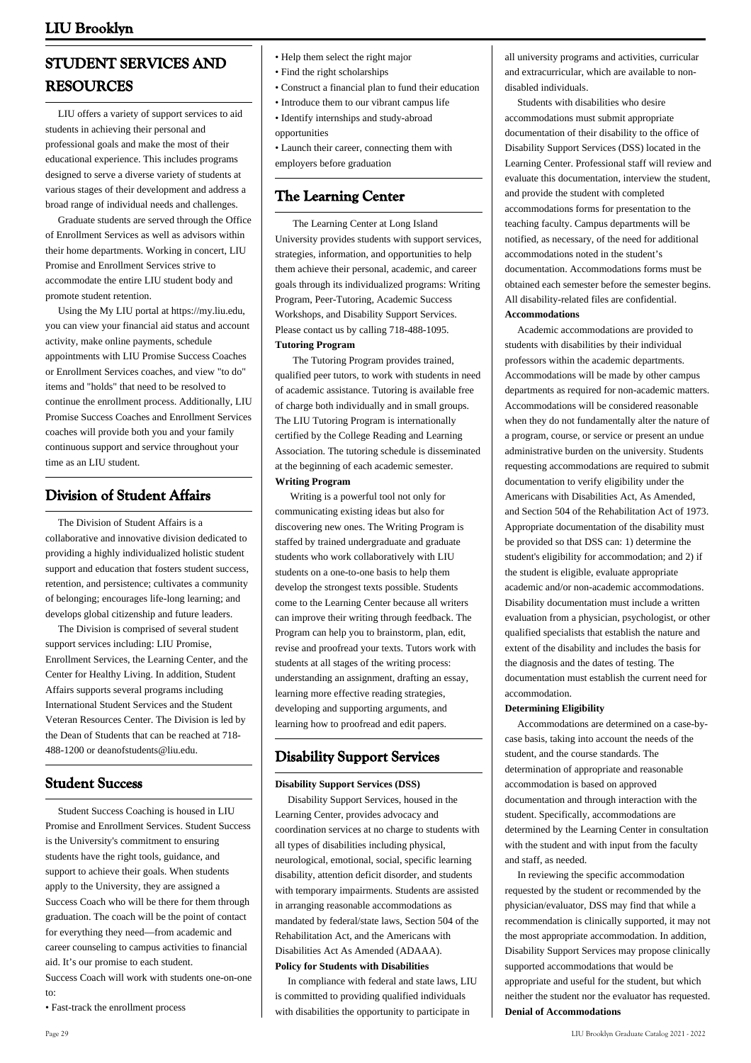## STUDENT SERVICES AND RESOURCES

LIU offers a variety of support services to aid students in achieving their personal and professional goals and make the most of their educational experience. This includes programs designed to serve a diverse variety of students at various stages of their development and address a broad range of individual needs and challenges.

Graduate students are served through the Office of Enrollment Services as well as advisors within their home departments. Working in concert, LIU Promise and Enrollment Services strive to accommodate the entire LIU student body and promote student retention.

Using the My LIU portal at https://my.liu.edu, you can view your financial aid status and account activity, make online payments, schedule appointments with LIU Promise Success Coaches or Enrollment Services coaches, and view "to do" items and "holds" that need to be resolved to continue the enrollment process. Additionally, LIU Promise Success Coaches and Enrollment Services coaches will provide both you and your family continuous support and service throughout your time as an LIU student.

## Division of Student Affairs

The Division of Student Affairs is a collaborative and innovative division dedicated to providing a highly individualized holistic student support and education that fosters student success, retention, and persistence; cultivates a community of belonging; encourages life-long learning; and develops global citizenship and future leaders.

The Division is comprised of several student support services including: LIU Promise, Enrollment Services, the Learning Center, and the Center for Healthy Living. In addition, Student Affairs supports several programs including International Student Services and the Student Veteran Resources Center. The Division is led by the Dean of Students that can be reached at 718-488-1200 or deanofstudents@liu.edu.

## Student Success

Student Success Coaching is housed in LIU Promise and Enrollment Services. Student Success is the University's commitment to ensuring students have the right tools, guidance, and support to achieve their goals. When students apply to the University, they are assigned a Success Coach who will be there for them through graduation. The coach will be the point of contact for everything they need—from academic and career counseling to campus activities to financial aid. It's our promise to each student.

Success Coach will work with students one-on-one to:

- Fast-track the enrollment process
- Help them select the right major
- Find the right scholarships
- Construct a financial plan to fund their education
- Introduce them to our vibrant campus life
- Identify internships and study-abroad opportunities
- Launch their career, connecting them with employers before graduation

## The Learning Center

The Learning Center at Long Island University provides students with support services, strategies, information, and opportunities to help them achieve their personal, academic, and career goals through its individualized programs: Writing Program, Peer-Tutoring, Academic Success Workshops, and Disability Support Services. Please contact us by calling 718-488-1095.

**Tutoring Program**

The Tutoring Program provides trained, qualified peer tutors, to work with students in need of academic assistance. Tutoring is available free of charge both individually and in small groups. The LIU Tutoring Program is internationally certified by the College Reading and Learning Association. The tutoring schedule is disseminated at the beginning of each academic semester.

**Writing Program**

Writing is a powerful tool not only for communicating existing ideas but also for discovering new ones. The Writing Program is staffed by trained undergraduate and graduate students who work collaboratively with LIU students on a one-to-one basis to help them develop the strongest texts possible. Students come to the Learning Center because all writers can improve their writing through feedback. The Program can help you to brainstorm, plan, edit, revise and proofread your texts. Tutors work with students at all stages of the writing process: understanding an assignment, drafting an essay, learning more effective reading strategies, developing and supporting arguments, and learning how to proofread and edit papers.

## Disability Support Services

**Disability Support Services (DSS)**

Disability Support Services, housed in the Learning Center, provides advocacy and coordination services at no charge to students with all types of disabilities including physical, neurological, emotional, social, specific learning disability, attention deficit disorder, and students with temporary impairments. Students are assisted in arranging reasonable accommodations as mandated by federal/state laws, Section 504 of the Rehabilitation Act, and the Americans with Disabilities Act As Amended (ADAAA).

**Policy for Students with Disabilities**

In compliance with federal and state laws, LIU is committed to providing qualified individuals with disabilities the opportunity to participate in all university programs and activities, curricular and extracurricular, which are available to non-disabled individuals.

Students with disabilities who desire accommodations must submit appropriate documentation of their disability to the office of Disability Support Services (DSS) located in the Learning Center. Professional staff will review and evaluate this documentation, interview the student, and provide the student with completed accommodations forms for presentation to the teaching faculty. Campus departments will be notified, as necessary, of the need for additional accommodations noted in the student's documentation. Accommodations forms must be obtained each semester before the semester begins. All disability-related files are confidential.

**Accommodations**

Academic accommodations are provided to students with disabilities by their individual professors within the academic departments. Accommodations will be made by other campus departments as required for non-academic matters. Accommodations will be considered reasonable when they do not fundamentally alter the nature of a program, course, or service or present an undue administrative burden on the university. Students requesting accommodations are required to submit documentation to verify eligibility under the Americans with Disabilities Act, As Amended, and Section 504 of the Rehabilitation Act of 1973. Appropriate documentation of the disability must be provided so that DSS can: 1) determine the student's eligibility for accommodation; and 2) if the student is eligible, evaluate appropriate academic and/or non-academic accommodations. Disability documentation must include a written evaluation from a physician, psychologist, or other qualified specialists that establish the nature and extent of the disability and includes the basis for the diagnosis and the dates of testing. The documentation must establish the current need for accommodation.

**Determining Eligibility**

Accommodations are determined on a case-by-case basis, taking into account the needs of the student, and the course standards. The determination of appropriate and reasonable accommodation is based on approved documentation and through interaction with the student. Specifically, accommodations are determined by the Learning Center in consultation with the student and with input from the faculty and staff, as needed.

In reviewing the specific accommodation requested by the student or recommended by the physician/evaluator, DSS may find that while a recommendation is clinically supported, it may not the most appropriate accommodation. In addition, Disability Support Services may propose clinically supported accommodations that would be appropriate and useful for the student, but which neither the student nor the evaluator has requested.

**Denial of Accommodations**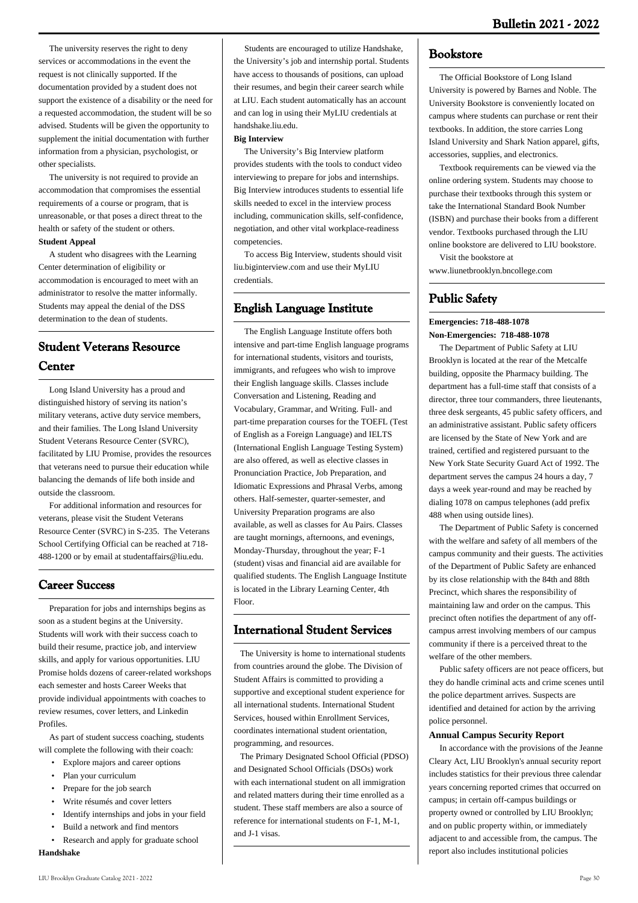The university reserves the right to deny services or accommodations in the event the request is not clinically supported. If the documentation provided by a student does not support the existence of a disability or the need for a requested accommodation, the student will be so advised. Students will be given the opportunity to supplement the initial documentation with further information from a physician, psychologist, or other specialists.

The university is not required to provide an accommodation that compromises the essential requirements of a course or program, that is unreasonable, or that poses a direct threat to the health or safety of the student or others.

**Student Appeal**

A student who disagrees with the Learning Center determination of eligibility or accommodation is encouraged to meet with an administrator to resolve the matter informally. Students may appeal the denial of the DSS determination to the dean of students.

## Student Veterans Resource Center

Long Island University has a proud and distinguished history of serving its nation's military veterans, active duty service members, and their families. The Long Island University Student Veterans Resource Center (SVRC), facilitated by LIU Promise, provides the resources that veterans need to pursue their education while balancing the demands of life both inside and outside the classroom.

For additional information and resources for veterans, please visit the Student Veterans Resource Center (SVRC) in S-235. The Veterans School Certifying Official can be reached at 718-488-1200 or by email at studentaffairs@liu.edu.

## Career Success

Preparation for jobs and internships begins as soon as a student begins at the University. Students will work with their success coach to build their resume, practice job, and interview skills, and apply for various opportunities. LIU Promise holds dozens of career-related workshops each semester and hosts Career Weeks that provide individual appointments with coaches to review resumes, cover letters, and Linkedin Profiles.

As part of student success coaching, students will complete the following with their coach:

- Explore majors and career options
- Plan your curriculum
- Prepare for the job search
- Write résumés and cover letters
- Identify internships and jobs in your field
- Build a network and find mentors
- Research and apply for graduate school

**Handshake**

Students are encouraged to utilize Handshake, the University's job and internship portal. Students have access to thousands of positions, can upload their resumes, and begin their career search while at LIU. Each student automatically has an account and can log in using their MyLIU credentials at handshake.liu.edu.

**Big Interview**

The University's Big Interview platform provides students with the tools to conduct video interviewing to prepare for jobs and internships. Big Interview introduces students to essential life skills needed to excel in the interview process including, communication skills, self-confidence, negotiation, and other vital workplace-readiness competencies.

To access Big Interview, students should visit liu.biginterview.com and use their MyLIU credentials.

## English Language Institute

The English Language Institute offers both intensive and part-time English language programs for international students, visitors and tourists, immigrants, and refugees who wish to improve their English language skills. Classes include Conversation and Listening, Reading and Vocabulary, Grammar, and Writing. Full- and part-time preparation courses for the TOEFL (Test of English as a Foreign Language) and IELTS (International English Language Testing System) are also offered, as well as elective classes in Pronunciation Practice, Job Preparation, and Idiomatic Expressions and Phrasal Verbs, among others. Half-semester, quarter-semester, and University Preparation programs are also available, as well as classes for Au Pairs. Classes are taught mornings, afternoons, and evenings, Monday-Thursday, throughout the year; F-1 (student) visas and financial aid are available for qualified students. The English Language Institute is located in the Library Learning Center, 4th Floor.

## International Student Services

The University is home to international students from countries around the globe. The Division of Student Affairs is committed to providing a supportive and exceptional student experience for all international students. International Student Services, housed within Enrollment Services, coordinates international student orientation, programming, and resources.

The Primary Designated School Official (PDSO) and Designated School Officials (DSOs) work with each international student on all immigration and related matters during their time enrolled as a student. These staff members are also a source of reference for international students on F-1, M-1, and J-1 visas.

## Bookstore

The Official Bookstore of Long Island University is powered by Barnes and Noble. The University Bookstore is conveniently located on campus where students can purchase or rent their textbooks. In addition, the store carries Long Island University and Shark Nation apparel, gifts, accessories, supplies, and electronics.

Textbook requirements can be viewed via the online ordering system. Students may choose to purchase their textbooks through this system or take the International Standard Book Number (ISBN) and purchase their books from a different vendor. Textbooks purchased through the LIU online bookstore are delivered to LIU bookstore.

Visit the bookstore at www.liunetbrooklyn.bncollege.com

## Public Safety

**Emergencies: 718-488-1078**
**Non-Emergencies: 718-488-1078**

The Department of Public Safety at LIU Brooklyn is located at the rear of the Metcalfe building, opposite the Pharmacy building. The department has a full-time staff that consists of a director, three tour commanders, three lieutenants, three desk sergeants, 45 public safety officers, and an administrative assistant. Public safety officers are licensed by the State of New York and are trained, certified and registered pursuant to the New York State Security Guard Act of 1992. The department serves the campus 24 hours a day, 7 days a week year-round and may be reached by dialing 1078 on campus telephones (add prefix 488 when using outside lines).

The Department of Public Safety is concerned with the welfare and safety of all members of the campus community and their guests. The activities of the Department of Public Safety are enhanced by its close relationship with the 84th and 88th Precinct, which shares the responsibility of maintaining law and order on the campus. This precinct often notifies the department of any off-campus arrest involving members of our campus community if there is a perceived threat to the welfare of the other members.

Public safety officers are not peace officers, but they do handle criminal acts and crime scenes until the police department arrives. Suspects are identified and detained for action by the arriving police personnel.

**Annual Campus Security Report**

In accordance with the provisions of the Jeanne Cleary Act, LIU Brooklyn's annual security report includes statistics for their previous three calendar years concerning reported crimes that occurred on campus; in certain off-campus buildings or property owned or controlled by LIU Brooklyn; and on public property within, or immediately adjacent to and accessible from, the campus. The report also includes institutional policies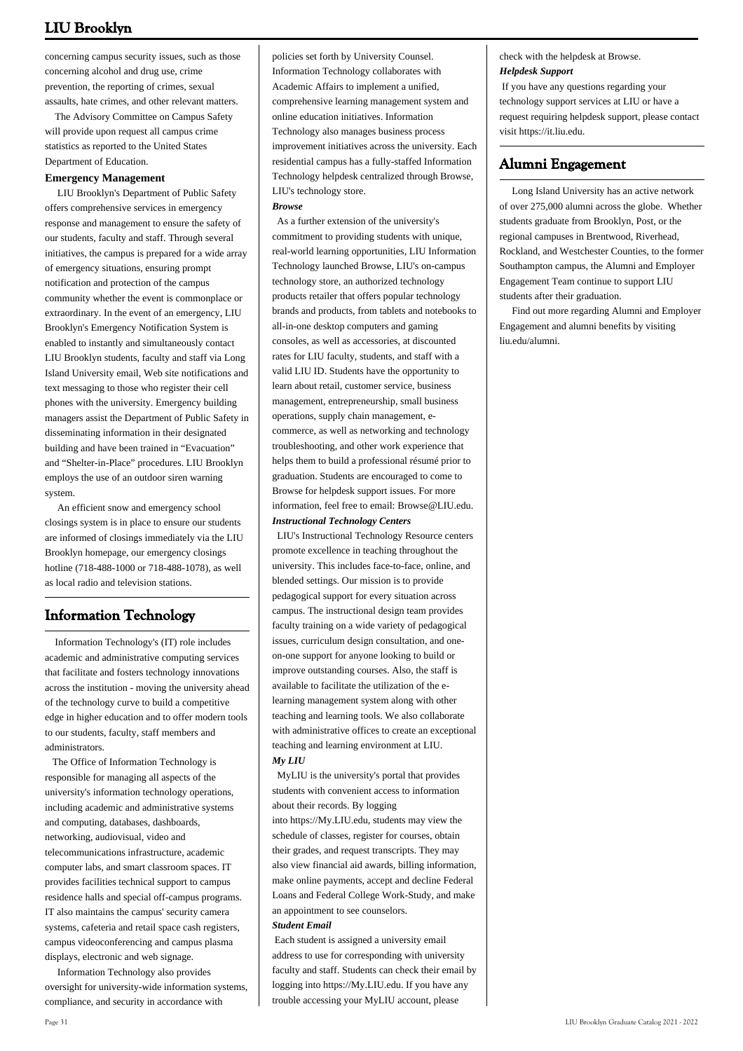concerning campus security issues, such as those concerning alcohol and drug use, crime prevention, the reporting of crimes, sexual assaults, hate crimes, and other relevant matters.

The Advisory Committee on Campus Safety will provide upon request all campus crime statistics as reported to the United States Department of Education.

**Emergency Management**

LIU Brooklyn's Department of Public Safety offers comprehensive services in emergency response and management to ensure the safety of our students, faculty and staff. Through several initiatives, the campus is prepared for a wide array of emergency situations, ensuring prompt notification and protection of the campus community whether the event is commonplace or extraordinary. In the event of an emergency, LIU Brooklyn's Emergency Notification System is enabled to instantly and simultaneously contact LIU Brooklyn students, faculty and staff via Long Island University email, Web site notifications and text messaging to those who register their cell phones with the university. Emergency building managers assist the Department of Public Safety in disseminating information in their designated building and have been trained in "Evacuation" and "Shelter-in-Place" procedures. LIU Brooklyn employs the use of an outdoor siren warning system.

An efficient snow and emergency school closings system is in place to ensure our students are informed of closings immediately via the LIU Brooklyn homepage, our emergency closings hotline (718-488-1000 or 718-488-1078), as well as local radio and television stations.

## Information Technology

Information Technology's (IT) role includes academic and administrative computing services that facilitate and fosters technology innovations across the institution - moving the university ahead of the technology curve to build a competitive edge in higher education and to offer modern tools to our students, faculty, staff members and administrators.

The Office of Information Technology is responsible for managing all aspects of the university's information technology operations, including academic and administrative systems and computing, databases, dashboards, networking, audiovisual, video and telecommunications infrastructure, academic computer labs, and smart classroom spaces. IT provides facilities technical support to campus residence halls and special off-campus programs. IT also maintains the campus' security camera systems, cafeteria and retail space cash registers, campus videoconferencing and campus plasma displays, electronic and web signage.

Information Technology also provides oversight for university-wide information systems, compliance, and security in accordance with policies set forth by University Counsel. Information Technology collaborates with Academic Affairs to implement a unified, comprehensive learning management system and online education initiatives. Information Technology also manages business process improvement initiatives across the university. Each residential campus has a fully-staffed Information Technology helpdesk centralized through Browse, LIU's technology store.

***Browse***

As a further extension of the university's commitment to providing students with unique, real-world learning opportunities, LIU Information Technology launched Browse, LIU's on-campus technology store, an authorized technology products retailer that offers popular technology brands and products, from tablets and notebooks to all-in-one desktop computers and gaming consoles, as well as accessories, at discounted rates for LIU faculty, students, and staff with a valid LIU ID. Students have the opportunity to learn about retail, customer service, business management, entrepreneurship, small business operations, supply chain management, e-commerce, as well as networking and technology troubleshooting, and other work experience that helps them to build a professional résumé prior to graduation. Students are encouraged to come to Browse for helpdesk support issues. For more information, feel free to email: Browse@LIU.edu.

***Instructional Technology Centers***

LIU's Instructional Technology Resource centers promote excellence in teaching throughout the university. This includes face-to-face, online, and blended settings. Our mission is to provide pedagogical support for every situation across campus. The instructional design team provides faculty training on a wide variety of pedagogical issues, curriculum design consultation, and one-on-one support for anyone looking to build or improve outstanding courses. Also, the staff is available to facilitate the utilization of the e-learning management system along with other teaching and learning tools. We also collaborate with administrative offices to create an exceptional teaching and learning environment at LIU.

***My LIU***

MyLIU is the university's portal that provides students with convenient access to information about their records. By logging into https://My.LIU.edu, students may view the schedule of classes, register for courses, obtain their grades, and request transcripts. They may also view financial aid awards, billing information, make online payments, accept and decline Federal Loans and Federal College Work-Study, and make an appointment to see counselors.

***Student Email***

Each student is assigned a university email address to use for corresponding with university faculty and staff. Students can check their email by logging into https://My.LIU.edu. If you have any trouble accessing your MyLIU account, please check with the helpdesk at Browse.

***Helpdesk Support***

If you have any questions regarding your technology support services at LIU or have a request requiring helpdesk support, please contact visit https://it.liu.edu.

## Alumni Engagement

Long Island University has an active network of over 275,000 alumni across the globe. Whether students graduate from Brooklyn, Post, or the regional campuses in Brentwood, Riverhead, Rockland, and Westchester Counties, to the former Southampton campus, the Alumni and Employer Engagement Team continue to support LIU students after their graduation.

Find out more regarding Alumni and Employer Engagement and alumni benefits by visiting liu.edu/alumni.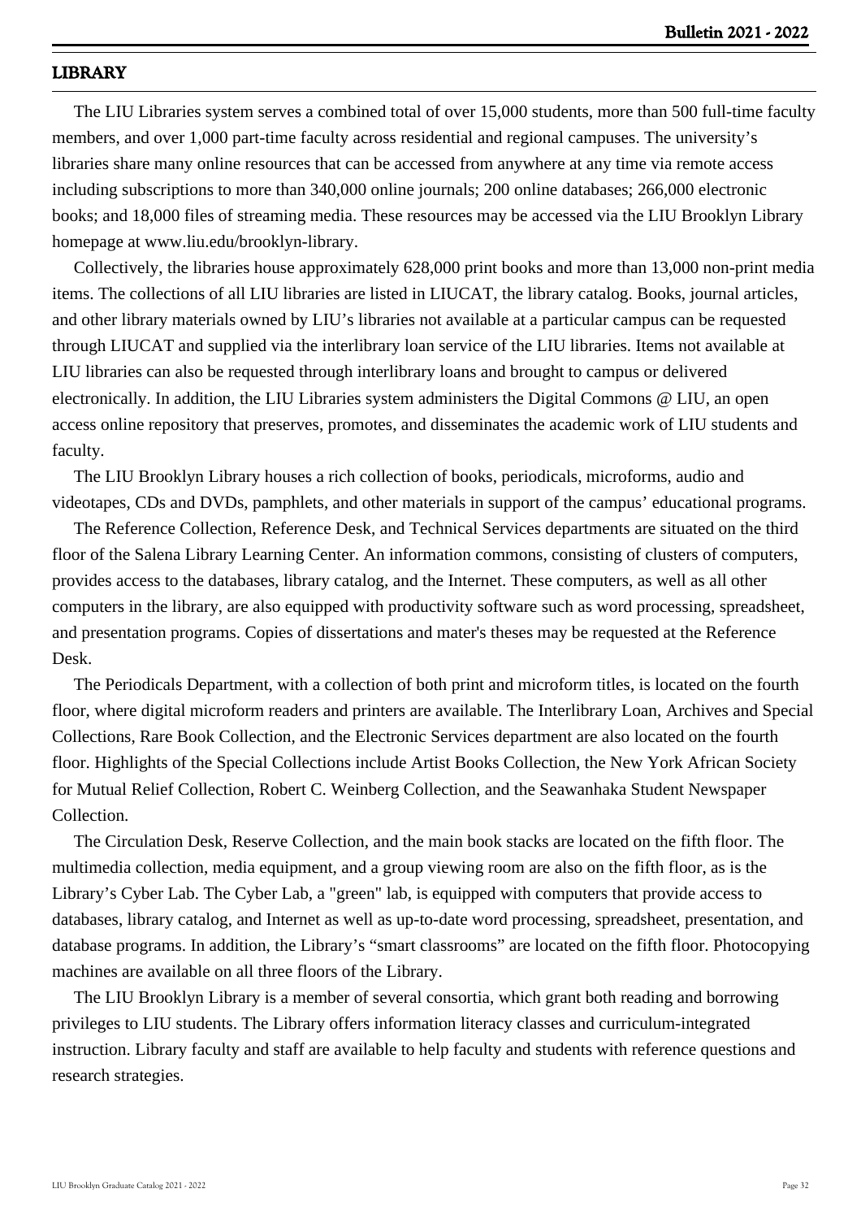## LIBRARY

The LIU Libraries system serves a combined total of over 15,000 students, more than 500 full-time faculty members, and over 1,000 part-time faculty across residential and regional campuses. The university's libraries share many online resources that can be accessed from anywhere at any time via remote access including subscriptions to more than 340,000 online journals; 200 online databases; 266,000 electronic books; and 18,000 files of streaming media. These resources may be accessed via the LIU Brooklyn Library homepage at www.liu.edu/brooklyn-library.

Collectively, the libraries house approximately 628,000 print books and more than 13,000 non-print media items. The collections of all LIU libraries are listed in LIUCAT, the library catalog. Books, journal articles, and other library materials owned by LIU's libraries not available at a particular campus can be requested through LIUCAT and supplied via the interlibrary loan service of the LIU libraries. Items not available at LIU libraries can also be requested through interlibrary loans and brought to campus or delivered electronically. In addition, the LIU Libraries system administers the Digital Commons @ LIU, an open access online repository that preserves, promotes, and disseminates the academic work of LIU students and faculty.

The LIU Brooklyn Library houses a rich collection of books, periodicals, microforms, audio and videotapes, CDs and DVDs, pamphlets, and other materials in support of the campus' educational programs.

The Reference Collection, Reference Desk, and Technical Services departments are situated on the third floor of the Salena Library Learning Center. An information commons, consisting of clusters of computers, provides access to the databases, library catalog, and the Internet. These computers, as well as all other computers in the library, are also equipped with productivity software such as word processing, spreadsheet, and presentation programs. Copies of dissertations and mater's theses may be requested at the Reference Desk.

The Periodicals Department, with a collection of both print and microform titles, is located on the fourth floor, where digital microform readers and printers are available. The Interlibrary Loan, Archives and Special Collections, Rare Book Collection, and the Electronic Services department are also located on the fourth floor. Highlights of the Special Collections include Artist Books Collection, the New York African Society for Mutual Relief Collection, Robert C. Weinberg Collection, and the Seawanhaka Student Newspaper Collection.

The Circulation Desk, Reserve Collection, and the main book stacks are located on the fifth floor. The multimedia collection, media equipment, and a group viewing room are also on the fifth floor, as is the Library's Cyber Lab. The Cyber Lab, a "green" lab, is equipped with computers that provide access to databases, library catalog, and Internet as well as up-to-date word processing, spreadsheet, presentation, and database programs. In addition, the Library's "smart classrooms" are located on the fifth floor. Photocopying machines are available on all three floors of the Library.

The LIU Brooklyn Library is a member of several consortia, which grant both reading and borrowing privileges to LIU students. The Library offers information literacy classes and curriculum-integrated instruction. Library faculty and staff are available to help faculty and students with reference questions and research strategies.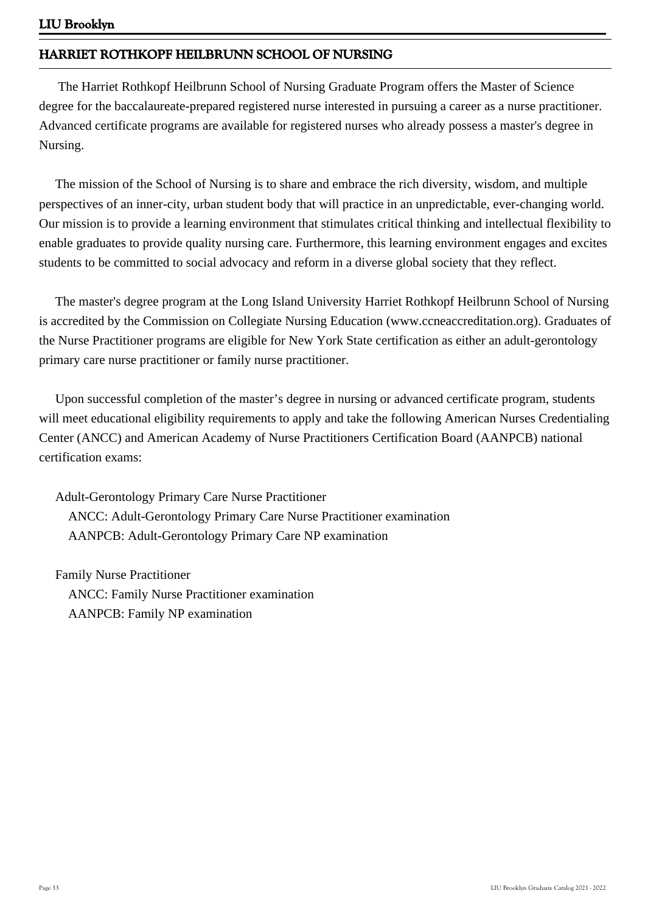## HARRIET ROTHKOPF HEILBRUNN SCHOOL OF NURSING

The Harriet Rothkopf Heilbrunn School of Nursing Graduate Program offers the Master of Science degree for the baccalaureate-prepared registered nurse interested in pursuing a career as a nurse practitioner. Advanced certificate programs are available for registered nurses who already possess a master's degree in Nursing.

The mission of the School of Nursing is to share and embrace the rich diversity, wisdom, and multiple perspectives of an inner-city, urban student body that will practice in an unpredictable, ever-changing world. Our mission is to provide a learning environment that stimulates critical thinking and intellectual flexibility to enable graduates to provide quality nursing care. Furthermore, this learning environment engages and excites students to be committed to social advocacy and reform in a diverse global society that they reflect.

The master's degree program at the Long Island University Harriet Rothkopf Heilbrunn School of Nursing is accredited by the Commission on Collegiate Nursing Education (www.ccneaccreditation.org). Graduates of the Nurse Practitioner programs are eligible for New York State certification as either an adult-gerontology primary care nurse practitioner or family nurse practitioner.

Upon successful completion of the master's degree in nursing or advanced certificate program, students will meet educational eligibility requirements to apply and take the following American Nurses Credentialing Center (ANCC) and American Academy of Nurse Practitioners Certification Board (AANPCB) national certification exams:

Adult-Gerontology Primary Care Nurse Practitioner
- ANCC: Adult-Gerontology Primary Care Nurse Practitioner examination
- AANPCB: Adult-Gerontology Primary Care NP examination

Family Nurse Practitioner
- ANCC: Family Nurse Practitioner examination
- AANPCB: Family NP examination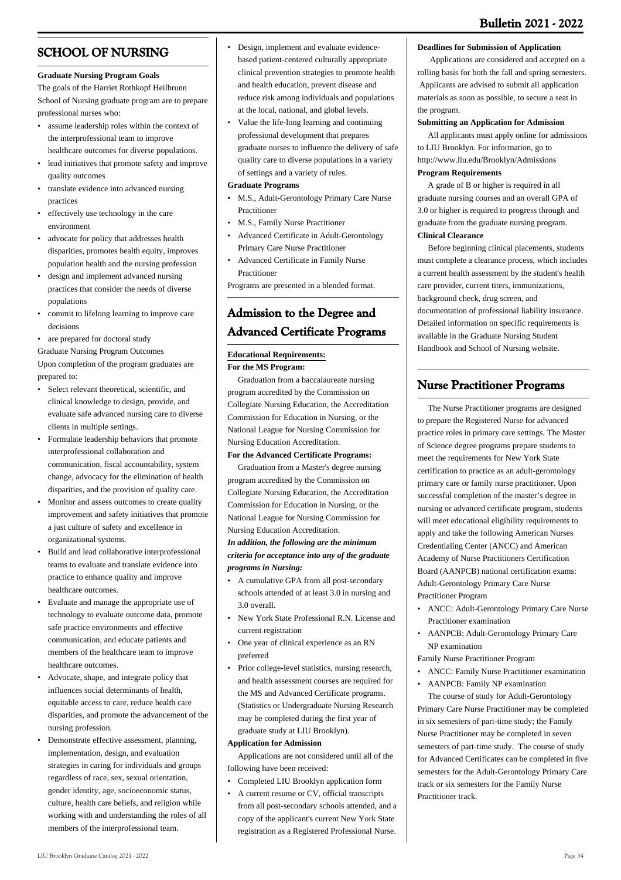## SCHOOL OF NURSING

**Graduate Nursing Program Goals**

The goals of the Harriet Rothkopf Heilbrunn School of Nursing graduate program are to prepare professional nurses who:

- assume leadership roles within the context of the interprofessional team to improve healthcare outcomes for diverse populations.
- lead initiatives that promote safety and improve quality outcomes
- translate evidence into advanced nursing practices
- effectively use technology in the care environment
- advocate for policy that addresses health disparities, promotes health equity, improves population health and the nursing profession
- design and implement advanced nursing practices that consider the needs of diverse populations
- commit to lifelong learning to improve care decisions
- are prepared for doctoral study

Graduate Nursing Program Outcomes

Upon completion of the program graduates are prepared to:

- Select relevant theoretical, scientific, and clinical knowledge to design, provide, and evaluate safe advanced nursing care to diverse clients in multiple settings.
- Formulate leadership behaviors that promote interprofessional collaboration and communication, fiscal accountability, system change, advocacy for the elimination of health disparities, and the provision of quality care.
- Monitor and assess outcomes to create quality improvement and safety initiatives that promote a just culture of safety and excellence in organizational systems.
- Build and lead collaborative interprofessional teams to evaluate and translate evidence into practice to enhance quality and improve healthcare outcomes.
- Evaluate and manage the appropriate use of technology to evaluate outcome data, promote safe practice environments and effective communication, and educate patients and members of the healthcare team to improve healthcare outcomes.
- Advocate, shape, and integrate policy that influences social determinants of health, equitable access to care, reduce health care disparities, and promote the advancement of the nursing profession.
- Demonstrate effective assessment, planning, implementation, design, and evaluation strategies in caring for individuals and groups regardless of race, sex, sexual orientation, gender identity, age, socioeconomic status, culture, health care beliefs, and religion while working with and understanding the roles of all members of the interprofessional team.
- Design, implement and evaluate evidence-based patient-centered culturally appropriate clinical prevention strategies to promote health and health education, prevent disease and reduce risk among individuals and populations at the local, national, and global levels.
- Value the life-long learning and continuing professional development that prepares graduate nurses to influence the delivery of safe quality care to diverse populations in a variety of settings and a variety of rules.

**Graduate Programs**

- M.S., Adult-Gerontology Primary Care Nurse Practitioner
- M.S., Family Nurse Practitioner
- Advanced Certificate in Adult-Gerontology Primary Care Nurse Practitioner
- Advanced Certificate in Family Nurse Practitioner

Programs are presented in a blended format.

## Admission to the Degree and Advanced Certificate Programs

**Educational Requirements:**

**For the MS Program:**

Graduation from a baccalaureate nursing program accredited by the Commission on Collegiate Nursing Education, the Accreditation Commission for Education in Nursing, or the National League for Nursing Commission for Nursing Education Accreditation.

**For the Advanced Certificate Programs:**

Graduation from a Master's degree nursing program accredited by the Commission on Collegiate Nursing Education, the Accreditation Commission for Education in Nursing, or the National League for Nursing Commission for Nursing Education Accreditation.

***In addition, the following are the minimum criteria for acceptance into any of the graduate programs in Nursing:***

- A cumulative GPA from all post-secondary schools attended of at least 3.0 in nursing and 3.0 overall.
- New York State Professional R.N. License and current registration
- One year of clinical experience as an RN preferred
- Prior college-level statistics, nursing research, and health assessment courses are required for the MS and Advanced Certificate programs. (Statistics or Undergraduate Nursing Research may be completed during the first year of graduate study at LIU Brooklyn).

**Application for Admission**

Applications are not considered until all of the following have been received:

- Completed LIU Brooklyn application form
- A current resume or CV, official transcripts from all post-secondary schools attended, and a copy of the applicant's current New York State registration as a Registered Professional Nurse.

**Deadlines for Submission of Application**

Applications are considered and accepted on a rolling basis for both the fall and spring semesters. Applicants are advised to submit all application materials as soon as possible, to secure a seat in the program.

**Submitting an Application for Admission**

All applicants must apply online for admissions to LIU Brooklyn. For information, go to http://www.liu.edu/Brooklyn/Admissions

**Program Requirements**

A grade of B or higher is required in all graduate nursing courses and an overall GPA of 3.0 or higher is required to progress through and graduate from the graduate nursing program.

**Clinical Clearance**

Before beginning clinical placements, students must complete a clearance process, which includes a current health assessment by the student's health care provider, current titers, immunizations, background check, drug screen, and documentation of professional liability insurance. Detailed information on specific requirements is available in the Graduate Nursing Student Handbook and School of Nursing website.

## Nurse Practitioner Programs

The Nurse Practitioner programs are designed to prepare the Registered Nurse for advanced practice roles in primary care settings. The Master of Science degree programs prepare students to meet the requirements for New York State certification to practice as an adult-gerontology primary care or family nurse practitioner. Upon successful completion of the master's degree in nursing or advanced certificate program, students will meet educational eligibility requirements to apply and take the following American Nurses Credentialing Center (ANCC) and American Academy of Nurse Practitioners Certification Board (AANPCB) national certification exams:

Adult-Gerontology Primary Care Nurse Practitioner Program

- ANCC: Adult-Gerontology Primary Care Nurse Practitioner examination
- AANPCB: Adult-Gerontology Primary Care NP examination

Family Nurse Practitioner Program

- ANCC: Family Nurse Practitioner examination
- AANPCB: Family NP examination

The course of study for Adult-Gerontology Primary Care Nurse Practitioner may be completed in six semesters of part-time study; the Family Nurse Practitioner may be completed in seven semesters of part-time study. The course of study for Advanced Certificates can be completed in five semesters for the Adult-Gerontology Primary Care track or six semesters for the Family Nurse Practitioner track.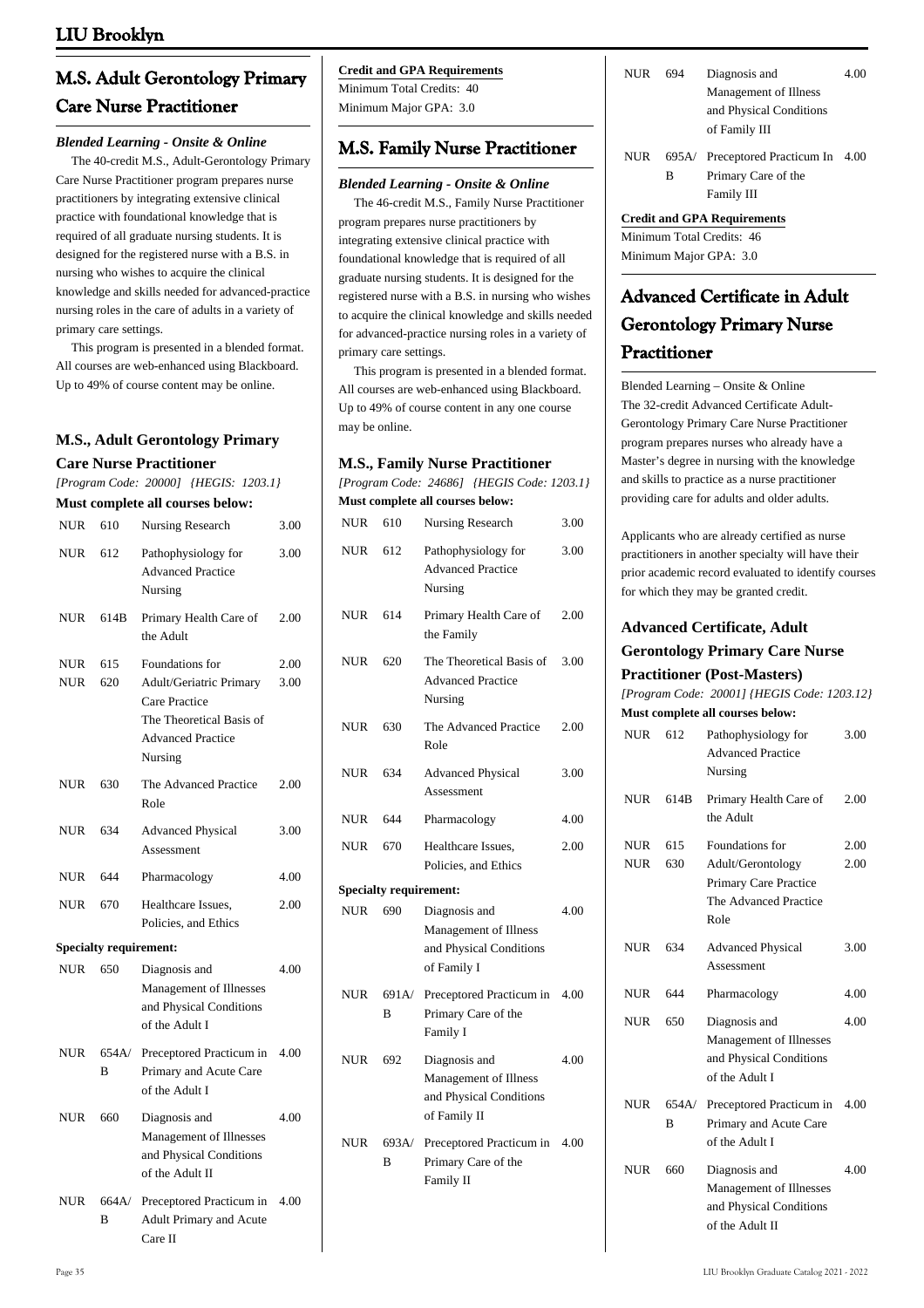## M.S. Adult Gerontology Primary Care Nurse Practitioner

***Blended Learning - Onsite & Online***

The 40-credit M.S., Adult-Gerontology Primary Care Nurse Practitioner program prepares nurse practitioners by integrating extensive clinical practice with foundational knowledge that is required of all graduate nursing students. It is designed for the registered nurse with a B.S. in nursing who wishes to acquire the clinical knowledge and skills needed for advanced-practice nursing roles in the care of adults in a variety of primary care settings.

This program is presented in a blended format. All courses are web-enhanced using Blackboard. Up to 49% of course content may be online.

### M.S., Adult Gerontology Primary Care Nurse Practitioner

*[Program Code: 20000] {HEGIS: 1203.1}*

**Must complete all courses below:**

| | | | |
|---|---|---|---|
| NUR | 610 | Nursing Research | 3.00 |
| NUR | 612 | Pathophysiology for Advanced Practice Nursing | 3.00 |
| NUR | 614B | Primary Health Care of the Adult | 2.00 |
| NUR | 615 | Foundations for Adult/Geriatric Primary Care Practice | 2.00 |
| NUR | 620 | The Theoretical Basis of Advanced Practice Nursing | 3.00 |
| NUR | 630 | The Advanced Practice Role | 2.00 |
| NUR | 634 | Advanced Physical Assessment | 3.00 |
| NUR | 644 | Pharmacology | 4.00 |
| NUR | 670 | Healthcare Issues, Policies, and Ethics | 2.00 |

**Specialty requirement:**

| | | | |
|---|---|---|---|
| NUR | 650 | Diagnosis and Management of Illnesses and Physical Conditions of the Adult I | 4.00 |
| NUR | 654A/B | Preceptored Practicum in Primary and Acute Care of the Adult I | 4.00 |
| NUR | 660 | Diagnosis and Management of Illnesses and Physical Conditions of the Adult II | 4.00 |
| NUR | 664A/B | Preceptored Practicum in Adult Primary and Acute Care II | 4.00 |

**Credit and GPA Requirements**

Minimum Total Credits: 40
Minimum Major GPA: 3.0

## M.S. Family Nurse Practitioner

***Blended Learning - Onsite & Online***

The 46-credit M.S., Family Nurse Practitioner program prepares nurse practitioners by integrating extensive clinical practice with foundational knowledge that is required of all graduate nursing students. It is designed for the registered nurse with a B.S. in nursing who wishes to acquire the clinical knowledge and skills needed for advanced-practice nursing roles in a variety of primary care settings.

This program is presented in a blended format. All courses are web-enhanced using Blackboard. Up to 49% of course content in any one course may be online.

### M.S., Family Nurse Practitioner

*[Program Code: 24686] {HEGIS Code: 1203.1}*

**Must complete all courses below:**

| | | | |
|---|---|---|---|
| NUR | 610 | Nursing Research | 3.00 |
| NUR | 612 | Pathophysiology for Advanced Practice Nursing | 3.00 |
| NUR | 614 | Primary Health Care of the Family | 2.00 |
| NUR | 620 | The Theoretical Basis of Advanced Practice Nursing | 3.00 |
| NUR | 630 | The Advanced Practice Role | 2.00 |
| NUR | 634 | Advanced Physical Assessment | 3.00 |
| NUR | 644 | Pharmacology | 4.00 |
| NUR | 670 | Healthcare Issues, Policies, and Ethics | 2.00 |

**Specialty requirement:**

| | | | |
|---|---|---|---|
| NUR | 690 | Diagnosis and Management of Illness and Physical Conditions of Family I | 4.00 |
| NUR | 691A/B | Preceptored Practicum in Primary Care of the Family I | 4.00 |
| NUR | 692 | Diagnosis and Management of Illness and Physical Conditions of Family II | 4.00 |
| NUR | 693A/B | Preceptored Practicum in Primary Care of the Family II | 4.00 |
| NUR | 694 | Diagnosis and Management of Illness and Physical Conditions of Family III | 4.00 |
| NUR | 695A/B | Preceptored Practicum In Primary Care of the Family III | 4.00 |

**Credit and GPA Requirements**

Minimum Total Credits: 46
Minimum Major GPA: 3.0

## Advanced Certificate in Adult Gerontology Primary Nurse Practitioner

Blended Learning – Onsite & Online
The 32-credit Advanced Certificate Adult-Gerontology Primary Care Nurse Practitioner program prepares nurses who already have a Master's degree in nursing with the knowledge and skills to practice as a nurse practitioner providing care for adults and older adults.

Applicants who are already certified as nurse practitioners in another specialty will have their prior academic record evaluated to identify courses for which they may be granted credit.

### Advanced Certificate, Adult Gerontology Primary Care Nurse Practitioner (Post-Masters)

*[Program Code: 20001] {HEGIS Code: 1203.12}*

**Must complete all courses below:**

| | | | |
|---|---|---|---|
| NUR | 612 | Pathophysiology for Advanced Practice Nursing | 3.00 |
| NUR | 614B | Primary Health Care of the Adult | 2.00 |
| NUR | 615 | Foundations for Adult/Gerontology Primary Care Practice | 2.00 |
| NUR | 630 | The Advanced Practice Role | 2.00 |
| NUR | 634 | Advanced Physical Assessment | 3.00 |
| NUR | 644 | Pharmacology | 4.00 |
| NUR | 650 | Diagnosis and Management of Illnesses and Physical Conditions of the Adult I | 4.00 |
| NUR | 654A/B | Preceptored Practicum in Primary and Acute Care of the Adult I | 4.00 |
| NUR | 660 | Diagnosis and Management of Illnesses and Physical Conditions of the Adult II | 4.00 |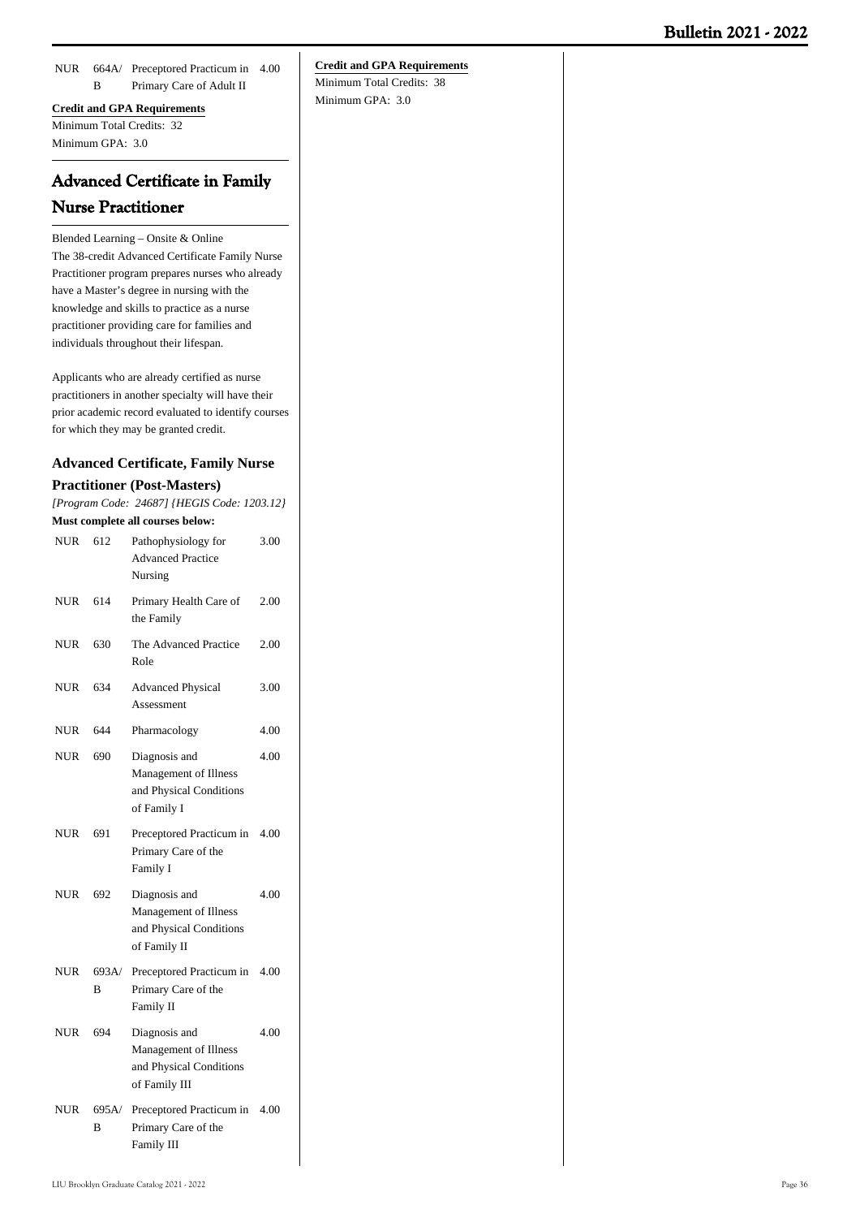| | | | |
|---|---|---|---|
| NUR | 664A/B | Preceptored Practicum in Primary Care of Adult II | 4.00 |

**Credit and GPA Requirements**

Minimum Total Credits: 32

Minimum GPA: 3.0

## Advanced Certificate in Family Nurse Practitioner

Blended Learning – Onsite & Online

The 38-credit Advanced Certificate Family Nurse Practitioner program prepares nurses who already have a Master's degree in nursing with the knowledge and skills to practice as a nurse practitioner providing care for families and individuals throughout their lifespan.

Applicants who are already certified as nurse practitioners in another specialty will have their prior academic record evaluated to identify courses for which they may be granted credit.

### Advanced Certificate, Family Nurse Practitioner (Post-Masters)

*[Program Code: 24687] {HEGIS Code: 1203.12}*

**Must complete all courses below:**

| | | | |
|---|---|---|---|
| NUR | 612 | Pathophysiology for Advanced Practice Nursing | 3.00 |
| NUR | 614 | Primary Health Care of the Family | 2.00 |
| NUR | 630 | The Advanced Practice Role | 2.00 |
| NUR | 634 | Advanced Physical Assessment | 3.00 |
| NUR | 644 | Pharmacology | 4.00 |
| NUR | 690 | Diagnosis and Management of Illness and Physical Conditions of Family I | 4.00 |
| NUR | 691 | Preceptored Practicum in Primary Care of the Family I | 4.00 |
| NUR | 692 | Diagnosis and Management of Illness and Physical Conditions of Family II | 4.00 |
| NUR | 693A/B | Preceptored Practicum in Primary Care of the Family II | 4.00 |
| NUR | 694 | Diagnosis and Management of Illness and Physical Conditions of Family III | 4.00 |
| NUR | 695A/B | Preceptored Practicum in Primary Care of the Family III | 4.00 |

**Credit and GPA Requirements**

Minimum Total Credits: 38

Minimum GPA: 3.0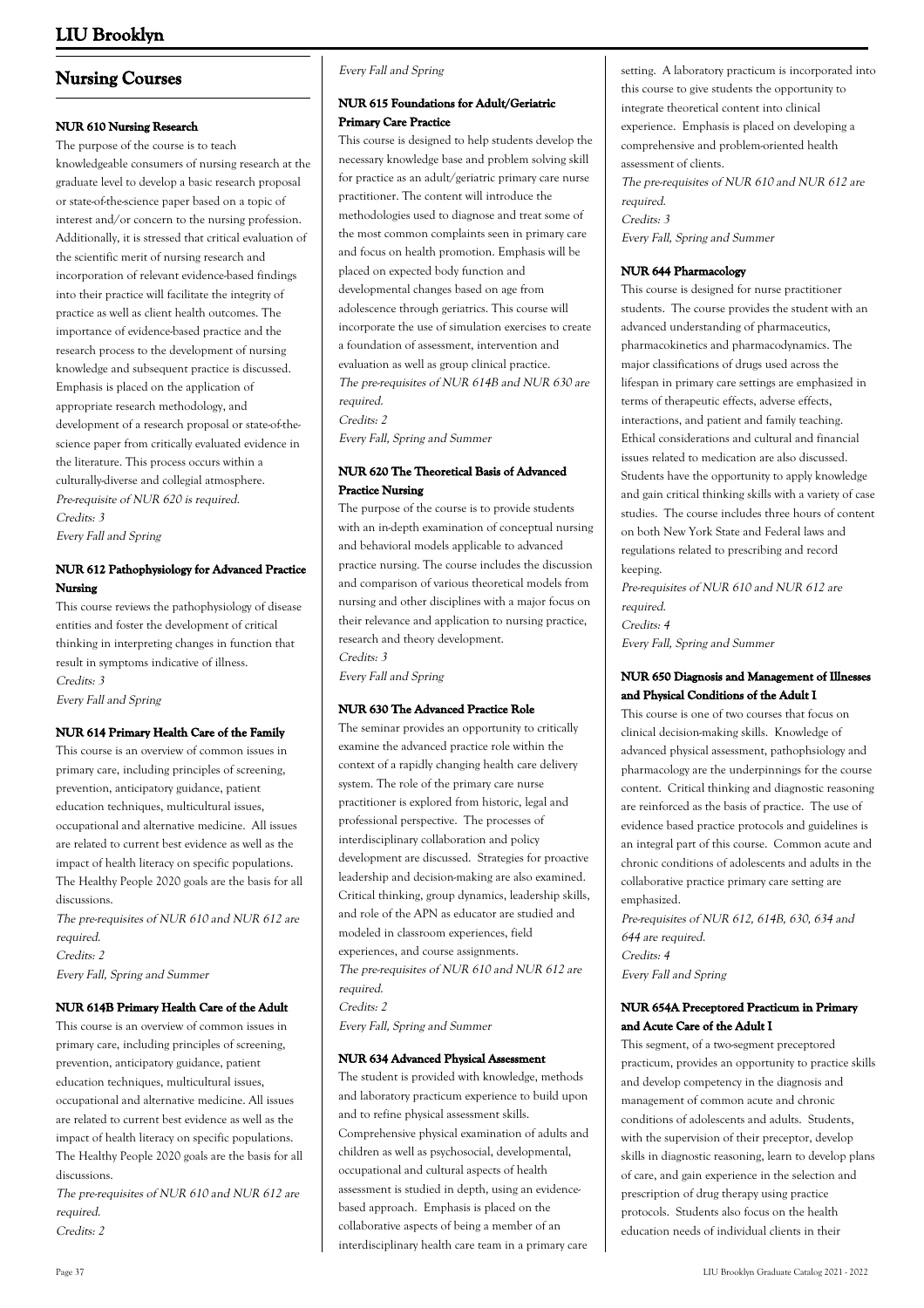## Nursing Courses

### NUR 610 Nursing Research

The purpose of the course is to teach knowledgeable consumers of nursing research at the graduate level to develop a basic research proposal or state-of-the-science paper based on a topic of interest and/or concern to the nursing profession. Additionally, it is stressed that critical evaluation of the scientific merit of nursing research and incorporation of relevant evidence-based findings into their practice will facilitate the integrity of practice as well as client health outcomes. The importance of evidence-based practice and the research process to the development of nursing knowledge and subsequent practice is discussed. Emphasis is placed on the application of appropriate research methodology, and development of a research proposal or state-of-the-science paper from critically evaluated evidence in the literature. This process occurs within a culturally-diverse and collegial atmosphere.

*Pre-requisite of NUR 620 is required.*

*Credits: 3*

*Every Fall and Spring*

### NUR 612 Pathophysiology for Advanced Practice Nursing

This course reviews the pathophysiology of disease entities and foster the development of critical thinking in interpreting changes in function that result in symptoms indicative of illness.

*Credits: 3*

*Every Fall and Spring*

### NUR 614 Primary Health Care of the Family

This course is an overview of common issues in primary care, including principles of screening, prevention, anticipatory guidance, patient education techniques, multicultural issues, occupational and alternative medicine. All issues are related to current best evidence as well as the impact of health literacy on specific populations. The Healthy People 2020 goals are the basis for all discussions.

*The pre-requisites of NUR 610 and NUR 612 are required.*

*Credits: 2*

*Every Fall, Spring and Summer*

### NUR 614B Primary Health Care of the Adult

This course is an overview of common issues in primary care, including principles of screening, prevention, anticipatory guidance, patient education techniques, multicultural issues, occupational and alternative medicine. All issues are related to current best evidence as well as the impact of health literacy on specific populations. The Healthy People 2020 goals are the basis for all discussions.

*The pre-requisites of NUR 610 and NUR 612 are required.*

*Credits: 2*

*Every Fall and Spring*

### NUR 615 Foundations for Adult/Geriatric Primary Care Practice

This course is designed to help students develop the necessary knowledge base and problem solving skill for practice as an adult/geriatric primary care nurse practitioner. The content will introduce the methodologies used to diagnose and treat some of the most common complaints seen in primary care and focus on health promotion. Emphasis will be placed on expected body function and developmental changes based on age from adolescence through geriatrics. This course will incorporate the use of simulation exercises to create a foundation of assessment, intervention and evaluation as well as group clinical practice.

*The pre-requisites of NUR 614B and NUR 630 are required.*

*Credits: 2*

*Every Fall, Spring and Summer*

### NUR 620 The Theoretical Basis of Advanced Practice Nursing

The purpose of the course is to provide students with an in-depth examination of conceptual nursing and behavioral models applicable to advanced practice nursing. The course includes the discussion and comparison of various theoretical models from nursing and other disciplines with a major focus on their relevance and application to nursing practice, research and theory development.

*Credits: 3*

*Every Fall and Spring*

### NUR 630 The Advanced Practice Role

The seminar provides an opportunity to critically examine the advanced practice role within the context of a rapidly changing health care delivery system. The role of the primary care nurse practitioner is explored from historic, legal and professional perspective. The processes of interdisciplinary collaboration and policy development are discussed. Strategies for proactive leadership and decision-making are also examined. Critical thinking, group dynamics, leadership skills, and role of the APN as educator are studied and modeled in classroom experiences, field experiences, and course assignments.

*The pre-requisites of NUR 610 and NUR 612 are required.*

*Credits: 2*

*Every Fall, Spring and Summer*

### NUR 634 Advanced Physical Assessment

The student is provided with knowledge, methods and laboratory practicum experience to build upon and to refine physical assessment skills. Comprehensive physical examination of adults and children as well as psychosocial, developmental, occupational and cultural aspects of health assessment is studied in depth, using an evidence-based approach. Emphasis is placed on the collaborative aspects of being a member of an interdisciplinary health care team in a primary care setting. A laboratory practicum is incorporated into this course to give students the opportunity to integrate theoretical content into clinical experience. Emphasis is placed on developing a comprehensive and problem-oriented health assessment of clients.

*The pre-requisites of NUR 610 and NUR 612 are required.*

*Credits: 3*

*Every Fall, Spring and Summer*

### NUR 644 Pharmacology

This course is designed for nurse practitioner students. The course provides the student with an advanced understanding of pharmaceutics, pharmacokinetics and pharmacodynamics. The major classifications of drugs used across the lifespan in primary care settings are emphasized in terms of therapeutic effects, adverse effects, interactions, and patient and family teaching. Ethical considerations and cultural and financial issues related to medication are also discussed. Students have the opportunity to apply knowledge and gain critical thinking skills with a variety of case studies. The course includes three hours of content on both New York State and Federal laws and regulations related to prescribing and record keeping.

*Pre-requisites of NUR 610 and NUR 612 are required.*

*Credits: 4*

*Every Fall, Spring and Summer*

### NUR 650 Diagnosis and Management of Illnesses and Physical Conditions of the Adult I

This course is one of two courses that focus on clinical decision-making skills. Knowledge of advanced physical assessment, pathophsiology and pharmacology are the underpinnings for the course content. Critical thinking and diagnostic reasoning are reinforced as the basis of practice. The use of evidence based practice protocols and guidelines is an integral part of this course. Common acute and chronic conditions of adolescents and adults in the collaborative practice primary care setting are emphasized.

*Pre-requisites of NUR 612, 614B, 630, 634 and 644 are required.*

*Credits: 4*

*Every Fall and Spring*

### NUR 654A Preceptored Practicum in Primary and Acute Care of the Adult I

This segment, of a two-segment preceptored practicum, provides an opportunity to practice skills and develop competency in the diagnosis and management of common acute and chronic conditions of adolescents and adults. Students, with the supervision of their preceptor, develop skills in diagnostic reasoning, learn to develop plans of care, and gain experience in the selection and prescription of drug therapy using practice protocols. Students also focus on the health education needs of individual clients in their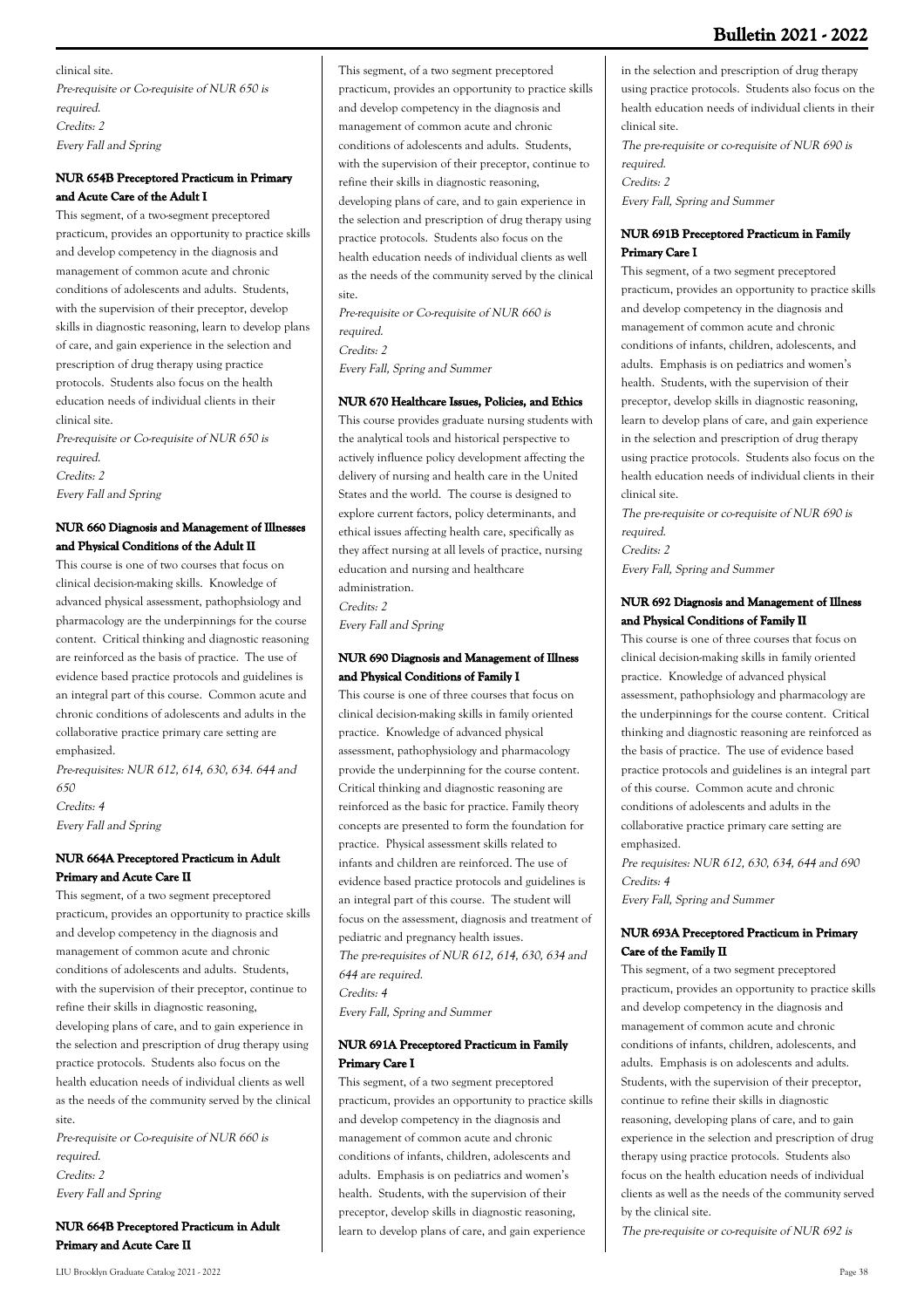clinical site.

*Pre-requisite or Co-requisite of NUR 650 is required.*
*Credits: 2*
*Every Fall and Spring*

### NUR 654B Preceptored Practicum in Primary and Acute Care of the Adult I

This segment, of a two-segment preceptored practicum, provides an opportunity to practice skills and develop competency in the diagnosis and management of common acute and chronic conditions of adolescents and adults. Students, with the supervision of their preceptor, develop skills in diagnostic reasoning, learn to develop plans of care, and gain experience in the selection and prescription of drug therapy using practice protocols. Students also focus on the health education needs of individual clients in their clinical site.

*Pre-requisite or Co-requisite of NUR 650 is required.*
*Credits: 2*
*Every Fall and Spring*

### NUR 660 Diagnosis and Management of Illnesses and Physical Conditions of the Adult II

This course is one of two courses that focus on clinical decision-making skills. Knowledge of advanced physical assessment, pathophsiology and pharmacology are the underpinnings for the course content. Critical thinking and diagnostic reasoning are reinforced as the basis of practice. The use of evidence based practice protocols and guidelines is an integral part of this course. Common acute and chronic conditions of adolescents and adults in the collaborative practice primary care setting are emphasized.

*Pre-requisites: NUR 612, 614, 630, 634. 644 and 650*
*Credits: 4*
*Every Fall and Spring*

### NUR 664A Preceptored Practicum in Adult Primary and Acute Care II

This segment, of a two segment preceptored practicum, provides an opportunity to practice skills and develop competency in the diagnosis and management of common acute and chronic conditions of adolescents and adults. Students, with the supervision of their preceptor, continue to refine their skills in diagnostic reasoning, developing plans of care, and to gain experience in the selection and prescription of drug therapy using practice protocols. Students also focus on the health education needs of individual clients as well as the needs of the community served by the clinical site.

*Pre-requisite or Co-requisite of NUR 660 is required.*
*Credits: 2*
*Every Fall and Spring*

### NUR 664B Preceptored Practicum in Adult Primary and Acute Care II

This segment, of a two segment preceptored practicum, provides an opportunity to practice skills and develop competency in the diagnosis and management of common acute and chronic conditions of adolescents and adults. Students, with the supervision of their preceptor, continue to refine their skills in diagnostic reasoning, developing plans of care, and to gain experience in the selection and prescription of drug therapy using practice protocols. Students also focus on the health education needs of individual clients as well as the needs of the community served by the clinical site.

*Pre-requisite or Co-requisite of NUR 660 is required.*
*Credits: 2*
*Every Fall, Spring and Summer*

### NUR 670 Healthcare Issues, Policies, and Ethics

This course provides graduate nursing students with the analytical tools and historical perspective to actively influence policy development affecting the delivery of nursing and health care in the United States and the world. The course is designed to explore current factors, policy determinants, and ethical issues affecting health care, specifically as they affect nursing at all levels of practice, nursing education and nursing and healthcare administration.

*Credits: 2*
*Every Fall and Spring*

### NUR 690 Diagnosis and Management of Illness and Physical Conditions of Family I

This course is one of three courses that focus on clinical decision-making skills in family oriented practice. Knowledge of advanced physical assessment, pathophysiology and pharmacology provide the underpinning for the course content. Critical thinking and diagnostic reasoning are reinforced as the basic for practice. Family theory concepts are presented to form the foundation for practice. Physical assessment skills related to infants and children are reinforced. The use of evidence based practice protocols and guidelines is an integral part of this course. The student will focus on the assessment, diagnosis and treatment of pediatric and pregnancy health issues.

*The pre-requisites of NUR 612, 614, 630, 634 and 644 are required.*
*Credits: 4*
*Every Fall, Spring and Summer*

### NUR 691A Preceptored Practicum in Family Primary Care I

This segment, of a two segment preceptored practicum, provides an opportunity to practice skills and develop competency in the diagnosis and management of common acute and chronic conditions of infants, children, adolescents and adults. Emphasis is on pediatrics and women's health. Students, with the supervision of their preceptor, develop skills in diagnostic reasoning, learn to develop plans of care, and gain experience in the selection and prescription of drug therapy using practice protocols. Students also focus on the health education needs of individual clients in their clinical site.

*The pre-requisite or co-requisite of NUR 690 is required.*
*Credits: 2*
*Every Fall, Spring and Summer*

### NUR 691B Preceptored Practicum in Family Primary Care I

This segment, of a two segment preceptored practicum, provides an opportunity to practice skills and develop competency in the diagnosis and management of common acute and chronic conditions of infants, children, adolescents, and adults. Emphasis is on pediatrics and women's health. Students, with the supervision of their preceptor, develop skills in diagnostic reasoning, learn to develop plans of care, and gain experience in the selection and prescription of drug therapy using practice protocols. Students also focus on the health education needs of individual clients in their clinical site.

*The pre-requisite or co-requisite of NUR 690 is required.*
*Credits: 2*
*Every Fall, Spring and Summer*

### NUR 692 Diagnosis and Management of Illness and Physical Conditions of Family II

This course is one of three courses that focus on clinical decision-making skills in family oriented practice. Knowledge of advanced physical assessment, pathophsiology and pharmacology are the underpinnings for the course content. Critical thinking and diagnostic reasoning are reinforced as the basis of practice. The use of evidence based practice protocols and guidelines is an integral part of this course. Common acute and chronic conditions of adolescents and adults in the collaborative practice primary care setting are emphasized.

*Pre requisites: NUR 612, 630, 634, 644 and 690*
*Credits: 4*
*Every Fall, Spring and Summer*

### NUR 693A Preceptored Practicum in Primary Care of the Family II

This segment, of a two segment preceptored practicum, provides an opportunity to practice skills and develop competency in the diagnosis and management of common acute and chronic conditions of infants, children, adolescents, and adults. Emphasis is on adolescents and adults. Students, with the supervision of their preceptor, continue to refine their skills in diagnostic reasoning, developing plans of care, and to gain experience in the selection and prescription of drug therapy using practice protocols. Students also focus on the health education needs of individual clients as well as the needs of the community served by the clinical site.

*The pre-requisite or co-requisite of NUR 692 is*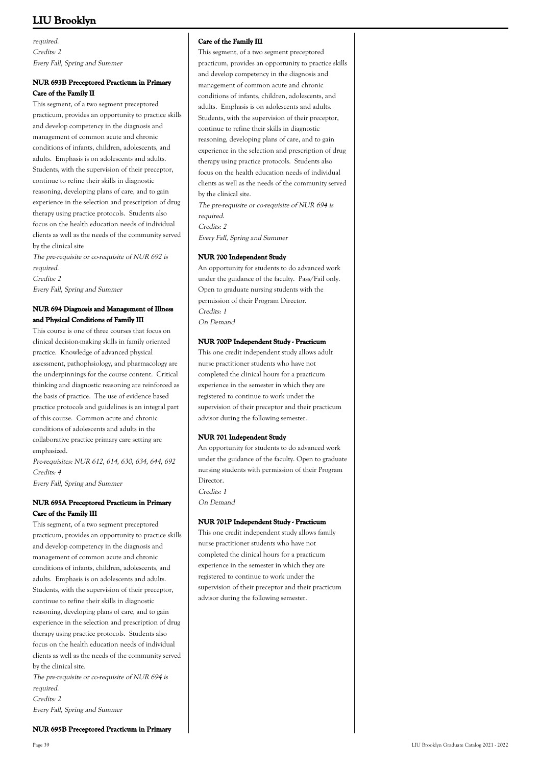*required.*
*Credits: 2*
*Every Fall, Spring and Summer*

### NUR 693B Preceptored Practicum in Primary Care of the Family II

This segment, of a two segment preceptored practicum, provides an opportunity to practice skills and develop competency in the diagnosis and management of common acute and chronic conditions of infants, children, adolescents, and adults. Emphasis is on adolescents and adults. Students, with the supervision of their preceptor, continue to refine their skills in diagnostic reasoning, developing plans of care, and to gain experience in the selection and prescription of drug therapy using practice protocols. Students also focus on the health education needs of individual clients as well as the needs of the community served by the clinical site

*The pre-requisite or co-requisite of NUR 692 is required.*
*Credits: 2*
*Every Fall, Spring and Summer*

### NUR 694 Diagnosis and Management of Illness and Physical Conditions of Family III

This course is one of three courses that focus on clinical decision-making skills in family oriented practice. Knowledge of advanced physical assessment, pathophsiology, and pharmacology are the underpinnings for the course content. Critical thinking and diagnostic reasoning are reinforced as the basis of practice. The use of evidence based practice protocols and guidelines is an integral part of this course. Common acute and chronic conditions of adolescents and adults in the collaborative practice primary care setting are emphasized.

*Pre-requisites: NUR 612, 614, 630, 634, 644, 692*
*Credits: 4*
*Every Fall, Spring and Summer*

### NUR 695A Preceptored Practicum in Primary Care of the Family III

This segment, of a two segment preceptored practicum, provides an opportunity to practice skills and develop competency in the diagnosis and management of common acute and chronic conditions of infants, children, adolescents, and adults. Emphasis is on adolescents and adults. Students, with the supervision of their preceptor, continue to refine their skills in diagnostic reasoning, developing plans of care, and to gain experience in the selection and prescription of drug therapy using practice protocols. Students also focus on the health education needs of individual clients as well as the needs of the community served by the clinical site.

*The pre-requisite or co-requisite of NUR 694 is required.*
*Credits: 2*
*Every Fall, Spring and Summer*

### NUR 695B Preceptored Practicum in Primary Care of the Family III

This segment, of a two segment preceptored practicum, provides an opportunity to practice skills and develop competency in the diagnosis and management of common acute and chronic conditions of infants, children, adolescents, and adults. Emphasis is on adolescents and adults. Students, with the supervision of their preceptor, continue to refine their skills in diagnostic reasoning, developing plans of care, and to gain experience in the selection and prescription of drug therapy using practice protocols. Students also focus on the health education needs of individual clients as well as the needs of the community served by the clinical site.

*The pre-requisite or co-requisite of NUR 694 is required.*
*Credits: 2*
*Every Fall, Spring and Summer*

### NUR 700 Independent Study

An opportunity for students to do advanced work under the guidance of the faculty. Pass/Fail only. Open to graduate nursing students with the permission of their Program Director.

*Credits: 1*
*On Demand*

### NUR 700P Independent Study - Practicum

This one credit independent study allows adult nurse practitioner students who have not completed the clinical hours for a practicum experience in the semester in which they are registered to continue to work under the supervision of their preceptor and their practicum advisor during the following semester.

### NUR 701 Independent Study

An opportunity for students to do advanced work under the guidance of the faculty. Open to graduate nursing students with permission of their Program Director.

*Credits: 1*
*On Demand*

### NUR 701P Independent Study - Practicum

This one credit independent study allows family nurse practitioner students who have not completed the clinical hours for a practicum experience in the semester in which they are registered to continue to work under the supervision of their preceptor and their practicum advisor during the following semester.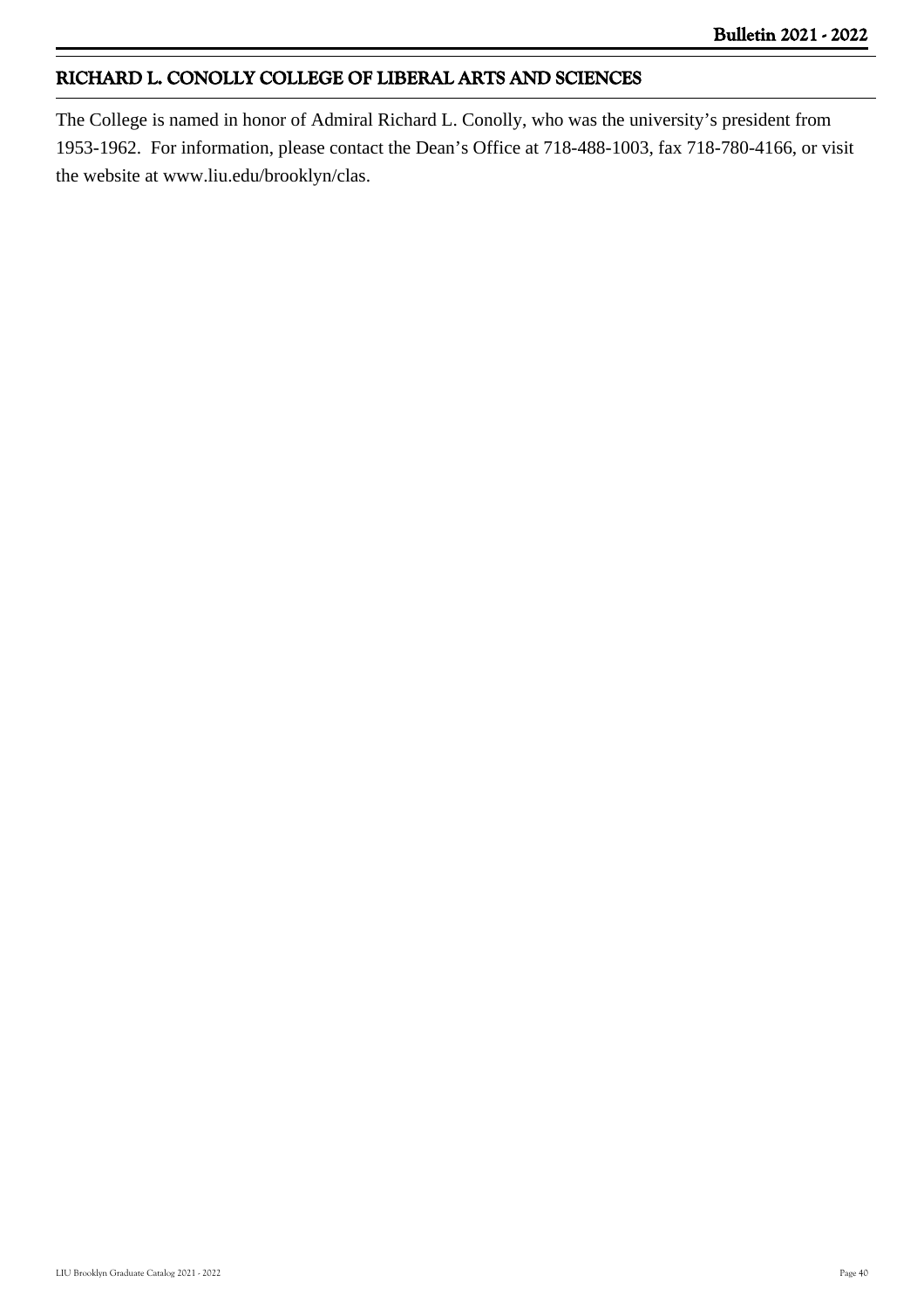## RICHARD L. CONOLLY COLLEGE OF LIBERAL ARTS AND SCIENCES

The College is named in honor of Admiral Richard L. Conolly, who was the university's president from 1953-1962. For information, please contact the Dean's Office at 718-488-1003, fax 718-780-4166, or visit the website at www.liu.edu/brooklyn/clas.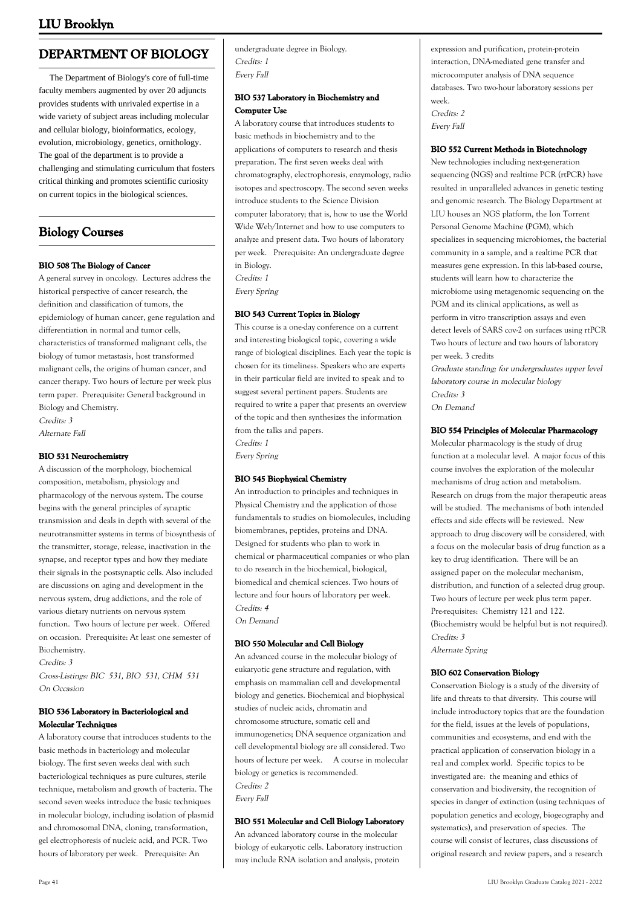# DEPARTMENT OF BIOLOGY

The Department of Biology's core of full-time faculty members augmented by over 20 adjuncts provides students with unrivaled expertise in a wide variety of subject areas including molecular and cellular biology, bioinformatics, ecology, evolution, microbiology, genetics, ornithology. The goal of the department is to provide a challenging and stimulating curriculum that fosters critical thinking and promotes scientific curiosity on current topics in the biological sciences.

## Biology Courses

### BIO 508 The Biology of Cancer

A general survey in oncology. Lectures address the historical perspective of cancer research, the definition and classification of tumors, the epidemiology of human cancer, gene regulation and differentiation in normal and tumor cells, characteristics of transformed malignant cells, the biology of tumor metastasis, host transformed malignant cells, the origins of human cancer, and cancer therapy. Two hours of lecture per week plus term paper. Prerequisite: General background in Biology and Chemistry.

*Credits: 3*

*Alternate Fall*

### BIO 531 Neurochemistry

A discussion of the morphology, biochemical composition, metabolism, physiology and pharmacology of the nervous system. The course begins with the general principles of synaptic transmission and deals in depth with several of the neurotransmitter systems in terms of biosynthesis of the transmitter, storage, release, inactivation in the synapse, and receptor types and how they mediate their signals in the postsynaptic cells. Also included are discussions on aging and development in the nervous system, drug addictions, and the role of various dietary nutrients on nervous system function. Two hours of lecture per week. Offered on occasion. Prerequisite: At least one semester of Biochemistry.

*Credits: 3*

*Cross-Listings: BIC 531, BIO 531, CHM 531*

*On Occasion*

### BIO 536 Laboratory in Bacteriological and Molecular Techniques

A laboratory course that introduces students to the basic methods in bacteriology and molecular biology. The first seven weeks deal with such bacteriological techniques as pure cultures, sterile technique, metabolism and growth of bacteria. The second seven weeks introduce the basic techniques in molecular biology, including isolation of plasmid and chromosomal DNA, cloning, transformation, gel electrophoresis of nucleic acid, and PCR. Two hours of laboratory per week. Prerequisite: An undergraduate degree in Biology.

*Credits: 1*

*Every Fall*

### BIO 537 Laboratory in Biochemistry and Computer Use

A laboratory course that introduces students to basic methods in biochemistry and to the applications of computers to research and thesis preparation. The first seven weeks deal with chromatography, electrophoresis, enzymology, radio isotopes and spectroscopy. The second seven weeks introduce students to the Science Division computer laboratory; that is, how to use the World Wide Web/Internet and how to use computers to analyze and present data. Two hours of laboratory per week. Prerequisite: An undergraduate degree in Biology.

*Credits: 1*

*Every Spring*

### BIO 543 Current Topics in Biology

This course is a one-day conference on a current and interesting biological topic, covering a wide range of biological disciplines. Each year the topic is chosen for its timeliness. Speakers who are experts in their particular field are invited to speak and to suggest several pertinent papers. Students are required to write a paper that presents an overview of the topic and then synthesizes the information from the talks and papers.

*Credits: 1*

*Every Spring*

### BIO 545 Biophysical Chemistry

An introduction to principles and techniques in Physical Chemistry and the application of those fundamentals to studies on biomolecules, including biomembranes, peptides, proteins and DNA. Designed for students who plan to work in chemical or pharmaceutical companies or who plan to do research in the biochemical, biological, biomedical and chemical sciences. Two hours of lecture and four hours of laboratory per week.

*Credits: 4*

*On Demand*

### BIO 550 Molecular and Cell Biology

An advanced course in the molecular biology of eukaryotic gene structure and regulation, with emphasis on mammalian cell and developmental biology and genetics. Biochemical and biophysical studies of nucleic acids, chromatin and chromosome structure, somatic cell and immunogenetics; DNA sequence organization and cell developmental biology are all considered. Two hours of lecture per week. A course in molecular biology or genetics is recommended.

*Credits: 2*

*Every Fall*

### BIO 551 Molecular and Cell Biology Laboratory

An advanced laboratory course in the molecular biology of eukaryotic cells. Laboratory instruction may include RNA isolation and analysis, protein expression and purification, protein-protein interaction, DNA-mediated gene transfer and microcomputer analysis of DNA sequence databases. Two two-hour laboratory sessions per week.

*Credits: 2*

*Every Fall*

### BIO 552 Current Methods in Biotechnology

New technologies including next-generation sequencing (NGS) and realtime PCR (rtPCR) have resulted in unparalleled advances in genetic testing and genomic research. The Biology Department at LIU houses an NGS platform, the Ion Torrent Personal Genome Machine (PGM), which specializes in sequencing microbiomes, the bacterial community in a sample, and a realtime PCR that measures gene expression. In this lab-based course, students will learn how to characterize the microbiome using metagenomic sequencing on the PGM and its clinical applications, as well as perform in vitro transcription assays and even detect levels of SARS cov-2 on surfaces using rtPCR Two hours of lecture and two hours of laboratory per week. 3 credits

*Graduate standing; for undergraduates upper level laboratory course in molecular biology*

*Credits: 3*

*On Demand*

### BIO 554 Principles of Molecular Pharmacology

Molecular pharmacology is the study of drug function at a molecular level. A major focus of this course involves the exploration of the molecular mechanisms of drug action and metabolism. Research on drugs from the major therapeutic areas will be studied. The mechanisms of both intended effects and side effects will be reviewed. New approach to drug discovery will be considered, with a focus on the molecular basis of drug function as a key to drug identification. There will be an assigned paper on the molecular mechanism, distribution, and function of a selected drug group. Two hours of lecture per week plus term paper. Pre-requisites: Chemistry 121 and 122. (Biochemistry would be helpful but is not required).

*Credits: 3*

*Alternate Spring*

### BIO 602 Conservation Biology

Conservation Biology is a study of the diversity of life and threats to that diversity. This course will include introductory topics that are the foundation for the field, issues at the levels of populations, communities and ecosystems, and end with the practical application of conservation biology in a real and complex world. Specific topics to be investigated are: the meaning and ethics of conservation and biodiversity, the recognition of species in danger of extinction (using techniques of population genetics and ecology, biogeography and systematics), and preservation of species. The course will consist of lectures, class discussions of original research and review papers, and a research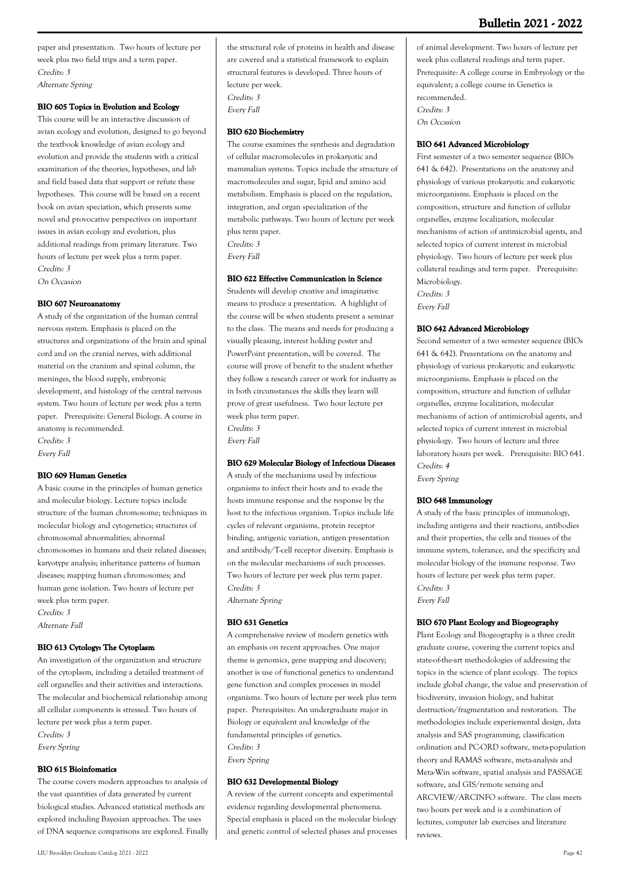paper and presentation. Two hours of lecture per week plus two field trips and a term paper.
*Credits: 3*
*Alternate Spring*

### BIO 605 Topics in Evolution and Ecology

This course will be an interactive discussion of avian ecology and evolution, designed to go beyond the textbook knowledge of avian ecology and evolution and provide the students with a critical examination of the theories, hypotheses, and lab and field based data that support or refute these hypotheses. This course will be based on a recent book on avian speciation, which presents some novel and provocative perspectives on important issues in avian ecology and evolution, plus additional readings from primary literature. Two hours of lecture per week plus a term paper.
*Credits: 3*
*On Occasion*

### BIO 607 Neuroanatomy

A study of the organization of the human central nervous system. Emphasis is placed on the structures and organizations of the brain and spinal cord and on the cranial nerves, with additional material on the cranium and spinal column, the meninges, the blood supply, embryonic development, and histology of the central nervous system. Two hours of lecture per week plus a term paper. Prerequisite: General Biology. A course in anatomy is recommended.
*Credits: 3*
*Every Fall*

### BIO 609 Human Genetics

A basic course in the principles of human genetics and molecular biology. Lecture topics include structure of the human chromosome; techniques in molecular biology and cytogenetics; structures of chromosomal abnormalities; abnormal chromosomes in humans and their related diseases; karyotype analysis; inheritance patterns of human diseases; mapping human chromosomes; and human gene isolation. Two hours of lecture per week plus term paper.
*Credits: 3*
*Alternate Fall*

### BIO 613 Cytology: The Cytoplasm

An investigation of the organization and structure of the cytoplasm, including a detailed treatment of cell organelles and their activities and interactions. The molecular and biochemical relationship among all cellular components is stressed. Two hours of lecture per week plus a term paper.
*Credits: 3*
*Every Spring*

### BIO 615 Bioinfomatics

The course covers modern approaches to analysis of the vast quantities of data generated by current biological studies. Advanced statistical methods are explored including Bayesian approaches. The uses of DNA sequence comparisons are explored. Finally the structural role of proteins in health and disease are covered and a statistical framework to explain structural features is developed. Three hours of lecture per week.
*Credits: 3*
*Every Fall*

### BIO 620 Biochemistry

The course examines the synthesis and degradation of cellular macromolecules in prokaryotic and mammalian systems. Topics include the structure of macromolecules and sugar, lipid and amino acid metabolism. Emphasis is placed on the regulation, integration, and organ specialization of the metabolic pathways. Two hours of lecture per week plus term paper.
*Credits: 3*
*Every Fall*

### BIO 622 Effective Communication in Science

Students will develop creative and imaginative means to produce a presentation. A highlight of the course will be when students present a seminar to the class. The means and needs for producing a visually pleasing, interest holding poster and PowerPoint presentation, will be covered. The course will prove of benefit to the student whether they follow a research career or work for industry as in both circumstances the skills they learn will prove of great usefulness. Two hour lecture per week plus term paper.
*Credits: 3*
*Every Fall*

### BIO 629 Molecular Biology of Infectious Diseases

A study of the mechanisms used by infectious organisms to infect their hosts and to evade the hosts immune response and the response by the host to the infectious organism. Topics include life cycles of relevant organisms, protein receptor binding, antigenic variation, antigen presentation and antibody/T-cell receptor diversity. Emphasis is on the molecular mechanisms of such processes. Two hours of lecture per week plus term paper.
*Credits: 3*
*Alternate Spring*

### BIO 631 Genetics

A comprehensive review of modern genetics with an emphasis on recent approaches. One major theme is genomics, gene mapping and discovery; another is use of functional genetics to understand gene function and complex processes in model organisms. Two hours of lecture per week plus term paper. Prerequisites: An undergraduate major in Biology or equivalent and knowledge of the fundamental principles of genetics.
*Credits: 3*
*Every Spring*

### BIO 632 Developmental Biology

A review of the current concepts and experimental evidence regarding developmental phenomena. Special emphasis is placed on the molecular biology and genetic control of selected phases and processes of animal development. Two hours of lecture per week plus collateral readings and term paper. Prerequisite: A college course in Embryology or the equivalent; a college course in Genetics is recommended.
*Credits: 3*
*On Occasion*

### BIO 641 Advanced Microbiology

First semester of a two semester sequence (BIOs 641 & 642). Presentations on the anatomy and physiology of various prokaryotic and eukaryotic microorganisms. Emphasis is placed on the composition, structure and function of cellular organelles, enzyme localization, molecular mechanisms of action of antimicrobial agents, and selected topics of current interest in microbial physiology. Two hours of lecture per week plus collateral readings and term paper. Prerequisite: Microbiology.
*Credits: 3*
*Every Fall*

### BIO 642 Advanced Microbiology

Second semester of a two semester sequence (BIOs 641 & 642). Presentations on the anatomy and physiology of various prokaryotic and eukaryotic microorganisms. Emphasis is placed on the composition, structure and function of cellular organelles, enzyme localization, molecular mechanisms of action of antimicrobial agents, and selected topics of current interest in microbial physiology. Two hours of lecture and three laboratory hours per week. Prerequisite: BIO 641.
*Credits: 4*
*Every Spring*

### BIO 648 Immunology

A study of the basic principles of immunology, including antigens and their reactions, antibodies and their properties, the cells and tissues of the immune system, tolerance, and the specificity and molecular biology of the immune response. Two hours of lecture per week plus term paper.
*Credits: 3*
*Every Fall*

### BIO 670 Plant Ecology and Biogeography

Plant Ecology and Biogeography is a three credit graduate course, covering the current topics and state-of-the-art methodologies of addressing the topics in the science of plant ecology. The topics include global change, the value and preservation of biodiversity, invasion biology, and habitat destruction/fragmentation and restoration. The methodologies include experiemental design, data analysis and SAS programming, classification ordination and PC-ORD software, meta-population theory and RAMAS software, meta-analysis and Meta-Win software, spatial analysis and PASSAGE software, and GIS/remote sensing and ARCVIEW/ARCINFO software. The class meets two hours per week and is a combination of lectures, computer lab exercises and literature reviews.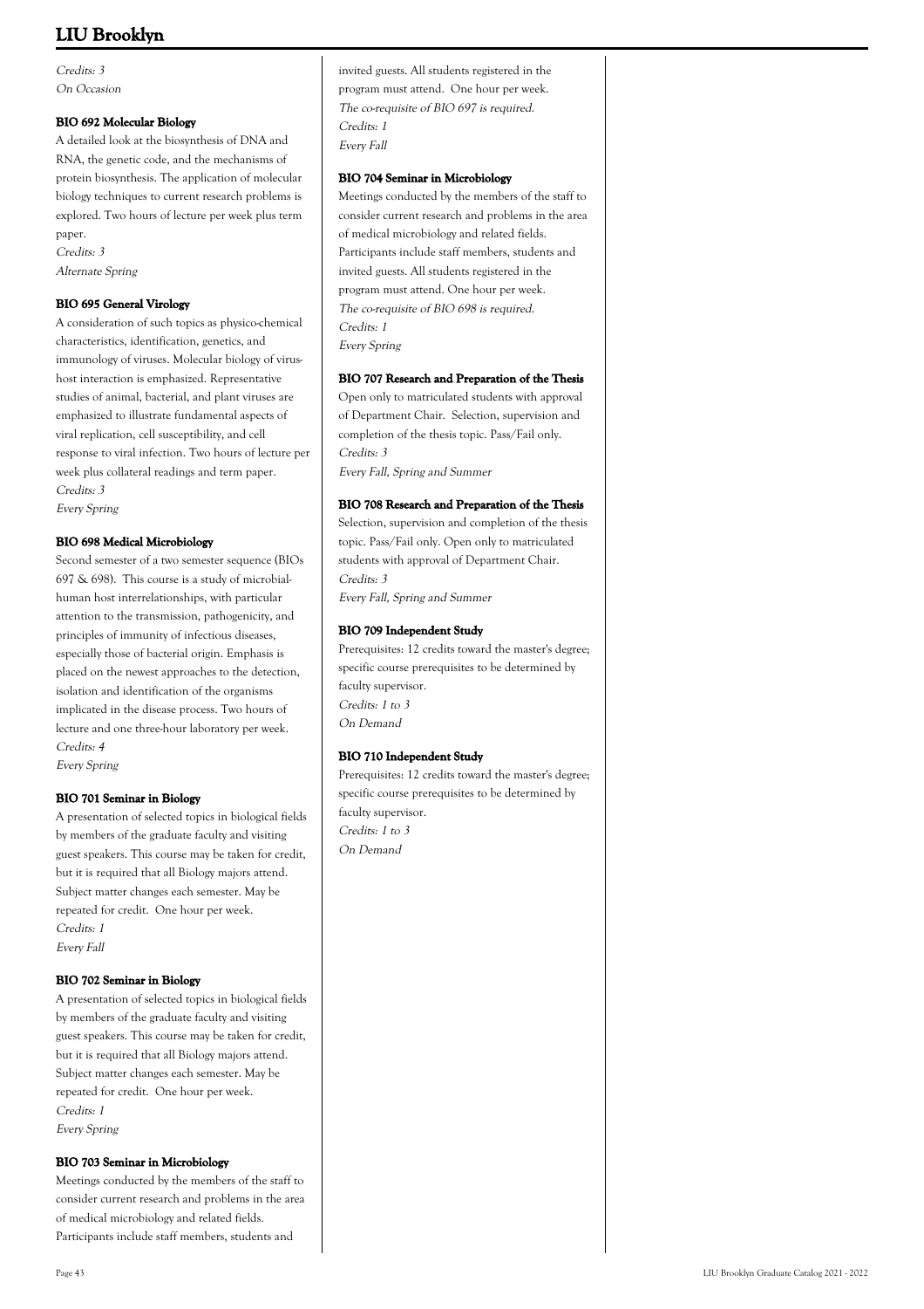*Credits: 3*
*On Occasion*

### BIO 692 Molecular Biology

A detailed look at the biosynthesis of DNA and RNA, the genetic code, and the mechanisms of protein biosynthesis. The application of molecular biology techniques to current research problems is explored. Two hours of lecture per week plus term paper.
*Credits: 3*
*Alternate Spring*

### BIO 695 General Virology

A consideration of such topics as physico-chemical characteristics, identification, genetics, and immunology of viruses. Molecular biology of virus-host interaction is emphasized. Representative studies of animal, bacterial, and plant viruses are emphasized to illustrate fundamental aspects of viral replication, cell susceptibility, and cell response to viral infection. Two hours of lecture per week plus collateral readings and term paper.
*Credits: 3*
*Every Spring*

### BIO 698 Medical Microbiology

Second semester of a two semester sequence (BIOs 697 & 698). This course is a study of microbial-human host interrelationships, with particular attention to the transmission, pathogenicity, and principles of immunity of infectious diseases, especially those of bacterial origin. Emphasis is placed on the newest approaches to the detection, isolation and identification of the organisms implicated in the disease process. Two hours of lecture and one three-hour laboratory per week.
*Credits: 4*
*Every Spring*

### BIO 701 Seminar in Biology

A presentation of selected topics in biological fields by members of the graduate faculty and visiting guest speakers. This course may be taken for credit, but it is required that all Biology majors attend. Subject matter changes each semester. May be repeated for credit. One hour per week.
*Credits: 1*
*Every Fall*

### BIO 702 Seminar in Biology

A presentation of selected topics in biological fields by members of the graduate faculty and visiting guest speakers. This course may be taken for credit, but it is required that all Biology majors attend. Subject matter changes each semester. May be repeated for credit. One hour per week.
*Credits: 1*
*Every Spring*

### BIO 703 Seminar in Microbiology

Meetings conducted by the members of the staff to consider current research and problems in the area of medical microbiology and related fields. Participants include staff members, students and invited guests. All students registered in the program must attend. One hour per week.
*The co-requisite of BIO 697 is required.*
*Credits: 1*
*Every Fall*

### BIO 704 Seminar in Microbiology

Meetings conducted by the members of the staff to consider current research and problems in the area of medical microbiology and related fields. Participants include staff members, students and invited guests. All students registered in the program must attend. One hour per week.
*The co-requisite of BIO 698 is required.*
*Credits: 1*
*Every Spring*

### BIO 707 Research and Preparation of the Thesis

Open only to matriculated students with approval of Department Chair. Selection, supervision and completion of the thesis topic. Pass/Fail only.
*Credits: 3*
*Every Fall, Spring and Summer*

### BIO 708 Research and Preparation of the Thesis

Selection, supervision and completion of the thesis topic. Pass/Fail only. Open only to matriculated students with approval of Department Chair.
*Credits: 3*
*Every Fall, Spring and Summer*

### BIO 709 Independent Study

Prerequisites: 12 credits toward the master's degree; specific course prerequisites to be determined by faculty supervisor.
*Credits: 1 to 3*
*On Demand*

### BIO 710 Independent Study

Prerequisites: 12 credits toward the master's degree; specific course prerequisites to be determined by faculty supervisor.
*Credits: 1 to 3*
*On Demand*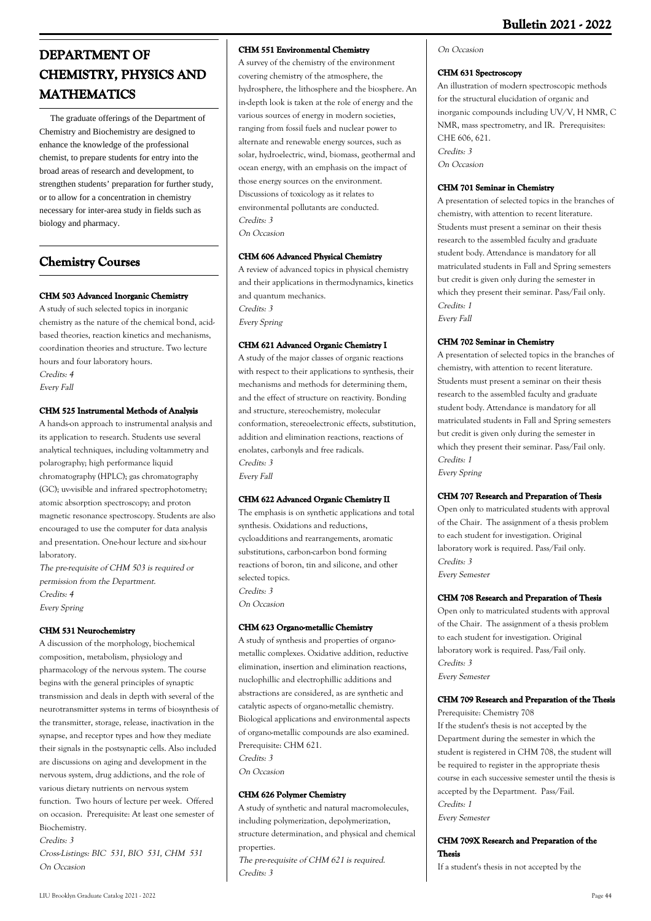# DEPARTMENT OF CHEMISTRY, PHYSICS AND MATHEMATICS

The graduate offerings of the Department of Chemistry and Biochemistry are designed to enhance the knowledge of the professional chemist, to prepare students for entry into the broad areas of research and development, to strengthen students' preparation for further study, or to allow for a concentration in chemistry necessary for inter-area study in fields such as biology and pharmacy.

## Chemistry Courses

### CHM 503 Advanced Inorganic Chemistry

A study of such selected topics in inorganic chemistry as the nature of the chemical bond, acid-based theories, reaction kinetics and mechanisms, coordination theories and structure. Two lecture hours and four laboratory hours.

*Credits: 4*
*Every Fall*

### CHM 525 Instrumental Methods of Analysis

A hands-on approach to instrumental analysis and its application to research. Students use several analytical techniques, including voltammetry and polarography; high performance liquid chromatography (HPLC); gas chromatography (GC); uv-visible and infrared spectrophotometry; atomic absorption spectroscopy; and proton magnetic resonance spectroscopy. Students are also encouraged to use the computer for data analysis and presentation. One-hour lecture and six-hour laboratory.

*The pre-requisite of CHM 503 is required or permission from the Department.*
*Credits: 4*
*Every Spring*

### CHM 531 Neurochemistry

A discussion of the morphology, biochemical composition, metabolism, physiology and pharmacology of the nervous system. The course begins with the general principles of synaptic transmission and deals in depth with several of the neurotransmitter systems in terms of biosynthesis of the transmitter, storage, release, inactivation in the synapse, and receptor types and how they mediate their signals in the postsynaptic cells. Also included are discussions on aging and development in the nervous system, drug addictions, and the role of various dietary nutrients on nervous system function. Two hours of lecture per week. Offered on occasion. Prerequisite: At least one semester of Biochemistry.

*Credits: 3*
*Cross-Listings: BIC 531, BIO 531, CHM 531*
*On Occasion*

### CHM 551 Environmental Chemistry

A survey of the chemistry of the environment covering chemistry of the atmosphere, the hydrosphere, the lithosphere and the biosphere. An in-depth look is taken at the role of energy and the various sources of energy in modern societies, ranging from fossil fuels and nuclear power to alternate and renewable energy sources, such as solar, hydroelectric, wind, biomass, geothermal and ocean energy, with an emphasis on the impact of those energy sources on the environment. Discussions of toxicology as it relates to environmental pollutants are conducted.

*Credits: 3*
*On Occasion*

### CHM 606 Advanced Physical Chemistry

A review of advanced topics in physical chemistry and their applications in thermodynamics, kinetics and quantum mechanics.

*Credits: 3*
*Every Spring*

### CHM 621 Advanced Organic Chemistry I

A study of the major classes of organic reactions with respect to their applications to synthesis, their mechanisms and methods for determining them, and the effect of structure on reactivity. Bonding and structure, stereochemistry, molecular conformation, stereoelectronic effects, substitution, addition and elimination reactions, reactions of enolates, carbonyls and free radicals.

*Credits: 3*
*Every Fall*

### CHM 622 Advanced Organic Chemistry II

The emphasis is on synthetic applications and total synthesis. Oxidations and reductions, cycloadditions and rearrangements, aromatic substitutions, carbon-carbon bond forming reactions of boron, tin and silicone, and other selected topics.

*Credits: 3*
*On Occasion*

### CHM 623 Organo-metallic Chemistry

A study of synthesis and properties of organo-metallic complexes. Oxidative addition, reductive elimination, insertion and elimination reactions, nuclophillic and electrophillic additions and abstractions are considered, as are synthetic and catalytic aspects of organo-metallic chemistry. Biological applications and environmental aspects of organo-metallic compounds are also examined. Prerequisite: CHM 621.

*Credits: 3*
*On Occasion*

### CHM 626 Polymer Chemistry

A study of synthetic and natural macromolecules, including polymerization, depolymerization, structure determination, and physical and chemical properties.

*The pre-requisite of CHM 621 is required.*
*Credits: 3*
*On Occasion*

### CHM 631 Spectroscopy

An illustration of modern spectroscopic methods for the structural elucidation of organic and inorganic compounds including UV/V, H NMR, C NMR, mass spectrometry, and IR. Prerequisites: CHE 606, 621.

*Credits: 3*
*On Occasion*

### CHM 701 Seminar in Chemistry

A presentation of selected topics in the branches of chemistry, with attention to recent literature. Students must present a seminar on their thesis research to the assembled faculty and graduate student body. Attendance is mandatory for all matriculated students in Fall and Spring semesters but credit is given only during the semester in which they present their seminar. Pass/Fail only.

*Credits: 1*
*Every Fall*

### CHM 702 Seminar in Chemistry

A presentation of selected topics in the branches of chemistry, with attention to recent literature. Students must present a seminar on their thesis research to the assembled faculty and graduate student body. Attendance is mandatory for all matriculated students in Fall and Spring semesters but credit is given only during the semester in which they present their seminar. Pass/Fail only.

*Credits: 1*
*Every Spring*

### CHM 707 Research and Preparation of Thesis

Open only to matriculated students with approval of the Chair. The assignment of a thesis problem to each student for investigation. Original laboratory work is required. Pass/Fail only.

*Credits: 3*
*Every Semester*

### CHM 708 Research and Preparation of Thesis

Open only to matriculated students with approval of the Chair. The assignment of a thesis problem to each student for investigation. Original laboratory work is required. Pass/Fail only.

*Credits: 3*
*Every Semester*

### CHM 709 Research and Preparation of the Thesis

Prerequisite: Chemistry 708

If the student's thesis is not accepted by the Department during the semester in which the student is registered in CHM 708, the student will be required to register in the appropriate thesis course in each successive semester until the thesis is accepted by the Department. Pass/Fail.

*Credits: 1*
*Every Semester*

### CHM 709X Research and Preparation of the Thesis

If a student's thesis in not accepted by the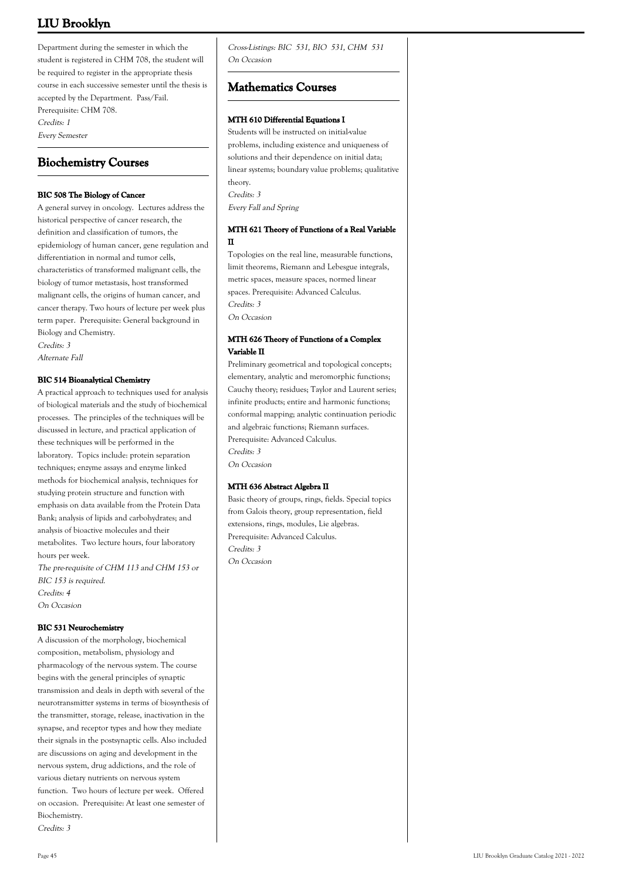Department during the semester in which the student is registered in CHM 708, the student will be required to register in the appropriate thesis course in each successive semester until the thesis is accepted by the Department. Pass/Fail. Prerequisite: CHM 708.

*Credits: 1*

*Every Semester*

## Biochemistry Courses

### BIC 508 The Biology of Cancer

A general survey in oncology. Lectures address the historical perspective of cancer research, the definition and classification of tumors, the epidemiology of human cancer, gene regulation and differentiation in normal and tumor cells, characteristics of transformed malignant cells, the biology of tumor metastasis, host transformed malignant cells, the origins of human cancer, and cancer therapy. Two hours of lecture per week plus term paper. Prerequisite: General background in Biology and Chemistry.

*Credits: 3*

*Alternate Fall*

### BIC 514 Bioanalytical Chemistry

A practical approach to techniques used for analysis of biological materials and the study of biochemical processes. The principles of the techniques will be discussed in lecture, and practical application of these techniques will be performed in the laboratory. Topics include: protein separation techniques; enzyme assays and enzyme linked methods for biochemical analysis, techniques for studying protein structure and function with emphasis on data available from the Protein Data Bank; analysis of lipids and carbohydrates; and analysis of bioactive molecules and their metabolites. Two lecture hours, four laboratory hours per week.

*The pre-requisite of CHM 113 and CHM 153 or BIC 153 is required.*

*Credits: 4*

*On Occasion*

### BIC 531 Neurochemistry

A discussion of the morphology, biochemical composition, metabolism, physiology and pharmacology of the nervous system. The course begins with the general principles of synaptic transmission and deals in depth with several of the neurotransmitter systems in terms of biosynthesis of the transmitter, storage, release, inactivation in the synapse, and receptor types and how they mediate their signals in the postsynaptic cells. Also included are discussions on aging and development in the nervous system, drug addictions, and the role of various dietary nutrients on nervous system function. Two hours of lecture per week. Offered on occasion. Prerequisite: At least one semester of Biochemistry.

*Credits: 3*

*Cross-Listings: BIC 531, BIO 531, CHM 531*

*On Occasion*

## Mathematics Courses

### MTH 610 Differential Equations I

Students will be instructed on initial-value problems, including existence and uniqueness of solutions and their dependence on initial data; linear systems; boundary value problems; qualitative theory.

*Credits: 3*

*Every Fall and Spring*

### MTH 621 Theory of Functions of a Real Variable II

Topologies on the real line, measurable functions, limit theorems, Riemann and Lebesgue integrals, metric spaces, measure spaces, normed linear spaces. Prerequisite: Advanced Calculus.

*Credits: 3*

*On Occasion*

### MTH 626 Theory of Functions of a Complex Variable II

Preliminary geometrical and topological concepts; elementary, analytic and meromorphic functions; Cauchy theory; residues; Taylor and Laurent series; infinite products; entire and harmonic functions; conformal mapping; analytic continuation periodic and algebraic functions; Riemann surfaces. Prerequisite: Advanced Calculus.

*Credits: 3*

*On Occasion*

### MTH 636 Abstract Algebra II

Basic theory of groups, rings, fields. Special topics from Galois theory, group representation, field extensions, rings, modules, Lie algebras. Prerequisite: Advanced Calculus.

*Credits: 3*

*On Occasion*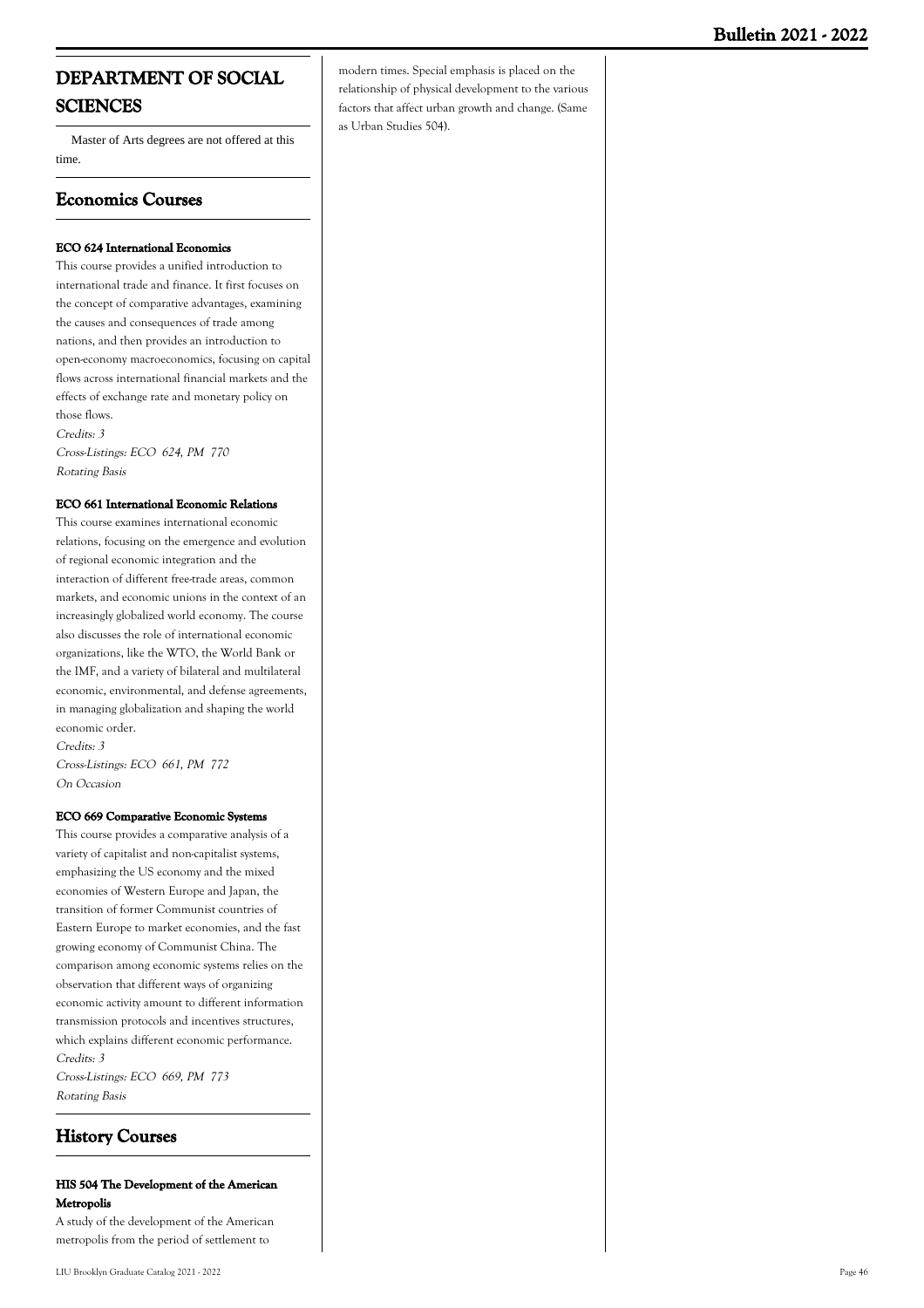# DEPARTMENT OF SOCIAL SCIENCES

Master of Arts degrees are not offered at this time.

## Economics Courses

#### ECO 624 International Economics

This course provides a unified introduction to international trade and finance. It first focuses on the concept of comparative advantages, examining the causes and consequences of trade among nations, and then provides an introduction to open-economy macroeconomics, focusing on capital flows across international financial markets and the effects of exchange rate and monetary policy on those flows.

*Credits: 3*
*Cross-Listings: ECO 624, PM 770*
*Rotating Basis*

#### ECO 661 International Economic Relations

This course examines international economic relations, focusing on the emergence and evolution of regional economic integration and the interaction of different free-trade areas, common markets, and economic unions in the context of an increasingly globalized world economy. The course also discusses the role of international economic organizations, like the WTO, the World Bank or the IMF, and a variety of bilateral and multilateral economic, environmental, and defense agreements, in managing globalization and shaping the world economic order.

*Credits: 3*
*Cross-Listings: ECO 661, PM 772*
*On Occasion*

#### ECO 669 Comparative Economic Systems

This course provides a comparative analysis of a variety of capitalist and non-capitalist systems, emphasizing the US economy and the mixed economies of Western Europe and Japan, the transition of former Communist countries of Eastern Europe to market economies, and the fast growing economy of Communist China. The comparison among economic systems relies on the observation that different ways of organizing economic activity amount to different information transmission protocols and incentives structures, which explains different economic performance.

*Credits: 3*
*Cross-Listings: ECO 669, PM 773*
*Rotating Basis*

## History Courses

#### HIS 504 The Development of the American Metropolis

A study of the development of the American metropolis from the period of settlement to modern times. Special emphasis is placed on the relationship of physical development to the various factors that affect urban growth and change. (Same as Urban Studies 504).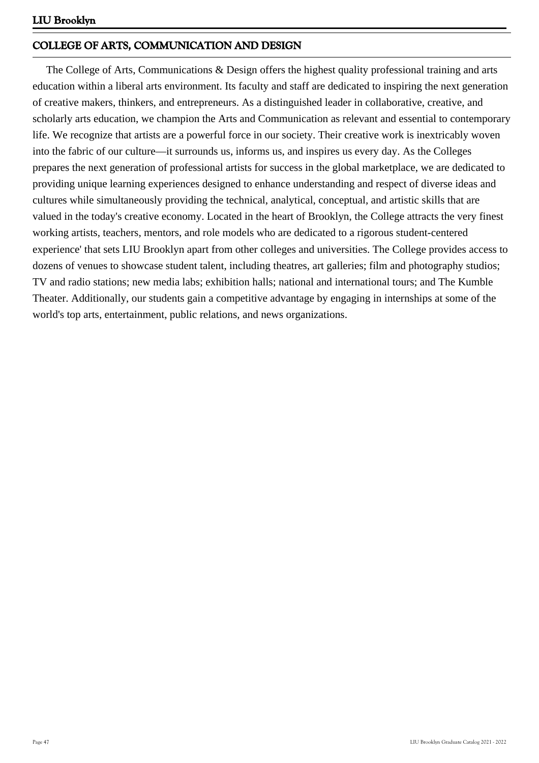## COLLEGE OF ARTS, COMMUNICATION AND DESIGN

The College of Arts, Communications & Design offers the highest quality professional training and arts education within a liberal arts environment. Its faculty and staff are dedicated to inspiring the next generation of creative makers, thinkers, and entrepreneurs. As a distinguished leader in collaborative, creative, and scholarly arts education, we champion the Arts and Communication as relevant and essential to contemporary life. We recognize that artists are a powerful force in our society. Their creative work is inextricably woven into the fabric of our culture—it surrounds us, informs us, and inspires us every day. As the Colleges prepares the next generation of professional artists for success in the global marketplace, we are dedicated to providing unique learning experiences designed to enhance understanding and respect of diverse ideas and cultures while simultaneously providing the technical, analytical, conceptual, and artistic skills that are valued in the today's creative economy. Located in the heart of Brooklyn, the College attracts the very finest working artists, teachers, mentors, and role models who are dedicated to a rigorous student-centered experience' that sets LIU Brooklyn apart from other colleges and universities. The College provides access to dozens of venues to showcase student talent, including theatres, art galleries; film and photography studios; TV and radio stations; new media labs; exhibition halls; national and international tours; and The Kumble Theater. Additionally, our students gain a competitive advantage by engaging in internships at some of the world's top arts, entertainment, public relations, and news organizations.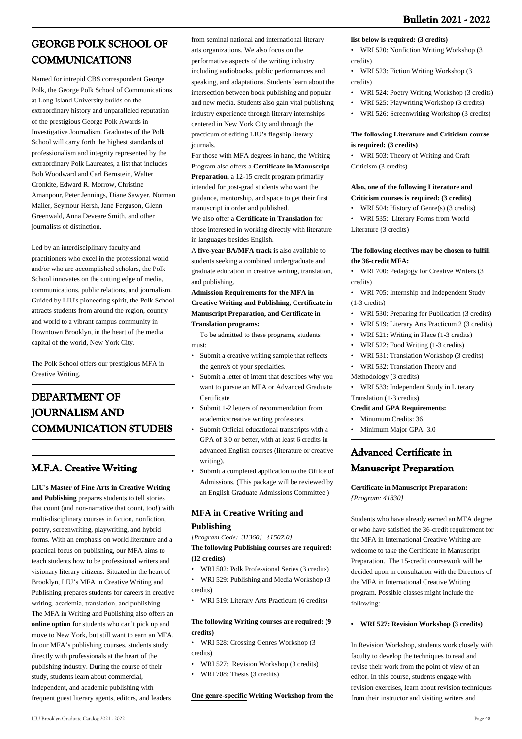## GEORGE POLK SCHOOL OF COMMUNICATIONS

Named for intrepid CBS correspondent George Polk, the George Polk School of Communications at Long Island University builds on the extraordinary history and unparalleled reputation of the prestigious George Polk Awards in Investigative Journalism. Graduates of the Polk School will carry forth the highest standards of professionalism and integrity represented by the extraordinary Polk Laureates, a list that includes Bob Woodward and Carl Bernstein, Walter Cronkite, Edward R. Morrow, Christine Amanpour, Peter Jennings, Diane Sawyer, Norman Mailer, Seymour Hersh, Jane Ferguson, Glenn Greenwald, Anna Deveare Smith, and other journalists of distinction.

Led by an interdisciplinary faculty and practitioners who excel in the professional world and/or who are accomplished scholars, the Polk School innovates on the cutting edge of media, communications, public relations, and journalism. Guided by LIU's pioneering spirit, the Polk School attracts students from around the region, country and world to a vibrant campus community in Downtown Brooklyn, in the heart of the media capital of the world, New York City.

The Polk School offers our prestigious MFA in Creative Writing.

## DEPARTMENT OF JOURNALISM AND COMMUNICATION STUDEIS

## M.F.A. Creative Writing

**LIU's Master of Fine Arts in Creative Writing and Publishing** prepares students to tell stories that count (and non-narrative that count, too!) with multi-disciplinary courses in fiction, nonfiction, poetry, screenwriting, playwriting, and hybrid forms. With an emphasis on world literature and a practical focus on publishing, our MFA aims to teach students how to be professional writers and visionary literary citizens. Situated in the heart of Brooklyn, LIU's MFA in Creative Writing and Publishing prepares students for careers in creative writing, academia, translation, and publishing. The MFA in Writing and Publishing also offers an **online option** for students who can't pick up and move to New York, but still want to earn an MFA. In our MFA's publishing courses, students study directly with professionals at the heart of the publishing industry. During the course of their study, students learn about commercial, independent, and academic publishing with frequent guest literary agents, editors, and leaders from seminal national and international literary arts organizations. We also focus on the performative aspects of the writing industry including audiobooks, public performances and speaking, and adaptations. Students learn about the intersection between book publishing and popular and new media. Students also gain vital publishing industry experience through literary internships centered in New York City and through the practicum of editing LIU's flagship literary journals.

For those with MFA degrees in hand, the Writing Program also offers a **Certificate in Manuscript Preparation**, a 12-15 credit program primarily intended for post-grad students who want the guidance, mentorship, and space to get their first manuscript in order and published.

We also offer a **Certificate in Translation** for those interested in working directly with literature in languages besides English.

A **five-year BA/MFA track i**s also available to students seeking a combined undergraduate and graduate education in creative writing, translation, and publishing.

**Admission Requirements for the MFA in Creative Writing and Publishing, Certificate in Manuscript Preparation, and Certificate in Translation programs:**

To be admitted to these programs, students must:

- Submit a creative writing sample that reflects the genre/s of your specialties.
- Submit a letter of intent that describes why you want to pursue an MFA or Advanced Graduate Certificate
- Submit 1-2 letters of recommendation from academic/creative writing professors.
- Submit Official educational transcripts with a GPA of 3.0 or better, with at least 6 credits in advanced English courses (literature or creative writing).
- Submit a completed application to the Office of Admissions. (This package will be reviewed by an English Graduate Admissions Committee.)

### MFA in Creative Writing and Publishing

*[Program Code: 31360] {1507.0}*

**The following Publishing courses are required: (12 credits)**

- WRI 502: Polk Professional Series (3 credits)
- WRI 529: Publishing and Media Workshop (3 credits)
- WRI 519: Literary Arts Practicum (6 credits)

**The following Writing courses are required: (9 credits)**

- WRI 528: Crossing Genres Workshop (3 credits)
- WRI 527: Revision Workshop (3 credits)
- WRI 708: Thesis (3 credits)

**One genre-specific Writing Workshop from the list below is required: (3 credits)**

- WRI 520: Nonfiction Writing Workshop (3 credits)
- WRI 523: Fiction Writing Workshop (3 credits)
- WRI 524: Poetry Writing Workshop (3 credits)
- WRI 525: Playwriting Workshop (3 credits)
- WRI 526: Screenwriting Workshop (3 credits)

**The following Literature and Criticism course is required: (3 credits)**

- WRI 503: Theory of Writing and Craft Criticism (3 credits)

**Also, one of the following Literature and Criticism courses is required: (3 credits)**

- WRI 504: History of Genre(s) (3 credits)
- WRI 535: Literary Forms from World Literature (3 credits)

**The following electives may be chosen to fulfill the 36-credit MFA:**

- WRI 700: Pedagogy for Creative Writers (3 credits)
- WRI 705: Internship and Independent Study (1-3 credits)
- WRI 530: Preparing for Publication (3 credits)
- WRI 519: Literary Arts Practicum 2 (3 credits)
- WRI 521: Writing in Place (1-3 credits)
- WRI 522: Food Writing (1-3 credits)
- WRI 531: Translation Workshop (3 credits)
- WRI 532: Translation Theory and Methodology (3 credits)
- WRI 533: Independent Study in Literary Translation (1-3 credits)

**Credit and GPA Requirements:**

- Minumum Credits: 36
- Minimum Major GPA: 3.0

## Advanced Certificate in Manuscript Preparation

**Certificate in Manuscript Preparation:** *{Program: 41830}*

Students who have already earned an MFA degree or who have satisfied the 36-credit requirement for the MFA in International Creative Writing are welcome to take the Certificate in Manuscript Preparation. The 15-credit coursework will be decided upon in consultation with the Directors of the MFA in International Creative Writing program. Possible classes might include the following:

- **WRI 527: Revision Workshop (3 credits)**

In Revision Workshop, students work closely with faculty to develop the techniques to read and revise their work from the point of view of an editor. In this course, students engage with revision exercises, learn about revision techniques from their instructor and visiting writers and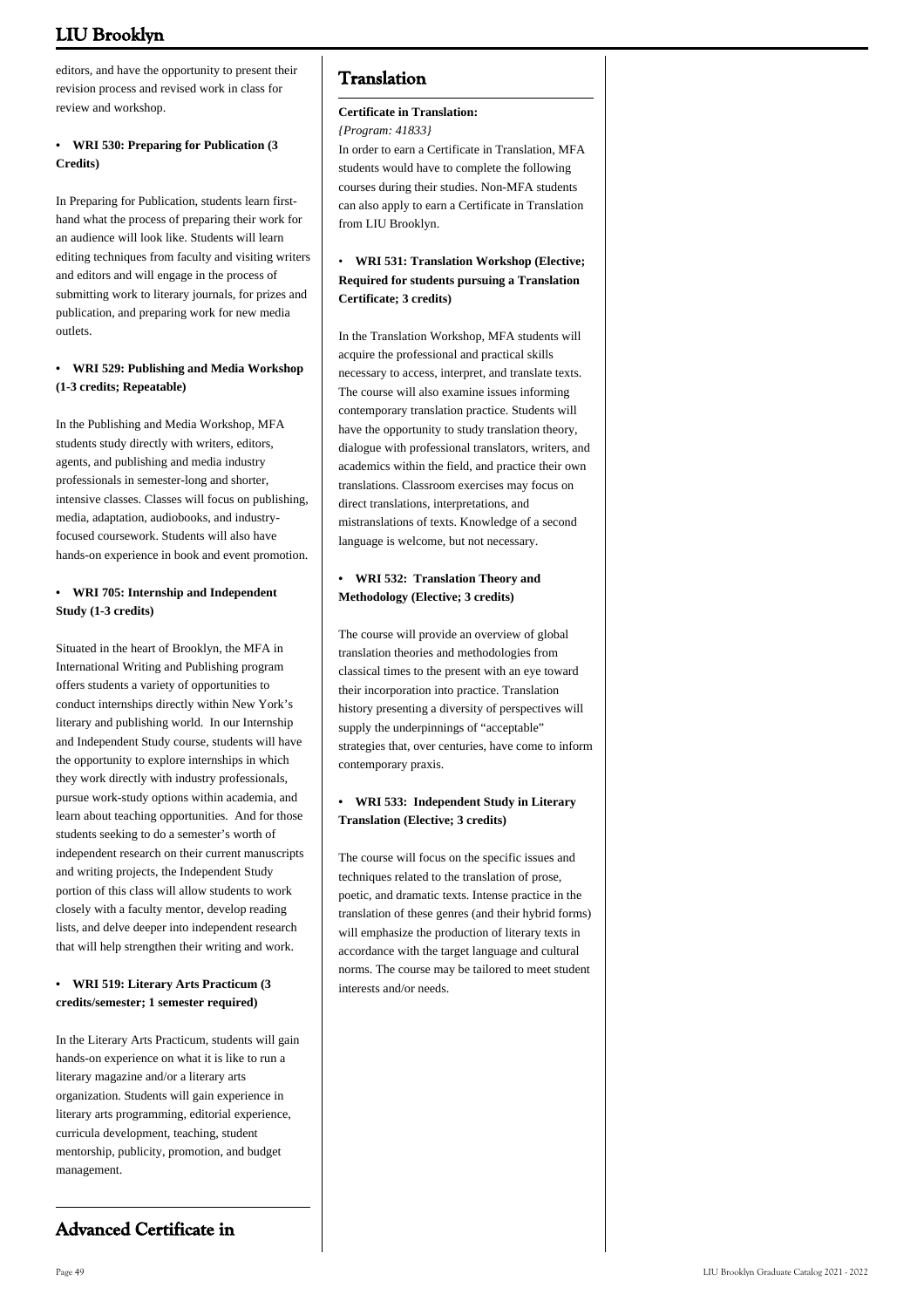editors, and have the opportunity to present their revision process and revised work in class for review and workshop.

- **WRI 530: Preparing for Publication (3 Credits)**

In Preparing for Publication, students learn first-hand what the process of preparing their work for an audience will look like. Students will learn editing techniques from faculty and visiting writers and editors and will engage in the process of submitting work to literary journals, for prizes and publication, and preparing work for new media outlets.

- **WRI 529: Publishing and Media Workshop (1-3 credits; Repeatable)**

In the Publishing and Media Workshop, MFA students study directly with writers, editors, agents, and publishing and media industry professionals in semester-long and shorter, intensive classes. Classes will focus on publishing, media, adaptation, audiobooks, and industry-focused coursework. Students will also have hands-on experience in book and event promotion.

- **WRI 705: Internship and Independent Study (1-3 credits)**

Situated in the heart of Brooklyn, the MFA in International Writing and Publishing program offers students a variety of opportunities to conduct internships directly within New York's literary and publishing world. In our Internship and Independent Study course, students will have the opportunity to explore internships in which they work directly with industry professionals, pursue work-study options within academia, and learn about teaching opportunities. And for those students seeking to do a semester's worth of independent research on their current manuscripts and writing projects, the Independent Study portion of this class will allow students to work closely with a faculty mentor, develop reading lists, and delve deeper into independent research that will help strengthen their writing and work.

- **WRI 519: Literary Arts Practicum (3 credits/semester; 1 semester required)**

In the Literary Arts Practicum, students will gain hands-on experience on what it is like to run a literary magazine and/or a literary arts organization. Students will gain experience in literary arts programming, editorial experience, curricula development, teaching, student mentorship, publicity, promotion, and budget management.

## Advanced Certificate in Translation

**Certificate in Translation:**

*{Program: 41833}*

In order to earn a Certificate in Translation, MFA students would have to complete the following courses during their studies. Non-MFA students can also apply to earn a Certificate in Translation from LIU Brooklyn.

- **WRI 531: Translation Workshop (Elective; Required for students pursuing a Translation Certificate; 3 credits)**

In the Translation Workshop, MFA students will acquire the professional and practical skills necessary to access, interpret, and translate texts. The course will also examine issues informing contemporary translation practice. Students will have the opportunity to study translation theory, dialogue with professional translators, writers, and academics within the field, and practice their own translations. Classroom exercises may focus on direct translations, interpretations, and mistranslations of texts. Knowledge of a second language is welcome, but not necessary.

- **WRI 532: Translation Theory and Methodology (Elective; 3 credits)**

The course will provide an overview of global translation theories and methodologies from classical times to the present with an eye toward their incorporation into practice. Translation history presenting a diversity of perspectives will supply the underpinnings of "acceptable" strategies that, over centuries, have come to inform contemporary praxis.

- **WRI 533: Independent Study in Literary Translation (Elective; 3 credits)**

The course will focus on the specific issues and techniques related to the translation of prose, poetic, and dramatic texts. Intense practice in the translation of these genres (and their hybrid forms) will emphasize the production of literary texts in accordance with the target language and cultural norms. The course may be tailored to meet student interests and/or needs.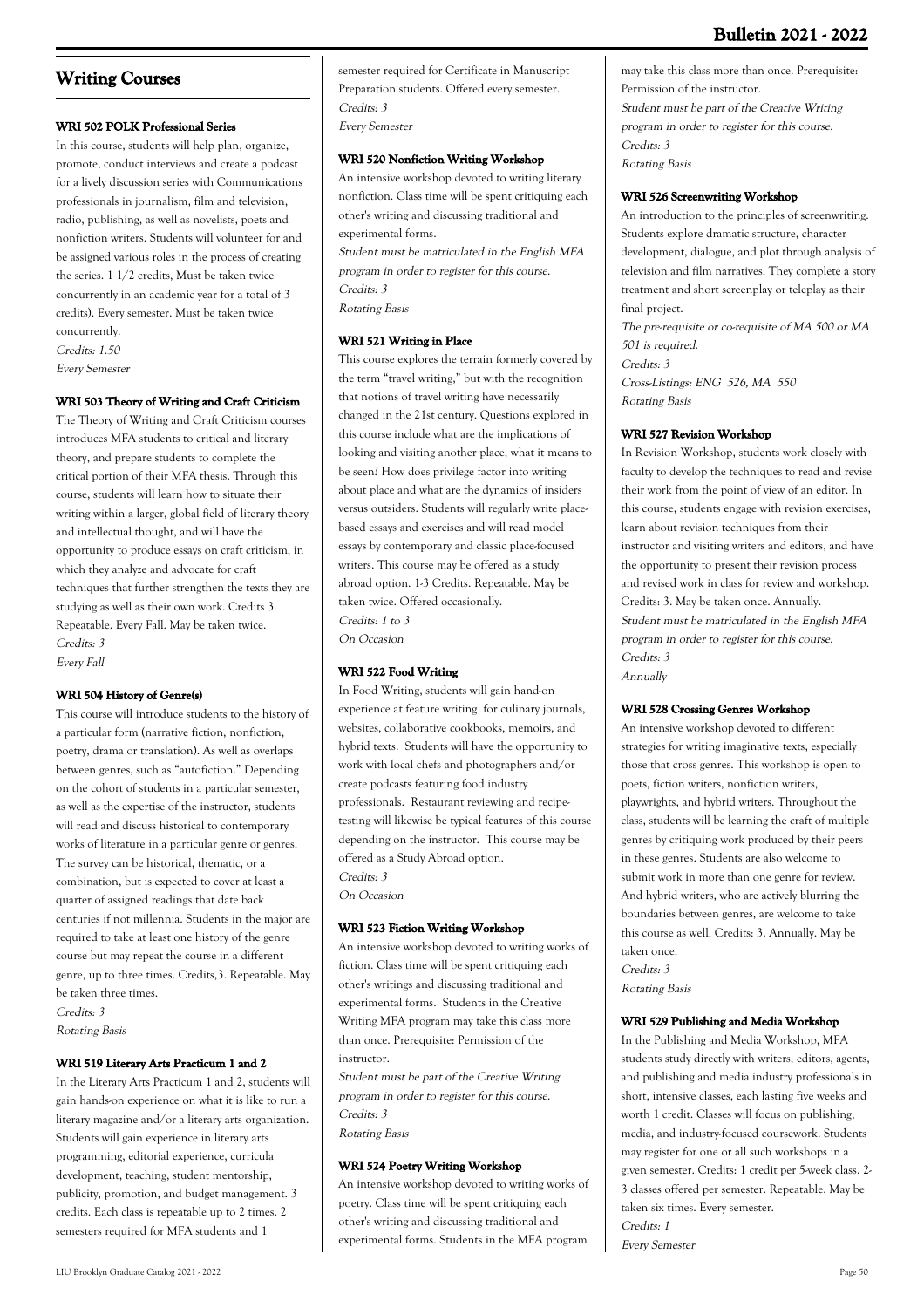## Writing Courses

#### WRI 502 POLK Professional Series

In this course, students will help plan, organize, promote, conduct interviews and create a podcast for a lively discussion series with Communications professionals in journalism, film and television, radio, publishing, as well as novelists, poets and nonfiction writers. Students will volunteer for and be assigned various roles in the process of creating the series. 1 1/2 credits, Must be taken twice concurrently in an academic year for a total of 3 credits). Every semester. Must be taken twice concurrently.

*Credits: 1.50*
*Every Semester*

#### WRI 503 Theory of Writing and Craft Criticism

The Theory of Writing and Craft Criticism courses introduces MFA students to critical and literary theory, and prepare students to complete the critical portion of their MFA thesis. Through this course, students will learn how to situate their writing within a larger, global field of literary theory and intellectual thought, and will have the opportunity to produce essays on craft criticism, in which they analyze and advocate for craft techniques that further strengthen the texts they are studying as well as their own work. Credits 3. Repeatable. Every Fall. May be taken twice.

*Credits: 3*
*Every Fall*

#### WRI 504 History of Genre(s)

This course will introduce students to the history of a particular form (narrative fiction, nonfiction, poetry, drama or translation). As well as overlaps between genres, such as "autofiction." Depending on the cohort of students in a particular semester, as well as the expertise of the instructor, students will read and discuss historical to contemporary works of literature in a particular genre or genres. The survey can be historical, thematic, or a combination, but is expected to cover at least a quarter of assigned readings that date back centuries if not millennia. Students in the major are required to take at least one history of the genre course but may repeat the course in a different genre, up to three times. Credits,3. Repeatable. May be taken three times.

*Credits: 3*
*Rotating Basis*

#### WRI 519 Literary Arts Practicum 1 and 2

In the Literary Arts Practicum 1 and 2, students will gain hands-on experience on what it is like to run a literary magazine and/or a literary arts organization. Students will gain experience in literary arts programming, editorial experience, curricula development, teaching, student mentorship, publicity, promotion, and budget management. 3 credits. Each class is repeatable up to 2 times. 2 semesters required for MFA students and 1 semester required for Certificate in Manuscript Preparation students. Offered every semester.

*Credits: 3*
*Every Semester*

#### WRI 520 Nonfiction Writing Workshop

An intensive workshop devoted to writing literary nonfiction. Class time will be spent critiquing each other's writing and discussing traditional and experimental forms.

*Student must be matriculated in the English MFA program in order to register for this course.*
*Credits: 3*
*Rotating Basis*

#### WRI 521 Writing in Place

This course explores the terrain formerly covered by the term "travel writing," but with the recognition that notions of travel writing have necessarily changed in the 21st century. Questions explored in this course include what are the implications of looking and visiting another place, what it means to be seen? How does privilege factor into writing about place and what are the dynamics of insiders versus outsiders. Students will regularly write place-based essays and exercises and will read model essays by contemporary and classic place-focused writers. This course may be offered as a study abroad option. 1-3 Credits. Repeatable. May be taken twice. Offered occasionally.

*Credits: 1 to 3*
*On Occasion*

#### WRI 522 Food Writing

In Food Writing, students will gain hand-on experience at feature writing for culinary journals, websites, collaborative cookbooks, memoirs, and hybrid texts. Students will have the opportunity to work with local chefs and photographers and/or create podcasts featuring food industry professionals. Restaurant reviewing and recipe-testing will likewise be typical features of this course depending on the instructor. This course may be offered as a Study Abroad option.

*Credits: 3*
*On Occasion*

#### WRI 523 Fiction Writing Workshop

An intensive workshop devoted to writing works of fiction. Class time will be spent critiquing each other's writings and discussing traditional and experimental forms. Students in the Creative Writing MFA program may take this class more than once. Prerequisite: Permission of the instructor.

*Student must be part of the Creative Writing program in order to register for this course.*
*Credits: 3*
*Rotating Basis*

#### WRI 524 Poetry Writing Workshop

An intensive workshop devoted to writing works of poetry. Class time will be spent critiquing each other's writing and discussing traditional and experimental forms. Students in the MFA program may take this class more than once. Prerequisite: Permission of the instructor.

*Student must be part of the Creative Writing program in order to register for this course.*
*Credits: 3*
*Rotating Basis*

#### WRI 526 Screenwriting Workshop

An introduction to the principles of screenwriting. Students explore dramatic structure, character development, dialogue, and plot through analysis of television and film narratives. They complete a story treatment and short screenplay or teleplay as their final project.

*The pre-requisite or co-requisite of MA 500 or MA 501 is required.*
*Credits: 3*
*Cross-Listings: ENG 526, MA 550*
*Rotating Basis*

#### WRI 527 Revision Workshop

In Revision Workshop, students work closely with faculty to develop the techniques to read and revise their work from the point of view of an editor. In this course, students engage with revision exercises, learn about revision techniques from their instructor and visiting writers and editors, and have the opportunity to present their revision process and revised work in class for review and workshop. Credits: 3. May be taken once. Annually.

*Student must be matriculated in the English MFA program in order to register for this course.*
*Credits: 3*
*Annually*

#### WRI 528 Crossing Genres Workshop

An intensive workshop devoted to different strategies for writing imaginative texts, especially those that cross genres. This workshop is open to poets, fiction writers, nonfiction writers, playwrights, and hybrid writers. Throughout the class, students will be learning the craft of multiple genres by critiquing work produced by their peers in these genres. Students are also welcome to submit work in more than one genre for review. And hybrid writers, who are actively blurring the boundaries between genres, are welcome to take this course as well. Credits: 3. Annually. May be taken once.

*Credits: 3*
*Rotating Basis*

#### WRI 529 Publishing and Media Workshop

In the Publishing and Media Workshop, MFA students study directly with writers, editors, agents, and publishing and media industry professionals in short, intensive classes, each lasting five weeks and worth 1 credit. Classes will focus on publishing, media, and industry-focused coursework. Students may register for one or all such workshops in a given semester. Credits: 1 credit per 5-week class. 2-3 classes offered per semester. Repeatable. May be taken six times. Every semester.

*Credits: 1*
*Every Semester*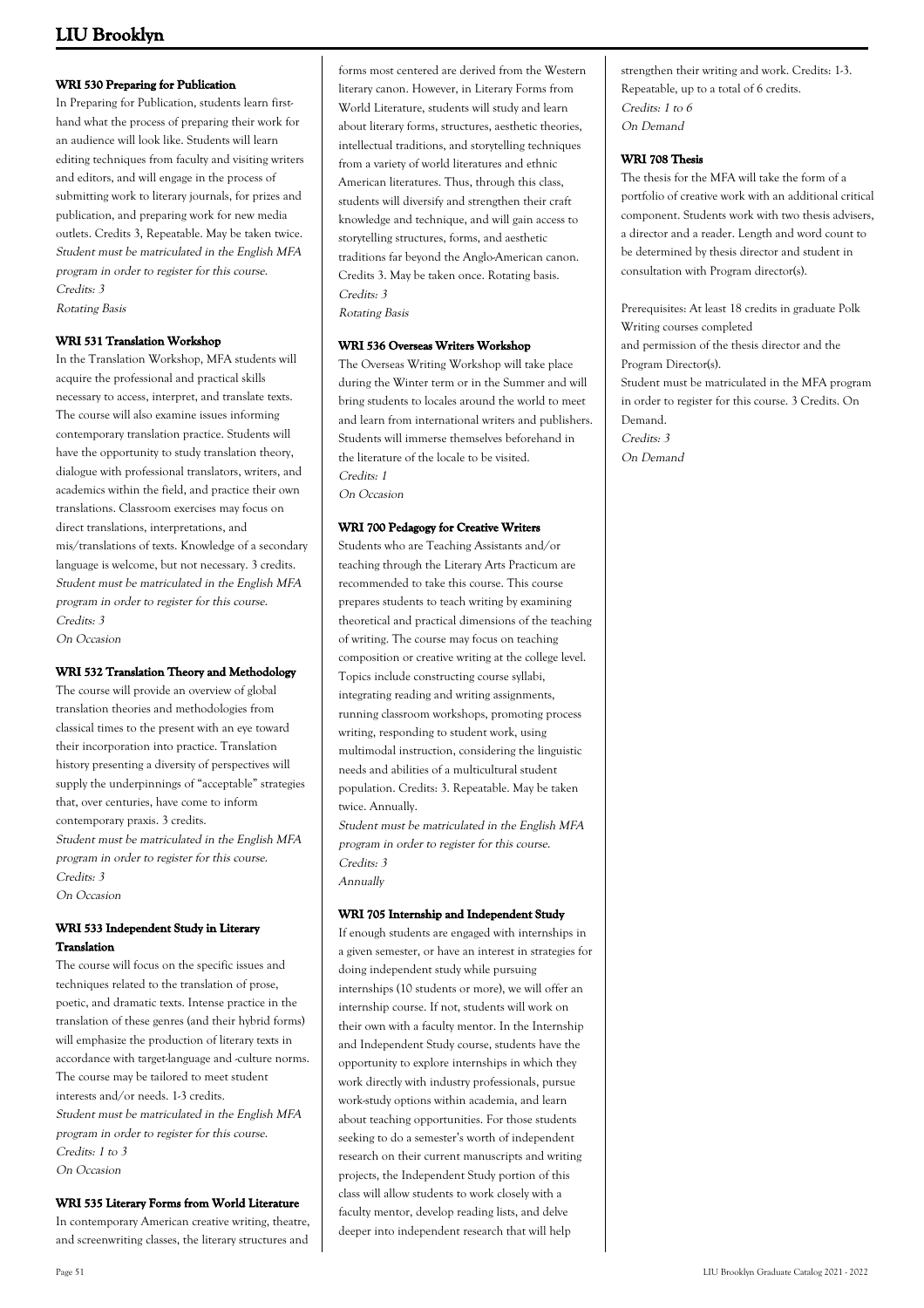#### WRI 530 Preparing for Publication

In Preparing for Publication, students learn first-hand what the process of preparing their work for an audience will look like. Students will learn editing techniques from faculty and visiting writers and editors, and will engage in the process of submitting work to literary journals, for prizes and publication, and preparing work for new media outlets. Credits 3, Repeatable. May be taken twice.

*Student must be matriculated in the English MFA program in order to register for this course.*

*Credits: 3*

*Rotating Basis*

#### WRI 531 Translation Workshop

In the Translation Workshop, MFA students will acquire the professional and practical skills necessary to access, interpret, and translate texts. The course will also examine issues informing contemporary translation practice. Students will have the opportunity to study translation theory, dialogue with professional translators, writers, and academics within the field, and practice their own translations. Classroom exercises may focus on direct translations, interpretations, and mis/translations of texts. Knowledge of a secondary language is welcome, but not necessary. 3 credits.

*Student must be matriculated in the English MFA program in order to register for this course.*

*Credits: 3*

*On Occasion*

#### WRI 532 Translation Theory and Methodology

The course will provide an overview of global translation theories and methodologies from classical times to the present with an eye toward their incorporation into practice. Translation history presenting a diversity of perspectives will supply the underpinnings of "acceptable" strategies that, over centuries, have come to inform contemporary praxis. 3 credits.

*Student must be matriculated in the English MFA program in order to register for this course.*

*Credits: 3*

*On Occasion*

#### WRI 533 Independent Study in Literary Translation

The course will focus on the specific issues and techniques related to the translation of prose, poetic, and dramatic texts. Intense practice in the translation of these genres (and their hybrid forms) will emphasize the production of literary texts in accordance with target-language and -culture norms. The course may be tailored to meet student interests and/or needs. 1-3 credits.

*Student must be matriculated in the English MFA program in order to register for this course.*

*Credits: 1 to 3*

*On Occasion*

#### WRI 535 Literary Forms from World Literature

In contemporary American creative writing, theatre, and screenwriting classes, the literary structures and forms most centered are derived from the Western literary canon. However, in Literary Forms from World Literature, students will study and learn about literary forms, structures, aesthetic theories, intellectual traditions, and storytelling techniques from a variety of world literatures and ethnic American literatures. Thus, through this class, students will diversify and strengthen their craft knowledge and technique, and will gain access to storytelling structures, forms, and aesthetic traditions far beyond the Anglo-American canon. Credits 3. May be taken once. Rotating basis.

*Credits: 3*

*Rotating Basis*

#### WRI 536 Overseas Writers Workshop

The Overseas Writing Workshop will take place during the Winter term or in the Summer and will bring students to locales around the world to meet and learn from international writers and publishers. Students will immerse themselves beforehand in the literature of the locale to be visited.

*Credits: 1*

*On Occasion*

#### WRI 700 Pedagogy for Creative Writers

Students who are Teaching Assistants and/or teaching through the Literary Arts Practicum are recommended to take this course. This course prepares students to teach writing by examining theoretical and practical dimensions of the teaching of writing. The course may focus on teaching composition or creative writing at the college level. Topics include constructing course syllabi, integrating reading and writing assignments, running classroom workshops, promoting process writing, responding to student work, using multimodal instruction, considering the linguistic needs and abilities of a multicultural student population. Credits: 3. Repeatable. May be taken twice. Annually.

*Student must be matriculated in the English MFA program in order to register for this course.*

*Credits: 3*

*Annually*

#### WRI 705 Internship and Independent Study

If enough students are engaged with internships in a given semester, or have an interest in strategies for doing independent study while pursuing internships (10 students or more), we will offer an internship course. If not, students will work on their own with a faculty mentor. In the Internship and Independent Study course, students have the opportunity to explore internships in which they work directly with industry professionals, pursue work-study options within academia, and learn about teaching opportunities. For those students seeking to do a semester's worth of independent research on their current manuscripts and writing projects, the Independent Study portion of this class will allow students to work closely with a faculty mentor, develop reading lists, and delve deeper into independent research that will help strengthen their writing and work. Credits: 1-3. Repeatable, up to a total of 6 credits.

*Credits: 1 to 6*

*On Demand*

#### WRI 708 Thesis

The thesis for the MFA will take the form of a portfolio of creative work with an additional critical component. Students work with two thesis advisers, a director and a reader. Length and word count to be determined by thesis director and student in consultation with Program director(s).

Prerequisites: At least 18 credits in graduate Polk Writing courses completed
and permission of the thesis director and the Program Director(s).
Student must be matriculated in the MFA program in order to register for this course. 3 Credits. On Demand.

*Credits: 3*

*On Demand*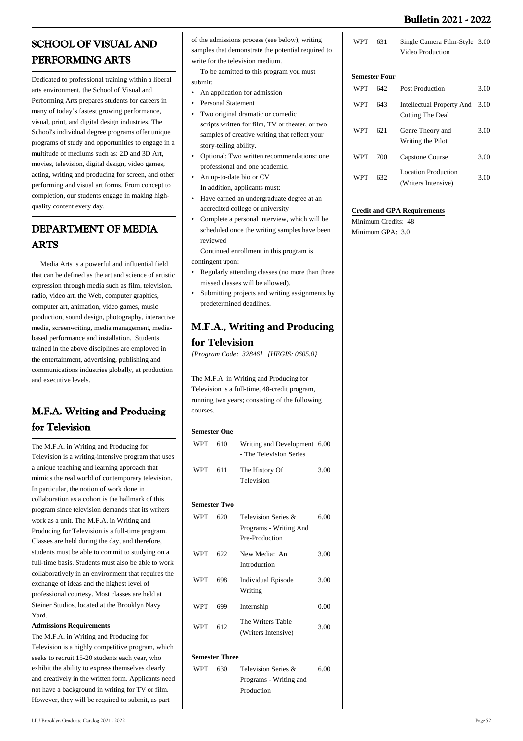# SCHOOL OF VISUAL AND PERFORMING ARTS

Dedicated to professional training within a liberal arts environment, the School of Visual and Performing Arts prepares students for careers in many of today's fastest growing performance, visual, print, and digital design industries. The School's individual degree programs offer unique programs of study and opportunities to engage in a multitude of mediums such as: 2D and 3D Art, movies, television, digital design, video games, acting, writing and producing for screen, and other performing and visual art forms. From concept to completion, our students engage in making high-quality content every day.

# DEPARTMENT OF MEDIA ARTS

Media Arts is a powerful and influential field that can be defined as the art and science of artistic expression through media such as film, television, radio, video art, the Web, computer graphics, computer art, animation, video games, music production, sound design, photography, interactive media, screenwriting, media management, media-based performance and installation. Students trained in the above disciplines are employed in the entertainment, advertising, publishing and communications industries globally, at production and executive levels.

# M.F.A. Writing and Producing for Television

The M.F.A. in Writing and Producing for Television is a writing-intensive program that uses a unique teaching and learning approach that mimics the real world of contemporary television. In particular, the notion of work done in collaboration as a cohort is the hallmark of this program since television demands that its writers work as a unit. The M.F.A. in Writing and Producing for Television is a full-time program. Classes are held during the day, and therefore, students must be able to commit to studying on a full-time basis. Students must also be able to work collaboratively in an environment that requires the exchange of ideas and the highest level of professional courtesy. Most classes are held at Steiner Studios, located at the Brooklyn Navy Yard.

**Admissions Requirements**

The M.F.A. in Writing and Producing for Television is a highly competitive program, which seeks to recruit 15-20 students each year, who exhibit the ability to express themselves clearly and creatively in the written form. Applicants need not have a background in writing for TV or film. However, they will be required to submit, as part of the admissions process (see below), writing samples that demonstrate the potential required to write for the television medium.

To be admitted to this program you must submit:

- An application for admission
- Personal Statement
- Two original dramatic or comedic scripts written for film, TV or theater, or two samples of creative writing that reflect your story-telling ability.
- Optional: Two written recommendations: one professional and one academic.
- An up-to-date bio or CV

In addition, applicants must:

- Have earned an undergraduate degree at an accredited college or university
- Complete a personal interview, which will be scheduled once the writing samples have been reviewed

Continued enrollment in this program is contingent upon:

- Regularly attending classes (no more than three missed classes will be allowed).
- Submitting projects and writing assignments by predetermined deadlines.

## M.F.A., Writing and Producing for Television

*[Program Code: 32846] {HEGIS: 0605.0}*

The M.F.A. in Writing and Producing for Television is a full-time, 48-credit program, running two years; consisting of the following courses.

**Semester One**

| | | | |
|---|---|---|---|
| WPT | 610 | Writing and Development - The Television Series | 6.00 |
| WPT | 611 | The History Of Television | 3.00 |

**Semester Two**

| | | | |
|---|---|---|---|
| WPT | 620 | Television Series & Programs - Writing And Pre-Production | 6.00 |
| WPT | 622 | New Media: An Introduction | 3.00 |
| WPT | 698 | Individual Episode Writing | 3.00 |
| WPT | 699 | Internship | 0.00 |
| WPT | 612 | The Writers Table (Writers Intensive) | 3.00 |

**Semester Three**

| | | | |
|---|---|---|---|
| WPT | 630 | Television Series & Programs - Writing and Production | 6.00 |
| WPT | 631 | Single Camera Film-Style Video Production | 3.00 |

**Semester Four**

| | | | |
|---|---|---|---|
| WPT | 642 | Post Production | 3.00 |
| WPT | 643 | Intellectual Property And Cutting The Deal | 3.00 |
| WPT | 621 | Genre Theory and Writing the Pilot | 3.00 |
| WPT | 700 | Capstone Course | 3.00 |
| WPT | 632 | Location Production (Writers Intensive) | 3.00 |

**Credit and GPA Requirements**

Minimum Credits: 48
Minimum GPA: 3.0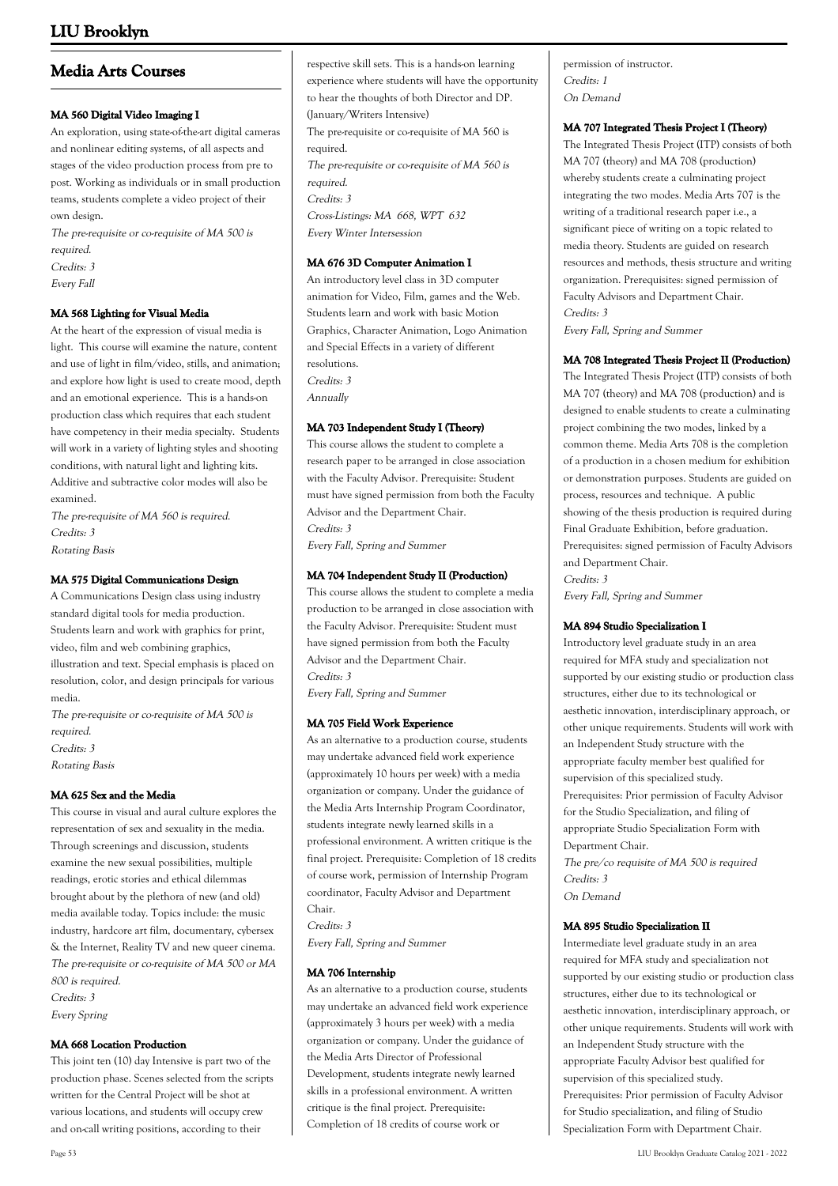## Media Arts Courses

### MA 560 Digital Video Imaging I

An exploration, using state-of-the-art digital cameras and nonlinear editing systems, of all aspects and stages of the video production process from pre to post. Working as individuals or in small production teams, students complete a video project of their own design.

*The pre-requisite or co-requisite of MA 500 is required.*
*Credits: 3*
*Every Fall*

### MA 568 Lighting for Visual Media

At the heart of the expression of visual media is light. This course will examine the nature, content and use of light in film/video, stills, and animation; and explore how light is used to create mood, depth and an emotional experience. This is a hands-on production class which requires that each student have competency in their media specialty. Students will work in a variety of lighting styles and shooting conditions, with natural light and lighting kits. Additive and subtractive color modes will also be examined.

*The pre-requisite of MA 560 is required.*
*Credits: 3*
*Rotating Basis*

### MA 575 Digital Communications Design

A Communications Design class using industry standard digital tools for media production. Students learn and work with graphics for print, video, film and web combining graphics, illustration and text. Special emphasis is placed on resolution, color, and design principals for various media.

*The pre-requisite or co-requisite of MA 500 is required.*
*Credits: 3*
*Rotating Basis*

### MA 625 Sex and the Media

This course in visual and aural culture explores the representation of sex and sexuality in the media. Through screenings and discussion, students examine the new sexual possibilities, multiple readings, erotic stories and ethical dilemmas brought about by the plethora of new (and old) media available today. Topics include: the music industry, hardcore art film, documentary, cybersex & the Internet, Reality TV and new queer cinema.

*The pre-requisite or co-requisite of MA 500 or MA 800 is required.*
*Credits: 3*
*Every Spring*

### MA 668 Location Production

This joint ten (10) day Intensive is part two of the production phase. Scenes selected from the scripts written for the Central Project will be shot at various locations, and students will occupy crew and on-call writing positions, according to their respective skill sets. This is a hands-on learning experience where students will have the opportunity to hear the thoughts of both Director and DP. (January/Writers Intensive)

The pre-requisite or co-requisite of MA 560 is required.

*The pre-requisite or co-requisite of MA 560 is required.*
*Credits: 3*
*Cross-Listings: MA 668, WPT 632*
*Every Winter Intersession*

### MA 676 3D Computer Animation I

An introductory level class in 3D computer animation for Video, Film, games and the Web. Students learn and work with basic Motion Graphics, Character Animation, Logo Animation and Special Effects in a variety of different resolutions.

*Credits: 3*
*Annually*

### MA 703 Independent Study I (Theory)

This course allows the student to complete a research paper to be arranged in close association with the Faculty Advisor. Prerequisite: Student must have signed permission from both the Faculty Advisor and the Department Chair.

*Credits: 3*
*Every Fall, Spring and Summer*

### MA 704 Independent Study II (Production)

This course allows the student to complete a media production to be arranged in close association with the Faculty Advisor. Prerequisite: Student must have signed permission from both the Faculty Advisor and the Department Chair.

*Credits: 3*
*Every Fall, Spring and Summer*

### MA 705 Field Work Experience

As an alternative to a production course, students may undertake advanced field work experience (approximately 10 hours per week) with a media organization or company. Under the guidance of the Media Arts Internship Program Coordinator, students integrate newly learned skills in a professional environment. A written critique is the final project. Prerequisite: Completion of 18 credits of course work, permission of Internship Program coordinator, Faculty Advisor and Department Chair.

*Credits: 3*
*Every Fall, Spring and Summer*

### MA 706 Internship

As an alternative to a production course, students may undertake an advanced field work experience (approximately 3 hours per week) with a media organization or company. Under the guidance of the Media Arts Director of Professional Development, students integrate newly learned skills in a professional environment. A written critique is the final project. Prerequisite: Completion of 18 credits of course work or permission of instructor.

*Credits: 1*
*On Demand*

### MA 707 Integrated Thesis Project I (Theory)

The Integrated Thesis Project (ITP) consists of both MA 707 (theory) and MA 708 (production) whereby students create a culminating project integrating the two modes. Media Arts 707 is the writing of a traditional research paper i.e., a significant piece of writing on a topic related to media theory. Students are guided on research resources and methods, thesis structure and writing organization. Prerequisites: signed permission of Faculty Advisors and Department Chair.

*Credits: 3*
*Every Fall, Spring and Summer*

### MA 708 Integrated Thesis Project II (Production)

The Integrated Thesis Project (ITP) consists of both MA 707 (theory) and MA 708 (production) and is designed to enable students to create a culminating project combining the two modes, linked by a common theme. Media Arts 708 is the completion of a production in a chosen medium for exhibition or demonstration purposes. Students are guided on process, resources and technique. A public showing of the thesis production is required during Final Graduate Exhibition, before graduation. Prerequisites: signed permission of Faculty Advisors and Department Chair.

*Credits: 3*
*Every Fall, Spring and Summer*

### MA 894 Studio Specialization I

Introductory level graduate study in an area required for MFA study and specialization not supported by our existing studio or production class structures, either due to its technological or aesthetic innovation, interdisciplinary approach, or other unique requirements. Students will work with an Independent Study structure with the appropriate faculty member best qualified for supervision of this specialized study.

Prerequisites: Prior permission of Faculty Advisor for the Studio Specialization, and filing of appropriate Studio Specialization Form with Department Chair.

*The pre/co requisite of MA 500 is required*
*Credits: 3*
*On Demand*

### MA 895 Studio Specialization II

Intermediate level graduate study in an area required for MFA study and specialization not supported by our existing studio or production class structures, either due to its technological or aesthetic innovation, interdisciplinary approach, or other unique requirements. Students will work with an Independent Study structure with the appropriate Faculty Advisor best qualified for supervision of this specialized study.

Prerequisites: Prior permission of Faculty Advisor for Studio specialization, and filing of Studio Specialization Form with Department Chair.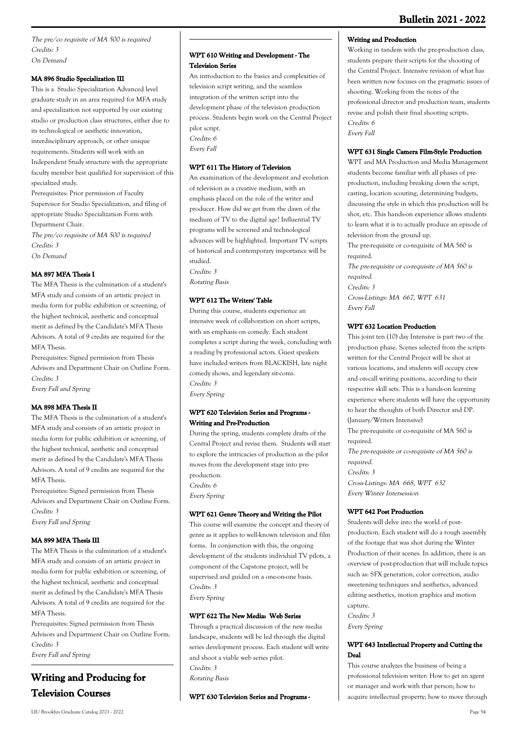*The pre/co requisite of MA 500 is required*
*Credits: 3*
*On Demand*

### MA 896 Studio Specialization III

This is a Studio Specialization Advanced level graduate study in an area required for MFA study and specialization not supported by our existing studio or production class structures, either due to its technological or aesthetic innovation, interdisciplinary approach, or other unique requirements. Students will work with an Independent Study structure with the appropriate faculty member best qualified for supervision of this specialized study.

Prerequisites: Prior permission of Faculty Supervisor for Studio Specialization, and filing of appropriate Studio Specialization Form with Department Chair.

*The pre/co requisite of MA 500 is required*
*Credits: 3*
*On Demand*

### MA 897 MFA Thesis I

The MFA Thesis is the culmination of a student's MFA study and consists of an artistic project in media form for public exhibition or screening, of the highest technical, aesthetic and conceptual merit as defined by the Candidate's MFA Thesis Advisors. A total of 9 credits are required for the MFA Thesis.

Prerequisites: Signed permission from Thesis Advisors and Department Chair on Outline Form.

*Credits: 3*
*Every Fall and Spring*

### MA 898 MFA Thesis II

The MFA Thesis is the culmination of a student's MFA study and consists of an artistic project in media form for public exhibition or screening, of the highest technical, aesthetic and conceptual merit as defined by the Candidate's MFA Thesis Advisors. A total of 9 credits are required for the MFA Thesis.

Prerequisites: Signed permission from Thesis Advisors and Department Chair on Outline Form.

*Credits: 3*
*Every Fall and Spring*

### MA 899 MFA Thesis III

The MFA Thesis is the culmination of a student's MFA study and consists of an artistic project in media form for public exhibition or screening, of the highest technical, aesthetic and conceptual merit as defined by the Candidate's MFA Thesis Advisors. A total of 9 credits are required for the MFA Thesis.

Prerequisites: Signed permission from Thesis Advisors and Department Chair on Outline Form.

*Credits: 3*
*Every Fall and Spring*

## Writing and Producing for Television Courses

### WPT 610 Writing and Development - The Television Series

An introduction to the basics and complexities of television script writing, and the seamless integration of the written script into the development phase of the television production process. Students begin work on the Central Project pilot script.

*Credits: 6*
*Every Fall*

### WPT 611 The History of Television

An examination of the development and evolution of television as a creative medium, with an emphasis placed on the role of the writer and producer. How did we get from the dawn of the medium of TV to the digital age? Influential TV programs will be screened and technological advances will be highlighted. Important TV scripts of historical and contemporary importance will be studied.

*Credits: 3*
*Rotating Basis*

### WPT 612 The Writers' Table

During this course, students experience an intensive week of collaboration on short scripts, with an emphasis on comedy. Each student completes a script during the week, concluding with a reading by professional actors. Guest speakers have included writers from BLACKISH, late night comedy shows, and legendary sit-coms.

*Credits: 3*
*Every Spring*

### WPT 620 Television Series and Programs - Writing and Pre-Production

During the spring, students complete drafts of the Central Project and revise them. Students will start to explore the intricacies of production as the pilot moves from the development stage into pre-production.

*Credits: 6*
*Every Spring*

### WPT 621 Genre Theory and Writing the Pilot

This course will examine the concept and theory of genre as it applies to well-known television and film forms. In conjunction with this, the ongoing development of the students individual TV pilots, a component of the Capstone project, will be supervised and guided on a one-on-one basis.

*Credits: 3*
*Every Spring*

### WPT 622 The New Media: Web Series

Through a practical discussion of the new media landscape, students will be led through the digital series development process. Each student will write and shoot a viable web series pilot.

*Credits: 3*
*Rotating Basis*

### WPT 630 Television Series and Programs - Writing and Production

Working in tandem with the pre-production class, students prepare their scripts for the shooting of the Central Project. Intensive revision of what has been written now focuses on the pragmatic issues of shooting. Working from the notes of the professional director and production team, students revise and polish their final shooting scripts.

*Credits: 6*
*Every Fall*

### WPT 631 Single Camera Film-Style Production

WPT and MA Production and Media Management students become familiar with all phases of pre-production, including breaking down the script, casting, location scouting, determining budgets, discussing the style in which this production will be shot, etc. This hands-on experience allows students to learn what it is to actually produce an episode of television from the ground up.

The pre-requisite or co-requisite of MA 560 is required.

*The pre-requisite or co-requisite of MA 560 is required.*
*Credits: 3*
*Cross-Listings: MA 667, WPT 631*
*Every Fall*

### WPT 632 Location Production

This joint ten (10) day Intensive is part two of the production phase. Scenes selected from the scripts written for the Central Project will be shot at various locations, and students will occupy crew and on-call writing positions, according to their respective skill sets. This is a hands-on learning experience where students will have the opportunity to hear the thoughts of both Director and DP. (January/Writers Intensive)

The pre-requisite or co-requisite of MA 560 is required.

*The pre-requisite or co-requisite of MA 560 is required.*
*Credits: 3*
*Cross-Listings: MA 668, WPT 632*
*Every Winter Intersession*

### WPT 642 Post Production

Students will delve into the world of post-production. Each student will do a rough assembly of the footage that was shot during the Winter Production of their scenes. In addition, there is an overview of post-production that will include topics such as: SFX generation, color correction, audio sweetening techniques and aesthetics, advanced editing aesthetics, motion graphics and motion capture.

*Credits: 3*
*Every Spring*

### WPT 643 Intellectual Property and Cutting the Deal

This course analyzes the business of being a professional television writer: How to get an agent or manager and work with that person; how to acquire intellectual property; how to move through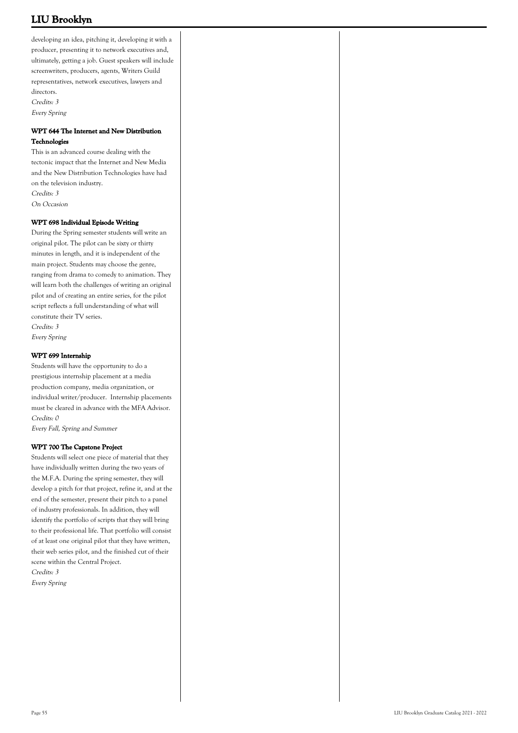developing an idea, pitching it, developing it with a producer, presenting it to network executives and, ultimately, getting a job. Guest speakers will include screenwriters, producers, agents, Writers Guild representatives, network executives, lawyers and directors.

*Credits: 3*

*Every Spring*

### WPT 644 The Internet and New Distribution Technologies

This is an advanced course dealing with the tectonic impact that the Internet and New Media and the New Distribution Technologies have had on the television industry.

*Credits: 3*

*On Occasion*

### WPT 698 Individual Episode Writing

During the Spring semester students will write an original pilot. The pilot can be sixty or thirty minutes in length, and it is independent of the main project. Students may choose the genre, ranging from drama to comedy to animation. They will learn both the challenges of writing an original pilot and of creating an entire series, for the pilot script reflects a full understanding of what will constitute their TV series.

*Credits: 3*

*Every Spring*

### WPT 699 Internship

Students will have the opportunity to do a prestigious internship placement at a media production company, media organization, or individual writer/producer. Internship placements must be cleared in advance with the MFA Advisor.

*Credits: 0*

*Every Fall, Spring and Summer*

### WPT 700 The Capstone Project

Students will select one piece of material that they have individually written during the two years of the M.F.A. During the spring semester, they will develop a pitch for that project, refine it, and at the end of the semester, present their pitch to a panel of industry professionals. In addition, they will identify the portfolio of scripts that they will bring to their professional life. That portfolio will consist of at least one original pilot that they have written, their web series pilot, and the finished cut of their scene within the Central Project.

*Credits: 3*

*Every Spring*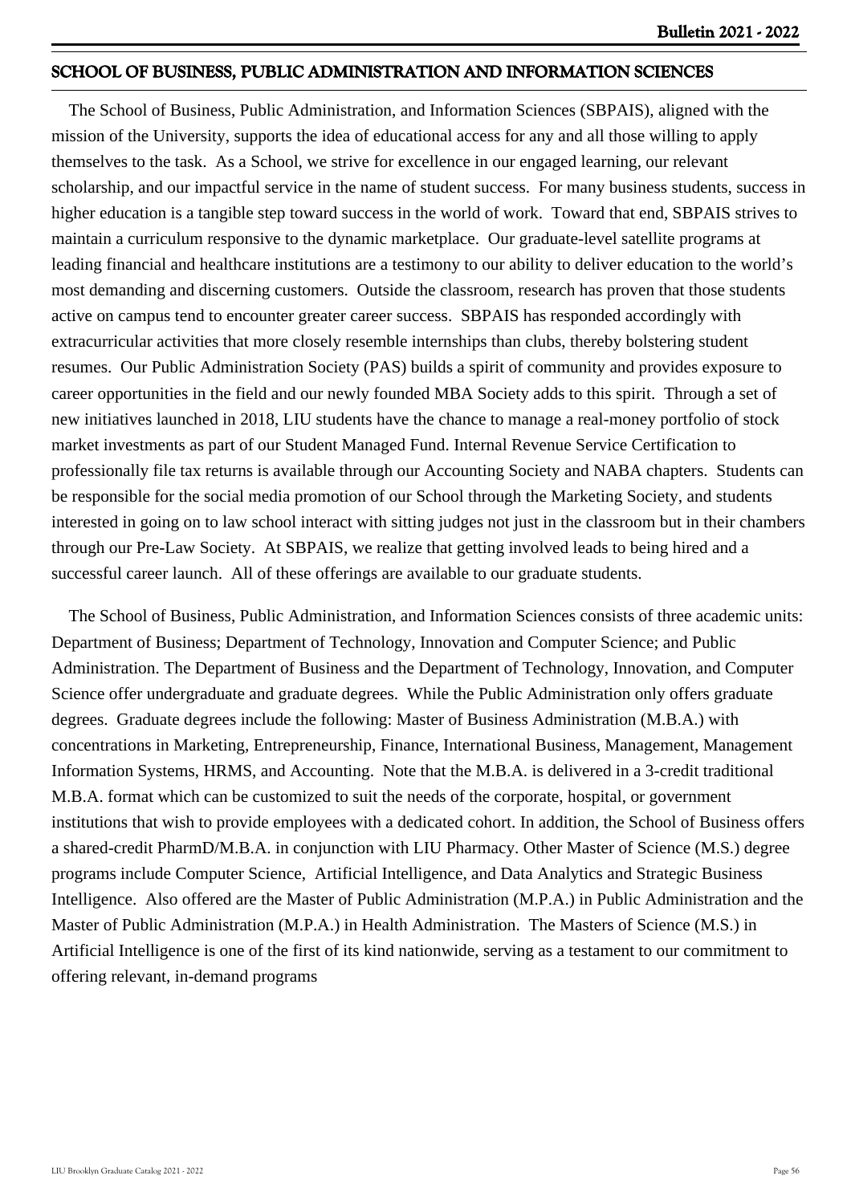## SCHOOL OF BUSINESS, PUBLIC ADMINISTRATION AND INFORMATION SCIENCES

The School of Business, Public Administration, and Information Sciences (SBPAIS), aligned with the mission of the University, supports the idea of educational access for any and all those willing to apply themselves to the task. As a School, we strive for excellence in our engaged learning, our relevant scholarship, and our impactful service in the name of student success. For many business students, success in higher education is a tangible step toward success in the world of work. Toward that end, SBPAIS strives to maintain a curriculum responsive to the dynamic marketplace. Our graduate-level satellite programs at leading financial and healthcare institutions are a testimony to our ability to deliver education to the world's most demanding and discerning customers. Outside the classroom, research has proven that those students active on campus tend to encounter greater career success. SBPAIS has responded accordingly with extracurricular activities that more closely resemble internships than clubs, thereby bolstering student resumes. Our Public Administration Society (PAS) builds a spirit of community and provides exposure to career opportunities in the field and our newly founded MBA Society adds to this spirit. Through a set of new initiatives launched in 2018, LIU students have the chance to manage a real-money portfolio of stock market investments as part of our Student Managed Fund. Internal Revenue Service Certification to professionally file tax returns is available through our Accounting Society and NABA chapters. Students can be responsible for the social media promotion of our School through the Marketing Society, and students interested in going on to law school interact with sitting judges not just in the classroom but in their chambers through our Pre-Law Society. At SBPAIS, we realize that getting involved leads to being hired and a successful career launch. All of these offerings are available to our graduate students.

The School of Business, Public Administration, and Information Sciences consists of three academic units: Department of Business; Department of Technology, Innovation and Computer Science; and Public Administration. The Department of Business and the Department of Technology, Innovation, and Computer Science offer undergraduate and graduate degrees. While the Public Administration only offers graduate degrees. Graduate degrees include the following: Master of Business Administration (M.B.A.) with concentrations in Marketing, Entrepreneurship, Finance, International Business, Management, Management Information Systems, HRMS, and Accounting. Note that the M.B.A. is delivered in a 3-credit traditional M.B.A. format which can be customized to suit the needs of the corporate, hospital, or government institutions that wish to provide employees with a dedicated cohort. In addition, the School of Business offers a shared-credit PharmD/M.B.A. in conjunction with LIU Pharmacy. Other Master of Science (M.S.) degree programs include Computer Science, Artificial Intelligence, and Data Analytics and Strategic Business Intelligence. Also offered are the Master of Public Administration (M.P.A.) in Public Administration and the Master of Public Administration (M.P.A.) in Health Administration. The Masters of Science (M.S.) in Artificial Intelligence is one of the first of its kind nationwide, serving as a testament to our commitment to offering relevant, in-demand programs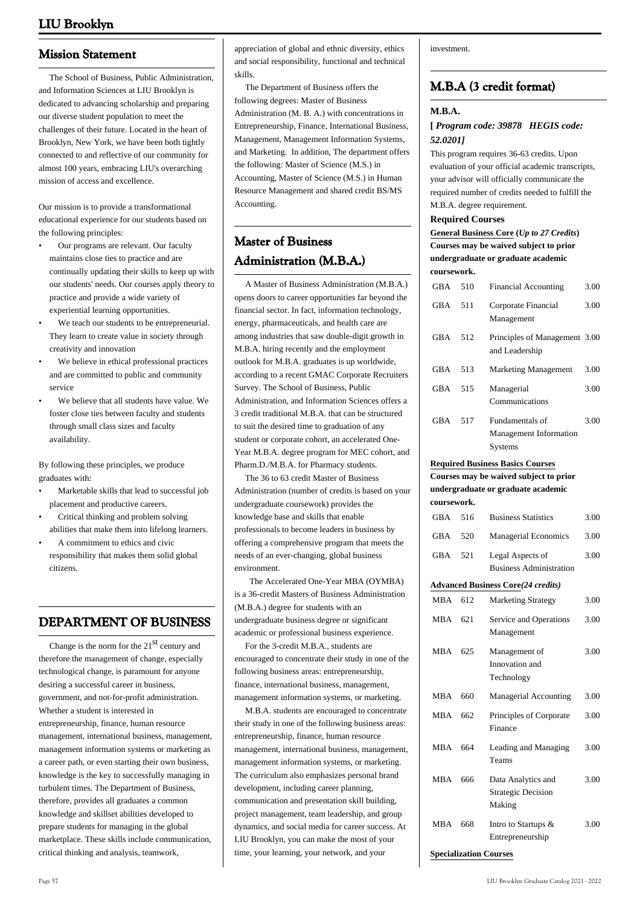## Mission Statement

The School of Business, Public Administration, and Information Sciences at LIU Brooklyn is dedicated to advancing scholarship and preparing our diverse student population to meet the challenges of their future. Located in the heart of Brooklyn, New York, we have been both tightly connected to and reflective of our community for almost 100 years, embracing LIU's overarching mission of access and excellence.

Our mission is to provide a transformational educational experience for our students based on the following principles:

- Our programs are relevant. Our faculty maintains close ties to practice and are continually updating their skills to keep up with our students' needs. Our courses apply theory to practice and provide a wide variety of experiential learning opportunities.
- We teach our students to be entrepreneurial. They learn to create value in society through creativity and innovation
- We believe in ethical professional practices and are committed to public and community service
- We believe that all students have value. We foster close ties between faculty and students through small class sizes and faculty availability.

By following these principles, we produce graduates with:

- Marketable skills that lead to successful job placement and productive careers.
- Critical thinking and problem solving abilities that make them into lifelong learners.
- A commitment to ethics and civic responsibility that makes them solid global citizens.

## DEPARTMENT OF BUSINESS

Change is the norm for the 21st century and therefore the management of change, especially technological change, is paramount for anyone desiring a successful career in business, government, and not-for-profit administration. Whether a student is interested in entrepreneurship, finance, human resource management, international business, management, management information systems or marketing as a career path, or even starting their own business, knowledge is the key to successfully managing in turbulent times. The Department of Business, therefore, provides all graduates a common knowledge and skillset abilities developed to prepare students for managing in the global marketplace. These skills include communication, critical thinking and analysis, teamwork, appreciation of global and ethnic diversity, ethics and social responsibility, functional and technical skills.

The Department of Business offers the following degrees: Master of Business Administration (M. B. A.) with concentrations in Entrepreneurship, Finance, International Business, Management, Management Information Systems, and Marketing. In addition, The department offers the following: Master of Science (M.S.) in Accounting, Master of Science (M.S.) in Human Resource Management and shared credit BS/MS Accounting.

## Master of Business Administration (M.B.A.)

A Master of Business Administration (M.B.A.) opens doors to career opportunities far beyond the financial sector. In fact, information technology, energy, pharmaceuticals, and health care are among industries that saw double-digit growth in M.B.A. hiring recently and the employment outlook for M.B.A. graduates is up worldwide, according to a recent GMAC Corporate Recruiters Survey. The School of Business, Public Administration, and Information Sciences offers a 3 credit traditional M.B.A. that can be structured to suit the desired time to graduation of any student or corporate cohort, an accelerated One-Year M.B.A. degree program for MEC cohort, and Pharm.D./M.B.A. for Pharmacy students.

The 36 to 63 credit Master of Business Administration (number of credits is based on your undergraduate coursework) provides the knowledge base and skills that enable professionals to become leaders in business by offering a comprehensive program that meets the needs of an ever-changing, global business environment.

The Accelerated One-Year MBA (OYMBA) is a 36-credit Masters of Business Administration (M.B.A.) degree for students with an undergraduate business degree or significant academic or professional business experience.

For the 3-credit M.B.A., students are encouraged to concentrate their study in one of the following business areas: entrepreneurship, finance, international business, management, management information systems, or marketing.

M.B.A. students are encouraged to concentrate their study in one of the following business areas: entrepreneurship, finance, human resource management, international business, management, management information systems, or marketing. The curriculum also emphasizes personal brand development, including career planning, communication and presentation skill building, project management, team leadership, and group dynamics, and social media for career success. At LIU Brooklyn, you can make the most of your time, your learning, your network, and your investment.

## M.B.A (3 credit format)

**M.B.A.**

**[ *Program code: 39878 HEGIS code: 52.0201]***

This program requires 36-63 credits. Upon evaluation of your official academic transcripts, your advisor will officially communicate the required number of credits needed to fulfill the M.B.A. degree requirement.

**Required Courses**

**General Business Core (*Up to 27 Credits*)**
**Courses may be waived subject to prior undergraduate or graduate academic coursework.**

| | | | |
|---|---|---|---|
| GBA | 510 | Financial Accounting | 3.00 |
| GBA | 511 | Corporate Financial Management | 3.00 |
| GBA | 512 | Principles of Management and Leadership | 3.00 |
| GBA | 513 | Marketing Management | 3.00 |
| GBA | 515 | Managerial Communications | 3.00 |
| GBA | 517 | Fundamentals of Management Information Systems | 3.00 |

**Required Business Basics Courses**
**Courses may be waived subject to prior undergraduate or graduate academic coursework.**

| | | | |
|---|---|---|---|
| GBA | 516 | Business Statistics | 3.00 |
| GBA | 520 | Managerial Economics | 3.00 |
| GBA | 521 | Legal Aspects of Business Administration | 3.00 |

**Advanced Business Core*(24 credits)***

| | | | |
|---|---|---|---|
| MBA | 612 | Marketing Strategy | 3.00 |
| MBA | 621 | Service and Operations Management | 3.00 |
| MBA | 625 | Management of Innovation and Technology | 3.00 |
| MBA | 660 | Managerial Accounting | 3.00 |
| MBA | 662 | Principles of Corporate Finance | 3.00 |
| MBA | 664 | Leading and Managing Teams | 3.00 |
| MBA | 666 | Data Analytics and Strategic Decision Making | 3.00 |
| MBA | 668 | Intro to Startups & Entrepreneurship | 3.00 |

**Specialization Courses**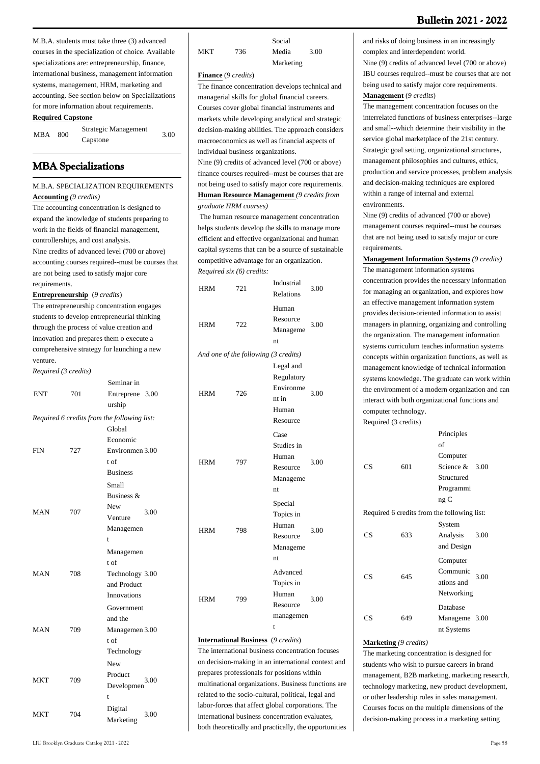M.B.A. students must take three (3) advanced courses in the specialization of choice. Available specializations are: entrepreneurship, finance, international business, management information systems, management, HRM, marketing and accounting. See section below on Specializations for more information about requirements.

**Required Capstone**

| | | | |
|---|---|---|---|
| MBA | 800 | Strategic Management Capstone | 3.00 |

## MBA Specializations

M.B.A. SPECIALIZATION REQUIREMENTS

**Accounting** *(9 credits)*

The accounting concentration is designed to expand the knowledge of students preparing to work in the fields of financial management, controllerships, and cost analysis.

Nine credits of advanced level (700 or above) accounting courses required--must be courses that are not being used to satisfy major core requirements.

**Entrepreneurship** (*9 credits*)

The entrepreneurship concentration engages students to develop entrepreneurial thinking through the process of value creation and innovation and prepares them o execute a comprehensive strategy for launching a new venture.

*Required (3 credits)*

| | | | |
|---|---|---|---|
| ENT | 701 | Seminar in Entrepreneurship | 3.00 |

*Required 6 credits from the following list:*

| | | | |
|---|---|---|---|
| FIN | 727 | Global Economic Environment of Business | 3.00 |
| MAN | 707 | Small Business & New Venture Management | 3.00 |
| MAN | 708 | Management of Technology and Product Innovations | 3.00 |
| MAN | 709 | Government and the Management of Technology | 3.00 |
| MKT | 709 | New Product Development | 3.00 |
| MKT | 704 | Digital Marketing | 3.00 |
| MKT | 736 | Social Media Marketing | 3.00 |

**Finance** (*9 credits*)

The finance concentration develops technical and managerial skills for global financial careers. Courses cover global financial instruments and markets while developing analytical and strategic decision-making abilities. The approach considers macroeconomics as well as financial aspects of individual business organizations.

Nine (9) credits of advanced level (700 or above) finance courses required--must be courses that are not being used to satisfy major core requirements.

**Human Resource Management** *(9 credits from graduate HRM courses)*

The human resource management concentration helps students develop the skills to manage more efficient and effective organizational and human capital systems that can be a source of sustainable competitive advantage for an organization.

*Required six (6) credits:*

| | | | |
|---|---|---|---|
| HRM | 721 | Industrial Relations | 3.00 |
| HRM | 722 | Human Resource Management | 3.00 |

*And one of the following (3 credits)*

| | | | |
|---|---|---|---|
| HRM | 726 | Legal and Regulatory Environment in Human Resource | 3.00 |
| HRM | 797 | Case Studies in Human Resource Management | 3.00 |
| HRM | 798 | Special Topics in Human Resource Management | 3.00 |
| HRM | 799 | Advanced Topics in Human Resource management | 3.00 |

**International Business** (*9 credits*)

The international business concentration focuses on decision-making in an international context and prepares professionals for positions within multinational organizations. Business functions are related to the socio-cultural, political, legal and labor-forces that affect global corporations. The international business concentration evaluates, both theoretically and practically, the opportunities and risks of doing business in an increasingly complex and interdependent world.

Nine (9) credits of advanced level (700 or above) IBU courses required--must be courses that are not being used to satisfy major core requirements.

**Management** (*9 credits*)

The management concentration focuses on the interrelated functions of business enterprises--large and small--which determine their visibility in the service global marketplace of the 21st century. Strategic goal setting, organizational structures, management philosophies and cultures, ethics, production and service processes, problem analysis and decision-making techniques are explored within a range of internal and external environments.

Nine (9) credits of advanced (700 or above) management courses required--must be courses that are not being used to satisfy major or core requirements.

**Management Information Systems** *(9 credits)*

The management information systems concentration provides the necessary information for managing an organization, and explores how an effective management information system provides decision-oriented information to assist managers in planning, organizing and controlling the organization. The management information systems curriculum teaches information systems concepts within organization functions, as well as management knowledge of technical information systems knowledge. The graduate can work within the environment of a modern organization and can interact with both organizational functions and computer technology.

Required (3 credits)

| | | | |
|---|---|---|---|
| CS | 601 | Principles of Computer Science & Structured Programming C | 3.00 |

Required 6 credits from the following list:

| | | | |
|---|---|---|---|
| CS | 633 | System Analysis and Design | 3.00 |
| CS | 645 | Computer Communications and Networking | 3.00 |
| CS | 649 | Database Management Systems | 3.00 |

**Marketing** *(9 credits)*

The marketing concentration is designed for students who wish to pursue careers in brand management, B2B marketing, marketing research, technology marketing, new product development, or other leadership roles in sales management. Courses focus on the multiple dimensions of the decision-making process in a marketing setting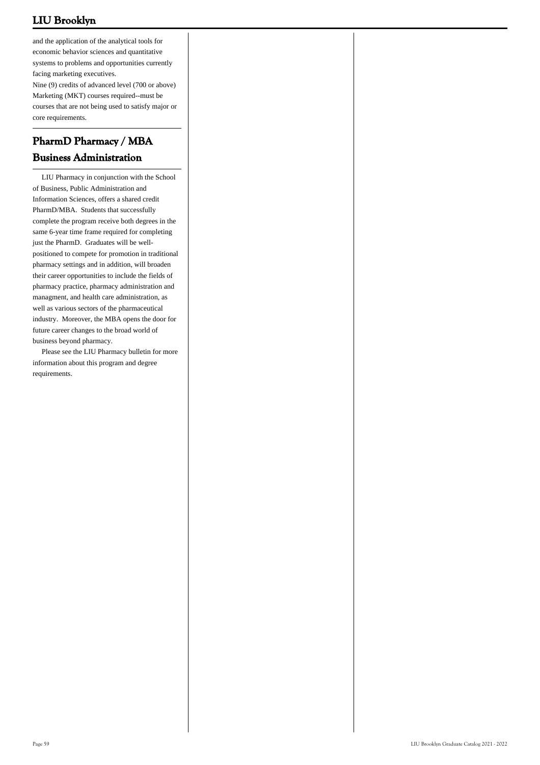and the application of the analytical tools for economic behavior sciences and quantitative systems to problems and opportunities currently facing marketing executives.

Nine (9) credits of advanced level (700 or above) Marketing (MKT) courses required--must be courses that are not being used to satisfy major or core requirements.

## PharmD Pharmacy / MBA Business Administration

LIU Pharmacy in conjunction with the School of Business, Public Administration and Information Sciences, offers a shared credit PharmD/MBA. Students that successfully complete the program receive both degrees in the same 6-year time frame required for completing just the PharmD. Graduates will be well-positioned to compete for promotion in traditional pharmacy settings and in addition, will broaden their career opportunities to include the fields of pharmacy practice, pharmacy administration and managment, and health care administration, as well as various sectors of the pharmaceutical industry. Moreover, the MBA opens the door for future career changes to the broad world of business beyond pharmacy.

Please see the LIU Pharmacy bulletin for more information about this program and degree requirements.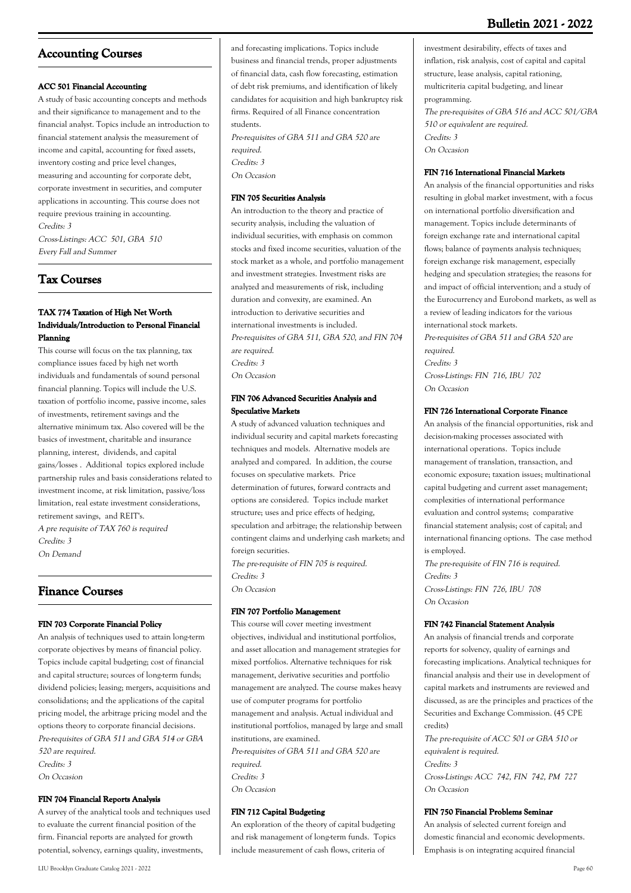## Accounting Courses

### ACC 501 Financial Accounting

A study of basic accounting concepts and methods and their significance to management and to the financial analyst. Topics include an introduction to financial statement analysis the measurement of income and capital, accounting for fixed assets, inventory costing and price level changes, measuring and accounting for corporate debt, corporate investment in securities, and computer applications in accounting. This course does not require previous training in accounting.

*Credits: 3*

*Cross-Listings: ACC 501, GBA 510*

*Every Fall and Summer*

## Tax Courses

### TAX 774 Taxation of High Net Worth Individuals/Introduction to Personal Financial Planning

This course will focus on the tax planning, tax compliance issues faced by high net worth individuals and fundamentals of sound personal financial planning. Topics will include the U.S. taxation of portfolio income, passive income, sales of investments, retirement savings and the alternative minimum tax. Also covered will be the basics of investment, charitable and insurance planning, interest, dividends, and capital gains/losses . Additional topics explored include partnership rules and basis considerations related to investment income, at risk limitation, passive/loss limitation, real estate investment considerations, retirement savings, and REIT's.

*A pre requisite of TAX 760 is required*

*Credits: 3*

*On Demand*

## Finance Courses

### FIN 703 Corporate Financial Policy

An analysis of techniques used to attain long-term corporate objectives by means of financial policy. Topics include capital budgeting; cost of financial and capital structure; sources of long-term funds; dividend policies; leasing; mergers, acquisitions and consolidations; and the applications of the capital pricing model, the arbitrage pricing model and the options theory to corporate financial decisions.

*Pre-requisites of GBA 511 and GBA 514 or GBA 520 are required.*

*Credits: 3*

*On Occasion*

### FIN 704 Financial Reports Analysis

A survey of the analytical tools and techniques used to evaluate the current financial position of the firm. Financial reports are analyzed for growth potential, solvency, earnings quality, investments, and forecasting implications. Topics include business and financial trends, proper adjustments of financial data, cash flow forecasting, estimation of debt risk premiums, and identification of likely candidates for acquisition and high bankruptcy risk firms. Required of all Finance concentration students.

*Pre-requisites of GBA 511 and GBA 520 are required.*

*Credits: 3*

*On Occasion*

### FIN 705 Securities Analysis

An introduction to the theory and practice of security analysis, including the valuation of individual securities, with emphasis on common stocks and fixed income securities, valuation of the stock market as a whole, and portfolio management and investment strategies. Investment risks are analyzed and measurements of risk, including duration and convexity, are examined. An introduction to derivative securities and international investments is included.

*Pre-requisites of GBA 511, GBA 520, and FIN 704 are required.*

*Credits: 3*

*On Occasion*

### FIN 706 Advanced Securities Analysis and Speculative Markets

A study of advanced valuation techniques and individual security and capital markets forecasting techniques and models. Alternative models are analyzed and compared. In addition, the course focuses on speculative markets. Price determination of futures, forward contracts and options are considered. Topics include market structure; uses and price effects of hedging, speculation and arbitrage; the relationship between contingent claims and underlying cash markets; and foreign securities.

*The pre-requisite of FIN 705 is required.*

*Credits: 3*

*On Occasion*

### FIN 707 Portfolio Management

This course will cover meeting investment objectives, individual and institutional portfolios, and asset allocation and management strategies for mixed portfolios. Alternative techniques for risk management, derivative securities and portfolio management are analyzed. The course makes heavy use of computer programs for portfolio management and analysis. Actual individual and institutional portfolios, managed by large and small institutions, are examined.

*Pre-requisites of GBA 511 and GBA 520 are required.*

*Credits: 3*

*On Occasion*

### FIN 712 Capital Budgeting

An exploration of the theory of capital budgeting and risk management of long-term funds. Topics include measurement of cash flows, criteria of investment desirability, effects of taxes and inflation, risk analysis, cost of capital and capital structure, lease analysis, capital rationing, multicriteria capital budgeting, and linear programming.

*The pre-requisites of GBA 516 and ACC 501/GBA 510 or equivalent are required.*

*Credits: 3*

*On Occasion*

### FIN 716 International Financial Markets

An analysis of the financial opportunities and risks resulting in global market investment, with a focus on international portfolio diversification and management. Topics include determinants of foreign exchange rate and international capital flows; balance of payments analysis techniques; foreign exchange risk management, especially hedging and speculation strategies; the reasons for and impact of official intervention; and a study of the Eurocurrency and Eurobond markets, as well as a review of leading indicators for the various international stock markets.

*Pre-requisites of GBA 511 and GBA 520 are required.*

*Credits: 3*

*Cross-Listings: FIN 716, IBU 702*

*On Occasion*

### FIN 726 International Corporate Finance

An analysis of the financial opportunities, risk and decision-making processes associated with international operations. Topics include management of translation, transaction, and economic exposure; taxation issues; multinational capital budgeting and current asset management; complexities of international performance evaluation and control systems; comparative financial statement analysis; cost of capital; and international financing options. The case method is employed.

*The pre-requisite of FIN 716 is required.*

*Credits: 3*

*Cross-Listings: FIN 726, IBU 708*

*On Occasion*

### FIN 742 Financial Statement Analysis

An analysis of financial trends and corporate reports for solvency, quality of earnings and forecasting implications. Analytical techniques for financial analysis and their use in development of capital markets and instruments are reviewed and discussed, as are the principles and practices of the Securities and Exchange Commission. (45 CPE credits)

*The pre-requisite of ACC 501 or GBA 510 or equivalent is required.*

*Credits: 3*

*Cross-Listings: ACC 742, FIN 742, PM 727*

*On Occasion*

### FIN 750 Financial Problems Seminar

An analysis of selected current foreign and domestic financial and economic developments. Emphasis is on integrating acquired financial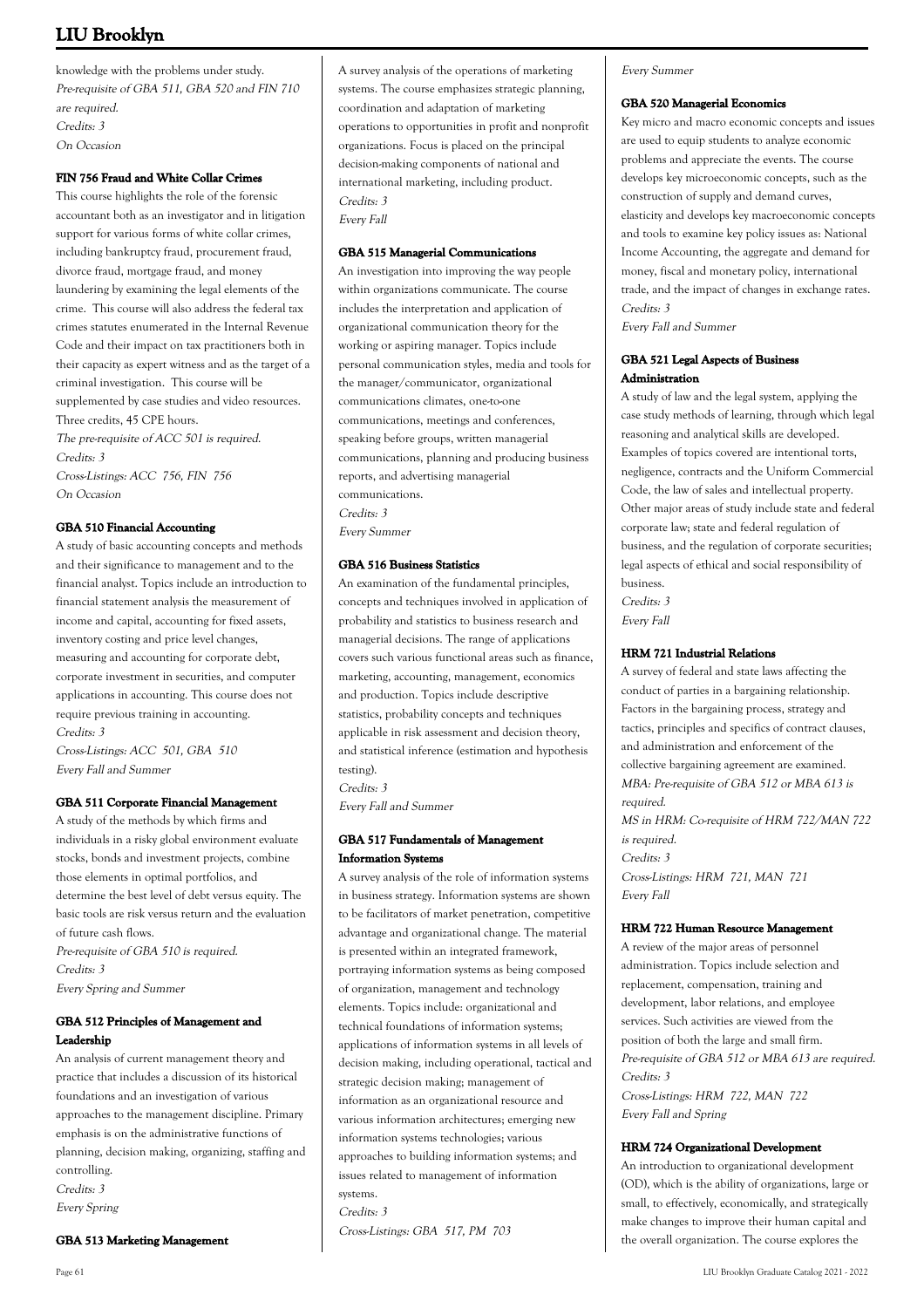knowledge with the problems under study.

*Pre-requisite of GBA 511, GBA 520 and FIN 710 are required.*

*Credits: 3*

*On Occasion*

### FIN 756 Fraud and White Collar Crimes

This course highlights the role of the forensic accountant both as an investigator and in litigation support for various forms of white collar crimes, including bankruptcy fraud, procurement fraud, divorce fraud, mortgage fraud, and money laundering by examining the legal elements of the crime. This course will also address the federal tax crimes statutes enumerated in the Internal Revenue Code and their impact on tax practitioners both in their capacity as expert witness and as the target of a criminal investigation. This course will be supplemented by case studies and video resources. Three credits, 45 CPE hours.

*The pre-requisite of ACC 501 is required.*

*Credits: 3*

*Cross-Listings: ACC 756, FIN 756*

*On Occasion*

### GBA 510 Financial Accounting

A study of basic accounting concepts and methods and their significance to management and to the financial analyst. Topics include an introduction to financial statement analysis the measurement of income and capital, accounting for fixed assets, inventory costing and price level changes, measuring and accounting for corporate debt, corporate investment in securities, and computer applications in accounting. This course does not require previous training in accounting.

*Credits: 3*

*Cross-Listings: ACC 501, GBA 510*

*Every Fall and Summer*

### GBA 511 Corporate Financial Management

A study of the methods by which firms and individuals in a risky global environment evaluate stocks, bonds and investment projects, combine those elements in optimal portfolios, and determine the best level of debt versus equity. The basic tools are risk versus return and the evaluation of future cash flows.

*Pre-requisite of GBA 510 is required.*

*Credits: 3*

*Every Spring and Summer*

### GBA 512 Principles of Management and Leadership

An analysis of current management theory and practice that includes a discussion of its historical foundations and an investigation of various approaches to the management discipline. Primary emphasis is on the administrative functions of planning, decision making, organizing, staffing and controlling.

*Credits: 3*

*Every Spring*

### GBA 513 Marketing Management

A survey analysis of the operations of marketing systems. The course emphasizes strategic planning, coordination and adaptation of marketing operations to opportunities in profit and nonprofit organizations. Focus is placed on the principal decision-making components of national and international marketing, including product.

*Credits: 3*

*Every Fall*

### GBA 515 Managerial Communications

An investigation into improving the way people within organizations communicate. The course includes the interpretation and application of organizational communication theory for the working or aspiring manager. Topics include personal communication styles, media and tools for the manager/communicator, organizational communications climates, one-to-one communications, meetings and conferences, speaking before groups, written managerial communications, planning and producing business reports, and advertising managerial communications.

*Credits: 3*

*Every Summer*

### GBA 516 Business Statistics

An examination of the fundamental principles, concepts and techniques involved in application of probability and statistics to business research and managerial decisions. The range of applications covers such various functional areas such as finance, marketing, accounting, management, economics and production. Topics include descriptive statistics, probability concepts and techniques applicable in risk assessment and decision theory, and statistical inference (estimation and hypothesis testing).

*Credits: 3*

*Every Fall and Summer*

### GBA 517 Fundamentals of Management Information Systems

A survey analysis of the role of information systems in business strategy. Information systems are shown to be facilitators of market penetration, competitive advantage and organizational change. The material is presented within an integrated framework, portraying information systems as being composed of organization, management and technology elements. Topics include: organizational and technical foundations of information systems; applications of information systems in all levels of decision making, including operational, tactical and strategic decision making; management of information as an organizational resource and various information architectures; emerging new information systems technologies; various approaches to building information systems; and issues related to management of information systems.

*Credits: 3*

*Cross-Listings: GBA 517, PM 703*

*Every Summer*

### GBA 520 Managerial Economics

Key micro and macro economic concepts and issues are used to equip students to analyze economic problems and appreciate the events. The course develops key microeconomic concepts, such as the construction of supply and demand curves, elasticity and develops key macroeconomic concepts and tools to examine key policy issues as: National Income Accounting, the aggregate and demand for money, fiscal and monetary policy, international trade, and the impact of changes in exchange rates.

*Credits: 3*

*Every Fall and Summer*

### GBA 521 Legal Aspects of Business Administration

A study of law and the legal system, applying the case study methods of learning, through which legal reasoning and analytical skills are developed. Examples of topics covered are intentional torts, negligence, contracts and the Uniform Commercial Code, the law of sales and intellectual property. Other major areas of study include state and federal corporate law; state and federal regulation of business, and the regulation of corporate securities; legal aspects of ethical and social responsibility of business.

*Credits: 3*

*Every Fall*

### HRM 721 Industrial Relations

A survey of federal and state laws affecting the conduct of parties in a bargaining relationship. Factors in the bargaining process, strategy and tactics, principles and specifics of contract clauses, and administration and enforcement of the collective bargaining agreement are examined.

*MBA: Pre-requisite of GBA 512 or MBA 613 is required.*

*MS in HRM: Co-requisite of HRM 722/MAN 722 is required.*

*Credits: 3*

*Cross-Listings: HRM 721, MAN 721*

*Every Fall*

### HRM 722 Human Resource Management

A review of the major areas of personnel administration. Topics include selection and replacement, compensation, training and development, labor relations, and employee services. Such activities are viewed from the position of both the large and small firm.

*Pre-requisite of GBA 512 or MBA 613 are required.*

*Credits: 3*

*Cross-Listings: HRM 722, MAN 722*

*Every Fall and Spring*

### HRM 724 Organizational Development

An introduction to organizational development (OD), which is the ability of organizations, large or small, to effectively, economically, and strategically make changes to improve their human capital and the overall organization. The course explores the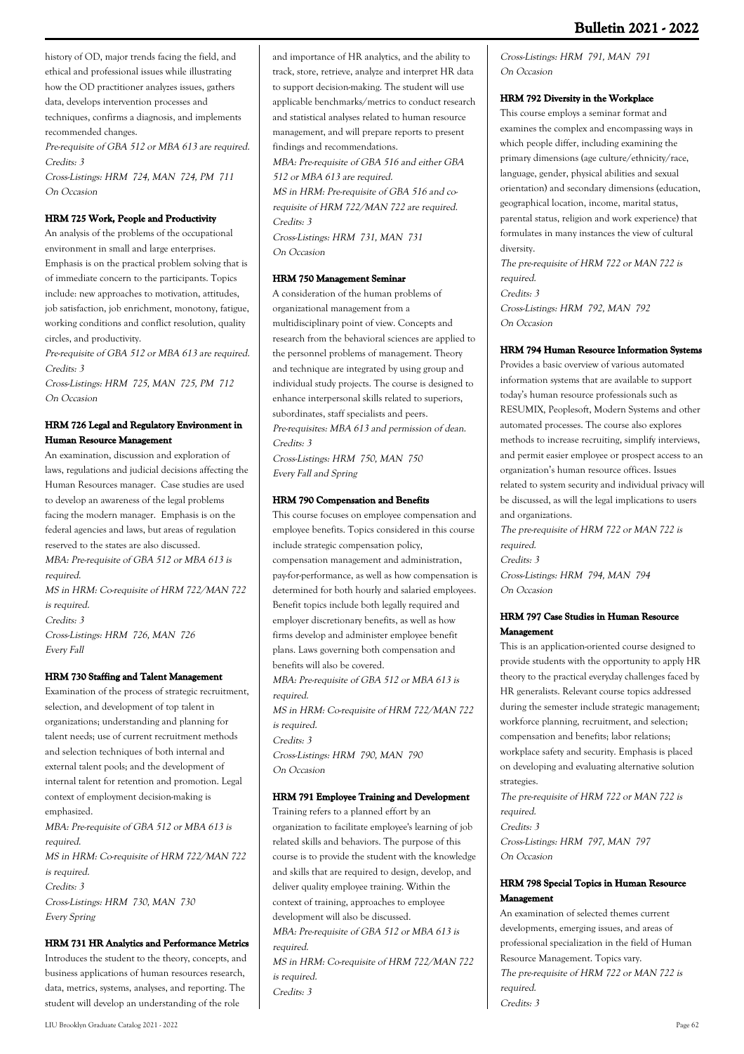history of OD, major trends facing the field, and ethical and professional issues while illustrating how the OD practitioner analyzes issues, gathers data, develops intervention processes and techniques, confirms a diagnosis, and implements recommended changes.

*Pre-requisite of GBA 512 or MBA 613 are required.*
*Credits: 3*
*Cross-Listings: HRM 724, MAN 724, PM 711*
*On Occasion*

#### HRM 725 Work, People and Productivity

An analysis of the problems of the occupational environment in small and large enterprises. Emphasis is on the practical problem solving that is of immediate concern to the participants. Topics include: new approaches to motivation, attitudes, job satisfaction, job enrichment, monotony, fatigue, working conditions and conflict resolution, quality circles, and productivity.

*Pre-requisite of GBA 512 or MBA 613 are required.*
*Credits: 3*
*Cross-Listings: HRM 725, MAN 725, PM 712*
*On Occasion*

#### HRM 726 Legal and Regulatory Environment in Human Resource Management

An examination, discussion and exploration of laws, regulations and judicial decisions affecting the Human Resources manager. Case studies are used to develop an awareness of the legal problems facing the modern manager. Emphasis is on the federal agencies and laws, but areas of regulation reserved to the states are also discussed.

*MBA: Pre-requisite of GBA 512 or MBA 613 is required.*
*MS in HRM: Co-requisite of HRM 722/MAN 722 is required.*
*Credits: 3*
*Cross-Listings: HRM 726, MAN 726*
*Every Fall*

#### HRM 730 Staffing and Talent Management

Examination of the process of strategic recruitment, selection, and development of top talent in organizations; understanding and planning for talent needs; use of current recruitment methods and selection techniques of both internal and external talent pools; and the development of internal talent for retention and promotion. Legal context of employment decision-making is emphasized.

*MBA: Pre-requisite of GBA 512 or MBA 613 is required.*
*MS in HRM: Co-requisite of HRM 722/MAN 722 is required.*
*Credits: 3*
*Cross-Listings: HRM 730, MAN 730*
*Every Spring*

#### HRM 731 HR Analytics and Performance Metrics

Introduces the student to the theory, concepts, and business applications of human resources research, data, metrics, systems, analyses, and reporting. The student will develop an understanding of the role and importance of HR analytics, and the ability to track, store, retrieve, analyze and interpret HR data to support decision-making. The student will use applicable benchmarks/metrics to conduct research and statistical analyses related to human resource management, and will prepare reports to present findings and recommendations.

*MBA: Pre-requisite of GBA 516 and either GBA 512 or MBA 613 are required.*
*MS in HRM: Pre-requisite of GBA 516 and co-requisite of HRM 722/MAN 722 are required.*
*Credits: 3*
*Cross-Listings: HRM 731, MAN 731*
*On Occasion*

#### HRM 750 Management Seminar

A consideration of the human problems of organizational management from a multidisciplinary point of view. Concepts and research from the behavioral sciences are applied to the personnel problems of management. Theory and technique are integrated by using group and individual study projects. The course is designed to enhance interpersonal skills related to superiors, subordinates, staff specialists and peers.

*Pre-requisites: MBA 613 and permission of dean.*
*Credits: 3*
*Cross-Listings: HRM 750, MAN 750*
*Every Fall and Spring*

#### HRM 790 Compensation and Benefits

This course focuses on employee compensation and employee benefits. Topics considered in this course include strategic compensation policy, compensation management and administration, pay-for-performance, as well as how compensation is determined for both hourly and salaried employees. Benefit topics include both legally required and employer discretionary benefits, as well as how firms develop and administer employee benefit plans. Laws governing both compensation and benefits will also be covered.

*MBA: Pre-requisite of GBA 512 or MBA 613 is required.*
*MS in HRM: Co-requisite of HRM 722/MAN 722 is required.*
*Credits: 3*
*Cross-Listings: HRM 790, MAN 790*
*On Occasion*

#### HRM 791 Employee Training and Development

Training refers to a planned effort by an organization to facilitate employee's learning of job related skills and behaviors. The purpose of this course is to provide the student with the knowledge and skills that are required to design, develop, and deliver quality employee training. Within the context of training, approaches to employee development will also be discussed.

*MBA: Pre-requisite of GBA 512 or MBA 613 is required.*
*MS in HRM: Co-requisite of HRM 722/MAN 722 is required.*
*Credits: 3*
*Cross-Listings: HRM 791, MAN 791*
*On Occasion*

#### HRM 792 Diversity in the Workplace

This course employs a seminar format and examines the complex and encompassing ways in which people differ, including examining the primary dimensions (age culture/ethnicity/race, language, gender, physical abilities and sexual orientation) and secondary dimensions (education, geographical location, income, marital status, parental status, religion and work experience) that formulates in many instances the view of cultural diversity.

*The pre-requisite of HRM 722 or MAN 722 is required.*
*Credits: 3*
*Cross-Listings: HRM 792, MAN 792*
*On Occasion*

#### HRM 794 Human Resource Information Systems

Provides a basic overview of various automated information systems that are available to support today's human resource professionals such as RESUMIX, Peoplesoft, Modern Systems and other automated processes. The course also explores methods to increase recruiting, simplify interviews, and permit easier employee or prospect access to an organization's human resource offices. Issues related to system security and individual privacy will be discussed, as will the legal implications to users and organizations.

*The pre-requisite of HRM 722 or MAN 722 is required.*
*Credits: 3*
*Cross-Listings: HRM 794, MAN 794*
*On Occasion*

#### HRM 797 Case Studies in Human Resource Management

This is an application-oriented course designed to provide students with the opportunity to apply HR theory to the practical everyday challenges faced by HR generalists. Relevant course topics addressed during the semester include strategic management; workforce planning, recruitment, and selection; compensation and benefits; labor relations; workplace safety and security. Emphasis is placed on developing and evaluating alternative solution strategies.

*The pre-requisite of HRM 722 or MAN 722 is required.*
*Credits: 3*
*Cross-Listings: HRM 797, MAN 797*
*On Occasion*

#### HRM 798 Special Topics in Human Resource Management

An examination of selected themes current developments, emerging issues, and areas of professional specialization in the field of Human Resource Management. Topics vary.

*The pre-requisite of HRM 722 or MAN 722 is required.*
*Credits: 3*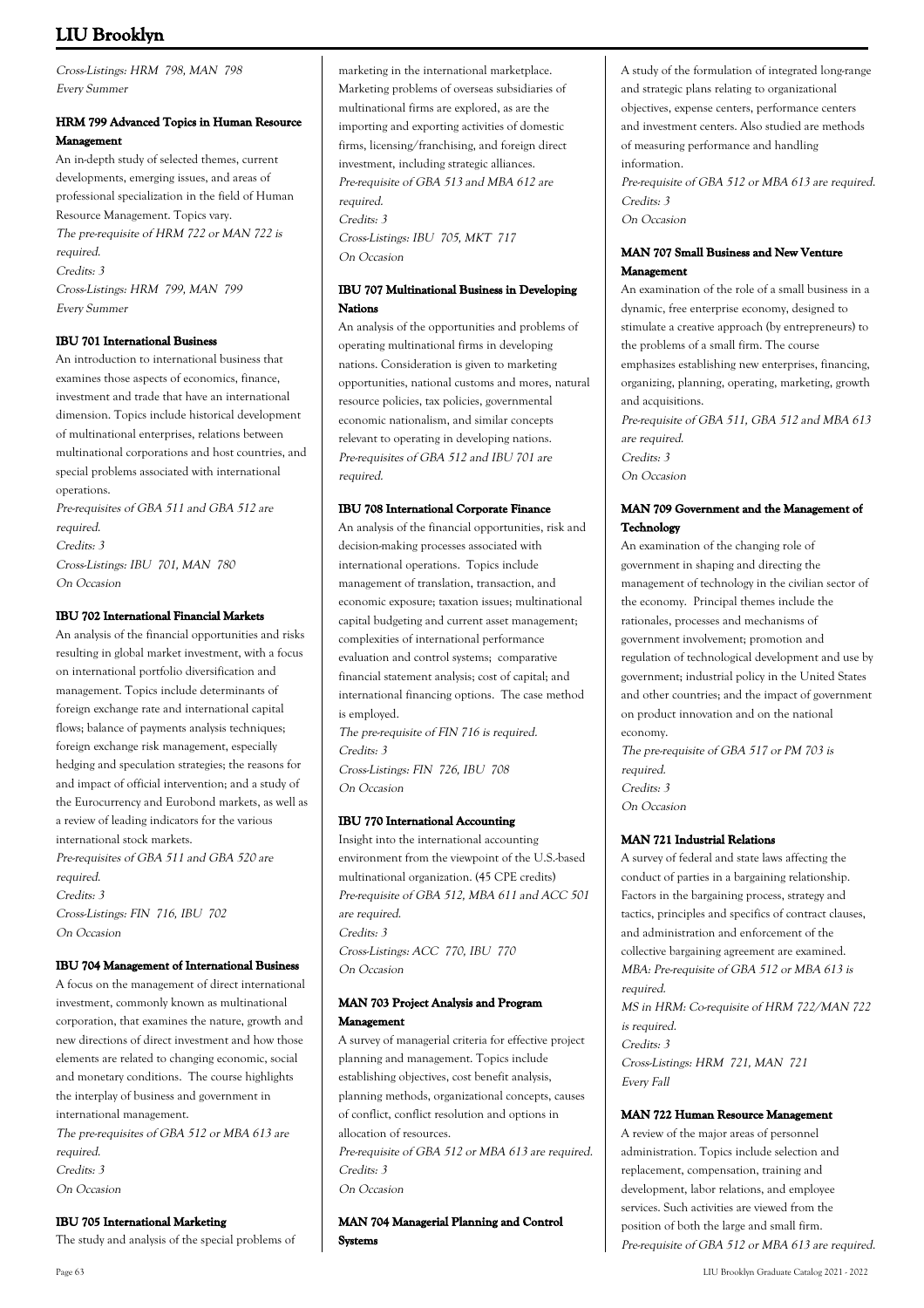*Cross-Listings: HRM 798, MAN 798*
*Every Summer*

### HRM 799 Advanced Topics in Human Resource Management

An in-depth study of selected themes, current developments, emerging issues, and areas of professional specialization in the field of Human Resource Management. Topics vary.
*The pre-requisite of HRM 722 or MAN 722 is required.*
*Credits: 3*
*Cross-Listings: HRM 799, MAN 799*
*Every Summer*

### IBU 701 International Business

An introduction to international business that examines those aspects of economics, finance, investment and trade that have an international dimension. Topics include historical development of multinational enterprises, relations between multinational corporations and host countries, and special problems associated with international operations.
*Pre-requisites of GBA 511 and GBA 512 are required.*
*Credits: 3*
*Cross-Listings: IBU 701, MAN 780*
*On Occasion*

### IBU 702 International Financial Markets

An analysis of the financial opportunities and risks resulting in global market investment, with a focus on international portfolio diversification and management. Topics include determinants of foreign exchange rate and international capital flows; balance of payments analysis techniques; foreign exchange risk management, especially hedging and speculation strategies; the reasons for and impact of official intervention; and a study of the Eurocurrency and Eurobond markets, as well as a review of leading indicators for the various international stock markets.
*Pre-requisites of GBA 511 and GBA 520 are required.*
*Credits: 3*
*Cross-Listings: FIN 716, IBU 702*
*On Occasion*

### IBU 704 Management of International Business

A focus on the management of direct international investment, commonly known as multinational corporation, that examines the nature, growth and new directions of direct investment and how those elements are related to changing economic, social and monetary conditions. The course highlights the interplay of business and government in international management.
*The pre-requisites of GBA 512 or MBA 613 are required.*
*Credits: 3*
*On Occasion*

### IBU 705 International Marketing

The study and analysis of the special problems of marketing in the international marketplace. Marketing problems of overseas subsidiaries of multinational firms are explored, as are the importing and exporting activities of domestic firms, licensing/franchising, and foreign direct investment, including strategic alliances.
*Pre-requisite of GBA 513 and MBA 612 are required.*
*Credits: 3*
*Cross-Listings: IBU 705, MKT 717*
*On Occasion*

### IBU 707 Multinational Business in Developing Nations

An analysis of the opportunities and problems of operating multinational firms in developing nations. Consideration is given to marketing opportunities, national customs and mores, natural resource policies, tax policies, governmental economic nationalism, and similar concepts relevant to operating in developing nations.
*Pre-requisites of GBA 512 and IBU 701 are required.*

### IBU 708 International Corporate Finance

An analysis of the financial opportunities, risk and decision-making processes associated with international operations. Topics include management of translation, transaction, and economic exposure; taxation issues; multinational capital budgeting and current asset management; complexities of international performance evaluation and control systems; comparative financial statement analysis; cost of capital; and international financing options. The case method is employed.
*The pre-requisite of FIN 716 is required.*
*Credits: 3*
*Cross-Listings: FIN 726, IBU 708*
*On Occasion*

### IBU 770 International Accounting

Insight into the international accounting environment from the viewpoint of the U.S.-based multinational organization. (45 CPE credits)
*Pre-requisite of GBA 512, MBA 611 and ACC 501 are required.*
*Credits: 3*
*Cross-Listings: ACC 770, IBU 770*
*On Occasion*

### MAN 703 Project Analysis and Program Management

A survey of managerial criteria for effective project planning and management. Topics include establishing objectives, cost benefit analysis, planning methods, organizational concepts, causes of conflict, conflict resolution and options in allocation of resources.
*Pre-requisite of GBA 512 or MBA 613 are required.*
*Credits: 3*
*On Occasion*

### MAN 704 Managerial Planning and Control Systems

A study of the formulation of integrated long-range and strategic plans relating to organizational objectives, expense centers, performance centers and investment centers. Also studied are methods of measuring performance and handling information.
*Pre-requisite of GBA 512 or MBA 613 are required.*
*Credits: 3*
*On Occasion*

### MAN 707 Small Business and New Venture Management

An examination of the role of a small business in a dynamic, free enterprise economy, designed to stimulate a creative approach (by entrepreneurs) to the problems of a small firm. The course emphasizes establishing new enterprises, financing, organizing, planning, operating, marketing, growth and acquisitions.
*Pre-requisite of GBA 511, GBA 512 and MBA 613 are required.*
*Credits: 3*
*On Occasion*

### MAN 709 Government and the Management of Technology

An examination of the changing role of government in shaping and directing the management of technology in the civilian sector of the economy. Principal themes include the rationales, processes and mechanisms of government involvement; promotion and regulation of technological development and use by government; industrial policy in the United States and other countries; and the impact of government on product innovation and on the national economy.
*The pre-requisite of GBA 517 or PM 703 is required.*
*Credits: 3*
*On Occasion*

### MAN 721 Industrial Relations

A survey of federal and state laws affecting the conduct of parties in a bargaining relationship. Factors in the bargaining process, strategy and tactics, principles and specifics of contract clauses, and administration and enforcement of the collective bargaining agreement are examined.
*MBA: Pre-requisite of GBA 512 or MBA 613 is required.*
*MS in HRM: Co-requisite of HRM 722/MAN 722 is required.*
*Credits: 3*
*Cross-Listings: HRM 721, MAN 721*
*Every Fall*

### MAN 722 Human Resource Management

A review of the major areas of personnel administration. Topics include selection and replacement, compensation, training and development, labor relations, and employee services. Such activities are viewed from the position of both the large and small firm.
*Pre-requisite of GBA 512 or MBA 613 are required.*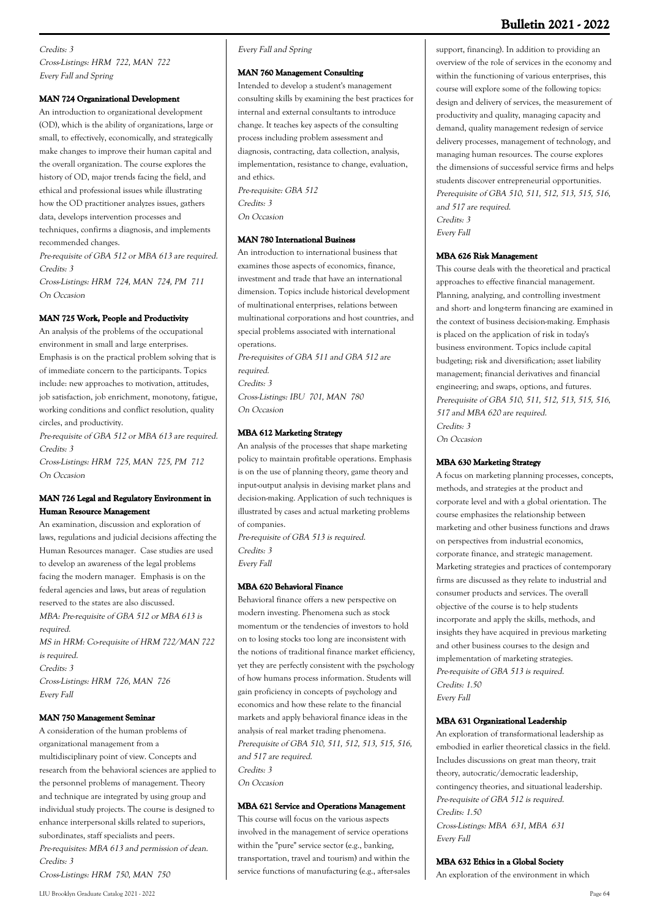*Credits: 3*
*Cross-Listings: HRM 722, MAN 722*
*Every Fall and Spring*

#### MAN 724 Organizational Development

An introduction to organizational development (OD), which is the ability of organizations, large or small, to effectively, economically, and strategically make changes to improve their human capital and the overall organization. The course explores the history of OD, major trends facing the field, and ethical and professional issues while illustrating how the OD practitioner analyzes issues, gathers data, develops intervention processes and techniques, confirms a diagnosis, and implements recommended changes.
*Pre-requisite of GBA 512 or MBA 613 are required.*
*Credits: 3*
*Cross-Listings: HRM 724, MAN 724, PM 711*
*On Occasion*

#### MAN 725 Work, People and Productivity

An analysis of the problems of the occupational environment in small and large enterprises. Emphasis is on the practical problem solving that is of immediate concern to the participants. Topics include: new approaches to motivation, attitudes, job satisfaction, job enrichment, monotony, fatigue, working conditions and conflict resolution, quality circles, and productivity.
*Pre-requisite of GBA 512 or MBA 613 are required.*
*Credits: 3*
*Cross-Listings: HRM 725, MAN 725, PM 712*
*On Occasion*

#### MAN 726 Legal and Regulatory Environment in Human Resource Management

An examination, discussion and exploration of laws, regulations and judicial decisions affecting the Human Resources manager. Case studies are used to develop an awareness of the legal problems facing the modern manager. Emphasis is on the federal agencies and laws, but areas of regulation reserved to the states are also discussed.
*MBA: Pre-requisite of GBA 512 or MBA 613 is required.*
*MS in HRM: Co-requisite of HRM 722/MAN 722 is required.*
*Credits: 3*
*Cross-Listings: HRM 726, MAN 726*
*Every Fall*

#### MAN 750 Management Seminar

A consideration of the human problems of organizational management from a multidisciplinary point of view. Concepts and research from the behavioral sciences are applied to the personnel problems of management. Theory and technique are integrated by using group and individual study projects. The course is designed to enhance interpersonal skills related to superiors, subordinates, staff specialists and peers.
*Pre-requisites: MBA 613 and permission of dean.*
*Credits: 3*
*Cross-Listings: HRM 750, MAN 750*
*Every Fall and Spring*

#### MAN 760 Management Consulting

Intended to develop a student's management consulting skills by examining the best practices for internal and external consultants to introduce change. It teaches key aspects of the consulting process including problem assessment and diagnosis, contracting, data collection, analysis, implementation, resistance to change, evaluation, and ethics.
*Pre-requisite: GBA 512*
*Credits: 3*
*On Occasion*

#### MAN 780 International Business

An introduction to international business that examines those aspects of economics, finance, investment and trade that have an international dimension. Topics include historical development of multinational enterprises, relations between multinational corporations and host countries, and special problems associated with international operations.
*Pre-requisites of GBA 511 and GBA 512 are required.*
*Credits: 3*
*Cross-Listings: IBU 701, MAN 780*
*On Occasion*

#### MBA 612 Marketing Strategy

An analysis of the processes that shape marketing policy to maintain profitable operations. Emphasis is on the use of planning theory, game theory and input-output analysis in devising market plans and decision-making. Application of such techniques is illustrated by cases and actual marketing problems of companies.
*Pre-requisite of GBA 513 is required.*
*Credits: 3*
*Every Fall*

#### MBA 620 Behavioral Finance

Behavioral finance offers a new perspective on modern investing. Phenomena such as stock momentum or the tendencies of investors to hold on to losing stocks too long are inconsistent with the notions of traditional finance market efficiency, yet they are perfectly consistent with the psychology of how humans process information. Students will gain proficiency in concepts of psychology and economics and how these relate to the financial markets and apply behavioral finance ideas in the analysis of real market trading phenomena.
*Prerequisite of GBA 510, 511, 512, 513, 515, 516, and 517 are required.*
*Credits: 3*
*On Occasion*

#### MBA 621 Service and Operations Management

This course will focus on the various aspects involved in the management of service operations within the "pure" service sector (e.g., banking, transportation, travel and tourism) and within the service functions of manufacturing (e.g., after-sales support, financing). In addition to providing an overview of the role of services in the economy and within the functioning of various enterprises, this course will explore some of the following topics: design and delivery of services, the measurement of productivity and quality, managing capacity and demand, quality management redesign of service delivery processes, management of technology, and managing human resources. The course explores the dimensions of successful service firms and helps students discover entrepreneurial opportunities.
*Prerequisite of GBA 510, 511, 512, 513, 515, 516, and 517 are required.*
*Credits: 3*
*Every Fall*

#### MBA 626 Risk Management

This course deals with the theoretical and practical approaches to effective financial management. Planning, analyzing, and controlling investment and short- and long-term financing are examined in the context of business decision-making. Emphasis is placed on the application of risk in today's business environment. Topics include capital budgeting; risk and diversification; asset liability management; financial derivatives and financial engineering; and swaps, options, and futures.
*Prerequisite of GBA 510, 511, 512, 513, 515, 516, 517 and MBA 620 are required.*
*Credits: 3*
*On Occasion*

#### MBA 630 Marketing Strategy

A focus on marketing planning processes, concepts, methods, and strategies at the product and corporate level and with a global orientation. The course emphasizes the relationship between marketing and other business functions and draws on perspectives from industrial economics, corporate finance, and strategic management. Marketing strategies and practices of contemporary firms are discussed as they relate to industrial and consumer products and services. The overall objective of the course is to help students incorporate and apply the skills, methods, and insights they have acquired in previous marketing and other business courses to the design and implementation of marketing strategies.
*Pre-requisite of GBA 513 is required.*
*Credits: 1.50*
*Every Fall*

#### MBA 631 Organizational Leadership

An exploration of transformational leadership as embodied in earlier theoretical classics in the field. Includes discussions on great man theory, trait theory, autocratic/democratic leadership, contingency theories, and situational leadership.
*Pre-requisite of GBA 512 is required.*
*Credits: 1.50*
*Cross-Listings: MBA 631, MBA 631*
*Every Fall*

#### MBA 632 Ethics in a Global Society

An exploration of the environment in which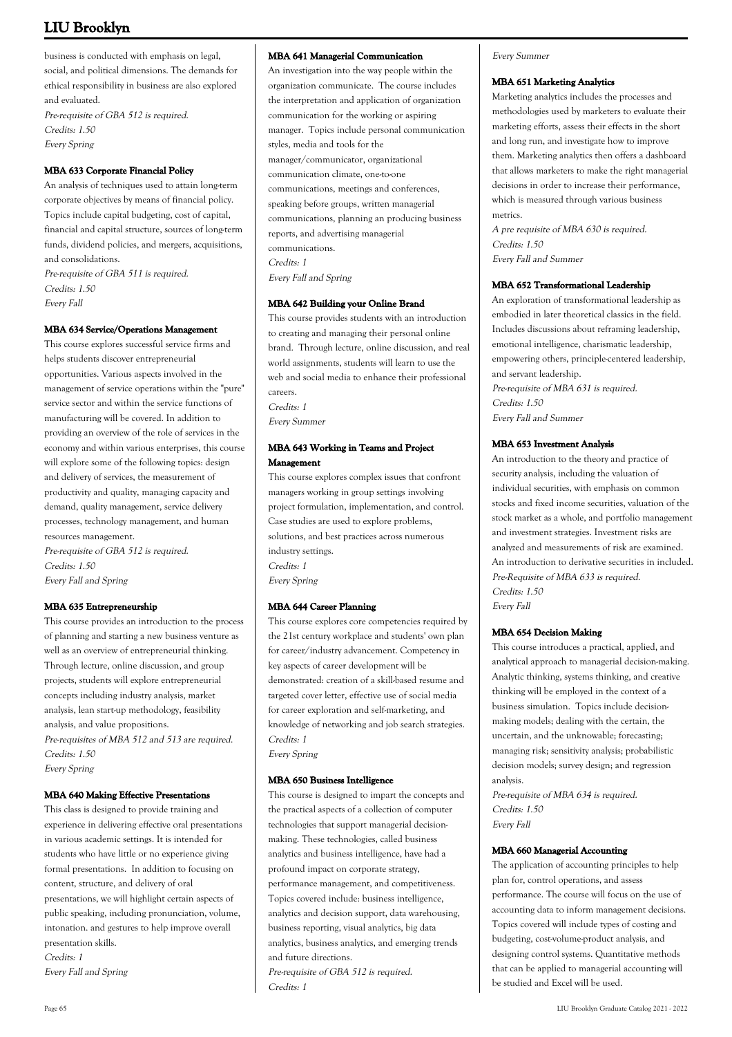business is conducted with emphasis on legal, social, and political dimensions. The demands for ethical responsibility in business are also explored and evaluated.
*Pre-requisite of GBA 512 is required.*
*Credits: 1.50*
*Every Spring*

#### MBA 633 Corporate Financial Policy

An analysis of techniques used to attain long-term corporate objectives by means of financial policy. Topics include capital budgeting, cost of capital, financial and capital structure, sources of long-term funds, dividend policies, and mergers, acquisitions, and consolidations.
*Pre-requisite of GBA 511 is required.*
*Credits: 1.50*
*Every Fall*

#### MBA 634 Service/Operations Management

This course explores successful service firms and helps students discover entrepreneurial opportunities. Various aspects involved in the management of service operations within the "pure" service sector and within the service functions of manufacturing will be covered. In addition to providing an overview of the role of services in the economy and within various enterprises, this course will explore some of the following topics: design and delivery of services, the measurement of productivity and quality, managing capacity and demand, quality management, service delivery processes, technology management, and human resources management.
*Pre-requisite of GBA 512 is required.*
*Credits: 1.50*
*Every Fall and Spring*

#### MBA 635 Entrepreneurship

This course provides an introduction to the process of planning and starting a new business venture as well as an overview of entrepreneurial thinking. Through lecture, online discussion, and group projects, students will explore entrepreneurial concepts including industry analysis, market analysis, lean start-up methodology, feasibility analysis, and value propositions.
*Pre-requisites of MBA 512 and 513 are required.*
*Credits: 1.50*
*Every Spring*

#### MBA 640 Making Effective Presentations

This class is designed to provide training and experience in delivering effective oral presentations in various academic settings. It is intended for students who have little or no experience giving formal presentations. In addition to focusing on content, structure, and delivery of oral presentations, we will highlight certain aspects of public speaking, including pronunciation, volume, intonation. and gestures to help improve overall presentation skills.
*Credits: 1*
*Every Fall and Spring*

#### MBA 641 Managerial Communication

An investigation into the way people within the organization communicate. The course includes the interpretation and application of organization communication for the working or aspiring manager. Topics include personal communication styles, media and tools for the manager/communicator, organizational communication climate, one-to-one communications, meetings and conferences, speaking before groups, written managerial communications, planning an producing business reports, and advertising managerial communications.
*Credits: 1*
*Every Fall and Spring*

#### MBA 642 Building your Online Brand

This course provides students with an introduction to creating and managing their personal online brand. Through lecture, online discussion, and real world assignments, students will learn to use the web and social media to enhance their professional careers.
*Credits: 1*
*Every Summer*

#### MBA 643 Working in Teams and Project Management

This course explores complex issues that confront managers working in group settings involving project formulation, implementation, and control. Case studies are used to explore problems, solutions, and best practices across numerous industry settings.
*Credits: 1*
*Every Spring*

#### MBA 644 Career Planning

This course explores core competencies required by the 21st century workplace and students' own plan for career/industry advancement. Competency in key aspects of career development will be demonstrated: creation of a skill-based resume and targeted cover letter, effective use of social media for career exploration and self-marketing, and knowledge of networking and job search strategies.
*Credits: 1*
*Every Spring*

#### MBA 650 Business Intelligence

This course is designed to impart the concepts and the practical aspects of a collection of computer technologies that support managerial decision-making. These technologies, called business analytics and business intelligence, have had a profound impact on corporate strategy, performance management, and competitiveness. Topics covered include: business intelligence, analytics and decision support, data warehousing, business reporting, visual analytics, big data analytics, business analytics, and emerging trends and future directions.
*Pre-requisite of GBA 512 is required.*
*Credits: 1*
*Every Summer*

#### MBA 651 Marketing Analytics

Marketing analytics includes the processes and methodologies used by marketers to evaluate their marketing efforts, assess their effects in the short and long run, and investigate how to improve them. Marketing analytics then offers a dashboard that allows marketers to make the right managerial decisions in order to increase their performance, which is measured through various business metrics.
*A pre requisite of MBA 630 is required.*
*Credits: 1.50*
*Every Fall and Summer*

#### MBA 652 Transformational Leadership

An exploration of transformational leadership as embodied in later theoretical classics in the field. Includes discussions about reframing leadership, emotional intelligence, charismatic leadership, empowering others, principle-centered leadership, and servant leadership.
*Pre-requisite of MBA 631 is required.*
*Credits: 1.50*
*Every Fall and Summer*

#### MBA 653 Investment Analysis

An introduction to the theory and practice of security analysis, including the valuation of individual securities, with emphasis on common stocks and fixed income securities, valuation of the stock market as a whole, and portfolio management and investment strategies. Investment risks are analyzed and measurements of risk are examined. An introduction to derivative securities in included.
*Pre-Requisite of MBA 633 is required.*
*Credits: 1.50*
*Every Fall*

#### MBA 654 Decision Making

This course introduces a practical, applied, and analytical approach to managerial decision-making. Analytic thinking, systems thinking, and creative thinking will be employed in the context of a business simulation. Topics include decision-making models; dealing with the certain, the uncertain, and the unknowable; forecasting; managing risk; sensitivity analysis; probabilistic decision models; survey design; and regression analysis.
*Pre-requisite of MBA 634 is required.*
*Credits: 1.50*
*Every Fall*

#### MBA 660 Managerial Accounting

The application of accounting principles to help plan for, control operations, and assess performance. The course will focus on the use of accounting data to inform management decisions. Topics covered will include types of costing and budgeting, cost-volume-product analysis, and designing control systems. Quantitative methods that can be applied to managerial accounting will be studied and Excel will be used.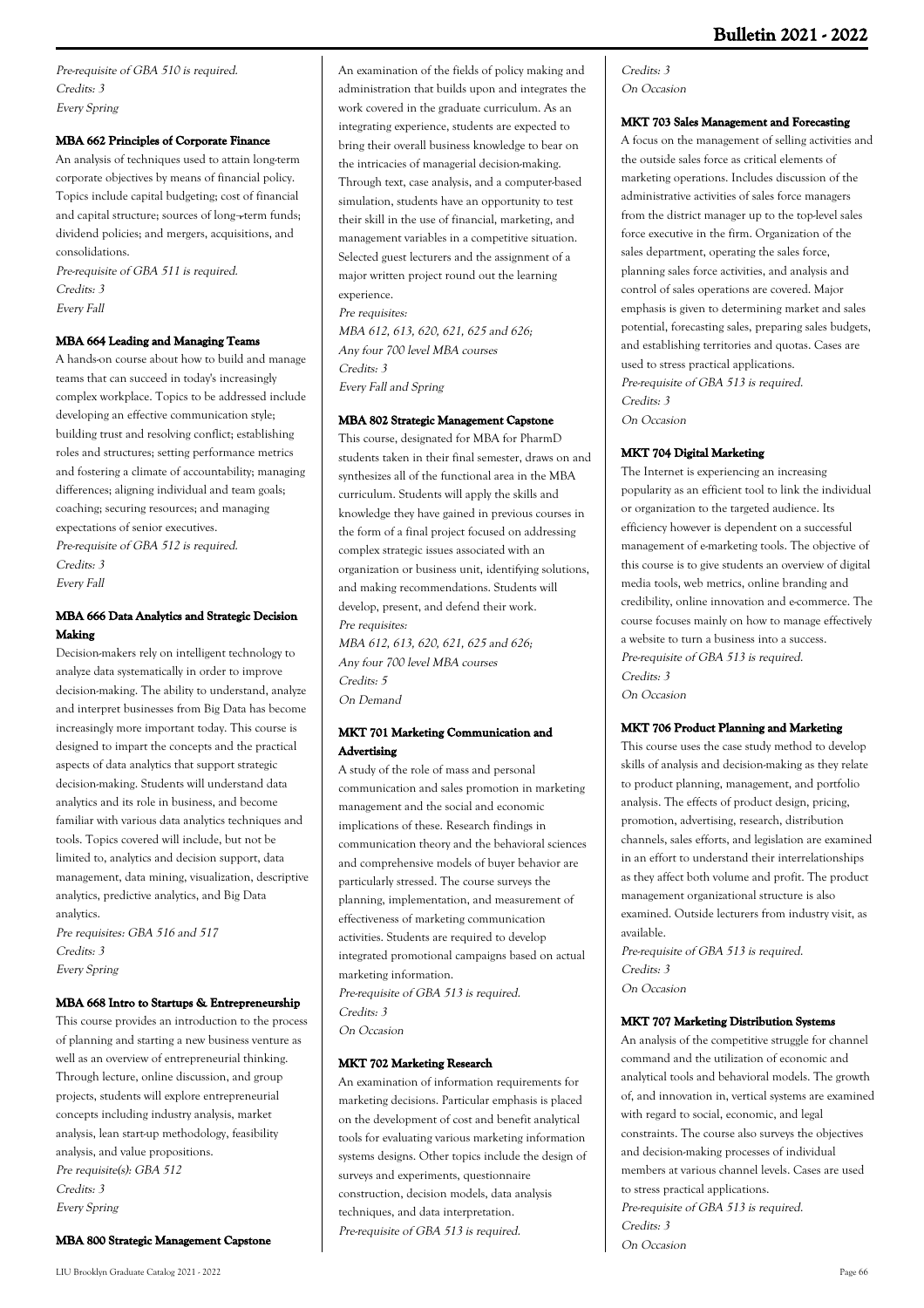*Pre-requisite of GBA 510 is required.*
*Credits: 3*
*Every Spring*

### MBA 662 Principles of Corporate Finance

An analysis of techniques used to attain long-term corporate objectives by means of financial policy. Topics include capital budgeting; cost of financial and capital structure; sources of long-term funds; dividend policies; and mergers, acquisitions, and consolidations.

*Pre-requisite of GBA 511 is required.*
*Credits: 3*
*Every Fall*

### MBA 664 Leading and Managing Teams

A hands-on course about how to build and manage teams that can succeed in today's increasingly complex workplace. Topics to be addressed include developing an effective communication style; building trust and resolving conflict; establishing roles and structures; setting performance metrics and fostering a climate of accountability; managing differences; aligning individual and team goals; coaching; securing resources; and managing expectations of senior executives.

*Pre-requisite of GBA 512 is required.*
*Credits: 3*
*Every Fall*

### MBA 666 Data Analytics and Strategic Decision Making

Decision-makers rely on intelligent technology to analyze data systematically in order to improve decision-making. The ability to understand, analyze and interpret businesses from Big Data has become increasingly more important today. This course is designed to impart the concepts and the practical aspects of data analytics that support strategic decision-making. Students will understand data analytics and its role in business, and become familiar with various data analytics techniques and tools. Topics covered will include, but not be limited to, analytics and decision support, data management, data mining, visualization, descriptive analytics, predictive analytics, and Big Data analytics.

*Pre requisites: GBA 516 and 517*
*Credits: 3*
*Every Spring*

### MBA 668 Intro to Startups & Entrepreneurship

This course provides an introduction to the process of planning and starting a new business venture as well as an overview of entrepreneurial thinking. Through lecture, online discussion, and group projects, students will explore entrepreneurial concepts including industry analysis, market analysis, lean start-up methodology, feasibility analysis, and value propositions.

*Pre requisite(s): GBA 512*
*Credits: 3*
*Every Spring*

### MBA 800 Strategic Management Capstone

An examination of the fields of policy making and administration that builds upon and integrates the work covered in the graduate curriculum. As an integrating experience, students are expected to bring their overall business knowledge to bear on the intricacies of managerial decision-making. Through text, case analysis, and a computer-based simulation, students have an opportunity to test their skill in the use of financial, marketing, and management variables in a competitive situation. Selected guest lecturers and the assignment of a major written project round out the learning experience.

*Pre requisites:*
*MBA 612, 613, 620, 621, 625 and 626;*
*Any four 700 level MBA courses*
*Credits: 3*
*Every Fall and Spring*

### MBA 802 Strategic Management Capstone

This course, designated for MBA for PharmD students taken in their final semester, draws on and synthesizes all of the functional area in the MBA curriculum. Students will apply the skills and knowledge they have gained in previous courses in the form of a final project focused on addressing complex strategic issues associated with an organization or business unit, identifying solutions, and making recommendations. Students will develop, present, and defend their work.

*Pre requisites:*
*MBA 612, 613, 620, 621, 625 and 626;*
*Any four 700 level MBA courses*
*Credits: 5*
*On Demand*

### MKT 701 Marketing Communication and Advertising

A study of the role of mass and personal communication and sales promotion in marketing management and the social and economic implications of these. Research findings in communication theory and the behavioral sciences and comprehensive models of buyer behavior are particularly stressed. The course surveys the planning, implementation, and measurement of effectiveness of marketing communication activities. Students are required to develop integrated promotional campaigns based on actual marketing information.

*Pre-requisite of GBA 513 is required.*
*Credits: 3*
*On Occasion*

### MKT 702 Marketing Research

An examination of information requirements for marketing decisions. Particular emphasis is placed on the development of cost and benefit analytical tools for evaluating various marketing information systems designs. Other topics include the design of surveys and experiments, questionnaire construction, decision models, data analysis techniques, and data interpretation.

*Pre-requisite of GBA 513 is required.*
*Credits: 3*
*On Occasion*

### MKT 703 Sales Management and Forecasting

A focus on the management of selling activities and the outside sales force as critical elements of marketing operations. Includes discussion of the administrative activities of sales force managers from the district manager up to the top-level sales force executive in the firm. Organization of the sales department, operating the sales force, planning sales force activities, and analysis and control of sales operations are covered. Major emphasis is given to determining market and sales potential, forecasting sales, preparing sales budgets, and establishing territories and quotas. Cases are used to stress practical applications.

*Pre-requisite of GBA 513 is required.*
*Credits: 3*
*On Occasion*

### MKT 704 Digital Marketing

The Internet is experiencing an increasing popularity as an efficient tool to link the individual or organization to the targeted audience. Its efficiency however is dependent on a successful management of e-marketing tools. The objective of this course is to give students an overview of digital media tools, web metrics, online branding and credibility, online innovation and e-commerce. The course focuses mainly on how to manage effectively a website to turn a business into a success.

*Pre-requisite of GBA 513 is required.*
*Credits: 3*
*On Occasion*

### MKT 706 Product Planning and Marketing

This course uses the case study method to develop skills of analysis and decision-making as they relate to product planning, management, and portfolio analysis. The effects of product design, pricing, promotion, advertising, research, distribution channels, sales efforts, and legislation are examined in an effort to understand their interrelationships as they affect both volume and profit. The product management organizational structure is also examined. Outside lecturers from industry visit, as available.

*Pre-requisite of GBA 513 is required.*
*Credits: 3*
*On Occasion*

### MKT 707 Marketing Distribution Systems

An analysis of the competitive struggle for channel command and the utilization of economic and analytical tools and behavioral models. The growth of, and innovation in, vertical systems are examined with regard to social, economic, and legal constraints. The course also surveys the objectives and decision-making processes of individual members at various channel levels. Cases are used to stress practical applications.

*Pre-requisite of GBA 513 is required.*
*Credits: 3*
*On Occasion*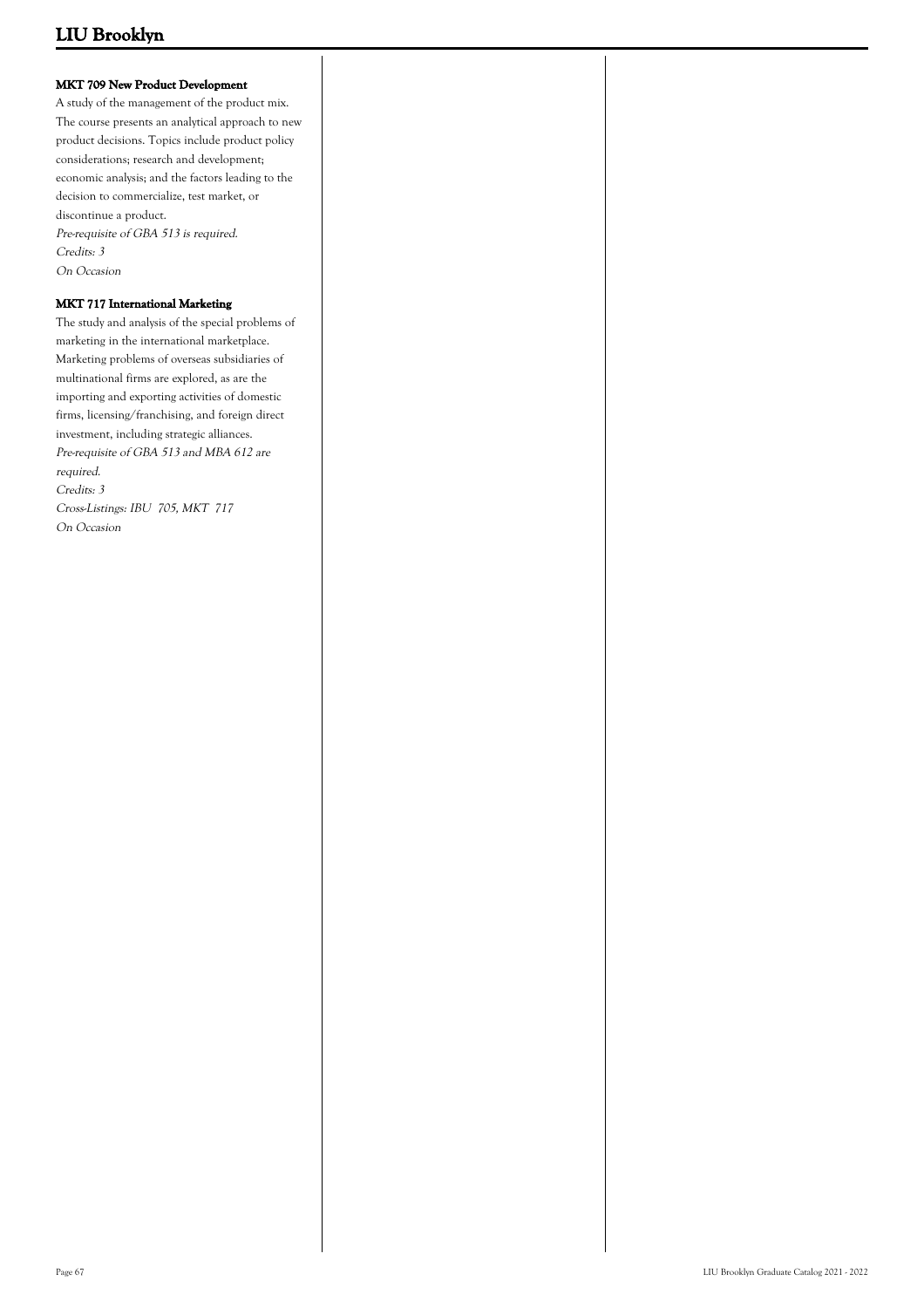#### MKT 709 New Product Development

A study of the management of the product mix. The course presents an analytical approach to new product decisions. Topics include product policy considerations; research and development; economic analysis; and the factors leading to the decision to commercialize, test market, or discontinue a product.

*Pre-requisite of GBA 513 is required.*
*Credits: 3*
*On Occasion*

#### MKT 717 International Marketing

The study and analysis of the special problems of marketing in the international marketplace. Marketing problems of overseas subsidiaries of multinational firms are explored, as are the importing and exporting activities of domestic firms, licensing/franchising, and foreign direct investment, including strategic alliances.

*Pre-requisite of GBA 513 and MBA 612 are required.*
*Credits: 3*
*Cross-Listings: IBU 705, MKT 717*
*On Occasion*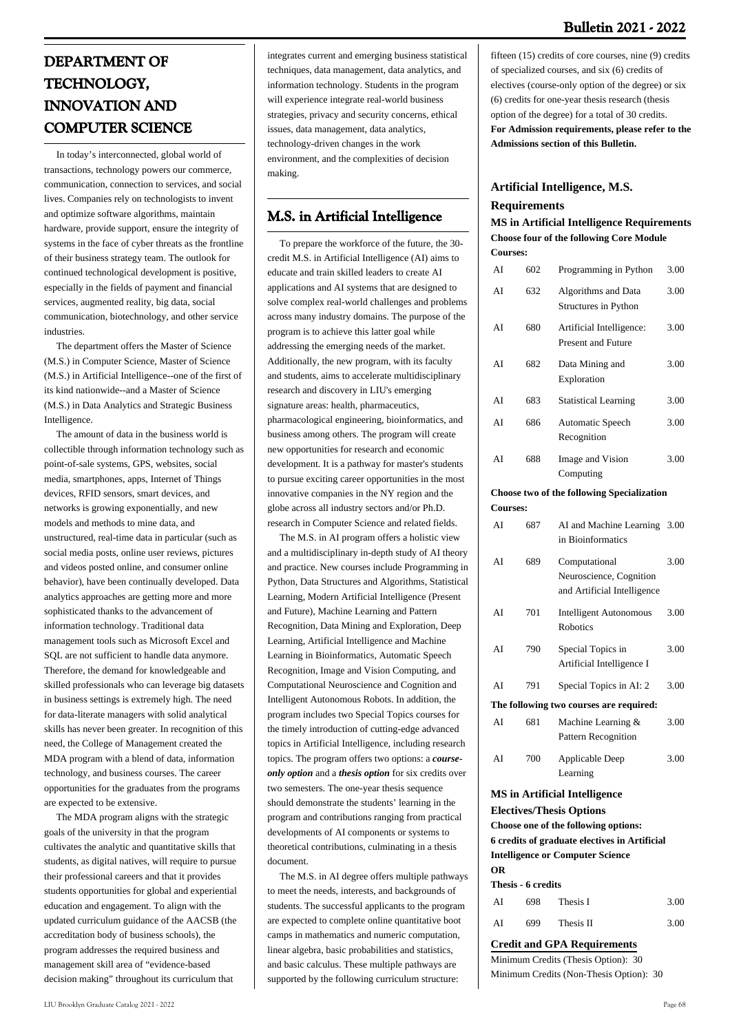# DEPARTMENT OF TECHNOLOGY, INNOVATION AND COMPUTER SCIENCE

In today's interconnected, global world of transactions, technology powers our commerce, communication, connection to services, and social lives. Companies rely on technologists to invent and optimize software algorithms, maintain hardware, provide support, ensure the integrity of systems in the face of cyber threats as the frontline of their business strategy team. The outlook for continued technological development is positive, especially in the fields of payment and financial services, augmented reality, big data, social communication, biotechnology, and other service industries.

The department offers the Master of Science (M.S.) in Computer Science, Master of Science (M.S.) in Artificial Intelligence--one of the first of its kind nationwide--and a Master of Science (M.S.) in Data Analytics and Strategic Business Intelligence.

The amount of data in the business world is collectible through information technology such as point-of-sale systems, GPS, websites, social media, smartphones, apps, Internet of Things devices, RFID sensors, smart devices, and networks is growing exponentially, and new models and methods to mine data, and unstructured, real-time data in particular (such as social media posts, online user reviews, pictures and videos posted online, and consumer online behavior), have been continually developed. Data analytics approaches are getting more and more sophisticated thanks to the advancement of information technology. Traditional data management tools such as Microsoft Excel and SQL are not sufficient to handle data anymore. Therefore, the demand for knowledgeable and skilled professionals who can leverage big datasets in business settings is extremely high. The need for data-literate managers with solid analytical skills has never been greater. In recognition of this need, the College of Management created the MDA program with a blend of data, information technology, and business courses. The career opportunities for the graduates from the programs are expected to be extensive.

The MDA program aligns with the strategic goals of the university in that the program cultivates the analytic and quantitative skills that students, as digital natives, will require to pursue their professional careers and that it provides students opportunities for global and experiential education and engagement. To align with the updated curriculum guidance of the AACSB (the accreditation body of business schools), the program addresses the required business and management skill area of "evidence-based decision making" throughout its curriculum that integrates current and emerging business statistical techniques, data management, data analytics, and information technology. Students in the program will experience integrate real-world business strategies, privacy and security concerns, ethical issues, data management, data analytics, technology-driven changes in the work environment, and the complexities of decision making.

## M.S. in Artificial Intelligence

To prepare the workforce of the future, the 30-credit M.S. in Artificial Intelligence (AI) aims to educate and train skilled leaders to create AI applications and AI systems that are designed to solve complex real-world challenges and problems across many industry domains. The purpose of the program is to achieve this latter goal while addressing the emerging needs of the market. Additionally, the new program, with its faculty and students, aims to accelerate multidisciplinary research and discovery in LIU's emerging signature areas: health, pharmaceutics, pharmacological engineering, bioinformatics, and business among others. The program will create new opportunities for research and economic development. It is a pathway for master's students to pursue exciting career opportunities in the most innovative companies in the NY region and the globe across all industry sectors and/or Ph.D. research in Computer Science and related fields.

The M.S. in AI program offers a holistic view and a multidisciplinary in-depth study of AI theory and practice. New courses include Programming in Python, Data Structures and Algorithms, Statistical Learning, Modern Artificial Intelligence (Present and Future), Machine Learning and Pattern Recognition, Data Mining and Exploration, Deep Learning, Artificial Intelligence and Machine Learning in Bioinformatics, Automatic Speech Recognition, Image and Vision Computing, and Computational Neuroscience and Cognition and Intelligent Autonomous Robots. In addition, the program includes two Special Topics courses for the timely introduction of cutting-edge advanced topics in Artificial Intelligence, including research topics. The program offers two options: a ***course-only option*** and a ***thesis option*** for six credits over two semesters. The one-year thesis sequence should demonstrate the students' learning in the program and contributions ranging from practical developments of AI components or systems to theoretical contributions, culminating in a thesis document.

The M.S. in AI degree offers multiple pathways to meet the needs, interests, and backgrounds of students. The successful applicants to the program are expected to complete online quantitative boot camps in mathematics and numeric computation, linear algebra, basic probabilities and statistics, and basic calculus. These multiple pathways are supported by the following curriculum structure: fifteen (15) credits of core courses, nine (9) credits of specialized courses, and six (6) credits of electives (course-only option of the degree) or six (6) credits for one-year thesis research (thesis option of the degree) for a total of 30 credits.

**For Admission requirements, please refer to the Admissions section of this Bulletin.**

### Artificial Intelligence, M.S.

### Requirements

**MS in Artificial Intelligence Requirements**

**Choose four of the following Core Module Courses:**

| | | | |
|---|---|---|---|
| AI | 602 | Programming in Python | 3.00 |
| AI | 632 | Algorithms and Data Structures in Python | 3.00 |
| AI | 680 | Artificial Intelligence: Present and Future | 3.00 |
| AI | 682 | Data Mining and Exploration | 3.00 |
| AI | 683 | Statistical Learning | 3.00 |
| AI | 686 | Automatic Speech Recognition | 3.00 |
| AI | 688 | Image and Vision Computing | 3.00 |

**Choose two of the following Specialization Courses:**

| | | | |
|---|---|---|---|
| AI | 687 | AI and Machine Learning in Bioinformatics | 3.00 |
| AI | 689 | Computational Neuroscience, Cognition and Artificial Intelligence | 3.00 |
| AI | 701 | Intelligent Autonomous Robotics | 3.00 |
| AI | 790 | Special Topics in Artificial Intelligence I | 3.00 |
| AI | 791 | Special Topics in AI: 2 | 3.00 |

**The following two courses are required:**

| | | | |
|---|---|---|---|
| AI | 681 | Machine Learning & Pattern Recognition | 3.00 |
| AI | 700 | Applicable Deep Learning | 3.00 |

**MS in Artificial Intelligence Electives/Thesis Options**

**Choose one of the following options:**

**6 credits of graduate electives in Artificial Intelligence or Computer Science**

**OR**

**Thesis - 6 credits**

| | | | |
|---|---|---|---|
| AI | 698 | Thesis I | 3.00 |
| AI | 699 | Thesis II | 3.00 |

### Credit and GPA Requirements

Minimum Credits (Thesis Option): 30

Minimum Credits (Non-Thesis Option): 30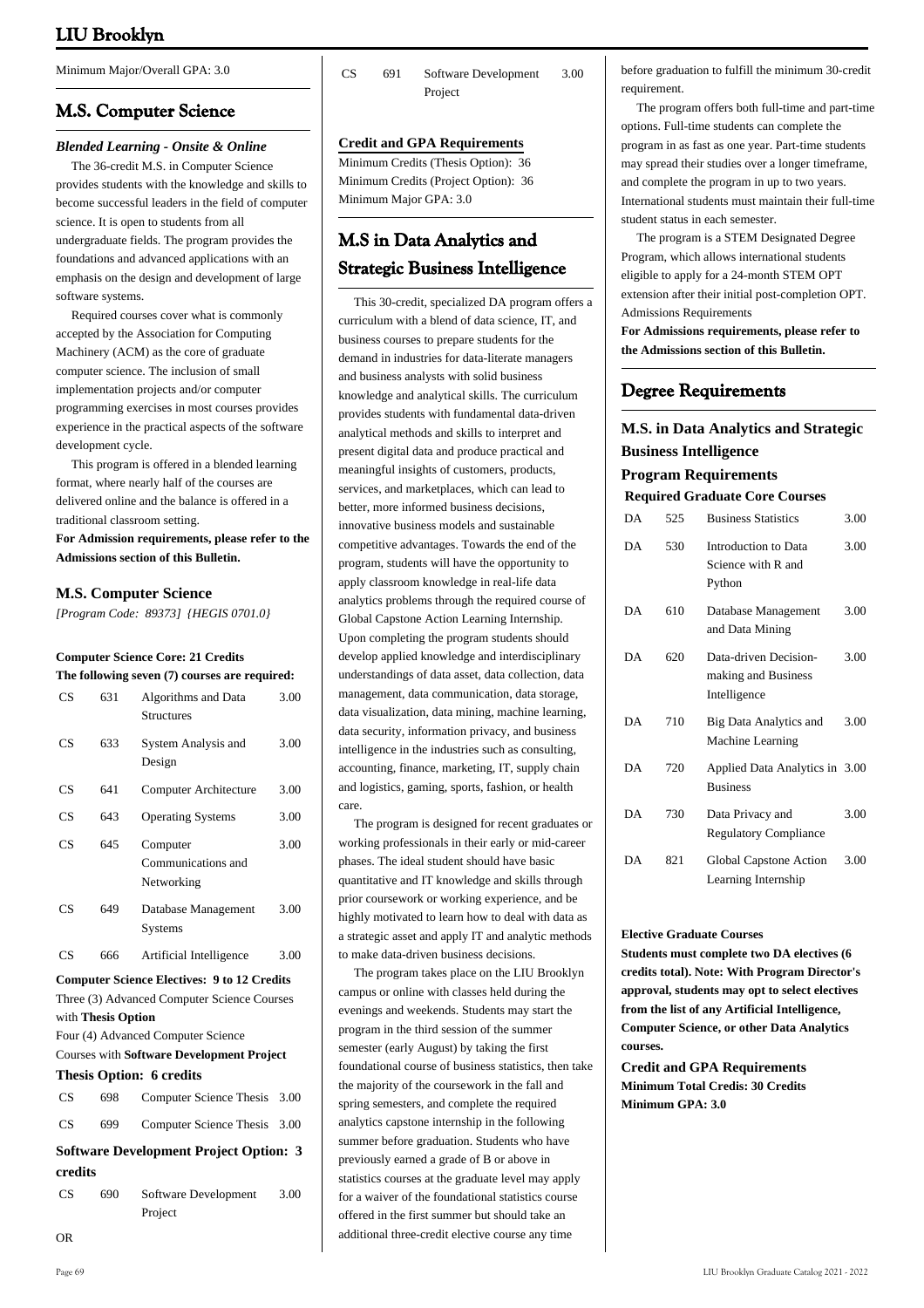Minimum Major/Overall GPA: 3.0

## M.S. Computer Science

### *Blended Learning - Onsite & Online*

The 36-credit M.S. in Computer Science provides students with the knowledge and skills to become successful leaders in the field of computer science. It is open to students from all undergraduate fields. The program provides the foundations and advanced applications with an emphasis on the design and development of large software systems.

Required courses cover what is commonly accepted by the Association for Computing Machinery (ACM) as the core of graduate computer science. The inclusion of small implementation projects and/or computer programming exercises in most courses provides experience in the practical aspects of the software development cycle.

This program is offered in a blended learning format, where nearly half of the courses are delivered online and the balance is offered in a traditional classroom setting.

**For Admission requirements, please refer to the Admissions section of this Bulletin.**

### M.S. Computer Science

*[Program Code: 89373] {HEGIS 0701.0}*

**Computer Science Core: 21 Credits**
**The following seven (7) courses are required:**

| | | | |
|---|---|---|---|
| CS | 631 | Algorithms and Data Structures | 3.00 |
| CS | 633 | System Analysis and Design | 3.00 |
| CS | 641 | Computer Architecture | 3.00 |
| CS | 643 | Operating Systems | 3.00 |
| CS | 645 | Computer Communications and Networking | 3.00 |
| CS | 649 | Database Management Systems | 3.00 |
| CS | 666 | Artificial Intelligence | 3.00 |

**Computer Science Electives: 9 to 12 Credits**
Three (3) Advanced Computer Science Courses with **Thesis Option**
Four (4) Advanced Computer Science Courses with **Software Development Project**

**Thesis Option: 6 credits**

| | | | |
|---|---|---|---|
| CS | 698 | Computer Science Thesis | 3.00 |
| CS | 699 | Computer Science Thesis | 3.00 |

**Software Development Project Option: 3 credits**

| | | | |
|---|---|---|---|
| CS | 690 | Software Development Project | 3.00 |

OR

| | | | |
|---|---|---|---|
| CS | 691 | Software Development Project | 3.00 |

**Credit and GPA Requirements**
Minimum Credits (Thesis Option): 36
Minimum Credits (Project Option): 36
Minimum Major GPA: 3.0

## M.S in Data Analytics and Strategic Business Intelligence

This 30-credit, specialized DA program offers a curriculum with a blend of data science, IT, and business courses to prepare students for the demand in industries for data-literate managers and business analysts with solid business knowledge and analytical skills. The curriculum provides students with fundamental data-driven analytical methods and skills to interpret and present digital data and produce practical and meaningful insights of customers, products, services, and marketplaces, which can lead to better, more informed business decisions, innovative business models and sustainable competitive advantages. Towards the end of the program, students will have the opportunity to apply classroom knowledge in real-life data analytics problems through the required course of Global Capstone Action Learning Internship. Upon completing the program students should develop applied knowledge and interdisciplinary understandings of data asset, data collection, data management, data communication, data storage, data visualization, data mining, machine learning, data security, information privacy, and business intelligence in the industries such as consulting, accounting, finance, marketing, IT, supply chain and logistics, gaming, sports, fashion, or health care.

The program is designed for recent graduates or working professionals in their early or mid-career phases. The ideal student should have basic quantitative and IT knowledge and skills through prior coursework or working experience, and be highly motivated to learn how to deal with data as a strategic asset and apply IT and analytic methods to make data-driven business decisions.

The program takes place on the LIU Brooklyn campus or online with classes held during the evenings and weekends. Students may start the program in the third session of the summer semester (early August) by taking the first foundational course of business statistics, then take the majority of the coursework in the fall and spring semesters, and complete the required analytics capstone internship in the following summer before graduation. Students who have previously earned a grade of B or above in statistics courses at the graduate level may apply for a waiver of the foundational statistics course offered in the first summer but should take an additional three-credit elective course any time before graduation to fulfill the minimum 30-credit requirement.

The program offers both full-time and part-time options. Full-time students can complete the program in as fast as one year. Part-time students may spread their studies over a longer timeframe, and complete the program in up to two years. International students must maintain their full-time student status in each semester.

The program is a STEM Designated Degree Program, which allows international students eligible to apply for a 24-month STEM OPT extension after their initial post-completion OPT.

Admissions Requirements

**For Admissions requirements, please refer to the Admissions section of this Bulletin.**

## Degree Requirements

### M.S. in Data Analytics and Strategic Business Intelligence

### Program Requirements

**Required Graduate Core Courses**

| | | | |
|---|---|---|---|
| DA | 525 | Business Statistics | 3.00 |
| DA | 530 | Introduction to Data Science with R and Python | 3.00 |
| DA | 610 | Database Management and Data Mining | 3.00 |
| DA | 620 | Data-driven Decision-making and Business Intelligence | 3.00 |
| DA | 710 | Big Data Analytics and Machine Learning | 3.00 |
| DA | 720 | Applied Data Analytics in Business | 3.00 |
| DA | 730 | Data Privacy and Regulatory Compliance | 3.00 |
| DA | 821 | Global Capstone Action Learning Internship | 3.00 |

**Elective Graduate Courses**

**Students must complete two DA electives (6 credits total). Note: With Program Director's approval, students may opt to select electives from the list of any Artificial Intelligence, Computer Science, or other Data Analytics courses.**

**Credit and GPA Requirements**
**Minimum Total Credis: 30 Credits**
**Minimum GPA: 3.0**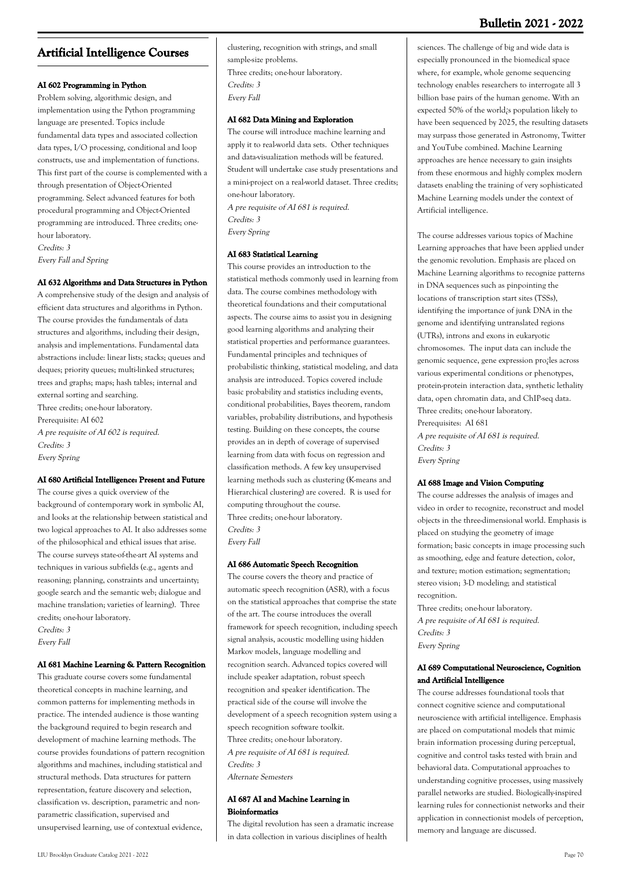## Artificial Intelligence Courses

#### AI 602 Programming in Python

Problem solving, algorithmic design, and implementation using the Python programming language are presented. Topics include fundamental data types and associated collection data types, I/O processing, conditional and loop constructs, use and implementation of functions. This first part of the course is complemented with a through presentation of Object-Oriented programming. Select advanced features for both procedural programming and Object-Oriented programming are introduced. Three credits; one-hour laboratory.

*Credits: 3*

*Every Fall and Spring*

#### AI 632 Algorithms and Data Structures in Python

A comprehensive study of the design and analysis of efficient data structures and algorithms in Python. The course provides the fundamentals of data structures and algorithms, including their design, analysis and implementations. Fundamental data abstractions include: linear lists; stacks; queues and deques; priority queues; multi-linked structures; trees and graphs; maps; hash tables; internal and external sorting and searching.

Three credits; one-hour laboratory.

Prerequisite: AI 602

*A pre requisite of AI 602 is required.*

*Credits: 3*

*Every Spring*

#### AI 680 Artificial Intelligence: Present and Future

The course gives a quick overview of the background of contemporary work in symbolic AI, and looks at the relationship between statistical and two logical approaches to AI. It also addresses some of the philosophical and ethical issues that arise. The course surveys state-of-the-art AI systems and techniques in various subfields (e.g., agents and reasoning; planning, constraints and uncertainty; google search and the semantic web; dialogue and machine translation; varieties of learning). Three credits; one-hour laboratory.

*Credits: 3*

*Every Fall*

#### AI 681 Machine Learning & Pattern Recognition

This graduate course covers some fundamental theoretical concepts in machine learning, and common patterns for implementing methods in practice. The intended audience is those wanting the background required to begin research and development of machine learning methods. The course provides foundations of pattern recognition algorithms and machines, including statistical and structural methods. Data structures for pattern representation, feature discovery and selection, classification vs. description, parametric and non-parametric classification, supervised and unsupervised learning, use of contextual evidence, clustering, recognition with strings, and small sample-size problems.

Three credits; one-hour laboratory.

*Credits: 3*

*Every Fall*

#### AI 682 Data Mining and Exploration

The course will introduce machine learning and apply it to real-world data sets. Other techniques and data-visualization methods will be featured. Student will undertake case study presentations and a mini-project on a real-world dataset. Three credits; one-hour laboratory.

*A pre requisite of AI 681 is required.*

*Credits: 3*

*Every Spring*

#### AI 683 Statistical Learning

This course provides an introduction to the statistical methods commonly used in learning from data. The course combines methodology with theoretical foundations and their computational aspects. The course aims to assist you in designing good learning algorithms and analyzing their statistical properties and performance guarantees. Fundamental principles and techniques of probabilistic thinking, statistical modeling, and data analysis are introduced. Topics covered include basic probability and statistics including events, conditional probabilities, Bayes theorem, random variables, probability distributions, and hypothesis testing. Building on these concepts, the course provides an in depth of coverage of supervised learning from data with focus on regression and classification methods. A few key unsupervised learning methods such as clustering (K-means and Hierarchical clustering) are covered. R is used for computing throughout the course.

Three credits; one-hour laboratory.

*Credits: 3*

*Every Fall*

#### AI 686 Automatic Speech Recognition

The course covers the theory and practice of automatic speech recognition (ASR), with a focus on the statistical approaches that comprise the state of the art. The course introduces the overall framework for speech recognition, including speech signal analysis, acoustic modelling using hidden Markov models, language modelling and recognition search. Advanced topics covered will include speaker adaptation, robust speech recognition and speaker identification. The practical side of the course will involve the development of a speech recognition system using a speech recognition software toolkit.

Three credits; one-hour laboratory.

*A pre requisite of AI 681 is required.*

*Credits: 3*

*Alternate Semesters*

#### AI 687 AI and Machine Learning in Bioinformatics

The digital revolution has seen a dramatic increase in data collection in various disciplines of health sciences. The challenge of big and wide data is especially pronounced in the biomedical space where, for example, whole genome sequencing technology enables researchers to interrogate all 3 billion base pairs of the human genome. With an expected 50% of the world¿s population likely to have been sequenced by 2025, the resulting datasets may surpass those generated in Astronomy, Twitter and YouTube combined. Machine Learning approaches are hence necessary to gain insights from these enormous and highly complex modern datasets enabling the training of very sophisticated Machine Learning models under the context of Artificial intelligence.

The course addresses various topics of Machine Learning approaches that have been applied under the genomic revolution. Emphasis are placed on Machine Learning algorithms to recognize patterns in DNA sequences such as pinpointing the locations of transcription start sites (TSSs), identifying the importance of junk DNA in the genome and identifying untranslated regions (UTRs), introns and exons in eukaryotic chromosomes. The input data can include the genomic sequence, gene expression pro¿les across various experimental conditions or phenotypes, protein-protein interaction data, synthetic lethality data, open chromatin data, and ChIP-seq data.

Three credits; one-hour laboratory.

Prerequisites: AI 681

*A pre requisite of AI 681 is required.*

*Credits: 3*

*Every Spring*

#### AI 688 Image and Vision Computing

The course addresses the analysis of images and video in order to recognize, reconstruct and model objects in the three-dimensional world. Emphasis is placed on studying the geometry of image formation; basic concepts in image processing such as smoothing, edge and feature detection, color, and texture; motion estimation; segmentation; stereo vision; 3-D modeling; and statistical recognition.

Three credits; one-hour laboratory.

*A pre requisite of AI 681 is required.*

*Credits: 3*

*Every Spring*

#### AI 689 Computational Neuroscience, Cognition and Artificial Intelligence

The course addresses foundational tools that connect cognitive science and computational neuroscience with artificial intelligence. Emphasis are placed on computational models that mimic brain information processing during perceptual, cognitive and control tasks tested with brain and behavioral data. Computational approaches to understanding cognitive processes, using massively parallel networks are studied. Biologically-inspired learning rules for connectionist networks and their application in connectionist models of perception, memory and language are discussed.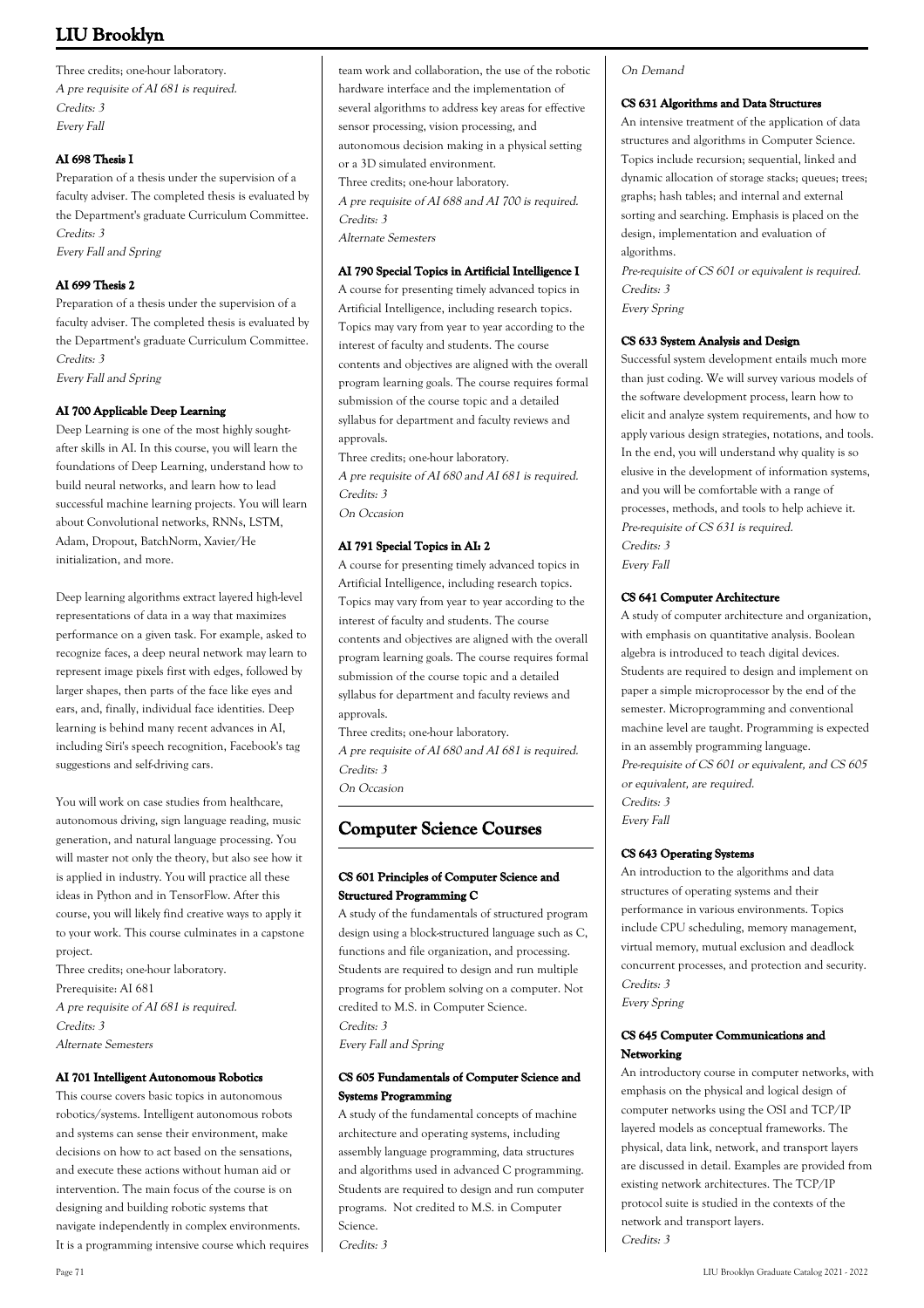Three credits; one-hour laboratory.
*A pre requisite of AI 681 is required.*
*Credits: 3*
*Every Fall*

#### AI 698 Thesis I

Preparation of a thesis under the supervision of a faculty adviser. The completed thesis is evaluated by the Department's graduate Curriculum Committee.
*Credits: 3*
*Every Fall and Spring*

#### AI 699 Thesis 2

Preparation of a thesis under the supervision of a faculty adviser. The completed thesis is evaluated by the Department's graduate Curriculum Committee.
*Credits: 3*
*Every Fall and Spring*

#### AI 700 Applicable Deep Learning

Deep Learning is one of the most highly sought-after skills in AI. In this course, you will learn the foundations of Deep Learning, understand how to build neural networks, and learn how to lead successful machine learning projects. You will learn about Convolutional networks, RNNs, LSTM, Adam, Dropout, BatchNorm, Xavier/He initialization, and more.

Deep learning algorithms extract layered high-level representations of data in a way that maximizes performance on a given task. For example, asked to recognize faces, a deep neural network may learn to represent image pixels first with edges, followed by larger shapes, then parts of the face like eyes and ears, and, finally, individual face identities. Deep learning is behind many recent advances in AI, including Siri's speech recognition, Facebook's tag suggestions and self-driving cars.

You will work on case studies from healthcare, autonomous driving, sign language reading, music generation, and natural language processing. You will master not only the theory, but also see how it is applied in industry. You will practice all these ideas in Python and in TensorFlow. After this course, you will likely find creative ways to apply it to your work. This course culminates in a capstone project.
Three credits; one-hour laboratory.
Prerequisite: AI 681
*A pre requisite of AI 681 is required.*
*Credits: 3*
*Alternate Semesters*

#### AI 701 Intelligent Autonomous Robotics

This course covers basic topics in autonomous robotics/systems. Intelligent autonomous robots and systems can sense their environment, make decisions on how to act based on the sensations, and execute these actions without human aid or intervention. The main focus of the course is on designing and building robotic systems that navigate independently in complex environments. It is a programming intensive course which requires team work and collaboration, the use of the robotic hardware interface and the implementation of several algorithms to address key areas for effective sensor processing, vision processing, and autonomous decision making in a physical setting or a 3D simulated environment.
Three credits; one-hour laboratory.
*A pre requisite of AI 688 and AI 700 is required.*
*Credits: 3*
*Alternate Semesters*

#### AI 790 Special Topics in Artificial Intelligence I

A course for presenting timely advanced topics in Artificial Intelligence, including research topics. Topics may vary from year to year according to the interest of faculty and students. The course contents and objectives are aligned with the overall program learning goals. The course requires formal submission of the course topic and a detailed syllabus for department and faculty reviews and approvals.
Three credits; one-hour laboratory.
*A pre requisite of AI 680 and AI 681 is required.*
*Credits: 3*
*On Occasion*

#### AI 791 Special Topics in AI: 2

A course for presenting timely advanced topics in Artificial Intelligence, including research topics. Topics may vary from year to year according to the interest of faculty and students. The course contents and objectives are aligned with the overall program learning goals. The course requires formal submission of the course topic and a detailed syllabus for department and faculty reviews and approvals.
Three credits; one-hour laboratory.
*A pre requisite of AI 680 and AI 681 is required.*
*Credits: 3*
*On Occasion*

## Computer Science Courses

#### CS 601 Principles of Computer Science and Structured Programming C

A study of the fundamentals of structured program design using a block-structured language such as C, functions and file organization, and processing. Students are required to design and run multiple programs for problem solving on a computer. Not credited to M.S. in Computer Science.
*Credits: 3*
*Every Fall and Spring*

#### CS 605 Fundamentals of Computer Science and Systems Programming

A study of the fundamental concepts of machine architecture and operating systems, including assembly language programming, data structures and algorithms used in advanced C programming. Students are required to design and run computer programs. Not credited to M.S. in Computer Science.
*Credits: 3*
*On Demand*

#### CS 631 Algorithms and Data Structures

An intensive treatment of the application of data structures and algorithms in Computer Science. Topics include recursion; sequential, linked and dynamic allocation of storage stacks; queues; trees; graphs; hash tables; and internal and external sorting and searching. Emphasis is placed on the design, implementation and evaluation of algorithms.
*Pre-requisite of CS 601 or equivalent is required.*
*Credits: 3*
*Every Spring*

#### CS 633 System Analysis and Design

Successful system development entails much more than just coding. We will survey various models of the software development process, learn how to elicit and analyze system requirements, and how to apply various design strategies, notations, and tools. In the end, you will understand why quality is so elusive in the development of information systems, and you will be comfortable with a range of processes, methods, and tools to help achieve it.
*Pre-requisite of CS 631 is required.*
*Credits: 3*
*Every Fall*

#### CS 641 Computer Architecture

A study of computer architecture and organization, with emphasis on quantitative analysis. Boolean algebra is introduced to teach digital devices. Students are required to design and implement on paper a simple microprocessor by the end of the semester. Microprogramming and conventional machine level are taught. Programming is expected in an assembly programming language.
*Pre-requisite of CS 601 or equivalent, and CS 605 or equivalent, are required.*
*Credits: 3*
*Every Fall*

#### CS 643 Operating Systems

An introduction to the algorithms and data structures of operating systems and their performance in various environments. Topics include CPU scheduling, memory management, virtual memory, mutual exclusion and deadlock concurrent processes, and protection and security.
*Credits: 3*
*Every Spring*

#### CS 645 Computer Communications and Networking

An introductory course in computer networks, with emphasis on the physical and logical design of computer networks using the OSI and TCP/IP layered models as conceptual frameworks. The physical, data link, network, and transport layers are discussed in detail. Examples are provided from existing network architectures. The TCP/IP protocol suite is studied in the contexts of the network and transport layers.
*Credits: 3*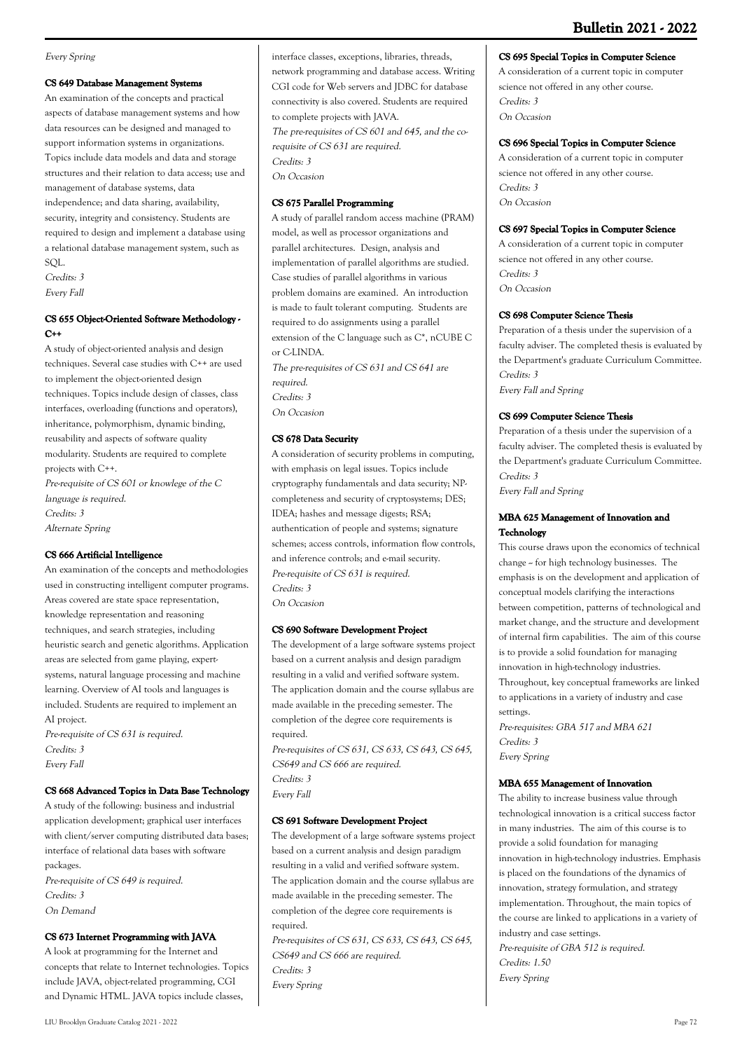*Every Spring*

### CS 649 Database Management Systems

An examination of the concepts and practical aspects of database management systems and how data resources can be designed and managed to support information systems in organizations. Topics include data models and data and storage structures and their relation to data access; use and management of database systems, data independence; and data sharing, availability, security, integrity and consistency. Students are required to design and implement a database using a relational database management system, such as SQL.

*Credits: 3*
*Every Fall*

### CS 655 Object-Oriented Software Methodology - C++

A study of object-oriented analysis and design techniques. Several case studies with C++ are used to implement the object-oriented design techniques. Topics include design of classes, class interfaces, overloading (functions and operators), inheritance, polymorphism, dynamic binding, reusability and aspects of software quality modularity. Students are required to complete projects with C++.

*Pre-requisite of CS 601 or knowlege of the C language is required.*
*Credits: 3*
*Alternate Spring*

### CS 666 Artificial Intelligence

An examination of the concepts and methodologies used in constructing intelligent computer programs. Areas covered are state space representation, knowledge representation and reasoning techniques, and search strategies, including heuristic search and genetic algorithms. Application areas are selected from game playing, expert-systems, natural language processing and machine learning. Overview of AI tools and languages is included. Students are required to implement an AI project.

*Pre-requisite of CS 631 is required.*
*Credits: 3*
*Every Fall*

### CS 668 Advanced Topics in Data Base Technology

A study of the following: business and industrial application development; graphical user interfaces with client/server computing distributed data bases; interface of relational data bases with software packages.

*Pre-requisite of CS 649 is required.*
*Credits: 3*
*On Demand*

### CS 673 Internet Programming with JAVA

A look at programming for the Internet and concepts that relate to Internet technologies. Topics include JAVA, object-related programming, CGI and Dynamic HTML. JAVA topics include classes, interface classes, exceptions, libraries, threads, network programming and database access. Writing CGI code for Web servers and JDBC for database connectivity is also covered. Students are required to complete projects with JAVA.

*The pre-requisites of CS 601 and 645, and the co-requisite of CS 631 are required.*
*Credits: 3*
*On Occasion*

### CS 675 Parallel Programming

A study of parallel random access machine (PRAM) model, as well as processor organizations and parallel architectures. Design, analysis and implementation of parallel algorithms are studied. Case studies of parallel algorithms in various problem domains are examined. An introduction is made to fault tolerant computing. Students are required to do assignments using a parallel extension of the C language such as C*, nCUBE C or C-LINDA.

*The pre-requisites of CS 631 and CS 641 are required.*
*Credits: 3*
*On Occasion*

### CS 678 Data Security

A consideration of security problems in computing, with emphasis on legal issues. Topics include cryptography fundamentals and data security; NP-completeness and security of cryptosystems; DES; IDEA; hashes and message digests; RSA; authentication of people and systems; signature schemes; access controls, information flow controls, and inference controls; and e-mail security.

*Pre-requisite of CS 631 is required.*
*Credits: 3*
*On Occasion*

### CS 690 Software Development Project

The development of a large software systems project based on a current analysis and design paradigm resulting in a valid and verified software system. The application domain and the course syllabus are made available in the preceding semester. The completion of the degree core requirements is required.

*Pre-requisites of CS 631, CS 633, CS 643, CS 645, CS649 and CS 666 are required.*
*Credits: 3*
*Every Fall*

### CS 691 Software Development Project

The development of a large software systems project based on a current analysis and design paradigm resulting in a valid and verified software system. The application domain and the course syllabus are made available in the preceding semester. The completion of the degree core requirements is required.

*Pre-requisites of CS 631, CS 633, CS 643, CS 645, CS649 and CS 666 are required.*
*Credits: 3*
*Every Spring*

### CS 695 Special Topics in Computer Science

A consideration of a current topic in computer science not offered in any other course.

*Credits: 3*
*On Occasion*

### CS 696 Special Topics in Computer Science

A consideration of a current topic in computer science not offered in any other course.

*Credits: 3*
*On Occasion*

### CS 697 Special Topics in Computer Science

A consideration of a current topic in computer science not offered in any other course.

*Credits: 3*
*On Occasion*

### CS 698 Computer Science Thesis

Preparation of a thesis under the supervision of a faculty adviser. The completed thesis is evaluated by the Department's graduate Curriculum Committee.

*Credits: 3*
*Every Fall and Spring*

### CS 699 Computer Science Thesis

Preparation of a thesis under the supervision of a faculty adviser. The completed thesis is evaluated by the Department's graduate Curriculum Committee.

*Credits: 3*
*Every Fall and Spring*

### MBA 625 Management of Innovation and Technology

This course draws upon the economics of technical change -- for high technology businesses. The emphasis is on the development and application of conceptual models clarifying the interactions between competition, patterns of technological and market change, and the structure and development of internal firm capabilities. The aim of this course is to provide a solid foundation for managing innovation in high-technology industries. Throughout, key conceptual frameworks are linked to applications in a variety of industry and case settings.

*Pre-requisites: GBA 517 and MBA 621*
*Credits: 3*
*Every Spring*

### MBA 655 Management of Innovation

The ability to increase business value through technological innovation is a critical success factor in many industries. The aim of this course is to provide a solid foundation for managing innovation in high-technology industries. Emphasis is placed on the foundations of the dynamics of innovation, strategy formulation, and strategy implementation. Throughout, the main topics of the course are linked to applications in a variety of industry and case settings.

*Pre-requisite of GBA 512 is required.*
*Credits: 1.50*
*Every Spring*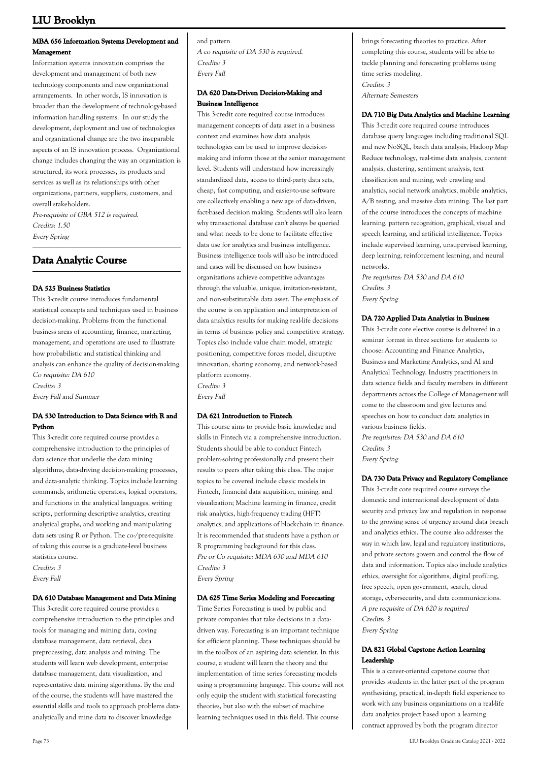#### MBA 656 Information Systems Development and Management

Information systems innovation comprises the development and management of both new technology components and new organizational arrangements. In other words, IS innovation is broader than the development of technology-based information handling systems. In our study the development, deployment and use of technologies and organizational change are the two inseparable aspects of an IS innovation process. Organizational change includes changing the way an organization is structured, its work processes, its products and services as well as its relationships with other organizations, partners, suppliers, customers, and overall stakeholders.

*Pre-requisite of GBA 512 is required.*
*Credits: 1.50*
*Every Spring*

## Data Analytic Course

#### DA 525 Business Statistics

This 3-credit course introduces fundamental statistical concepts and techniques used in business decision-making. Problems from the functional business areas of accounting, finance, marketing, management, and operations are used to illustrate how probabilistic and statistical thinking and analysis can enhance the quality of decision-making.

*Co requisite: DA 610*
*Credits: 3*
*Every Fall and Summer*

#### DA 530 Introduction to Data Science with R and Python

This 3-credit core required course provides a comprehensive introduction to the principles of data science that underlie the data mining algorithms, data-driving decision-making processes, and data-analytic thinking. Topics include learning commands, arithmetic operators, logical operators, and functions in the analytical languages, writing scripts, performing descriptive analytics, creating analytical graphs, and working and manipulating data sets using R or Python. The co-/pre-requisite of taking this course is a graduate-level business statistics course.

*Credits: 3*
*Every Fall*

#### DA 610 Database Management and Data Mining

This 3-credit core required course provides a comprehensive introduction to the principles and tools for managing and mining data, coving database management, data retrieval, data preprocessing, data analysis and mining. The students will learn web development, enterprise database management, data visualization, and representative data mining algorithms. By the end of the course, the students will have mastered the essential skills and tools to approach problems data-analytically and mine data to discover knowledge and pattern

*A co requisite of DA 530 is required.*
*Credits: 3*
*Every Fall*

#### DA 620 Data-Driven Decision-Making and Business Intelligence

This 3-credit core required course introduces management concepts of data asset in a business context and examines how data analysis technologies can be used to improve decision-making and inform those at the senior management level. Students will understand how increasingly standardized data, access to third-party data sets, cheap, fast computing, and easier-to-use software are collectively enabling a new age of data-driven, fact-based decision making. Students will also learn why transactional database can't always be queried and what needs to be done to facilitate effective data use for analytics and business intelligence. Business intelligence tools will also be introduced and cases will be discussed on how business organizations achieve competitive advantages through the valuable, unique, imitation-resistant, and non-substitutable data asset. The emphasis of the course is on application and interpretation of data analytics results for making real-life decisions in terms of business policy and competitive strategy. Topics also include value chain model, strategic positioning, competitive forces model, disruptive innovation, sharing economy, and network-based platform economy.

*Credits: 3*
*Every Fall*

#### DA 621 Introduction to Fintech

This course aims to provide basic knowledge and skills in Fintech via a comprehensive introduction. Students should be able to conduct Fintech problem-solving professionally and present their results to peers after taking this class. The major topics to be covered include classic models in Fintech, financial data acquisition, mining, and visualization; Machine learning in finance, credit risk analytics, high-frequency trading (HFT) analytics, and applications of blockchain in finance. It is recommended that students have a python or R programming background for this class.

*Pre or Co requisite: MDA 630 and MDA 610*
*Credits: 3*
*Every Spring*

#### DA 625 Time Series Modeling and Forecasting

Time Series Forecasting is used by public and private companies that take decisions in a data-driven way. Forecasting is an important technique for efficient planning. These techniques should be in the toolbox of an aspiring data scientist. In this course, a student will learn the theory and the implementation of time series forecasting models using a programming language. This course will not only equip the student with statistical forecasting theories, but also with the subset of machine learning techniques used in this field. This course brings forecasting theories to practice. After completing this course, students will be able to tackle planning and forecasting problems using time series modeling.

*Credits: 3*
*Alternate Semesters*

#### DA 710 Big Data Analytics and Machine Learning

This 3-credit core required course introduces database query languages including traditional SQL and new NoSQL, batch data analysis, Hadoop Map Reduce technology, real-time data analysis, content analysis, clustering, sentiment analysis, text classification and mining, web crawling and analytics, social network analytics, mobile analytics, A/B testing, and massive data mining. The last part of the course introduces the concepts of machine learning, pattern recognition, graphical, visual and speech learning, and artificial intelligence. Topics include supervised learning, unsupervised learning, deep learning, reinforcement learning, and neural networks.

*Pre requisites: DA 530 and DA 610*
*Credits: 3*
*Every Spring*

#### DA 720 Applied Data Analytics in Business

This 3-credit elective course is delivered in a seminar format in three sections for students to choose: Accounting and Finance Analytics, Business and Marketing Analytics, and AI and Analytical Technology. Industry practitioners in data science fields and faculty members in different departments across the College of Management will come to the classroom and give lectures and speeches on how to conduct data analytics in various business fields.

*Pre requisites: DA 530 and DA 610*
*Credits: 3*
*Every Spring*

#### DA 730 Data Privacy and Regulatory Compliance

This 3-credit core required course surveys the domestic and international development of data security and privacy law and regulation in response to the growing sense of urgency around data breach and analytics ethics. The course also addresses the way in which law, legal and regulatory institutions, and private sectors govern and control the flow of data and information. Topics also include analytics ethics, oversight for algorithms, digital profiling, free speech, open government, search, cloud storage, cybersecurity, and data communications.

*A pre requisite of DA 620 is required*
*Credits: 3*
*Every Spring*

#### DA 821 Global Capstone Action Learning Leadership

This is a career-oriented capstone course that provides students in the latter part of the program synthesizing, practical, in-depth field experience to work with any business organizations on a real-life data analytics project based upon a learning contract approved by both the program director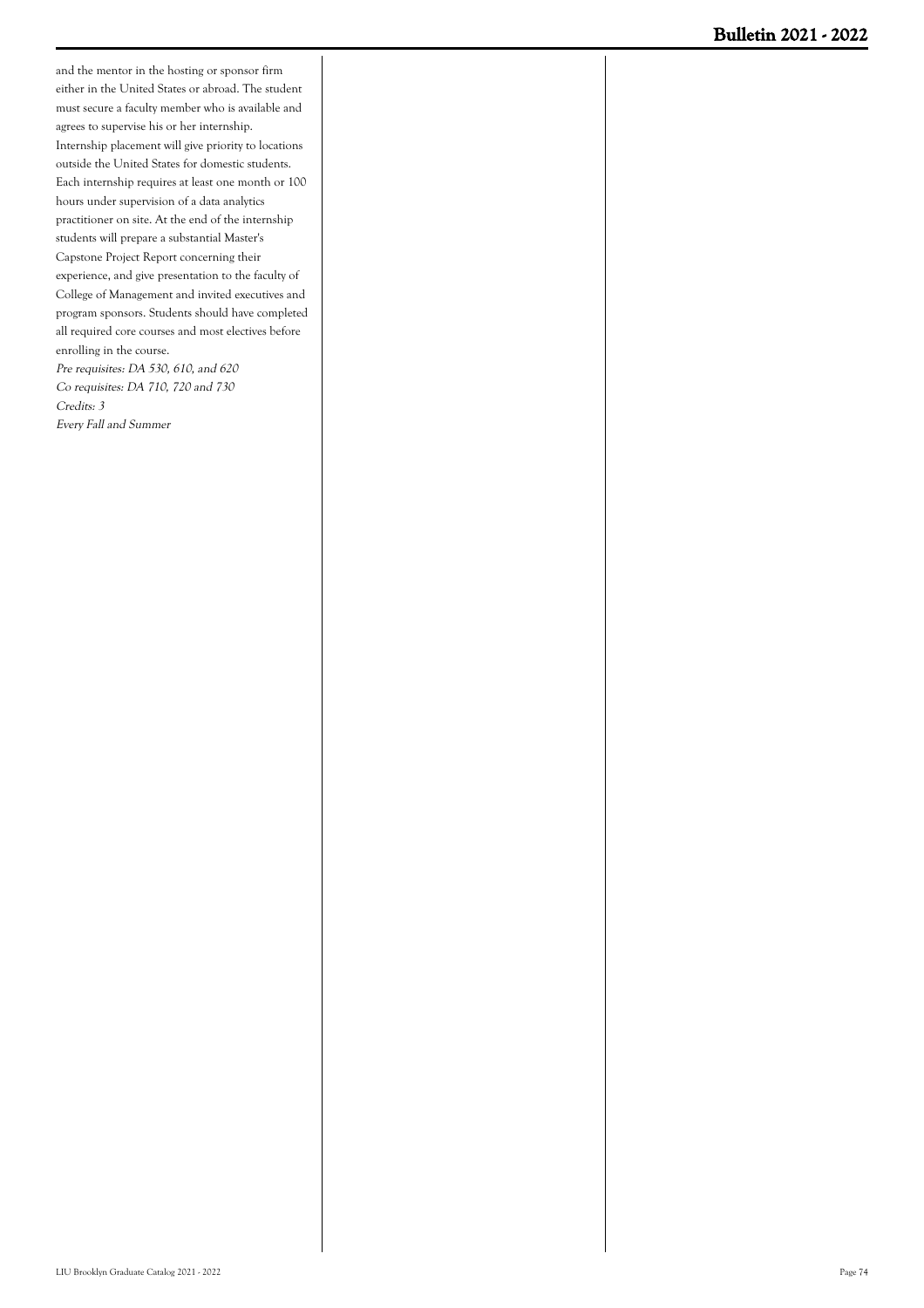and the mentor in the hosting or sponsor firm either in the United States or abroad. The student must secure a faculty member who is available and agrees to supervise his or her internship. Internship placement will give priority to locations outside the United States for domestic students. Each internship requires at least one month or 100 hours under supervision of a data analytics practitioner on site. At the end of the internship students will prepare a substantial Master's Capstone Project Report concerning their experience, and give presentation to the faculty of College of Management and invited executives and program sponsors. Students should have completed all required core courses and most electives before enrolling in the course.

*Pre requisites: DA 530, 610, and 620*
*Co requisites: DA 710, 720 and 730*
*Credits: 3*
*Every Fall and Summer*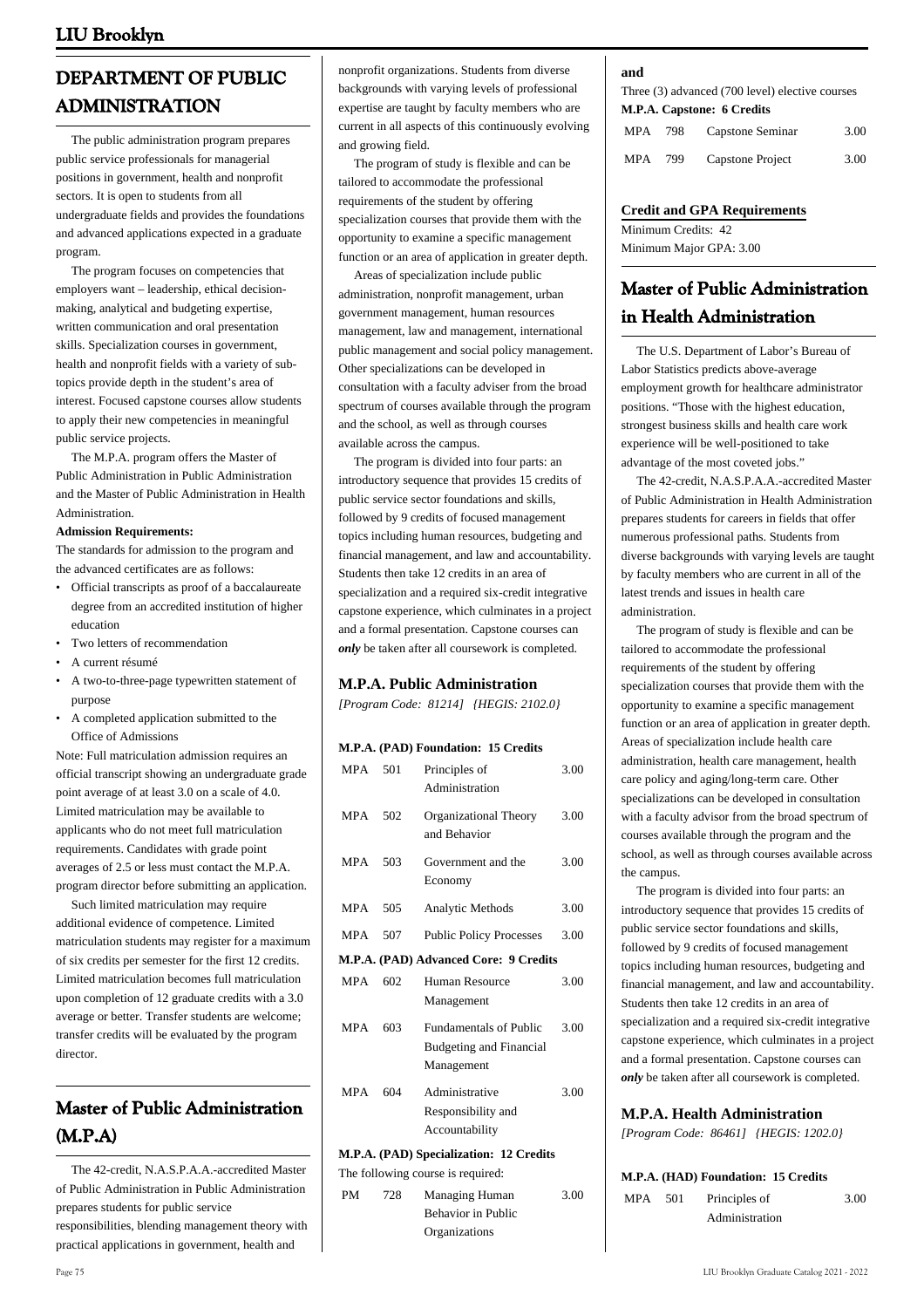# DEPARTMENT OF PUBLIC ADMINISTRATION

The public administration program prepares public service professionals for managerial positions in government, health and nonprofit sectors. It is open to students from all undergraduate fields and provides the foundations and advanced applications expected in a graduate program.

The program focuses on competencies that employers want – leadership, ethical decision-making, analytical and budgeting expertise, written communication and oral presentation skills. Specialization courses in government, health and nonprofit fields with a variety of sub-topics provide depth in the student's area of interest. Focused capstone courses allow students to apply their new competencies in meaningful public service projects.

The M.P.A. program offers the Master of Public Administration in Public Administration and the Master of Public Administration in Health Administration.

**Admission Requirements:**

The standards for admission to the program and the advanced certificates are as follows:

- Official transcripts as proof of a baccalaureate degree from an accredited institution of higher education
- Two letters of recommendation
- A current résumé
- A two-to-three-page typewritten statement of purpose
- A completed application submitted to the Office of Admissions

Note: Full matriculation admission requires an official transcript showing an undergraduate grade point average of at least 3.0 on a scale of 4.0. Limited matriculation may be available to applicants who do not meet full matriculation requirements. Candidates with grade point averages of 2.5 or less must contact the M.P.A. program director before submitting an application.

Such limited matriculation may require additional evidence of competence. Limited matriculation students may register for a maximum of six credits per semester for the first 12 credits. Limited matriculation becomes full matriculation upon completion of 12 graduate credits with a 3.0 average or better. Transfer students are welcome; transfer credits will be evaluated by the program director.

## Master of Public Administration (M.P.A)

The 42-credit, N.A.S.P.A.A.-accredited Master of Public Administration in Public Administration prepares students for public service responsibilities, blending management theory with practical applications in government, health and nonprofit organizations. Students from diverse backgrounds with varying levels of professional expertise are taught by faculty members who are current in all aspects of this continuously evolving and growing field.

The program of study is flexible and can be tailored to accommodate the professional requirements of the student by offering specialization courses that provide them with the opportunity to examine a specific management function or an area of application in greater depth.

Areas of specialization include public administration, nonprofit management, urban government management, human resources management, law and management, international public management and social policy management. Other specializations can be developed in consultation with a faculty adviser from the broad spectrum of courses available through the program and the school, as well as through courses available across the campus.

The program is divided into four parts: an introductory sequence that provides 15 credits of public service sector foundations and skills, followed by 9 credits of focused management topics including human resources, budgeting and financial management, and law and accountability. Students then take 12 credits in an area of specialization and a required six-credit integrative capstone experience, which culminates in a project and a formal presentation. Capstone courses can ***only*** be taken after all coursework is completed.

### M.P.A. Public Administration

*[Program Code: 81214] {HEGIS: 2102.0}*

**M.P.A. (PAD) Foundation: 15 Credits**

| | | | |
|---|---|---|---|
| MPA | 501 | Principles of Administration | 3.00 |
| MPA | 502 | Organizational Theory and Behavior | 3.00 |
| MPA | 503 | Government and the Economy | 3.00 |
| MPA | 505 | Analytic Methods | 3.00 |
| MPA | 507 | Public Policy Processes | 3.00 |

**M.P.A. (PAD) Advanced Core: 9 Credits**

| | | | |
|---|---|---|---|
| MPA | 602 | Human Resource Management | 3.00 |
| MPA | 603 | Fundamentals of Public Budgeting and Financial Management | 3.00 |
| MPA | 604 | Administrative Responsibility and Accountability | 3.00 |

**M.P.A. (PAD) Specialization: 12 Credits**

The following course is required:

| | | | |
|---|---|---|---|
| PM | 728 | Managing Human Behavior in Public Organizations | 3.00 |

**and**

Three (3) advanced (700 level) elective courses

**M.P.A. Capstone: 6 Credits**

| | | | |
|---|---|---|---|
| MPA | 798 | Capstone Seminar | 3.00 |
| MPA | 799 | Capstone Project | 3.00 |

**Credit and GPA Requirements**

Minimum Credits: 42
Minimum Major GPA: 3.00

## Master of Public Administration in Health Administration

The U.S. Department of Labor's Bureau of Labor Statistics predicts above-average employment growth for healthcare administrator positions. "Those with the highest education, strongest business skills and health care work experience will be well-positioned to take advantage of the most coveted jobs."

The 42-credit, N.A.S.P.A.A.-accredited Master of Public Administration in Health Administration prepares students for careers in fields that offer numerous professional paths. Students from diverse backgrounds with varying levels are taught by faculty members who are current in all of the latest trends and issues in health care administration.

The program of study is flexible and can be tailored to accommodate the professional requirements of the student by offering specialization courses that provide them with the opportunity to examine a specific management function or an area of application in greater depth. Areas of specialization include health care administration, health care management, health care policy and aging/long-term care. Other specializations can be developed in consultation with a faculty advisor from the broad spectrum of courses available through the program and the school, as well as through courses available across the campus.

The program is divided into four parts: an introductory sequence that provides 15 credits of public service sector foundations and skills, followed by 9 credits of focused management topics including human resources, budgeting and financial management, and law and accountability. Students then take 12 credits in an area of specialization and a required six-credit integrative capstone experience, which culminates in a project and a formal presentation. Capstone courses can ***only*** be taken after all coursework is completed.

### M.P.A. Health Administration

*[Program Code: 86461] {HEGIS: 1202.0}*

**M.P.A. (HAD) Foundation: 15 Credits**

| | | | |
|---|---|---|---|
| MPA | 501 | Principles of Administration | 3.00 |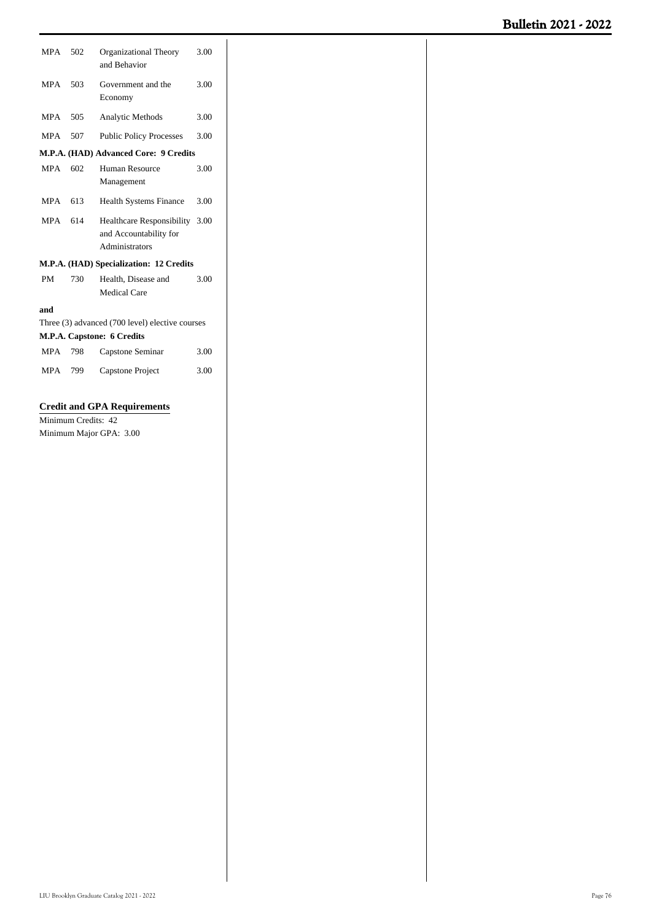| | | | |
|---|---|---|---|
| MPA | 502 | Organizational Theory and Behavior | 3.00 |
| MPA | 503 | Government and the Economy | 3.00 |
| MPA | 505 | Analytic Methods | 3.00 |
| MPA | 507 | Public Policy Processes | 3.00 |

**M.P.A. (HAD) Advanced Core: 9 Credits**

| | | | |
|---|---|---|---|
| MPA | 602 | Human Resource Management | 3.00 |
| MPA | 613 | Health Systems Finance | 3.00 |
| MPA | 614 | Healthcare Responsibility and Accountability for Administrators | 3.00 |

**M.P.A. (HAD) Specialization: 12 Credits**

| | | | |
|---|---|---|---|
| PM | 730 | Health, Disease and Medical Care | 3.00 |

**and**

Three (3) advanced (700 level) elective courses

**M.P.A. Capstone: 6 Credits**

| | | | |
|---|---|---|---|
| MPA | 798 | Capstone Seminar | 3.00 |
| MPA | 799 | Capstone Project | 3.00 |

## Credit and GPA Requirements

Minimum Credits: 42

Minimum Major GPA: 3.00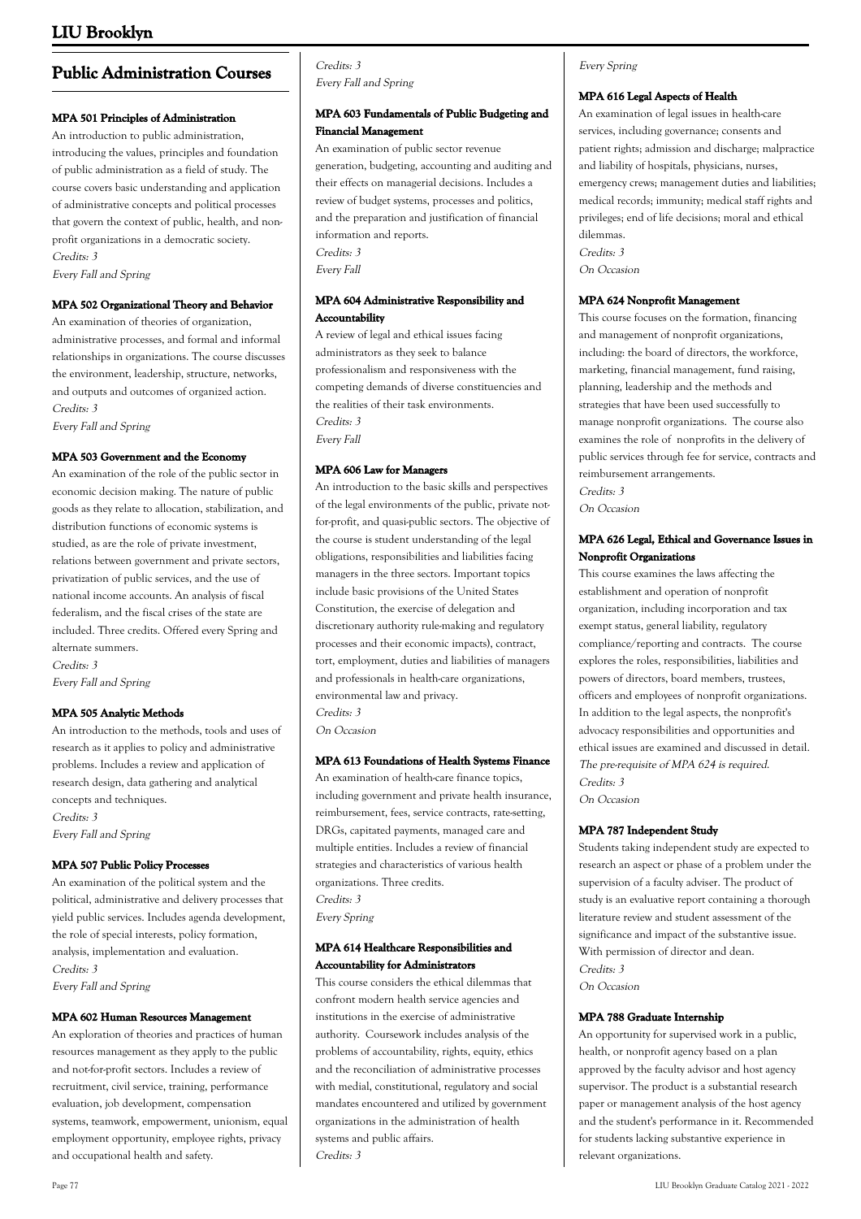## Public Administration Courses

#### MPA 501 Principles of Administration

An introduction to public administration, introducing the values, principles and foundation of public administration as a field of study. The course covers basic understanding and application of administrative concepts and political processes that govern the context of public, health, and non-profit organizations in a democratic society.

*Credits: 3*

*Every Fall and Spring*

#### MPA 502 Organizational Theory and Behavior

An examination of theories of organization, administrative processes, and formal and informal relationships in organizations. The course discusses the environment, leadership, structure, networks, and outputs and outcomes of organized action.

*Credits: 3*

*Every Fall and Spring*

#### MPA 503 Government and the Economy

An examination of the role of the public sector in economic decision making. The nature of public goods as they relate to allocation, stabilization, and distribution functions of economic systems is studied, as are the role of private investment, relations between government and private sectors, privatization of public services, and the use of national income accounts. An analysis of fiscal federalism, and the fiscal crises of the state are included. Three credits. Offered every Spring and alternate summers.

*Credits: 3*

*Every Fall and Spring*

#### MPA 505 Analytic Methods

An introduction to the methods, tools and uses of research as it applies to policy and administrative problems. Includes a review and application of research design, data gathering and analytical concepts and techniques.

*Credits: 3*

*Every Fall and Spring*

#### MPA 507 Public Policy Processes

An examination of the political system and the political, administrative and delivery processes that yield public services. Includes agenda development, the role of special interests, policy formation, analysis, implementation and evaluation.

*Credits: 3*

*Every Fall and Spring*

#### MPA 602 Human Resources Management

An exploration of theories and practices of human resources management as they apply to the public and not-for-profit sectors. Includes a review of recruitment, civil service, training, performance evaluation, job development, compensation systems, teamwork, empowerment, unionism, equal employment opportunity, employee rights, privacy and occupational health and safety.

*Credits: 3*

*Every Fall and Spring*

#### MPA 603 Fundamentals of Public Budgeting and Financial Management

An examination of public sector revenue generation, budgeting, accounting and auditing and their effects on managerial decisions. Includes a review of budget systems, processes and politics, and the preparation and justification of financial information and reports.

*Credits: 3*

*Every Fall*

#### MPA 604 Administrative Responsibility and Accountability

A review of legal and ethical issues facing administrators as they seek to balance professionalism and responsiveness with the competing demands of diverse constituencies and the realities of their task environments.

*Credits: 3*

*Every Fall*

#### MPA 606 Law for Managers

An introduction to the basic skills and perspectives of the legal environments of the public, private not-for-profit, and quasi-public sectors. The objective of the course is student understanding of the legal obligations, responsibilities and liabilities facing managers in the three sectors. Important topics include basic provisions of the United States Constitution, the exercise of delegation and discretionary authority rule-making and regulatory processes and their economic impacts), contract, tort, employment, duties and liabilities of managers and professionals in health-care organizations, environmental law and privacy.

*Credits: 3*

*On Occasion*

#### MPA 613 Foundations of Health Systems Finance

An examination of health-care finance topics, including government and private health insurance, reimbursement, fees, service contracts, rate-setting, DRGs, capitated payments, managed care and multiple entities. Includes a review of financial strategies and characteristics of various health organizations. Three credits.

*Credits: 3*

*Every Spring*

#### MPA 614 Healthcare Responsibilities and Accountability for Administrators

This course considers the ethical dilemmas that confront modern health service agencies and institutions in the exercise of administrative authority. Coursework includes analysis of the problems of accountability, rights, equity, ethics and the reconciliation of administrative processes with medial, constitutional, regulatory and social mandates encountered and utilized by government organizations in the administration of health systems and public affairs.

*Credits: 3*

*Every Spring*

#### MPA 616 Legal Aspects of Health

An examination of legal issues in health-care services, including governance; consents and patient rights; admission and discharge; malpractice and liability of hospitals, physicians, nurses, emergency crews; management duties and liabilities; medical records; immunity; medical staff rights and privileges; end of life decisions; moral and ethical dilemmas.

*Credits: 3*

*On Occasion*

#### MPA 624 Nonprofit Management

This course focuses on the formation, financing and management of nonprofit organizations, including: the board of directors, the workforce, marketing, financial management, fund raising, planning, leadership and the methods and strategies that have been used successfully to manage nonprofit organizations. The course also examines the role of nonprofits in the delivery of public services through fee for service, contracts and reimbursement arrangements.

*Credits: 3*

*On Occasion*

#### MPA 626 Legal, Ethical and Governance Issues in Nonprofit Organizations

This course examines the laws affecting the establishment and operation of nonprofit organization, including incorporation and tax exempt status, general liability, regulatory compliance/reporting and contracts. The course explores the roles, responsibilities, liabilities and powers of directors, board members, trustees, officers and employees of nonprofit organizations. In addition to the legal aspects, the nonprofit's advocacy responsibilities and opportunities and ethical issues are examined and discussed in detail.

*The pre-requisite of MPA 624 is required.*

*Credits: 3*

*On Occasion*

#### MPA 787 Independent Study

Students taking independent study are expected to research an aspect or phase of a problem under the supervision of a faculty adviser. The product of study is an evaluative report containing a thorough literature review and student assessment of the significance and impact of the substantive issue. With permission of director and dean.

*Credits: 3*

*On Occasion*

#### MPA 788 Graduate Internship

An opportunity for supervised work in a public, health, or nonprofit agency based on a plan approved by the faculty advisor and host agency supervisor. The product is a substantial research paper or management analysis of the host agency and the student's performance in it. Recommended for students lacking substantive experience in relevant organizations.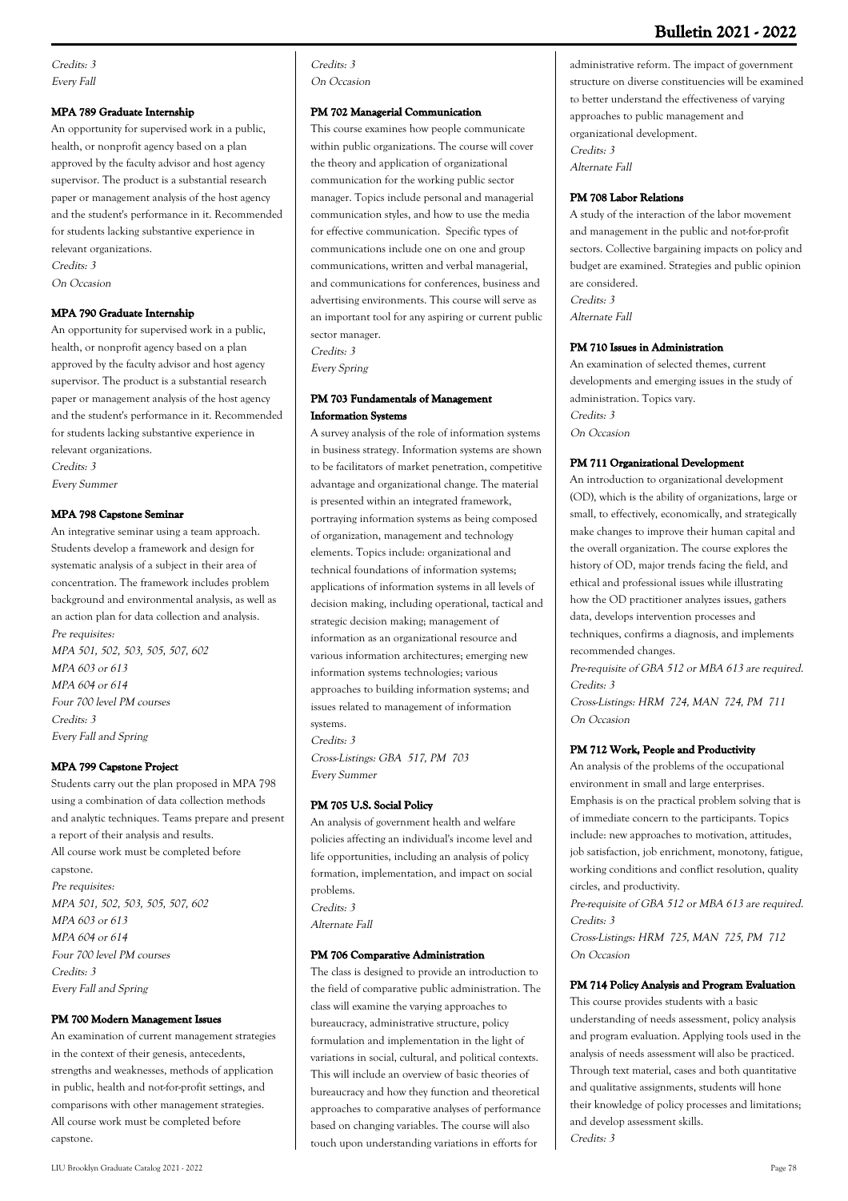*Credits: 3*
*Every Fall*

#### MPA 789 Graduate Internship

An opportunity for supervised work in a public, health, or nonprofit agency based on a plan approved by the faculty advisor and host agency supervisor. The product is a substantial research paper or management analysis of the host agency and the student's performance in it. Recommended for students lacking substantive experience in relevant organizations.

*Credits: 3*
*On Occasion*

#### MPA 790 Graduate Internship

An opportunity for supervised work in a public, health, or nonprofit agency based on a plan approved by the faculty advisor and host agency supervisor. The product is a substantial research paper or management analysis of the host agency and the student's performance in it. Recommended for students lacking substantive experience in relevant organizations.

*Credits: 3*
*Every Summer*

#### MPA 798 Capstone Seminar

An integrative seminar using a team approach. Students develop a framework and design for systematic analysis of a subject in their area of concentration. The framework includes problem background and environmental analysis, as well as an action plan for data collection and analysis.

*Pre requisites:*
*MPA 501, 502, 503, 505, 507, 602*
*MPA 603 or 613*
*MPA 604 or 614*
*Four 700 level PM courses*
*Credits: 3*
*Every Fall and Spring*

#### MPA 799 Capstone Project

Students carry out the plan proposed in MPA 798 using a combination of data collection methods and analytic techniques. Teams prepare and present a report of their analysis and results.
All course work must be completed before capstone.

*Pre requisites:*
*MPA 501, 502, 503, 505, 507, 602*
*MPA 603 or 613*
*MPA 604 or 614*
*Four 700 level PM courses*
*Credits: 3*
*Every Fall and Spring*

#### PM 700 Modern Management Issues

An examination of current management strategies in the context of their genesis, antecedents, strengths and weaknesses, methods of application in public, health and not-for-profit settings, and comparisons with other management strategies.
All course work must be completed before capstone.

*Credits: 3*
*On Occasion*

#### PM 702 Managerial Communication

This course examines how people communicate within public organizations. The course will cover the theory and application of organizational communication for the working public sector manager. Topics include personal and managerial communication styles, and how to use the media for effective communication. Specific types of communications include one on one and group communications, written and verbal managerial, and communications for conferences, business and advertising environments. This course will serve as an important tool for any aspiring or current public sector manager.

*Credits: 3*
*Every Spring*

#### PM 703 Fundamentals of Management Information Systems

A survey analysis of the role of information systems in business strategy. Information systems are shown to be facilitators of market penetration, competitive advantage and organizational change. The material is presented within an integrated framework, portraying information systems as being composed of organization, management and technology elements. Topics include: organizational and technical foundations of information systems; applications of information systems in all levels of decision making, including operational, tactical and strategic decision making; management of information as an organizational resource and various information architectures; emerging new information systems technologies; various approaches to building information systems; and issues related to management of information systems.

*Credits: 3*
*Cross-Listings: GBA 517, PM 703*
*Every Summer*

#### PM 705 U.S. Social Policy

An analysis of government health and welfare policies affecting an individual's income level and life opportunities, including an analysis of policy formation, implementation, and impact on social problems.

*Credits: 3*
*Alternate Fall*

#### PM 706 Comparative Administration

The class is designed to provide an introduction to the field of comparative public administration. The class will examine the varying approaches to bureaucracy, administrative structure, policy formulation and implementation in the light of variations in social, cultural, and political contexts. This will include an overview of basic theories of bureaucracy and how they function and theoretical approaches to comparative analyses of performance based on changing variables. The course will also touch upon understanding variations in efforts for administrative reform. The impact of government structure on diverse constituencies will be examined to better understand the effectiveness of varying approaches to public management and organizational development.

*Credits: 3*
*Alternate Fall*

#### PM 708 Labor Relations

A study of the interaction of the labor movement and management in the public and not-for-profit sectors. Collective bargaining impacts on policy and budget are examined. Strategies and public opinion are considered.

*Credits: 3*
*Alternate Fall*

#### PM 710 Issues in Administration

An examination of selected themes, current developments and emerging issues in the study of administration. Topics vary.

*Credits: 3*
*On Occasion*

#### PM 711 Organizational Development

An introduction to organizational development (OD), which is the ability of organizations, large or small, to effectively, economically, and strategically make changes to improve their human capital and the overall organization. The course explores the history of OD, major trends facing the field, and ethical and professional issues while illustrating how the OD practitioner analyzes issues, gathers data, develops intervention processes and techniques, confirms a diagnosis, and implements recommended changes.

*Pre-requisite of GBA 512 or MBA 613 are required.*
*Credits: 3*
*Cross-Listings: HRM 724, MAN 724, PM 711*
*On Occasion*

#### PM 712 Work, People and Productivity

An analysis of the problems of the occupational environment in small and large enterprises. Emphasis is on the practical problem solving that is of immediate concern to the participants. Topics include: new approaches to motivation, attitudes, job satisfaction, job enrichment, monotony, fatigue, working conditions and conflict resolution, quality circles, and productivity.

*Pre-requisite of GBA 512 or MBA 613 are required.*
*Credits: 3*
*Cross-Listings: HRM 725, MAN 725, PM 712*
*On Occasion*

#### PM 714 Policy Analysis and Program Evaluation

This course provides students with a basic understanding of needs assessment, policy analysis and program evaluation. Applying tools used in the analysis of needs assessment will also be practiced. Through text material, cases and both quantitative and qualitative assignments, students will hone their knowledge of policy processes and limitations; and develop assessment skills.

*Credits: 3*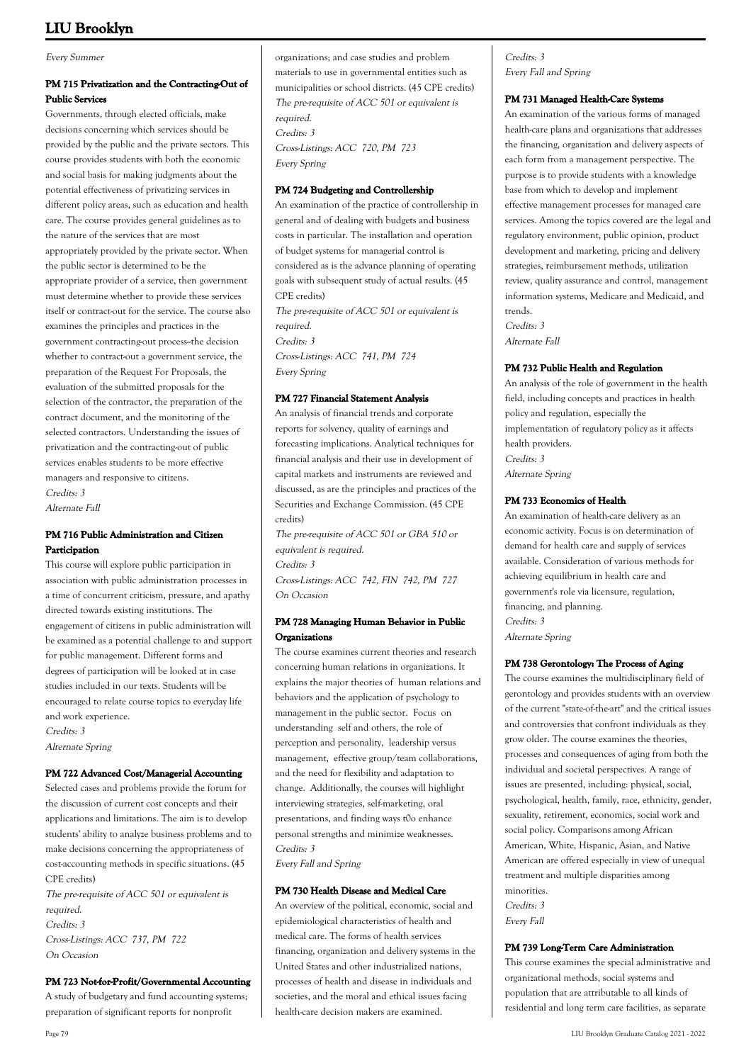*Every Summer*

### PM 715 Privatization and the Contracting-Out of Public Services

Governments, through elected officials, make decisions concerning which services should be provided by the public and the private sectors. This course provides students with both the economic and social basis for making judgments about the potential effectiveness of privatizing services in different policy areas, such as education and health care. The course provides general guidelines as to the nature of the services that are most appropriately provided by the private sector. When the public sector is determined to be the appropriate provider of a service, then government must determine whether to provide these services itself or contract-out for the service. The course also examines the principles and practices in the government contracting-out process--the decision whether to contract-out a government service, the preparation of the Request For Proposals, the evaluation of the submitted proposals for the selection of the contractor, the preparation of the contract document, and the monitoring of the selected contractors. Understanding the issues of privatization and the contracting-out of public services enables students to be more effective managers and responsive to citizens.

*Credits: 3*
*Alternate Fall*

### PM 716 Public Administration and Citizen Participation

This course will explore public participation in association with public administration processes in a time of concurrent criticism, pressure, and apathy directed towards existing institutions. The engagement of citizens in public administration will be examined as a potential challenge to and support for public management. Different forms and degrees of participation will be looked at in case studies included in our texts. Students will be encouraged to relate course topics to everyday life and work experience.

*Credits: 3*
*Alternate Spring*

### PM 722 Advanced Cost/Managerial Accounting

Selected cases and problems provide the forum for the discussion of current cost concepts and their applications and limitations. The aim is to develop students' ability to analyze business problems and to make decisions concerning the appropriateness of cost-accounting methods in specific situations. (45 CPE credits)

*The pre-requisite of ACC 501 or equivalent is required.*
*Credits: 3*
*Cross-Listings: ACC 737, PM 722*
*On Occasion*

### PM 723 Not-for-Profit/Governmental Accounting

A study of budgetary and fund accounting systems; preparation of significant reports for nonprofit organizations; and case studies and problem materials to use in governmental entities such as municipalities or school districts. (45 CPE credits)

*The pre-requisite of ACC 501 or equivalent is required.*
*Credits: 3*
*Cross-Listings: ACC 720, PM 723*
*Every Spring*

### PM 724 Budgeting and Controllership

An examination of the practice of controllership in general and of dealing with budgets and business costs in particular. The installation and operation of budget systems for managerial control is considered as is the advance planning of operating goals with subsequent study of actual results. (45 CPE credits)

*The pre-requisite of ACC 501 or equivalent is required.*
*Credits: 3*
*Cross-Listings: ACC 741, PM 724*
*Every Spring*

### PM 727 Financial Statement Analysis

An analysis of financial trends and corporate reports for solvency, quality of earnings and forecasting implications. Analytical techniques for financial analysis and their use in development of capital markets and instruments are reviewed and discussed, as are the principles and practices of the Securities and Exchange Commission. (45 CPE credits)

*The pre-requisite of ACC 501 or GBA 510 or equivalent is required.*
*Credits: 3*
*Cross-Listings: ACC 742, FIN 742, PM 727*
*On Occasion*

### PM 728 Managing Human Behavior in Public Organizations

The course examines current theories and research concerning human relations in organizations. It explains the major theories of human relations and behaviors and the application of psychology to management in the public sector. Focus on understanding self and others, the role of perception and personality, leadership versus management, effective group/team collaborations, and the need for flexibility and adaptation to change. Additionally, the courses will highlight interviewing strategies, self-marketing, oral presentations, and finding ways t0o enhance personal strengths and minimize weaknesses.

*Credits: 3*
*Every Fall and Spring*

### PM 730 Health Disease and Medical Care

An overview of the political, economic, social and epidemiological characteristics of health and medical care. The forms of health services financing, organization and delivery systems in the United States and other industrialized nations, processes of health and disease in individuals and societies, and the moral and ethical issues facing health-care decision makers are examined.

*Credits: 3*
*Every Fall and Spring*

### PM 731 Managed Health-Care Systems

An examination of the various forms of managed health-care plans and organizations that addresses the financing, organization and delivery aspects of each form from a management perspective. The purpose is to provide students with a knowledge base from which to develop and implement effective management processes for managed care services. Among the topics covered are the legal and regulatory environment, public opinion, product development and marketing, pricing and delivery strategies, reimbursement methods, utilization review, quality assurance and control, management information systems, Medicare and Medicaid, and trends.

*Credits: 3*
*Alternate Fall*

### PM 732 Public Health and Regulation

An analysis of the role of government in the health field, including concepts and practices in health policy and regulation, especially the implementation of regulatory policy as it affects health providers.

*Credits: 3*
*Alternate Spring*

### PM 733 Economics of Health

An examination of health-care delivery as an economic activity. Focus is on determination of demand for health care and supply of services available. Consideration of various methods for achieving equilibrium in health care and government's role via licensure, regulation, financing, and planning.

*Credits: 3*
*Alternate Spring*

### PM 738 Gerontology: The Process of Aging

The course examines the multidisciplinary field of gerontology and provides students with an overview of the current "state-of-the-art" and the critical issues and controversies that confront individuals as they grow older. The course examines the theories, processes and consequences of aging from both the individual and societal perspectives. A range of issues are presented, including: physical, social, psychological, health, family, race, ethnicity, gender, sexuality, retirement, economics, social work and social policy. Comparisons among African American, White, Hispanic, Asian, and Native American are offered especially in view of unequal treatment and multiple disparities among minorities.

*Credits: 3*
*Every Fall*

### PM 739 Long-Term Care Administration

This course examines the special administrative and organizational methods, social systems and population that are attributable to all kinds of residential and long term care facilities, as separate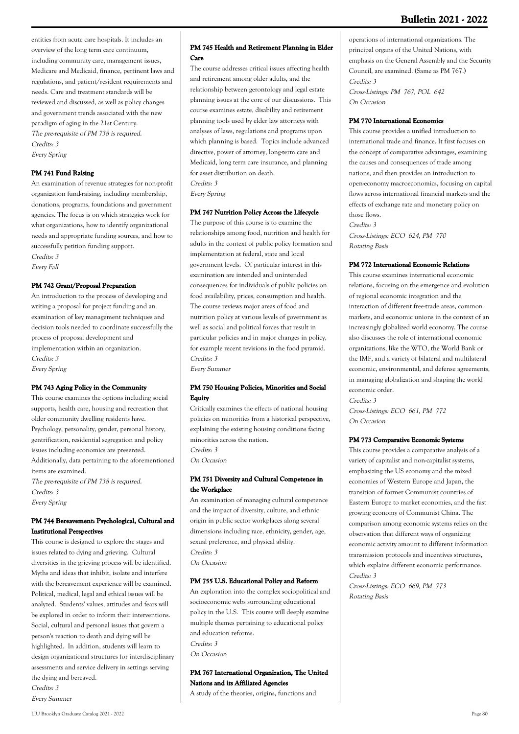entities from acute care hospitals. It includes an overview of the long term care continuum, including community care, management issues, Medicare and Medicaid, finance, pertinent laws and regulations, and patient/resident requirements and needs. Care and treatment standards will be reviewed and discussed, as well as policy changes and government trends associated with the new paradigm of aging in the 21st Century.

*The pre-requisite of PM 738 is required.*

*Credits: 3*

*Every Spring*

#### PM 741 Fund Raising

An examination of revenue strategies for non-profit organization fund-raising, including membership, donations, programs, foundations and government agencies. The focus is on which strategies work for what organizations, how to identify organizational needs and appropriate funding sources, and how to successfully petition funding support.

*Credits: 3*

*Every Fall*

#### PM 742 Grant/Proposal Preparation

An introduction to the process of developing and writing a proposal for project funding and an examination of key management techniques and decision tools needed to coordinate successfully the process of proposal development and implementation within an organization.

*Credits: 3*

*Every Spring*

#### PM 743 Aging Policy in the Community

This course examines the options including social supports, health care, housing and recreation that older community dwelling residents have. Psychology, personality, gender, personal history, gentrification, residential segregation and policy issues including economics are presented. Additionally, data pertaining to the aforementioned items are examined.

*The pre-requisite of PM 738 is required.*

*Credits: 3*

*Every Spring*

#### PM 744 Bereavement: Psychological, Cultural and Institutional Perspectives

This course is designed to explore the stages and issues related to dying and grieving. Cultural diversities in the grieving process will be identified. Myths and ideas that inhibit, isolate and interfere with the bereavement experience will be examined. Political, medical, legal and ethical issues will be analyzed. Students' values, attitudes and fears will be explored in order to inform their interventions. Social, cultural and personal issues that govern a person's reaction to death and dying will be highlighted. In addition, students will learn to design organizational structures for interdisciplinary assessments and service delivery in settings serving the dying and bereaved.

*Credits: 3*

*Every Summer*

#### PM 745 Health and Retirement Planning in Elder Care

The course addresses critical issues affecting health and retirement among older adults, and the relationship between gerontology and legal estate planning issues at the core of our discussions. This course examines estate, disability and retirement planning tools used by elder law attorneys with analyses of laws, regulations and programs upon which planning is based. Topics include advanced directive, power of attorney, long-term care and Medicaid, long term care insurance, and planning for asset distribution on death.

*Credits: 3*

*Every Spring*

#### PM 747 Nutrition Policy Across the Lifecycle

The purpose of this course is to examine the relationships among food, nutrition and health for adults in the context of public policy formation and implementation at federal, state and local government levels. Of particular interest in this examination are intended and unintended consequences for individuals of public policies on food availability, prices, consumption and health. The course reviews major areas of food and nutrition policy at various levels of government as well as social and political forces that result in particular policies and in major changes in policy, for example recent revisions in the food pyramid.

*Credits: 3*

*Every Summer*

#### PM 750 Housing Policies, Minorities and Social Equity

Critically examines the effects of national housing policies on minorities from a historical perspective, explaining the existing housing conditions facing minorities across the nation.

*Credits: 3*

*On Occasion*

#### PM 751 Diversity and Cultural Competence in the Workplace

An examination of managing cultural competence and the impact of diversity, culture, and ethnic origin in public sector workplaces along several dimensions including race, ethnicity, gender, age, sexual preference, and physical ability.

*Credits: 3*

*On Occasion*

#### PM 755 U.S. Educational Policy and Reform

An exploration into the complex sociopolitical and socioeconomic webs surrounding educational policy in the U.S. This course will deeply examine multiple themes pertaining to educational policy and education reforms.

*Credits: 3*

*On Occasion*

#### PM 767 International Organization, The United Nations and its Affiliated Agencies

A study of the theories, origins, functions and operations of international organizations. The principal organs of the United Nations, with emphasis on the General Assembly and the Security Council, are examined. (Same as PM 767.)

*Credits: 3*

*Cross-Listings: PM 767, POL 642*

*On Occasion*

#### PM 770 International Economics

This course provides a unified introduction to international trade and finance. It first focuses on the concept of comparative advantages, examining the causes and consequences of trade among nations, and then provides an introduction to open-economy macroeconomics, focusing on capital flows across international financial markets and the effects of exchange rate and monetary policy on those flows.

*Credits: 3*

*Cross-Listings: ECO 624, PM 770*

*Rotating Basis*

#### PM 772 International Economic Relations

This course examines international economic relations, focusing on the emergence and evolution of regional economic integration and the interaction of different free-trade areas, common markets, and economic unions in the context of an increasingly globalized world economy. The course also discusses the role of international economic organizations, like the WTO, the World Bank or the IMF, and a variety of bilateral and multilateral economic, environmental, and defense agreements, in managing globalization and shaping the world economic order.

*Credits: 3*

*Cross-Listings: ECO 661, PM 772*

*On Occasion*

#### PM 773 Comparative Economic Systems

This course provides a comparative analysis of a variety of capitalist and non-capitalist systems, emphasizing the US economy and the mixed economies of Western Europe and Japan, the transition of former Communist countries of Eastern Europe to market economies, and the fast growing economy of Communist China. The comparison among economic systems relies on the observation that different ways of organizing economic activity amount to different information transmission protocols and incentives structures, which explains different economic performance.

*Credits: 3*

*Cross-Listings: ECO 669, PM 773*

*Rotating Basis*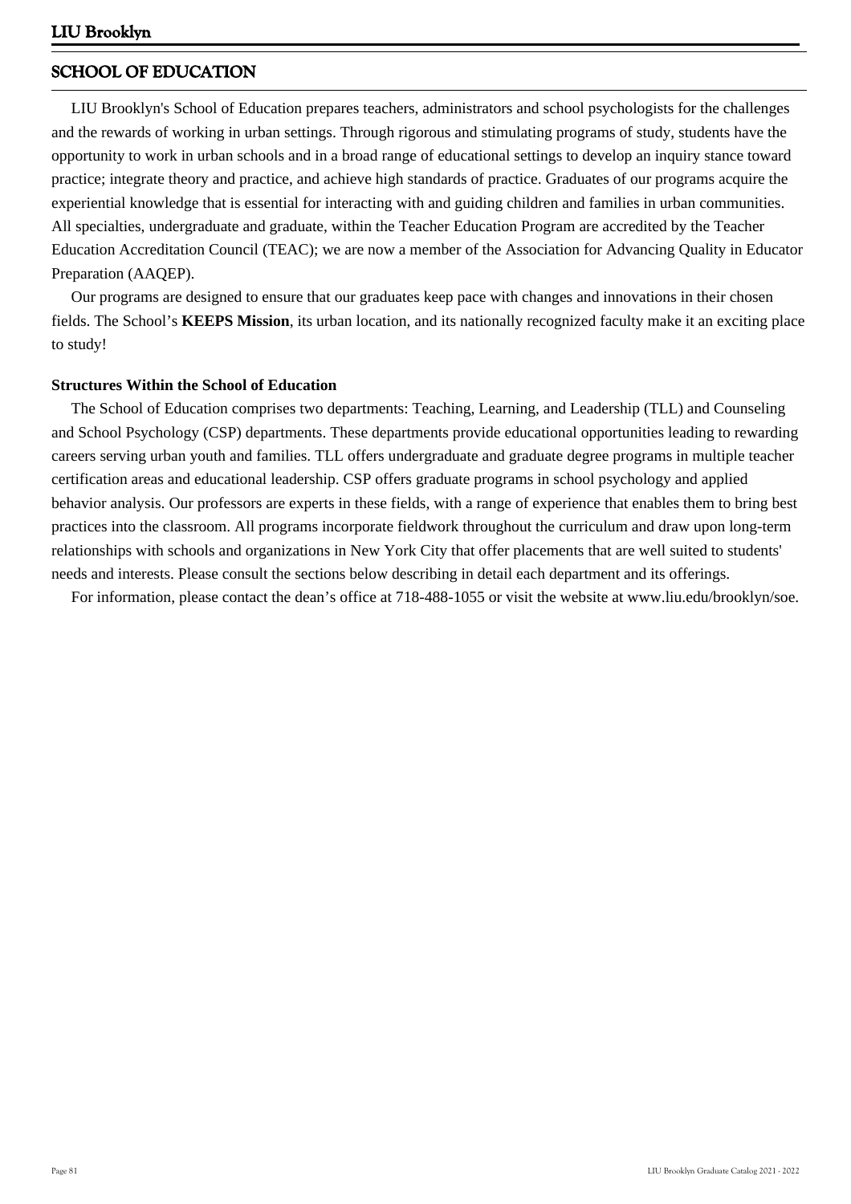## SCHOOL OF EDUCATION

LIU Brooklyn's School of Education prepares teachers, administrators and school psychologists for the challenges and the rewards of working in urban settings. Through rigorous and stimulating programs of study, students have the opportunity to work in urban schools and in a broad range of educational settings to develop an inquiry stance toward practice; integrate theory and practice, and achieve high standards of practice. Graduates of our programs acquire the experiential knowledge that is essential for interacting with and guiding children and families in urban communities. All specialties, undergraduate and graduate, within the Teacher Education Program are accredited by the Teacher Education Accreditation Council (TEAC); we are now a member of the Association for Advancing Quality in Educator Preparation (AAQEP).

Our programs are designed to ensure that our graduates keep pace with changes and innovations in their chosen fields. The School's **KEEPS Mission**, its urban location, and its nationally recognized faculty make it an exciting place to study!

**Structures Within the School of Education**

The School of Education comprises two departments: Teaching, Learning, and Leadership (TLL) and Counseling and School Psychology (CSP) departments. These departments provide educational opportunities leading to rewarding careers serving urban youth and families. TLL offers undergraduate and graduate degree programs in multiple teacher certification areas and educational leadership. CSP offers graduate programs in school psychology and applied behavior analysis. Our professors are experts in these fields, with a range of experience that enables them to bring best practices into the classroom. All programs incorporate fieldwork throughout the curriculum and draw upon long-term relationships with schools and organizations in New York City that offer placements that are well suited to students' needs and interests. Please consult the sections below describing in detail each department and its offerings.

For information, please contact the dean's office at 718-488-1055 or visit the website at www.liu.edu/brooklyn/soe.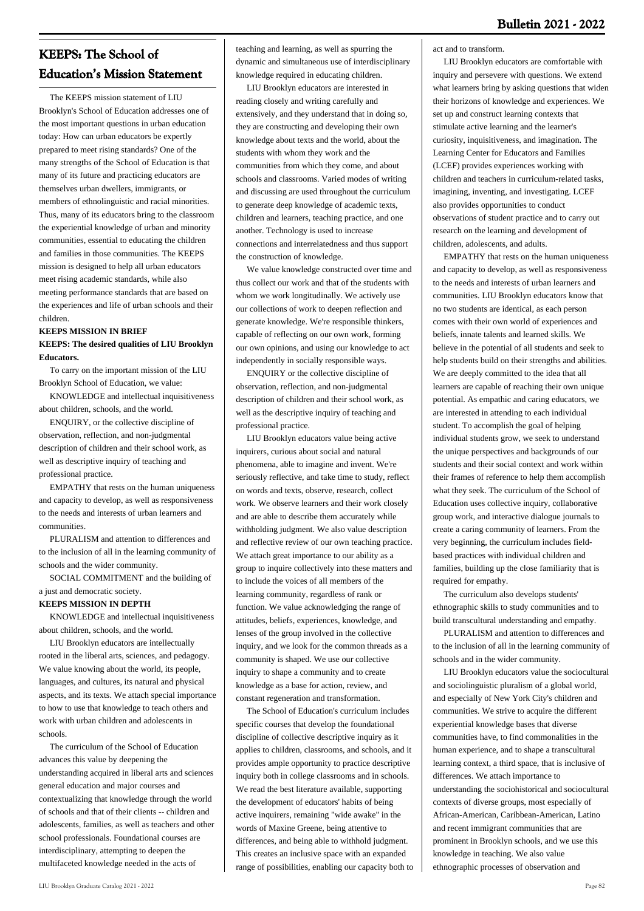## KEEPS: The School of Education's Mission Statement

The KEEPS mission statement of LIU Brooklyn's School of Education addresses one of the most important questions in urban education today: How can urban educators be expertly prepared to meet rising standards? One of the many strengths of the School of Education is that many of its future and practicing educators are themselves urban dwellers, immigrants, or members of ethnolinguistic and racial minorities. Thus, many of its educators bring to the classroom the experiential knowledge of urban and minority communities, essential to educating the children and families in those communities. The KEEPS mission is designed to help all urban educators meet rising academic standards, while also meeting performance standards that are based on the experiences and life of urban schools and their children.

**KEEPS MISSION IN BRIEF**

**KEEPS: The desired qualities of LIU Brooklyn Educators.**

To carry on the important mission of the LIU Brooklyn School of Education, we value:

KNOWLEDGE and intellectual inquisitiveness about children, schools, and the world.

ENQUIRY, or the collective discipline of observation, reflection, and non-judgmental description of children and their school work, as well as descriptive inquiry of teaching and professional practice.

EMPATHY that rests on the human uniqueness and capacity to develop, as well as responsiveness to the needs and interests of urban learners and communities.

PLURALISM and attention to differences and to the inclusion of all in the learning community of schools and the wider community.

SOCIAL COMMITMENT and the building of a just and democratic society.

**KEEPS MISSION IN DEPTH**

KNOWLEDGE and intellectual inquisitiveness about children, schools, and the world.

LIU Brooklyn educators are intellectually rooted in the liberal arts, sciences, and pedagogy. We value knowing about the world, its people, languages, and cultures, its natural and physical aspects, and its texts. We attach special importance to how to use that knowledge to teach others and work with urban children and adolescents in schools.

The curriculum of the School of Education advances this value by deepening the understanding acquired in liberal arts and sciences general education and major courses and contextualizing that knowledge through the world of schools and that of their clients -- children and adolescents, families, as well as teachers and other school professionals. Foundational courses are interdisciplinary, attempting to deepen the multifaceted knowledge needed in the acts of teaching and learning, as well as spurring the dynamic and simultaneous use of interdisciplinary knowledge required in educating children.

LIU Brooklyn educators are interested in reading closely and writing carefully and extensively, and they understand that in doing so, they are constructing and developing their own knowledge about texts and the world, about the students with whom they work and the communities from which they come, and about schools and classrooms. Varied modes of writing and discussing are used throughout the curriculum to generate deep knowledge of academic texts, children and learners, teaching practice, and one another. Technology is used to increase connections and interrelatedness and thus support the construction of knowledge.

We value knowledge constructed over time and thus collect our work and that of the students with whom we work longitudinally. We actively use our collections of work to deepen reflection and generate knowledge. We're responsible thinkers, capable of reflecting on our own work, forming our own opinions, and using our knowledge to act independently in socially responsible ways.

ENQUIRY or the collective discipline of observation, reflection, and non-judgmental description of children and their school work, as well as the descriptive inquiry of teaching and professional practice.

LIU Brooklyn educators value being active inquirers, curious about social and natural phenomena, able to imagine and invent. We're seriously reflective, and take time to study, reflect on words and texts, observe, research, collect work. We observe learners and their work closely and are able to describe them accurately while withholding judgment. We also value description and reflective review of our own teaching practice. We attach great importance to our ability as a group to inquire collectively into these matters and to include the voices of all members of the learning community, regardless of rank or function. We value acknowledging the range of attitudes, beliefs, experiences, knowledge, and lenses of the group involved in the collective inquiry, and we look for the common threads as a community is shaped. We use our collective inquiry to shape a community and to create knowledge as a base for action, review, and constant regeneration and transformation.

The School of Education's curriculum includes specific courses that develop the foundational discipline of collective descriptive inquiry as it applies to children, classrooms, and schools, and it provides ample opportunity to practice descriptive inquiry both in college classrooms and in schools. We read the best literature available, supporting the development of educators' habits of being active inquirers, remaining "wide awake" in the words of Maxine Greene, being attentive to differences, and being able to withhold judgment. This creates an inclusive space with an expanded range of possibilities, enabling our capacity both to act and to transform.

LIU Brooklyn educators are comfortable with inquiry and persevere with questions. We extend what learners bring by asking questions that widen their horizons of knowledge and experiences. We set up and construct learning contexts that stimulate active learning and the learner's curiosity, inquisitiveness, and imagination. The Learning Center for Educators and Families (LCEF) provides experiences working with children and teachers in curriculum-related tasks, imagining, inventing, and investigating. LCEF also provides opportunities to conduct observations of student practice and to carry out research on the learning and development of children, adolescents, and adults.

EMPATHY that rests on the human uniqueness and capacity to develop, as well as responsiveness to the needs and interests of urban learners and communities. LIU Brooklyn educators know that no two students are identical, as each person comes with their own world of experiences and beliefs, innate talents and learned skills. We believe in the potential of all students and seek to help students build on their strengths and abilities. We are deeply committed to the idea that all learners are capable of reaching their own unique potential. As empathic and caring educators, we are interested in attending to each individual student. To accomplish the goal of helping individual students grow, we seek to understand the unique perspectives and backgrounds of our students and their social context and work within their frames of reference to help them accomplish what they seek. The curriculum of the School of Education uses collective inquiry, collaborative group work, and interactive dialogue journals to create a caring community of learners. From the very beginning, the curriculum includes field-based practices with individual children and families, building up the close familiarity that is required for empathy.

The curriculum also develops students' ethnographic skills to study communities and to build transcultural understanding and empathy.

PLURALISM and attention to differences and to the inclusion of all in the learning community of schools and in the wider community.

LIU Brooklyn educators value the sociocultural and sociolinguistic pluralism of a global world, and especially of New York City's children and communities. We strive to acquire the different experiential knowledge bases that diverse communities have, to find commonalities in the human experience, and to shape a transcultural learning context, a third space, that is inclusive of differences. We attach importance to understanding the sociohistorical and sociocultural contexts of diverse groups, most especially of African-American, Caribbean-American, Latino and recent immigrant communities that are prominent in Brooklyn schools, and we use this knowledge in teaching. We also value ethnographic processes of observation and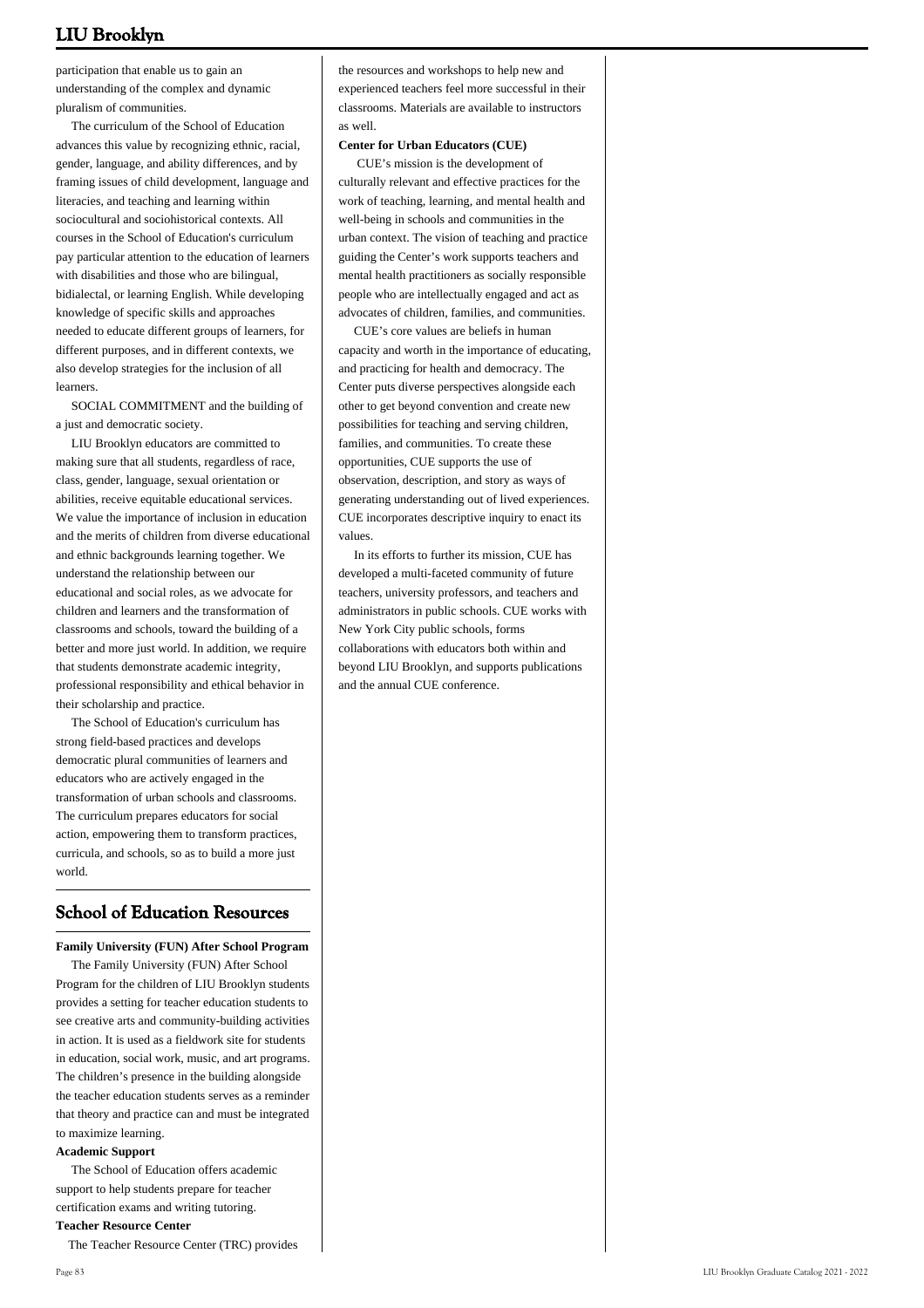participation that enable us to gain an understanding of the complex and dynamic pluralism of communities.

The curriculum of the School of Education advances this value by recognizing ethnic, racial, gender, language, and ability differences, and by framing issues of child development, language and literacies, and teaching and learning within sociocultural and sociohistorical contexts. All courses in the School of Education's curriculum pay particular attention to the education of learners with disabilities and those who are bilingual, bidialectal, or learning English. While developing knowledge of specific skills and approaches needed to educate different groups of learners, for different purposes, and in different contexts, we also develop strategies for the inclusion of all learners.

SOCIAL COMMITMENT and the building of a just and democratic society.

LIU Brooklyn educators are committed to making sure that all students, regardless of race, class, gender, language, sexual orientation or abilities, receive equitable educational services. We value the importance of inclusion in education and the merits of children from diverse educational and ethnic backgrounds learning together. We understand the relationship between our educational and social roles, as we advocate for children and learners and the transformation of classrooms and schools, toward the building of a better and more just world. In addition, we require that students demonstrate academic integrity, professional responsibility and ethical behavior in their scholarship and practice.

The School of Education's curriculum has strong field-based practices and develops democratic plural communities of learners and educators who are actively engaged in the transformation of urban schools and classrooms. The curriculum prepares educators for social action, empowering them to transform practices, curricula, and schools, so as to build a more just world.

## School of Education Resources

**Family University (FUN) After School Program**

The Family University (FUN) After School Program for the children of LIU Brooklyn students provides a setting for teacher education students to see creative arts and community-building activities in action. It is used as a fieldwork site for students in education, social work, music, and art programs. The children's presence in the building alongside the teacher education students serves as a reminder that theory and practice can and must be integrated to maximize learning.

**Academic Support**

The School of Education offers academic support to help students prepare for teacher certification exams and writing tutoring.

**Teacher Resource Center**

The Teacher Resource Center (TRC) provides the resources and workshops to help new and experienced teachers feel more successful in their classrooms. Materials are available to instructors as well.

**Center for Urban Educators (CUE)**

CUE's mission is the development of culturally relevant and effective practices for the work of teaching, learning, and mental health and well-being in schools and communities in the urban context. The vision of teaching and practice guiding the Center's work supports teachers and mental health practitioners as socially responsible people who are intellectually engaged and act as advocates of children, families, and communities.

CUE's core values are beliefs in human capacity and worth in the importance of educating, and practicing for health and democracy. The Center puts diverse perspectives alongside each other to get beyond convention and create new possibilities for teaching and serving children, families, and communities. To create these opportunities, CUE supports the use of observation, description, and story as ways of generating understanding out of lived experiences. CUE incorporates descriptive inquiry to enact its values.

In its efforts to further its mission, CUE has developed a multi-faceted community of future teachers, university professors, and teachers and administrators in public schools. CUE works with New York City public schools, forms collaborations with educators both within and beyond LIU Brooklyn, and supports publications and the annual CUE conference.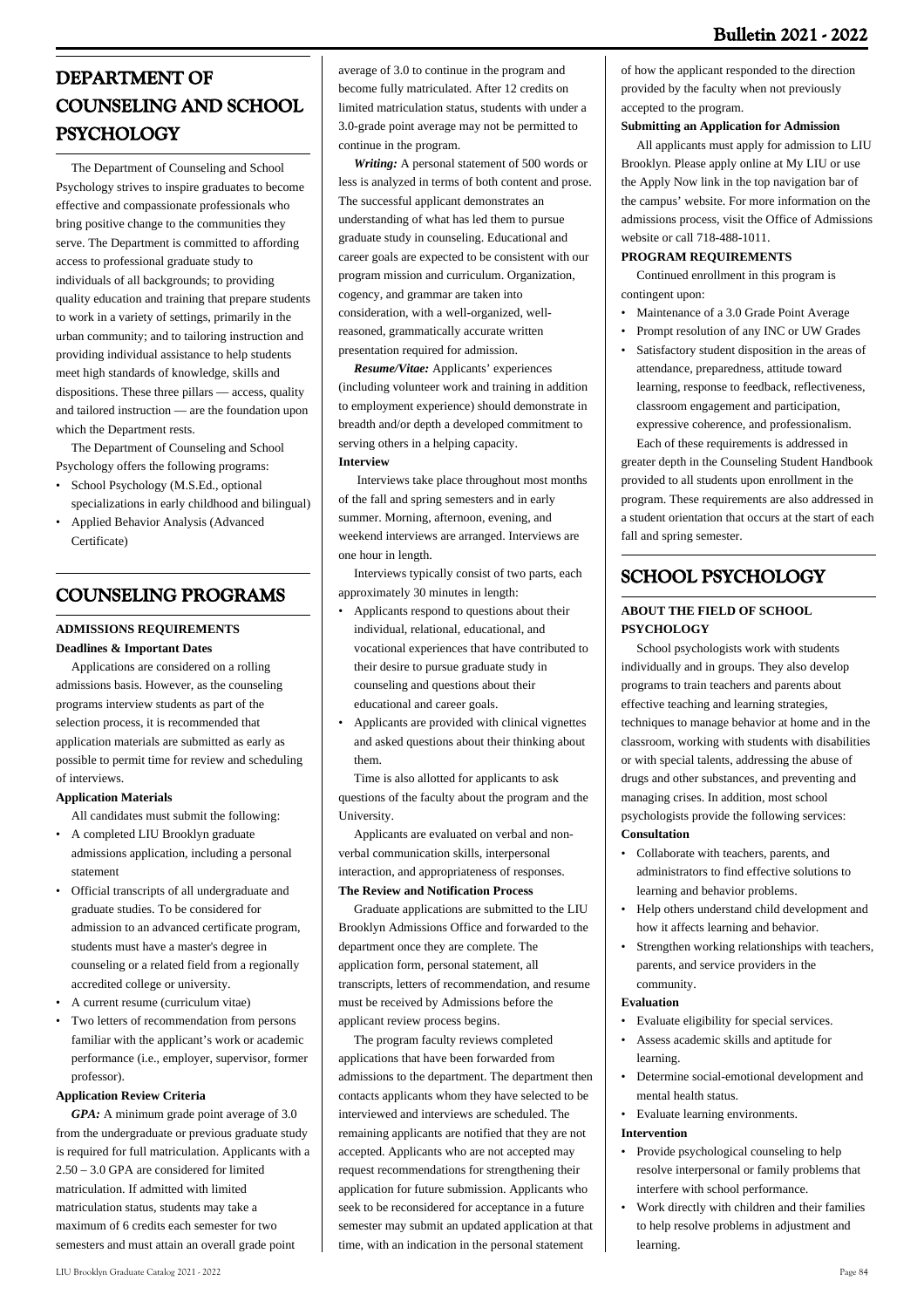# DEPARTMENT OF COUNSELING AND SCHOOL PSYCHOLOGY

The Department of Counseling and School Psychology strives to inspire graduates to become effective and compassionate professionals who bring positive change to the communities they serve. The Department is committed to affording access to professional graduate study to individuals of all backgrounds; to providing quality education and training that prepare students to work in a variety of settings, primarily in the urban community; and to tailoring instruction and providing individual assistance to help students meet high standards of knowledge, skills and dispositions. These three pillars — access, quality and tailored instruction — are the foundation upon which the Department rests.

The Department of Counseling and School Psychology offers the following programs:

- School Psychology (M.S.Ed., optional specializations in early childhood and bilingual)
- Applied Behavior Analysis (Advanced Certificate)

# COUNSELING PROGRAMS

### ADMISSIONS REQUIREMENTS

**Deadlines & Important Dates**

Applications are considered on a rolling admissions basis. However, as the counseling programs interview students as part of the selection process, it is recommended that application materials are submitted as early as possible to permit time for review and scheduling of interviews.

**Application Materials**

All candidates must submit the following:

- A completed LIU Brooklyn graduate admissions application, including a personal statement
- Official transcripts of all undergraduate and graduate studies. To be considered for admission to an advanced certificate program, students must have a master's degree in counseling or a related field from a regionally accredited college or university.
- A current resume (curriculum vitae)
- Two letters of recommendation from persons familiar with the applicant's work or academic performance (i.e., employer, supervisor, former professor).

**Application Review Criteria**

***GPA:*** A minimum grade point average of 3.0 from the undergraduate or previous graduate study is required for full matriculation. Applicants with a 2.50 – 3.0 GPA are considered for limited matriculation. If admitted with limited matriculation status, students may take a maximum of 6 credits each semester for two semesters and must attain an overall grade point average of 3.0 to continue in the program and become fully matriculated. After 12 credits on limited matriculation status, students with under a 3.0-grade point average may not be permitted to continue in the program.

***Writing:*** A personal statement of 500 words or less is analyzed in terms of both content and prose. The successful applicant demonstrates an understanding of what has led them to pursue graduate study in counseling. Educational and career goals are expected to be consistent with our program mission and curriculum. Organization, cogency, and grammar are taken into consideration, with a well-organized, well-reasoned, grammatically accurate written presentation required for admission.

***Resume/Vitae:*** Applicants' experiences (including volunteer work and training in addition to employment experience) should demonstrate in breadth and/or depth a developed commitment to serving others in a helping capacity.

**Interview**

Interviews take place throughout most months of the fall and spring semesters and in early summer. Morning, afternoon, evening, and weekend interviews are arranged. Interviews are one hour in length.

Interviews typically consist of two parts, each approximately 30 minutes in length:

- Applicants respond to questions about their individual, relational, educational, and vocational experiences that have contributed to their desire to pursue graduate study in counseling and questions about their educational and career goals.
- Applicants are provided with clinical vignettes and asked questions about their thinking about them.

Time is also allotted for applicants to ask questions of the faculty about the program and the University.

Applicants are evaluated on verbal and non-verbal communication skills, interpersonal interaction, and appropriateness of responses.

**The Review and Notification Process**

Graduate applications are submitted to the LIU Brooklyn Admissions Office and forwarded to the department once they are complete. The application form, personal statement, all transcripts, letters of recommendation, and resume must be received by Admissions before the applicant review process begins.

The program faculty reviews completed applications that have been forwarded from admissions to the department. The department then contacts applicants whom they have selected to be interviewed and interviews are scheduled. The remaining applicants are notified that they are not accepted. Applicants who are not accepted may request recommendations for strengthening their application for future submission. Applicants who seek to be reconsidered for acceptance in a future semester may submit an updated application at that time, with an indication in the personal statement of how the applicant responded to the direction provided by the faculty when not previously accepted to the program.

**Submitting an Application for Admission**

All applicants must apply for admission to LIU Brooklyn. Please apply online at My LIU or use the Apply Now link in the top navigation bar of the campus' website. For more information on the admissions process, visit the Office of Admissions website or call 718-488-1011.

**PROGRAM REQUIREMENTS**

Continued enrollment in this program is contingent upon:

- Maintenance of a 3.0 Grade Point Average
- Prompt resolution of any INC or UW Grades
- Satisfactory student disposition in the areas of attendance, preparedness, attitude toward learning, response to feedback, reflectiveness, classroom engagement and participation, expressive coherence, and professionalism.

Each of these requirements is addressed in greater depth in the Counseling Student Handbook provided to all students upon enrollment in the program. These requirements are also addressed in a student orientation that occurs at the start of each fall and spring semester.

# SCHOOL PSYCHOLOGY

### ABOUT THE FIELD OF SCHOOL PSYCHOLOGY

School psychologists work with students individually and in groups. They also develop programs to train teachers and parents about effective teaching and learning strategies, techniques to manage behavior at home and in the classroom, working with students with disabilities or with special talents, addressing the abuse of drugs and other substances, and preventing and managing crises. In addition, most school psychologists provide the following services:

**Consultation**

- Collaborate with teachers, parents, and administrators to find effective solutions to learning and behavior problems.
- Help others understand child development and how it affects learning and behavior.
- Strengthen working relationships with teachers, parents, and service providers in the community.

**Evaluation**

- Evaluate eligibility for special services.
- Assess academic skills and aptitude for learning.
- Determine social-emotional development and mental health status.
- Evaluate learning environments.

**Intervention**

- Provide psychological counseling to help resolve interpersonal or family problems that interfere with school performance.
- Work directly with children and their families to help resolve problems in adjustment and learning.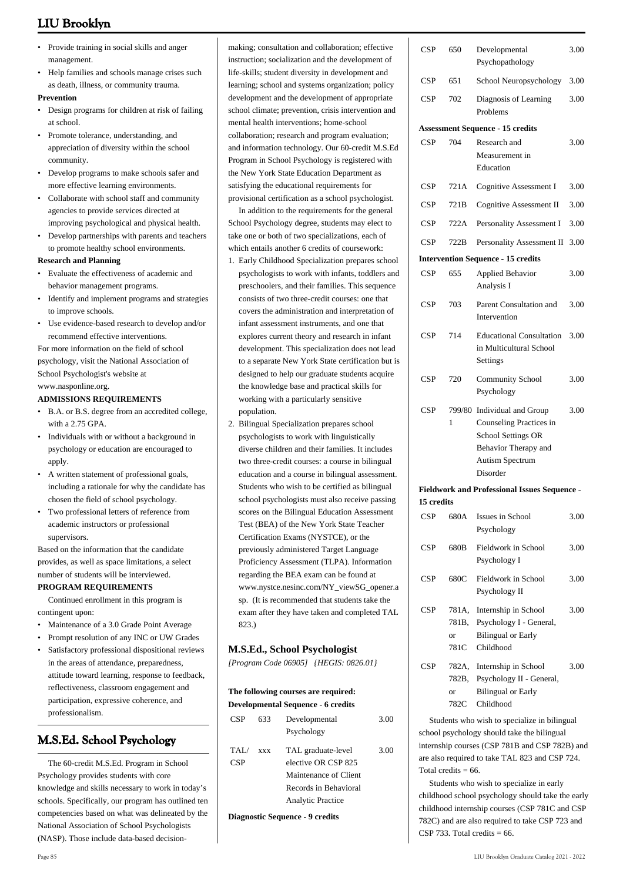- Provide training in social skills and anger management.
- Help families and schools manage crises such as death, illness, or community trauma.

**Prevention**

- Design programs for children at risk of failing at school.
- Promote tolerance, understanding, and appreciation of diversity within the school community.
- Develop programs to make schools safer and more effective learning environments.
- Collaborate with school staff and community agencies to provide services directed at improving psychological and physical health.
- Develop partnerships with parents and teachers to promote healthy school environments.

**Research and Planning**

- Evaluate the effectiveness of academic and behavior management programs.
- Identify and implement programs and strategies to improve schools.
- Use evidence-based research to develop and/or recommend effective interventions.

For more information on the field of school psychology, visit the National Association of School Psychologist's website at www.nasponline.org.

**ADMISSIONS REQUIREMENTS**

- B.A. or B.S. degree from an accredited college, with a 2.75 GPA.
- Individuals with or without a background in psychology or education are encouraged to apply.
- A written statement of professional goals, including a rationale for why the candidate has chosen the field of school psychology.
- Two professional letters of reference from academic instructors or professional supervisors.

Based on the information that the candidate provides, as well as space limitations, a select number of students will be interviewed.

**PROGRAM REQUIREMENTS**

Continued enrollment in this program is contingent upon:

- Maintenance of a 3.0 Grade Point Average
- Prompt resolution of any INC or UW Grades
- Satisfactory professional dispositional reviews in the areas of attendance, preparedness, attitude toward learning, response to feedback, reflectiveness, classroom engagement and participation, expressive coherence, and professionalism.

## M.S.Ed. School Psychology

The 60-credit M.S.Ed. Program in School Psychology provides students with core knowledge and skills necessary to work in today's schools. Specifically, our program has outlined ten competencies based on what was delineated by the National Association of School Psychologists (NASP). Those include data-based decision-making; consultation and collaboration; effective instruction; socialization and the development of life-skills; student diversity in development and learning; school and systems organization; policy development and the development of appropriate school climate; prevention, crisis intervention and mental health interventions; home-school collaboration; research and program evaluation; and information technology. Our 60-credit M.S.Ed Program in School Psychology is registered with the New York State Education Department as satisfying the educational requirements for provisional certification as a school psychologist.

In addition to the requirements for the general School Psychology degree, students may elect to take one or both of two specializations, each of which entails another 6 credits of coursework:

1. Early Childhood Specialization prepares school psychologists to work with infants, toddlers and preschoolers, and their families. This sequence consists of two three-credit courses: one that covers the administration and interpretation of infant assessment instruments, and one that explores current theory and research in infant development. This specialization does not lead to a separate New York State certification but is designed to help our graduate students acquire the knowledge base and practical skills for working with a particularly sensitive population.
2. Bilingual Specialization prepares school psychologists to work with linguistically diverse children and their families. It includes two three-credit courses: a course in bilingual education and a course in bilingual assessment. Students who wish to be certified as bilingual school psychologists must also receive passing scores on the Bilingual Education Assessment Test (BEA) of the New York State Teacher Certification Exams (NYSTCE), or the previously administered Target Language Proficiency Assessment (TLPA). Information regarding the BEA exam can be found at www.nystce.nesinc.com/NY_viewSG_opener.asp. (It is recommended that students take the exam after they have taken and completed TAL 823.)

### M.S.Ed., School Psychologist

*[Program Code 06905] {HEGIS: 0826.01}*

**The following courses are required:**

**Developmental Sequence - 6 credits**

| | | | |
|---|---|---|---|
| CSP | 633 | Developmental Psychology | 3.00 |
| TAL/CSP | xxx | TAL graduate-level elective OR CSP 825 Maintenance of Client Records in Behavioral Analytic Practice | 3.00 |

**Diagnostic Sequence - 9 credits**

| | | | |
|---|---|---|---|
| CSP | 650 | Developmental Psychopathology | 3.00 |
| CSP | 651 | School Neuropsychology | 3.00 |
| CSP | 702 | Diagnosis of Learning Problems | 3.00 |

**Assessment Sequence - 15 credits**

| | | | |
|---|---|---|---|
| CSP | 704 | Research and Measurement in Education | 3.00 |
| CSP | 721A | Cognitive Assessment I | 3.00 |
| CSP | 721B | Cognitive Assessment II | 3.00 |
| CSP | 722A | Personality Assessment I | 3.00 |
| CSP | 722B | Personality Assessment II | 3.00 |

**Intervention Sequence - 15 credits**

| | | | |
|---|---|---|---|
| CSP | 655 | Applied Behavior Analysis I | 3.00 |
| CSP | 703 | Parent Consultation and Intervention | 3.00 |
| CSP | 714 | Educational Consultation in Multicultural School Settings | 3.00 |
| CSP | 720 | Community School Psychology | 3.00 |
| CSP | 799/801 | Individual and Group Counseling Practices in School Settings OR Behavior Therapy and Autism Spectrum Disorder | 3.00 |

**Fieldwork and Professional Issues Sequence - 15 credits**

| | | | |
|---|---|---|---|
| CSP | 680A | Issues in School Psychology | 3.00 |
| CSP | 680B | Fieldwork in School Psychology I | 3.00 |
| CSP | 680C | Fieldwork in School Psychology II | 3.00 |
| CSP | 781A, 781B, or 781C | Internship in School Psychology I - General, Bilingual or Early Childhood | 3.00 |
| CSP | 782A, 782B, or 782C | Internship in School Psychology II - General, Bilingual or Early Childhood | 3.00 |

Students who wish to specialize in bilingual school psychology should take the bilingual internship courses (CSP 781B and CSP 782B) and are also required to take TAL 823 and CSP 724. Total credits = 66.

Students who wish to specialize in early childhood school psychology should take the early childhood internship courses (CSP 781C and CSP 782C) and are also required to take CSP 723 and CSP 733. Total credits = 66.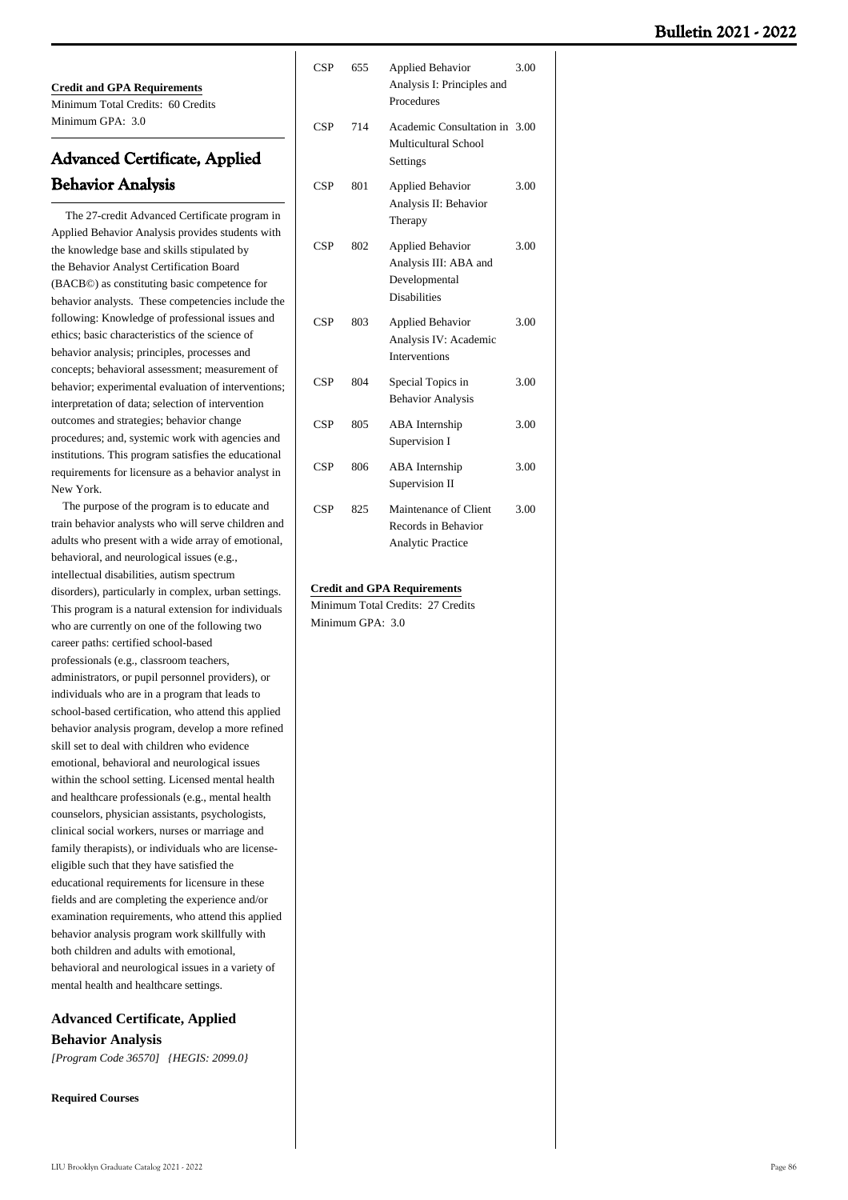**Credit and GPA Requirements**
Minimum Total Credits: 60 Credits
Minimum GPA: 3.0

## Advanced Certificate, Applied Behavior Analysis

The 27-credit Advanced Certificate program in Applied Behavior Analysis provides students with the knowledge base and skills stipulated by the Behavior Analyst Certification Board (BACB©) as constituting basic competence for behavior analysts. These competencies include the following: Knowledge of professional issues and ethics; basic characteristics of the science of behavior analysis; principles, processes and concepts; behavioral assessment; measurement of behavior; experimental evaluation of interventions; interpretation of data; selection of intervention outcomes and strategies; behavior change procedures; and, systemic work with agencies and institutions. This program satisfies the educational requirements for licensure as a behavior analyst in New York.

The purpose of the program is to educate and train behavior analysts who will serve children and adults who present with a wide array of emotional, behavioral, and neurological issues (e.g., intellectual disabilities, autism spectrum disorders), particularly in complex, urban settings. This program is a natural extension for individuals who are currently on one of the following two career paths: certified school-based professionals (e.g., classroom teachers, administrators, or pupil personnel providers), or individuals who are in a program that leads to school-based certification, who attend this applied behavior analysis program, develop a more refined skill set to deal with children who evidence emotional, behavioral and neurological issues within the school setting. Licensed mental health and healthcare professionals (e.g., mental health counselors, physician assistants, psychologists, clinical social workers, nurses or marriage and family therapists), or individuals who are license-eligible such that they have satisfied the educational requirements for licensure in these fields and are completing the experience and/or examination requirements, who attend this applied behavior analysis program work skillfully with both children and adults with emotional, behavioral and neurological issues in a variety of mental health and healthcare settings.

### Advanced Certificate, Applied Behavior Analysis

*[Program Code 36570] {HEGIS: 2099.0}*

**Required Courses**

| | | | |
|---|---|---|---|
| CSP | 655 | Applied Behavior Analysis I: Principles and Procedures | 3.00 |
| CSP | 714 | Academic Consultation in Multicultural School Settings | 3.00 |
| CSP | 801 | Applied Behavior Analysis II: Behavior Therapy | 3.00 |
| CSP | 802 | Applied Behavior Analysis III: ABA and Developmental Disabilities | 3.00 |
| CSP | 803 | Applied Behavior Analysis IV: Academic Interventions | 3.00 |
| CSP | 804 | Special Topics in Behavior Analysis | 3.00 |
| CSP | 805 | ABA Internship Supervision I | 3.00 |
| CSP | 806 | ABA Internship Supervision II | 3.00 |
| CSP | 825 | Maintenance of Client Records in Behavior Analytic Practice | 3.00 |

**Credit and GPA Requirements**
Minimum Total Credits: 27 Credits
Minimum GPA: 3.0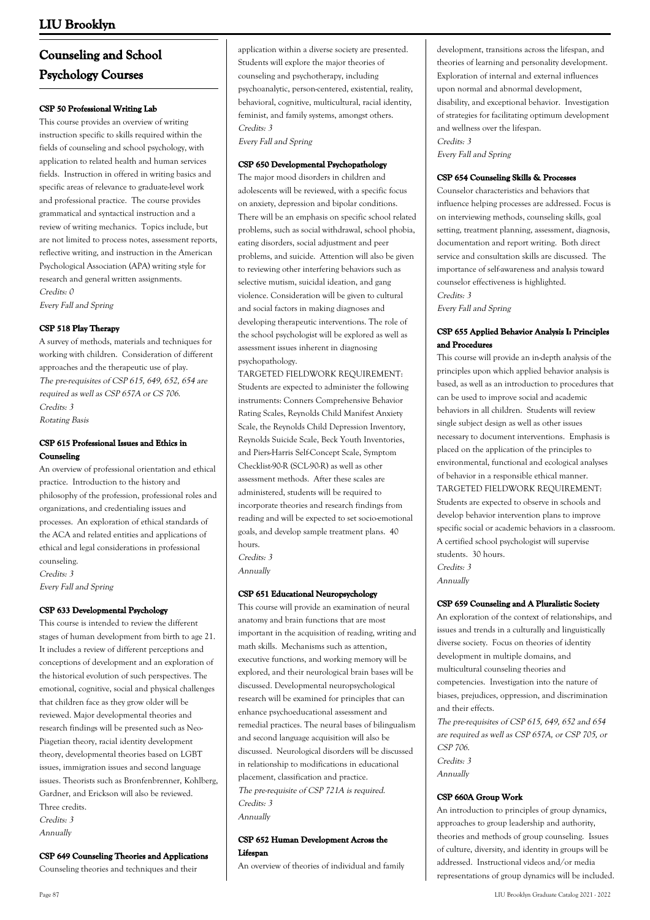## Counseling and School Psychology Courses

#### CSP 50 Professional Writing Lab

This course provides an overview of writing instruction specific to skills required within the fields of counseling and school psychology, with application to related health and human services fields. Instruction in offered in writing basics and specific areas of relevance to graduate-level work and professional practice. The course provides grammatical and syntactical instruction and a review of writing mechanics. Topics include, but are not limited to process notes, assessment reports, reflective writing, and instruction in the American Psychological Association (APA) writing style for research and general written assignments.

*Credits: 0*

*Every Fall and Spring*

#### CSP 518 Play Therapy

A survey of methods, materials and techniques for working with children. Consideration of different approaches and the therapeutic use of play.

*The pre-requisites of CSP 615, 649, 652, 654 are required as well as CSP 657A or CS 706.*

*Credits: 3*

*Rotating Basis*

#### CSP 615 Professional Issues and Ethics in Counseling

An overview of professional orientation and ethical practice. Introduction to the history and philosophy of the profession, professional roles and organizations, and credentialing issues and processes. An exploration of ethical standards of the ACA and related entities and applications of ethical and legal considerations in professional counseling.

*Credits: 3*

*Every Fall and Spring*

#### CSP 633 Developmental Psychology

This course is intended to review the different stages of human development from birth to age 21. It includes a review of different perceptions and conceptions of development and an exploration of the historical evolution of such perspectives. The emotional, cognitive, social and physical challenges that children face as they grow older will be reviewed. Major developmental theories and research findings will be presented such as Neo-Piagetian theory, racial identity development theory, developmental theories based on LGBT issues, immigration issues and second language issues. Theorists such as Bronfenbrenner, Kohlberg, Gardner, and Erickson will also be reviewed. Three credits.

*Credits: 3*

*Annually*

#### CSP 649 Counseling Theories and Applications

Counseling theories and techniques and their application within a diverse society are presented. Students will explore the major theories of counseling and psychotherapy, including psychoanalytic, person-centered, existential, reality, behavioral, cognitive, multicultural, racial identity, feminist, and family systems, amongst others.

*Credits: 3*

*Every Fall and Spring*

#### CSP 650 Developmental Psychopathology

The major mood disorders in children and adolescents will be reviewed, with a specific focus on anxiety, depression and bipolar conditions. There will be an emphasis on specific school related problems, such as social withdrawal, school phobia, eating disorders, social adjustment and peer problems, and suicide. Attention will also be given to reviewing other interfering behaviors such as selective mutism, suicidal ideation, and gang violence. Consideration will be given to cultural and social factors in making diagnoses and developing therapeutic interventions. The role of the school psychologist will be explored as well as assessment issues inherent in diagnosing psychopathology.

TARGETED FIELDWORK REQUIREMENT: Students are expected to administer the following instruments: Conners Comprehensive Behavior Rating Scales, Reynolds Child Manifest Anxiety Scale, the Reynolds Child Depression Inventory, Reynolds Suicide Scale, Beck Youth Inventories, and Piers-Harris Self-Concept Scale, Symptom Checklist-90-R (SCL-90-R) as well as other assessment methods. After these scales are administered, students will be required to incorporate theories and research findings from reading and will be expected to set socio-emotional goals, and develop sample treatment plans. 40 hours.

*Credits: 3*

*Annually*

#### CSP 651 Educational Neuropsychology

This course will provide an examination of neural anatomy and brain functions that are most important in the acquisition of reading, writing and math skills. Mechanisms such as attention, executive functions, and working memory will be explored, and their neurological brain bases will be discussed. Developmental neuropsychological research will be examined for principles that can enhance psychoeducational assessment and remedial practices. The neural bases of bilingualism and second language acquisition will also be discussed. Neurological disorders will be discussed in relationship to modifications in educational placement, classification and practice.

*The pre-requisite of CSP 721A is required.*

*Credits: 3*

*Annually*

#### CSP 652 Human Development Across the Lifespan

An overview of theories of individual and family development, transitions across the lifespan, and theories of learning and personality development. Exploration of internal and external influences upon normal and abnormal development, disability, and exceptional behavior. Investigation of strategies for facilitating optimum development and wellness over the lifespan.

*Credits: 3*

*Every Fall and Spring*

#### CSP 654 Counseling Skills & Processes

Counselor characteristics and behaviors that influence helping processes are addressed. Focus is on interviewing methods, counseling skills, goal setting, treatment planning, assessment, diagnosis, documentation and report writing. Both direct service and consultation skills are discussed. The importance of self-awareness and analysis toward counselor effectiveness is highlighted.

*Credits: 3*

*Every Fall and Spring*

#### CSP 655 Applied Behavior Analysis I: Principles and Procedures

This course will provide an in-depth analysis of the principles upon which applied behavior analysis is based, as well as an introduction to procedures that can be used to improve social and academic behaviors in all children. Students will review single subject design as well as other issues necessary to document interventions. Emphasis is placed on the application of the principles to environmental, functional and ecological analyses of behavior in a responsible ethical manner.

TARGETED FIELDWORK REQUIREMENT: Students are expected to observe in schools and develop behavior intervention plans to improve specific social or academic behaviors in a classroom. A certified school psychologist will supervise students. 30 hours.

*Credits: 3*

*Annually*

#### CSP 659 Counseling and A Pluralistic Society

An exploration of the context of relationships, and issues and trends in a culturally and linguistically diverse society. Focus on theories of identity development in multiple domains, and multicultural counseling theories and competencies. Investigation into the nature of biases, prejudices, oppression, and discrimination and their effects.

*The pre-requisites of CSP 615, 649, 652 and 654 are required as well as CSP 657A, or CSP 705, or CSP 706.*

*Credits: 3*

*Annually*

#### CSP 660A Group Work

An introduction to principles of group dynamics, approaches to group leadership and authority, theories and methods of group counseling. Issues of culture, diversity, and identity in groups will be addressed. Instructional videos and/or media representations of group dynamics will be included.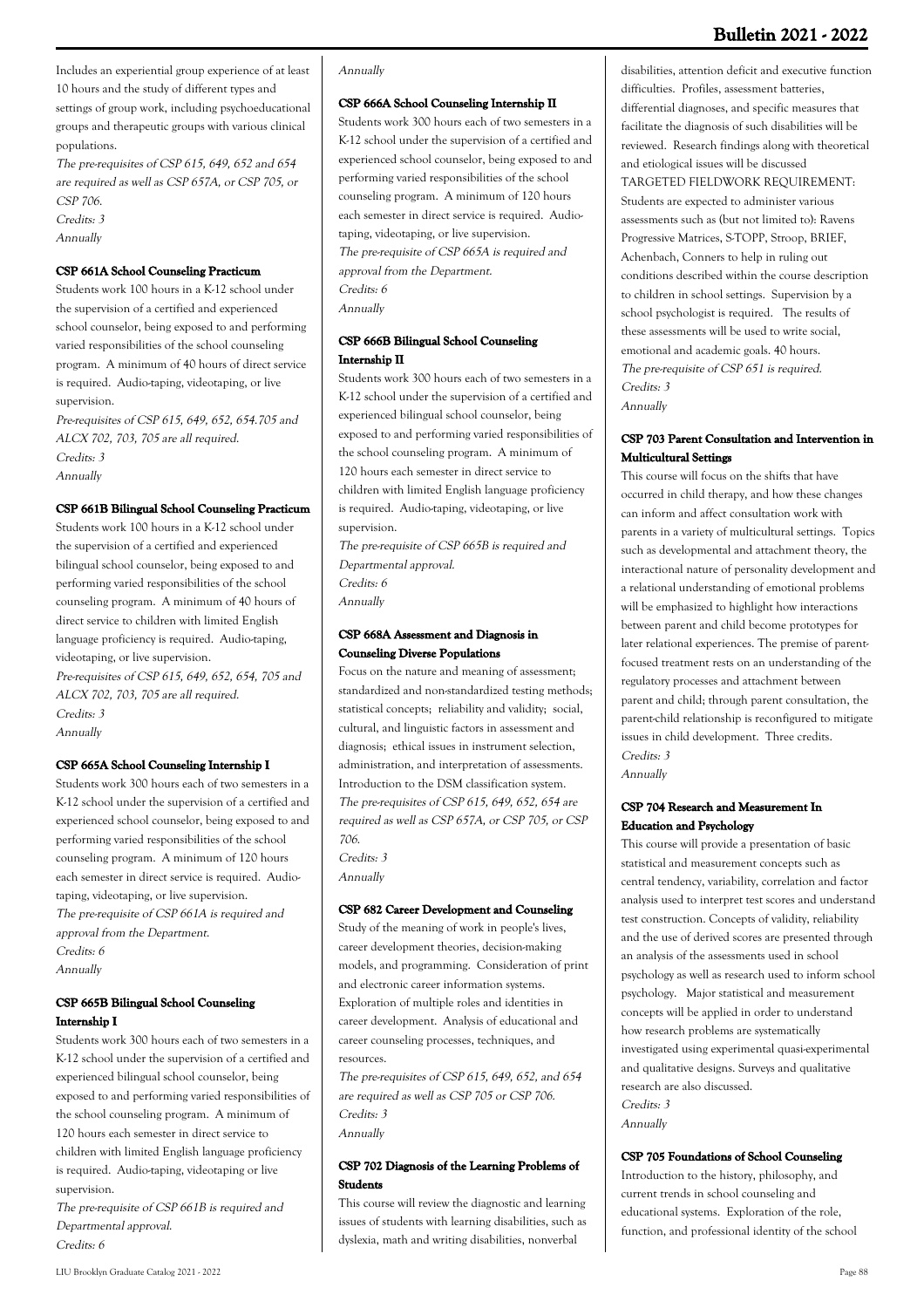Includes an experiential group experience of at least 10 hours and the study of different types and settings of group work, including psychoeducational groups and therapeutic groups with various clinical populations.

*The pre-requisites of CSP 615, 649, 652 and 654 are required as well as CSP 657A, or CSP 705, or CSP 706.*

*Credits: 3*

*Annually*

### CSP 661A School Counseling Practicum

Students work 100 hours in a K-12 school under the supervision of a certified and experienced school counselor, being exposed to and performing varied responsibilities of the school counseling program. A minimum of 40 hours of direct service is required. Audio-taping, videotaping, or live supervision.

*Pre-requisites of CSP 615, 649, 652, 654.705 and ALCX 702, 703, 705 are all required.*

*Credits: 3*

*Annually*

### CSP 661B Bilingual School Counseling Practicum

Students work 100 hours in a K-12 school under the supervision of a certified and experienced bilingual school counselor, being exposed to and performing varied responsibilities of the school counseling program. A minimum of 40 hours of direct service to children with limited English language proficiency is required. Audio-taping, videotaping, or live supervision.

*Pre-requisites of CSP 615, 649, 652, 654, 705 and ALCX 702, 703, 705 are all required.*

*Credits: 3*

*Annually*

### CSP 665A School Counseling Internship I

Students work 300 hours each of two semesters in a K-12 school under the supervision of a certified and experienced school counselor, being exposed to and performing varied responsibilities of the school counseling program. A minimum of 120 hours each semester in direct service is required. Audio-taping, videotaping, or live supervision.

*The pre-requisite of CSP 661A is required and approval from the Department.*

*Credits: 6*

*Annually*

### CSP 665B Bilingual School Counseling Internship I

Students work 300 hours each of two semesters in a K-12 school under the supervision of a certified and experienced bilingual school counselor, being exposed to and performing varied responsibilities of the school counseling program. A minimum of 120 hours each semester in direct service to children with limited English language proficiency is required. Audio-taping, videotaping or live supervision.

*The pre-requisite of CSP 661B is required and Departmental approval.*

*Credits: 6*

*Annually*

### CSP 666A School Counseling Internship II

Students work 300 hours each of two semesters in a K-12 school under the supervision of a certified and experienced school counselor, being exposed to and performing varied responsibilities of the school counseling program. A minimum of 120 hours each semester in direct service is required. Audio-taping, videotaping, or live supervision.

*The pre-requisite of CSP 665A is required and approval from the Department.*

*Credits: 6*

*Annually*

### CSP 666B Bilingual School Counseling Internship II

Students work 300 hours each of two semesters in a K-12 school under the supervision of a certified and experienced bilingual school counselor, being exposed to and performing varied responsibilities of the school counseling program. A minimum of 120 hours each semester in direct service to children with limited English language proficiency is required. Audio-taping, videotaping, or live supervision.

*The pre-requisite of CSP 665B is required and Departmental approval.*

*Credits: 6*

*Annually*

### CSP 668A Assessment and Diagnosis in Counseling Diverse Populations

Focus on the nature and meaning of assessment; standardized and non-standardized testing methods; statistical concepts; reliability and validity; social, cultural, and linguistic factors in assessment and diagnosis; ethical issues in instrument selection, administration, and interpretation of assessments. Introduction to the DSM classification system.

*The pre-requisites of CSP 615, 649, 652, 654 are required as well as CSP 657A, or CSP 705, or CSP 706.*

*Credits: 3*

*Annually*

### CSP 682 Career Development and Counseling

Study of the meaning of work in people's lives, career development theories, decision-making models, and programming. Consideration of print and electronic career information systems. Exploration of multiple roles and identities in career development. Analysis of educational and career counseling processes, techniques, and resources.

*The pre-requisites of CSP 615, 649, 652, and 654 are required as well as CSP 705 or CSP 706.*

*Credits: 3*

*Annually*

### CSP 702 Diagnosis of the Learning Problems of Students

This course will review the diagnostic and learning issues of students with learning disabilities, such as dyslexia, math and writing disabilities, nonverbal disabilities, attention deficit and executive function difficulties. Profiles, assessment batteries, differential diagnoses, and specific measures that facilitate the diagnosis of such disabilities will be reviewed. Research findings along with theoretical and etiological issues will be discussed

TARGETED FIELDWORK REQUIREMENT: Students are expected to administer various assessments such as (but not limited to): Ravens Progressive Matrices, S-TOPP, Stroop, BRIEF, Achenbach, Conners to help in ruling out conditions described within the course description to children in school settings. Supervision by a school psychologist is required. The results of these assessments will be used to write social, emotional and academic goals. 40 hours.

*The pre-requisite of CSP 651 is required.*

*Credits: 3*

*Annually*

### CSP 703 Parent Consultation and Intervention in Multicultural Settings

This course will focus on the shifts that have occurred in child therapy, and how these changes can inform and affect consultation work with parents in a variety of multicultural settings. Topics such as developmental and attachment theory, the interactional nature of personality development and a relational understanding of emotional problems will be emphasized to highlight how interactions between parent and child become prototypes for later relational experiences. The premise of parent-focused treatment rests on an understanding of the regulatory processes and attachment between parent and child; through parent consultation, the parent-child relationship is reconfigured to mitigate issues in child development. Three credits.

*Credits: 3*

*Annually*

### CSP 704 Research and Measurement In Education and Psychology

This course will provide a presentation of basic statistical and measurement concepts such as central tendency, variability, correlation and factor analysis used to interpret test scores and understand test construction. Concepts of validity, reliability and the use of derived scores are presented through an analysis of the assessments used in school psychology as well as research used to inform school psychology. Major statistical and measurement concepts will be applied in order to understand how research problems are systematically investigated using experimental quasi-experimental and qualitative designs. Surveys and qualitative research are also discussed.

*Credits: 3*

*Annually*

### CSP 705 Foundations of School Counseling

Introduction to the history, philosophy, and current trends in school counseling and educational systems. Exploration of the role, function, and professional identity of the school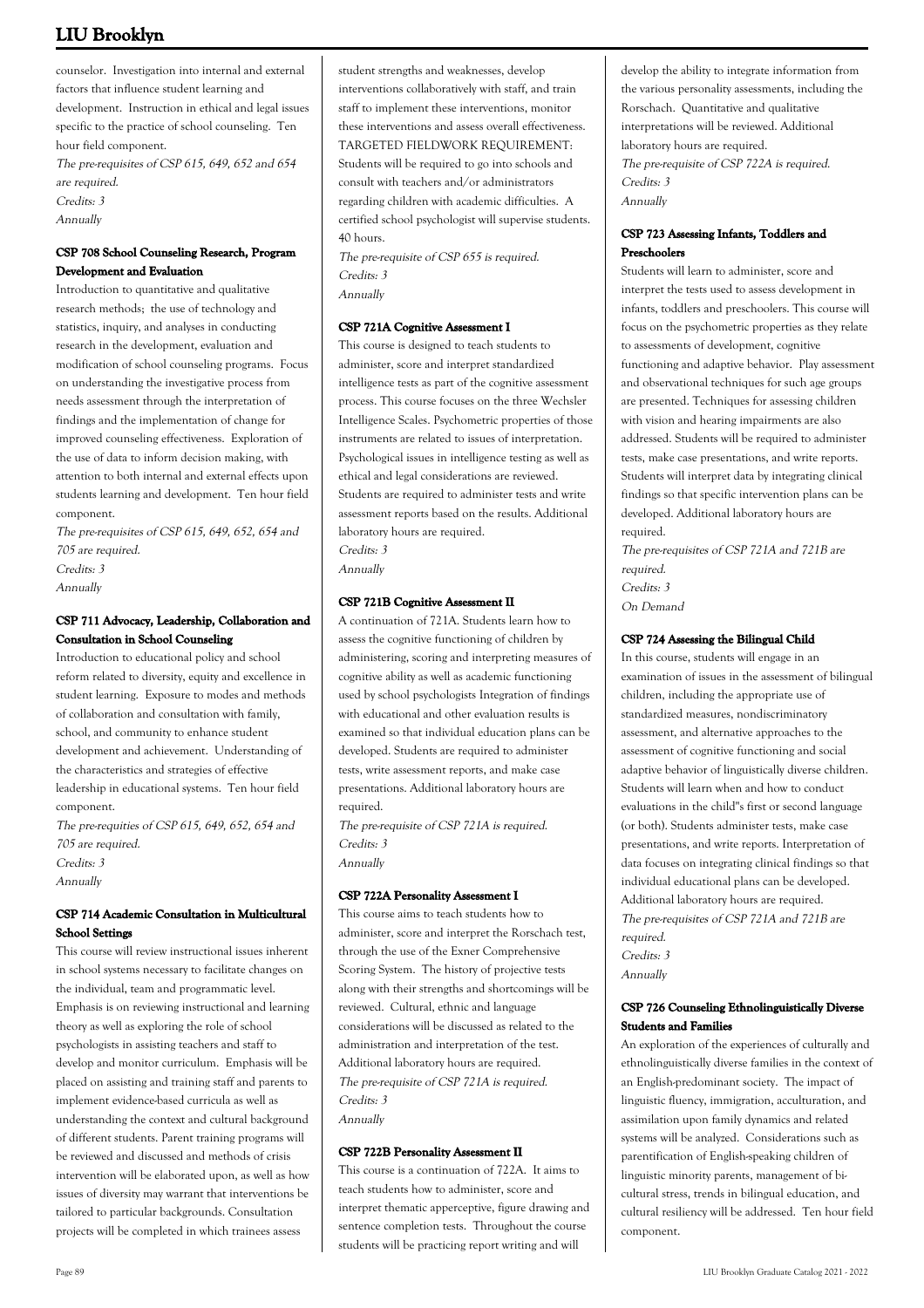counselor. Investigation into internal and external factors that influence student learning and development. Instruction in ethical and legal issues specific to the practice of school counseling. Ten hour field component.

*The pre-requisites of CSP 615, 649, 652 and 654 are required.*
*Credits: 3*
*Annually*

### CSP 708 School Counseling Research, Program Development and Evaluation

Introduction to quantitative and qualitative research methods; the use of technology and statistics, inquiry, and analyses in conducting research in the development, evaluation and modification of school counseling programs. Focus on understanding the investigative process from needs assessment through the interpretation of findings and the implementation of change for improved counseling effectiveness. Exploration of the use of data to inform decision making, with attention to both internal and external effects upon students learning and development. Ten hour field component.

*The pre-requisites of CSP 615, 649, 652, 654 and 705 are required.*
*Credits: 3*
*Annually*

### CSP 711 Advocacy, Leadership, Collaboration and Consultation in School Counseling

Introduction to educational policy and school reform related to diversity, equity and excellence in student learning. Exposure to modes and methods of collaboration and consultation with family, school, and community to enhance student development and achievement. Understanding of the characteristics and strategies of effective leadership in educational systems. Ten hour field component.

*The pre-requities of CSP 615, 649, 652, 654 and 705 are required.*
*Credits: 3*
*Annually*

### CSP 714 Academic Consultation in Multicultural School Settings

This course will review instructional issues inherent in school systems necessary to facilitate changes on the individual, team and programmatic level. Emphasis is on reviewing instructional and learning theory as well as exploring the role of school psychologists in assisting teachers and staff to develop and monitor curriculum. Emphasis will be placed on assisting and training staff and parents to implement evidence-based curricula as well as understanding the context and cultural background of different students. Parent training programs will be reviewed and discussed and methods of crisis intervention will be elaborated upon, as well as how issues of diversity may warrant that interventions be tailored to particular backgrounds. Consultation projects will be completed in which trainees assess student strengths and weaknesses, develop interventions collaboratively with staff, and train staff to implement these interventions, monitor these interventions and assess overall effectiveness. TARGETED FIELDWORK REQUIREMENT: Students will be required to go into schools and consult with teachers and/or administrators regarding children with academic difficulties. A certified school psychologist will supervise students. 40 hours.

*The pre-requisite of CSP 655 is required.*
*Credits: 3*
*Annually*

### CSP 721A Cognitive Assessment I

This course is designed to teach students to administer, score and interpret standardized intelligence tests as part of the cognitive assessment process. This course focuses on the three Wechsler Intelligence Scales. Psychometric properties of those instruments are related to issues of interpretation. Psychological issues in intelligence testing as well as ethical and legal considerations are reviewed. Students are required to administer tests and write assessment reports based on the results. Additional laboratory hours are required.

*Credits: 3*
*Annually*

### CSP 721B Cognitive Assessment II

A continuation of 721A. Students learn how to assess the cognitive functioning of children by administering, scoring and interpreting measures of cognitive ability as well as academic functioning used by school psychologists Integration of findings with educational and other evaluation results is examined so that individual education plans can be developed. Students are required to administer tests, write assessment reports, and make case presentations. Additional laboratory hours are required.

*The pre-requisite of CSP 721A is required.*
*Credits: 3*
*Annually*

### CSP 722A Personality Assessment I

This course aims to teach students how to administer, score and interpret the Rorschach test, through the use of the Exner Comprehensive Scoring System. The history of projective tests along with their strengths and shortcomings will be reviewed. Cultural, ethnic and language considerations will be discussed as related to the administration and interpretation of the test. Additional laboratory hours are required.

*The pre-requisite of CSP 721A is required.*
*Credits: 3*
*Annually*

### CSP 722B Personality Assessment II

This course is a continuation of 722A. It aims to teach students how to administer, score and interpret thematic apperceptive, figure drawing and sentence completion tests. Throughout the course students will be practicing report writing and will develop the ability to integrate information from the various personality assessments, including the Rorschach. Quantitative and qualitative interpretations will be reviewed. Additional laboratory hours are required.

*The pre-requisite of CSP 722A is required.*
*Credits: 3*
*Annually*

### CSP 723 Assessing Infants, Toddlers and Preschoolers

Students will learn to administer, score and interpret the tests used to assess development in infants, toddlers and preschoolers. This course will focus on the psychometric properties as they relate to assessments of development, cognitive functioning and adaptive behavior. Play assessment and observational techniques for such age groups are presented. Techniques for assessing children with vision and hearing impairments are also addressed. Students will be required to administer tests, make case presentations, and write reports. Students will interpret data by integrating clinical findings so that specific intervention plans can be developed. Additional laboratory hours are required.

*The pre-requisites of CSP 721A and 721B are required.*
*Credits: 3*
*On Demand*

### CSP 724 Assessing the Bilingual Child

In this course, students will engage in an examination of issues in the assessment of bilingual children, including the appropriate use of standardized measures, nondiscriminatory assessment, and alternative approaches to the assessment of cognitive functioning and social adaptive behavior of linguistically diverse children. Students will learn when and how to conduct evaluations in the child''s first or second language (or both). Students administer tests, make case presentations, and write reports. Interpretation of data focuses on integrating clinical findings so that individual educational plans can be developed. Additional laboratory hours are required.

*The pre-requisites of CSP 721A and 721B are required.*
*Credits: 3*
*Annually*

### CSP 726 Counseling Ethnolinguistically Diverse Students and Families

An exploration of the experiences of culturally and ethnolinguistically diverse families in the context of an English-predominant society. The impact of linguistic fluency, immigration, acculturation, and assimilation upon family dynamics and related systems will be analyzed. Considerations such as parentification of English-speaking children of linguistic minority parents, management of bi-cultural stress, trends in bilingual education, and cultural resiliency will be addressed. Ten hour field component.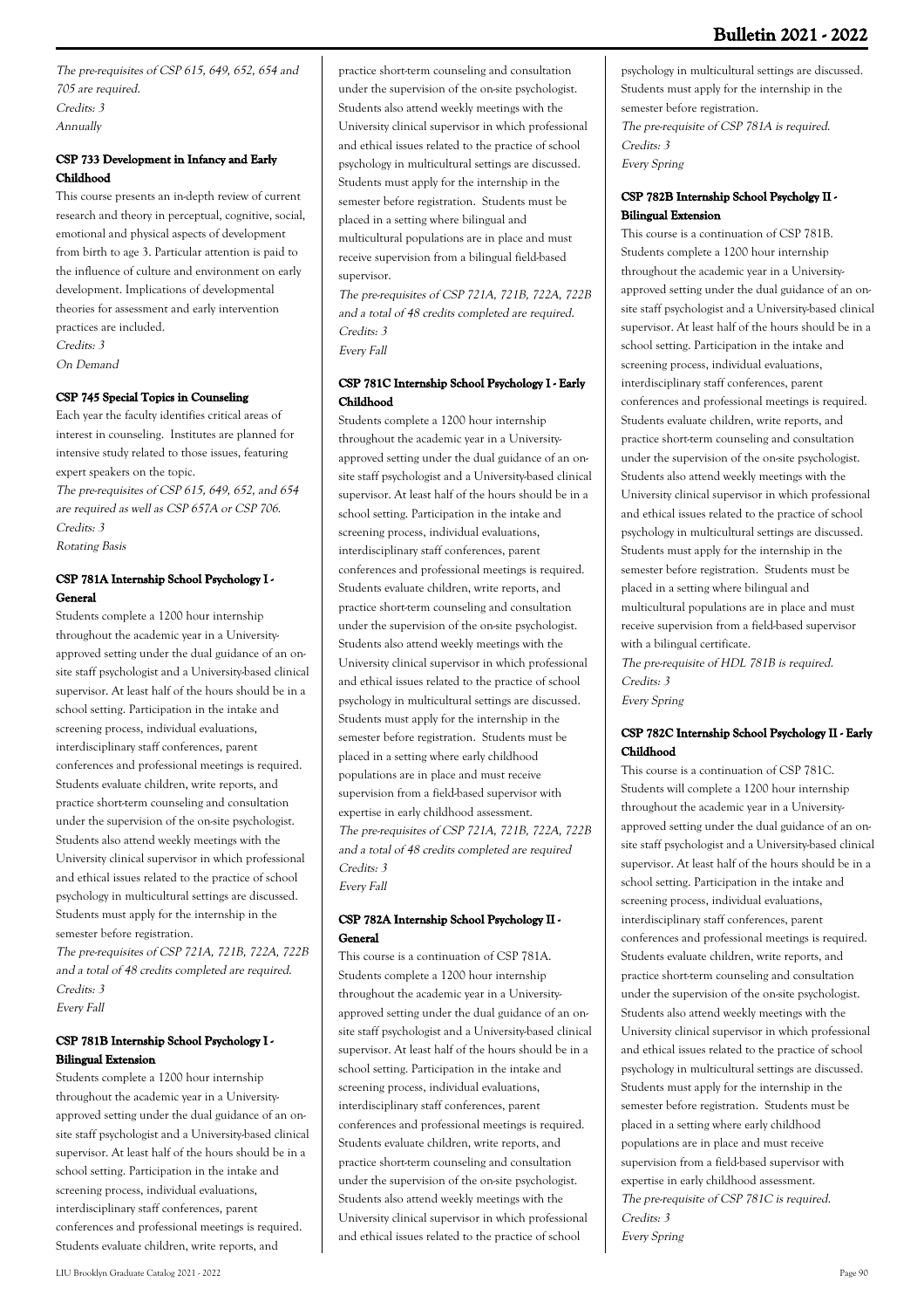*The pre-requisites of CSP 615, 649, 652, 654 and 705 are required.*
*Credits: 3*
*Annually*

### CSP 733 Development in Infancy and Early Childhood

This course presents an in-depth review of current research and theory in perceptual, cognitive, social, emotional and physical aspects of development from birth to age 3. Particular attention is paid to the influence of culture and environment on early development. Implications of developmental theories for assessment and early intervention practices are included.
*Credits: 3*
*On Demand*

### CSP 745 Special Topics in Counseling

Each year the faculty identifies critical areas of interest in counseling. Institutes are planned for intensive study related to those issues, featuring expert speakers on the topic.
*The pre-requisites of CSP 615, 649, 652, and 654 are required as well as CSP 657A or CSP 706.*
*Credits: 3*
*Rotating Basis*

### CSP 781A Internship School Psychology I - General

Students complete a 1200 hour internship throughout the academic year in a University-approved setting under the dual guidance of an on-site staff psychologist and a University-based clinical supervisor. At least half of the hours should be in a school setting. Participation in the intake and screening process, individual evaluations, interdisciplinary staff conferences, parent conferences and professional meetings is required. Students evaluate children, write reports, and practice short-term counseling and consultation under the supervision of the on-site psychologist. Students also attend weekly meetings with the University clinical supervisor in which professional and ethical issues related to the practice of school psychology in multicultural settings are discussed. Students must apply for the internship in the semester before registration.
*The pre-requisites of CSP 721A, 721B, 722A, 722B and a total of 48 credits completed are required.*
*Credits: 3*
*Every Fall*

### CSP 781B Internship School Psychology I - Bilingual Extension

Students complete a 1200 hour internship throughout the academic year in a University-approved setting under the dual guidance of an on-site staff psychologist and a University-based clinical supervisor. At least half of the hours should be in a school setting. Participation in the intake and screening process, individual evaluations, interdisciplinary staff conferences, parent conferences and professional meetings is required. Students evaluate children, write reports, and practice short-term counseling and consultation under the supervision of the on-site psychologist. Students also attend weekly meetings with the University clinical supervisor in which professional and ethical issues related to the practice of school psychology in multicultural settings are discussed. Students must apply for the internship in the semester before registration. Students must be placed in a setting where bilingual and multicultural populations are in place and must receive supervision from a bilingual field-based supervisor.
*The pre-requisites of CSP 721A, 721B, 722A, 722B and a total of 48 credits completed are required.*
*Credits: 3*
*Every Fall*

### CSP 781C Internship School Psychology I - Early Childhood

Students complete a 1200 hour internship throughout the academic year in a University-approved setting under the dual guidance of an on-site staff psychologist and a University-based clinical supervisor. At least half of the hours should be in a school setting. Participation in the intake and screening process, individual evaluations, interdisciplinary staff conferences, parent conferences and professional meetings is required. Students evaluate children, write reports, and practice short-term counseling and consultation under the supervision of the on-site psychologist. Students also attend weekly meetings with the University clinical supervisor in which professional and ethical issues related to the practice of school psychology in multicultural settings are discussed. Students must apply for the internship in the semester before registration. Students must be placed in a setting where early childhood populations are in place and must receive supervision from a field-based supervisor with expertise in early childhood assessment.
*The pre-requisites of CSP 721A, 721B, 722A, 722B and a total of 48 credits completed are required*
*Credits: 3*
*Every Fall*

### CSP 782A Internship School Psychology II - General

This course is a continuation of CSP 781A. Students complete a 1200 hour internship throughout the academic year in a University-approved setting under the dual guidance of an on-site staff psychologist and a University-based clinical supervisor. At least half of the hours should be in a school setting. Participation in the intake and screening process, individual evaluations, interdisciplinary staff conferences, parent conferences and professional meetings is required. Students evaluate children, write reports, and practice short-term counseling and consultation under the supervision of the on-site psychologist. Students also attend weekly meetings with the University clinical supervisor in which professional and ethical issues related to the practice of school psychology in multicultural settings are discussed. Students must apply for the internship in the semester before registration.
*The pre-requisite of CSP 781A is required.*
*Credits: 3*
*Every Spring*

### CSP 782B Internship School Psycholgy II - Bilingual Extension

This course is a continuation of CSP 781B. Students complete a 1200 hour internship throughout the academic year in a University-approved setting under the dual guidance of an on-site staff psychologist and a University-based clinical supervisor. At least half of the hours should be in a school setting. Participation in the intake and screening process, individual evaluations, interdisciplinary staff conferences, parent conferences and professional meetings is required. Students evaluate children, write reports, and practice short-term counseling and consultation under the supervision of the on-site psychologist. Students also attend weekly meetings with the University clinical supervisor in which professional and ethical issues related to the practice of school psychology in multicultural settings are discussed. Students must apply for the internship in the semester before registration. Students must be placed in a setting where bilingual and multicultural populations are in place and must receive supervision from a field-based supervisor with a bilingual certificate.
*The pre-requisite of HDL 781B is required.*
*Credits: 3*
*Every Spring*

### CSP 782C Internship School Psychology II - Early Childhood

This course is a continuation of CSP 781C. Students will complete a 1200 hour internship throughout the academic year in a University-approved setting under the dual guidance of an on-site staff psychologist and a University-based clinical supervisor. At least half of the hours should be in a school setting. Participation in the intake and screening process, individual evaluations, interdisciplinary staff conferences, parent conferences and professional meetings is required. Students evaluate children, write reports, and practice short-term counseling and consultation under the supervision of the on-site psychologist. Students also attend weekly meetings with the University clinical supervisor in which professional and ethical issues related to the practice of school psychology in multicultural settings are discussed. Students must apply for the internship in the semester before registration. Students must be placed in a setting where early childhood populations are in place and must receive supervision from a field-based supervisor with expertise in early childhood assessment.
*The pre-requisite of CSP 781C is required.*
*Credits: 3*
*Every Spring*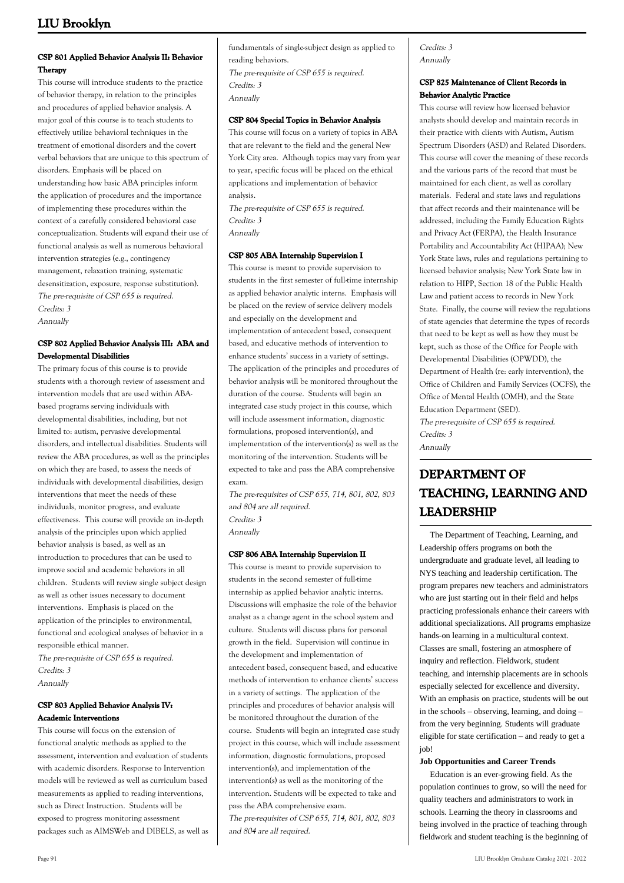### CSP 801 Applied Behavior Analysis II: Behavior Therapy

This course will introduce students to the practice of behavior therapy, in relation to the principles and procedures of applied behavior analysis. A major goal of this course is to teach students to effectively utilize behavioral techniques in the treatment of emotional disorders and the covert verbal behaviors that are unique to this spectrum of disorders. Emphasis will be placed on understanding how basic ABA principles inform the application of procedures and the importance of implementing these procedures within the context of a carefully considered behavioral case conceptualization. Students will expand their use of functional analysis as well as numerous behavioral intervention strategies (e.g., contingency management, relaxation training, systematic desensitization, exposure, response substitution).

*The pre-requisite of CSP 655 is required.*
*Credits: 3*
*Annually*

### CSP 802 Applied Behavior Analysis III: ABA and Developmental Disabilities

The primary focus of this course is to provide students with a thorough review of assessment and intervention models that are used within ABA-based programs serving individuals with developmental disabilities, including, but not limited to: autism, pervasive developmental disorders, and intellectual disabilities. Students will review the ABA procedures, as well as the principles on which they are based, to assess the needs of individuals with developmental disabilities, design interventions that meet the needs of these individuals, monitor progress, and evaluate effectiveness. This course will provide an in-depth analysis of the principles upon which applied behavior analysis is based, as well as an introduction to procedures that can be used to improve social and academic behaviors in all children. Students will review single subject design as well as other issues necessary to document interventions. Emphasis is placed on the application of the principles to environmental, functional and ecological analyses of behavior in a responsible ethical manner.

*The pre-requisite of CSP 655 is required.*
*Credits: 3*
*Annually*

### CSP 803 Applied Behavior Analysis IV: Academic Interventions

This course will focus on the extension of functional analytic methods as applied to the assessment, intervention and evaluation of students with academic disorders. Response to Intervention models will be reviewed as well as curriculum based measurements as applied to reading interventions, such as Direct Instruction. Students will be exposed to progress monitoring assessment packages such as AIMSWeb and DIBELS, as well as fundamentals of single-subject design as applied to reading behaviors.

*The pre-requisite of CSP 655 is required.*
*Credits: 3*
*Annually*

### CSP 804 Special Topics in Behavior Analysis

This course will focus on a variety of topics in ABA that are relevant to the field and the general New York City area. Although topics may vary from year to year, specific focus will be placed on the ethical applications and implementation of behavior analysis.

*The pre-requisite of CSP 655 is required.*
*Credits: 3*
*Annually*

### CSP 805 ABA Internship Supervision I

This course is meant to provide supervision to students in the first semester of full-time internship as applied behavior analytic interns. Emphasis will be placed on the review of service delivery models and especially on the development and implementation of antecedent based, consequent based, and educative methods of intervention to enhance students' success in a variety of settings. The application of the principles and procedures of behavior analysis will be monitored throughout the duration of the course. Students will begin an integrated case study project in this course, which will include assessment information, diagnostic formulations, proposed intervention(s), and implementation of the intervention(s) as well as the monitoring of the intervention. Students will be expected to take and pass the ABA comprehensive exam.

*The pre-requisites of CSP 655, 714, 801, 802, 803 and 804 are all required.*
*Credits: 3*
*Annually*

### CSP 806 ABA Internship Supervision II

This course is meant to provide supervision to students in the second semester of full-time internship as applied behavior analytic interns. Discussions will emphasize the role of the behavior analyst as a change agent in the school system and culture. Students will discuss plans for personal growth in the field. Supervision will continue in the development and implementation of antecedent based, consequent based, and educative methods of intervention to enhance clients' success in a variety of settings. The application of the principles and procedures of behavior analysis will be monitored throughout the duration of the course. Students will begin an integrated case study project in this course, which will include assessment information, diagnostic formulations, proposed intervention(s), and implementation of the intervention(s) as well as the monitoring of the intervention. Students will be expected to take and pass the ABA comprehensive exam.

*The pre-requisites of CSP 655, 714, 801, 802, 803 and 804 are all required.*
*Credits: 3*
*Annually*

### CSP 825 Maintenance of Client Records in Behavior Analytic Practice

This course will review how licensed behavior analysts should develop and maintain records in their practice with clients with Autism, Autism Spectrum Disorders (ASD) and Related Disorders. This course will cover the meaning of these records and the various parts of the record that must be maintained for each client, as well as corollary materials. Federal and state laws and regulations that affect records and their maintenance will be addressed, including the Family Education Rights and Privacy Act (FERPA), the Health Insurance Portability and Accountability Act (HIPAA); New York State laws, rules and regulations pertaining to licensed behavior analysis; New York State law in relation to HIPP, Section 18 of the Public Health Law and patient access to records in New York State. Finally, the course will review the regulations of state agencies that determine the types of records that need to be kept as well as how they must be kept, such as those of the Office for People with Developmental Disabilities (OPWDD), the Department of Health (re: early intervention), the Office of Children and Family Services (OCFS), the Office of Mental Health (OMH), and the State Education Department (SED).

*The pre-requisite of CSP 655 is required.*
*Credits: 3*
*Annually*

## DEPARTMENT OF TEACHING, LEARNING AND LEADERSHIP

The Department of Teaching, Learning, and Leadership offers programs on both the undergraduate and graduate level, all leading to NYS teaching and leadership certification. The program prepares new teachers and administrators who are just starting out in their field and helps practicing professionals enhance their careers with additional specializations. All programs emphasize hands-on learning in a multicultural context. Classes are small, fostering an atmosphere of inquiry and reflection. Fieldwork, student teaching, and internship placements are in schools especially selected for excellence and diversity. With an emphasis on practice, students will be out in the schools – observing, learning, and doing – from the very beginning. Students will graduate eligible for state certification – and ready to get a job!

**Job Opportunities and Career Trends**

Education is an ever-growing field. As the population continues to grow, so will the need for quality teachers and administrators to work in schools. Learning the theory in classrooms and being involved in the practice of teaching through fieldwork and student teaching is the beginning of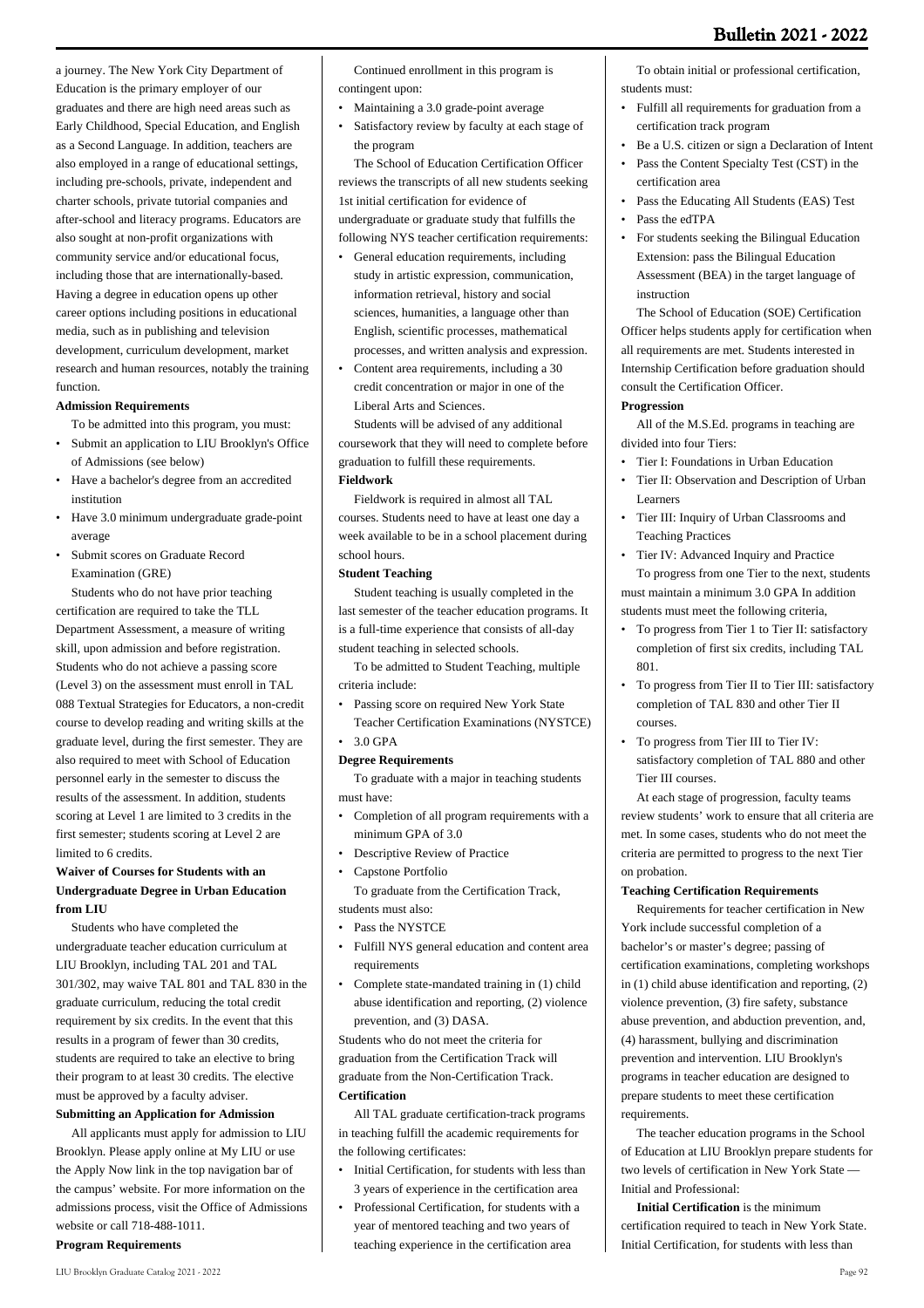a journey. The New York City Department of Education is the primary employer of our graduates and there are high need areas such as Early Childhood, Special Education, and English as a Second Language. In addition, teachers are also employed in a range of educational settings, including pre-schools, private, independent and charter schools, private tutorial companies and after-school and literacy programs. Educators are also sought at non-profit organizations with community service and/or educational focus, including those that are internationally-based. Having a degree in education opens up other career options including positions in educational media, such as in publishing and television development, curriculum development, market research and human resources, notably the training function.

**Admission Requirements**

To be admitted into this program, you must:

- Submit an application to LIU Brooklyn's Office of Admissions (see below)
- Have a bachelor's degree from an accredited institution
- Have 3.0 minimum undergraduate grade-point average
- Submit scores on Graduate Record Examination (GRE)

Students who do not have prior teaching certification are required to take the TLL Department Assessment, a measure of writing skill, upon admission and before registration. Students who do not achieve a passing score (Level 3) on the assessment must enroll in TAL 088 Textual Strategies for Educators, a non-credit course to develop reading and writing skills at the graduate level, during the first semester. They are also required to meet with School of Education personnel early in the semester to discuss the results of the assessment. In addition, students scoring at Level 1 are limited to 3 credits in the first semester; students scoring at Level 2 are limited to 6 credits.

**Waiver of Courses for Students with an Undergraduate Degree in Urban Education from LIU**

Students who have completed the undergraduate teacher education curriculum at LIU Brooklyn, including TAL 201 and TAL 301/302, may waive TAL 801 and TAL 830 in the graduate curriculum, reducing the total credit requirement by six credits. In the event that this results in a program of fewer than 30 credits, students are required to take an elective to bring their program to at least 30 credits. The elective must be approved by a faculty adviser.

**Submitting an Application for Admission**

All applicants must apply for admission to LIU Brooklyn. Please apply online at My LIU or use the Apply Now link in the top navigation bar of the campus' website. For more information on the admissions process, visit the Office of Admissions website or call 718-488-1011.

**Program Requirements**

Continued enrollment in this program is contingent upon:

- Maintaining a 3.0 grade-point average
- Satisfactory review by faculty at each stage of the program

The School of Education Certification Officer reviews the transcripts of all new students seeking 1st initial certification for evidence of undergraduate or graduate study that fulfills the following NYS teacher certification requirements:

- General education requirements, including study in artistic expression, communication, information retrieval, history and social sciences, humanities, a language other than English, scientific processes, mathematical processes, and written analysis and expression.
- Content area requirements, including a 30 credit concentration or major in one of the Liberal Arts and Sciences.

Students will be advised of any additional coursework that they will need to complete before graduation to fulfill these requirements.

**Fieldwork**

Fieldwork is required in almost all TAL courses. Students need to have at least one day a week available to be in a school placement during school hours.

**Student Teaching**

Student teaching is usually completed in the last semester of the teacher education programs. It is a full-time experience that consists of all-day student teaching in selected schools.

To be admitted to Student Teaching, multiple criteria include:

- Passing score on required New York State Teacher Certification Examinations (NYSTCE)
- 3.0 GPA

**Degree Requirements**

To graduate with a major in teaching students must have:

- Completion of all program requirements with a minimum GPA of 3.0
- Descriptive Review of Practice
- Capstone Portfolio

To graduate from the Certification Track, students must also:

- Pass the NYSTCE
- Fulfill NYS general education and content area requirements
- Complete state-mandated training in (1) child abuse identification and reporting, (2) violence prevention, and (3) DASA.

Students who do not meet the criteria for graduation from the Certification Track will graduate from the Non-Certification Track.

**Certification**

All TAL graduate certification-track programs in teaching fulfill the academic requirements for the following certificates:

- Initial Certification, for students with less than 3 years of experience in the certification area
- Professional Certification, for students with a year of mentored teaching and two years of teaching experience in the certification area

To obtain initial or professional certification, students must:

- Fulfill all requirements for graduation from a certification track program
- Be a U.S. citizen or sign a Declaration of Intent
- Pass the Content Specialty Test (CST) in the certification area
- Pass the Educating All Students (EAS) Test
- Pass the edTPA
- For students seeking the Bilingual Education Extension: pass the Bilingual Education Assessment (BEA) in the target language of instruction

The School of Education (SOE) Certification Officer helps students apply for certification when all requirements are met. Students interested in Internship Certification before graduation should consult the Certification Officer.

**Progression**

All of the M.S.Ed. programs in teaching are divided into four Tiers:

- Tier I: Foundations in Urban Education
- Tier II: Observation and Description of Urban Learners
- Tier III: Inquiry of Urban Classrooms and Teaching Practices
- Tier IV: Advanced Inquiry and Practice

To progress from one Tier to the next, students must maintain a minimum 3.0 GPA In addition students must meet the following criteria,

- To progress from Tier 1 to Tier II: satisfactory completion of first six credits, including TAL 801.
- To progress from Tier II to Tier III: satisfactory completion of TAL 830 and other Tier II courses.
- To progress from Tier III to Tier IV: satisfactory completion of TAL 880 and other Tier III courses.

At each stage of progression, faculty teams review students' work to ensure that all criteria are met. In some cases, students who do not meet the criteria are permitted to progress to the next Tier on probation.

**Teaching Certification Requirements**

Requirements for teacher certification in New York include successful completion of a bachelor's or master's degree; passing of certification examinations, completing workshops in (1) child abuse identification and reporting, (2) violence prevention, (3) fire safety, substance abuse prevention, and abduction prevention, and, (4) harassment, bullying and discrimination prevention and intervention. LIU Brooklyn's programs in teacher education are designed to prepare students to meet these certification requirements.

The teacher education programs in the School of Education at LIU Brooklyn prepare students for two levels of certification in New York State — Initial and Professional:

**Initial Certification** is the minimum certification required to teach in New York State. Initial Certification, for students with less than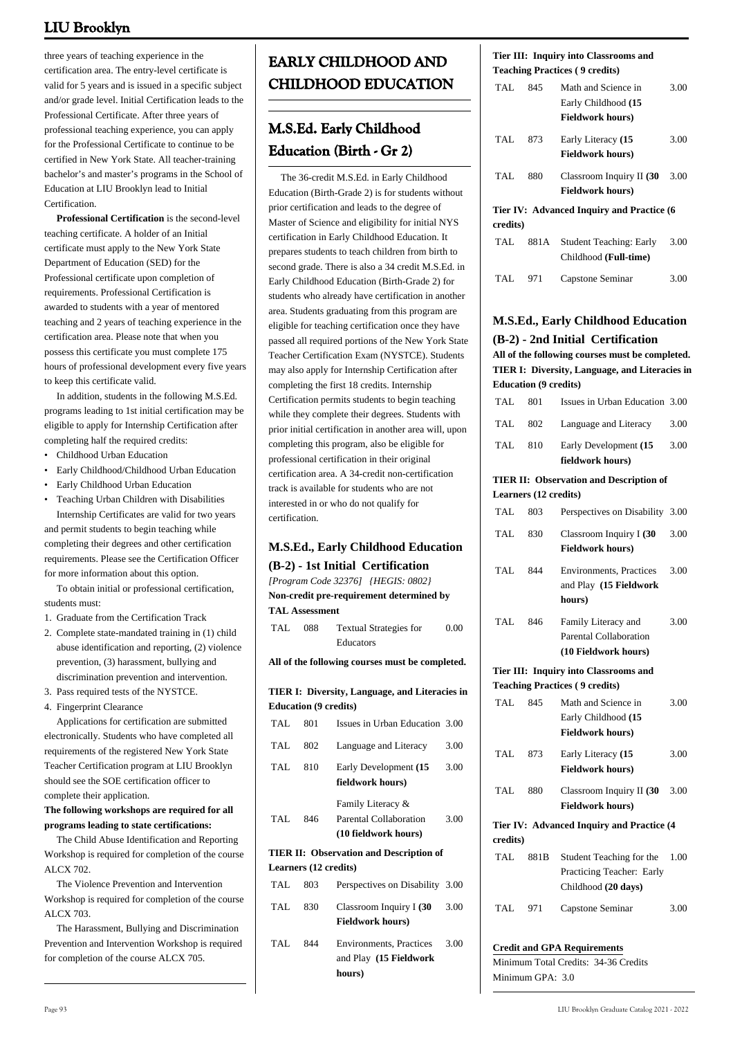three years of teaching experience in the certification area. The entry-level certificate is valid for 5 years and is issued in a specific subject and/or grade level. Initial Certification leads to the Professional Certificate. After three years of professional teaching experience, you can apply for the Professional Certificate to continue to be certified in New York State. All teacher-training bachelor's and master's programs in the School of Education at LIU Brooklyn lead to Initial Certification.

**Professional Certification** is the second-level teaching certificate. A holder of an Initial certificate must apply to the New York State Department of Education (SED) for the Professional certificate upon completion of requirements. Professional Certification is awarded to students with a year of mentored teaching and 2 years of teaching experience in the certification area. Please note that when you possess this certificate you must complete 175 hours of professional development every five years to keep this certificate valid.

In addition, students in the following M.S.Ed. programs leading to 1st initial certification may be eligible to apply for Internship Certification after completing half the required credits:

- Childhood Urban Education
- Early Childhood/Childhood Urban Education
- Early Childhood Urban Education
- Teaching Urban Children with Disabilities

Internship Certificates are valid for two years and permit students to begin teaching while completing their degrees and other certification requirements. Please see the Certification Officer for more information about this option.

To obtain initial or professional certification, students must:

1. Graduate from the Certification Track
2. Complete state-mandated training in (1) child abuse identification and reporting, (2) violence prevention, (3) harassment, bullying and discrimination prevention and intervention.
3. Pass required tests of the NYSTCE.
4. Fingerprint Clearance

Applications for certification are submitted electronically. Students who have completed all requirements of the registered New York State Teacher Certification program at LIU Brooklyn should see the SOE certification officer to complete their application.

**The following workshops are required for all programs leading to state certifications:**

The Child Abuse Identification and Reporting Workshop is required for completion of the course ALCX 702.

The Violence Prevention and Intervention Workshop is required for completion of the course ALCX 703.

The Harassment, Bullying and Discrimination Prevention and Intervention Workshop is required for completion of the course ALCX 705.

# EARLY CHILDHOOD AND CHILDHOOD EDUCATION

## M.S.Ed. Early Childhood Education (Birth - Gr 2)

The 36-credit M.S.Ed. in Early Childhood Education (Birth-Grade 2) is for students without prior certification and leads to the degree of Master of Science and eligibility for initial NYS certification in Early Childhood Education. It prepares students to teach children from birth to second grade. There is also a 34 credit M.S.Ed. in Early Childhood Education (Birth-Grade 2) for students who already have certification in another area. Students graduating from this program are eligible for teaching certification once they have passed all required portions of the New York State Teacher Certification Exam (NYSTCE). Students may also apply for Internship Certification after completing the first 18 credits. Internship Certification permits students to begin teaching while they complete their degrees. Students with prior initial certification in another area will, upon completing this program, also be eligible for professional certification in their original certification area. A 34-credit non-certification track is available for students who are not interested in or who do not qualify for certification.

### M.S.Ed., Early Childhood Education (B-2) - 1st Initial Certification

*[Program Code 32376] {HEGIS: 0802}*

**Non-credit pre-requirement determined by TAL Assessment**

| | | | |
|---|---|---|---|
| TAL | 088 | Textual Strategies for Educators | 0.00 |

**All of the following courses must be completed.**

**TIER I: Diversity, Language, and Literacies in Education (9 credits)**

| | | | |
|---|---|---|---|
| TAL | 801 | Issues in Urban Education | 3.00 |
| TAL | 802 | Language and Literacy | 3.00 |
| TAL | 810 | Early Development **(15 fieldwork hours)** | 3.00 |
| TAL | 846 | Family Literacy & Parental Collaboration **(10 fieldwork hours)** | 3.00 |

**TIER II: Observation and Description of Learners (12 credits)**

| | | | |
|---|---|---|---|
| TAL | 803 | Perspectives on Disability | 3.00 |
| TAL | 830 | Classroom Inquiry I **(30 Fieldwork hours)** | 3.00 |
| TAL | 844 | Environments, Practices and Play **(15 Fieldwork hours)** | 3.00 |

**Tier III: Inquiry into Classrooms and Teaching Practices ( 9 credits)**

| | | | |
|---|---|---|---|
| TAL | 845 | Math and Science in Early Childhood **(15 Fieldwork hours)** | 3.00 |
| TAL | 873 | Early Literacy **(15 Fieldwork hours)** | 3.00 |
| TAL | 880 | Classroom Inquiry II **(30 Fieldwork hours)** | 3.00 |

**Tier IV: Advanced Inquiry and Practice (6 credits)**

| | | | |
|---|---|---|---|
| TAL | 881A | Student Teaching: Early Childhood **(Full-time)** | 3.00 |
| TAL | 971 | Capstone Seminar | 3.00 |

### M.S.Ed., Early Childhood Education (B-2) - 2nd Initial Certification

**All of the following courses must be completed.**

**TIER I: Diversity, Language, and Literacies in Education (9 credits)**

| | | | |
|---|---|---|---|
| TAL | 801 | Issues in Urban Education | 3.00 |
| TAL | 802 | Language and Literacy | 3.00 |
| TAL | 810 | Early Development **(15 fieldwork hours)** | 3.00 |

**TIER II: Observation and Description of Learners (12 credits)**

| | | | |
|---|---|---|---|
| TAL | 803 | Perspectives on Disability | 3.00 |
| TAL | 830 | Classroom Inquiry I **(30 Fieldwork hours)** | 3.00 |
| TAL | 844 | Environments, Practices and Play **(15 Fieldwork hours)** | 3.00 |
| TAL | 846 | Family Literacy and Parental Collaboration **(10 Fieldwork hours)** | 3.00 |

**Tier III: Inquiry into Classrooms and Teaching Practices ( 9 credits)**

| | | | |
|---|---|---|---|
| TAL | 845 | Math and Science in Early Childhood **(15 Fieldwork hours)** | 3.00 |
| TAL | 873 | Early Literacy **(15 Fieldwork hours)** | 3.00 |
| TAL | 880 | Classroom Inquiry II **(30 Fieldwork hours)** | 3.00 |

**Tier IV: Advanced Inquiry and Practice (4 credits)**

| | | | |
|---|---|---|---|
| TAL | 881B | Student Teaching for the Practicing Teacher: Early Childhood **(20 days)** | 1.00 |
| TAL | 971 | Capstone Seminar | 3.00 |

**Credit and GPA Requirements**

Minimum Total Credits: 34-36 Credits
Minimum GPA: 3.0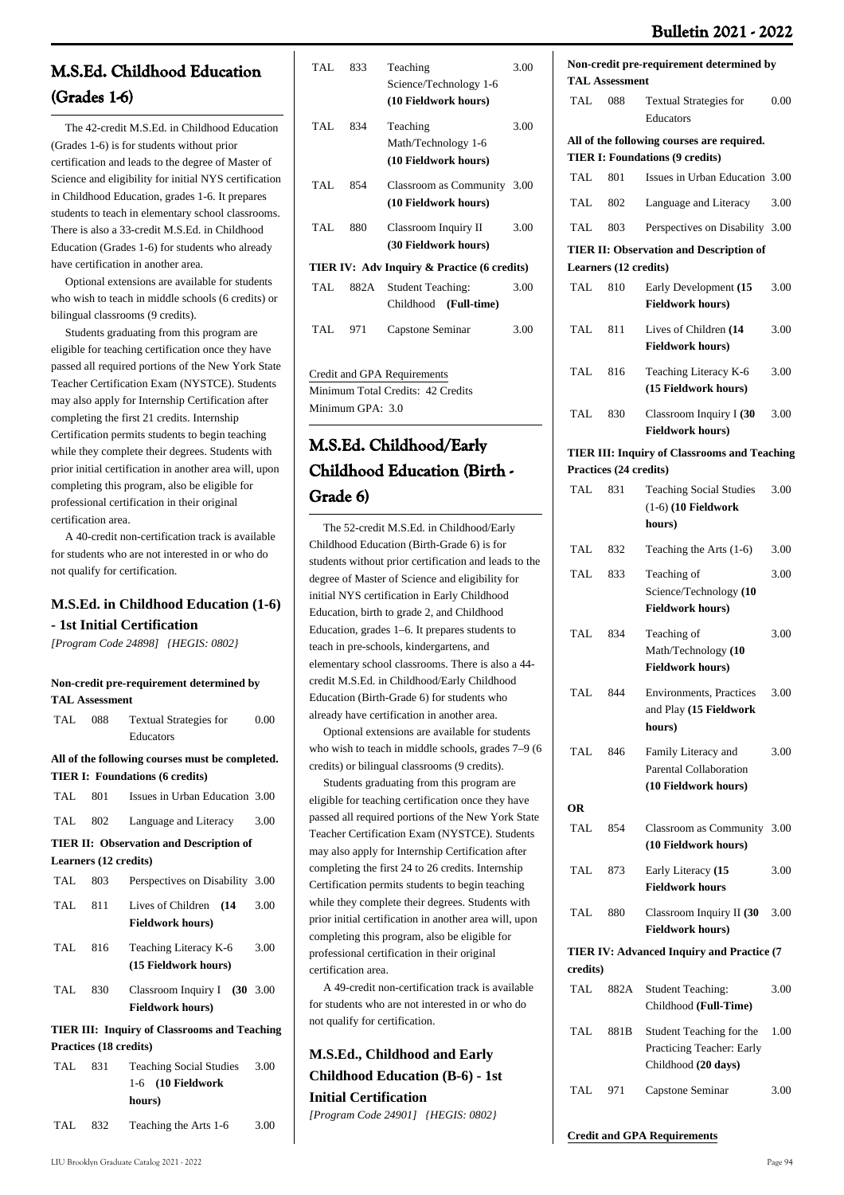## M.S.Ed. Childhood Education (Grades 1-6)

The 42-credit M.S.Ed. in Childhood Education (Grades 1-6) is for students without prior certification and leads to the degree of Master of Science and eligibility for initial NYS certification in Childhood Education, grades 1-6. It prepares students to teach in elementary school classrooms. There is also a 33-credit M.S.Ed. in Childhood Education (Grades 1-6) for students who already have certification in another area.

Optional extensions are available for students who wish to teach in middle schools (6 credits) or bilingual classrooms (9 credits).

Students graduating from this program are eligible for teaching certification once they have passed all required portions of the New York State Teacher Certification Exam (NYSTCE). Students may also apply for Internship Certification after completing the first 21 credits. Internship Certification permits students to begin teaching while they complete their degrees. Students with prior initial certification in another area will, upon completing this program, also be eligible for professional certification in their original certification area.

A 40-credit non-certification track is available for students who are not interested in or who do not qualify for certification.

### M.S.Ed. in Childhood Education (1-6) - 1st Initial Certification

*[Program Code 24898] {HEGIS: 0802}*

**Non-credit pre-requirement determined by TAL Assessment**

| | | | |
|---|---|---|---|
| TAL | 088 | Textual Strategies for Educators | 0.00 |

**All of the following courses must be completed.**
**TIER I: Foundations (6 credits)**

| | | | |
|---|---|---|---|
| TAL | 801 | Issues in Urban Education | 3.00 |
| TAL | 802 | Language and Literacy | 3.00 |

**TIER II: Observation and Description of Learners (12 credits)**

| | | | |
|---|---|---|---|
| TAL | 803 | Perspectives on Disability | 3.00 |
| TAL | 811 | Lives of Children **(14 Fieldwork hours)** | 3.00 |
| TAL | 816 | Teaching Literacy K-6 **(15 Fieldwork hours)** | 3.00 |
| TAL | 830 | Classroom Inquiry I **(30 Fieldwork hours)** | 3.00 |

**TIER III: Inquiry of Classrooms and Teaching Practices (18 credits)**

| | | | |
|---|---|---|---|
| TAL | 831 | Teaching Social Studies 1-6 **(10 Fieldwork hours)** | 3.00 |
| TAL | 832 | Teaching the Arts 1-6 | 3.00 |
| TAL | 833 | Teaching Science/Technology 1-6 **(10 Fieldwork hours)** | 3.00 |
| TAL | 834 | Teaching Math/Technology 1-6 **(10 Fieldwork hours)** | 3.00 |
| TAL | 854 | Classroom as Community **(10 Fieldwork hours)** | 3.00 |
| TAL | 880 | Classroom Inquiry II **(30 Fieldwork hours)** | 3.00 |

**TIER IV: Adv Inquiry & Practice (6 credits)**

| | | | |
|---|---|---|---|
| TAL | 882A | Student Teaching: Childhood **(Full-time)** | 3.00 |
| TAL | 971 | Capstone Seminar | 3.00 |

Credit and GPA Requirements
Minimum Total Credits: 42 Credits
Minimum GPA: 3.0

## M.S.Ed. Childhood/Early Childhood Education (Birth - Grade 6)

The 52-credit M.S.Ed. in Childhood/Early Childhood Education (Birth-Grade 6) is for students without prior certification and leads to the degree of Master of Science and eligibility for initial NYS certification in Early Childhood Education, birth to grade 2, and Childhood Education, grades 1–6. It prepares students to teach in pre-schools, kindergartens, and elementary school classrooms. There is also a 44-credit M.S.Ed. in Childhood/Early Childhood Education (Birth-Grade 6) for students who already have certification in another area.

Optional extensions are available for students who wish to teach in middle schools, grades 7–9 (6 credits) or bilingual classrooms (9 credits).

Students graduating from this program are eligible for teaching certification once they have passed all required portions of the New York State Teacher Certification Exam (NYSTCE). Students may also apply for Internship Certification after completing the first 24 to 26 credits. Internship Certification permits students to begin teaching while they complete their degrees. Students with prior initial certification in another area will, upon completing this program, also be eligible for professional certification in their original certification area.

A 49-credit non-certification track is available for students who are not interested in or who do not qualify for certification.

### M.S.Ed., Childhood and Early Childhood Education (B-6) - 1st Initial Certification

*[Program Code 24901] {HEGIS: 0802}*

**Non-credit pre-requirement determined by TAL Assessment**

| | | | |
|---|---|---|---|
| TAL | 088 | Textual Strategies for Educators | 0.00 |

**All of the following courses are required.**
**TIER I: Foundations (9 credits)**

| | | | |
|---|---|---|---|
| TAL | 801 | Issues in Urban Education | 3.00 |
| TAL | 802 | Language and Literacy | 3.00 |
| TAL | 803 | Perspectives on Disability | 3.00 |

**TIER II: Observation and Description of Learners (12 credits)**

| | | | |
|---|---|---|---|
| TAL | 810 | Early Development **(15 Fieldwork hours)** | 3.00 |
| TAL | 811 | Lives of Children **(14 Fieldwork hours)** | 3.00 |
| TAL | 816 | Teaching Literacy K-6 **(15 Fieldwork hours)** | 3.00 |
| TAL | 830 | Classroom Inquiry I **(30 Fieldwork hours)** | 3.00 |

**TIER III: Inquiry of Classrooms and Teaching Practices (24 credits)**

| | | | |
|---|---|---|---|
| TAL | 831 | Teaching Social Studies (1-6) **(10 Fieldwork hours)** | 3.00 |
| TAL | 832 | Teaching the Arts (1-6) | 3.00 |
| TAL | 833 | Teaching of Science/Technology **(10 Fieldwork hours)** | 3.00 |
| TAL | 834 | Teaching of Math/Technology **(10 Fieldwork hours)** | 3.00 |
| TAL | 844 | Environments, Practices and Play **(15 Fieldwork hours)** | 3.00 |
| TAL | 846 | Family Literacy and Parental Collaboration **(10 Fieldwork hours)** | 3.00 |
| **OR** | | | |
| TAL | 854 | Classroom as Community **(10 Fieldwork hours)** | 3.00 |
| TAL | 873 | Early Literacy **(15 Fieldwork hours** | 3.00 |
| TAL | 880 | Classroom Inquiry II **(30 Fieldwork hours)** | 3.00 |

**TIER IV: Advanced Inquiry and Practice (7 credits)**

| | | | |
|---|---|---|---|
| TAL | 882A | Student Teaching: Childhood **(Full-Time)** | 3.00 |
| TAL | 881B | Student Teaching for the Practicing Teacher: Early Childhood **(20 days)** | 1.00 |
| TAL | 971 | Capstone Seminar | 3.00 |

**Credit and GPA Requirements**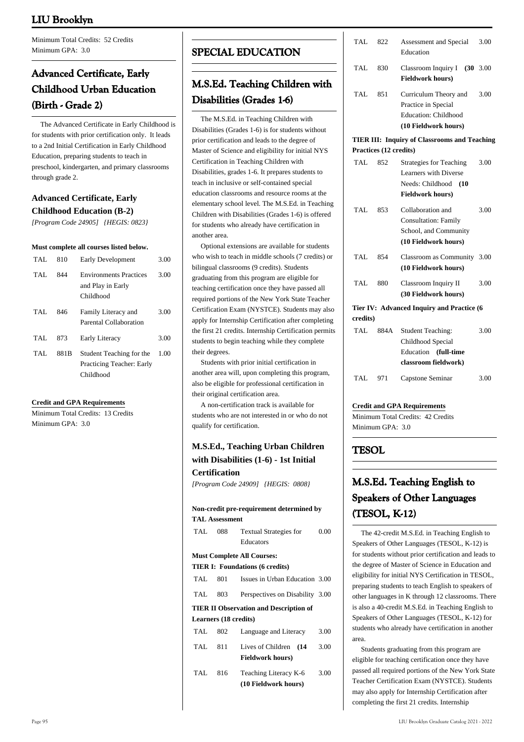Minimum Total Credits: 52 Credits
Minimum GPA: 3.0

## Advanced Certificate, Early Childhood Urban Education (Birth - Grade 2)

The Advanced Certificate in Early Childhood is for students with prior certification only. It leads to a 2nd Initial Certification in Early Childhood Education, preparing students to teach in preschool, kindergarten, and primary classrooms through grade 2.

### Advanced Certificate, Early Childhood Education (B-2)

*[Program Code 24905] {HEGIS: 0823}*

**Must complete all courses listed below.**

| | | | |
|---|---|---|---|
| TAL | 810 | Early Development | 3.00 |
| TAL | 844 | Environments Practices and Play in Early Childhood | 3.00 |
| TAL | 846 | Family Literacy and Parental Collaboration | 3.00 |
| TAL | 873 | Early Literacy | 3.00 |
| TAL | 881B | Student Teaching for the Practicing Teacher: Early Childhood | 1.00 |

**Credit and GPA Requirements**

Minimum Total Credits: 13 Credits
Minimum GPA: 3.0

# SPECIAL EDUCATION

## M.S.Ed. Teaching Children with Disabilities (Grades 1-6)

The M.S.Ed. in Teaching Children with Disabilities (Grades 1-6) is for students without prior certification and leads to the degree of Master of Science and eligibility for initial NYS Certification in Teaching Children with Disabilities, grades 1-6. It prepares students to teach in inclusive or self-contained special education classrooms and resource rooms at the elementary school level. The M.S.Ed. in Teaching Children with Disabilities (Grades 1-6) is offered for students who already have certification in another area.

Optional extensions are available for students who wish to teach in middle schools (7 credits) or bilingual classrooms (9 credits). Students graduating from this program are eligible for teaching certification once they have passed all required portions of the New York State Teacher Certification Exam (NYSTCE). Students may also apply for Internship Certification after completing the first 21 credits. Internship Certification permits students to begin teaching while they complete their degrees.

Students with prior initial certification in another area will, upon completing this program, also be eligible for professional certification in their original certification area.

A non-certification track is available for students who are not interested in or who do not qualify for certification.

### M.S.Ed., Teaching Urban Children with Disabilities (1-6) - 1st Initial Certification

*[Program Code 24909] {HEGIS: 0808}*

**Non-credit pre-requirement determined by TAL Assessment**

| | | | |
|---|---|---|---|
| TAL | 088 | Textual Strategies for Educators | 0.00 |

**Must Complete All Courses:**

**TIER I: Foundations (6 credits)**

| | | | |
|---|---|---|---|
| TAL | 801 | Issues in Urban Education | 3.00 |
| TAL | 803 | Perspectives on Disability | 3.00 |

**TIER II Observation and Description of Learners (18 credits)**

| | | | |
|---|---|---|---|
| TAL | 802 | Language and Literacy | 3.00 |
| TAL | 811 | Lives of Children **(14 Fieldwork hours)** | 3.00 |
| TAL | 816 | Teaching Literacy K-6 **(10 Fieldwork hours)** | 3.00 |
| TAL | 822 | Assessment and Special Education | 3.00 |
| TAL | 830 | Classroom Inquiry I **(30 Fieldwork hours)** | 3.00 |
| TAL | 851 | Curriculum Theory and Practice in Special Education: Childhood **(10 Fieldwork hours)** | 3.00 |

**TIER III: Inquiry of Classrooms and Teaching Practices (12 credits)**

| | | | |
|---|---|---|---|
| TAL | 852 | Strategies for Teaching Learners with Diverse Needs: Childhood **(10 Fieldwork hours)** | 3.00 |
| TAL | 853 | Collaboration and Consultation: Family School, and Community **(10 Fieldwork hours)** | 3.00 |
| TAL | 854 | Classroom as Community **(10 Fieldwork hours)** | 3.00 |
| TAL | 880 | Classroom Inquiry II **(30 Fieldwork hours)** | 3.00 |

**Tier IV: Advanced Inquiry and Practice (6 credits)**

| | | | |
|---|---|---|---|
| TAL | 884A | Student Teaching: Childhood Special Education **(full-time classroom fieldwork)** | 3.00 |
| TAL | 971 | Capstone Seminar | 3.00 |

**Credit and GPA Requirements**

Minimum Total Credits: 42 Credits
Minimum GPA: 3.0

# TESOL

## M.S.Ed. Teaching English to Speakers of Other Languages (TESOL, K-12)

The 42-credit M.S.Ed. in Teaching English to Speakers of Other Languages (TESOL, K-12) is for students without prior certification and leads to the degree of Master of Science in Education and eligibility for initial NYS Certification in TESOL, preparing students to teach English to speakers of other languages in K through 12 classrooms. There is also a 40-credit M.S.Ed. in Teaching English to Speakers of Other Languages (TESOL, K-12) for students who already have certification in another area.

Students graduating from this program are eligible for teaching certification once they have passed all required portions of the New York State Teacher Certification Exam (NYSTCE). Students may also apply for Internship Certification after completing the first 21 credits. Internship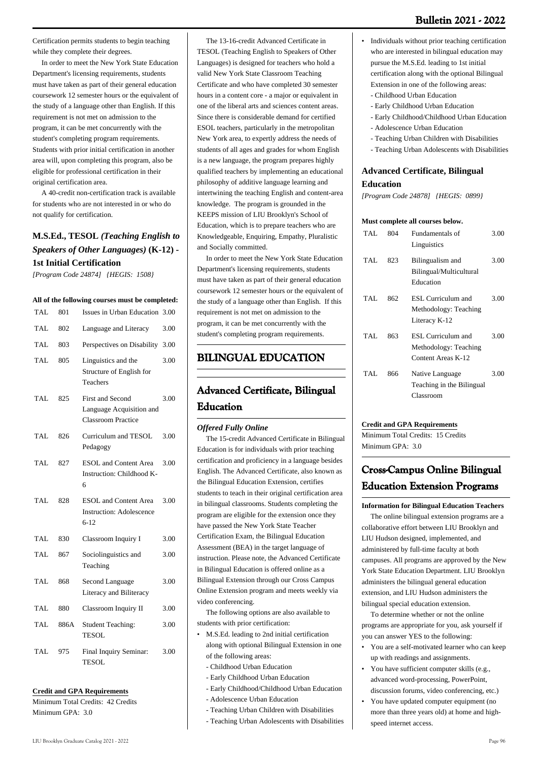Certification permits students to begin teaching while they complete their degrees.

In order to meet the New York State Education Department's licensing requirements, students must have taken as part of their general education coursework 12 semester hours or the equivalent of the study of a language other than English. If this requirement is not met on admission to the program, it can be met concurrently with the student's completing program requirements. Students with prior initial certification in another area will, upon completing this program, also be eligible for professional certification in their original certification area.

A 40-credit non-certification track is available for students who are not interested in or who do not qualify for certification.

### M.S.Ed., TESOL *(Teaching English to Speakers of Other Languages)* (K-12) - 1st Initial Certification

*[Program Code 24874] {HEGIS: 1508}*

**All of the following courses must be completed:**

| | | | |
|---|---|---|---|
| TAL | 801 | Issues in Urban Education | 3.00 |
| TAL | 802 | Language and Literacy | 3.00 |
| TAL | 803 | Perspectives on Disability | 3.00 |
| TAL | 805 | Linguistics and the Structure of English for Teachers | 3.00 |
| TAL | 825 | First and Second Language Acquisition and Classroom Practice | 3.00 |
| TAL | 826 | Curriculum and TESOL Pedagogy | 3.00 |
| TAL | 827 | ESOL and Content Area Instruction: Childhood K-6 | 3.00 |
| TAL | 828 | ESOL and Content Area Instruction: Adolescence 6-12 | 3.00 |
| TAL | 830 | Classroom Inquiry I | 3.00 |
| TAL | 867 | Sociolinguistics and Teaching | 3.00 |
| TAL | 868 | Second Language Literacy and Biliteracy | 3.00 |
| TAL | 880 | Classroom Inquiry II | 3.00 |
| TAL | 886A | Student Teaching: TESOL | 3.00 |
| TAL | 975 | Final Inquiry Seminar: TESOL | 3.00 |

**Credit and GPA Requirements**
Minimum Total Credits: 42 Credits
Minimum GPA: 3.0

The 13-16-credit Advanced Certificate in TESOL (Teaching English to Speakers of Other Languages) is designed for teachers who hold a valid New York State Classroom Teaching Certificate and who have completed 30 semester hours in a content core - a major or equivalent in one of the liberal arts and sciences content areas. Since there is considerable demand for certified ESOL teachers, particularly in the metropolitan New York area, to expertly address the needs of students of all ages and grades for whom English is a new language, the program prepares highly qualified teachers by implementing an educational philosophy of additive language learning and intertwining the teaching English and content-area knowledge. The program is grounded in the KEEPS mission of LIU Brooklyn's School of Education, which is to prepare teachers who are Knowledgeable, Enquiring, Empathy, Pluralistic and Socially committed.

In order to meet the New York State Education Department's licensing requirements, students must have taken as part of their general education coursework 12 semester hours or the equivalent of the study of a language other than English. If this requirement is not met on admission to the program, it can be met concurrently with the student's completing program requirements.

## BILINGUAL EDUCATION

## Advanced Certificate, Bilingual Education

***Offered Fully Online***

The 15-credit Advanced Certificate in Bilingual Education is for individuals with prior teaching certification and proficiency in a language besides English. The Advanced Certificate, also known as the Bilingual Education Extension, certifies students to teach in their original certification area in bilingual classrooms. Students completing the program are eligible for the extension once they have passed the New York State Teacher Certification Exam, the Bilingual Education Assessment (BEA) in the target language of instruction. Please note, the Advanced Certificate in Bilingual Education is offered online as a Bilingual Extension through our Cross Campus Online Extension program and meets weekly via video conferencing.

The following options are also available to students with prior certification:

- M.S.Ed. leading to 2nd initial certification along with optional Bilingual Extension in one of the following areas:
  - Childhood Urban Education
  - Early Childhood Urban Education
  - Early Childhood/Childhood Urban Education
  - Adolescence Urban Education
  - Teaching Urban Children with Disabilities
  - Teaching Urban Adolescents with Disabilities
- Individuals without prior teaching certification who are interested in bilingual education may pursue the M.S.Ed. leading to 1st initial certification along with the optional Bilingual Extension in one of the following areas:
  - Childhood Urban Education
  - Early Childhood Urban Education
  - Early Childhood/Childhood Urban Education
  - Adolescence Urban Education
  - Teaching Urban Children with Disabilities
  - Teaching Urban Adolescents with Disabilities

### Advanced Certificate, Bilingual Education

*[Program Code 24878] {HEGIS: 0899}*

**Must complete all courses below.**

| | | | |
|---|---|---|---|
| TAL | 804 | Fundamentals of Linguistics | 3.00 |
| TAL | 823 | Bilingualism and Bilingual/Multicultural Education | 3.00 |
| TAL | 862 | ESL Curriculum and Methodology: Teaching Literacy K-12 | 3.00 |
| TAL | 863 | ESL Curriculum and Methodology: Teaching Content Areas K-12 | 3.00 |
| TAL | 866 | Native Language Teaching in the Bilingual Classroom | 3.00 |

**Credit and GPA Requirements**
Minimum Total Credits: 15 Credits
Minimum GPA: 3.0

## Cross-Campus Online Bilingual Education Extension Programs

**Information for Bilingual Education Teachers**

The online bilingual extension programs are a collaborative effort between LIU Brooklyn and LIU Hudson designed, implemented, and administered by full-time faculty at both campuses. All programs are approved by the New York State Education Department. LIU Brooklyn administers the bilingual general education extension, and LIU Hudson administers the bilingual special education extension.

To determine whether or not the online programs are appropriate for you, ask yourself if you can answer YES to the following:

- You are a self-motivated learner who can keep up with readings and assignments.
- You have sufficient computer skills (e.g., advanced word-processing, PowerPoint, discussion forums, video conferencing, etc.)
- You have updated computer equipment (no more than three years old) at home and high-speed internet access.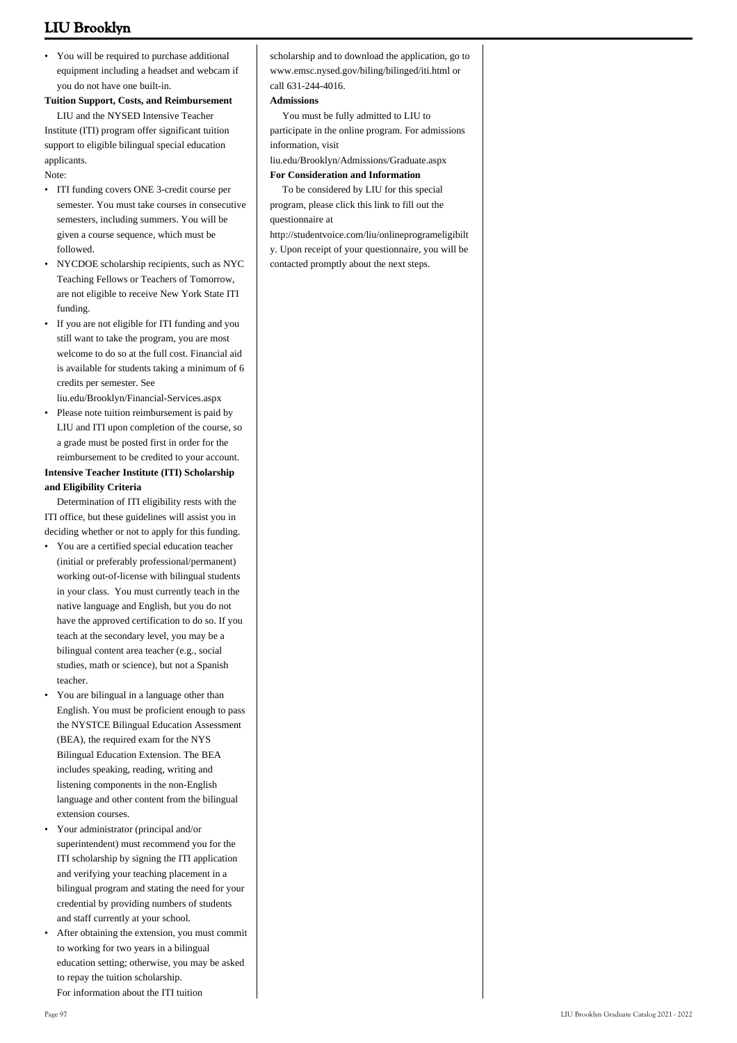- You will be required to purchase additional equipment including a headset and webcam if you do not have one built-in.

**Tuition Support, Costs, and Reimbursement**

LIU and the NYSED Intensive Teacher Institute (ITI) program offer significant tuition support to eligible bilingual special education applicants.

Note:

- ITI funding covers ONE 3-credit course per semester. You must take courses in consecutive semesters, including summers. You will be given a course sequence, which must be followed.
- NYCDOE scholarship recipients, such as NYC Teaching Fellows or Teachers of Tomorrow, are not eligible to receive New York State ITI funding.
- If you are not eligible for ITI funding and you still want to take the program, you are most welcome to do so at the full cost. Financial aid is available for students taking a minimum of 6 credits per semester. See liu.edu/Brooklyn/Financial-Services.aspx
- Please note tuition reimbursement is paid by LIU and ITI upon completion of the course, so a grade must be posted first in order for the reimbursement to be credited to your account.

**Intensive Teacher Institute (ITI) Scholarship and Eligibility Criteria**

Determination of ITI eligibility rests with the ITI office, but these guidelines will assist you in deciding whether or not to apply for this funding.

- You are a certified special education teacher (initial or preferably professional/permanent) working out-of-license with bilingual students in your class. You must currently teach in the native language and English, but you do not have the approved certification to do so. If you teach at the secondary level, you may be a bilingual content area teacher (e.g., social studies, math or science), but not a Spanish teacher.
- You are bilingual in a language other than English. You must be proficient enough to pass the NYSTCE Bilingual Education Assessment (BEA), the required exam for the NYS Bilingual Education Extension. The BEA includes speaking, reading, writing and listening components in the non-English language and other content from the bilingual extension courses.
- Your administrator (principal and/or superintendent) must recommend you for the ITI scholarship by signing the ITI application and verifying your teaching placement in a bilingual program and stating the need for your credential by providing numbers of students and staff currently at your school.
- After obtaining the extension, you must commit to working for two years in a bilingual education setting; otherwise, you may be asked to repay the tuition scholarship.

For information about the ITI tuition scholarship and to download the application, go to www.emsc.nysed.gov/biling/bilinged/iti.html or call 631-244-4016.

**Admissions**

You must be fully admitted to LIU to participate in the online program. For admissions information, visit liu.edu/Brooklyn/Admissions/Graduate.aspx

**For Consideration and Information**

To be considered by LIU for this special program, please click this link to fill out the questionnaire at http://studentvoice.com/liu/onlineprogrameligibilty. Upon receipt of your questionnaire, you will be contacted promptly about the next steps.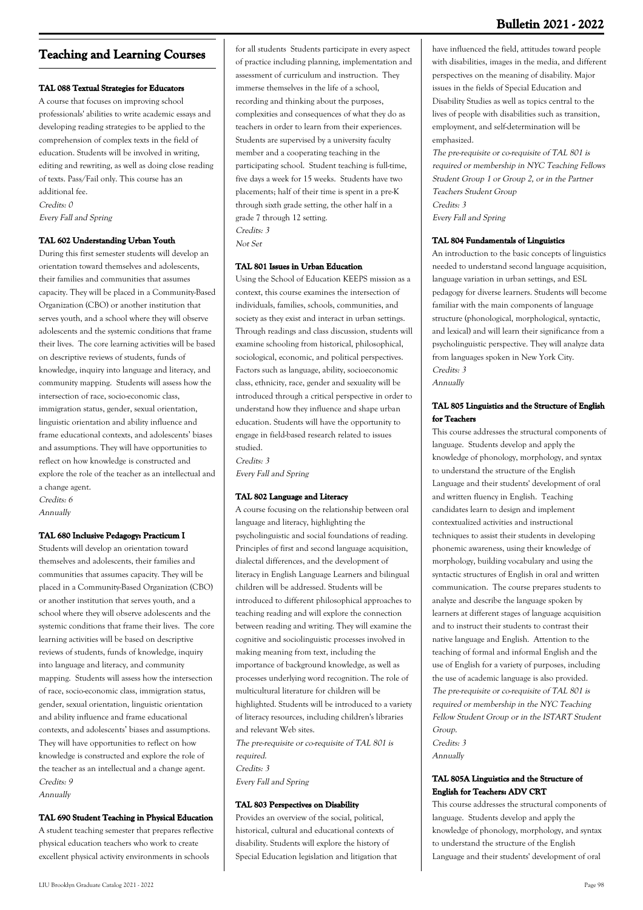## Teaching and Learning Courses

#### TAL 088 Textual Strategies for Educators

A course that focuses on improving school professionals' abilities to write academic essays and developing reading strategies to be applied to the comprehension of complex texts in the field of education. Students will be involved in writing, editing and rewriting, as well as doing close reading of texts. Pass/Fail only. This course has an additional fee.

*Credits: 0*

*Every Fall and Spring*

#### TAL 602 Understanding Urban Youth

During this first semester students will develop an orientation toward themselves and adolescents, their families and communities that assumes capacity. They will be placed in a Community-Based Organization (CBO) or another institution that serves youth, and a school where they will observe adolescents and the systemic conditions that frame their lives. The core learning activities will be based on descriptive reviews of students, funds of knowledge, inquiry into language and literacy, and community mapping. Students will assess how the intersection of race, socio-economic class, immigration status, gender, sexual orientation, linguistic orientation and ability influence and frame educational contexts, and adolescents' biases and assumptions. They will have opportunities to reflect on how knowledge is constructed and explore the role of the teacher as an intellectual and a change agent.

*Credits: 6*

*Annually*

#### TAL 680 Inclusive Pedagogy: Practicum I

Students will develop an orientation toward themselves and adolescents, their families and communities that assumes capacity. They will be placed in a Community-Based Organization (CBO) or another institution that serves youth, and a school where they will observe adolescents and the systemic conditions that frame their lives. The core learning activities will be based on descriptive reviews of students, funds of knowledge, inquiry into language and literacy, and community mapping. Students will assess how the intersection of race, socio-economic class, immigration status, gender, sexual orientation, linguistic orientation and ability influence and frame educational contexts, and adolescents' biases and assumptions. They will have opportunities to reflect on how knowledge is constructed and explore the role of the teacher as an intellectual and a change agent.

*Credits: 9*

*Annually*

#### TAL 690 Student Teaching in Physical Education

A student teaching semester that prepares reflective physical education teachers who work to create excellent physical activity environments in schools for all students Students participate in every aspect of practice including planning, implementation and assessment of curriculum and instruction. They immerse themselves in the life of a school, recording and thinking about the purposes, complexities and consequences of what they do as teachers in order to learn from their experiences. Students are supervised by a university faculty member and a cooperating teaching in the participating school. Student teaching is full-time, five days a week for 15 weeks. Students have two placements; half of their time is spent in a pre-K through sixth grade setting, the other half in a grade 7 through 12 setting.

*Credits: 3*

*Not Set*

#### TAL 801 Issues in Urban Education

Using the School of Education KEEPS mission as a context, this course examines the intersection of individuals, families, schools, communities, and society as they exist and interact in urban settings. Through readings and class discussion, students will examine schooling from historical, philosophical, sociological, economic, and political perspectives. Factors such as language, ability, socioeconomic class, ethnicity, race, gender and sexuality will be introduced through a critical perspective in order to understand how they influence and shape urban education. Students will have the opportunity to engage in field-based research related to issues studied.

*Credits: 3*

*Every Fall and Spring*

#### TAL 802 Language and Literacy

A course focusing on the relationship between oral language and literacy, highlighting the psycholinguistic and social foundations of reading. Principles of first and second language acquisition, dialectal differences, and the development of literacy in English Language Learners and bilingual children will be addressed. Students will be introduced to different philosophical approaches to teaching reading and will explore the connection between reading and writing. They will examine the cognitive and sociolinguistic processes involved in making meaning from text, including the importance of background knowledge, as well as processes underlying word recognition. The role of multicultural literature for children will be highlighted. Students will be introduced to a variety of literacy resources, including children's libraries and relevant Web sites.

*The pre-requisite or co-requisite of TAL 801 is required.*

*Credits: 3*

*Every Fall and Spring*

#### TAL 803 Perspectives on Disability

Provides an overview of the social, political, historical, cultural and educational contexts of disability. Students will explore the history of Special Education legislation and litigation that have influenced the field, attitudes toward people with disabilities, images in the media, and different perspectives on the meaning of disability. Major issues in the fields of Special Education and Disability Studies as well as topics central to the lives of people with disabilities such as transition, employment, and self-determination will be emphasized.

*The pre-requisite or co-requisite of TAL 801 is required or membership in NYC Teaching Fellows Student Group 1 or Group 2, or in the Partner Teachers Student Group*

*Credits: 3*

*Every Fall and Spring*

#### TAL 804 Fundamentals of Linguistics

An introduction to the basic concepts of linguistics needed to understand second language acquisition, language variation in urban settings, and ESL pedagogy for diverse learners. Students will become familiar with the main components of language structure (phonological, morphological, syntactic, and lexical) and will learn their significance from a psycholinguistic perspective. They will analyze data from languages spoken in New York City.

*Credits: 3*

*Annually*

#### TAL 805 Linguistics and the Structure of English for Teachers

This course addresses the structural components of language. Students develop and apply the knowledge of phonology, morphology, and syntax to understand the structure of the English Language and their students' development of oral and written fluency in English. Teaching candidates learn to design and implement contextualized activities and instructional techniques to assist their students in developing phonemic awareness, using their knowledge of morphology, building vocabulary and using the syntactic structures of English in oral and written communication. The course prepares students to analyze and describe the language spoken by learners at different stages of language acquisition and to instruct their students to contrast their native language and English. Attention to the teaching of formal and informal English and the use of English for a variety of purposes, including the use of academic language is also provided.

*The pre-requisite or co-requisite of TAL 801 is required or membership in the NYC Teaching Fellow Student Group or in the ISTART Student Group.*

*Credits: 3*

*Annually*

#### TAL 805A Linguistics and the Structure of English for Teachers: ADV CRT

This course addresses the structural components of language. Students develop and apply the knowledge of phonology, morphology, and syntax to understand the structure of the English Language and their students' development of oral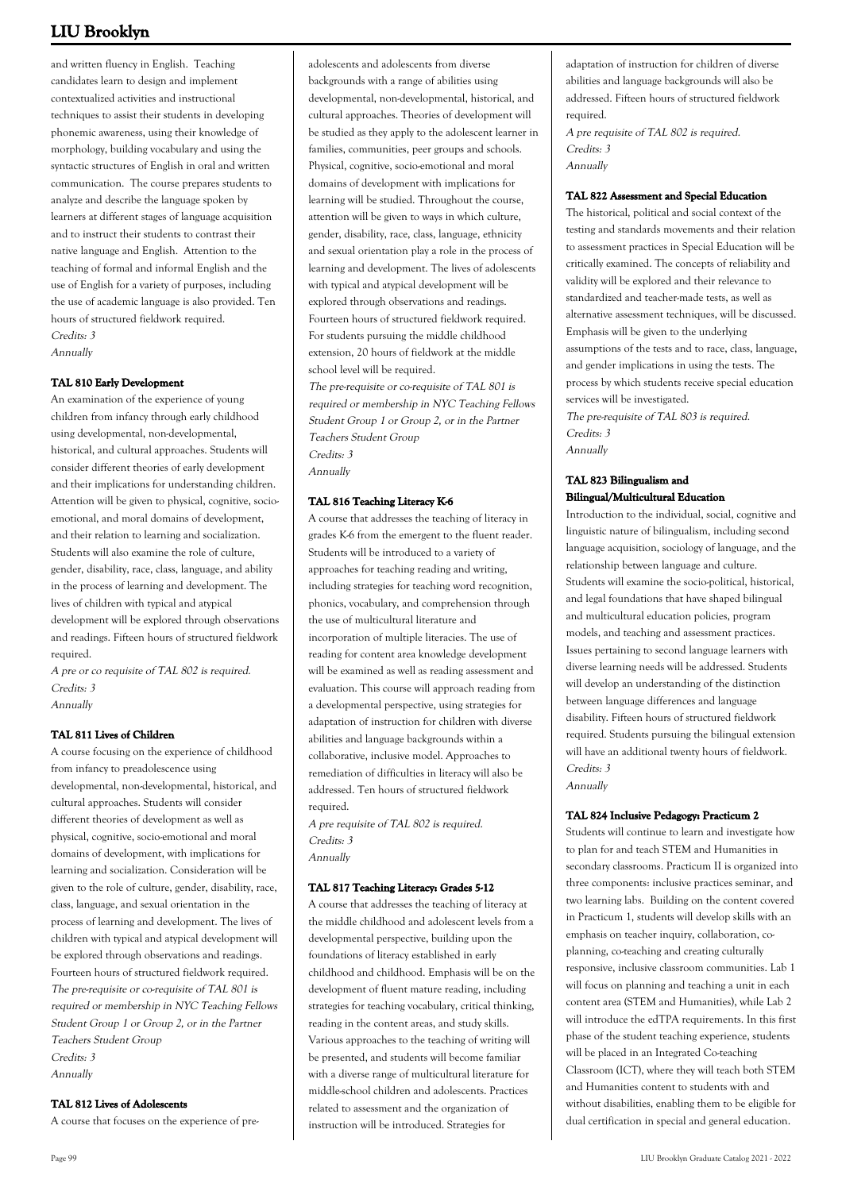and written fluency in English. Teaching candidates learn to design and implement contextualized activities and instructional techniques to assist their students in developing phonemic awareness, using their knowledge of morphology, building vocabulary and using the syntactic structures of English in oral and written communication. The course prepares students to analyze and describe the language spoken by learners at different stages of language acquisition and to instruct their students to contrast their native language and English. Attention to the teaching of formal and informal English and the use of English for a variety of purposes, including the use of academic language is also provided. Ten hours of structured fieldwork required.
*Credits: 3*
*Annually*

#### TAL 810 Early Development

An examination of the experience of young children from infancy through early childhood using developmental, non-developmental, historical, and cultural approaches. Students will consider different theories of early development and their implications for understanding children. Attention will be given to physical, cognitive, socio-emotional, and moral domains of development, and their relation to learning and socialization. Students will also examine the role of culture, gender, disability, race, class, language, and ability in the process of learning and development. The lives of children with typical and atypical development will be explored through observations and readings. Fifteen hours of structured fieldwork required.
*A pre or co requisite of TAL 802 is required.*
*Credits: 3*
*Annually*

#### TAL 811 Lives of Children

A course focusing on the experience of childhood from infancy to preadolescence using developmental, non-developmental, historical, and cultural approaches. Students will consider different theories of development as well as physical, cognitive, socio-emotional and moral domains of development, with implications for learning and socialization. Consideration will be given to the role of culture, gender, disability, race, class, language, and sexual orientation in the process of learning and development. The lives of children with typical and atypical development will be explored through observations and readings. Fourteen hours of structured fieldwork required.
*The pre-requisite or co-requisite of TAL 801 is required or membership in NYC Teaching Fellows Student Group 1 or Group 2, or in the Partner Teachers Student Group*
*Credits: 3*
*Annually*

#### TAL 812 Lives of Adolescents

A course that focuses on the experience of pre-adolescents and adolescents from diverse backgrounds with a range of abilities using developmental, non-developmental, historical, and cultural approaches. Theories of development will be studied as they apply to the adolescent learner in families, communities, peer groups and schools. Physical, cognitive, socio-emotional and moral domains of development with implications for learning will be studied. Throughout the course, attention will be given to ways in which culture, gender, disability, race, class, language, ethnicity and sexual orientation play a role in the process of learning and development. The lives of adolescents with typical and atypical development will be explored through observations and readings. Fourteen hours of structured fieldwork required. For students pursuing the middle childhood extension, 20 hours of fieldwork at the middle school level will be required.
*The pre-requisite or co-requisite of TAL 801 is required or membership in NYC Teaching Fellows Student Group 1 or Group 2, or in the Partner Teachers Student Group*
*Credits: 3*
*Annually*

#### TAL 816 Teaching Literacy K-6

A course that addresses the teaching of literacy in grades K-6 from the emergent to the fluent reader. Students will be introduced to a variety of approaches for teaching reading and writing, including strategies for teaching word recognition, phonics, vocabulary, and comprehension through the use of multicultural literature and incorporation of multiple literacies. The use of reading for content area knowledge development will be examined as well as reading assessment and evaluation. This course will approach reading from a developmental perspective, using strategies for adaptation of instruction for children with diverse abilities and language backgrounds within a collaborative, inclusive model. Approaches to remediation of difficulties in literacy will also be addressed. Ten hours of structured fieldwork required.
*A pre requisite of TAL 802 is required.*
*Credits: 3*
*Annually*

#### TAL 817 Teaching Literacy: Grades 5-12

A course that addresses the teaching of literacy at the middle childhood and adolescent levels from a developmental perspective, building upon the foundations of literacy established in early childhood and childhood. Emphasis will be on the development of fluent mature reading, including strategies for teaching vocabulary, critical thinking, reading in the content areas, and study skills. Various approaches to the teaching of writing will be presented, and students will become familiar with a diverse range of multicultural literature for middle-school children and adolescents. Practices related to assessment and the organization of instruction will be introduced. Strategies for adaptation of instruction for children of diverse abilities and language backgrounds will also be addressed. Fifteen hours of structured fieldwork required.
*A pre requisite of TAL 802 is required.*
*Credits: 3*
*Annually*

#### TAL 822 Assessment and Special Education

The historical, political and social context of the testing and standards movements and their relation to assessment practices in Special Education will be critically examined. The concepts of reliability and validity will be explored and their relevance to standardized and teacher-made tests, as well as alternative assessment techniques, will be discussed. Emphasis will be given to the underlying assumptions of the tests and to race, class, language, and gender implications in using the tests. The process by which students receive special education services will be investigated.
*The pre-requisite of TAL 803 is required.*
*Credits: 3*
*Annually*

#### TAL 823 Bilingualism and Bilingual/Multicultural Education

Introduction to the individual, social, cognitive and linguistic nature of bilingualism, including second language acquisition, sociology of language, and the relationship between language and culture. Students will examine the socio-political, historical, and legal foundations that have shaped bilingual and multicultural education policies, program models, and teaching and assessment practices. Issues pertaining to second language learners with diverse learning needs will be addressed. Students will develop an understanding of the distinction between language differences and language disability. Fifteen hours of structured fieldwork required. Students pursuing the bilingual extension will have an additional twenty hours of fieldwork.
*Credits: 3*
*Annually*

#### TAL 824 Inclusive Pedagogy: Practicum 2

Students will continue to learn and investigate how to plan for and teach STEM and Humanities in secondary classrooms. Practicum II is organized into three components: inclusive practices seminar, and two learning labs. Building on the content covered in Practicum 1, students will develop skills with an emphasis on teacher inquiry, collaboration, co-planning, co-teaching and creating culturally responsive, inclusive classroom communities. Lab 1 will focus on planning and teaching a unit in each content area (STEM and Humanities), while Lab 2 will introduce the edTPA requirements. In this first phase of the student teaching experience, students will be placed in an Integrated Co-teaching Classroom (ICT), where they will teach both STEM and Humanities content to students with and without disabilities, enabling them to be eligible for dual certification in special and general education.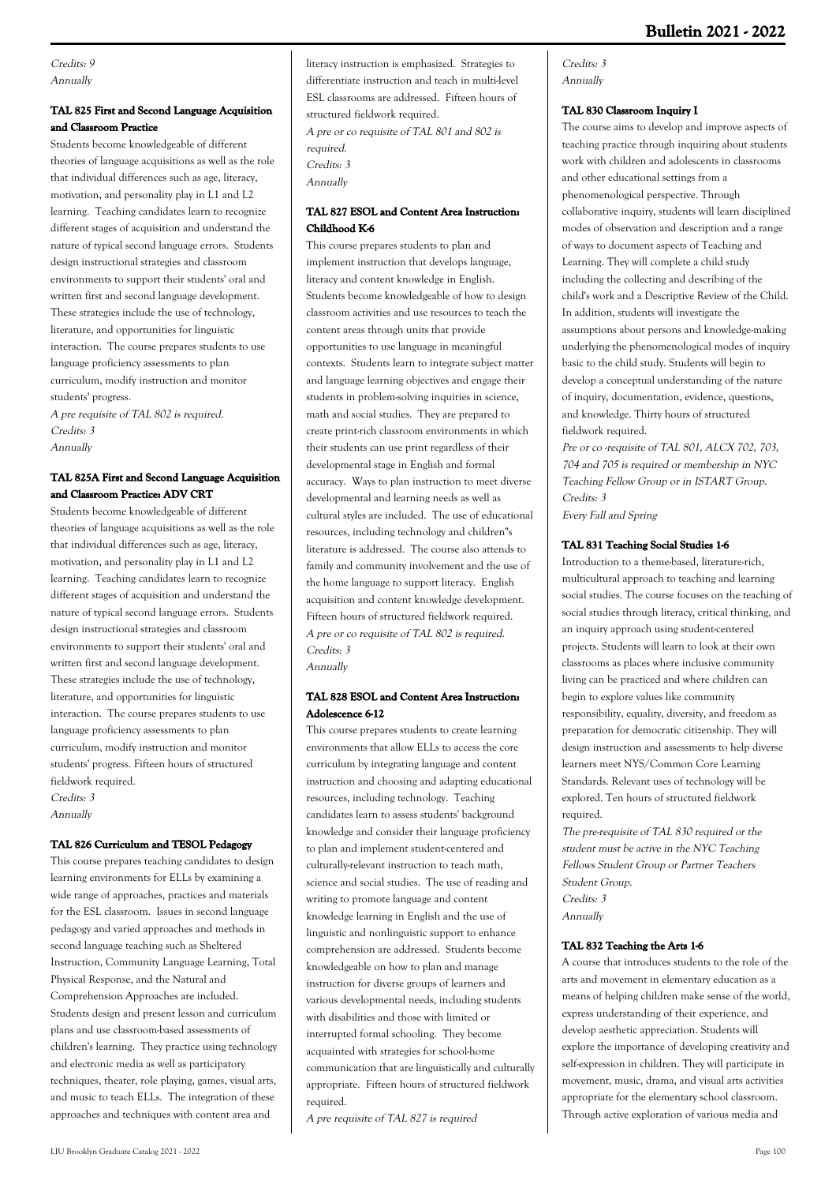*Credits: 9*
*Annually*

### TAL 825 First and Second Language Acquisition and Classroom Practice

Students become knowledgeable of different theories of language acquisitions as well as the role that individual differences such as age, literacy, motivation, and personality play in L1 and L2 learning. Teaching candidates learn to recognize different stages of acquisition and understand the nature of typical second language errors. Students design instructional strategies and classroom environments to support their students' oral and written first and second language development. These strategies include the use of technology, literature, and opportunities for linguistic interaction. The course prepares students to use language proficiency assessments to plan curriculum, modify instruction and monitor students' progress.

*A pre requisite of TAL 802 is required.*
*Credits: 3*
*Annually*

### TAL 825A First and Second Language Acquisition and Classroom Practice: ADV CRT

Students become knowledgeable of different theories of language acquisitions as well as the role that individual differences such as age, literacy, motivation, and personality play in L1 and L2 learning. Teaching candidates learn to recognize different stages of acquisition and understand the nature of typical second language errors. Students design instructional strategies and classroom environments to support their students' oral and written first and second language development. These strategies include the use of technology, literature, and opportunities for linguistic interaction. The course prepares students to use language proficiency assessments to plan curriculum, modify instruction and monitor students' progress. Fifteen hours of structured fieldwork required.

*Credits: 3*
*Annually*

### TAL 826 Curriculum and TESOL Pedagogy

This course prepares teaching candidates to design learning environments for ELLs by examining a wide range of approaches, practices and materials for the ESL classroom. Issues in second language pedagogy and varied approaches and methods in second language teaching such as Sheltered Instruction, Community Language Learning, Total Physical Response, and the Natural and Comprehension Approaches are included. Students design and present lesson and curriculum plans and use classroom-based assessments of children's learning. They practice using technology and electronic media as well as participatory techniques, theater, role playing, games, visual arts, and music to teach ELLs. The integration of these approaches and techniques with content area and literacy instruction is emphasized. Strategies to differentiate instruction and teach in multi-level ESL classrooms are addressed. Fifteen hours of structured fieldwork required.

*A pre or co requisite of TAL 801 and 802 is required.*
*Credits: 3*
*Annually*

### TAL 827 ESOL and Content Area Instruction: Childhood K-6

This course prepares students to plan and implement instruction that develops language, literacy and content knowledge in English. Students become knowledgeable of how to design classroom activities and use resources to teach the content areas through units that provide opportunities to use language in meaningful contexts. Students learn to integrate subject matter and language learning objectives and engage their students in problem-solving inquiries in science, math and social studies. They are prepared to create print-rich classroom environments in which their students can use print regardless of their developmental stage in English and formal accuracy. Ways to plan instruction to meet diverse developmental and learning needs as well as cultural styles are included. The use of educational resources, including technology and children''s literature is addressed. The course also attends to family and community involvement and the use of the home language to support literacy. English acquisition and content knowledge development. Fifteen hours of structured fieldwork required.

*A pre or co requisite of TAL 802 is required.*
*Credits: 3*
*Annually*

### TAL 828 ESOL and Content Area Instruction: Adolescence 6-12

This course prepares students to create learning environments that allow ELLs to access the core curriculum by integrating language and content instruction and choosing and adapting educational resources, including technology. Teaching candidates learn to assess students' background knowledge and consider their language proficiency to plan and implement student-centered and culturally-relevant instruction to teach math, science and social studies. The use of reading and writing to promote language and content knowledge learning in English and the use of linguistic and nonlinguistic support to enhance comprehension are addressed. Students become knowledgeable on how to plan and manage instruction for diverse groups of learners and various developmental needs, including students with disabilities and those with limited or interrupted formal schooling. They become acquainted with strategies for school-home communication that are linguistically and culturally appropriate. Fifteen hours of structured fieldwork required.

*A pre requisite of TAL 827 is required*
*Credits: 3*
*Annually*

### TAL 830 Classroom Inquiry I

The course aims to develop and improve aspects of teaching practice through inquiring about students work with children and adolescents in classrooms and other educational settings from a phenomenological perspective. Through collaborative inquiry, students will learn disciplined modes of observation and description and a range of ways to document aspects of Teaching and Learning. They will complete a child study including the collecting and describing of the child's work and a Descriptive Review of the Child. In addition, students will investigate the assumptions about persons and knowledge-making underlying the phenomenological modes of inquiry basic to the child study. Students will begin to develop a conceptual understanding of the nature of inquiry, documentation, evidence, questions, and knowledge. Thirty hours of structured fieldwork required.

*Pre or co -requisite of TAL 801, ALCX 702, 703, 704 and 705 is required or membership in NYC Teaching Fellow Group or in ISTART Group.*
*Credits: 3*
*Every Fall and Spring*

### TAL 831 Teaching Social Studies 1-6

Introduction to a theme-based, literature-rich, multicultural approach to teaching and learning social studies. The course focuses on the teaching of social studies through literacy, critical thinking, and an inquiry approach using student-centered projects. Students will learn to look at their own classrooms as places where inclusive community living can be practiced and where children can begin to explore values like community responsibility, equality, diversity, and freedom as preparation for democratic citizenship. They will design instruction and assessments to help diverse learners meet NYS/Common Core Learning Standards. Relevant uses of technology will be explored. Ten hours of structured fieldwork required.

*The pre-requisite of TAL 830 required or the student must be active in the NYC Teaching Fellows Student Group or Partner Teachers Student Group.*
*Credits: 3*
*Annually*

### TAL 832 Teaching the Arts 1-6

A course that introduces students to the role of the arts and movement in elementary education as a means of helping children make sense of the world, express understanding of their experience, and develop aesthetic appreciation. Students will explore the importance of developing creativity and self-expression in children. They will participate in movement, music, drama, and visual arts activities appropriate for the elementary school classroom. Through active exploration of various media and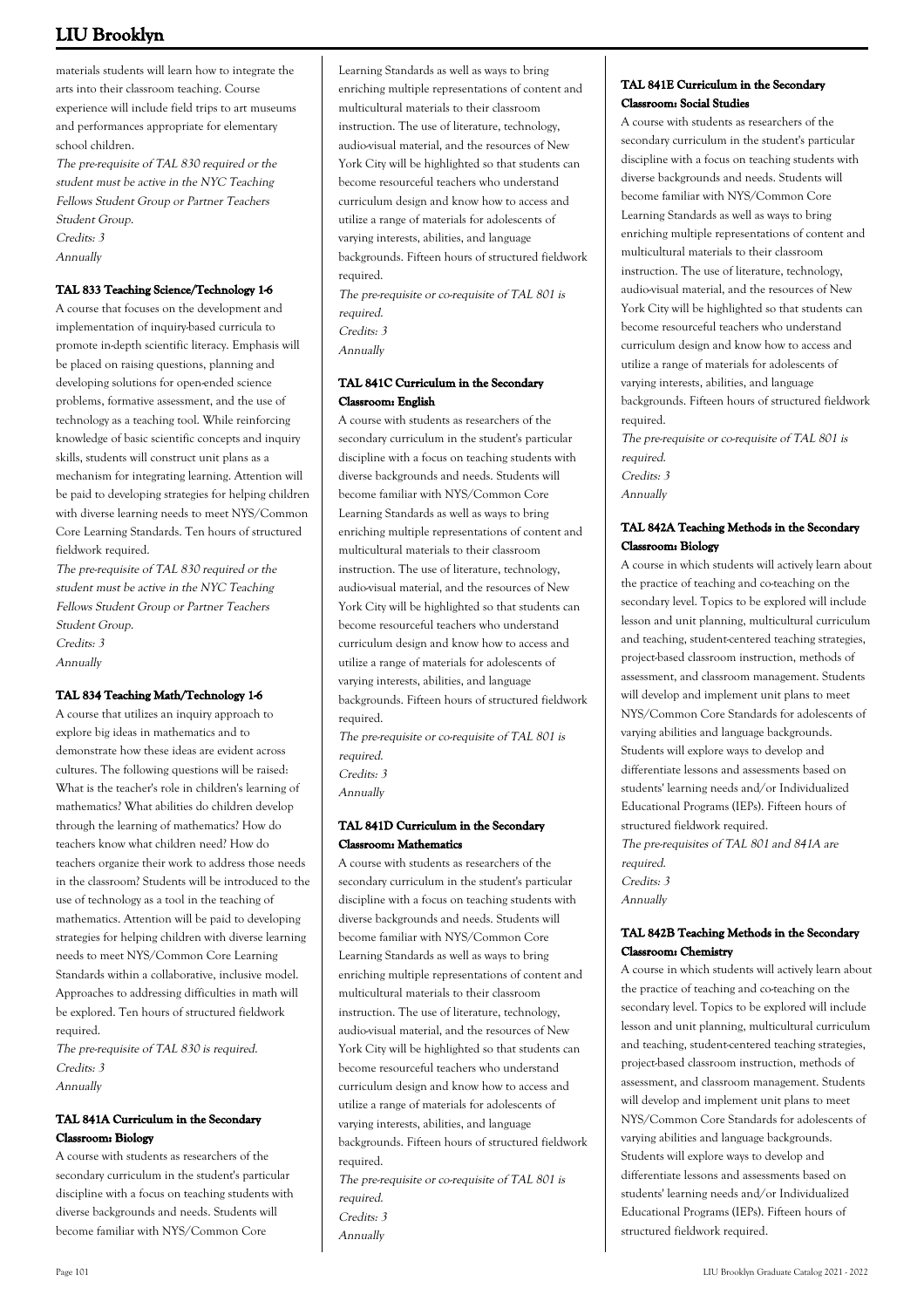materials students will learn how to integrate the arts into their classroom teaching. Course experience will include field trips to art museums and performances appropriate for elementary school children.

*The pre-requisite of TAL 830 required or the student must be active in the NYC Teaching Fellows Student Group or Partner Teachers Student Group.*
*Credits: 3*
*Annually*

#### TAL 833 Teaching Science/Technology 1-6

A course that focuses on the development and implementation of inquiry-based curricula to promote in-depth scientific literacy. Emphasis will be placed on raising questions, planning and developing solutions for open-ended science problems, formative assessment, and the use of technology as a teaching tool. While reinforcing knowledge of basic scientific concepts and inquiry skills, students will construct unit plans as a mechanism for integrating learning. Attention will be paid to developing strategies for helping children with diverse learning needs to meet NYS/Common Core Learning Standards. Ten hours of structured fieldwork required.

*The pre-requisite of TAL 830 required or the student must be active in the NYC Teaching Fellows Student Group or Partner Teachers Student Group.*
*Credits: 3*
*Annually*

#### TAL 834 Teaching Math/Technology 1-6

A course that utilizes an inquiry approach to explore big ideas in mathematics and to demonstrate how these ideas are evident across cultures. The following questions will be raised: What is the teacher's role in children's learning of mathematics? What abilities do children develop through the learning of mathematics? How do teachers know what children need? How do teachers organize their work to address those needs in the classroom? Students will be introduced to the use of technology as a tool in the teaching of mathematics. Attention will be paid to developing strategies for helping children with diverse learning needs to meet NYS/Common Core Learning Standards within a collaborative, inclusive model. Approaches to addressing difficulties in math will be explored. Ten hours of structured fieldwork required.

*The pre-requisite of TAL 830 is required.*
*Credits: 3*
*Annually*

#### TAL 841A Curriculum in the Secondary Classroom: Biology

A course with students as researchers of the secondary curriculum in the student's particular discipline with a focus on teaching students with diverse backgrounds and needs. Students will become familiar with NYS/Common Core Learning Standards as well as ways to bring enriching multiple representations of content and multicultural materials to their classroom instruction. The use of literature, technology, audio-visual material, and the resources of New York City will be highlighted so that students can become resourceful teachers who understand curriculum design and know how to access and utilize a range of materials for adolescents of varying interests, abilities, and language backgrounds. Fifteen hours of structured fieldwork required.

*The pre-requisite or co-requisite of TAL 801 is required.*
*Credits: 3*
*Annually*

#### TAL 841C Curriculum in the Secondary Classroom: English

A course with students as researchers of the secondary curriculum in the student's particular discipline with a focus on teaching students with diverse backgrounds and needs. Students will become familiar with NYS/Common Core Learning Standards as well as ways to bring enriching multiple representations of content and multicultural materials to their classroom instruction. The use of literature, technology, audio-visual material, and the resources of New York City will be highlighted so that students can become resourceful teachers who understand curriculum design and know how to access and utilize a range of materials for adolescents of varying interests, abilities, and language backgrounds. Fifteen hours of structured fieldwork required.

*The pre-requisite or co-requisite of TAL 801 is required.*
*Credits: 3*
*Annually*

#### TAL 841D Curriculum in the Secondary Classroom: Mathematics

A course with students as researchers of the secondary curriculum in the student's particular discipline with a focus on teaching students with diverse backgrounds and needs. Students will become familiar with NYS/Common Core Learning Standards as well as ways to bring enriching multiple representations of content and multicultural materials to their classroom instruction. The use of literature, technology, audio-visual material, and the resources of New York City will be highlighted so that students can become resourceful teachers who understand curriculum design and know how to access and utilize a range of materials for adolescents of varying interests, abilities, and language backgrounds. Fifteen hours of structured fieldwork required.

*The pre-requisite or co-requisite of TAL 801 is required.*
*Credits: 3*
*Annually*

#### TAL 841E Curriculum in the Secondary Classroom: Social Studies

A course with students as researchers of the secondary curriculum in the student's particular discipline with a focus on teaching students with diverse backgrounds and needs. Students will become familiar with NYS/Common Core Learning Standards as well as ways to bring enriching multiple representations of content and multicultural materials to their classroom instruction. The use of literature, technology, audio-visual material, and the resources of New York City will be highlighted so that students can become resourceful teachers who understand curriculum design and know how to access and utilize a range of materials for adolescents of varying interests, abilities, and language backgrounds. Fifteen hours of structured fieldwork required.

*The pre-requisite or co-requisite of TAL 801 is required.*
*Credits: 3*
*Annually*

#### TAL 842A Teaching Methods in the Secondary Classroom: Biology

A course in which students will actively learn about the practice of teaching and co-teaching on the secondary level. Topics to be explored will include lesson and unit planning, multicultural curriculum and teaching, student-centered teaching strategies, project-based classroom instruction, methods of assessment, and classroom management. Students will develop and implement unit plans to meet NYS/Common Core Standards for adolescents of varying abilities and language backgrounds. Students will explore ways to develop and differentiate lessons and assessments based on students' learning needs and/or Individualized Educational Programs (IEPs). Fifteen hours of structured fieldwork required.

*The pre-requisites of TAL 801 and 841A are required.*
*Credits: 3*
*Annually*

#### TAL 842B Teaching Methods in the Secondary Classroom: Chemistry

A course in which students will actively learn about the practice of teaching and co-teaching on the secondary level. Topics to be explored will include lesson and unit planning, multicultural curriculum and teaching, student-centered teaching strategies, project-based classroom instruction, methods of assessment, and classroom management. Students will develop and implement unit plans to meet NYS/Common Core Standards for adolescents of varying abilities and language backgrounds. Students will explore ways to develop and differentiate lessons and assessments based on students' learning needs and/or Individualized Educational Programs (IEPs). Fifteen hours of structured fieldwork required.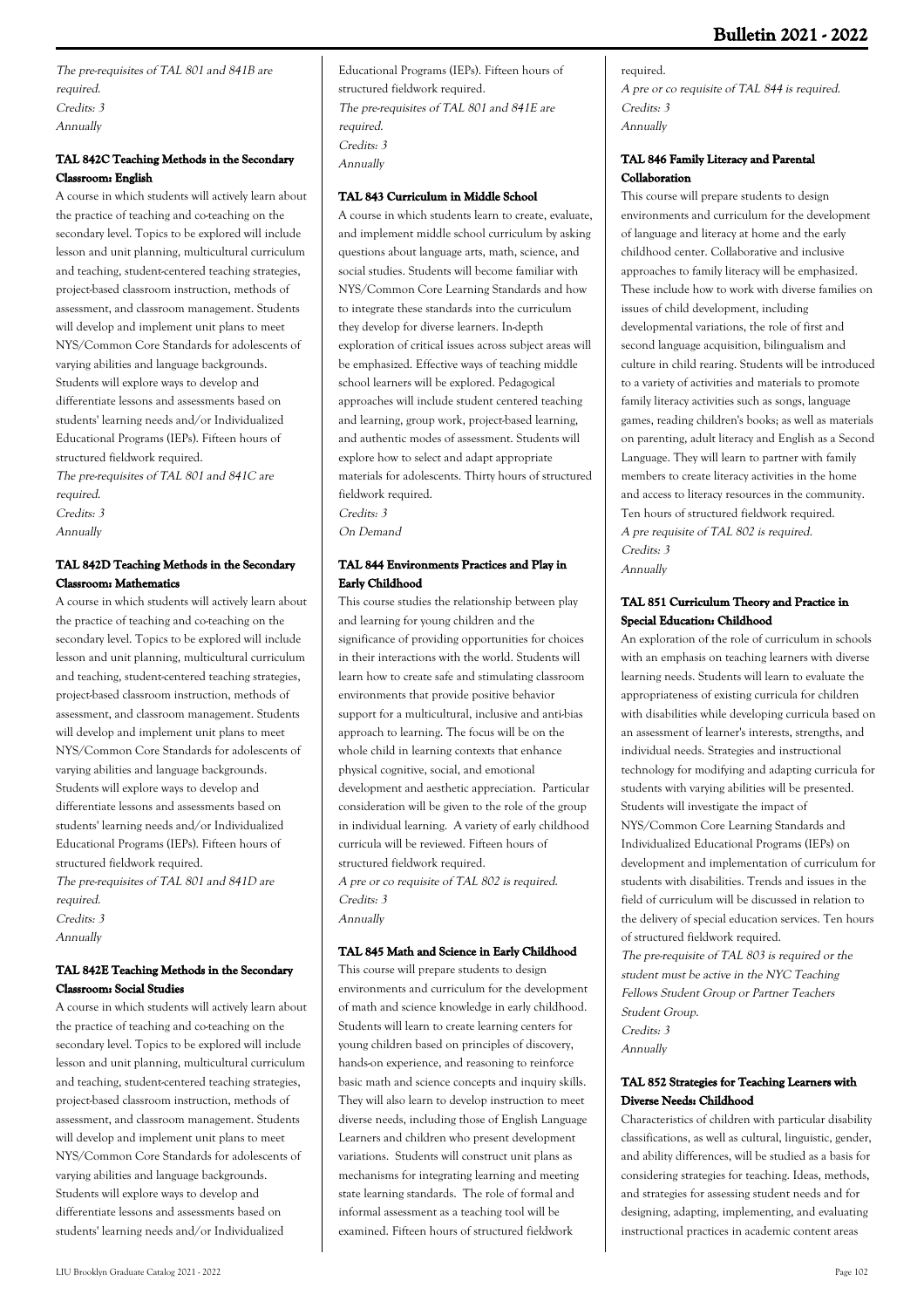*The pre-requisites of TAL 801 and 841B are required.*
*Credits: 3*
*Annually*

### TAL 842C Teaching Methods in the Secondary Classroom: English

A course in which students will actively learn about the practice of teaching and co-teaching on the secondary level. Topics to be explored will include lesson and unit planning, multicultural curriculum and teaching, student-centered teaching strategies, project-based classroom instruction, methods of assessment, and classroom management. Students will develop and implement unit plans to meet NYS/Common Core Standards for adolescents of varying abilities and language backgrounds. Students will explore ways to develop and differentiate lessons and assessments based on students' learning needs and/or Individualized Educational Programs (IEPs). Fifteen hours of structured fieldwork required.
*The pre-requisites of TAL 801 and 841C are required.*
*Credits: 3*
*Annually*

### TAL 842D Teaching Methods in the Secondary Classroom: Mathematics

A course in which students will actively learn about the practice of teaching and co-teaching on the secondary level. Topics to be explored will include lesson and unit planning, multicultural curriculum and teaching, student-centered teaching strategies, project-based classroom instruction, methods of assessment, and classroom management. Students will develop and implement unit plans to meet NYS/Common Core Standards for adolescents of varying abilities and language backgrounds. Students will explore ways to develop and differentiate lessons and assessments based on students' learning needs and/or Individualized Educational Programs (IEPs). Fifteen hours of structured fieldwork required.
*The pre-requisites of TAL 801 and 841D are required.*
*Credits: 3*
*Annually*

### TAL 842E Teaching Methods in the Secondary Classroom: Social Studies

A course in which students will actively learn about the practice of teaching and co-teaching on the secondary level. Topics to be explored will include lesson and unit planning, multicultural curriculum and teaching, student-centered teaching strategies, project-based classroom instruction, methods of assessment, and classroom management. Students will develop and implement unit plans to meet NYS/Common Core Standards for adolescents of varying abilities and language backgrounds. Students will explore ways to develop and differentiate lessons and assessments based on students' learning needs and/or Individualized Educational Programs (IEPs). Fifteen hours of structured fieldwork required.
*The pre-requisites of TAL 801 and 841E are required.*
*Credits: 3*
*Annually*

### TAL 843 Curriculum in Middle School

A course in which students learn to create, evaluate, and implement middle school curriculum by asking questions about language arts, math, science, and social studies. Students will become familiar with NYS/Common Core Learning Standards and how to integrate these standards into the curriculum they develop for diverse learners. In-depth exploration of critical issues across subject areas will be emphasized. Effective ways of teaching middle school learners will be explored. Pedagogical approaches will include student centered teaching and learning, group work, project-based learning, and authentic modes of assessment. Students will explore how to select and adapt appropriate materials for adolescents. Thirty hours of structured fieldwork required.
*Credits: 3*
*On Demand*

### TAL 844 Environments Practices and Play in Early Childhood

This course studies the relationship between play and learning for young children and the significance of providing opportunities for choices in their interactions with the world. Students will learn how to create safe and stimulating classroom environments that provide positive behavior support for a multicultural, inclusive and anti-bias approach to learning. The focus will be on the whole child in learning contexts that enhance physical cognitive, social, and emotional development and aesthetic appreciation. Particular consideration will be given to the role of the group in individual learning. A variety of early childhood curricula will be reviewed. Fifteen hours of structured fieldwork required.
*A pre or co requisite of TAL 802 is required.*
*Credits: 3*
*Annually*

### TAL 845 Math and Science in Early Childhood

This course will prepare students to design environments and curriculum for the development of math and science knowledge in early childhood. Students will learn to create learning centers for young children based on principles of discovery, hands-on experience, and reasoning to reinforce basic math and science concepts and inquiry skills. They will also learn to develop instruction to meet diverse needs, including those of English Language Learners and children who present development variations. Students will construct unit plans as mechanisms for integrating learning and meeting state learning standards. The role of formal and informal assessment as a teaching tool will be examined. Fifteen hours of structured fieldwork required.
*A pre or co requisite of TAL 844 is required.*
*Credits: 3*
*Annually*

### TAL 846 Family Literacy and Parental Collaboration

This course will prepare students to design environments and curriculum for the development of language and literacy at home and the early childhood center. Collaborative and inclusive approaches to family literacy will be emphasized. These include how to work with diverse families on issues of child development, including developmental variations, the role of first and second language acquisition, bilingualism and culture in child rearing. Students will be introduced to a variety of activities and materials to promote family literacy activities such as songs, language games, reading children's books; as well as materials on parenting, adult literacy and English as a Second Language. They will learn to partner with family members to create literacy activities in the home and access to literacy resources in the community. Ten hours of structured fieldwork required.
*A pre requisite of TAL 802 is required.*
*Credits: 3*
*Annually*

### TAL 851 Curriculum Theory and Practice in Special Education: Childhood

An exploration of the role of curriculum in schools with an emphasis on teaching learners with diverse learning needs. Students will learn to evaluate the appropriateness of existing curricula for children with disabilities while developing curricula based on an assessment of learner's interests, strengths, and individual needs. Strategies and instructional technology for modifying and adapting curricula for students with varying abilities will be presented. Students will investigate the impact of NYS/Common Core Learning Standards and Individualized Educational Programs (IEPs) on development and implementation of curriculum for students with disabilities. Trends and issues in the field of curriculum will be discussed in relation to the delivery of special education services. Ten hours of structured fieldwork required.
*The pre-requisite of TAL 803 is required or the student must be active in the NYC Teaching Fellows Student Group or Partner Teachers Student Group.*
*Credits: 3*
*Annually*

### TAL 852 Strategies for Teaching Learners with Diverse Needs: Childhood

Characteristics of children with particular disability classifications, as well as cultural, linguistic, gender, and ability differences, will be studied as a basis for considering strategies for teaching. Ideas, methods, and strategies for assessing student needs and for designing, adapting, implementing, and evaluating instructional practices in academic content areas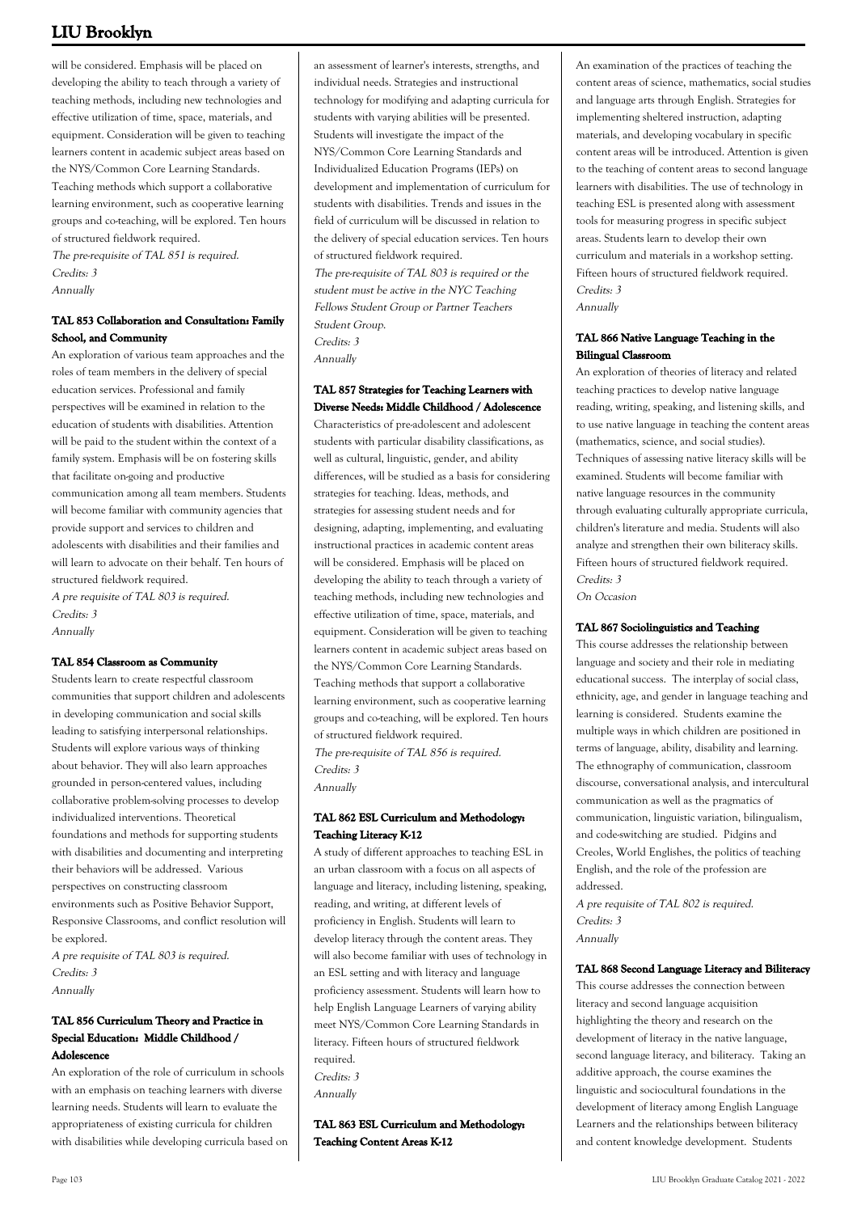will be considered. Emphasis will be placed on developing the ability to teach through a variety of teaching methods, including new technologies and effective utilization of time, space, materials, and equipment. Consideration will be given to teaching learners content in academic subject areas based on the NYS/Common Core Learning Standards. Teaching methods which support a collaborative learning environment, such as cooperative learning groups and co-teaching, will be explored. Ten hours of structured fieldwork required.

*The pre-requisite of TAL 851 is required.*
*Credits: 3*
*Annually*

### TAL 853 Collaboration and Consultation: Family School, and Community

An exploration of various team approaches and the roles of team members in the delivery of special education services. Professional and family perspectives will be examined in relation to the education of students with disabilities. Attention will be paid to the student within the context of a family system. Emphasis will be on fostering skills that facilitate on-going and productive communication among all team members. Students will become familiar with community agencies that provide support and services to children and adolescents with disabilities and their families and will learn to advocate on their behalf. Ten hours of structured fieldwork required.

*A pre requisite of TAL 803 is required.*
*Credits: 3*
*Annually*

### TAL 854 Classroom as Community

Students learn to create respectful classroom communities that support children and adolescents in developing communication and social skills leading to satisfying interpersonal relationships. Students will explore various ways of thinking about behavior. They will also learn approaches grounded in person-centered values, including collaborative problem-solving processes to develop individualized interventions. Theoretical foundations and methods for supporting students with disabilities and documenting and interpreting their behaviors will be addressed. Various perspectives on constructing classroom environments such as Positive Behavior Support, Responsive Classrooms, and conflict resolution will be explored.

*A pre requisite of TAL 803 is required.*
*Credits: 3*
*Annually*

### TAL 856 Curriculum Theory and Practice in Special Education: Middle Childhood / Adolescence

An exploration of the role of curriculum in schools with an emphasis on teaching learners with diverse learning needs. Students will learn to evaluate the appropriateness of existing curricula for children with disabilities while developing curricula based on an assessment of learner's interests, strengths, and individual needs. Strategies and instructional technology for modifying and adapting curricula for students with varying abilities will be presented. Students will investigate the impact of the NYS/Common Core Learning Standards and Individualized Education Programs (IEPs) on development and implementation of curriculum for students with disabilities. Trends and issues in the field of curriculum will be discussed in relation to the delivery of special education services. Ten hours of structured fieldwork required.

*The pre-requisite of TAL 803 is required or the student must be active in the NYC Teaching Fellows Student Group or Partner Teachers Student Group.*
*Credits: 3*
*Annually*

### TAL 857 Strategies for Teaching Learners with Diverse Needs: Middle Childhood / Adolescence

Characteristics of pre-adolescent and adolescent students with particular disability classifications, as well as cultural, linguistic, gender, and ability differences, will be studied as a basis for considering strategies for teaching. Ideas, methods, and strategies for assessing student needs and for designing, adapting, implementing, and evaluating instructional practices in academic content areas will be considered. Emphasis will be placed on developing the ability to teach through a variety of teaching methods, including new technologies and effective utilization of time, space, materials, and equipment. Consideration will be given to teaching learners content in academic subject areas based on the NYS/Common Core Learning Standards. Teaching methods that support a collaborative learning environment, such as cooperative learning groups and co-teaching, will be explored. Ten hours of structured fieldwork required.

*The pre-requisite of TAL 856 is required.*
*Credits: 3*
*Annually*

### TAL 862 ESL Curriculum and Methodology: Teaching Literacy K-12

A study of different approaches to teaching ESL in an urban classroom with a focus on all aspects of language and literacy, including listening, speaking, reading, and writing, at different levels of proficiency in English. Students will learn to develop literacy through the content areas. They will also become familiar with uses of technology in an ESL setting and with literacy and language proficiency assessment. Students will learn how to help English Language Learners of varying ability meet NYS/Common Core Learning Standards in literacy. Fifteen hours of structured fieldwork required.

*Credits: 3*
*Annually*

### TAL 863 ESL Curriculum and Methodology: Teaching Content Areas K-12

An examination of the practices of teaching the content areas of science, mathematics, social studies and language arts through English. Strategies for implementing sheltered instruction, adapting materials, and developing vocabulary in specific content areas will be introduced. Attention is given to the teaching of content areas to second language learners with disabilities. The use of technology in teaching ESL is presented along with assessment tools for measuring progress in specific subject areas. Students learn to develop their own curriculum and materials in a workshop setting. Fifteen hours of structured fieldwork required.

*Credits: 3*
*Annually*

### TAL 866 Native Language Teaching in the Bilingual Classroom

An exploration of theories of literacy and related teaching practices to develop native language reading, writing, speaking, and listening skills, and to use native language in teaching the content areas (mathematics, science, and social studies). Techniques of assessing native literacy skills will be examined. Students will become familiar with native language resources in the community through evaluating culturally appropriate curricula, children's literature and media. Students will also analyze and strengthen their own biliteracy skills. Fifteen hours of structured fieldwork required.

*Credits: 3*
*On Occasion*

### TAL 867 Sociolinguistics and Teaching

This course addresses the relationship between language and society and their role in mediating educational success. The interplay of social class, ethnicity, age, and gender in language teaching and learning is considered. Students examine the multiple ways in which children are positioned in terms of language, ability, disability and learning. The ethnography of communication, classroom discourse, conversational analysis, and intercultural communication as well as the pragmatics of communication, linguistic variation, bilingualism, and code-switching are studied. Pidgins and Creoles, World Englishes, the politics of teaching English, and the role of the profession are addressed.

*A pre requisite of TAL 802 is required.*
*Credits: 3*
*Annually*

### TAL 868 Second Language Literacy and Biliteracy

This course addresses the connection between literacy and second language acquisition highlighting the theory and research on the development of literacy in the native language, second language literacy, and biliteracy. Taking an additive approach, the course examines the linguistic and sociocultural foundations in the development of literacy among English Language Learners and the relationships between biliteracy and content knowledge development. Students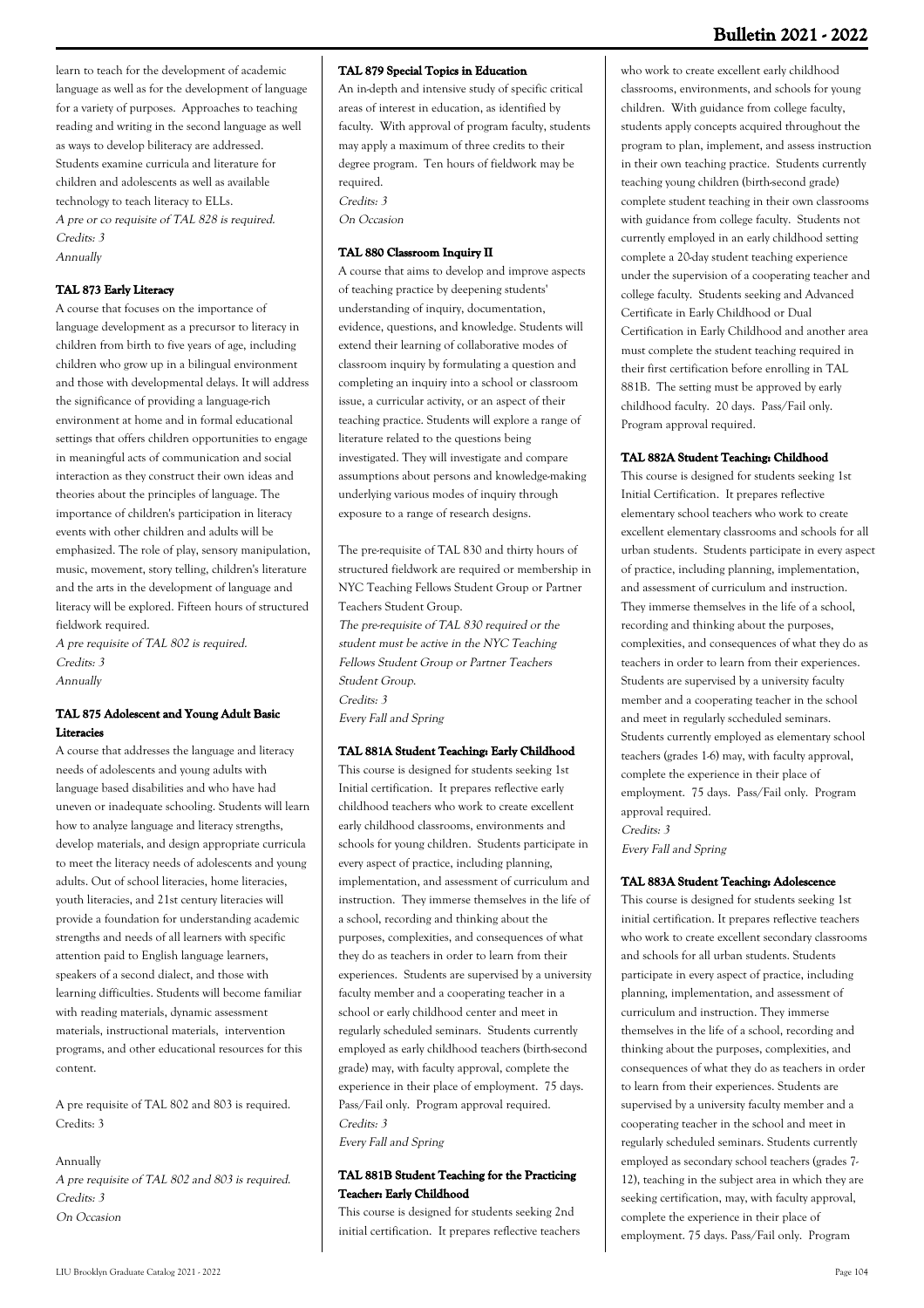learn to teach for the development of academic language as well as for the development of language for a variety of purposes. Approaches to teaching reading and writing in the second language as well as ways to develop biliteracy are addressed. Students examine curricula and literature for children and adolescents as well as available technology to teach literacy to ELLs.
*A pre or co requisite of TAL 828 is required.*
*Credits: 3*
*Annually*

#### TAL 873 Early Literacy

A course that focuses on the importance of language development as a precursor to literacy in children from birth to five years of age, including children who grow up in a bilingual environment and those with developmental delays. It will address the significance of providing a language-rich environment at home and in formal educational settings that offers children opportunities to engage in meaningful acts of communication and social interaction as they construct their own ideas and theories about the principles of language. The importance of children's participation in literacy events with other children and adults will be emphasized. The role of play, sensory manipulation, music, movement, story telling, children's literature and the arts in the development of language and literacy will be explored. Fifteen hours of structured fieldwork required.
*A pre requisite of TAL 802 is required.*
*Credits: 3*
*Annually*

#### TAL 875 Adolescent and Young Adult Basic Literacies

A course that addresses the language and literacy needs of adolescents and young adults with language based disabilities and who have had uneven or inadequate schooling. Students will learn how to analyze language and literacy strengths, develop materials, and design appropriate curricula to meet the literacy needs of adolescents and young adults. Out of school literacies, home literacies, youth literacies, and 21st century literacies will provide a foundation for understanding academic strengths and needs of all learners with specific attention paid to English language learners, speakers of a second dialect, and those with learning difficulties. Students will become familiar with reading materials, dynamic assessment materials, instructional materials, intervention programs, and other educational resources for this content.

A pre requisite of TAL 802 and 803 is required.
Credits: 3

Annually
*A pre requisite of TAL 802 and 803 is required.*
*Credits: 3*
*On Occasion*

#### TAL 879 Special Topics in Education

An in-depth and intensive study of specific critical areas of interest in education, as identified by faculty. With approval of program faculty, students may apply a maximum of three credits to their degree program. Ten hours of fieldwork may be required.
*Credits: 3*
*On Occasion*

#### TAL 880 Classroom Inquiry II

A course that aims to develop and improve aspects of teaching practice by deepening students' understanding of inquiry, documentation, evidence, questions, and knowledge. Students will extend their learning of collaborative modes of classroom inquiry by formulating a question and completing an inquiry into a school or classroom issue, a curricular activity, or an aspect of their teaching practice. Students will explore a range of literature related to the questions being investigated. They will investigate and compare assumptions about persons and knowledge-making underlying various modes of inquiry through exposure to a range of research designs.

The pre-requisite of TAL 830 and thirty hours of structured fieldwork are required or membership in NYC Teaching Fellows Student Group or Partner Teachers Student Group.
*The pre-requisite of TAL 830 required or the student must be active in the NYC Teaching Fellows Student Group or Partner Teachers Student Group.*
*Credits: 3*
*Every Fall and Spring*

#### TAL 881A Student Teaching: Early Childhood

This course is designed for students seeking 1st Initial certification. It prepares reflective early childhood teachers who work to create excellent early childhood classrooms, environments and schools for young children. Students participate in every aspect of practice, including planning, implementation, and assessment of curriculum and instruction. They immerse themselves in the life of a school, recording and thinking about the purposes, complexities, and consequences of what they do as teachers in order to learn from their experiences. Students are supervised by a university faculty member and a cooperating teacher in a school or early childhood center and meet in regularly scheduled seminars. Students currently employed as early childhood teachers (birth-second grade) may, with faculty approval, complete the experience in their place of employment. 75 days. Pass/Fail only. Program approval required.
*Credits: 3*
*Every Fall and Spring*

#### TAL 881B Student Teaching for the Practicing Teacher: Early Childhood

This course is designed for students seeking 2nd initial certification. It prepares reflective teachers who work to create excellent early childhood classrooms, environments, and schools for young children. With guidance from college faculty, students apply concepts acquired throughout the program to plan, implement, and assess instruction in their own teaching practice. Students currently teaching young children (birth-second grade) complete student teaching in their own classrooms with guidance from college faculty. Students not currently employed in an early childhood setting complete a 20-day student teaching experience under the supervision of a cooperating teacher and college faculty. Students seeking and Advanced Certificate in Early Childhood or Dual Certification in Early Childhood and another area must complete the student teaching required in their first certification before enrolling in TAL 881B. The setting must be approved by early childhood faculty. 20 days. Pass/Fail only. Program approval required.

#### TAL 882A Student Teaching: Childhood

This course is designed for students seeking 1st Initial Certification. It prepares reflective elementary school teachers who work to create excellent elementary classrooms and schools for all urban students. Students participate in every aspect of practice, including planning, implementation, and assessment of curriculum and instruction. They immerse themselves in the life of a school, recording and thinking about the purposes, complexities, and consequences of what they do as teachers in order to learn from their experiences. Students are supervised by a university faculty member and a cooperating teacher in the school and meet in regularly sccheduled seminars. Students currently employed as elementary school teachers (grades 1-6) may, with faculty approval, complete the experience in their place of employment. 75 days. Pass/Fail only. Program approval required.
*Credits: 3*
*Every Fall and Spring*

#### TAL 883A Student Teaching: Adolescence

This course is designed for students seeking 1st initial certification. It prepares reflective teachers who work to create excellent secondary classrooms and schools for all urban students. Students participate in every aspect of practice, including planning, implementation, and assessment of curriculum and instruction. They immerse themselves in the life of a school, recording and thinking about the purposes, complexities, and consequences of what they do as teachers in order to learn from their experiences. Students are supervised by a university faculty member and a cooperating teacher in the school and meet in regularly scheduled seminars. Students currently employed as secondary school teachers (grades 7-12), teaching in the subject area in which they are seeking certification, may, with faculty approval, complete the experience in their place of employment. 75 days. Pass/Fail only. Program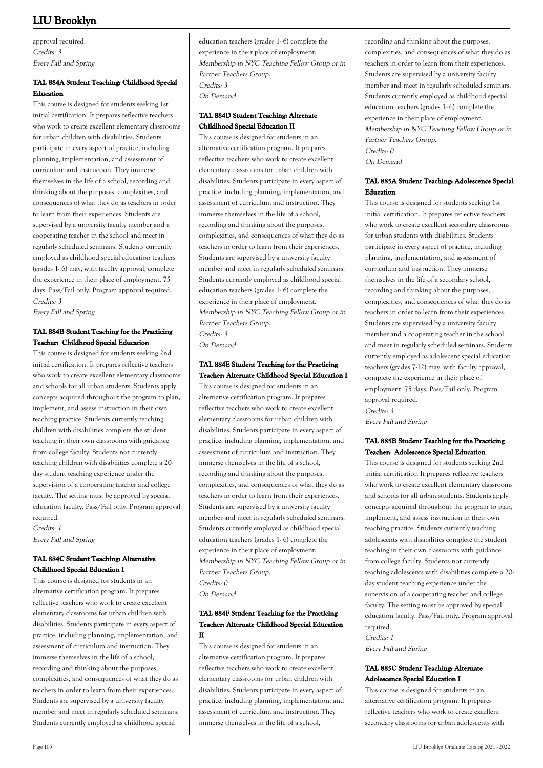approval required.
*Credits: 3*
*Every Fall and Spring*

### TAL 884A Student Teaching: Childhood Special Education

This course is designed for students seeking 1st initial certification. It prepares reflective teachers who work to create excellent elementary classrooms for urban children with disabilities. Students participate in every aspect of practice, including planning, implementation, and assessment of curriculum and instruction. They immerse themselves in the life of a school, recording and thinking about the purposes, complexities, and consequences of what they do as teachers in order to learn from their experiences. Students are supervised by a university faculty member and a cooperating teacher in the school and meet in regularly scheduled seminars. Students currently employed as childhood special education teachers (grades 1- 6) may, with faculty approval, complete the experience in their place of employment. 75 days. Pass/Fail only. Program approval required.
*Credits: 3*
*Every Fall and Spring*

### TAL 884B Student Teaching for the Practicing Teacher: Childhood Special Education

This course is designed for students seeking 2nd initial certification. It prepares reflective teachers who work to create excellent elementary classrooms and schools for all urban students. Students apply concepts acquired throughout the program to plan, implement, and assess instruction in their own teaching practice. Students currently teaching children with disabilities complete the student teaching in their own classrooms with guidance from college faculty. Students not currently teaching children with disabilities complete a 20-day student teaching experience under the supervision of a cooperating teacher and college faculty. The setting must be approved by special education faculty. Pass/Fail only. Program approval required.
*Credits: 1*
*Every Fall and Spring*

### TAL 884C Student Teaching: Alternative Childhood Special Education I

This course is designed for students in an alternative certification program. It prepares reflective teachers who work to create excellent elementary classrooms for urban children with disabilities. Students participate in every aspect of practice, including planning, implementation, and assessment of curriculum and instruction. They immerse themselves in the life of a school, recording and thinking about the purposes, complexities, and consequences of what they do as teachers in order to learn from their experiences. Students are supervised by a university faculty member and meet in regularly scheduled seminars. Students currently employed as childhood special education teachers (grades 1- 6) complete the experience in their place of employment.
*Membership in NYC Teaching Fellow Group or in Partner Teachers Group.*
*Credits: 3*
*On Demand*

### TAL 884D Student Teaching: Alternate Childldhood Special Education II

This course is designed for students in an alternative certification program. It prepares reflective teachers who work to create excellent elementary classrooms for urban children with disabilities. Students participate in every aspect of practice, including planning, implementation, and assessment of curriculum and instruction. They immerse themselves in the life of a school, recording and thinking about the purposes, complexities, and consequences of what they do as teachers in order to learn from their experiences. Students are supervised by a university faculty member and meet in regularly scheduled seminars. Students currently employed as childhood special education teachers (grades 1- 6) complete the experience in their place of employment.
*Membership in NYC Teaching Fellow Group or in Partner Teachers Group.*
*Credits: 3*
*On Demand*

### TAL 884E Student Teaching for the Practicing Teacher: Alternate Childhood Special Education I

This course is designed for students in an alternative certification program. It prepares reflective teachers who work to create excellent elementary classrooms for urban children with disabilities. Students participate in every aspect of practice, including planning, implementation, and assessment of curriculum and instruction. They immerse themselves in the life of a school, recording and thinking about the purposes, complexities, and consequences of what they do as teachers in order to learn from their experiences. Students are supervised by a university faculty member and meet in regularly scheduled seminars. Students currently employed as childhood special education teachers (grades 1- 6) complete the experience in their place of employment.
*Membership in NYC Teaching Fellow Group or in Partner Teachers Group.*
*Credits: 0*
*On Demand*

### TAL 884F Student Teaching for the Practicing Teacher: Alternate Childhood Special Education II

This course is designed for students in an alternative certification program. It prepares reflective teachers who work to create excellent elementary classrooms for urban children with disabilities. Students participate in every aspect of practice, including planning, implementation, and assessment of curriculum and instruction. They immerse themselves in the life of a school, recording and thinking about the purposes, complexities, and consequences of what they do as teachers in order to learn from their experiences. Students are supervised by a university faculty member and meet in regularly scheduled seminars. Students currently employed as childhood special education teachers (grades 1- 6) complete the experience in their place of employment.
*Membership in NYC Teaching Fellow Group or in Partner Teachers Group.*
*Credits: 0*
*On Demand*

### TAL 885A Student Teaching: Adolescence Special Education

This course is designed for students seeking 1st initial certification. It prepares reflective teachers who work to create excellent secondary classrooms for urban students with disabilities. Students participate in every aspect of practice, including planning, implementation, and assessment of curriculum and instruction. They immerse themselves in the life of a secondary school, recording and thinking about the purposes, complexities, and consequences of what they do as teachers in order to learn from their experiences. Students are supervised by a university faculty member and a cooperating teacher in the school and meet in regularly scheduled seminars. Students currently employed as adolescent special education teachers (grades 7-12) may, with faculty approval, complete the experience in their place of employment. 75 days. Pass/Fail only. Program approval required.
*Credits: 3*
*Every Fall and Spring*

### TAL 885B Student Teaching for the Practicing Teacher: Adolescence Special Education

This course is designed for students seeking 2nd initial certification It prepares reflective teachers who work to create excellent elementary classrooms and schools for all urban students. Students apply concepts acquired throughout the program to plan, implement, and assess instruction in their own teaching practice. Students currently teaching adolescents with disabilities complete the student teaching in their own classrooms with guidance from college faculty. Students not currently teaching adolescents with disabilities complete a 20-day student teaching experience under the supervision of a cooperating teacher and college faculty. The setting must be approved by special education faculty. Pass/Fail only. Program approval required.
*Credits: 1*
*Every Fall and Spring*

### TAL 885C Student Teaching: Alternate Adolescence Special Education I

This course is designed for students in an alternative certification program. It prepares reflective teachers who work to create excellent secondary classrooms for urban adolescents with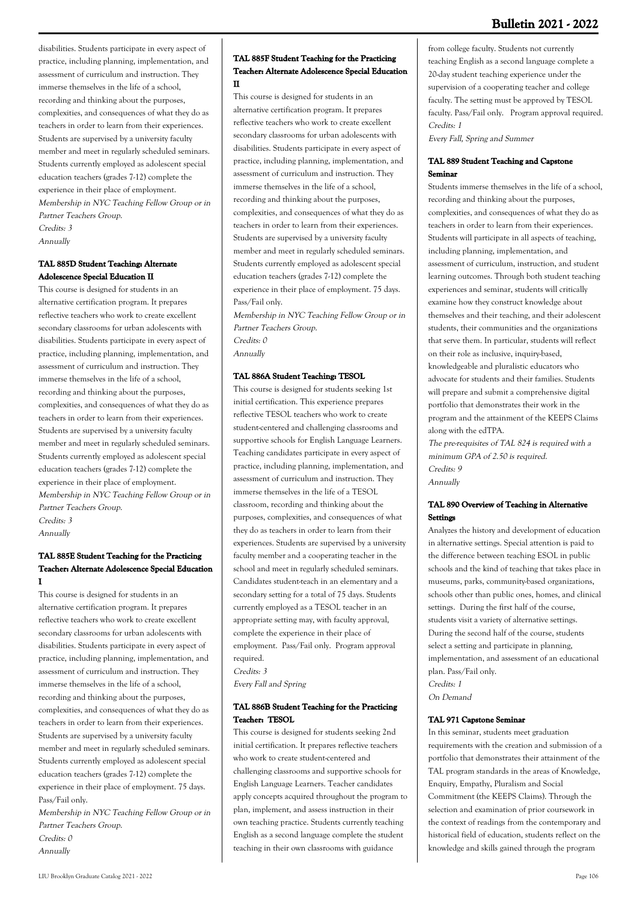disabilities. Students participate in every aspect of practice, including planning, implementation, and assessment of curriculum and instruction. They immerse themselves in the life of a school, recording and thinking about the purposes, complexities, and consequences of what they do as teachers in order to learn from their experiences. Students are supervised by a university faculty member and meet in regularly scheduled seminars. Students currently employed as adolescent special education teachers (grades 7-12) complete the experience in their place of employment.
*Membership in NYC Teaching Fellow Group or in Partner Teachers Group.*
*Credits: 3*
*Annually*

### TAL 885D Student Teaching: Alternate Adolescence Special Education II

This course is designed for students in an alternative certification program. It prepares reflective teachers who work to create excellent secondary classrooms for urban adolescents with disabilities. Students participate in every aspect of practice, including planning, implementation, and assessment of curriculum and instruction. They immerse themselves in the life of a school, recording and thinking about the purposes, complexities, and consequences of what they do as teachers in order to learn from their experiences. Students are supervised by a university faculty member and meet in regularly scheduled seminars. Students currently employed as adolescent special education teachers (grades 7-12) complete the experience in their place of employment.
*Membership in NYC Teaching Fellow Group or in Partner Teachers Group.*
*Credits: 3*
*Annually*

### TAL 885E Student Teaching for the Practicing Teacher: Alternate Adolescence Special Education I

This course is designed for students in an alternative certification program. It prepares reflective teachers who work to create excellent secondary classrooms for urban adolescents with disabilities. Students participate in every aspect of practice, including planning, implementation, and assessment of curriculum and instruction. They immerse themselves in the life of a school, recording and thinking about the purposes, complexities, and consequences of what they do as teachers in order to learn from their experiences. Students are supervised by a university faculty member and meet in regularly scheduled seminars. Students currently employed as adolescent special education teachers (grades 7-12) complete the experience in their place of employment. 75 days. Pass/Fail only.
*Membership in NYC Teaching Fellow Group or in Partner Teachers Group.*
*Credits: 0*
*Annually*

### TAL 885F Student Teaching for the Practicing Teacher: Alternate Adolescence Special Education II

This course is designed for students in an alternative certification program. It prepares reflective teachers who work to create excellent secondary classrooms for urban adolescents with disabilities. Students participate in every aspect of practice, including planning, implementation, and assessment of curriculum and instruction. They immerse themselves in the life of a school, recording and thinking about the purposes, complexities, and consequences of what they do as teachers in order to learn from their experiences. Students are supervised by a university faculty member and meet in regularly scheduled seminars. Students currently employed as adolescent special education teachers (grades 7-12) complete the experience in their place of employment. 75 days. Pass/Fail only.
*Membership in NYC Teaching Fellow Group or in Partner Teachers Group.*
*Credits: 0*
*Annually*

### TAL 886A Student Teaching: TESOL

This course is designed for students seeking 1st initial certification. This experience prepares reflective TESOL teachers who work to create student-centered and challenging classrooms and supportive schools for English Language Learners. Teaching candidates participate in every aspect of practice, including planning, implementation, and assessment of curriculum and instruction. They immerse themselves in the life of a TESOL classroom, recording and thinking about the purposes, complexities, and consequences of what they do as teachers in order to learn from their experiences. Students are supervised by a university faculty member and a cooperating teacher in the school and meet in regularly scheduled seminars. Candidates student-teach in an elementary and a secondary setting for a total of 75 days. Students currently employed as a TESOL teacher in an appropriate setting may, with faculty approval, complete the experience in their place of employment. Pass/Fail only. Program approval required.
*Credits: 3*
*Every Fall and Spring*

### TAL 886B Student Teaching for the Practicing Teacher: TESOL

This course is designed for students seeking 2nd initial certification. It prepares reflective teachers who work to create student-centered and challenging classrooms and supportive schools for English Language Learners. Teacher candidates apply concepts acquired throughout the program to plan, implement, and assess instruction in their own teaching practice. Students currently teaching English as a second language complete the student teaching in their own classrooms with guidance from college faculty. Students not currently teaching English as a second language complete a 20-day student teaching experience under the supervision of a cooperating teacher and college faculty. The setting must be approved by TESOL faculty. Pass/Fail only. Program approval required.
*Credits: 1*
*Every Fall, Spring and Summer*

### TAL 889 Student Teaching and Capstone Seminar

Students immerse themselves in the life of a school, recording and thinking about the purposes, complexities, and consequences of what they do as teachers in order to learn from their experiences. Students will participate in all aspects of teaching, including planning, implementation, and assessment of curriculum, instruction, and student learning outcomes. Through both student teaching experiences and seminar, students will critically examine how they construct knowledge about themselves and their teaching, and their adolescent students, their communities and the organizations that serve them. In particular, students will reflect on their role as inclusive, inquiry-based, knowledgeable and pluralistic educators who advocate for students and their families. Students will prepare and submit a comprehensive digital portfolio that demonstrates their work in the program and the attainment of the KEEPS Claims along with the edTPA.
*The pre-requisites of TAL 824 is required with a minimum GPA of 2.50 is required.*
*Credits: 9*
*Annually*

### TAL 890 Overview of Teaching in Alternative Settings

Analyzes the history and development of education in alternative settings. Special attention is paid to the difference between teaching ESOL in public schools and the kind of teaching that takes place in museums, parks, community-based organizations, schools other than public ones, homes, and clinical settings. During the first half of the course, students visit a variety of alternative settings. During the second half of the course, students select a setting and participate in planning, implementation, and assessment of an educational plan. Pass/Fail only.
*Credits: 1*
*On Demand*

### TAL 971 Capstone Seminar

In this seminar, students meet graduation requirements with the creation and submission of a portfolio that demonstrates their attainment of the TAL program standards in the areas of Knowledge, Enquiry, Empathy, Pluralism and Social Commitment (the KEEPS Claims). Through the selection and examination of prior coursework in the context of readings from the contemporary and historical field of education, students reflect on the knowledge and skills gained through the program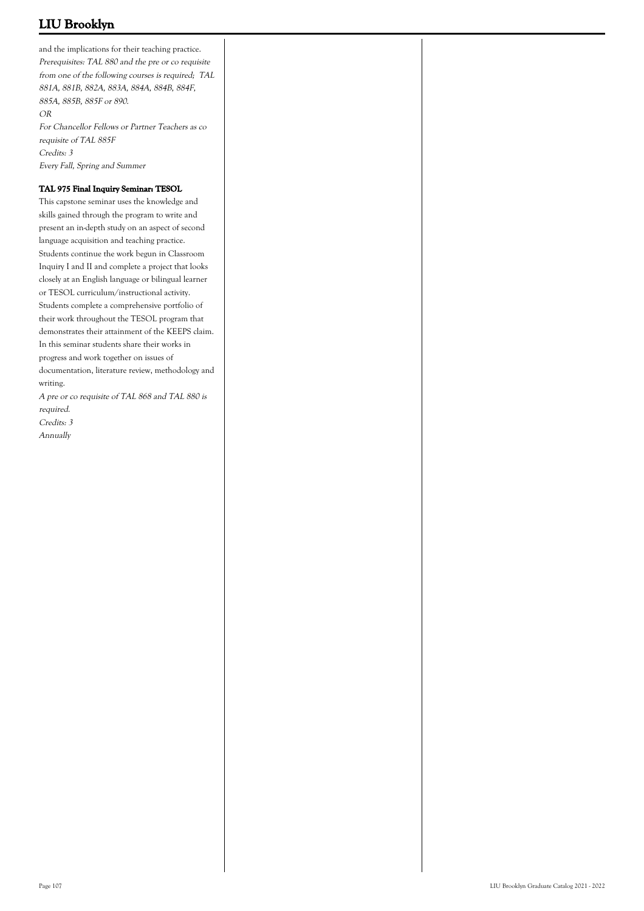and the implications for their teaching practice.
*Prerequisites: TAL 880 and the pre or co requisite from one of the following courses is required; TAL 881A, 881B, 882A, 883A, 884A, 884B, 884F, 885A, 885B, 885F or 890.*
*OR*
*For Chancellor Fellows or Partner Teachers as co requisite of TAL 885F*
*Credits: 3*
*Every Fall, Spring and Summer*

### TAL 975 Final Inquiry Seminar: TESOL

This capstone seminar uses the knowledge and skills gained through the program to write and present an in-depth study on an aspect of second language acquisition and teaching practice. Students continue the work begun in Classroom Inquiry I and II and complete a project that looks closely at an English language or bilingual learner or TESOL curriculum/instructional activity. Students complete a comprehensive portfolio of their work throughout the TESOL program that demonstrates their attainment of the KEEPS claim. In this seminar students share their works in progress and work together on issues of documentation, literature review, methodology and writing.
*A pre or co requisite of TAL 868 and TAL 880 is required.*
*Credits: 3*
*Annually*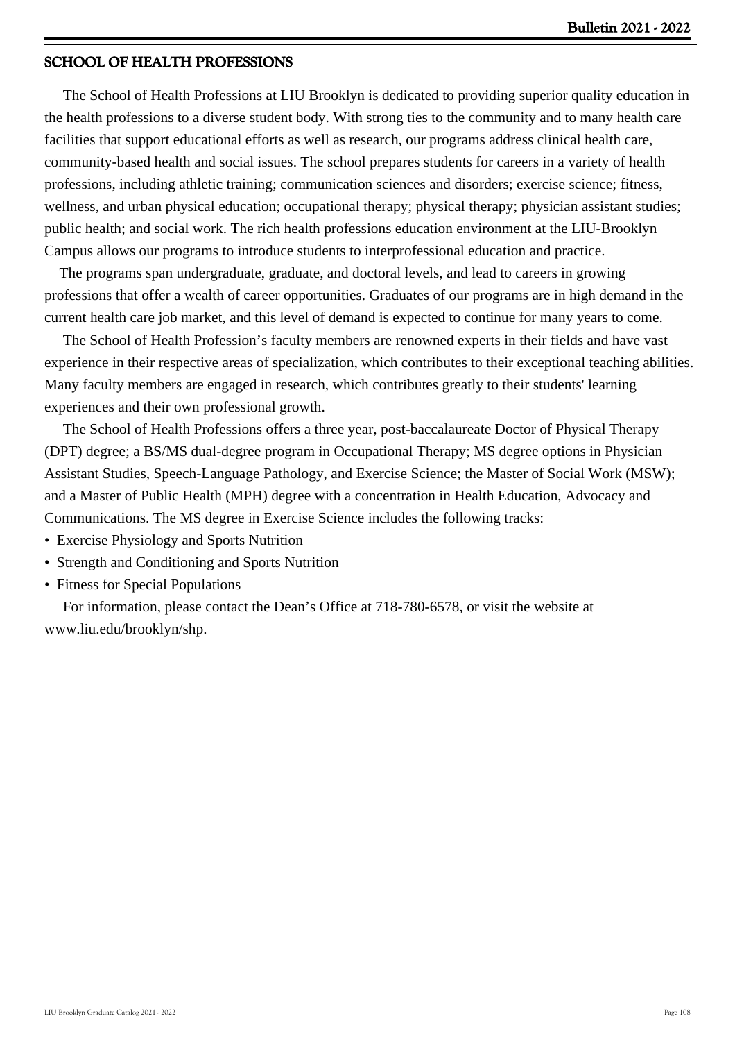## SCHOOL OF HEALTH PROFESSIONS

The School of Health Professions at LIU Brooklyn is dedicated to providing superior quality education in the health professions to a diverse student body. With strong ties to the community and to many health care facilities that support educational efforts as well as research, our programs address clinical health care, community-based health and social issues. The school prepares students for careers in a variety of health professions, including athletic training; communication sciences and disorders; exercise science; fitness, wellness, and urban physical education; occupational therapy; physical therapy; physician assistant studies; public health; and social work. The rich health professions education environment at the LIU-Brooklyn Campus allows our programs to introduce students to interprofessional education and practice.

The programs span undergraduate, graduate, and doctoral levels, and lead to careers in growing professions that offer a wealth of career opportunities. Graduates of our programs are in high demand in the current health care job market, and this level of demand is expected to continue for many years to come.

The School of Health Profession's faculty members are renowned experts in their fields and have vast experience in their respective areas of specialization, which contributes to their exceptional teaching abilities. Many faculty members are engaged in research, which contributes greatly to their students' learning experiences and their own professional growth.

The School of Health Professions offers a three year, post-baccalaureate Doctor of Physical Therapy (DPT) degree; a BS/MS dual-degree program in Occupational Therapy; MS degree options in Physician Assistant Studies, Speech-Language Pathology, and Exercise Science; the Master of Social Work (MSW); and a Master of Public Health (MPH) degree with a concentration in Health Education, Advocacy and Communications. The MS degree in Exercise Science includes the following tracks:

- Exercise Physiology and Sports Nutrition
- Strength and Conditioning and Sports Nutrition
- Fitness for Special Populations

For information, please contact the Dean's Office at 718-780-6578, or visit the website at www.liu.edu/brooklyn/shp.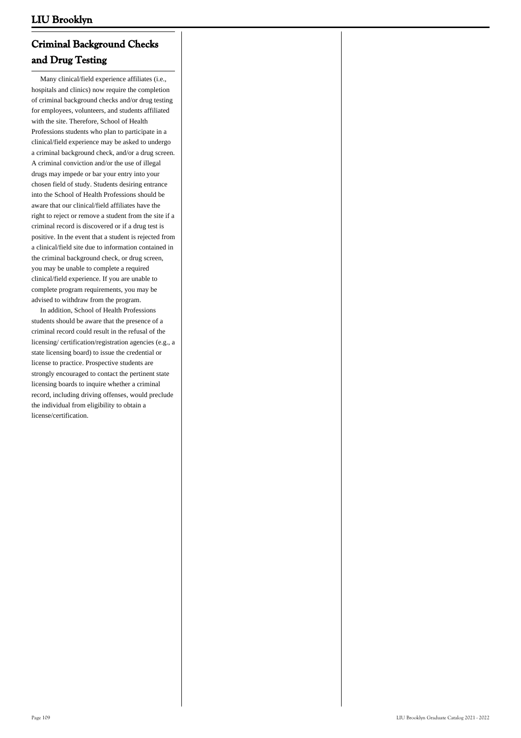## Criminal Background Checks and Drug Testing

Many clinical/field experience affiliates (i.e., hospitals and clinics) now require the completion of criminal background checks and/or drug testing for employees, volunteers, and students affiliated with the site. Therefore, School of Health Professions students who plan to participate in a clinical/field experience may be asked to undergo a criminal background check, and/or a drug screen. A criminal conviction and/or the use of illegal drugs may impede or bar your entry into your chosen field of study. Students desiring entrance into the School of Health Professions should be aware that our clinical/field affiliates have the right to reject or remove a student from the site if a criminal record is discovered or if a drug test is positive. In the event that a student is rejected from a clinical/field site due to information contained in the criminal background check, or drug screen, you may be unable to complete a required clinical/field experience. If you are unable to complete program requirements, you may be advised to withdraw from the program.

In addition, School of Health Professions students should be aware that the presence of a criminal record could result in the refusal of the licensing/ certification/registration agencies (e.g., a state licensing board) to issue the credential or license to practice. Prospective students are strongly encouraged to contact the pertinent state licensing boards to inquire whether a criminal record, including driving offenses, would preclude the individual from eligibility to obtain a license/certification.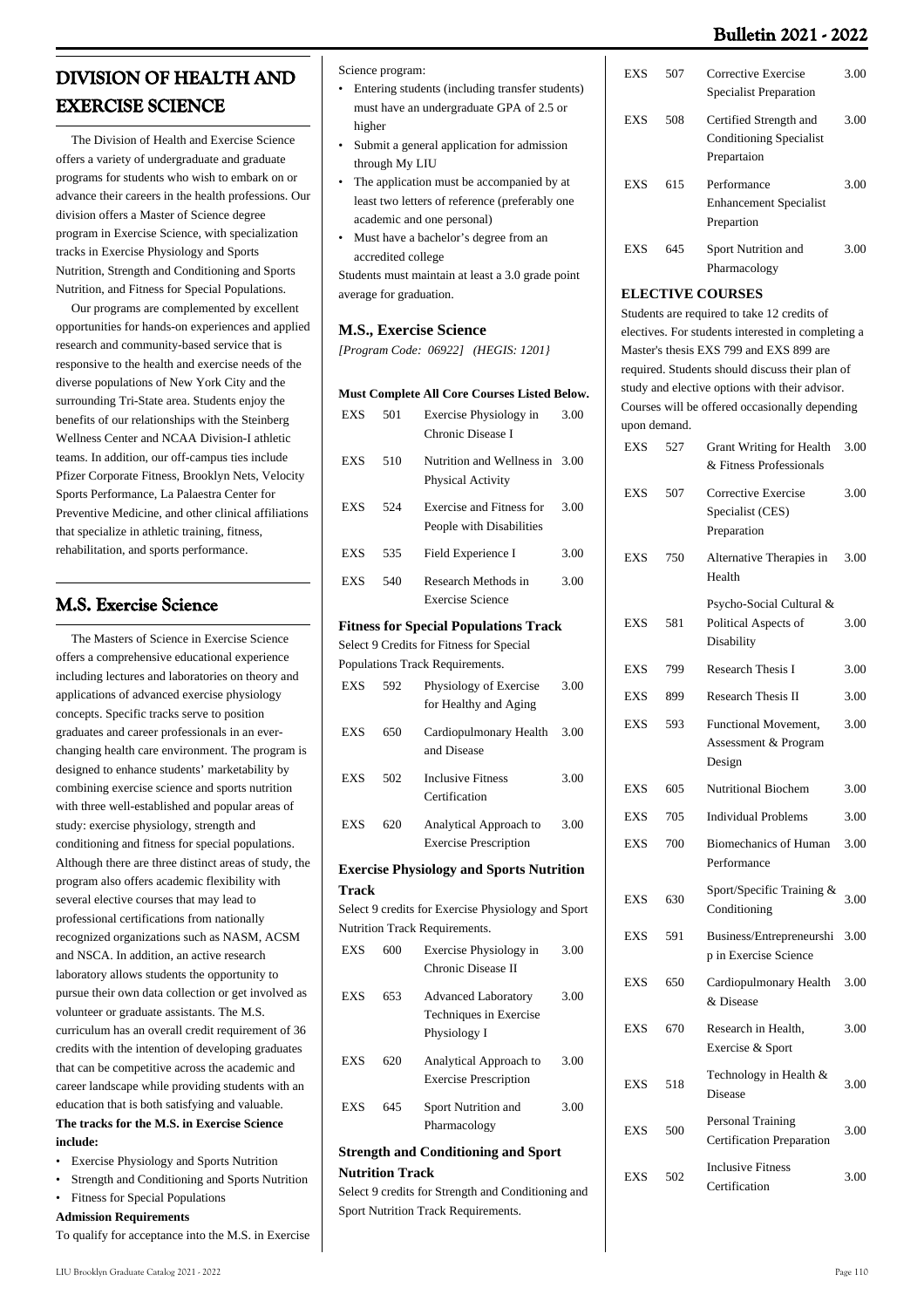## DIVISION OF HEALTH AND EXERCISE SCIENCE

The Division of Health and Exercise Science offers a variety of undergraduate and graduate programs for students who wish to embark on or advance their careers in the health professions. Our division offers a Master of Science degree program in Exercise Science, with specialization tracks in Exercise Physiology and Sports Nutrition, Strength and Conditioning and Sports Nutrition, and Fitness for Special Populations.

Our programs are complemented by excellent opportunities for hands-on experiences and applied research and community-based service that is responsive to the health and exercise needs of the diverse populations of New York City and the surrounding Tri-State area. Students enjoy the benefits of our relationships with the Steinberg Wellness Center and NCAA Division-I athletic teams. In addition, our off-campus ties include Pfizer Corporate Fitness, Brooklyn Nets, Velocity Sports Performance, La Palaestra Center for Preventive Medicine, and other clinical affiliations that specialize in athletic training, fitness, rehabilitation, and sports performance.

## M.S. Exercise Science

The Masters of Science in Exercise Science offers a comprehensive educational experience including lectures and laboratories on theory and applications of advanced exercise physiology concepts. Specific tracks serve to position graduates and career professionals in an ever-changing health care environment. The program is designed to enhance students' marketability by combining exercise science and sports nutrition with three well-established and popular areas of study: exercise physiology, strength and conditioning and fitness for special populations. Although there are three distinct areas of study, the program also offers academic flexibility with several elective courses that may lead to professional certifications from nationally recognized organizations such as NASM, ACSM and NSCA. In addition, an active research laboratory allows students the opportunity to pursue their own data collection or get involved as volunteer or graduate assistants. The M.S. curriculum has an overall credit requirement of 36 credits with the intention of developing graduates that can be competitive across the academic and career landscape while providing students with an education that is both satisfying and valuable.

**The tracks for the M.S. in Exercise Science include:**

- Exercise Physiology and Sports Nutrition
- Strength and Conditioning and Sports Nutrition
- Fitness for Special Populations

**Admission Requirements**

To qualify for acceptance into the M.S. in Exercise Science program:

- Entering students (including transfer students) must have an undergraduate GPA of 2.5 or higher
- Submit a general application for admission through My LIU
- The application must be accompanied by at least two letters of reference (preferably one academic and one personal)
- Must have a bachelor's degree from an accredited college

Students must maintain at least a 3.0 grade point average for graduation.

### M.S., Exercise Science

*[Program Code: 06922] (HEGIS: 1201}*

**Must Complete All Core Courses Listed Below.**

| | | | |
|---|---|---|---|
| EXS | 501 | Exercise Physiology in Chronic Disease I | 3.00 |
| EXS | 510 | Nutrition and Wellness in Physical Activity | 3.00 |
| EXS | 524 | Exercise and Fitness for People with Disabilities | 3.00 |
| EXS | 535 | Field Experience I | 3.00 |
| EXS | 540 | Research Methods in Exercise Science | 3.00 |

**Fitness for Special Populations Track**

Select 9 Credits for Fitness for Special Populations Track Requirements.

| | | | |
|---|---|---|---|
| EXS | 592 | Physiology of Exercise for Healthy and Aging | 3.00 |
| EXS | 650 | Cardiopulmonary Health and Disease | 3.00 |
| EXS | 502 | Inclusive Fitness Certification | 3.00 |
| EXS | 620 | Analytical Approach to Exercise Prescription | 3.00 |

**Exercise Physiology and Sports Nutrition Track**

Select 9 credits for Exercise Physiology and Sport Nutrition Track Requirements.

| | | | |
|---|---|---|---|
| EXS | 600 | Exercise Physiology in Chronic Disease II | 3.00 |
| EXS | 653 | Advanced Laboratory Techniques in Exercise Physiology I | 3.00 |
| EXS | 620 | Analytical Approach to Exercise Prescription | 3.00 |
| EXS | 645 | Sport Nutrition and Pharmacology | 3.00 |

**Strength and Conditioning and Sport Nutrition Track**

Select 9 credits for Strength and Conditioning and Sport Nutrition Track Requirements.

| | | | |
|---|---|---|---|
| EXS | 507 | Corrective Exercise Specialist Preparation | 3.00 |
| EXS | 508 | Certified Strength and Conditioning Specialist Prepartaion | 3.00 |
| EXS | 615 | Performance Enhancement Specialist Prepartion | 3.00 |
| EXS | 645 | Sport Nutrition and Pharmacology | 3.00 |

**ELECTIVE COURSES**

Students are required to take 12 credits of electives. For students interested in completing a Master's thesis EXS 799 and EXS 899 are required. Students should discuss their plan of study and elective options with their advisor. Courses will be offered occasionally depending upon demand.

| | | | |
|---|---|---|---|
| EXS | 527 | Grant Writing for Health & Fitness Professionals | 3.00 |
| EXS | 507 | Corrective Exercise Specialist (CES) Preparation | 3.00 |
| EXS | 750 | Alternative Therapies in Health | 3.00 |
| EXS | 581 | Psycho-Social Cultural & Political Aspects of Disability | 3.00 |
| EXS | 799 | Research Thesis I | 3.00 |
| EXS | 899 | Research Thesis II | 3.00 |
| EXS | 593 | Functional Movement, Assessment & Program Design | 3.00 |
| EXS | 605 | Nutritional Biochem | 3.00 |
| EXS | 705 | Individual Problems | 3.00 |
| EXS | 700 | Biomechanics of Human Performance | 3.00 |
| EXS | 630 | Sport/Specific Training & Conditioning | 3.00 |
| EXS | 591 | Business/Entrepreneurship in Exercise Science | 3.00 |
| EXS | 650 | Cardiopulmonary Health & Disease | 3.00 |
| EXS | 670 | Research in Health, Exercise & Sport | 3.00 |
| EXS | 518 | Technology in Health & Disease | 3.00 |
| EXS | 500 | Personal Training Certification Preparation | 3.00 |
| EXS | 502 | Inclusive Fitness Certification | 3.00 |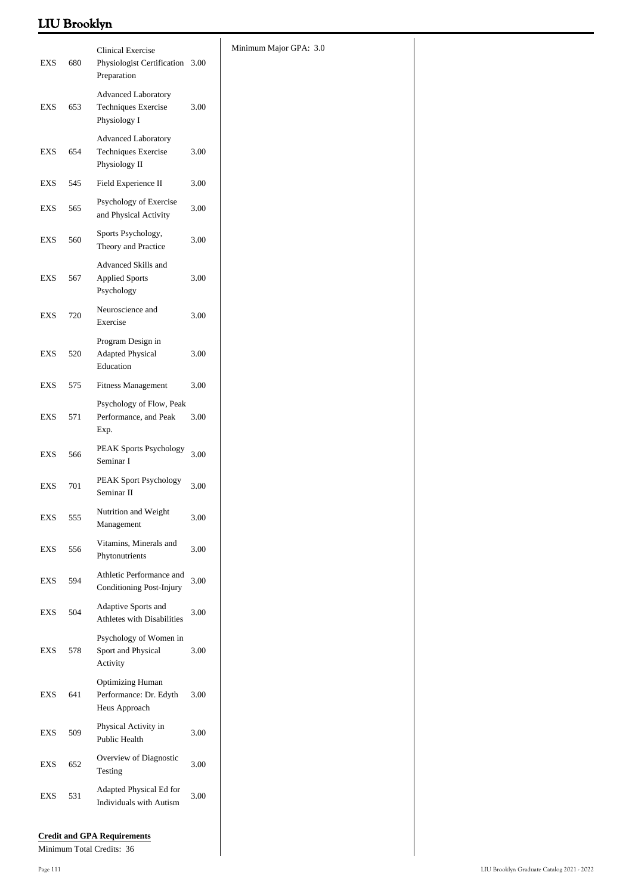| | | | |
|---|---|---|---|
| EXS | 680 | Clinical Exercise Physiologist Certification Preparation | 3.00 |
| EXS | 653 | Advanced Laboratory Techniques Exercise Physiology I | 3.00 |
| EXS | 654 | Advanced Laboratory Techniques Exercise Physiology II | 3.00 |
| EXS | 545 | Field Experience II | 3.00 |
| EXS | 565 | Psychology of Exercise and Physical Activity | 3.00 |
| EXS | 560 | Sports Psychology, Theory and Practice | 3.00 |
| EXS | 567 | Advanced Skills and Applied Sports Psychology | 3.00 |
| EXS | 720 | Neuroscience and Exercise | 3.00 |
| EXS | 520 | Program Design in Adapted Physical Education | 3.00 |
| EXS | 575 | Fitness Management | 3.00 |
| EXS | 571 | Psychology of Flow, Peak Performance, and Peak Exp. | 3.00 |
| EXS | 566 | PEAK Sports Psychology Seminar I | 3.00 |
| EXS | 701 | PEAK Sport Psychology Seminar II | 3.00 |
| EXS | 555 | Nutrition and Weight Management | 3.00 |
| EXS | 556 | Vitamins, Minerals and Phytonutrients | 3.00 |
| EXS | 594 | Athletic Performance and Conditioning Post-Injury | 3.00 |
| EXS | 504 | Adaptive Sports and Athletes with Disabilities | 3.00 |
| EXS | 578 | Psychology of Women in Sport and Physical Activity | 3.00 |
| EXS | 641 | Optimizing Human Performance: Dr. Edyth Heus Approach | 3.00 |
| EXS | 509 | Physical Activity in Public Health | 3.00 |
| EXS | 652 | Overview of Diagnostic Testing | 3.00 |
| EXS | 531 | Adapted Physical Ed for Individuals with Autism | 3.00 |

**Credit and GPA Requirements**

Minimum Total Credits: 36

Minimum Major GPA: 3.0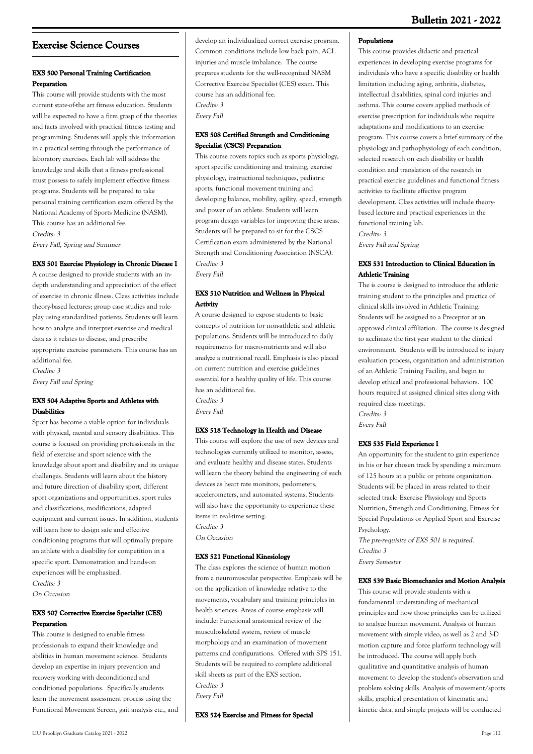## Exercise Science Courses

### EXS 500 Personal Training Certification Preparation

This course will provide students with the most current state-of-the art fitness education. Students will be expected to have a firm grasp of the theories and facts involved with practical fitness testing and programming. Students will apply this information in a practical setting through the performance of laboratory exercises. Each lab will address the knowledge and skills that a fitness professional must possess to safely implement effective fitness programs. Students will be prepared to take personal training certification exam offered by the National Academy of Sports Medicine (NASM). This course has an additional fee.

*Credits: 3*

*Every Fall, Spring and Summer*

### EXS 501 Exercise Physiology in Chronic Disease I

A course designed to provide students with an in-depth understanding and appreciation of the effect of exercise in chronic illness. Class activities include theory-based lectures; group case studies and role-play using standardized patients. Students will learn how to analyze and interpret exercise and medical data as it relates to disease, and prescribe appropriate exercise parameters. This course has an additional fee.

*Credits: 3*

*Every Fall and Spring*

### EXS 504 Adaptive Sports and Athletes with Disabilities

Sport has become a viable option for individuals with physical, mental and sensory disabilities. This course is focused on providing professionals in the field of exercise and sport science with the knowledge about sport and disability and its unique challenges. Students will learn about the history and future direction of disability sport, different sport organizations and opportunities, sport rules and classifications, modifications, adapted equipment and current issues. In addition, students will learn how to design safe and effective conditioning programs that will optimally prepare an athlete with a disability for competition in a specific sport. Demonstration and hands-on experiences will be emphasized.

*Credits: 3*

*On Occasion*

### EXS 507 Corrective Exercise Specialist (CES) Preparation

This course is designed to enable fitness professionals to expand their knowledge and abilities in human movement science. Students develop an expertise in injury prevention and recovery working with deconditioned and conditioned populations. Specifically students learn the movement assessment process using the Functional Movement Screen, gait analysis etc., and develop an individualized correct exercise program. Common conditions include low back pain, ACL injuries and muscle imbalance. The course prepares students for the well-recognized NASM Corrective Exercise Specialist (CES) exam. This course has an additional fee.

*Credits: 3*

*Every Fall*

### EXS 508 Certified Strength and Conditioning Specialist (CSCS) Preparation

This course covers topics such as sports physiology, sport specific conditioning and training, exercise physiology, instructional techniques, pediatric sports, functional movement training and developing balance, mobility, agility, speed, strength and power of an athlete. Students will learn program design variables for improving these areas. Students will be prepared to sit for the CSCS Certification exam administered by the National Strength and Conditioning Association (NSCA).

*Credits: 3*

*Every Fall*

### EXS 510 Nutrition and Wellness in Physical Activity

A course designed to expose students to basic concepts of nutrition for non-athletic and athletic populations. Students will be introduced to daily requirements for macro-nutrients and will also analyze a nutritional recall. Emphasis is also placed on current nutrition and exercise guidelines essential for a healthy quality of life. This course has an additional fee.

*Credits: 3*

*Every Fall*

### EXS 518 Technology in Health and Disease

This course will explore the use of new devices and technologies currently utilized to monitor, assess, and evaluate healthy and disease states. Students will learn the theory behind the engineering of such devices as heart rate monitors, pedometers, accelerometers, and automated systems. Students will also have the opportunity to experience these items in real-time setting.

*Credits: 3*

*On Occasion*

### EXS 521 Functional Kinesiology

The class explores the science of human motion from a neuromuscular perspective. Emphasis will be on the application of knowledge relative to the movements, vocabulary and training principles in health sciences. Areas of course emphasis will include: Functional anatomical review of the musculoskeletal system, review of muscle morphology and an examination of movement patterns and configurations. Offered with SPS 151. Students will be required to complete additional skill sheets as part of the EXS section.

*Credits: 3*

*Every Fall*

### EXS 524 Exercise and Fitness for Special Populations

This course provides didactic and practical experiences in developing exercise programs for individuals who have a specific disability or health limitation including aging, arthritis, diabetes, intellectual disabilities, spinal cord injuries and asthma. This course covers applied methods of exercise prescription for individuals who require adaptations and modifications to an exercise program. This course covers a brief summary of the physiology and pathophysiology of each condition, selected research on each disability or health condition and translation of the research in practical exercise guidelines and functional fitness activities to facilitate effective program development. Class activities will include theory-based lecture and practical experiences in the functional training lab.

*Credits: 3*

*Every Fall and Spring*

### EXS 531 Introduction to Clinical Education in Athletic Training

The is course is designed to introduce the athletic training student to the principles and practice of clinical skills involved in Athletic Training. Students will be assigned to a Preceptor at an approved clinical affiliation. The course is designed to acclimate the first year student to the clinical environment. Students will be introduced to injury evaluation process, organization and administration of an Athletic Training Facility, and begin to develop ethical and professional behaviors. 100 hours required at assigned clinical sites along with required class meetings.

*Credits: 3*

*Every Fall*

### EXS 535 Field Experience I

An opportunity for the student to gain experience in his or her chosen track by spending a minimum of 125 hours at a public or private organization. Students will be placed in areas related to their selected track: Exercise Physiology and Sports Nutrition, Strength and Conditioning, Fitness for Special Populations or Applied Sport and Exercise Psychology.

*The pre-requisite of EXS 501 is required.*

*Credits: 3*

*Every Semester*

### EXS 539 Basic Biomechanics and Motion Analysis

This course will provide students with a fundamental understanding of mechanical principles and how those principles can be utilized to analyze human movement. Analysis of human movement with simple video, as well as 2 and 3-D motion capture and force platform technology will be introduced. The course will apply both qualitative and quantitative analysis of human movement to develop the student's observation and problem solving skills. Analysis of movement/sports skills, graphical presentation of kinematic and kinetic data, and simple projects will be conducted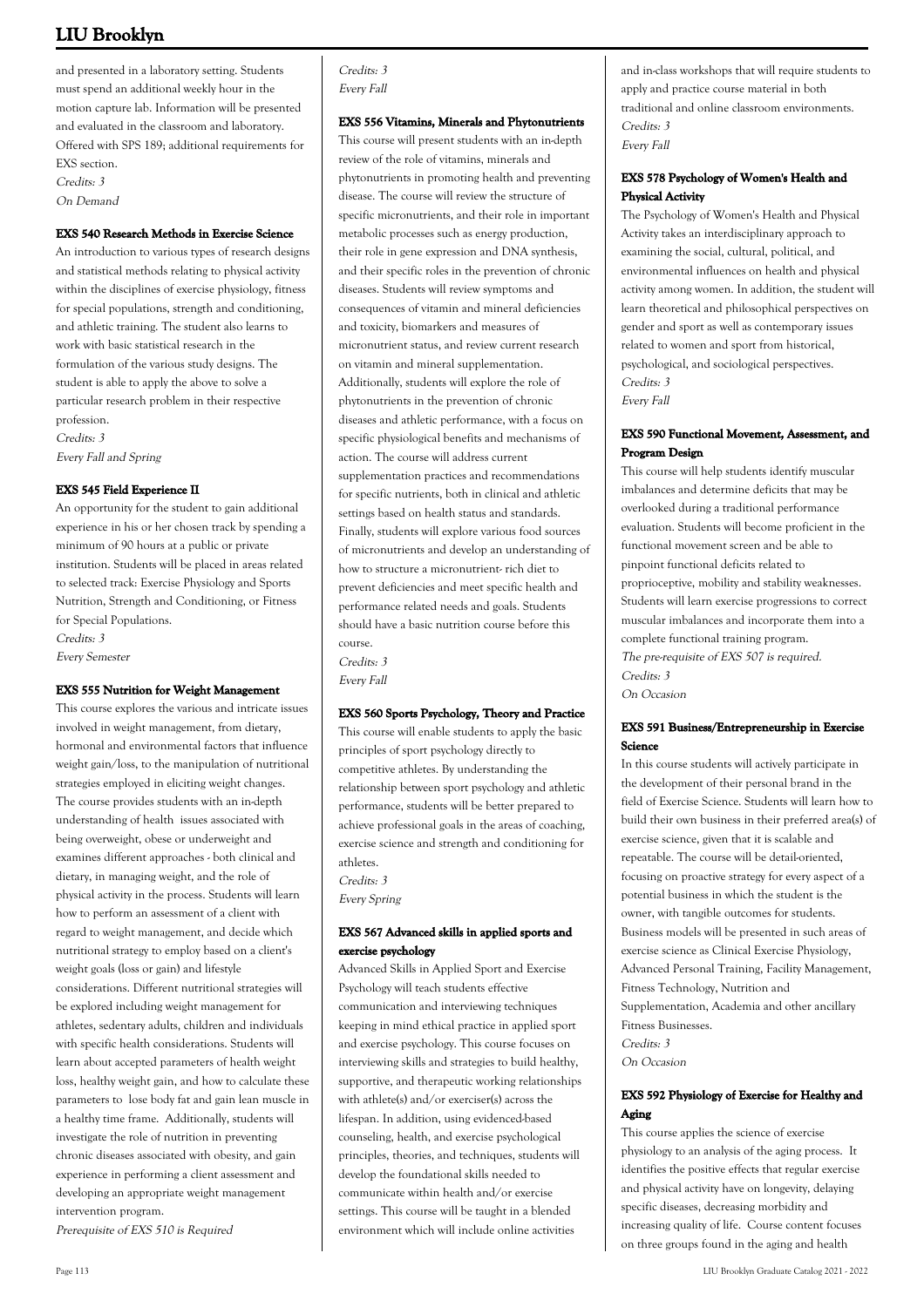and presented in a laboratory setting. Students must spend an additional weekly hour in the motion capture lab. Information will be presented and evaluated in the classroom and laboratory. Offered with SPS 189; additional requirements for EXS section.

*Credits: 3*
*On Demand*

#### EXS 540 Research Methods in Exercise Science

An introduction to various types of research designs and statistical methods relating to physical activity within the disciplines of exercise physiology, fitness for special populations, strength and conditioning, and athletic training. The student also learns to work with basic statistical research in the formulation of the various study designs. The student is able to apply the above to solve a particular research problem in their respective profession.

*Credits: 3*
*Every Fall and Spring*

#### EXS 545 Field Experience II

An opportunity for the student to gain additional experience in his or her chosen track by spending a minimum of 90 hours at a public or private institution. Students will be placed in areas related to selected track: Exercise Physiology and Sports Nutrition, Strength and Conditioning, or Fitness for Special Populations.

*Credits: 3*
*Every Semester*

#### EXS 555 Nutrition for Weight Management

This course explores the various and intricate issues involved in weight management, from dietary, hormonal and environmental factors that influence weight gain/loss, to the manipulation of nutritional strategies employed in eliciting weight changes. The course provides students with an in-depth understanding of health issues associated with being overweight, obese or underweight and examines different approaches - both clinical and dietary, in managing weight, and the role of physical activity in the process. Students will learn how to perform an assessment of a client with regard to weight management, and decide which nutritional strategy to employ based on a client's weight goals (loss or gain) and lifestyle considerations. Different nutritional strategies will be explored including weight management for athletes, sedentary adults, children and individuals with specific health considerations. Students will learn about accepted parameters of health weight loss, healthy weight gain, and how to calculate these parameters to lose body fat and gain lean muscle in a healthy time frame. Additionally, students will investigate the role of nutrition in preventing chronic diseases associated with obesity, and gain experience in performing a client assessment and developing an appropriate weight management intervention program.

*Prerequisite of EXS 510 is Required*

*Credits: 3*
*Every Fall*

#### EXS 556 Vitamins, Minerals and Phytonutrients

This course will present students with an in-depth review of the role of vitamins, minerals and phytonutrients in promoting health and preventing disease. The course will review the structure of specific micronutrients, and their role in important metabolic processes such as energy production, their role in gene expression and DNA synthesis, and their specific roles in the prevention of chronic diseases. Students will review symptoms and consequences of vitamin and mineral deficiencies and toxicity, biomarkers and measures of micronutrient status, and review current research on vitamin and mineral supplementation. Additionally, students will explore the role of phytonutrients in the prevention of chronic diseases and athletic performance, with a focus on specific physiological benefits and mechanisms of action. The course will address current supplementation practices and recommendations for specific nutrients, both in clinical and athletic settings based on health status and standards. Finally, students will explore various food sources of micronutrients and develop an understanding of how to structure a micronutrient- rich diet to prevent deficiencies and meet specific health and performance related needs and goals. Students should have a basic nutrition course before this course.

*Credits: 3*
*Every Fall*

#### EXS 560 Sports Psychology, Theory and Practice

This course will enable students to apply the basic principles of sport psychology directly to competitive athletes. By understanding the relationship between sport psychology and athletic performance, students will be better prepared to achieve professional goals in the areas of coaching, exercise science and strength and conditioning for athletes.

*Credits: 3*
*Every Spring*

#### EXS 567 Advanced skills in applied sports and exercise psychology

Advanced Skills in Applied Sport and Exercise Psychology will teach students effective communication and interviewing techniques keeping in mind ethical practice in applied sport and exercise psychology. This course focuses on interviewing skills and strategies to build healthy, supportive, and therapeutic working relationships with athlete(s) and/or exerciser(s) across the lifespan. In addition, using evidenced-based counseling, health, and exercise psychological principles, theories, and techniques, students will develop the foundational skills needed to communicate within health and/or exercise settings. This course will be taught in a blended environment which will include online activities and in-class workshops that will require students to apply and practice course material in both traditional and online classroom environments.

*Credits: 3*
*Every Fall*

#### EXS 578 Psychology of Women's Health and Physical Activity

The Psychology of Women's Health and Physical Activity takes an interdisciplinary approach to examining the social, cultural, political, and environmental influences on health and physical activity among women. In addition, the student will learn theoretical and philosophical perspectives on gender and sport as well as contemporary issues related to women and sport from historical, psychological, and sociological perspectives.

*Credits: 3*
*Every Fall*

#### EXS 590 Functional Movement, Assessment, and Program Design

This course will help students identify muscular imbalances and determine deficits that may be overlooked during a traditional performance evaluation. Students will become proficient in the functional movement screen and be able to pinpoint functional deficits related to proprioceptive, mobility and stability weaknesses. Students will learn exercise progressions to correct muscular imbalances and incorporate them into a complete functional training program.

*The pre-requisite of EXS 507 is required.*
*Credits: 3*
*On Occasion*

#### EXS 591 Business/Entrepreneurship in Exercise Science

In this course students will actively participate in the development of their personal brand in the field of Exercise Science. Students will learn how to build their own business in their preferred area(s) of exercise science, given that it is scalable and repeatable. The course will be detail-oriented, focusing on proactive strategy for every aspect of a potential business in which the student is the owner, with tangible outcomes for students. Business models will be presented in such areas of exercise science as Clinical Exercise Physiology, Advanced Personal Training, Facility Management, Fitness Technology, Nutrition and Supplementation, Academia and other ancillary Fitness Businesses.

*Credits: 3*
*On Occasion*

#### EXS 592 Physiology of Exercise for Healthy and Aging

This course applies the science of exercise physiology to an analysis of the aging process. It identifies the positive effects that regular exercise and physical activity have on longevity, delaying specific diseases, decreasing morbidity and increasing quality of life. Course content focuses on three groups found in the aging and health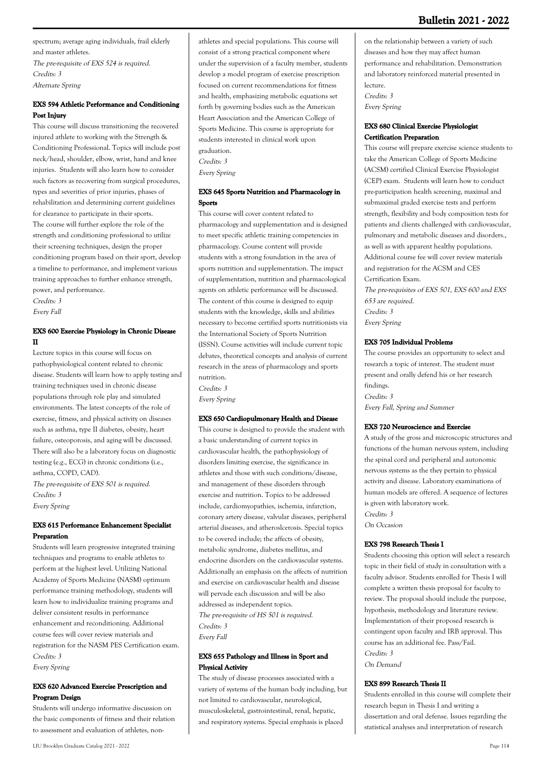spectrum; average aging individuals, frail elderly and master athletes.

*The pre-requisite of EXS 524 is required.*
*Credits: 3*
*Alternate Spring*

### EXS 594 Athletic Performance and Conditioning Post Injury

This course will discuss transitioning the recovered injured athlete to working with the Strength & Conditioning Professional. Topics will include post neck/head, shoulder, elbow, wrist, hand and knee injuries. Students will also learn how to consider such factors as recovering from surgical procedures, types and severities of prior injuries, phases of rehabilitation and determining current guidelines for clearance to participate in their sports.
The course will further explore the role of the strength and conditioning professional to utilize their screening techniques, design the proper conditioning program based on their sport, develop a timeline to performance, and implement various training approaches to further enhance strength, power, and performance.

*Credits: 3*
*Every Fall*

### EXS 600 Exercise Physiology in Chronic Disease II

Lecture topics in this course will focus on pathophysiological content related to chronic disease. Students will learn how to apply testing and training techniques used in chronic disease populations through role play and simulated environments. The latest concepts of the role of exercise, fitness, and physical activity on diseases such as asthma, type II diabetes, obesity, heart failure, osteoporosis, and aging will be discussed. There will also be a laboratory focus on diagnostic testing (e.g., ECG) in chronic conditions (i.e., asthma, COPD, CAD).

*The pre-requisite of EXS 501 is required.*
*Credits: 3*
*Every Spring*

### EXS 615 Performance Enhancement Specialist Preparation

Students will learn progressive integrated training techniques and programs to enable athletes to perform at the highest level. Utilizing National Academy of Sports Medicine (NASM) optimum performance training methodology, students will learn how to individualize training programs and deliver consistent results in performance enhancement and reconditioning. Additional course fees will cover review materials and registration for the NASM PES Certification exam.

*Credits: 3*
*Every Spring*

### EXS 620 Advanced Exercise Prescription and Program Design

Students will undergo informative discussion on the basic components of fitness and their relation to assessment and evaluation of athletes, non-athletes and special populations. This course will consist of a strong practical component where under the supervision of a faculty member, students develop a model program of exercise prescription focused on current recommendations for fitness and health, emphasizing metabolic equations set forth by governing bodies such as the American Heart Association and the American College of Sports Medicine. This course is appropriate for students interested in clinical work upon graduation.

*Credits: 3*
*Every Spring*

### EXS 645 Sports Nutrition and Pharmacology in Sports

This course will cover content related to pharmacology and supplementation and is designed to meet specific athletic training competencies in pharmacology. Course content will provide students with a strong foundation in the area of sports nutrition and supplementation. The impact of supplementation, nutrition and pharmacological agents on athletic performance will be discussed. The content of this course is designed to equip students with the knowledge, skills and abilities necessary to become certified sports nutritionists via the International Society of Sports Nutrition (ISSN). Course activities will include current topic debates, theoretical concepts and analysis of current research in the areas of pharmacology and sports nutrition.

*Credits: 3*
*Every Spring*

### EXS 650 Cardiopulmonary Health and Disease

This course is designed to provide the student with a basic understanding of current topics in cardiovascular health, the pathophysiology of disorders limiting exercise, the significance in athletes and those with such conditions/disease, and management of these disorders through exercise and nutrition. Topics to be addressed include, cardiomyopathies, ischemia, infarction, coronary artery disease, valvular diseases, peripheral arterial diseases, and atheroslcerosis. Special topics to be covered include; the affects of obesity, metabolic syndrome, diabetes mellitus, and endocrine disorders on the cardiovascular systems. Additionally an emphasis on the affects of nutrition and exercise on cardiovascular health and disease will pervade each discussion and will be also addressed as independent topics.

*The pre-requisite of HS 501 is required.*
*Credits: 3*
*Every Fall*

### EXS 655 Pathology and Illness in Sport and Physical Activity

The study of disease processes associated with a variety of systems of the human body including, but not limited to cardiovascular, neurological, musculoskeletal, gastrointestinal, renal, hepatic, and respiratory systems. Special emphasis is placed on the relationship between a variety of such diseases and how they may affect human performance and rehabilitation. Demonstration and laboratory reinforced material presented in lecture.

*Credits: 3*
*Every Spring*

### EXS 680 Clinical Exercise Physiologist Certification Preparation

This course will prepare exercise science students to take the American College of Sports Medicine (ACSM) certified Clinical Exercise Physiologist (CEP) exam. Students will learn how to conduct pre-participation health screening, maximal and submaximal graded exercise tests and perform strength, flexibility and body composition tests for patients and clients challenged with cardiovascular, pulmonary and metabolic diseases and disorders., as well as with apparent healthy populations. Additional course fee will cover review materials and registration for the ACSM and CES Certification Exam.

*The pre-requisites of EXS 501, EXS 600 and EXS 653 are required.*
*Credits: 3*
*Every Spring*

### EXS 705 Individual Problems

The course provides an opportunity to select and research a topic of interest. The student must present and orally defend his or her research findings.

*Credits: 3*
*Every Fall, Spring and Summer*

### EXS 720 Neuroscience and Exercise

A study of the gross and microscopic structures and functions of the human nervous system, including the spinal cord and peripheral and autonomic nervous systems as the they pertain to physical activity and disease. Laboratory examinations of human models are offered. A sequence of lectures is given with laboratory work.

*Credits: 3*
*On Occasion*

### EXS 798 Research Thesis I

Students choosing this option will select a research topic in their field of study in consultation with a faculty advisor. Students enrolled for Thesis I will complete a written thesis proposal for faculty to review. The proposal should include the purpose, hypothesis, methodology and literature review. Implementation of their proposed research is contingent upon faculty and IRB approval. This course has an additional fee. Pass/Fail.

*Credits: 3*
*On Demand*

### EXS 899 Research Thesis II

Students enrolled in this course will complete their research begun in Thesis I and writing a dissertation and oral defense. Issues regarding the statistical analyses and interpretation of research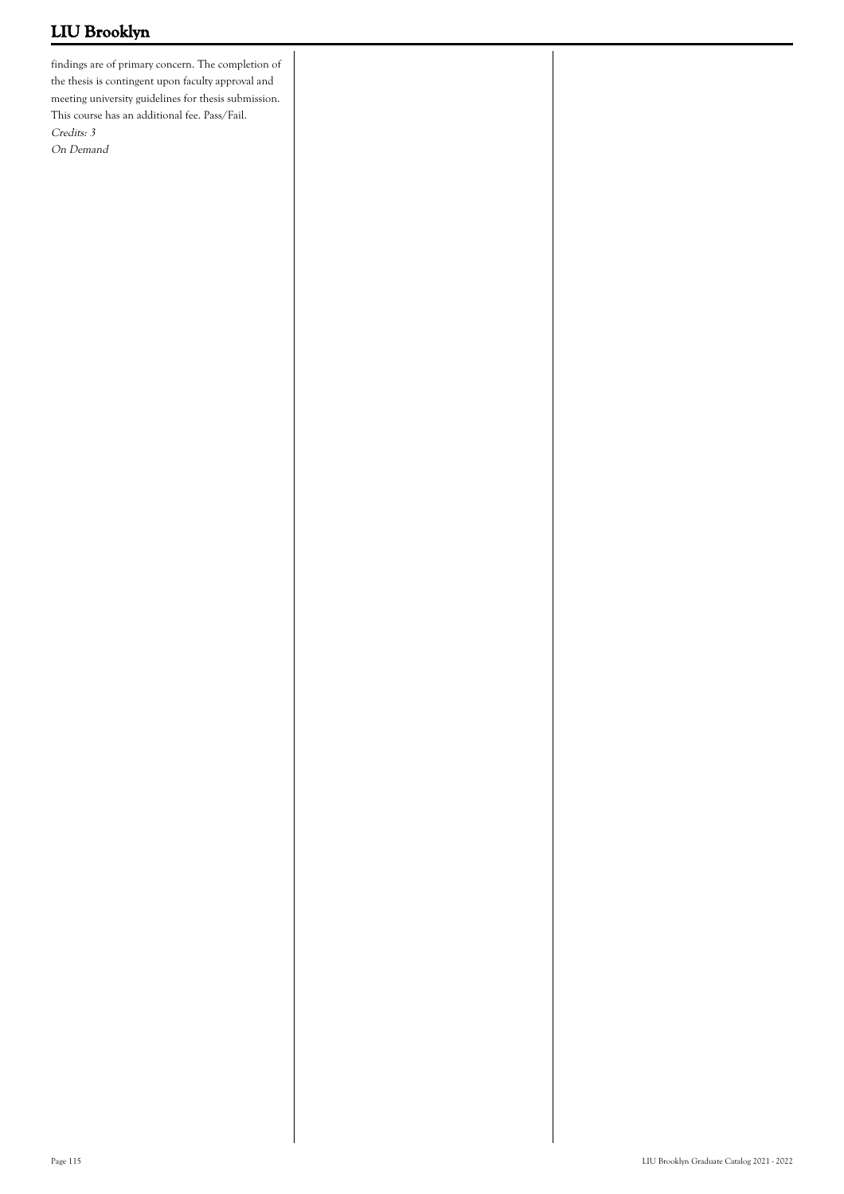findings are of primary concern. The completion of the thesis is contingent upon faculty approval and meeting university guidelines for thesis submission. This course has an additional fee. Pass/Fail.

*Credits: 3*

*On Demand*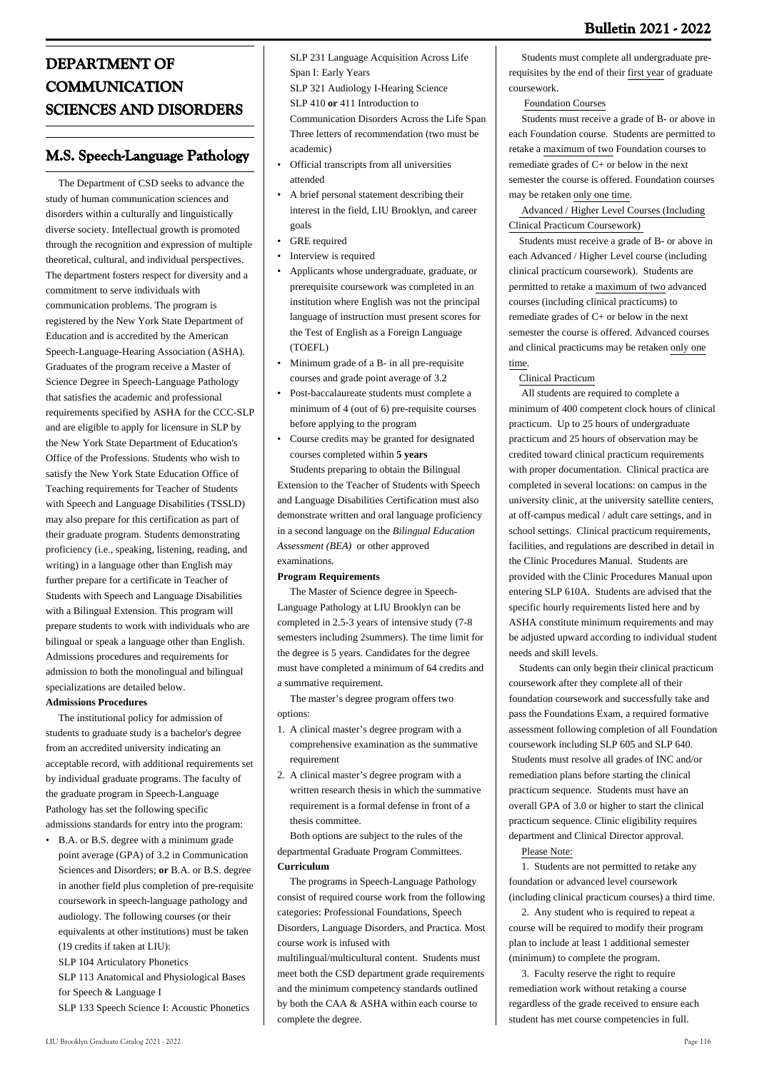# DEPARTMENT OF COMMUNICATION SCIENCES AND DISORDERS

## M.S. Speech-Language Pathology

The Department of CSD seeks to advance the study of human communication sciences and disorders within a culturally and linguistically diverse society. Intellectual growth is promoted through the recognition and expression of multiple theoretical, cultural, and individual perspectives. The department fosters respect for diversity and a commitment to serve individuals with communication problems. The program is registered by the New York State Department of Education and is accredited by the American Speech-Language-Hearing Association (ASHA). Graduates of the program receive a Master of Science Degree in Speech-Language Pathology that satisfies the academic and professional requirements specified by ASHA for the CCC-SLP and are eligible to apply for licensure in SLP by the New York State Department of Education's Office of the Professions. Students who wish to satisfy the New York State Education Office of Teaching requirements for Teacher of Students with Speech and Language Disabilities (TSSLD) may also prepare for this certification as part of their graduate program. Students demonstrating proficiency (i.e., speaking, listening, reading, and writing) in a language other than English may further prepare for a certificate in Teacher of Students with Speech and Language Disabilities with a Bilingual Extension. This program will prepare students to work with individuals who are bilingual or speak a language other than English. Admissions procedures and requirements for admission to both the monolingual and bilingual specializations are detailed below.

**Admissions Procedures**

The institutional policy for admission of students to graduate study is a bachelor's degree from an accredited university indicating an acceptable record, with additional requirements set by individual graduate programs. The faculty of the graduate program in Speech-Language Pathology has set the following specific admissions standards for entry into the program:

- B.A. or B.S. degree with a minimum grade point average (GPA) of 3.2 in Communication Sciences and Disorders; **or** B.A. or B.S. degree in another field plus completion of pre-requisite coursework in speech-language pathology and audiology. The following courses (or their equivalents at other institutions) must be taken (19 credits if taken at LIU):
  SLP 104 Articulatory Phonetics
  SLP 113 Anatomical and Physiological Bases for Speech & Language I
  SLP 133 Speech Science I: Acoustic Phonetics
  SLP 231 Language Acquisition Across Life Span I: Early Years
  SLP 321 Audiology I-Hearing Science
  SLP 410 **or** 411 Introduction to Communication Disorders Across the Life Span
  Three letters of recommendation (two must be academic)
- Official transcripts from all universities attended
- A brief personal statement describing their interest in the field, LIU Brooklyn, and career goals
- GRE required
- Interview is required
- Applicants whose undergraduate, graduate, or prerequisite coursework was completed in an institution where English was not the principal language of instruction must present scores for the Test of English as a Foreign Language (TOEFL)
- Minimum grade of a B- in all pre-requisite courses and grade point average of 3.2
- Post-baccalaureate students must complete a minimum of 4 (out of 6) pre-requisite courses before applying to the program
- Course credits may be granted for designated courses completed within **5 years**

Students preparing to obtain the Bilingual Extension to the Teacher of Students with Speech and Language Disabilities Certification must also demonstrate written and oral language proficiency in a second language on the *Bilingual Education Assessment (BEA)* or other approved examinations.

**Program Requirements**

The Master of Science degree in Speech-Language Pathology at LIU Brooklyn can be completed in 2.5-3 years of intensive study (7-8 semesters including 2summers). The time limit for the degree is 5 years. Candidates for the degree must have completed a minimum of 64 credits and a summative requirement.

The master's degree program offers two options:

1. A clinical master's degree program with a comprehensive examination as the summative requirement
2. A clinical master's degree program with a written research thesis in which the summative requirement is a formal defense in front of a thesis committee.

Both options are subject to the rules of the departmental Graduate Program Committees.

**Curriculum**

The programs in Speech-Language Pathology consist of required course work from the following categories: Professional Foundations, Speech Disorders, Language Disorders, and Practica. Most course work is infused with multilingual/multicultural content. Students must meet both the CSD department grade requirements and the minimum competency standards outlined by both the CAA & ASHA within each course to complete the degree.

Students must complete all undergraduate pre-requisites by the end of their first year of graduate coursework.

Foundation Courses

Students must receive a grade of B- or above in each Foundation course. Students are permitted to retake a maximum of two Foundation courses to remediate grades of C+ or below in the next semester the course is offered. Foundation courses may be retaken only one time.

Advanced / Higher Level Courses (Including Clinical Practicum Coursework)

Students must receive a grade of B- or above in each Advanced / Higher Level course (including clinical practicum coursework). Students are permitted to retake a maximum of two advanced courses (including clinical practicums) to remediate grades of C+ or below in the next semester the course is offered. Advanced courses and clinical practicums may be retaken only one time.

Clinical Practicum

All students are required to complete a minimum of 400 competent clock hours of clinical practicum. Up to 25 hours of undergraduate practicum and 25 hours of observation may be credited toward clinical practicum requirements with proper documentation. Clinical practica are completed in several locations: on campus in the university clinic, at the university satellite centers, at off-campus medical / adult care settings, and in school settings. Clinical practicum requirements, facilities, and regulations are described in detail in the Clinic Procedures Manual. Students are provided with the Clinic Procedures Manual upon entering SLP 610A. Students are advised that the specific hourly requirements listed here and by ASHA constitute minimum requirements and may be adjusted upward according to individual student needs and skill levels.

Students can only begin their clinical practicum coursework after they complete all of their foundation coursework and successfully take and pass the Foundations Exam, a required formative assessment following completion of all Foundation coursework including SLP 605 and SLP 640. Students must resolve all grades of INC and/or remediation plans before starting the clinical practicum sequence. Students must have an overall GPA of 3.0 or higher to start the clinical practicum sequence. Clinic eligibility requires department and Clinical Director approval.

Please Note:

1. Students are not permitted to retake any foundation or advanced level coursework (including clinical practicum courses) a third time.

2. Any student who is required to repeat a course will be required to modify their program plan to include at least 1 additional semester (minimum) to complete the program.

3. Faculty reserve the right to require remediation work without retaking a course regardless of the grade received to ensure each student has met course competencies in full.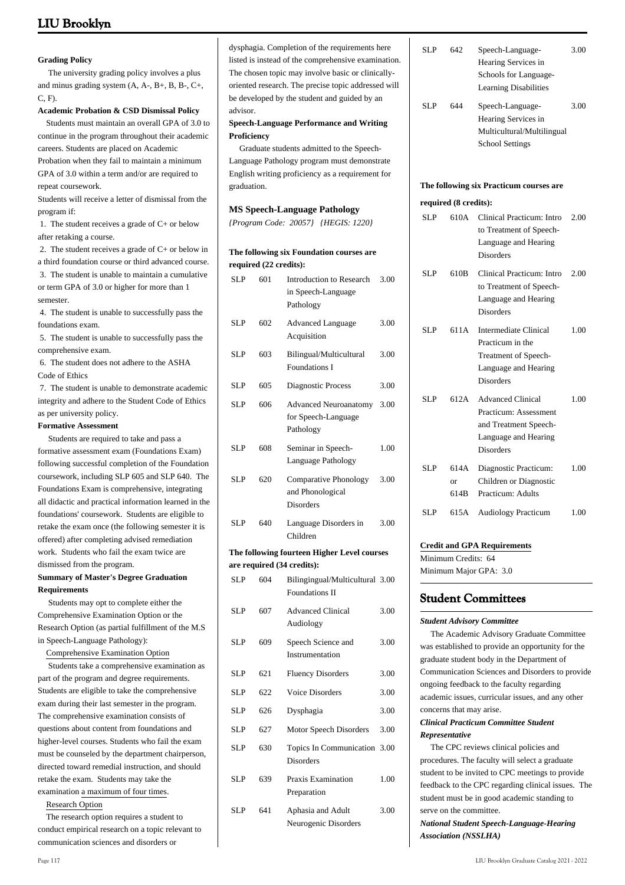**Grading Policy**

The university grading policy involves a plus and minus grading system (A, A-, B+, B, B-, C+, C, F).

**Academic Probation & CSD Dismissal Policy**

Students must maintain an overall GPA of 3.0 to continue in the program throughout their academic careers. Students are placed on Academic Probation when they fail to maintain a minimum GPA of 3.0 within a term and/or are required to repeat coursework.

Students will receive a letter of dismissal from the program if:

1. The student receives a grade of C+ or below after retaking a course.
2. The student receives a grade of C+ or below in a third foundation course or third advanced course.
3. The student is unable to maintain a cumulative or term GPA of 3.0 or higher for more than 1 semester.
4. The student is unable to successfully pass the foundations exam.
5. The student is unable to successfully pass the comprehensive exam.
6. The student does not adhere to the ASHA Code of Ethics
7. The student is unable to demonstrate academic integrity and adhere to the Student Code of Ethics as per university policy.

**Formative Assessment**

Students are required to take and pass a formative assessment exam (Foundations Exam) following successful completion of the Foundation coursework, including SLP 605 and SLP 640. The Foundations Exam is comprehensive, integrating all didactic and practical information learned in the foundations' coursework. Students are eligible to retake the exam once (the following semester it is offered) after completing advised remediation work. Students who fail the exam twice are dismissed from the program.

**Summary of Master's Degree Graduation Requirements**

Students may opt to complete either the Comprehensive Examination Option or the Research Option (as partial fulfillment of the M.S in Speech-Language Pathology):

Comprehensive Examination Option

Students take a comprehensive examination as part of the program and degree requirements. Students are eligible to take the comprehensive exam during their last semester in the program. The comprehensive examination consists of questions about content from foundations and higher-level courses. Students who fail the exam must be counseled by the department chairperson, directed toward remedial instruction, and should retake the exam. Students may take the examination a maximum of four times.

Research Option

The research option requires a student to conduct empirical research on a topic relevant to communication sciences and disorders or dysphagia. Completion of the requirements here listed is instead of the comprehensive examination. The chosen topic may involve basic or clinically-oriented research. The precise topic addressed will be developed by the student and guided by an advisor.

**Speech-Language Performance and Writing Proficiency**

Graduate students admitted to the Speech-Language Pathology program must demonstrate English writing proficiency as a requirement for graduation.

### MS Speech-Language Pathology

*{Program Code: 20057} {HEGIS: 1220}*

**The following six Foundation courses are required (22 credits):**

| | | | |
|---|---|---|---|
| SLP | 601 | Introduction to Research in Speech-Language Pathology | 3.00 |
| SLP | 602 | Advanced Language Acquisition | 3.00 |
| SLP | 603 | Bilingual/Multicultural Foundations I | 3.00 |
| SLP | 605 | Diagnostic Process | 3.00 |
| SLP | 606 | Advanced Neuroanatomy for Speech-Language Pathology | 3.00 |
| SLP | 608 | Seminar in Speech-Language Pathology | 1.00 |
| SLP | 620 | Comparative Phonology and Phonological Disorders | 3.00 |
| SLP | 640 | Language Disorders in Children | 3.00 |

**The following fourteen Higher Level courses are required (34 credits):**

| | | | |
|---|---|---|---|
| SLP | 604 | Bilingingual/Multicultural Foundations II | 3.00 |
| SLP | 607 | Advanced Clinical Audiology | 3.00 |
| SLP | 609 | Speech Science and Instrumentation | 3.00 |
| SLP | 621 | Fluency Disorders | 3.00 |
| SLP | 622 | Voice Disorders | 3.00 |
| SLP | 626 | Dysphagia | 3.00 |
| SLP | 627 | Motor Speech Disorders | 3.00 |
| SLP | 630 | Topics In Communication Disorders | 3.00 |
| SLP | 639 | Praxis Examination Preparation | 1.00 |
| SLP | 641 | Aphasia and Adult Neurogenic Disorders | 3.00 |
| SLP | 642 | Speech-Language-Hearing Services in Schools for Language-Learning Disabilities | 3.00 |
| SLP | 644 | Speech-Language-Hearing Services in Multicultural/Multilingual School Settings | 3.00 |

**The following six Practicum courses are required (8 credits):**

| | | | |
|---|---|---|---|
| SLP | 610A | Clinical Practicum: Intro to Treatment of Speech-Language and Hearing Disorders | 2.00 |
| SLP | 610B | Clinical Practicum: Intro to Treatment of Speech-Language and Hearing Disorders | 2.00 |
| SLP | 611A | Intermediate Clinical Practicum in the Treatment of Speech-Language and Hearing Disorders | 1.00 |
| SLP | 612A | Advanced Clinical Practicum: Assessment and Treatment Speech-Language and Hearing Disorders | 1.00 |
| SLP | 614A or 614B | Diagnostic Practicum: Children or Diagnostic Practicum: Adults | 1.00 |
| SLP | 615A | Audiology Practicum | 1.00 |

**Credit and GPA Requirements**

Minimum Credits: 64
Minimum Major GPA: 3.0

## Student Committees

***Student Advisory Committee***

The Academic Advisory Graduate Committee was established to provide an opportunity for the graduate student body in the Department of Communication Sciences and Disorders to provide ongoing feedback to the faculty regarding academic issues, curricular issues, and any other concerns that may arise.

***Clinical Practicum Committee Student Representative***

The CPC reviews clinical policies and procedures. The faculty will select a graduate student to be invited to CPC meetings to provide feedback to the CPC regarding clinical issues. The student must be in good academic standing to serve on the committee.

***National Student Speech-Language-Hearing Association (NSSLHA)***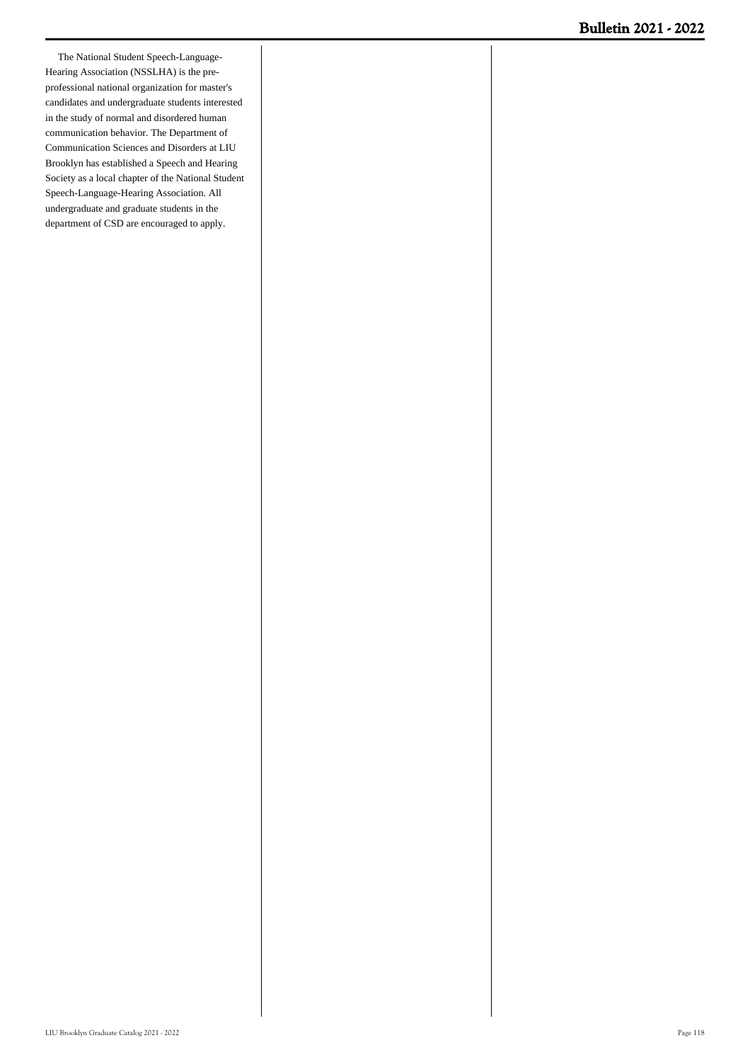The National Student Speech-Language-Hearing Association (NSSLHA) is the pre-professional national organization for master's candidates and undergraduate students interested in the study of normal and disordered human communication behavior. The Department of Communication Sciences and Disorders at LIU Brooklyn has established a Speech and Hearing Society as a local chapter of the National Student Speech-Language-Hearing Association. All undergraduate and graduate students in the department of CSD are encouraged to apply.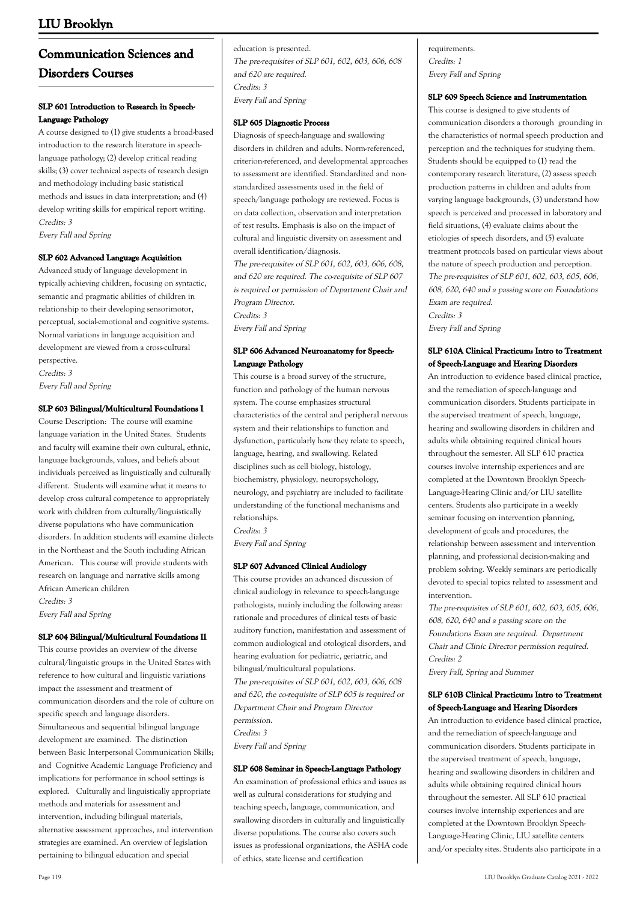# Communication Sciences and Disorders Courses

### SLP 601 Introduction to Research in Speech-Language Pathology

A course designed to (1) give students a broad-based introduction to the research literature in speech-language pathology; (2) develop critical reading skills; (3) cover technical aspects of research design and methodology including basic statistical methods and issues in data interpretation; and (4) develop writing skills for empirical report writing.

*Credits: 3*

*Every Fall and Spring*

### SLP 602 Advanced Language Acquisition

Advanced study of language development in typically achieving children, focusing on syntactic, semantic and pragmatic abilities of children in relationship to their developing sensorimotor, perceptual, social-emotional and cognitive systems. Normal variations in language acquisition and development are viewed from a cross-cultural perspective.

*Credits: 3*

*Every Fall and Spring*

### SLP 603 Bilingual/Multicultural Foundations I

Course Description: The course will examine language variation in the United States. Students and faculty will examine their own cultural, ethnic, language backgrounds, values, and beliefs about individuals perceived as linguistically and culturally different. Students will examine what it means to develop cross cultural competence to appropriately work with children from culturally/linguistically diverse populations who have communication disorders. In addition students will examine dialects in the Northeast and the South including African American. This course will provide students with research on language and narrative skills among African American children

*Credits: 3*

*Every Fall and Spring*

### SLP 604 Bilingual/Multicultural Foundations II

This course provides an overview of the diverse cultural/linguistic groups in the United States with reference to how cultural and linguistic variations impact the assessment and treatment of communication disorders and the role of culture on specific speech and language disorders. Simultaneous and sequential bilingual language development are examined. The distinction between Basic Interpersonal Communication Skills; and Cognitive Academic Language Proficiency and implications for performance in school settings is explored. Culturally and linguistically appropriate methods and materials for assessment and intervention, including bilingual materials, alternative assessment approaches, and intervention strategies are examined. An overview of legislation pertaining to bilingual education and special education is presented.

*The pre-requisites of SLP 601, 602, 603, 606, 608 and 620 are required.*

*Credits: 3*

*Every Fall and Spring*

### SLP 605 Diagnostic Process

Diagnosis of speech-language and swallowing disorders in children and adults. Norm-referenced, criterion-referenced, and developmental approaches to assessment are identified. Standardized and non-standardized assessments used in the field of speech/language pathology are reviewed. Focus is on data collection, observation and interpretation of test results. Emphasis is also on the impact of cultural and linguistic diversity on assessment and overall identification/diagnosis.

*The pre-requisites of SLP 601, 602, 603, 606, 608, and 620 are required. The co-requisite of SLP 607 is required or permission of Department Chair and Program Director.*

*Credits: 3*

*Every Fall and Spring*

### SLP 606 Advanced Neuroanatomy for Speech-Language Pathology

This course is a broad survey of the structure, function and pathology of the human nervous system. The course emphasizes structural characteristics of the central and peripheral nervous system and their relationships to function and dysfunction, particularly how they relate to speech, language, hearing, and swallowing. Related disciplines such as cell biology, histology, biochemistry, physiology, neuropsychology, neurology, and psychiatry are included to facilitate understanding of the functional mechanisms and relationships.

*Credits: 3*

*Every Fall and Spring*

### SLP 607 Advanced Clinical Audiology

This course provides an advanced discussion of clinical audiology in relevance to speech-language pathologists, mainly including the following areas: rationale and procedures of clinical tests of basic auditory function, manifestation and assessment of common audiological and otological disorders, and hearing evaluation for pediatric, geriatric, and bilingual/multicultural populations.

*The pre-requisites of SLP 601, 602, 603, 606, 608 and 620, the co-requisite of SLP 605 is required or Department Chair and Program Director permission.*

*Credits: 3*

*Every Fall and Spring*

### SLP 608 Seminar in Speech-Language Pathology

An examination of professional ethics and issues as well as cultural considerations for studying and teaching speech, language, communication, and swallowing disorders in culturally and linguistically diverse populations. The course also covers such issues as professional organizations, the ASHA code of ethics, state license and certification requirements.

*Credits: 1*

*Every Fall and Spring*

### SLP 609 Speech Science and Instrumentation

This course is designed to give students of communication disorders a thorough grounding in the characteristics of normal speech production and perception and the techniques for studying them. Students should be equipped to (1) read the contemporary research literature, (2) assess speech production patterns in children and adults from varying language backgrounds, (3) understand how speech is perceived and processed in laboratory and field situations, (4) evaluate claims about the etiologies of speech disorders, and (5) evaluate treatment protocols based on particular views about the nature of speech production and perception.

*The pre-requisites of SLP 601, 602, 603, 605, 606, 608, 620, 640 and a passing score on Foundations Exam are required.*

*Credits: 3*

*Every Fall and Spring*

### SLP 610A Clinical Practicum: Intro to Treatment of Speech-Language and Hearing Disorders

An introduction to evidence based clinical practice, and the remediation of speech-language and communication disorders. Students participate in the supervised treatment of speech, language, hearing and swallowing disorders in children and adults while obtaining required clinical hours throughout the semester. All SLP 610 practica courses involve internship experiences and are completed at the Downtown Brooklyn Speech-Language-Hearing Clinic and/or LIU satellite centers. Students also participate in a weekly seminar focusing on intervention planning, development of goals and procedures, the relationship between assessment and intervention planning, and professional decision-making and problem solving. Weekly seminars are periodically devoted to special topics related to assessment and intervention.

*The pre-requisites of SLP 601, 602, 603, 605, 606, 608, 620, 640 and a passing score on the Foundations Exam are required. Department Chair and Clinic Director permission required.*

*Credits: 2*

*Every Fall, Spring and Summer*

### SLP 610B Clinical Practicum: Intro to Treatment of Speech-Language and Hearing Disorders

An introduction to evidence based clinical practice, and the remediation of speech-language and communication disorders. Students participate in the supervised treatment of speech, language, hearing and swallowing disorders in children and adults while obtaining required clinical hours throughout the semester. All SLP 610 practical courses involve internship experiences and are completed at the Downtown Brooklyn Speech-Language-Hearing Clinic, LIU satellite centers and/or specialty sites. Students also participate in a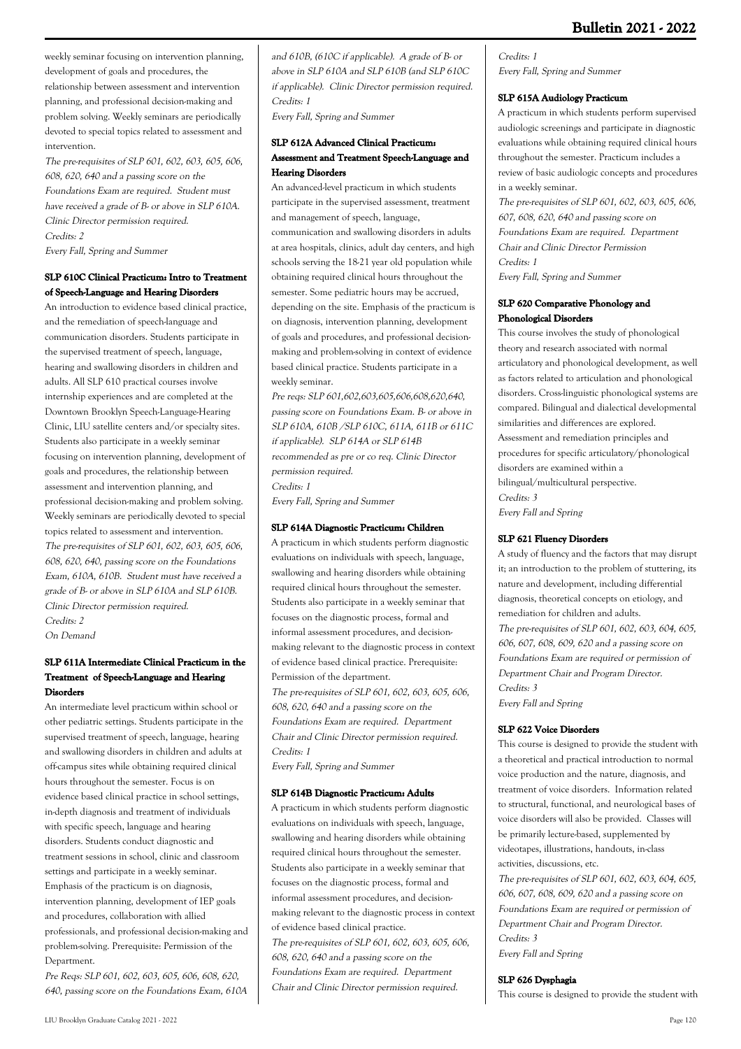weekly seminar focusing on intervention planning, development of goals and procedures, the relationship between assessment and intervention planning, and professional decision-making and problem solving. Weekly seminars are periodically devoted to special topics related to assessment and intervention.

*The pre-requisites of SLP 601, 602, 603, 605, 606, 608, 620, 640 and a passing score on the Foundations Exam are required. Student must have received a grade of B- or above in SLP 610A. Clinic Director permission required.*
*Credits: 2*
*Every Fall, Spring and Summer*

### SLP 610C Clinical Practicum: Intro to Treatment of Speech-Language and Hearing Disorders

An introduction to evidence based clinical practice, and the remediation of speech-language and communication disorders. Students participate in the supervised treatment of speech, language, hearing and swallowing disorders in children and adults. All SLP 610 practical courses involve internship experiences and are completed at the Downtown Brooklyn Speech-Language-Hearing Clinic, LIU satellite centers and/or specialty sites. Students also participate in a weekly seminar focusing on intervention planning, development of goals and procedures, the relationship between assessment and intervention planning, and professional decision-making and problem solving. Weekly seminars are periodically devoted to special topics related to assessment and intervention.

*The pre-requisites of SLP 601, 602, 603, 605, 606, 608, 620, 640, passing score on the Foundations Exam, 610A, 610B. Student must have received a grade of B- or above in SLP 610A and SLP 610B. Clinic Director permission required.*
*Credits: 2*
*On Demand*

### SLP 611A Intermediate Clinical Practicum in the Treatment of Speech-Language and Hearing Disorders

An intermediate level practicum within school or other pediatric settings. Students participate in the supervised treatment of speech, language, hearing and swallowing disorders in children and adults at off-campus sites while obtaining required clinical hours throughout the semester. Focus is on evidence based clinical practice in school settings, in-depth diagnosis and treatment of individuals with specific speech, language and hearing disorders. Students conduct diagnostic and treatment sessions in school, clinic and classroom settings and participate in a weekly seminar. Emphasis of the practicum is on diagnosis, intervention planning, development of IEP goals and procedures, collaboration with allied professionals, and professional decision-making and problem-solving. Prerequisite: Permission of the Department.

*Pre Reqs: SLP 601, 602, 603, 605, 606, 608, 620, 640, passing score on the Foundations Exam, 610A and 610B, (610C if applicable). A grade of B- or above in SLP 610A and SLP 610B (and SLP 610C if applicable). Clinic Director permission required.*
*Credits: 1*
*Every Fall, Spring and Summer*

### SLP 612A Advanced Clinical Practicum: Assessment and Treatment Speech-Language and Hearing Disorders

An advanced-level practicum in which students participate in the supervised assessment, treatment and management of speech, language, communication and swallowing disorders in adults at area hospitals, clinics, adult day centers, and high schools serving the 18-21 year old population while obtaining required clinical hours throughout the semester. Some pediatric hours may be accrued, depending on the site. Emphasis of the practicum is on diagnosis, intervention planning, development of goals and procedures, and professional decision-making and problem-solving in context of evidence based clinical practice. Students participate in a weekly seminar.

*Pre reqs: SLP 601,602,603,605,606,608,620,640, passing score on Foundations Exam. B- or above in SLP 610A, 610B /SLP 610C, 611A, 611B or 611C if applicable). SLP 614A or SLP 614B recommended as pre or co req. Clinic Director permission required.*
*Credits: 1*
*Every Fall, Spring and Summer*

### SLP 614A Diagnostic Practicum: Children

A practicum in which students perform diagnostic evaluations on individuals with speech, language, swallowing and hearing disorders while obtaining required clinical hours throughout the semester. Students also participate in a weekly seminar that focuses on the diagnostic process, formal and informal assessment procedures, and decision-making relevant to the diagnostic process in context of evidence based clinical practice. Prerequisite: Permission of the department.

*The pre-requisites of SLP 601, 602, 603, 605, 606, 608, 620, 640 and a passing score on the Foundations Exam are required. Department Chair and Clinic Director permission required.*
*Credits: 1*
*Every Fall, Spring and Summer*

### SLP 614B Diagnostic Practicum: Adults

A practicum in which students perform diagnostic evaluations on individuals with speech, language, swallowing and hearing disorders while obtaining required clinical hours throughout the semester. Students also participate in a weekly seminar that focuses on the diagnostic process, formal and informal assessment procedures, and decision-making relevant to the diagnostic process in context of evidence based clinical practice.

*The pre-requisites of SLP 601, 602, 603, 605, 606, 608, 620, 640 and a passing score on the Foundations Exam are required. Department Chair and Clinic Director permission required.*
*Credits: 1*
*Every Fall, Spring and Summer*

### SLP 615A Audiology Practicum

A practicum in which students perform supervised audiologic screenings and participate in diagnostic evaluations while obtaining required clinical hours throughout the semester. Practicum includes a review of basic audiologic concepts and procedures in a weekly seminar.

*The pre-requisites of SLP 601, 602, 603, 605, 606, 607, 608, 620, 640 and passing score on Foundations Exam are required. Department Chair and Clinic Director Permission*
*Credits: 1*
*Every Fall, Spring and Summer*

### SLP 620 Comparative Phonology and Phonological Disorders

This course involves the study of phonological theory and research associated with normal articulatory and phonological development, as well as factors related to articulation and phonological disorders. Cross-linguistic phonological systems are compared. Bilingual and dialectical developmental similarities and differences are explored. Assessment and remediation principles and procedures for specific articulatory/phonological disorders are examined within a bilingual/multicultural perspective.

*Credits: 3*
*Every Fall and Spring*

### SLP 621 Fluency Disorders

A study of fluency and the factors that may disrupt it; an introduction to the problem of stuttering, its nature and development, including differential diagnosis, theoretical concepts on etiology, and remediation for children and adults.

*The pre-requisites of SLP 601, 602, 603, 604, 605, 606, 607, 608, 609, 620 and a passing score on Foundations Exam are required or permission of Department Chair and Program Director.*
*Credits: 3*
*Every Fall and Spring*

### SLP 622 Voice Disorders

This course is designed to provide the student with a theoretical and practical introduction to normal voice production and the nature, diagnosis, and treatment of voice disorders. Information related to structural, functional, and neurological bases of voice disorders will also be provided. Classes will be primarily lecture-based, supplemented by videotapes, illustrations, handouts, in-class activities, discussions, etc.

*The pre-requisites of SLP 601, 602, 603, 604, 605, 606, 607, 608, 609, 620 and a passing score on Foundations Exam are required or permission of Department Chair and Program Director.*
*Credits: 3*
*Every Fall and Spring*

### SLP 626 Dysphagia

This course is designed to provide the student with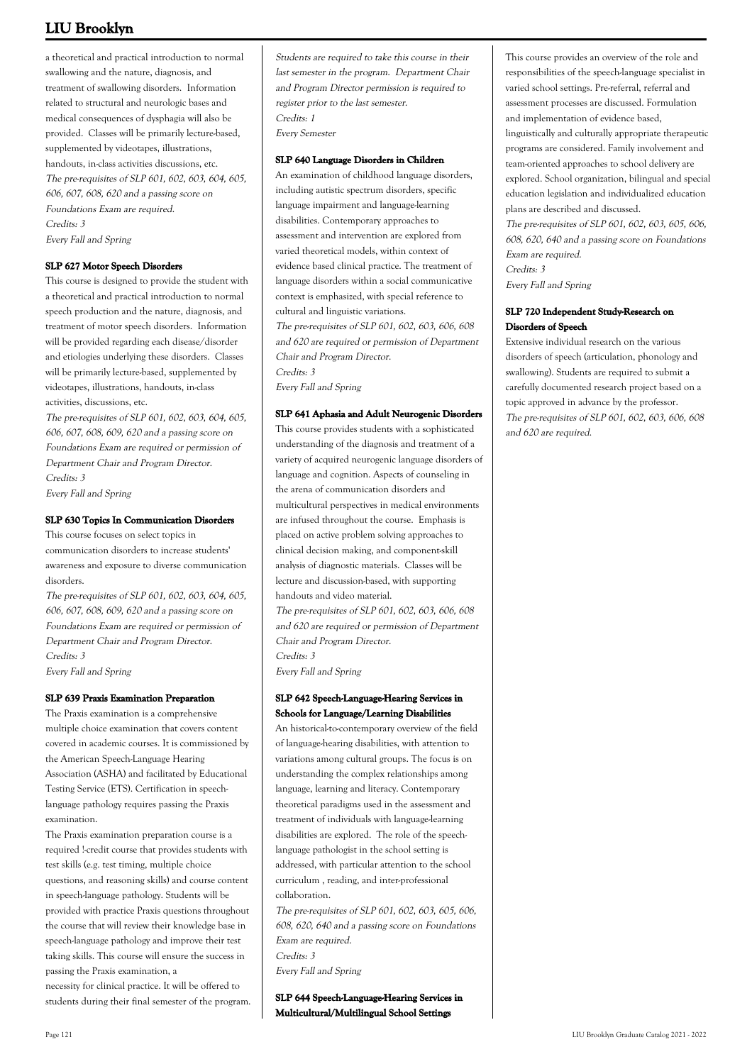a theoretical and practical introduction to normal swallowing and the nature, diagnosis, and treatment of swallowing disorders. Information related to structural and neurologic bases and medical consequences of dysphagia will also be provided. Classes will be primarily lecture-based, supplemented by videotapes, illustrations, handouts, in-class activities discussions, etc.
*The pre-requisites of SLP 601, 602, 603, 604, 605, 606, 607, 608, 620 and a passing score on Foundations Exam are required.*
*Credits: 3*
*Every Fall and Spring*

#### SLP 627 Motor Speech Disorders

This course is designed to provide the student with a theoretical and practical introduction to normal speech production and the nature, diagnosis, and treatment of motor speech disorders. Information will be provided regarding each disease/disorder and etiologies underlying these disorders. Classes will be primarily lecture-based, supplemented by videotapes, illustrations, handouts, in-class activities, discussions, etc.
*The pre-requisites of SLP 601, 602, 603, 604, 605, 606, 607, 608, 609, 620 and a passing score on Foundations Exam are required or permission of Department Chair and Program Director.*
*Credits: 3*
*Every Fall and Spring*

#### SLP 630 Topics In Communication Disorders

This course focuses on select topics in communication disorders to increase students' awareness and exposure to diverse communication disorders.
*The pre-requisites of SLP 601, 602, 603, 604, 605, 606, 607, 608, 609, 620 and a passing score on Foundations Exam are required or permission of Department Chair and Program Director.*
*Credits: 3*
*Every Fall and Spring*

#### SLP 639 Praxis Examination Preparation

The Praxis examination is a comprehensive multiple choice examination that covers content covered in academic courses. It is commissioned by the American Speech-Language Hearing Association (ASHA) and facilitated by Educational Testing Service (ETS). Certification in speech-language pathology requires passing the Praxis examination.

The Praxis examination preparation course is a required !-credit course that provides students with test skills (e.g. test timing, multiple choice questions, and reasoning skills) and course content in speech-language pathology. Students will be provided with practice Praxis questions throughout the course that will review their knowledge base in speech-language pathology and improve their test taking skills. This course will ensure the success in passing the Praxis examination, a necessity for clinical practice. It will be offered to students during their final semester of the program.
*Students are required to take this course in their last semester in the program. Department Chair and Program Director permission is required to register prior to the last semester.*
*Credits: 1*
*Every Semester*

#### SLP 640 Language Disorders in Children

An examination of childhood language disorders, including autistic spectrum disorders, specific language impairment and language-learning disabilities. Contemporary approaches to assessment and intervention are explored from varied theoretical models, within context of evidence based clinical practice. The treatment of language disorders within a social communicative context is emphasized, with special reference to cultural and linguistic variations.
*The pre-requisites of SLP 601, 602, 603, 606, 608 and 620 are required or permission of Department Chair and Program Director.*
*Credits: 3*
*Every Fall and Spring*

#### SLP 641 Aphasia and Adult Neurogenic Disorders

This course provides students with a sophisticated understanding of the diagnosis and treatment of a variety of acquired neurogenic language disorders of language and cognition. Aspects of counseling in the arena of communication disorders and multicultural perspectives in medical environments are infused throughout the course. Emphasis is placed on active problem solving approaches to clinical decision making, and component-skill analysis of diagnostic materials. Classes will be lecture and discussion-based, with supporting handouts and video material.
*The pre-requisites of SLP 601, 602, 603, 606, 608 and 620 are required or permission of Department Chair and Program Director.*
*Credits: 3*
*Every Fall and Spring*

#### SLP 642 Speech-Language-Hearing Services in Schools for Language/Learning Disabilities

An historical-to-contemporary overview of the field of language-hearing disabilities, with attention to variations among cultural groups. The focus is on understanding the complex relationships among language, learning and literacy. Contemporary theoretical paradigms used in the assessment and treatment of individuals with language-learning disabilities are explored. The role of the speech-language pathologist in the school setting is addressed, with particular attention to the school curriculum , reading, and inter-professional collaboration.
*The pre-requisites of SLP 601, 602, 603, 605, 606, 608, 620, 640 and a passing score on Foundations Exam are required.*
*Credits: 3*
*Every Fall and Spring*

#### SLP 644 Speech-Language-Hearing Services in Multicultural/Multilingual School Settings

This course provides an overview of the role and responsibilities of the speech-language specialist in varied school settings. Pre-referral, referral and assessment processes are discussed. Formulation and implementation of evidence based, linguistically and culturally appropriate therapeutic programs are considered. Family involvement and team-oriented approaches to school delivery are explored. School organization, bilingual and special education legislation and individualized education plans are described and discussed.
*The pre-requisites of SLP 601, 602, 603, 605, 606, 608, 620, 640 and a passing score on Foundations Exam are required.*
*Credits: 3*
*Every Fall and Spring*

#### SLP 720 Independent Study-Research on Disorders of Speech

Extensive individual research on the various disorders of speech (articulation, phonology and swallowing). Students are required to submit a carefully documented research project based on a topic approved in advance by the professor.
*The pre-requisites of SLP 601, 602, 603, 606, 608 and 620 are required.*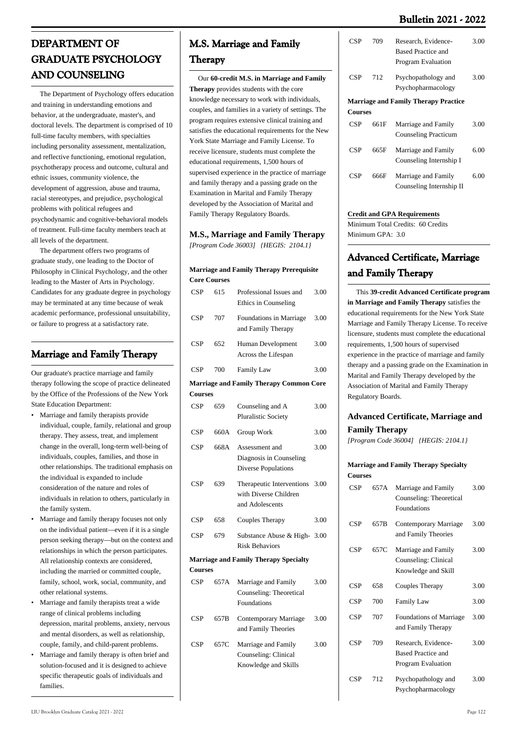# DEPARTMENT OF GRADUATE PSYCHOLOGY AND COUNSELING

The Department of Psychology offers education and training in understanding emotions and behavior, at the undergraduate, master's, and doctoral levels. The department is comprised of 10 full-time faculty members, with specialties including personality assessment, mentalization, and reflective functioning, emotional regulation, psychotherapy process and outcome, cultural and ethnic issues, community violence, the development of aggression, abuse and trauma, racial stereotypes, and prejudice, psychological problems with political refugees and psychodynamic and cognitive-behavioral models of treatment. Full-time faculty members teach at all levels of the department.

The department offers two programs of graduate study, one leading to the Doctor of Philosophy in Clinical Psychology, and the other leading to the Master of Arts in Psychology. Candidates for any graduate degree in psychology may be terminated at any time because of weak academic performance, professional unsuitability, or failure to progress at a satisfactory rate.

## Marriage and Family Therapy

Our graduate's practice marriage and family therapy following the scope of practice delineated by the Office of the Professions of the New York State Education Department:

- Marriage and family therapists provide individual, couple, family, relational and group therapy. They assess, treat, and implement change in the overall, long-term well-being of individuals, couples, families, and those in other relationships. The traditional emphasis on the individual is expanded to include consideration of the nature and roles of individuals in relation to others, particularly in the family system.
- Marriage and family therapy focuses not only on the individual patient—even if it is a single person seeking therapy—but on the context and relationships in which the person participates. All relationship contexts are considered, including the married or committed couple, family, school, work, social, community, and other relational systems.
- Marriage and family therapists treat a wide range of clinical problems including depression, marital problems, anxiety, nervous and mental disorders, as well as relationship, couple, family, and child-parent problems.
- Marriage and family therapy is often brief and solution-focused and it is designed to achieve specific therapeutic goals of individuals and families.

## M.S. Marriage and Family Therapy

Our **60-credit M.S. in Marriage and Family Therapy** provides students with the core knowledge necessary to work with individuals, couples, and families in a variety of settings. The program requires extensive clinical training and satisfies the educational requirements for the New York State Marriage and Family License. To receive licensure, students must complete the educational requirements, 1,500 hours of supervised experience in the practice of marriage and family therapy and a passing grade on the Examination in Marital and Family Therapy developed by the Association of Marital and Family Therapy Regulatory Boards.

### M.S., Marriage and Family Therapy

*[Program Code 36003] {HEGIS: 2104.1}*

**Marriage and Family Therapy Prerequisite Core Courses**

| | | | |
|---|---|---|---|
| CSP | 615 | Professional Issues and Ethics in Counseling | 3.00 |
| CSP | 707 | Foundations in Marriage and Family Therapy | 3.00 |
| CSP | 652 | Human Development Across the Lifespan | 3.00 |
| CSP | 700 | Family Law | 3.00 |

**Marriage and Family Therapy Common Core Courses**

| | | | |
|---|---|---|---|
| CSP | 659 | Counseling and A Pluralistic Society | 3.00 |
| CSP | 660A | Group Work | 3.00 |
| CSP | 668A | Assessment and Diagnosis in Counseling Diverse Populations | 3.00 |
| CSP | 639 | Therapeutic Interventions with Diverse Children and Adolescents | 3.00 |
| CSP | 658 | Couples Therapy | 3.00 |
| CSP | 679 | Substance Abuse & High-Risk Behaviors | 3.00 |

**Marriage and Family Therapy Specialty Courses**

| | | | |
|---|---|---|---|
| CSP | 657A | Marriage and Family Counseling: Theoretical Foundations | 3.00 |
| CSP | 657B | Contemporary Marriage and Family Theories | 3.00 |
| CSP | 657C | Marriage and Family Counseling: Clinical Knowledge and Skills | 3.00 |
| CSP | 709 | Research, Evidence-Based Practice and Program Evaluation | 3.00 |
| CSP | 712 | Psychopathology and Psychopharmacology | 3.00 |

**Marriage and Family Therapy Practice Courses**

| | | | |
|---|---|---|---|
| CSP | 661F | Marriage and Family Counseling Practicum | 3.00 |
| CSP | 665F | Marriage and Family Counseling Internship I | 6.00 |
| CSP | 666F | Marriage and Family Counseling Internship II | 6.00 |

**Credit and GPA Requirements**

Minimum Total Credits: 60 Credits
Minimum GPA: 3.0

## Advanced Certificate, Marriage and Family Therapy

This **39-credit Advanced Certificate program in Marriage and Family Therapy** satisfies the educational requirements for the New York State Marriage and Family Therapy License. To receive licensure, students must complete the educational requirements, 1,500 hours of supervised experience in the practice of marriage and family therapy and a passing grade on the Examination in Marital and Family Therapy developed by the Association of Marital and Family Therapy Regulatory Boards.

### Advanced Certificate, Marriage and Family Therapy

*[Program Code 36004] {HEGIS: 2104.1}*

**Marriage and Family Therapy Specialty Courses**

| | | | |
|---|---|---|---|
| CSP | 657A | Marriage and Family Counseling: Theoretical Foundations | 3.00 |
| CSP | 657B | Contemporary Marriage and Family Theories | 3.00 |
| CSP | 657C | Marriage and Family Counseling: Clinical Knowledge and Skill | 3.00 |
| CSP | 658 | Couples Therapy | 3.00 |
| CSP | 700 | Family Law | 3.00 |
| CSP | 707 | Foundations of Marriage and Family Therapy | 3.00 |
| CSP | 709 | Research, Evidence-Based Practice and Program Evaluation | 3.00 |
| CSP | 712 | Psychopathology and Psychopharmacology | 3.00 |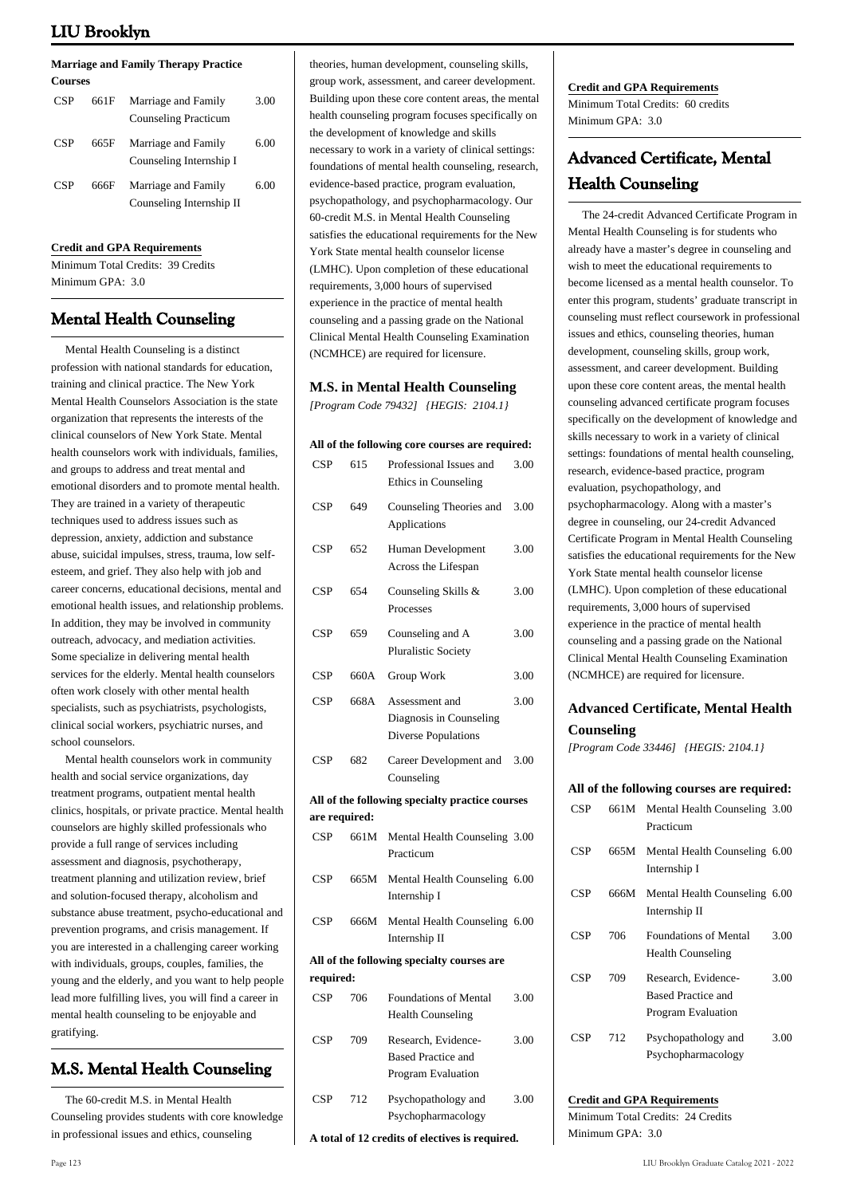**Marriage and Family Therapy Practice Courses**

| | | | |
|---|---|---|---|
| CSP | 661F | Marriage and Family Counseling Practicum | 3.00 |
| CSP | 665F | Marriage and Family Counseling Internship I | 6.00 |
| CSP | 666F | Marriage and Family Counseling Internship II | 6.00 |

**Credit and GPA Requirements**

Minimum Total Credits: 39 Credits
Minimum GPA: 3.0

## Mental Health Counseling

Mental Health Counseling is a distinct profession with national standards for education, training and clinical practice. The New York Mental Health Counselors Association is the state organization that represents the interests of the clinical counselors of New York State. Mental health counselors work with individuals, families, and groups to address and treat mental and emotional disorders and to promote mental health. They are trained in a variety of therapeutic techniques used to address issues such as depression, anxiety, addiction and substance abuse, suicidal impulses, stress, trauma, low self-esteem, and grief. They also help with job and career concerns, educational decisions, mental and emotional health issues, and relationship problems. In addition, they may be involved in community outreach, advocacy, and mediation activities. Some specialize in delivering mental health services for the elderly. Mental health counselors often work closely with other mental health specialists, such as psychiatrists, psychologists, clinical social workers, psychiatric nurses, and school counselors.

Mental health counselors work in community health and social service organizations, day treatment programs, outpatient mental health clinics, hospitals, or private practice. Mental health counselors are highly skilled professionals who provide a full range of services including assessment and diagnosis, psychotherapy, treatment planning and utilization review, brief and solution-focused therapy, alcoholism and substance abuse treatment, psycho-educational and prevention programs, and crisis management. If you are interested in a challenging career working with individuals, groups, couples, families, the young and the elderly, and you want to help people lead more fulfilling lives, you will find a career in mental health counseling to be enjoyable and gratifying.

## M.S. Mental Health Counseling

The 60-credit M.S. in Mental Health Counseling provides students with core knowledge in professional issues and ethics, counseling theories, human development, counseling skills, group work, assessment, and career development. Building upon these core content areas, the mental health counseling program focuses specifically on the development of knowledge and skills necessary to work in a variety of clinical settings: foundations of mental health counseling, research, evidence-based practice, program evaluation, psychopathology, and psychopharmacology. Our 60-credit M.S. in Mental Health Counseling satisfies the educational requirements for the New York State mental health counselor license (LMHC). Upon completion of these educational requirements, 3,000 hours of supervised experience in the practice of mental health counseling and a passing grade on the National Clinical Mental Health Counseling Examination (NCMHCE) are required for licensure.

### M.S. in Mental Health Counseling

*[Program Code 79432] {HEGIS: 2104.1}*

**All of the following core courses are required:**

| | | | |
|---|---|---|---|
| CSP | 615 | Professional Issues and Ethics in Counseling | 3.00 |
| CSP | 649 | Counseling Theories and Applications | 3.00 |
| CSP | 652 | Human Development Across the Lifespan | 3.00 |
| CSP | 654 | Counseling Skills & Processes | 3.00 |
| CSP | 659 | Counseling and A Pluralistic Society | 3.00 |
| CSP | 660A | Group Work | 3.00 |
| CSP | 668A | Assessment and Diagnosis in Counseling Diverse Populations | 3.00 |
| CSP | 682 | Career Development and Counseling | 3.00 |

**All of the following specialty practice courses are required:**

| | | | |
|---|---|---|---|
| CSP | 661M | Mental Health Counseling Practicum | 3.00 |
| CSP | 665M | Mental Health Counseling Internship I | 6.00 |
| CSP | 666M | Mental Health Counseling Internship II | 6.00 |

**All of the following specialty courses are required:**

| | | | |
|---|---|---|---|
| CSP | 706 | Foundations of Mental Health Counseling | 3.00 |
| CSP | 709 | Research, Evidence-Based Practice and Program Evaluation | 3.00 |
| CSP | 712 | Psychopathology and Psychopharmacology | 3.00 |

**A total of 12 credits of electives is required.**

**Credit and GPA Requirements**

Minimum Total Credits: 60 credits
Minimum GPA: 3.0

## Advanced Certificate, Mental Health Counseling

The 24-credit Advanced Certificate Program in Mental Health Counseling is for students who already have a master's degree in counseling and wish to meet the educational requirements to become licensed as a mental health counselor. To enter this program, students' graduate transcript in counseling must reflect coursework in professional issues and ethics, counseling theories, human development, counseling skills, group work, assessment, and career development. Building upon these core content areas, the mental health counseling advanced certificate program focuses specifically on the development of knowledge and skills necessary to work in a variety of clinical settings: foundations of mental health counseling, research, evidence-based practice, program evaluation, psychopathology, and psychopharmacology. Along with a master's degree in counseling, our 24-credit Advanced Certificate Program in Mental Health Counseling satisfies the educational requirements for the New York State mental health counselor license (LMHC). Upon completion of these educational requirements, 3,000 hours of supervised experience in the practice of mental health counseling and a passing grade on the National Clinical Mental Health Counseling Examination (NCMHCE) are required for licensure.

### Advanced Certificate, Mental Health Counseling

*[Program Code 33446] {HEGIS: 2104.1}*

**All of the following courses are required:**

| | | | |
|---|---|---|---|
| CSP | 661M | Mental Health Counseling Practicum | 3.00 |
| CSP | 665M | Mental Health Counseling Internship I | 6.00 |
| CSP | 666M | Mental Health Counseling Internship II | 6.00 |
| CSP | 706 | Foundations of Mental Health Counseling | 3.00 |
| CSP | 709 | Research, Evidence-Based Practice and Program Evaluation | 3.00 |
| CSP | 712 | Psychopathology and Psychopharmacology | 3.00 |

**Credit and GPA Requirements**

Minimum Total Credits: 24 Credits
Minimum GPA: 3.0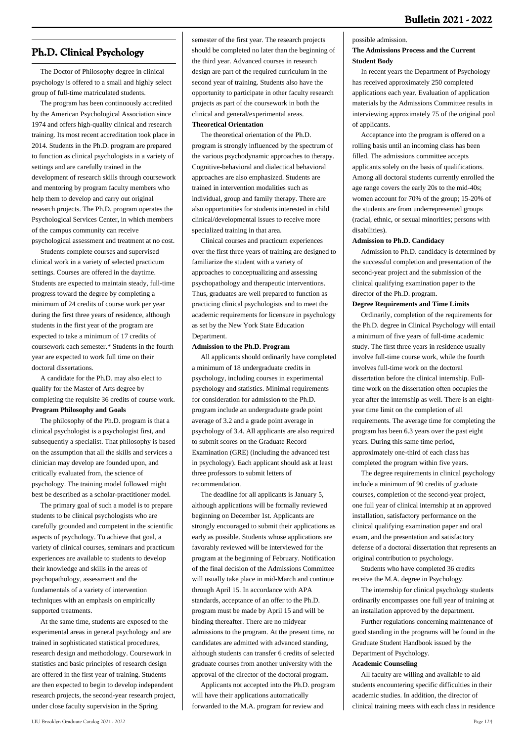## Ph.D. Clinical Psychology

The Doctor of Philosophy degree in clinical psychology is offered to a small and highly select group of full-time matriculated students.

The program has been continuously accredited by the American Psychological Association since 1974 and offers high-quality clinical and research training. Its most recent accreditation took place in 2014. Students in the Ph.D. program are prepared to function as clinical psychologists in a variety of settings and are carefully trained in the development of research skills through coursework and mentoring by program faculty members who help them to develop and carry out original research projects. The Ph.D. program operates the Psychological Services Center, in which members of the campus community can receive psychological assessment and treatment at no cost.

Students complete courses and supervised clinical work in a variety of selected practicum settings. Courses are offered in the daytime. Students are expected to maintain steady, full-time progress toward the degree by completing a minimum of 24 credits of course work per year during the first three years of residence, although students in the first year of the program are expected to take a minimum of 17 credits of coursework each semester.* Students in the fourth year are expected to work full time on their doctoral dissertations.

A candidate for the Ph.D. may also elect to qualify for the Master of Arts degree by completing the requisite 36 credits of course work.

**Program Philosophy and Goals**

The philosophy of the Ph.D. program is that a clinical psychologist is a psychologist first, and subsequently a specialist. That philosophy is based on the assumption that all the skills and services a clinician may develop are founded upon, and critically evaluated from, the science of psychology. The training model followed might best be described as a scholar-practitioner model.

The primary goal of such a model is to prepare students to be clinical psychologists who are carefully grounded and competent in the scientific aspects of psychology. To achieve that goal, a variety of clinical courses, seminars and practicum experiences are available to students to develop their knowledge and skills in the areas of psychopathology, assessment and the fundamentals of a variety of intervention techniques with an emphasis on empirically supported treatments.

At the same time, students are exposed to the experimental areas in general psychology and are trained in sophisticated statistical procedures, research design and methodology. Coursework in statistics and basic principles of research design are offered in the first year of training. Students are then expected to begin to develop independent research projects, the second-year research project, under close faculty supervision in the Spring semester of the first year. The research projects should be completed no later than the beginning of the third year. Advanced courses in research design are part of the required curriculum in the second year of training. Students also have the opportunity to participate in other faculty research projects as part of the coursework in both the clinical and general/experimental areas.

**Theoretical Orientation**

The theoretical orientation of the Ph.D. program is strongly influenced by the spectrum of the various psychodynamic approaches to therapy. Cognitive-behavioral and dialectical behavioral approaches are also emphasized. Students are trained in intervention modalities such as individual, group and family therapy. There are also opportunities for students interested in child clinical/developmental issues to receive more specialized training in that area.

Clinical courses and practicum experiences over the first three years of training are designed to familiarize the student with a variety of approaches to conceptualizing and assessing psychopathology and therapeutic interventions. Thus, graduates are well prepared to function as practicing clinical psychologists and to meet the academic requirements for licensure in psychology as set by the New York State Education Department.

**Admission to the Ph.D. Program**

All applicants should ordinarily have completed a minimum of 18 undergraduate credits in psychology, including courses in experimental psychology and statistics. Minimal requirements for consideration for admission to the Ph.D. program include an undergraduate grade point average of 3.2 and a grade point average in psychology of 3.4. All applicants are also required to submit scores on the Graduate Record Examination (GRE) (including the advanced test in psychology). Each applicant should ask at least three professors to submit letters of recommendation.

The deadline for all applicants is January 5, although applications will be formally reviewed beginning on December 1st. Applicants are strongly encouraged to submit their applications as early as possible. Students whose applications are favorably reviewed will be interviewed for the program at the beginning of February. Notification of the final decision of the Admissions Committee will usually take place in mid-March and continue through April 15. In accordance with APA standards, acceptance of an offer to the Ph.D. program must be made by April 15 and will be binding thereafter. There are no midyear admissions to the program. At the present time, no candidates are admitted with advanced standing, although students can transfer 6 credits of selected graduate courses from another university with the approval of the director of the doctoral program.

Applicants not accepted into the Ph.D. program will have their applications automatically forwarded to the M.A. program for review and possible admission.

**The Admissions Process and the Current Student Body**

In recent years the Department of Psychology has received approximately 250 completed applications each year. Evaluation of application materials by the Admissions Committee results in interviewing approximately 75 of the original pool of applicants.

Acceptance into the program is offered on a rolling basis until an incoming class has been filled. The admissions committee accepts applicants solely on the basis of qualifications. Among all doctoral students currently enrolled the age range covers the early 20s to the mid-40s; women account for 70% of the group; 15-20% of the students are from underrepresented groups (racial, ethnic, or sexual minorities; persons with disabilities).

**Admission to Ph.D. Candidacy**

Admission to Ph.D. candidacy is determined by the successful completion and presentation of the second-year project and the submission of the clinical qualifying examination paper to the director of the Ph.D. program.

**Degree Requirements and Time Limits**

Ordinarily, completion of the requirements for the Ph.D. degree in Clinical Psychology will entail a minimum of five years of full-time academic study. The first three years in residence usually involve full-time course work, while the fourth involves full-time work on the doctoral dissertation before the clinical internship. Full-time work on the dissertation often occupies the year after the internship as well. There is an eight-year time limit on the completion of all requirements. The average time for completing the program has been 6.3 years over the past eight years. During this same time period, approximately one-third of each class has completed the program within five years.

The degree requirements in clinical psychology include a minimum of 90 credits of graduate courses, completion of the second-year project, one full year of clinical internship at an approved installation, satisfactory performance on the clinical qualifying examination paper and oral exam, and the presentation and satisfactory defense of a doctoral dissertation that represents an original contribution to psychology.

Students who have completed 36 credits receive the M.A. degree in Psychology.

The internship for clinical psychology students ordinarily encompasses one full year of training at an installation approved by the department.

Further regulations concerning maintenance of good standing in the programs will be found in the Graduate Student Handbook issued by the Department of Psychology.

**Academic Counseling**

All faculty are willing and available to aid students encountering specific difficulties in their academic studies. In addition, the director of clinical training meets with each class in residence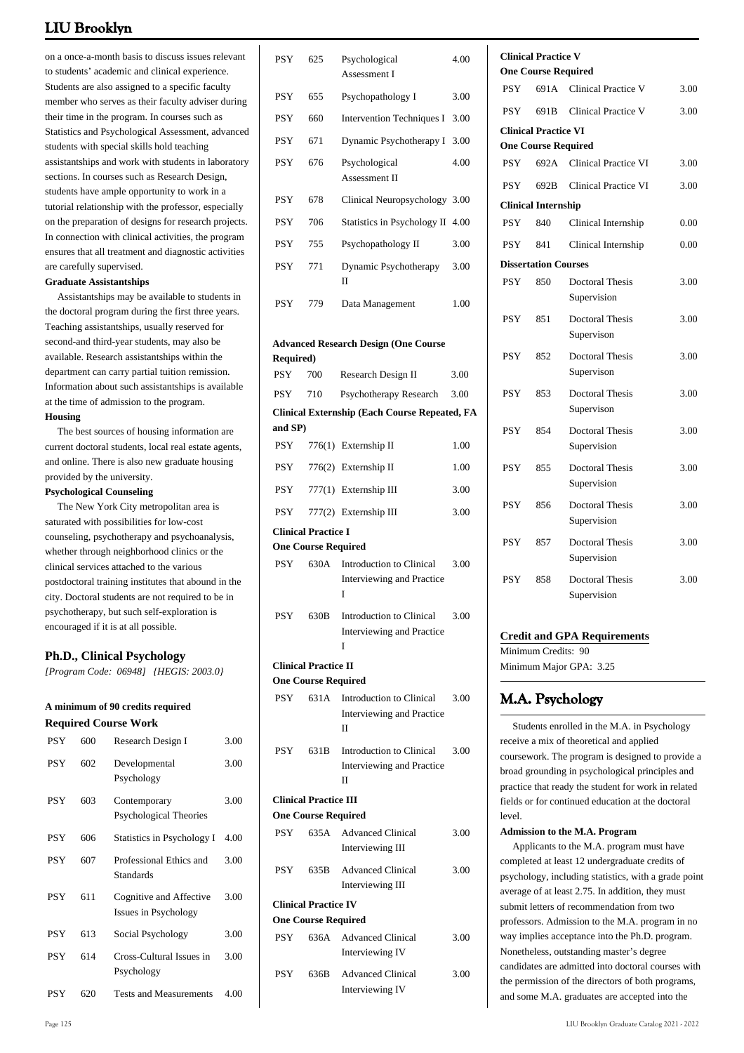on a once-a-month basis to discuss issues relevant to students' academic and clinical experience. Students are also assigned to a specific faculty member who serves as their faculty adviser during their time in the program. In courses such as Statistics and Psychological Assessment, advanced students with special skills hold teaching assistantships and work with students in laboratory sections. In courses such as Research Design, students have ample opportunity to work in a tutorial relationship with the professor, especially on the preparation of designs for research projects. In connection with clinical activities, the program ensures that all treatment and diagnostic activities are carefully supervised.

**Graduate Assistantships**

Assistantships may be available to students in the doctoral program during the first three years. Teaching assistantships, usually reserved for second-and third-year students, may also be available. Research assistantships within the department can carry partial tuition remission. Information about such assistantships is available at the time of admission to the program.

**Housing**

The best sources of housing information are current doctoral students, local real estate agents, and online. There is also new graduate housing provided by the university.

**Psychological Counseling**

The New York City metropolitan area is saturated with possibilities for low-cost counseling, psychotherapy and psychoanalysis, whether through neighborhood clinics or the clinical services attached to the various postdoctoral training institutes that abound in the city. Doctoral students are not required to be in psychotherapy, but such self-exploration is encouraged if it is at all possible.

### Ph.D., Clinical Psychology

*[Program Code: 06948] {HEGIS: 2003.0}*

**A minimum of 90 credits required**

**Required Course Work**

| | | | |
|---|---|---|---|
| PSY | 600 | Research Design I | 3.00 |
| PSY | 602 | Developmental Psychology | 3.00 |
| PSY | 603 | Contemporary Psychological Theories | 3.00 |
| PSY | 606 | Statistics in Psychology I | 4.00 |
| PSY | 607 | Professional Ethics and Standards | 3.00 |
| PSY | 611 | Cognitive and Affective Issues in Psychology | 3.00 |
| PSY | 613 | Social Psychology | 3.00 |
| PSY | 614 | Cross-Cultural Issues in Psychology | 3.00 |
| PSY | 620 | Tests and Measurements | 4.00 |
| PSY | 625 | Psychological Assessment I | 4.00 |
| PSY | 655 | Psychopathology I | 3.00 |
| PSY | 660 | Intervention Techniques I | 3.00 |
| PSY | 671 | Dynamic Psychotherapy I | 3.00 |
| PSY | 676 | Psychological Assessment II | 4.00 |
| PSY | 678 | Clinical Neuropsychology | 3.00 |
| PSY | 706 | Statistics in Psychology II | 4.00 |
| PSY | 755 | Psychopathology II | 3.00 |
| PSY | 771 | Dynamic Psychotherapy II | 3.00 |
| PSY | 779 | Data Management | 1.00 |

**Advanced Research Design (One Course Required)**

| | | | |
|---|---|---|---|
| PSY | 700 | Research Design II | 3.00 |
| PSY | 710 | Psychotherapy Research | 3.00 |

**Clinical Externship (Each Course Repeated, FA and SP)**

| | | | |
|---|---|---|---|
| PSY | 776(1) | Externship II | 1.00 |
| PSY | 776(2) | Externship II | 1.00 |
| PSY | 777(1) | Externship III | 3.00 |
| PSY | 777(2) | Externship III | 3.00 |

**Clinical Practice I**
**One Course Required**

| | | | |
|---|---|---|---|
| PSY | 630A | Introduction to Clinical Interviewing and Practice I | 3.00 |
| PSY | 630B | Introduction to Clinical Interviewing and Practice I | 3.00 |

**Clinical Practice II**
**One Course Required**

| | | | |
|---|---|---|---|
| PSY | 631A | Introduction to Clinical Interviewing and Practice II | 3.00 |
| PSY | 631B | Introduction to Clinical Interviewing and Practice II | 3.00 |

**Clinical Practice III**
**One Course Required**

| | | | |
|---|---|---|---|
| PSY | 635A | Advanced Clinical Interviewing III | 3.00 |
| PSY | 635B | Advanced Clinical Interviewing III | 3.00 |

**Clinical Practice IV**
**One Course Required**

| | | | |
|---|---|---|---|
| PSY | 636A | Advanced Clinical Interviewing IV | 3.00 |
| PSY | 636B | Advanced Clinical Interviewing IV | 3.00 |

**Clinical Practice V**
**One Course Required**

| | | | |
|---|---|---|---|
| PSY | 691A | Clinical Practice V | 3.00 |
| PSY | 691B | Clinical Practice V | 3.00 |

**Clinical Practice VI**
**One Course Required**

| | | | |
|---|---|---|---|
| PSY | 692A | Clinical Practice VI | 3.00 |
| PSY | 692B | Clinical Practice VI | 3.00 |

**Clinical Internship**

| | | | |
|---|---|---|---|
| PSY | 840 | Clinical Internship | 0.00 |
| PSY | 841 | Clinical Internship | 0.00 |

**Dissertation Courses**

| | | | |
|---|---|---|---|
| PSY | 850 | Doctoral Thesis Supervision | 3.00 |
| PSY | 851 | Doctoral Thesis Supervison | 3.00 |
| PSY | 852 | Doctoral Thesis Supervison | 3.00 |
| PSY | 853 | Doctoral Thesis Supervison | 3.00 |
| PSY | 854 | Doctoral Thesis Supervision | 3.00 |
| PSY | 855 | Doctoral Thesis Supervision | 3.00 |
| PSY | 856 | Doctoral Thesis Supervision | 3.00 |
| PSY | 857 | Doctoral Thesis Supervision | 3.00 |
| PSY | 858 | Doctoral Thesis Supervision | 3.00 |

**Credit and GPA Requirements**

Minimum Credits: 90
Minimum Major GPA: 3.25

## M.A. Psychology

Students enrolled in the M.A. in Psychology receive a mix of theoretical and applied coursework. The program is designed to provide a broad grounding in psychological principles and practice that ready the student for work in related fields or for continued education at the doctoral level.

**Admission to the M.A. Program**

Applicants to the M.A. program must have completed at least 12 undergraduate credits of psychology, including statistics, with a grade point average of at least 2.75. In addition, they must submit letters of recommendation from two professors. Admission to the M.A. program in no way implies acceptance into the Ph.D. program. Nonetheless, outstanding master's degree candidates are admitted into doctoral courses with the permission of the directors of both programs, and some M.A. graduates are accepted into the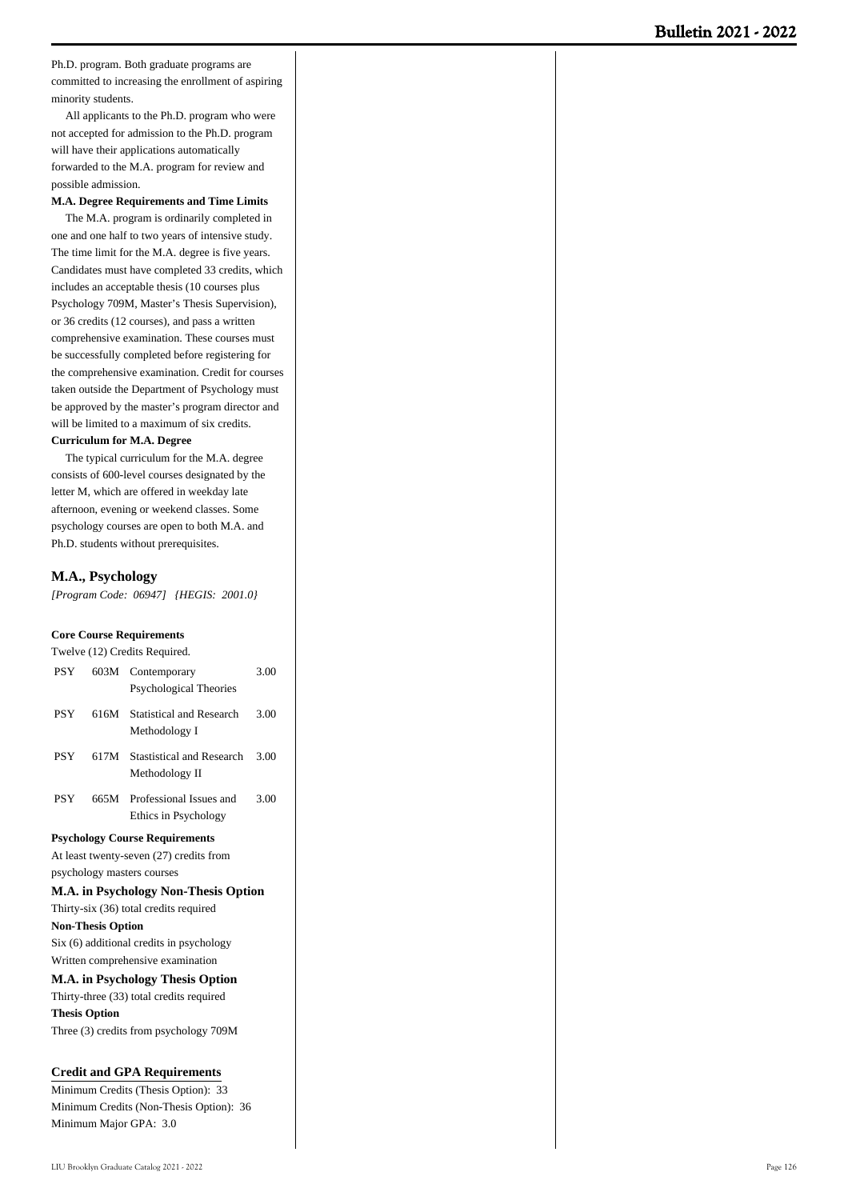Ph.D. program. Both graduate programs are committed to increasing the enrollment of aspiring minority students.

All applicants to the Ph.D. program who were not accepted for admission to the Ph.D. program will have their applications automatically forwarded to the M.A. program for review and possible admission.

**M.A. Degree Requirements and Time Limits**

The M.A. program is ordinarily completed in one and one half to two years of intensive study. The time limit for the M.A. degree is five years. Candidates must have completed 33 credits, which includes an acceptable thesis (10 courses plus Psychology 709M, Master's Thesis Supervision), or 36 credits (12 courses), and pass a written comprehensive examination. These courses must be successfully completed before registering for the comprehensive examination. Credit for courses taken outside the Department of Psychology must be approved by the master's program director and will be limited to a maximum of six credits.

**Curriculum for M.A. Degree**

The typical curriculum for the M.A. degree consists of 600-level courses designated by the letter M, which are offered in weekday late afternoon, evening or weekend classes. Some psychology courses are open to both M.A. and Ph.D. students without prerequisites.

## M.A., Psychology

*[Program Code: 06947] {HEGIS: 2001.0}*

**Core Course Requirements**

Twelve (12) Credits Required.

| | | | |
|---|---|---|---|
| PSY | 603M | Contemporary Psychological Theories | 3.00 |
| PSY | 616M | Statistical and Research Methodology I | 3.00 |
| PSY | 617M | Stastistical and Research Methodology II | 3.00 |
| PSY | 665M | Professional Issues and Ethics in Psychology | 3.00 |

**Psychology Course Requirements**

At least twenty-seven (27) credits from psychology masters courses

**M.A. in Psychology Non-Thesis Option**

Thirty-six (36) total credits required

**Non-Thesis Option**

Six (6) additional credits in psychology

Written comprehensive examination

**M.A. in Psychology Thesis Option**

Thirty-three (33) total credits required

**Thesis Option**

Three (3) credits from psychology 709M

### Credit and GPA Requirements

Minimum Credits (Thesis Option): 33

Minimum Credits (Non-Thesis Option): 36

Minimum Major GPA: 3.0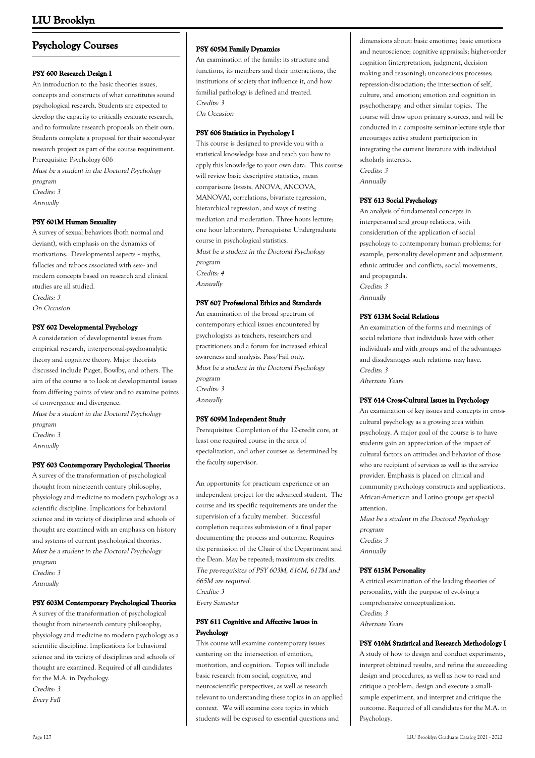## Psychology Courses

#### PSY 600 Research Design I

An introduction to the basic theories issues, concepts and constructs of what constitutes sound psychological research. Students are expected to develop the capacity to critically evaluate research, and to formulate research proposals on their own. Students complete a proposal for their second-year research project as part of the course requirement. Prerequisite: Psychology 606

*Must be a student in the Doctoral Psychology program*
*Credits: 3*
*Annually*

#### PSY 601M Human Sexuality

A survey of sexual behaviors (both normal and deviant), with emphasis on the dynamics of motivations. Developmental aspects -- myths, fallacies and taboos associated with sex-- and modern concepts based on research and clinical studies are all studied.

*Credits: 3*
*On Occasion*

#### PSY 602 Developmental Psychology

A consideration of developmental issues from empirical research, interpersonal-psychoanalytic theory and cognitive theory. Major theorists discussed include Piaget, Bowlby, and others. The aim of the course is to look at developmental issues from differing points of view and to examine points of convergence and divergence.

*Must be a student in the Doctoral Psychology program*
*Credits: 3*
*Annually*

#### PSY 603 Contemporary Psychological Theories

A survey of the transformation of psychological thought from nineteenth century philosophy, physiology and medicine to modern psychology as a scientific discipline. Implications for behavioral science and its variety of disciplines and schools of thought are examined with an emphasis on history and systems of current psychological theories.

*Must be a student in the Doctoral Psychology program*
*Credits: 3*
*Annually*

#### PSY 603M Contemporary Psychological Theories

A survey of the transformation of psychological thought from nineteenth century philosophy, physiology and medicine to modern psychology as a scientific discipline. Implications for behavioral science and its variety of disciplines and schools of thought are examined. Required of all candidates for the M.A. in Psychology.

*Credits: 3*
*Every Fall*

#### PSY 605M Family Dynamics

An examination of the family: its structure and functions, its members and their interactions, the institutions of society that influence it, and how familial pathology is defined and treated.

*Credits: 3*
*On Occasion*

#### PSY 606 Statistics in Psychology I

This course is designed to provide you with a statistical knowledge base and teach you how to apply this knowledge to your own data. This course will review basic descriptive statistics, mean comparisons (t-tests, ANOVA, ANCOVA, MANOVA), correlations, bivariate regression, hierarchical regression, and ways of testing mediation and moderation. Three hours lecture; one hour laboratory. Prerequisite: Undergraduate course in psychological statistics.

*Must be a student in the Doctoral Psychology program*
*Credits: 4*
*Annually*

#### PSY 607 Professional Ethics and Standards

An examination of the broad spectrum of contemporary ethical issues encountered by psychologists as teachers, researchers and practitioners and a forum for increased ethical awareness and analysis. Pass/Fail only.

*Must be a student in the Doctoral Psychology program*
*Credits: 3*
*Annually*

#### PSY 609M Independent Study

Prerequisites: Completion of the 12-credit core, at least one required course in the area of specialization, and other courses as determined by the faculty supervisor.

An opportunity for practicum experience or an independent project for the advanced student. The course and its specific requirements are under the supervision of a faculty member. Successful completion requires submission of a final paper documenting the process and outcome. Requires the permission of the Chair of the Department and the Dean. May be repeated; maximum six credits.

*The pre-requisites of PSY 603M, 616M, 617M and 665M are required.*
*Credits: 3*
*Every Semester*

#### PSY 611 Cognitive and Affective Issues in Psychology

This course will examine contemporary issues centering on the intersection of emotion, motivation, and cognition. Topics will include basic research from social, cognitive, and neuroscientific perspectives, as well as research relevant to understanding these topics in an applied context. We will examine core topics in which students will be exposed to essential questions and dimensions about: basic emotions; basic emotions and neuroscience; cognitive appraisals; higher-order cognition (interpretation, judgment, decision making and reasoning); unconscious processes; repression-dissociation; the intersection of self, culture, and emotion; emotion and cognition in psychotherapy; and other similar topics. The course will draw upon primary sources, and will be conducted in a composite seminar-lecture style that encourages active student participation in integrating the current literature with individual scholarly interests.

*Credits: 3*
*Annually*

#### PSY 613 Social Psychology

An analysis of fundamental concepts in interpersonal and group relations, with consideration of the application of social psychology to contemporary human problems; for example, personality development and adjustment, ethnic attitudes and conflicts, social movements, and propaganda.

*Credits: 3*
*Annually*

#### PSY 613M Social Relations

An examination of the forms and meanings of social relations that individuals have with other individuals and with groups and of the advantages and disadvantages such relations may have.

*Credits: 3*
*Alternate Years*

#### PSY 614 Cross-Cultural Issues in Psychology

An examination of key issues and concepts in cross-cultural psychology as a growing area within psychology. A major goal of the course is to have students gain an appreciation of the impact of cultural factors on attitudes and behavior of those who are recipient of services as well as the service provider. Emphasis is placed on clinical and community psychology constructs and applications. African-American and Latino groups get special attention.

*Must be a student in the Doctoral Psychology program*
*Credits: 3*
*Annually*

#### PSY 615M Personality

A critical examination of the leading theories of personality, with the purpose of evolving a comprehensive conceptualization.

*Credits: 3*
*Alternate Years*

#### PSY 616M Statistical and Research Methodology I

A study of how to design and conduct experiments, interpret obtained results, and refine the succeeding design and procedures, as well as how to read and critique a problem, design and execute a small-sample experiment, and interpret and critique the outcome. Required of all candidates for the M.A. in Psychology.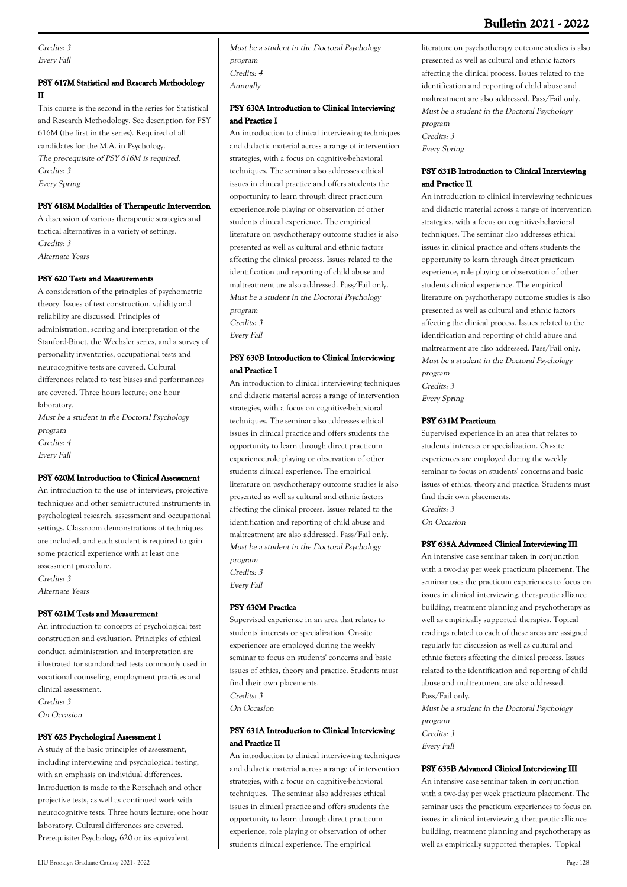*Credits: 3*
*Every Fall*

### PSY 617M Statistical and Research Methodology II

This course is the second in the series for Statistical and Research Methodology. See description for PSY 616M (the first in the series). Required of all candidates for the M.A. in Psychology.
*The pre-requisite of PSY 616M is required.*
*Credits: 3*
*Every Spring*

### PSY 618M Modalities of Therapeutic Intervention

A discussion of various therapeutic strategies and tactical alternatives in a variety of settings.
*Credits: 3*
*Alternate Years*

### PSY 620 Tests and Measurements

A consideration of the principles of psychometric theory. Issues of test construction, validity and reliability are discussed. Principles of administration, scoring and interpretation of the Stanford-Binet, the Wechsler series, and a survey of personality inventories, occupational tests and neurocognitive tests are covered. Cultural differences related to test biases and performances are covered. Three hours lecture; one hour laboratory.
*Must be a student in the Doctoral Psychology program*
*Credits: 4*
*Every Fall*

### PSY 620M Introduction to Clinical Assessment

An introduction to the use of interviews, projective techniques and other semistructured instruments in psychological research, assessment and occupational settings. Classroom demonstrations of techniques are included, and each student is required to gain some practical experience with at least one assessment procedure.
*Credits: 3*
*Alternate Years*

### PSY 621M Tests and Measurement

An introduction to concepts of psychological test construction and evaluation. Principles of ethical conduct, administration and interpretation are illustrated for standardized tests commonly used in vocational counseling, employment practices and clinical assessment.
*Credits: 3*
*On Occasion*

### PSY 625 Psychological Assessment I

A study of the basic principles of assessment, including interviewing and psychological testing, with an emphasis on individual differences. Introduction is made to the Rorschach and other projective tests, as well as continued work with neurocognitive tests. Three hours lecture; one hour laboratory. Cultural differences are covered. Prerequisite: Psychology 620 or its equivalent.
*Must be a student in the Doctoral Psychology program*
*Credits: 4*
*Annually*

### PSY 630A Introduction to Clinical Interviewing and Practice I

An introduction to clinical interviewing techniques and didactic material across a range of intervention strategies, with a focus on cognitive-behavioral techniques. The seminar also addresses ethical issues in clinical practice and offers students the opportunity to learn through direct practicum experience,role playing or observation of other students clinical experience. The empirical literature on psychotherapy outcome studies is also presented as well as cultural and ethnic factors affecting the clinical process. Issues related to the identification and reporting of child abuse and maltreatment are also addressed. Pass/Fail only.
*Must be a student in the Doctoral Psychology program*
*Credits: 3*
*Every Fall*

### PSY 630B Introduction to Clinical Interviewing and Practice I

An introduction to clinical interviewing techniques and didactic material across a range of intervention strategies, with a focus on cognitive-behavioral techniques. The seminar also addresses ethical issues in clinical practice and offers students the opportunity to learn through direct practicum experience,role playing or observation of other students clinical experience. The empirical literature on psychotherapy outcome studies is also presented as well as cultural and ethnic factors affecting the clinical process. Issues related to the identification and reporting of child abuse and maltreatment are also addressed. Pass/Fail only.
*Must be a student in the Doctoral Psychology program*
*Credits: 3*
*Every Fall*

### PSY 630M Practica

Supervised experience in an area that relates to students' interests or specialization. On-site experiences are employed during the weekly seminar to focus on students' concerns and basic issues of ethics, theory and practice. Students must find their own placements.
*Credits: 3*
*On Occasion*

### PSY 631A Introduction to Clinical Interviewing and Practice II

An introduction to clinical interviewing techniques and didactic material across a range of intervention strategies, with a focus on cognitive-behavioral techniques. The seminar also addresses ethical issues in clinical practice and offers students the opportunity to learn through direct practicum experience, role playing or observation of other students clinical experience. The empirical literature on psychotherapy outcome studies is also presented as well as cultural and ethnic factors affecting the clinical process. Issues related to the identification and reporting of child abuse and maltreatment are also addressed. Pass/Fail only.
*Must be a student in the Doctoral Psychology program*
*Credits: 3*
*Every Spring*

### PSY 631B Introduction to Clinical Interviewing and Practice II

An introduction to clinical interviewing techniques and didactic material across a range of intervention strategies, with a focus on cognitive-behavioral techniques. The seminar also addresses ethical issues in clinical practice and offers students the opportunity to learn through direct practicum experience, role playing or observation of other students clinical experience. The empirical literature on psychotherapy outcome studies is also presented as well as cultural and ethnic factors affecting the clinical process. Issues related to the identification and reporting of child abuse and maltreatment are also addressed. Pass/Fail only.
*Must be a student in the Doctoral Psychology program*
*Credits: 3*
*Every Spring*

### PSY 631M Practicum

Supervised experience in an area that relates to students' interests or specialization. On-site experiences are employed during the weekly seminar to focus on students' concerns and basic issues of ethics, theory and practice. Students must find their own placements.
*Credits: 3*
*On Occasion*

### PSY 635A Advanced Clinical Interviewing III

An intensive case seminar taken in conjunction with a two-day per week practicum placement. The seminar uses the practicum experiences to focus on issues in clinical interviewing, therapeutic alliance building, treatment planning and psychotherapy as well as empirically supported therapies. Topical readings related to each of these areas are assigned regularly for discussion as well as cultural and ethnic factors affecting the clinical process. Issues related to the identification and reporting of child abuse and maltreatment are also addressed. Pass/Fail only.
*Must be a student in the Doctoral Psychology program*
*Credits: 3*
*Every Fall*

### PSY 635B Advanced Clinical Interviewing III

An intensive case seminar taken in conjunction with a two-day per week practicum placement. The seminar uses the practicum experiences to focus on issues in clinical interviewing, therapeutic alliance building, treatment planning and psychotherapy as well as empirically supported therapies. Topical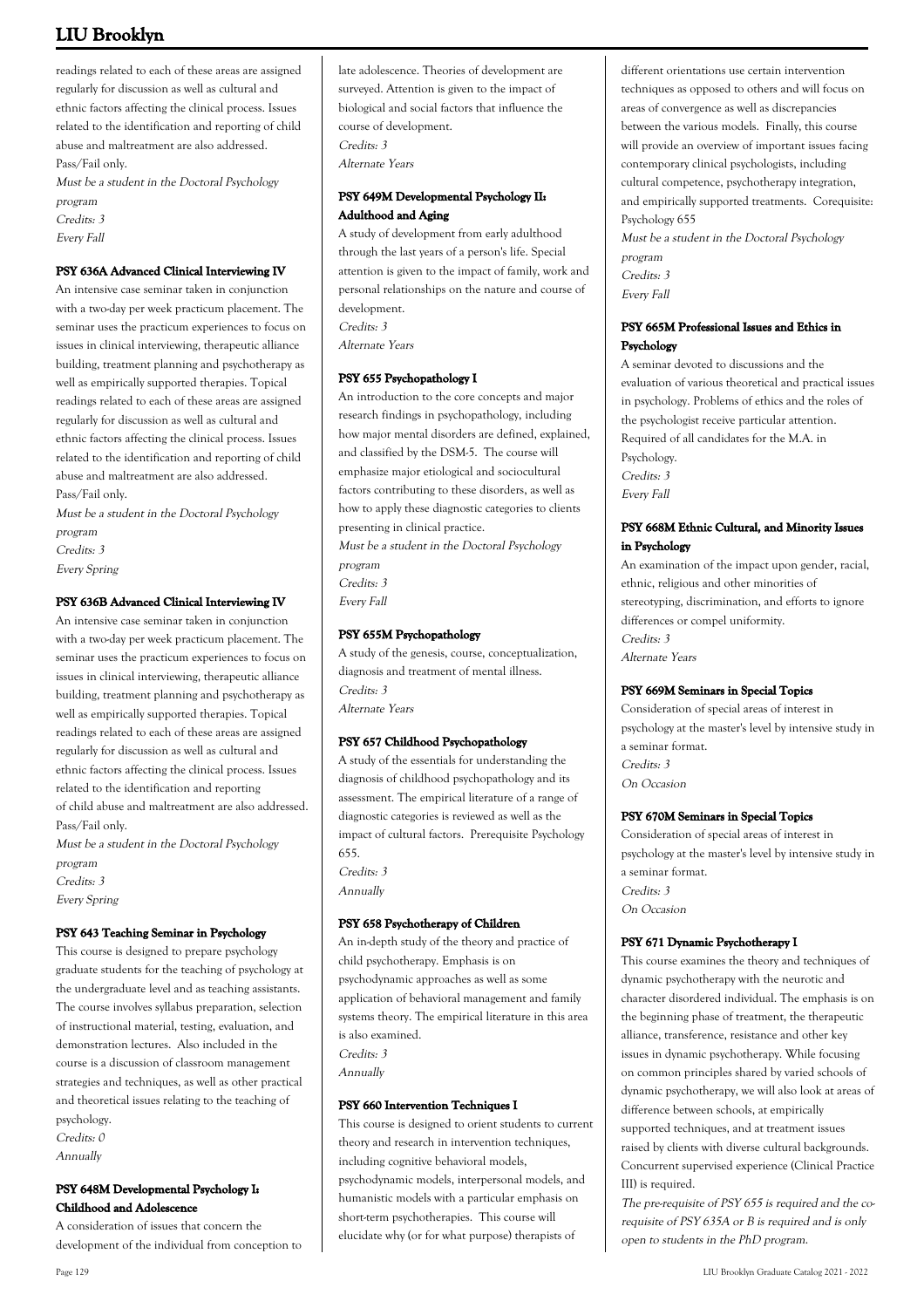readings related to each of these areas are assigned regularly for discussion as well as cultural and ethnic factors affecting the clinical process. Issues related to the identification and reporting of child abuse and maltreatment are also addressed. Pass/Fail only.

*Must be a student in the Doctoral Psychology program*
*Credits: 3*
*Every Fall*

### PSY 636A Advanced Clinical Interviewing IV

An intensive case seminar taken in conjunction with a two-day per week practicum placement. The seminar uses the practicum experiences to focus on issues in clinical interviewing, therapeutic alliance building, treatment planning and psychotherapy as well as empirically supported therapies. Topical readings related to each of these areas are assigned regularly for discussion as well as cultural and ethnic factors affecting the clinical process. Issues related to the identification and reporting of child abuse and maltreatment are also addressed. Pass/Fail only.

*Must be a student in the Doctoral Psychology program*
*Credits: 3*
*Every Spring*

### PSY 636B Advanced Clinical Interviewing IV

An intensive case seminar taken in conjunction with a two-day per week practicum placement. The seminar uses the practicum experiences to focus on issues in clinical interviewing, therapeutic alliance building, treatment planning and psychotherapy as well as empirically supported therapies. Topical readings related to each of these areas are assigned regularly for discussion as well as cultural and ethnic factors affecting the clinical process. Issues related to the identification and reporting of child abuse and maltreatment are also addressed. Pass/Fail only.

*Must be a student in the Doctoral Psychology program*
*Credits: 3*
*Every Spring*

### PSY 643 Teaching Seminar in Psychology

This course is designed to prepare psychology graduate students for the teaching of psychology at the undergraduate level and as teaching assistants. The course involves syllabus preparation, selection of instructional material, testing, evaluation, and demonstration lectures. Also included in the course is a discussion of classroom management strategies and techniques, as well as other practical and theoretical issues relating to the teaching of psychology.

*Credits: 0*
*Annually*

### PSY 648M Developmental Psychology I: Childhood and Adolescence

A consideration of issues that concern the development of the individual from conception to late adolescence. Theories of development are surveyed. Attention is given to the impact of biological and social factors that influence the course of development.

*Credits: 3*
*Alternate Years*

### PSY 649M Developmental Psychology II: Adulthood and Aging

A study of development from early adulthood through the last years of a person's life. Special attention is given to the impact of family, work and personal relationships on the nature and course of development.

*Credits: 3*
*Alternate Years*

### PSY 655 Psychopathology I

An introduction to the core concepts and major research findings in psychopathology, including how major mental disorders are defined, explained, and classified by the DSM-5. The course will emphasize major etiological and sociocultural factors contributing to these disorders, as well as how to apply these diagnostic categories to clients presenting in clinical practice.

*Must be a student in the Doctoral Psychology program*
*Credits: 3*
*Every Fall*

### PSY 655M Psychopathology

A study of the genesis, course, conceptualization, diagnosis and treatment of mental illness.

*Credits: 3*
*Alternate Years*

### PSY 657 Childhood Psychopathology

A study of the essentials for understanding the diagnosis of childhood psychopathology and its assessment. The empirical literature of a range of diagnostic categories is reviewed as well as the impact of cultural factors. Prerequisite Psychology 655.

*Credits: 3*
*Annually*

### PSY 658 Psychotherapy of Children

An in-depth study of the theory and practice of child psychotherapy. Emphasis is on psychodynamic approaches as well as some application of behavioral management and family systems theory. The empirical literature in this area is also examined.

*Credits: 3*
*Annually*

### PSY 660 Intervention Techniques I

This course is designed to orient students to current theory and research in intervention techniques, including cognitive behavioral models, psychodynamic models, interpersonal models, and humanistic models with a particular emphasis on short-term psychotherapies. This course will elucidate why (or for what purpose) therapists of different orientations use certain intervention techniques as opposed to others and will focus on areas of convergence as well as discrepancies between the various models. Finally, this course will provide an overview of important issues facing contemporary clinical psychologists, including cultural competence, psychotherapy integration, and empirically supported treatments. Corequisite: Psychology 655

*Must be a student in the Doctoral Psychology program*
*Credits: 3*
*Every Fall*

### PSY 665M Professional Issues and Ethics in Psychology

A seminar devoted to discussions and the evaluation of various theoretical and practical issues in psychology. Problems of ethics and the roles of the psychologist receive particular attention. Required of all candidates for the M.A. in Psychology.

*Credits: 3*
*Every Fall*

### PSY 668M Ethnic Cultural, and Minority Issues in Psychology

An examination of the impact upon gender, racial, ethnic, religious and other minorities of stereotyping, discrimination, and efforts to ignore differences or compel uniformity.

*Credits: 3*
*Alternate Years*

### PSY 669M Seminars in Special Topics

Consideration of special areas of interest in psychology at the master's level by intensive study in a seminar format.

*Credits: 3*
*On Occasion*

### PSY 670M Seminars in Special Topics

Consideration of special areas of interest in psychology at the master's level by intensive study in a seminar format.

*Credits: 3*
*On Occasion*

### PSY 671 Dynamic Psychotherapy I

This course examines the theory and techniques of dynamic psychotherapy with the neurotic and character disordered individual. The emphasis is on the beginning phase of treatment, the therapeutic alliance, transference, resistance and other key issues in dynamic psychotherapy. While focusing on common principles shared by varied schools of dynamic psychotherapy, we will also look at areas of difference between schools, at empirically supported techniques, and at treatment issues raised by clients with diverse cultural backgrounds. Concurrent supervised experience (Clinical Practice III) is required.

*The pre-requisite of PSY 655 is required and the co-requisite of PSY 635A or B is required and is only open to students in the PhD program.*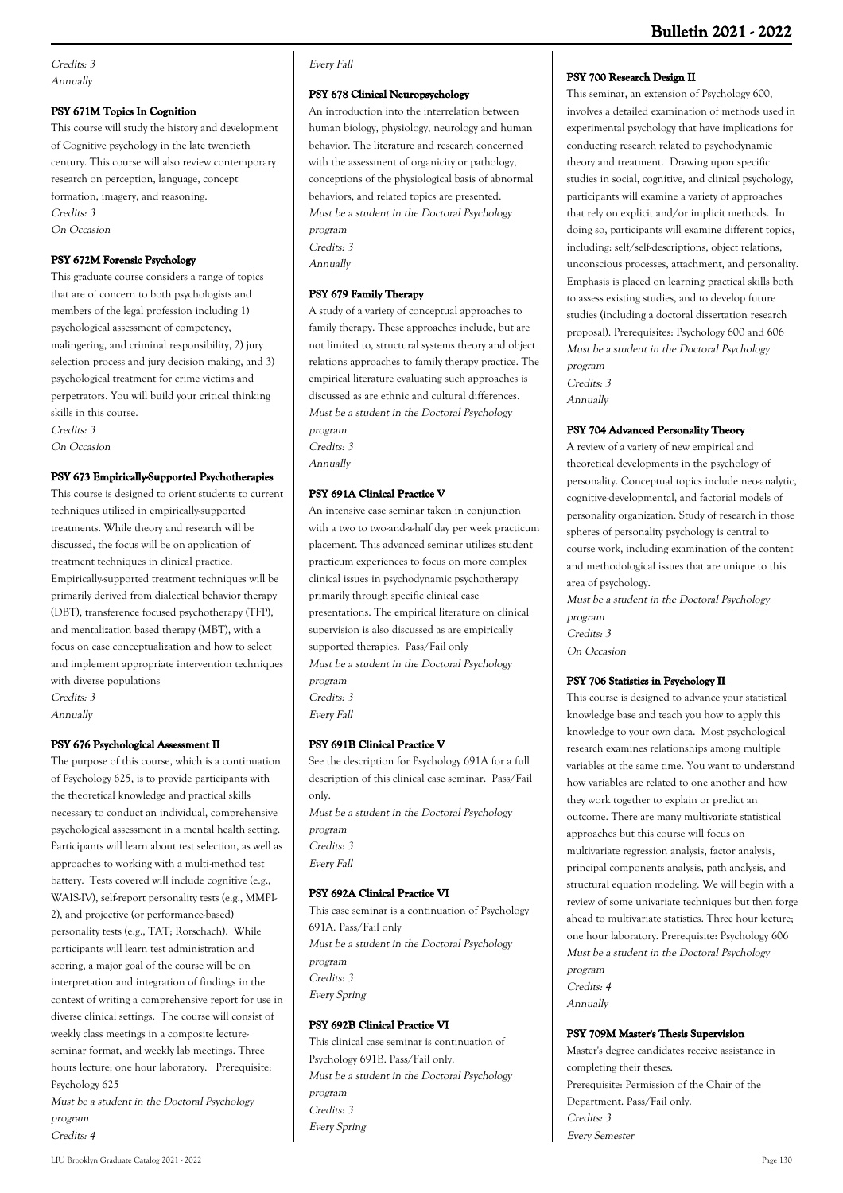*Credits: 3*
*Annually*

### PSY 671M Topics In Cognition

This course will study the history and development of Cognitive psychology in the late twentieth century. This course will also review contemporary research on perception, language, concept formation, imagery, and reasoning.
*Credits: 3*
*On Occasion*

### PSY 672M Forensic Psychology

This graduate course considers a range of topics that are of concern to both psychologists and members of the legal profession including 1) psychological assessment of competency, malingering, and criminal responsibility, 2) jury selection process and jury decision making, and 3) psychological treatment for crime victims and perpetrators. You will build your critical thinking skills in this course.
*Credits: 3*
*On Occasion*

### PSY 673 Empirically-Supported Psychotherapies

This course is designed to orient students to current techniques utilized in empirically-supported treatments. While theory and research will be discussed, the focus will be on application of treatment techniques in clinical practice. Empirically-supported treatment techniques will be primarily derived from dialectical behavior therapy (DBT), transference focused psychotherapy (TFP), and mentalization based therapy (MBT), with a focus on case conceptualization and how to select and implement appropriate intervention techniques with diverse populations
*Credits: 3*
*Annually*

### PSY 676 Psychological Assessment II

The purpose of this course, which is a continuation of Psychology 625, is to provide participants with the theoretical knowledge and practical skills necessary to conduct an individual, comprehensive psychological assessment in a mental health setting. Participants will learn about test selection, as well as approaches to working with a multi-method test battery. Tests covered will include cognitive (e.g., WAIS-IV), self-report personality tests (e.g., MMPI-2), and projective (or performance-based) personality tests (e.g., TAT; Rorschach). While participants will learn test administration and scoring, a major goal of the course will be on interpretation and integration of findings in the context of writing a comprehensive report for use in diverse clinical settings. The course will consist of weekly class meetings in a composite lecture-seminar format, and weekly lab meetings. Three hours lecture; one hour laboratory. Prerequisite: Psychology 625
*Must be a student in the Doctoral Psychology program*
*Credits: 4*
*Every Fall*

### PSY 678 Clinical Neuropsychology

An introduction into the interrelation between human biology, physiology, neurology and human behavior. The literature and research concerned with the assessment of organicity or pathology, conceptions of the physiological basis of abnormal behaviors, and related topics are presented.
*Must be a student in the Doctoral Psychology program*
*Credits: 3*
*Annually*

### PSY 679 Family Therapy

A study of a variety of conceptual approaches to family therapy. These approaches include, but are not limited to, structural systems theory and object relations approaches to family therapy practice. The empirical literature evaluating such approaches is discussed as are ethnic and cultural differences.
*Must be a student in the Doctoral Psychology program*
*Credits: 3*
*Annually*

### PSY 691A Clinical Practice V

An intensive case seminar taken in conjunction with a two to two-and-a-half day per week practicum placement. This advanced seminar utilizes student practicum experiences to focus on more complex clinical issues in psychodynamic psychotherapy primarily through specific clinical case presentations. The empirical literature on clinical supervision is also discussed as are empirically supported therapies. Pass/Fail only
*Must be a student in the Doctoral Psychology program*
*Credits: 3*
*Every Fall*

### PSY 691B Clinical Practice V

See the description for Psychology 691A for a full description of this clinical case seminar. Pass/Fail only.
*Must be a student in the Doctoral Psychology program*
*Credits: 3*
*Every Fall*

### PSY 692A Clinical Practice VI

This case seminar is a continuation of Psychology 691A. Pass/Fail only
*Must be a student in the Doctoral Psychology program*
*Credits: 3*
*Every Spring*

### PSY 692B Clinical Practice VI

This clinical case seminar is continuation of Psychology 691B. Pass/Fail only.
*Must be a student in the Doctoral Psychology program*
*Credits: 3*
*Every Spring*

### PSY 700 Research Design II

This seminar, an extension of Psychology 600, involves a detailed examination of methods used in experimental psychology that have implications for conducting research related to psychodynamic theory and treatment. Drawing upon specific studies in social, cognitive, and clinical psychology, participants will examine a variety of approaches that rely on explicit and/or implicit methods. In doing so, participants will examine different topics, including: self/self-descriptions, object relations, unconscious processes, attachment, and personality. Emphasis is placed on learning practical skills both to assess existing studies, and to develop future studies (including a doctoral dissertation research proposal). Prerequisites: Psychology 600 and 606
*Must be a student in the Doctoral Psychology program*
*Credits: 3*
*Annually*

### PSY 704 Advanced Personality Theory

A review of a variety of new empirical and theoretical developments in the psychology of personality. Conceptual topics include neo-analytic, cognitive-developmental, and factorial models of personality organization. Study of research in those spheres of personality psychology is central to course work, including examination of the content and methodological issues that are unique to this area of psychology.
*Must be a student in the Doctoral Psychology program*
*Credits: 3*
*On Occasion*

### PSY 706 Statistics in Psychology II

This course is designed to advance your statistical knowledge base and teach you how to apply this knowledge to your own data. Most psychological research examines relationships among multiple variables at the same time. You want to understand how variables are related to one another and how they work together to explain or predict an outcome. There are many multivariate statistical approaches but this course will focus on multivariate regression analysis, factor analysis, principal components analysis, path analysis, and structural equation modeling. We will begin with a review of some univariate techniques but then forge ahead to multivariate statistics. Three hour lecture; one hour laboratory. Prerequisite: Psychology 606
*Must be a student in the Doctoral Psychology program*
*Credits: 4*
*Annually*

### PSY 709M Master's Thesis Supervision

Master's degree candidates receive assistance in completing their theses.
Prerequisite: Permission of the Chair of the Department. Pass/Fail only.
*Credits: 3*
*Every Semester*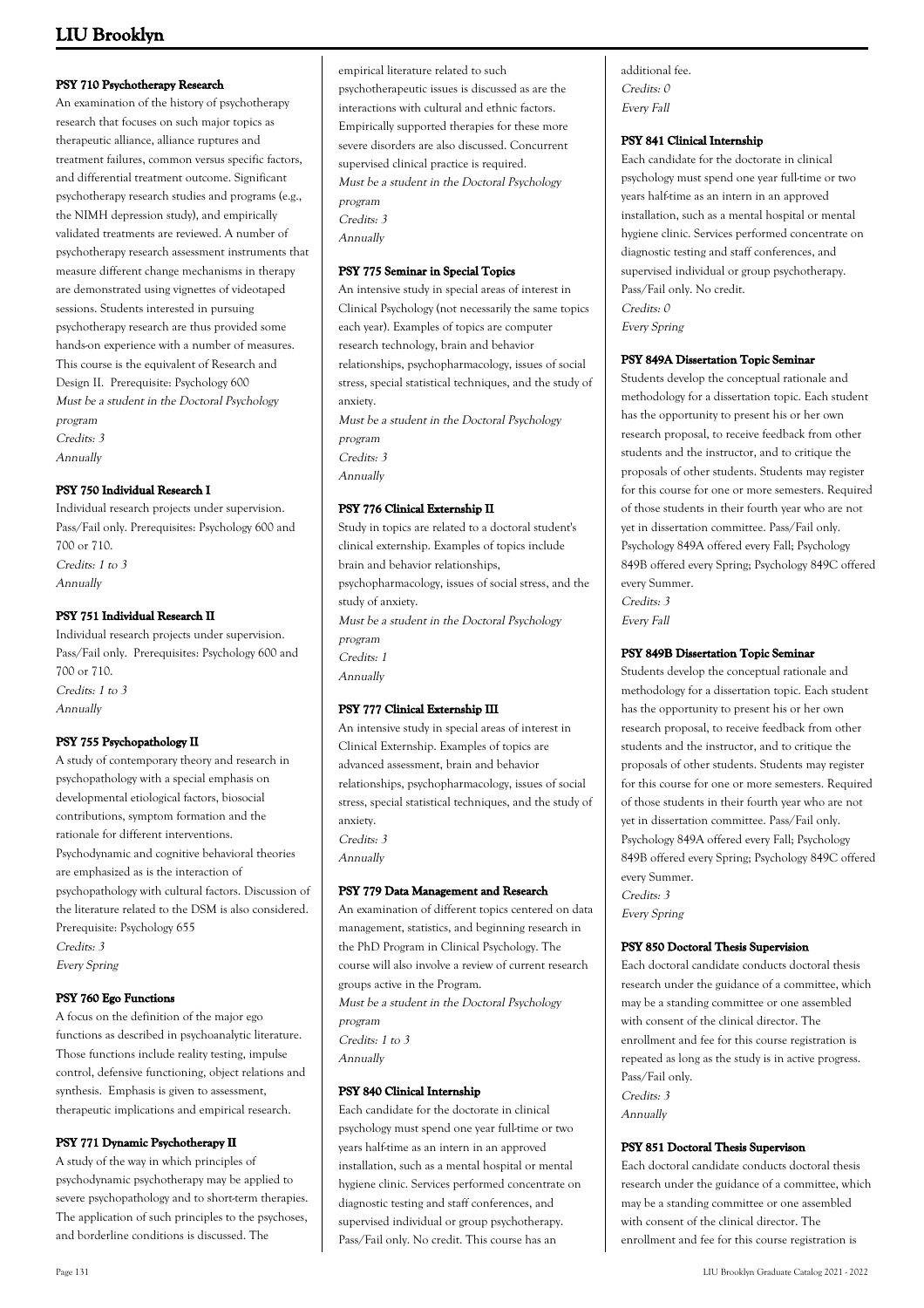### PSY 710 Psychotherapy Research

An examination of the history of psychotherapy research that focuses on such major topics as therapeutic alliance, alliance ruptures and treatment failures, common versus specific factors, and differential treatment outcome. Significant psychotherapy research studies and programs (e.g., the NIMH depression study), and empirically validated treatments are reviewed. A number of psychotherapy research assessment instruments that measure different change mechanisms in therapy are demonstrated using vignettes of videotaped sessions. Students interested in pursuing psychotherapy research are thus provided some hands-on experience with a number of measures. This course is the equivalent of Research and Design II. Prerequisite: Psychology 600

*Must be a student in the Doctoral Psychology program*

*Credits: 3*

*Annually*

### PSY 750 Individual Research I

Individual research projects under supervision. Pass/Fail only. Prerequisites: Psychology 600 and 700 or 710.

*Credits: 1 to 3*

*Annually*

### PSY 751 Individual Research II

Individual research projects under supervision. Pass/Fail only. Prerequisites: Psychology 600 and 700 or 710.

*Credits: 1 to 3*

*Annually*

### PSY 755 Psychopathology II

A study of contemporary theory and research in psychopathology with a special emphasis on developmental etiological factors, biosocial contributions, symptom formation and the rationale for different interventions. Psychodynamic and cognitive behavioral theories are emphasized as is the interaction of psychopathology with cultural factors. Discussion of the literature related to the DSM is also considered. Prerequisite: Psychology 655

*Credits: 3*

*Every Spring*

### PSY 760 Ego Functions

A focus on the definition of the major ego functions as described in psychoanalytic literature. Those functions include reality testing, impulse control, defensive functioning, object relations and synthesis. Emphasis is given to assessment, therapeutic implications and empirical research.

### PSY 771 Dynamic Psychotherapy II

A study of the way in which principles of psychodynamic psychotherapy may be applied to severe psychopathology and to short-term therapies. The application of such principles to the psychoses, and borderline conditions is discussed. The empirical literature related to such psychotherapeutic issues is discussed as are the interactions with cultural and ethnic factors. Empirically supported therapies for these more severe disorders are also discussed. Concurrent supervised clinical practice is required.

*Must be a student in the Doctoral Psychology program*

*Credits: 3*

*Annually*

### PSY 775 Seminar in Special Topics

An intensive study in special areas of interest in Clinical Psychology (not necessarily the same topics each year). Examples of topics are computer research technology, brain and behavior relationships, psychopharmacology, issues of social stress, special statistical techniques, and the study of anxiety.

*Must be a student in the Doctoral Psychology program*

*Credits: 3*

*Annually*

### PSY 776 Clinical Externship II

Study in topics are related to a doctoral student's clinical externship. Examples of topics include brain and behavior relationships, psychopharmacology, issues of social stress, and the study of anxiety.

*Must be a student in the Doctoral Psychology program*

*Credits: 1*

*Annually*

### PSY 777 Clinical Externship III

An intensive study in special areas of interest in Clinical Externship. Examples of topics are advanced assessment, brain and behavior relationships, psychopharmacology, issues of social stress, special statistical techniques, and the study of anxiety.

*Credits: 3*

*Annually*

### PSY 779 Data Management and Research

An examination of different topics centered on data management, statistics, and beginning research in the PhD Program in Clinical Psychology. The course will also involve a review of current research groups active in the Program.

*Must be a student in the Doctoral Psychology program*

*Credits: 1 to 3*

*Annually*

### PSY 840 Clinical Internship

Each candidate for the doctorate in clinical psychology must spend one year full-time or two years half-time as an intern in an approved installation, such as a mental hospital or mental hygiene clinic. Services performed concentrate on diagnostic testing and staff conferences, and supervised individual or group psychotherapy. Pass/Fail only. No credit. This course has an additional fee.

*Credits: 0*

*Every Fall*

### PSY 841 Clinical Internship

Each candidate for the doctorate in clinical psychology must spend one year full-time or two years half-time as an intern in an approved installation, such as a mental hospital or mental hygiene clinic. Services performed concentrate on diagnostic testing and staff conferences, and supervised individual or group psychotherapy. Pass/Fail only. No credit.

*Credits: 0*

*Every Spring*

### PSY 849A Dissertation Topic Seminar

Students develop the conceptual rationale and methodology for a dissertation topic. Each student has the opportunity to present his or her own research proposal, to receive feedback from other students and the instructor, and to critique the proposals of other students. Students may register for this course for one or more semesters. Required of those students in their fourth year who are not yet in dissertation committee. Pass/Fail only. Psychology 849A offered every Fall; Psychology 849B offered every Spring; Psychology 849C offered every Summer.

*Credits: 3*

*Every Fall*

### PSY 849B Dissertation Topic Seminar

Students develop the conceptual rationale and methodology for a dissertation topic. Each student has the opportunity to present his or her own research proposal, to receive feedback from other students and the instructor, and to critique the proposals of other students. Students may register for this course for one or more semesters. Required of those students in their fourth year who are not yet in dissertation committee. Pass/Fail only. Psychology 849A offered every Fall; Psychology 849B offered every Spring; Psychology 849C offered every Summer.

*Credits: 3*

*Every Spring*

### PSY 850 Doctoral Thesis Supervision

Each doctoral candidate conducts doctoral thesis research under the guidance of a committee, which may be a standing committee or one assembled with consent of the clinical director. The enrollment and fee for this course registration is repeated as long as the study is in active progress. Pass/Fail only.

*Credits: 3*

*Annually*

### PSY 851 Doctoral Thesis Supervison

Each doctoral candidate conducts doctoral thesis research under the guidance of a committee, which may be a standing committee or one assembled with consent of the clinical director. The enrollment and fee for this course registration is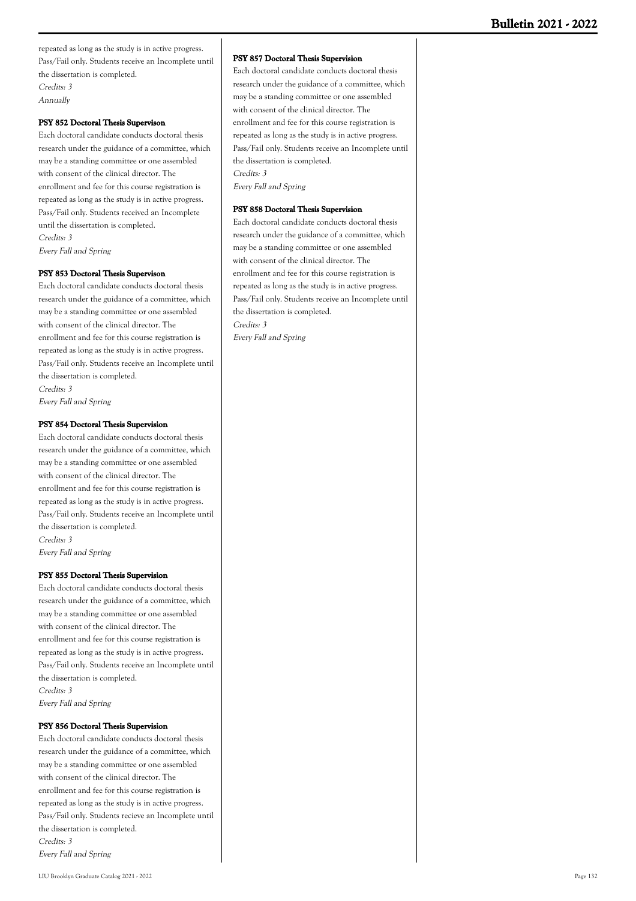repeated as long as the study is in active progress. Pass/Fail only. Students receive an Incomplete until the dissertation is completed.

*Credits: 3*

*Annually*

### PSY 852 Doctoral Thesis Supervison

Each doctoral candidate conducts doctoral thesis research under the guidance of a committee, which may be a standing committee or one assembled with consent of the clinical director. The enrollment and fee for this course registration is repeated as long as the study is in active progress. Pass/Fail only. Students received an Incomplete until the dissertation is completed.

*Credits: 3*

*Every Fall and Spring*

### PSY 853 Doctoral Thesis Supervison

Each doctoral candidate conducts doctoral thesis research under the guidance of a committee, which may be a standing committee or one assembled with consent of the clinical director. The enrollment and fee for this course registration is repeated as long as the study is in active progress. Pass/Fail only. Students receive an Incomplete until the dissertation is completed.

*Credits: 3*

*Every Fall and Spring*

### PSY 854 Doctoral Thesis Supervision

Each doctoral candidate conducts doctoral thesis research under the guidance of a committee, which may be a standing committee or one assembled with consent of the clinical director. The enrollment and fee for this course registration is repeated as long as the study is in active progress. Pass/Fail only. Students receive an Incomplete until the dissertation is completed.

*Credits: 3*

*Every Fall and Spring*

### PSY 855 Doctoral Thesis Supervision

Each doctoral candidate conducts doctoral thesis research under the guidance of a committee, which may be a standing committee or one assembled with consent of the clinical director. The enrollment and fee for this course registration is repeated as long as the study is in active progress. Pass/Fail only. Students receive an Incomplete until the dissertation is completed.

*Credits: 3*

*Every Fall and Spring*

### PSY 856 Doctoral Thesis Supervision

Each doctoral candidate conducts doctoral thesis research under the guidance of a committee, which may be a standing committee or one assembled with consent of the clinical director. The enrollment and fee for this course registration is repeated as long as the study is in active progress. Pass/Fail only. Students recieve an Incomplete until the dissertation is completed.

*Credits: 3*

*Every Fall and Spring*

### PSY 857 Doctoral Thesis Supervision

Each doctoral candidate conducts doctoral thesis research under the guidance of a committee, which may be a standing committee or one assembled with consent of the clinical director. The enrollment and fee for this course registration is repeated as long as the study is in active progress. Pass/Fail only. Students receive an Incomplete until the dissertation is completed.

*Credits: 3*

*Every Fall and Spring*

### PSY 858 Doctoral Thesis Supervision

Each doctoral candidate conducts doctoral thesis research under the guidance of a committee, which may be a standing committee or one assembled with consent of the clinical director. The enrollment and fee for this course registration is repeated as long as the study is in active progress. Pass/Fail only. Students receive an Incomplete until the dissertation is completed.

*Credits: 3*

*Every Fall and Spring*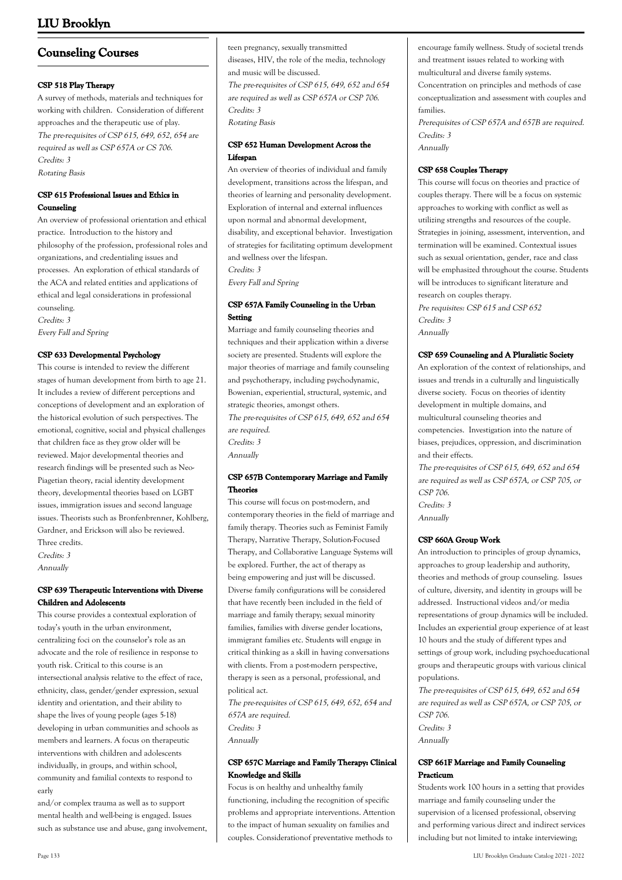## Counseling Courses

### CSP 518 Play Therapy

A survey of methods, materials and techniques for working with children. Consideration of different approaches and the therapeutic use of play.
*The pre-requisites of CSP 615, 649, 652, 654 are required as well as CSP 657A or CS 706.*
*Credits: 3*
*Rotating Basis*

### CSP 615 Professional Issues and Ethics in Counseling

An overview of professional orientation and ethical practice. Introduction to the history and philosophy of the profession, professional roles and organizations, and credentialing issues and processes. An exploration of ethical standards of the ACA and related entities and applications of ethical and legal considerations in professional counseling.
*Credits: 3*
*Every Fall and Spring*

### CSP 633 Developmental Psychology

This course is intended to review the different stages of human development from birth to age 21. It includes a review of different perceptions and conceptions of development and an exploration of the historical evolution of such perspectives. The emotional, cognitive, social and physical challenges that children face as they grow older will be reviewed. Major developmental theories and research findings will be presented such as Neo-Piagetian theory, racial identity development theory, developmental theories based on LGBT issues, immigration issues and second language issues. Theorists such as Bronfenbrenner, Kohlberg, Gardner, and Erickson will also be reviewed. Three credits.
*Credits: 3*
*Annually*

### CSP 639 Therapeutic Interventions with Diverse Children and Adolescents

This course provides a contextual exploration of today's youth in the urban environment, centralizing foci on the counselor's role as an advocate and the role of resilience in response to youth risk. Critical to this course is an intersectional analysis relative to the effect of race, ethnicity, class, gender/gender expression, sexual identity and orientation, and their ability to shape the lives of young people (ages 5-18) developing in urban communities and schools as members and learners. A focus on therapeutic interventions with children and adolescents individually, in groups, and within school, community and familial contexts to respond to early and/or complex trauma as well as to support mental health and well-being is engaged. Issues such as substance use and abuse, gang involvement, teen pregnancy, sexually transmitted diseases, HIV, the role of the media, technology and music will be discussed.
*The pre-requisites of CSP 615, 649, 652 and 654 are required as well as CSP 657A or CSP 706.*
*Credits: 3*
*Rotating Basis*

### CSP 652 Human Development Across the Lifespan

An overview of theories of individual and family development, transitions across the lifespan, and theories of learning and personality development. Exploration of internal and external influences upon normal and abnormal development, disability, and exceptional behavior. Investigation of strategies for facilitating optimum development and wellness over the lifespan.
*Credits: 3*
*Every Fall and Spring*

### CSP 657A Family Counseling in the Urban Setting

Marriage and family counseling theories and techniques and their application within a diverse society are presented. Students will explore the major theories of marriage and family counseling and psychotherapy, including psychodynamic, Bowenian, experiential, structural, systemic, and strategic theories, amongst others.
*The pre-requisites of CSP 615, 649, 652 and 654 are required.*
*Credits: 3*
*Annually*

### CSP 657B Contemporary Marriage and Family Theories

This course will focus on post-modern, and contemporary theories in the field of marriage and family therapy. Theories such as Feminist Family Therapy, Narrative Therapy, Solution-Focused Therapy, and Collaborative Language Systems will be explored. Further, the act of therapy as being empowering and just will be discussed. Diverse family configurations will be considered that have recently been included in the field of marriage and family therapy; sexual minority families, families with diverse gender locations, immigrant families etc. Students will engage in critical thinking as a skill in having conversations with clients. From a post-modern perspective, therapy is seen as a personal, professional, and political act.
*The pre-requisites of CSP 615, 649, 652, 654 and 657A are required.*
*Credits: 3*
*Annually*

### CSP 657C Marriage and Family Therapy: Clinical Knowledge and Skills

Focus is on healthy and unhealthy family functioning, including the recognition of specific problems and appropriate interventions. Attention to the impact of human sexuality on families and couples. Considerationof preventative methods to encourage family wellness. Study of societal trends and treatment issues related to working with multicultural and diverse family systems. Concentration on principles and methods of case conceptualization and assessment with couples and families.
*Prerequisites of CSP 657A and 657B are required.*
*Credits: 3*
*Annually*

### CSP 658 Couples Therapy

This course will focus on theories and practice of couples therapy. There will be a focus on systemic approaches to working with conflict as well as utilizing strengths and resources of the couple. Strategies in joining, assessment, intervention, and termination will be examined. Contextual issues such as sexual orientation, gender, race and class will be emphasized throughout the course. Students will be introduces to significant literature and research on couples therapy.
*Pre requisites: CSP 615 and CSP 652*
*Credits: 3*
*Annually*

### CSP 659 Counseling and A Pluralistic Society

An exploration of the context of relationships, and issues and trends in a culturally and linguistically diverse society. Focus on theories of identity development in multiple domains, and multicultural counseling theories and competencies. Investigation into the nature of biases, prejudices, oppression, and discrimination and their effects.
*The pre-requisites of CSP 615, 649, 652 and 654 are required as well as CSP 657A, or CSP 705, or CSP 706.*
*Credits: 3*
*Annually*

### CSP 660A Group Work

An introduction to principles of group dynamics, approaches to group leadership and authority, theories and methods of group counseling. Issues of culture, diversity, and identity in groups will be addressed. Instructional videos and/or media representations of group dynamics will be included. Includes an experiential group experience of at least 10 hours and the study of different types and settings of group work, including psychoeducational groups and therapeutic groups with various clinical populations.
*The pre-requisites of CSP 615, 649, 652 and 654 are required as well as CSP 657A, or CSP 705, or CSP 706.*
*Credits: 3*
*Annually*

### CSP 661F Marriage and Family Counseling Practicum

Students work 100 hours in a setting that provides marriage and family counseling under the supervision of a licensed professional, observing and performing various direct and indirect services including but not limited to intake interviewing;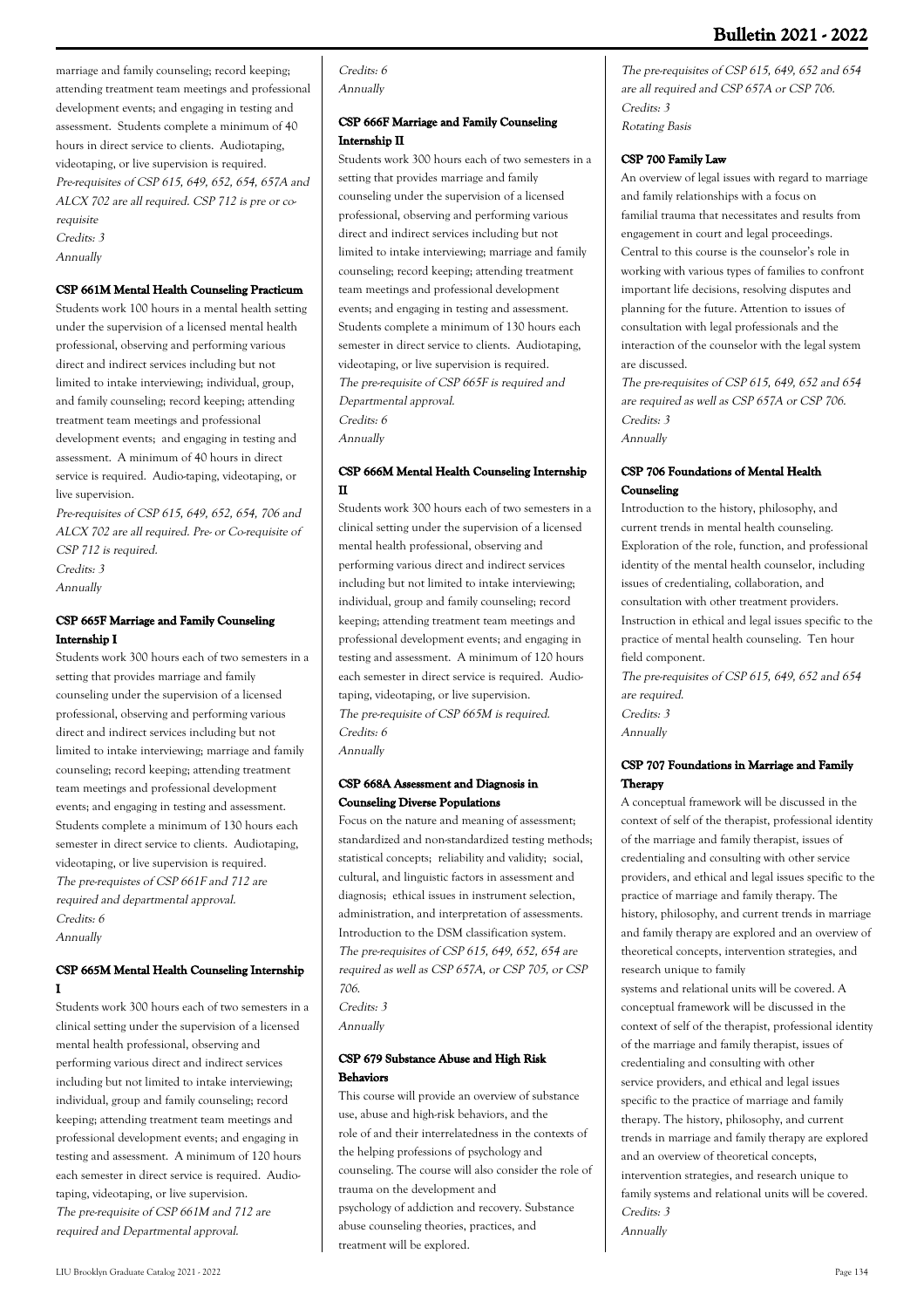marriage and family counseling; record keeping; attending treatment team meetings and professional development events; and engaging in testing and assessment. Students complete a minimum of 40 hours in direct service to clients. Audiotaping, videotaping, or live supervision is required.
*Pre-requisites of CSP 615, 649, 652, 654, 657A and ALCX 702 are all required. CSP 712 is pre or co-requisite*
*Credits: 3*
*Annually*

#### CSP 661M Mental Health Counseling Practicum

Students work 100 hours in a mental health setting under the supervision of a licensed mental health professional, observing and performing various direct and indirect services including but not limited to intake interviewing; individual, group, and family counseling; record keeping; attending treatment team meetings and professional development events; and engaging in testing and assessment. A minimum of 40 hours in direct service is required. Audio-taping, videotaping, or live supervision.
*Pre-requisites of CSP 615, 649, 652, 654, 706 and ALCX 702 are all required. Pre- or Co-requisite of CSP 712 is required.*
*Credits: 3*
*Annually*

#### CSP 665F Marriage and Family Counseling Internship I

Students work 300 hours each of two semesters in a setting that provides marriage and family counseling under the supervision of a licensed professional, observing and performing various direct and indirect services including but not limited to intake interviewing; marriage and family counseling; record keeping; attending treatment team meetings and professional development events; and engaging in testing and assessment. Students complete a minimum of 130 hours each semester in direct service to clients. Audiotaping, videotaping, or live supervision is required.
*The pre-requistes of CSP 661F and 712 are required and departmental approval.*
*Credits: 6*
*Annually*

#### CSP 665M Mental Health Counseling Internship I

Students work 300 hours each of two semesters in a clinical setting under the supervision of a licensed mental health professional, observing and performing various direct and indirect services including but not limited to intake interviewing; individual, group and family counseling; record keeping; attending treatment team meetings and professional development events; and engaging in testing and assessment. A minimum of 120 hours each semester in direct service is required. Audio-taping, videotaping, or live supervision.
*The pre-requisite of CSP 661M and 712 are required and Departmental approval.*
*Credits: 6*
*Annually*

#### CSP 666F Marriage and Family Counseling Internship II

Students work 300 hours each of two semesters in a setting that provides marriage and family counseling under the supervision of a licensed professional, observing and performing various direct and indirect services including but not limited to intake interviewing; marriage and family counseling; record keeping; attending treatment team meetings and professional development events; and engaging in testing and assessment. Students complete a minimum of 130 hours each semester in direct service to clients. Audiotaping, videotaping, or live supervision is required.
*The pre-requisite of CSP 665F is required and Departmental approval.*
*Credits: 6*
*Annually*

#### CSP 666M Mental Health Counseling Internship II

Students work 300 hours each of two semesters in a clinical setting under the supervision of a licensed mental health professional, observing and performing various direct and indirect services including but not limited to intake interviewing; individual, group and family counseling; record keeping; attending treatment team meetings and professional development events; and engaging in testing and assessment. A minimum of 120 hours each semester in direct service is required. Audio-taping, videotaping, or live supervision.
*The pre-requisite of CSP 665M is required.*
*Credits: 6*
*Annually*

#### CSP 668A Assessment and Diagnosis in Counseling Diverse Populations

Focus on the nature and meaning of assessment; standardized and non-standardized testing methods; statistical concepts; reliability and validity; social, cultural, and linguistic factors in assessment and diagnosis; ethical issues in instrument selection, administration, and interpretation of assessments. Introduction to the DSM classification system.
*The pre-requisites of CSP 615, 649, 652, 654 are required as well as CSP 657A, or CSP 705, or CSP 706.*
*Credits: 3*
*Annually*

#### CSP 679 Substance Abuse and High Risk Behaviors

This course will provide an overview of substance use, abuse and high-risk behaviors, and the role of and their interrelatedness in the contexts of the helping professions of psychology and counseling. The course will also consider the role of trauma on the development and psychology of addiction and recovery. Substance abuse counseling theories, practices, and treatment will be explored.
*The pre-requisites of CSP 615, 649, 652 and 654 are all required and CSP 657A or CSP 706.*
*Credits: 3*
*Rotating Basis*

#### CSP 700 Family Law

An overview of legal issues with regard to marriage and family relationships with a focus on familial trauma that necessitates and results from engagement in court and legal proceedings. Central to this course is the counselor's role in working with various types of families to confront important life decisions, resolving disputes and planning for the future. Attention to issues of consultation with legal professionals and the interaction of the counselor with the legal system are discussed.
*The pre-requisites of CSP 615, 649, 652 and 654 are required as well as CSP 657A or CSP 706.*
*Credits: 3*
*Annually*

#### CSP 706 Foundations of Mental Health Counseling

Introduction to the history, philosophy, and current trends in mental health counseling. Exploration of the role, function, and professional identity of the mental health counselor, including issues of credentialing, collaboration, and consultation with other treatment providers. Instruction in ethical and legal issues specific to the practice of mental health counseling. Ten hour field component.
*The pre-requisites of CSP 615, 649, 652 and 654 are required.*
*Credits: 3*
*Annually*

#### CSP 707 Foundations in Marriage and Family Therapy

A conceptual framework will be discussed in the context of self of the therapist, professional identity of the marriage and family therapist, issues of credentialing and consulting with other service providers, and ethical and legal issues specific to the practice of marriage and family therapy. The history, philosophy, and current trends in marriage and family therapy are explored and an overview of theoretical concepts, intervention strategies, and research unique to family systems and relational units will be covered. A conceptual framework will be discussed in the context of self of the therapist, professional identity of the marriage and family therapist, issues of credentialing and consulting with other service providers, and ethical and legal issues specific to the practice of marriage and family therapy. The history, philosophy, and current trends in marriage and family therapy are explored and an overview of theoretical concepts, intervention strategies, and research unique to family systems and relational units will be covered.
*Credits: 3*
*Annually*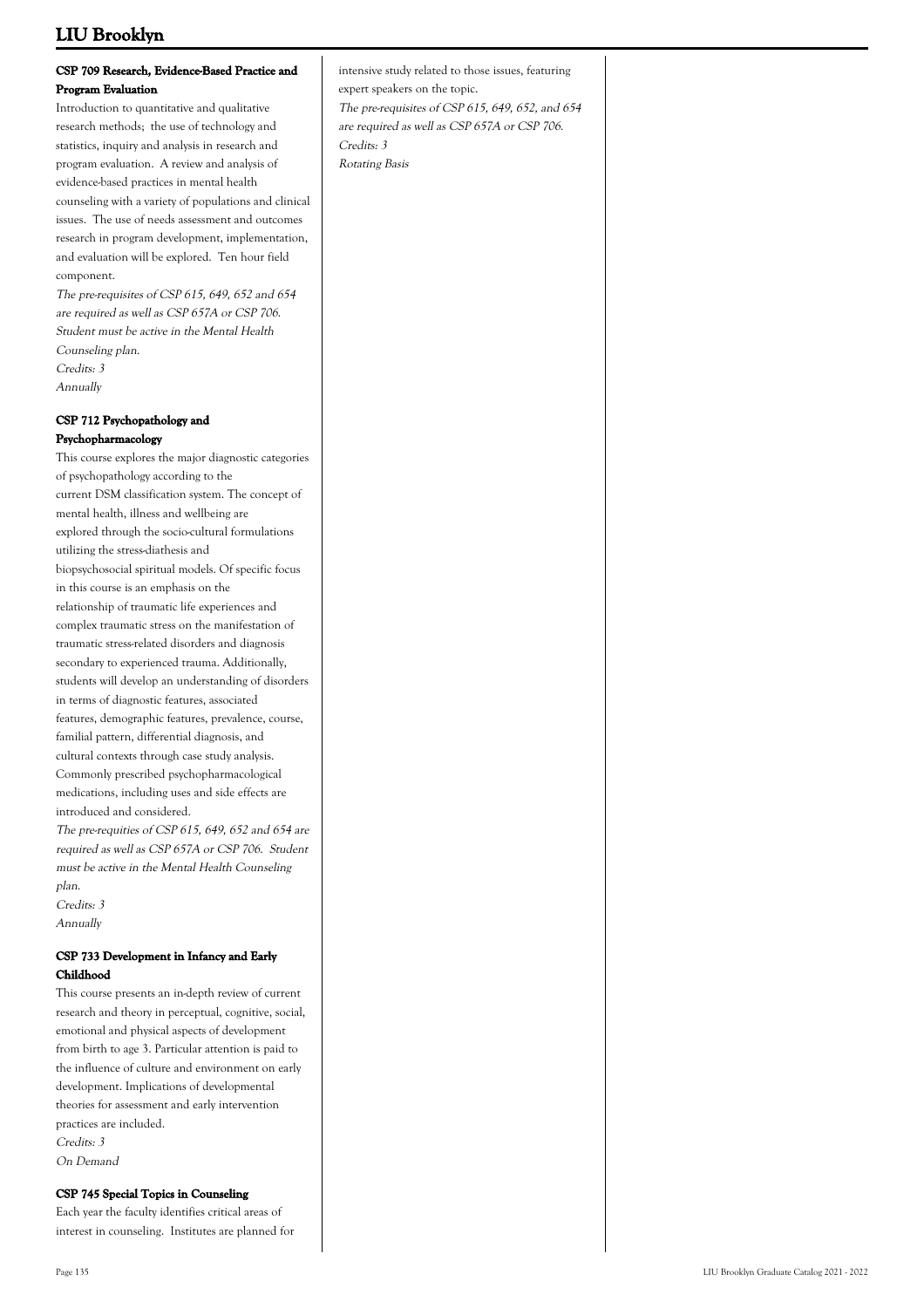### CSP 709 Research, Evidence-Based Practice and Program Evaluation

Introduction to quantitative and qualitative research methods; the use of technology and statistics, inquiry and analysis in research and program evaluation. A review and analysis of evidence-based practices in mental health counseling with a variety of populations and clinical issues. The use of needs assessment and outcomes research in program development, implementation, and evaluation will be explored. Ten hour field component.

*The pre-requisites of CSP 615, 649, 652 and 654 are required as well as CSP 657A or CSP 706. Student must be active in the Mental Health Counseling plan.*

*Credits: 3*

*Annually*

### CSP 712 Psychopathology and Psychopharmacology

This course explores the major diagnostic categories of psychopathology according to the current DSM classification system. The concept of mental health, illness and wellbeing are explored through the socio-cultural formulations utilizing the stress-diathesis and biopsychosocial spiritual models. Of specific focus in this course is an emphasis on the relationship of traumatic life experiences and complex traumatic stress on the manifestation of traumatic stress-related disorders and diagnosis secondary to experienced trauma. Additionally, students will develop an understanding of disorders in terms of diagnostic features, associated features, demographic features, prevalence, course, familial pattern, differential diagnosis, and cultural contexts through case study analysis. Commonly prescribed psychopharmacological medications, including uses and side effects are introduced and considered.

*The pre-requities of CSP 615, 649, 652 and 654 are required as well as CSP 657A or CSP 706. Student must be active in the Mental Health Counseling plan.*

*Credits: 3*

*Annually*

### CSP 733 Development in Infancy and Early Childhood

This course presents an in-depth review of current research and theory in perceptual, cognitive, social, emotional and physical aspects of development from birth to age 3. Particular attention is paid to the influence of culture and environment on early development. Implications of developmental theories for assessment and early intervention practices are included.

*Credits: 3*

*On Demand*

### CSP 745 Special Topics in Counseling

Each year the faculty identifies critical areas of interest in counseling. Institutes are planned for intensive study related to those issues, featuring expert speakers on the topic.

*The pre-requisites of CSP 615, 649, 652, and 654 are required as well as CSP 657A or CSP 706.*

*Credits: 3*

*Rotating Basis*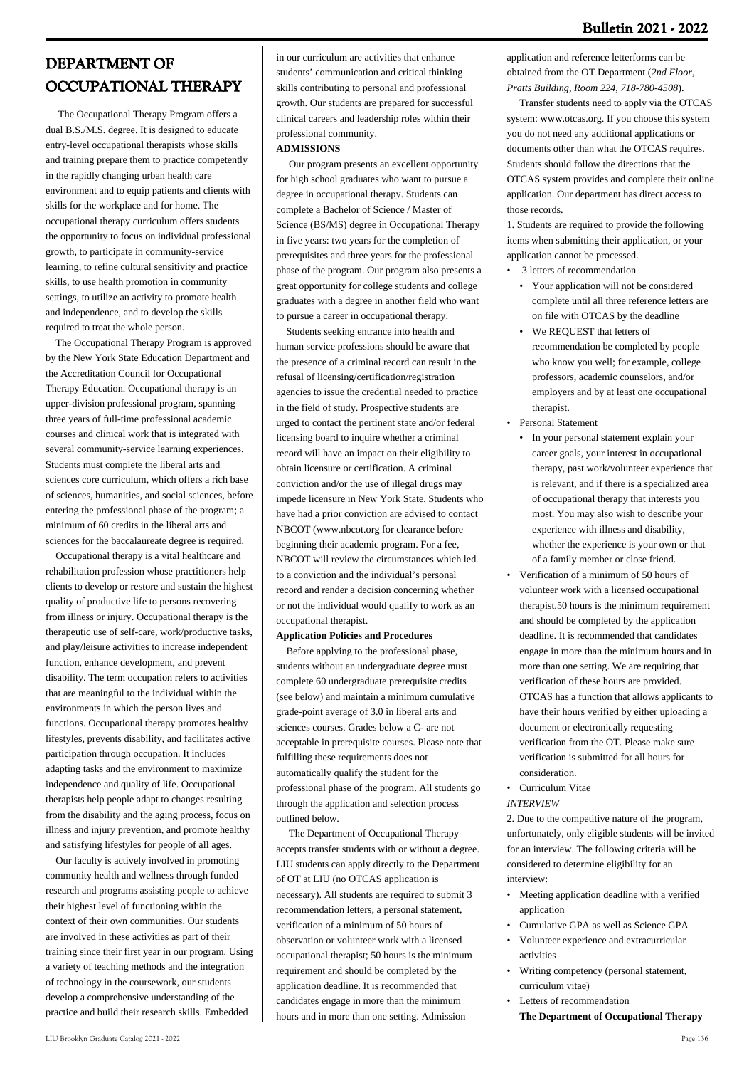# DEPARTMENT OF OCCUPATIONAL THERAPY

The Occupational Therapy Program offers a dual B.S./M.S. degree. It is designed to educate entry-level occupational therapists whose skills and training prepare them to practice competently in the rapidly changing urban health care environment and to equip patients and clients with skills for the workplace and for home. The occupational therapy curriculum offers students the opportunity to focus on individual professional growth, to participate in community-service learning, to refine cultural sensitivity and practice skills, to use health promotion in community settings, to utilize an activity to promote health and independence, and to develop the skills required to treat the whole person.

The Occupational Therapy Program is approved by the New York State Education Department and the Accreditation Council for Occupational Therapy Education. Occupational therapy is an upper-division professional program, spanning three years of full-time professional academic courses and clinical work that is integrated with several community-service learning experiences. Students must complete the liberal arts and sciences core curriculum, which offers a rich base of sciences, humanities, and social sciences, before entering the professional phase of the program; a minimum of 60 credits in the liberal arts and sciences for the baccalaureate degree is required.

Occupational therapy is a vital healthcare and rehabilitation profession whose practitioners help clients to develop or restore and sustain the highest quality of productive life to persons recovering from illness or injury. Occupational therapy is the therapeutic use of self-care, work/productive tasks, and play/leisure activities to increase independent function, enhance development, and prevent disability. The term occupation refers to activities that are meaningful to the individual within the environments in which the person lives and functions. Occupational therapy promotes healthy lifestyles, prevents disability, and facilitates active participation through occupation. It includes adapting tasks and the environment to maximize independence and quality of life. Occupational therapists help people adapt to changes resulting from the disability and the aging process, focus on illness and injury prevention, and promote healthy and satisfying lifestyles for people of all ages.

Our faculty is actively involved in promoting community health and wellness through funded research and programs assisting people to achieve their highest level of functioning within the context of their own communities. Our students are involved in these activities as part of their training since their first year in our program. Using a variety of teaching methods and the integration of technology in the coursework, our students develop a comprehensive understanding of the practice and build their research skills. Embedded in our curriculum are activities that enhance students' communication and critical thinking skills contributing to personal and professional growth. Our students are prepared for successful clinical careers and leadership roles within their professional community.

**ADMISSIONS**

Our program presents an excellent opportunity for high school graduates who want to pursue a degree in occupational therapy. Students can complete a Bachelor of Science / Master of Science (BS/MS) degree in Occupational Therapy in five years: two years for the completion of prerequisites and three years for the professional phase of the program. Our program also presents a great opportunity for college students and college graduates with a degree in another field who want to pursue a career in occupational therapy.

Students seeking entrance into health and human service professions should be aware that the presence of a criminal record can result in the refusal of licensing/certification/registration agencies to issue the credential needed to practice in the field of study. Prospective students are urged to contact the pertinent state and/or federal licensing board to inquire whether a criminal record will have an impact on their eligibility to obtain licensure or certification. A criminal conviction and/or the use of illegal drugs may impede licensure in New York State. Students who have had a prior conviction are advised to contact NBCOT (www.nbcot.org for clearance before beginning their academic program. For a fee, NBCOT will review the circumstances which led to a conviction and the individual's personal record and render a decision concerning whether or not the individual would qualify to work as an occupational therapist.

**Application Policies and Procedures**

Before applying to the professional phase, students without an undergraduate degree must complete 60 undergraduate prerequisite credits (see below) and maintain a minimum cumulative grade-point average of 3.0 in liberal arts and sciences courses. Grades below a C- are not acceptable in prerequisite courses. Please note that fulfilling these requirements does not automatically qualify the student for the professional phase of the program. All students go through the application and selection process outlined below.

The Department of Occupational Therapy accepts transfer students with or without a degree. LIU students can apply directly to the Department of OT at LIU (no OTCAS application is necessary). All students are required to submit 3 recommendation letters, a personal statement, verification of a minimum of 50 hours of observation or volunteer work with a licensed occupational therapist; 50 hours is the minimum requirement and should be completed by the application deadline. It is recommended that candidates engage in more than the minimum hours and in more than one setting. Admission application and reference letterforms can be obtained from the OT Department (*2nd Floor, Pratts Building, Room 224, 718-780-4508*).

Transfer students need to apply via the OTCAS system: www.otcas.org. If you choose this system you do not need any additional applications or documents other than what the OTCAS requires. Students should follow the directions that the OTCAS system provides and complete their online application. Our department has direct access to those records.

1. Students are required to provide the following items when submitting their application, or your application cannot be processed.

- 3 letters of recommendation
    - Your application will not be considered complete until all three reference letters are on file with OTCAS by the deadline
    - We REQUEST that letters of recommendation be completed by people who know you well; for example, college professors, academic counselors, and/or employers and by at least one occupational therapist.
- Personal Statement
    - In your personal statement explain your career goals, your interest in occupational therapy, past work/volunteer experience that is relevant, and if there is a specialized area of occupational therapy that interests you most. You may also wish to describe your experience with illness and disability, whether the experience is your own or that of a family member or close friend.
- Verification of a minimum of 50 hours of volunteer work with a licensed occupational therapist.50 hours is the minimum requirement and should be completed by the application deadline. It is recommended that candidates engage in more than the minimum hours and in more than one setting. We are requiring that verification of these hours are provided. OTCAS has a function that allows applicants to have their hours verified by either uploading a document or electronically requesting verification from the OT. Please make sure verification is submitted for all hours for consideration.
- Curriculum Vitae

*INTERVIEW*

2. Due to the competitive nature of the program, unfortunately, only eligible students will be invited for an interview. The following criteria will be considered to determine eligibility for an interview:

- Meeting application deadline with a verified application
- Cumulative GPA as well as Science GPA
- Volunteer experience and extracurricular activities
- Writing competency (personal statement, curriculum vitae)
- Letters of recommendation

**The Department of Occupational Therapy**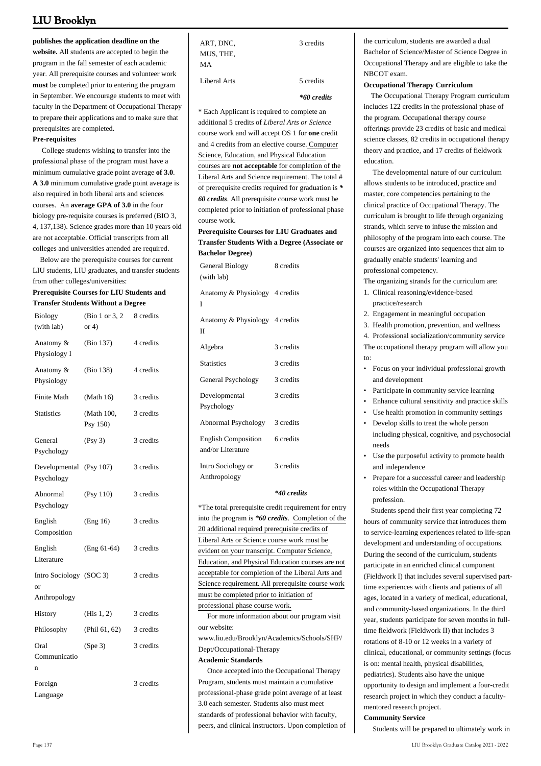**publishes the application deadline on the website.** All students are accepted to begin the program in the fall semester of each academic year. All prerequisite courses and volunteer work **must** be completed prior to entering the program in September. We encourage students to meet with faculty in the Department of Occupational Therapy to prepare their applications and to make sure that prerequisites are completed.

**Pre-requisites**

College students wishing to transfer into the professional phase of the program must have a minimum cumulative grade point average **of 3.0**. **A 3.0** minimum cumulative grade point average is also required in both liberal arts and sciences courses. An **average GPA of 3.0** in the four biology pre-requisite courses is preferred (BIO 3, 4, 137,138). Science grades more than 10 years old are not acceptable. Official transcripts from all colleges and universities attended are required.

Below are the prerequisite courses for current LIU students, LIU graduates, and transfer students from other colleges/universities:

**Prerequisite Courses for LIU Students and Transfer Students Without a Degree**

| | | |
|---|---|---|
| Biology (with lab) | (Bio 1 or 3, 2 or 4) | 8 credits |
| Anatomy & Physiology I | (Bio 137) | 4 credits |
| Anatomy & Physiology | (Bio 138) | 4 credits |
| Finite Math | (Math 16) | 3 credits |
| Statistics | (Math 100, Psy 150) | 3 credits |
| General Psychology | (Psy 3) | 3 credits |
| Developmental Psychology | (Psy 107) | 3 credits |
| Abnormal Psychology | (Psy 110) | 3 credits |
| English Composition | (Eng 16) | 3 credits |
| English Literature | (Eng 61-64) | 3 credits |
| Intro Sociology or Anthropology | (SOC 3) | 3 credits |
| History | (His 1, 2) | 3 credits |
| Philosophy | (Phil 61, 62) | 3 credits |
| Oral Communication | (Spe 3) | 3 credits |
| Foreign Language | | 3 credits |
| ART, DNC, MUS, THE, MA | | 3 credits |
| Liberal Arts | | 5 credits |
| | | ***60 credits** |

\* Each Applicant is required to complete an additional 5 credits of *Liberal Arts or Science* course work and will accept OS 1 for **one** credit and 4 credits from an elective course. Computer Science, Education, and Physical Education courses are **not acceptable** for completion of the Liberal Arts and Science requirement. The total # of prerequisite credits required for graduation is ***60 credits***. All prerequisite course work must be completed prior to initiation of professional phase course work.

**Prerequisite Courses for LIU Graduates and Transfer Students With a Degree (Associate or Bachelor Degree)**

| | |
|---|---|
| General Biology (with lab) | 8 credits |
| Anatomy & Physiology I | 4 credits |
| Anatomy & Physiology II | 4 credits |
| Algebra | 3 credits |
| Statistics | 3 credits |
| General Psychology | 3 credits |
| Developmental Psychology | 3 credits |
| Abnormal Psychology | 3 credits |
| English Composition and/or Literature | 6 credits |
| Intro Sociology or Anthropology | 3 credits |
| | ***40 credits** |

*The total prerequisite credit requirement for entry into the program is ***60 credits***. Completion of the 20 additional required prerequisite credits of Liberal Arts or Science course work must be evident on your transcript. Computer Science, Education, and Physical Education courses are not acceptable for completion of the Liberal Arts and Science requirement. All prerequisite course work must be completed prior to initiation of professional phase course work.

For more information about our program visit our website:
www.liu.edu/Brooklyn/Academics/Schools/SHP/Dept/Occupational-Therapy

**Academic Standards**

Once accepted into the Occupational Therapy Program, students must maintain a cumulative professional-phase grade point average of at least 3.0 each semester. Students also must meet standards of professional behavior with faculty, peers, and clinical instructors. Upon completion of the curriculum, students are awarded a dual Bachelor of Science/Master of Science Degree in Occupational Therapy and are eligible to take the NBCOT exam.

**Occupational Therapy Curriculum**

The Occupational Therapy Program curriculum includes 122 credits in the professional phase of the program. Occupational therapy course offerings provide 23 credits of basic and medical science classes, 82 credits in occupational therapy theory and practice, and 17 credits of fieldwork education.

The developmental nature of our curriculum allows students to be introduced, practice and master, core competencies pertaining to the clinical practice of Occupational Therapy. The curriculum is brought to life through organizing strands, which serve to infuse the mission and philosophy of the program into each course. The courses are organized into sequences that aim to gradually enable students' learning and professional competency.

The organizing strands for the curriculum are:

1. Clinical reasoning/evidence-based practice/research
2. Engagement in meaningful occupation
3. Health promotion, prevention, and wellness
4. Professional socialization/community service

The occupational therapy program will allow you to:

- Focus on your individual professional growth and development
- Participate in community service learning
- Enhance cultural sensitivity and practice skills
- Use health promotion in community settings
- Develop skills to treat the whole person including physical, cognitive, and psychosocial needs
- Use the purposeful activity to promote health and independence
- Prepare for a successful career and leadership roles within the Occupational Therapy profession.

Students spend their first year completing 72 hours of community service that introduces them to service-learning experiences related to life-span development and understanding of occupations. During the second of the curriculum, students participate in an enriched clinical component (Fieldwork I) that includes several supervised part-time experiences with clients and patients of all ages, located in a variety of medical, educational, and community-based organizations. In the third year, students participate for seven months in full-time fieldwork (Fieldwork II) that includes 3 rotations of 8-10 or 12 weeks in a variety of clinical, educational, or community settings (focus is on: mental health, physical disabilities, pediatrics). Students also have the unique opportunity to design and implement a four-credit research project in which they conduct a faculty-mentored research project.

**Community Service**

Students will be prepared to ultimately work in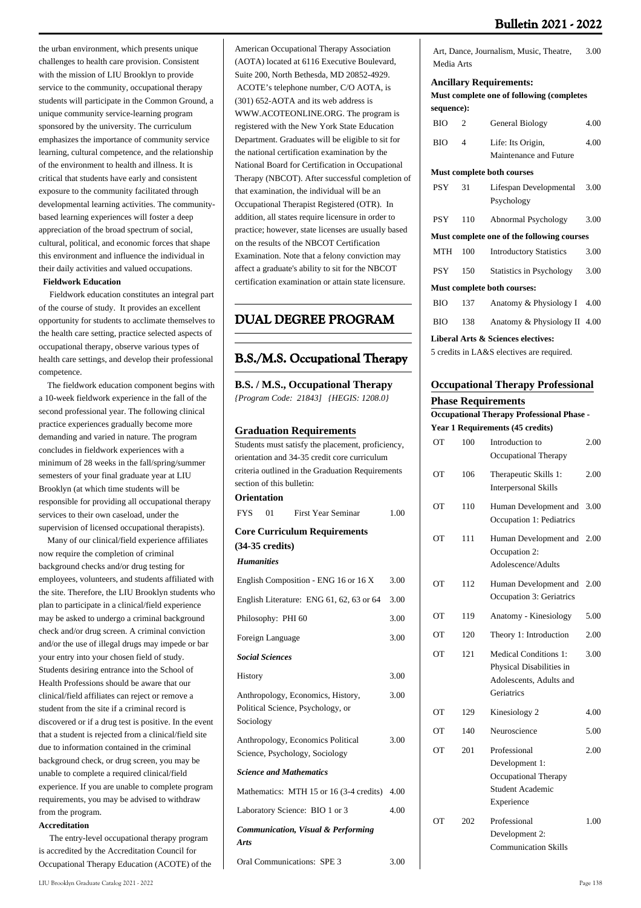the urban environment, which presents unique challenges to health care provision. Consistent with the mission of LIU Brooklyn to provide service to the community, occupational therapy students will participate in the Common Ground, a unique community service-learning program sponsored by the university. The curriculum emphasizes the importance of community service learning, cultural competence, and the relationship of the environment to health and illness. It is critical that students have early and consistent exposure to the community facilitated through developmental learning activities. The community-based learning experiences will foster a deep appreciation of the broad spectrum of social, cultural, political, and economic forces that shape this environment and influence the individual in their daily activities and valued occupations.

**Fieldwork Education**

Fieldwork education constitutes an integral part of the course of study. It provides an excellent opportunity for students to acclimate themselves to the health care setting, practice selected aspects of occupational therapy, observe various types of health care settings, and develop their professional competence.

The fieldwork education component begins with a 10-week fieldwork experience in the fall of the second professional year. The following clinical practice experiences gradually become more demanding and varied in nature. The program concludes in fieldwork experiences with a minimum of 28 weeks in the fall/spring/summer semesters of your final graduate year at LIU Brooklyn (at which time students will be responsible for providing all occupational therapy services to their own caseload, under the supervision of licensed occupational therapists).

Many of our clinical/field experience affiliates now require the completion of criminal background checks and/or drug testing for employees, volunteers, and students affiliated with the site. Therefore, the LIU Brooklyn students who plan to participate in a clinical/field experience may be asked to undergo a criminal background check and/or drug screen. A criminal conviction and/or the use of illegal drugs may impede or bar your entry into your chosen field of study. Students desiring entrance into the School of Health Professions should be aware that our clinical/field affiliates can reject or remove a student from the site if a criminal record is discovered or if a drug test is positive. In the event that a student is rejected from a clinical/field site due to information contained in the criminal background check, or drug screen, you may be unable to complete a required clinical/field experience. If you are unable to complete program requirements, you may be advised to withdraw from the program.

**Accreditation**

The entry-level occupational therapy program is accredited by the Accreditation Council for Occupational Therapy Education (ACOTE) of the American Occupational Therapy Association (AOTA) located at 6116 Executive Boulevard, Suite 200, North Bethesda, MD 20852-4929. ACOTE's telephone number, C/O AOTA, is (301) 652-AOTA and its web address is WWW.ACOTEONLINE.ORG. The program is registered with the New York State Education Department. Graduates will be eligible to sit for the national certification examination by the National Board for Certification in Occupational Therapy (NBCOT). After successful completion of that examination, the individual will be an Occupational Therapist Registered (OTR). In addition, all states require licensure in order to practice; however, state licenses are usually based on the results of the NBCOT Certification Examination. Note that a felony conviction may affect a graduate's ability to sit for the NBCOT certification examination or attain state licensure.

# DUAL DEGREE PROGRAM

## B.S./M.S. Occupational Therapy

**B.S. / M.S., Occupational Therapy**
*{Program Code: 21843} {HEGIS: 1208.0}*

### Graduation Requirements

Students must satisfy the placement, proficiency, orientation and 34-35 credit core curriculum criteria outlined in the Graduation Requirements section of this bulletin:

**Orientation**

| | | | |
|---|---|---|---|
| FYS | 01 | First Year Seminar | 1.00 |

**Core Curriculum Requirements (34-35 credits)**

***Humanities***

| | |
|---|---|
| English Composition - ENG 16 or 16 X | 3.00 |
| English Literature: ENG 61, 62, 63 or 64 | 3.00 |
| Philosophy: PHI 60 | 3.00 |
| Foreign Language | 3.00 |

***Social Sciences***

| | |
|---|---|
| History | 3.00 |
| Anthropology, Economics, History, Political Science, Psychology, or Sociology | 3.00 |
| Anthropology, Economics Political Science, Psychology, Sociology | 3.00 |

***Science and Mathematics***

| | |
|---|---|
| Mathematics: MTH 15 or 16 (3-4 credits) | 4.00 |
| Laboratory Science: BIO 1 or 3 | 4.00 |

***Communication, Visual & Performing Arts***

| | |
|---|---|
| Oral Communications: SPE 3 | 3.00 |
| Art, Dance, Journalism, Music, Theatre, Media Arts | 3.00 |

**Ancillary Requirements:**

**Must complete one of following (completes sequence):**

| | | | |
|---|---|---|---|
| BIO | 2 | General Biology | 4.00 |
| BIO | 4 | Life: Its Origin, Maintenance and Future | 4.00 |

**Must complete both courses**

| | | | |
|---|---|---|---|
| PSY | 31 | Lifespan Developmental Psychology | 3.00 |
| PSY | 110 | Abnormal Psychology | 3.00 |

**Must complete one of the following courses**

| | | | |
|---|---|---|---|
| MTH | 100 | Introductory Statistics | 3.00 |
| PSY | 150 | Statistics in Psychology | 3.00 |

**Must complete both courses:**

| | | | |
|---|---|---|---|
| BIO | 137 | Anatomy & Physiology I | 4.00 |
| BIO | 138 | Anatomy & Physiology II | 4.00 |

**Liberal Arts & Sciences electives:**

5 credits in LA&S electives are required.

### Occupational Therapy Professional Phase Requirements

**Occupational Therapy Professional Phase - Year 1 Requirements (45 credits)**

| | | | |
|---|---|---|---|
| OT | 100 | Introduction to Occupational Therapy | 2.00 |
| OT | 106 | Therapeutic Skills 1: Interpersonal Skills | 2.00 |
| OT | 110 | Human Development and Occupation 1: Pediatrics | 3.00 |
| OT | 111 | Human Development and Occupation 2: Adolescence/Adults | 2.00 |
| OT | 112 | Human Development and Occupation 3: Geriatrics | 2.00 |
| OT | 119 | Anatomy - Kinesiology | 5.00 |
| OT | 120 | Theory 1: Introduction | 2.00 |
| OT | 121 | Medical Conditions 1: Physical Disabilities in Adolescents, Adults and Geriatrics | 3.00 |
| OT | 129 | Kinesiology 2 | 4.00 |
| OT | 140 | Neuroscience | 5.00 |
| OT | 201 | Professional Development 1: Occupational Therapy Student Academic Experience | 2.00 |
| OT | 202 | Professional Development 2: Communication Skills | 1.00 |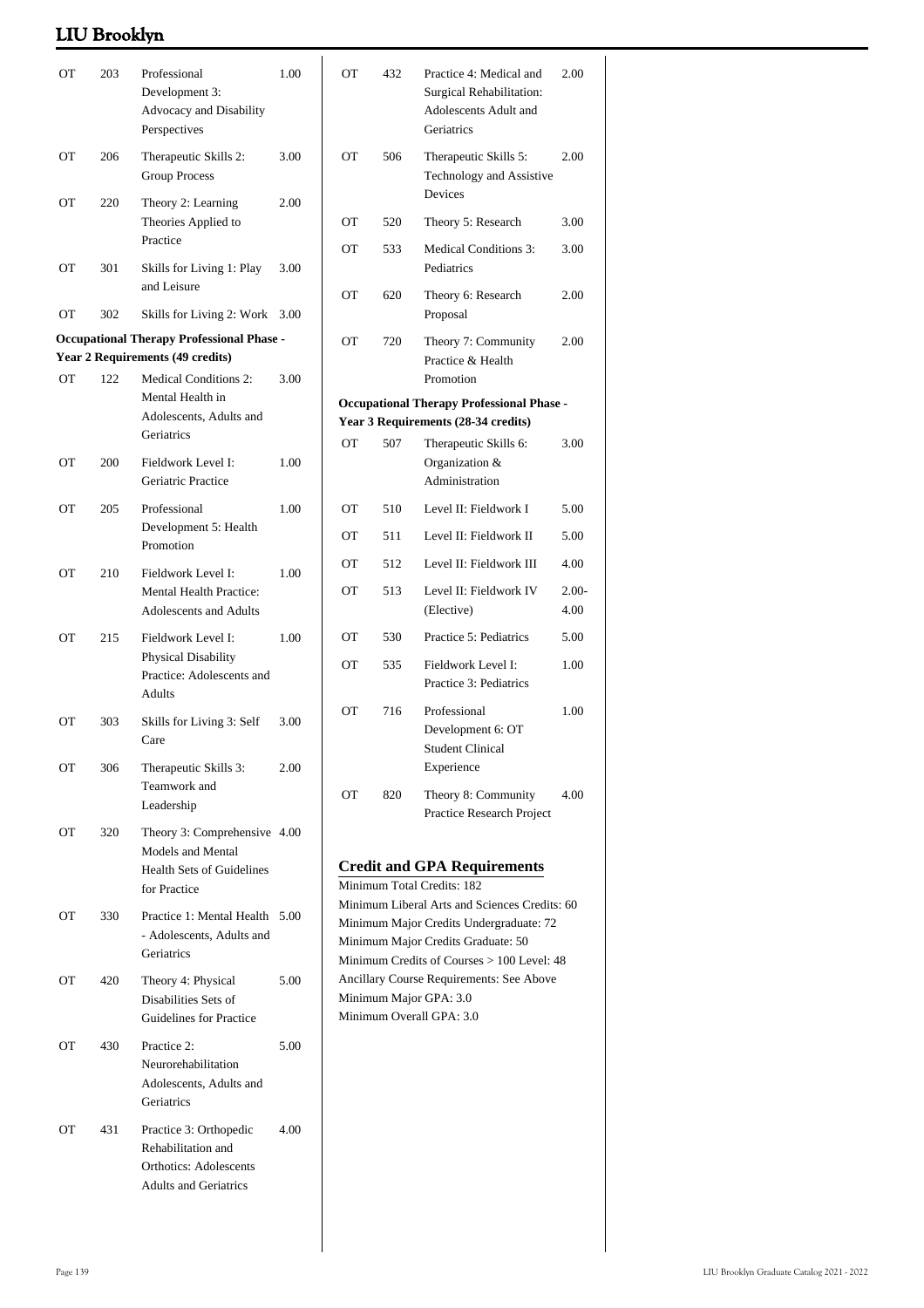| | | | |
|---|---|---|---|
| OT | 203 | Professional Development 3: Advocacy and Disability Perspectives | 1.00 |
| OT | 206 | Therapeutic Skills 2: Group Process | 3.00 |
| OT | 220 | Theory 2: Learning Theories Applied to Practice | 2.00 |
| OT | 301 | Skills for Living 1: Play and Leisure | 3.00 |
| OT | 302 | Skills for Living 2: Work | 3.00 |

**Occupational Therapy Professional Phase - Year 2 Requirements (49 credits)**

| | | | |
|---|---|---|---|
| OT | 122 | Medical Conditions 2: Mental Health in Adolescents, Adults and Geriatrics | 3.00 |
| OT | 200 | Fieldwork Level I: Geriatric Practice | 1.00 |
| OT | 205 | Professional Development 5: Health Promotion | 1.00 |
| OT | 210 | Fieldwork Level I: Mental Health Practice: Adolescents and Adults | 1.00 |
| OT | 215 | Fieldwork Level I: Physical Disability Practice: Adolescents and Adults | 1.00 |
| OT | 303 | Skills for Living 3: Self Care | 3.00 |
| OT | 306 | Therapeutic Skills 3: Teamwork and Leadership | 2.00 |
| OT | 320 | Theory 3: Comprehensive Models and Mental Health Sets of Guidelines for Practice | 4.00 |
| OT | 330 | Practice 1: Mental Health - Adolescents, Adults and Geriatrics | 5.00 |
| OT | 420 | Theory 4: Physical Disabilities Sets of Guidelines for Practice | 5.00 |
| OT | 430 | Practice 2: Neurorehabilitation Adolescents, Adults and Geriatrics | 5.00 |
| OT | 431 | Practice 3: Orthopedic Rehabilitation and Orthotics: Adolescents Adults and Geriatrics | 4.00 |
| OT | 432 | Practice 4: Medical and Surgical Rehabilitation: Adolescents Adult and Geriatrics | 2.00 |
| OT | 506 | Therapeutic Skills 5: Technology and Assistive Devices | 2.00 |
| OT | 520 | Theory 5: Research | 3.00 |
| OT | 533 | Medical Conditions 3: Pediatrics | 3.00 |
| OT | 620 | Theory 6: Research Proposal | 2.00 |
| OT | 720 | Theory 7: Community Practice & Health Promotion | 2.00 |

**Occupational Therapy Professional Phase - Year 3 Requirements (28-34 credits)**

| | | | |
|---|---|---|---|
| OT | 507 | Therapeutic Skills 6: Organization & Administration | 3.00 |
| OT | 510 | Level II: Fieldwork I | 5.00 |
| OT | 511 | Level II: Fieldwork II | 5.00 |
| OT | 512 | Level II: Fieldwork III | 4.00 |
| OT | 513 | Level II: Fieldwork IV (Elective) | 2.00-4.00 |
| OT | 530 | Practice 5: Pediatrics | 5.00 |
| OT | 535 | Fieldwork Level I: Practice 3: Pediatrics | 1.00 |
| OT | 716 | Professional Development 6: OT Student Clinical Experience | 1.00 |
| OT | 820 | Theory 8: Community Practice Research Project | 4.00 |

## Credit and GPA Requirements

Minimum Total Credits: 182
Minimum Liberal Arts and Sciences Credits: 60
Minimum Major Credits Undergraduate: 72
Minimum Major Credits Graduate: 50
Minimum Credits of Courses > 100 Level: 48
Ancillary Course Requirements: See Above
Minimum Major GPA: 3.0
Minimum Overall GPA: 3.0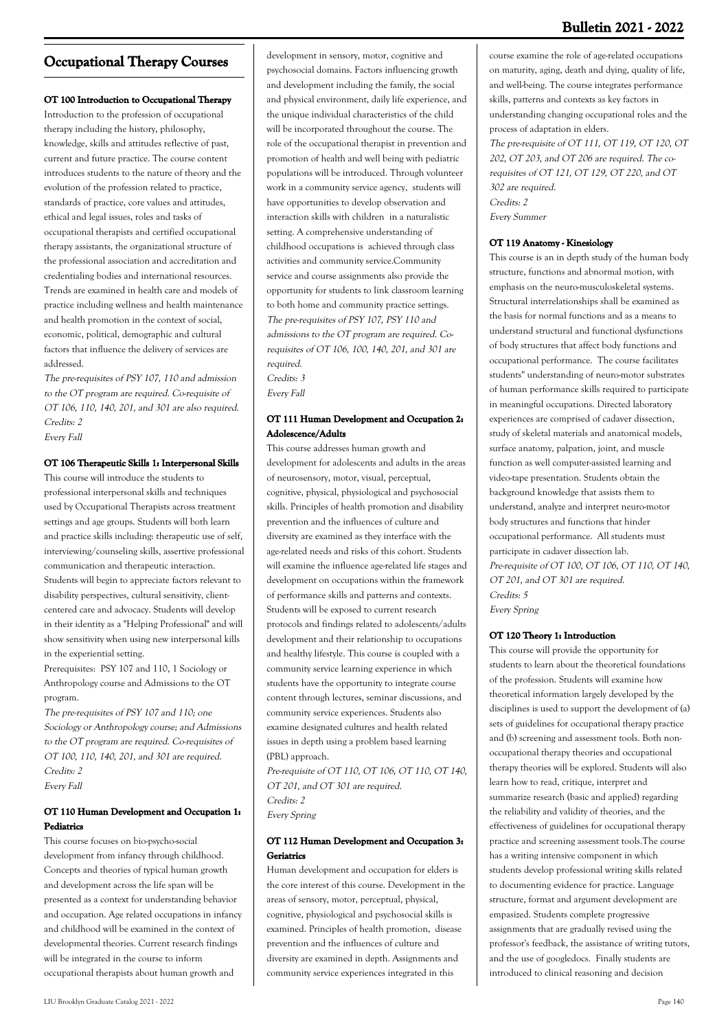## Occupational Therapy Courses

#### OT 100 Introduction to Occupational Therapy

Introduction to the profession of occupational therapy including the history, philosophy, knowledge, skills and attitudes reflective of past, current and future practice. The course content introduces students to the nature of theory and the evolution of the profession related to practice, standards of practice, core values and attitudes, ethical and legal issues, roles and tasks of occupational therapists and certified occupational therapy assistants, the organizational structure of the professional association and accreditation and credentialing bodies and international resources. Trends are examined in health care and models of practice including wellness and health maintenance and health promotion in the context of social, economic, political, demographic and cultural factors that influence the delivery of services are addressed.

*The pre-requisites of PSY 107, 110 and admission to the OT program are required. Co-requisite of OT 106, 110, 140, 201, and 301 are also required.*
*Credits: 2*
*Every Fall*

#### OT 106 Therapeutic Skills 1: Interpersonal Skills

This course will introduce the students to professional interpersonal skills and techniques used by Occupational Therapists across treatment settings and age groups. Students will both learn and practice skills including: therapeutic use of self, interviewing/counseling skills, assertive professional communication and therapeutic interaction. Students will begin to appreciate factors relevant to disability perspectives, cultural sensitivity, client-centered care and advocacy. Students will develop in their identity as a "Helping Professional" and will show sensitivity when using new interpersonal kills in the experiential setting.

Prerequisites: PSY 107 and 110, 1 Sociology or Anthropology course and Admissions to the OT program.

*The pre-requisites of PSY 107 and 110; one Sociology or Anthropology course; and Admissions to the OT program are required. Co-requisites of OT 100, 110, 140, 201, and 301 are required.*
*Credits: 2*
*Every Fall*

#### OT 110 Human Development and Occupation 1: Pediatrics

This course focuses on bio-psycho-social development from infancy through childhood. Concepts and theories of typical human growth and development across the life span will be presented as a context for understanding behavior and occupation. Age related occupations in infancy and childhood will be examined in the context of developmental theories. Current research findings will be integrated in the course to inform occupational therapists about human growth and development in sensory, motor, cognitive and psychosocial domains. Factors influencing growth and development including the family, the social and physical environment, daily life experience, and the unique individual characteristics of the child will be incorporated throughout the course. The role of the occupational therapist in prevention and promotion of health and well being with pediatric populations will be introduced. Through volunteer work in a community service agency, students will have opportunities to develop observation and interaction skills with children in a naturalistic setting. A comprehensive understanding of childhood occupations is achieved through class activities and community service.Community service and course assignments also provide the opportunity for students to link classroom learning to both home and community practice settings.

*The pre-requisites of PSY 107, PSY 110 and admissions to the OT program are required. Co-requisites of OT 106, 100, 140, 201, and 301 are required.*
*Credits: 3*
*Every Fall*

#### OT 111 Human Development and Occupation 2: Adolescence/Adults

This course addresses human growth and development for adolescents and adults in the areas of neurosensory, motor, visual, perceptual, cognitive, physical, physiological and psychosocial skills. Principles of health promotion and disability prevention and the influences of culture and diversity are examined as they interface with the age-related needs and risks of this cohort. Students will examine the influence age-related life stages and development on occupations within the framework of performance skills and patterns and contexts. Students will be exposed to current research protocols and findings related to adolescents/adults development and their relationship to occupations and healthy lifestyle. This course is coupled with a community service learning experience in which students have the opportunity to integrate course content through lectures, seminar discussions, and community service experiences. Students also examine designated cultures and health related issues in depth using a problem based learning (PBL) approach.

*Pre-requisite of OT 110, OT 106, OT 110, OT 140, OT 201, and OT 301 are required.*
*Credits: 2*
*Every Spring*

#### OT 112 Human Development and Occupation 3: Geriatrics

Human development and occupation for elders is the core interest of this course. Development in the areas of sensory, motor, perceptual, physical, cognitive, physiological and psychosocial skills is examined. Principles of health promotion, disease prevention and the influences of culture and diversity are examined in depth. Assignments and community service experiences integrated in this course examine the role of age-related occupations on maturity, aging, death and dying, quality of life, and well-being. The course integrates performance skills, patterns and contexts as key factors in understanding changing occupational roles and the process of adaptation in elders.

*The pre-requisite of OT 111, OT 119, OT 120, OT 202, OT 203, and OT 206 are required. The co-requisites of OT 121, OT 129, OT 220, and OT 302 are required.*
*Credits: 2*
*Every Summer*

#### OT 119 Anatomy - Kinesiology

This course is an in depth study of the human body structure, functions and abnormal motion, with emphasis on the neuro-musculoskeletal systems. Structural interrelationships shall be examined as the basis for normal functions and as a means to understand structural and functional dysfunctions of body structures that affect body functions and occupational performance. The course facilitates students" understanding of neuro-motor substrates of human performance skills required to participate in meaningful occupations. Directed laboratory experiences are comprised of cadaver dissection, study of skeletal materials and anatomical models, surface anatomy, palpation, joint, and muscle function as well computer-assisted learning and video-tape presentation. Students obtain the background knowledge that assists them to understand, analyze and interpret neuro-motor body structures and functions that hinder occupational performance. All students must participate in cadaver dissection lab.

*Pre-requisite of OT 100, OT 106, OT 110, OT 140, OT 201, and OT 301 are required.*
*Credits: 5*
*Every Spring*

#### OT 120 Theory 1: Introduction

This course will provide the opportunity for students to learn about the theoretical foundations of the profession. Students will examine how theoretical information largely developed by the disciplines is used to support the development of (a) sets of guidelines for occupational therapy practice and (b) screening and assessment tools. Both non-occupational therapy theories and occupational therapy theories will be explored. Students will also learn how to read, critique, interpret and summarize research (basic and applied) regarding the reliability and validity of theories, and the effectiveness of guidelines for occupational therapy practice and screening assessment tools.The course has a writing intensive component in which students develop professional writing skills related to documenting evidence for practice. Language structure, format and argument development are empasized. Students complete progressive assignments that are gradually revised using the professor's feedback, the assistance of writing tutors, and the use of googledocs. Finally students are introduced to clinical reasoning and decision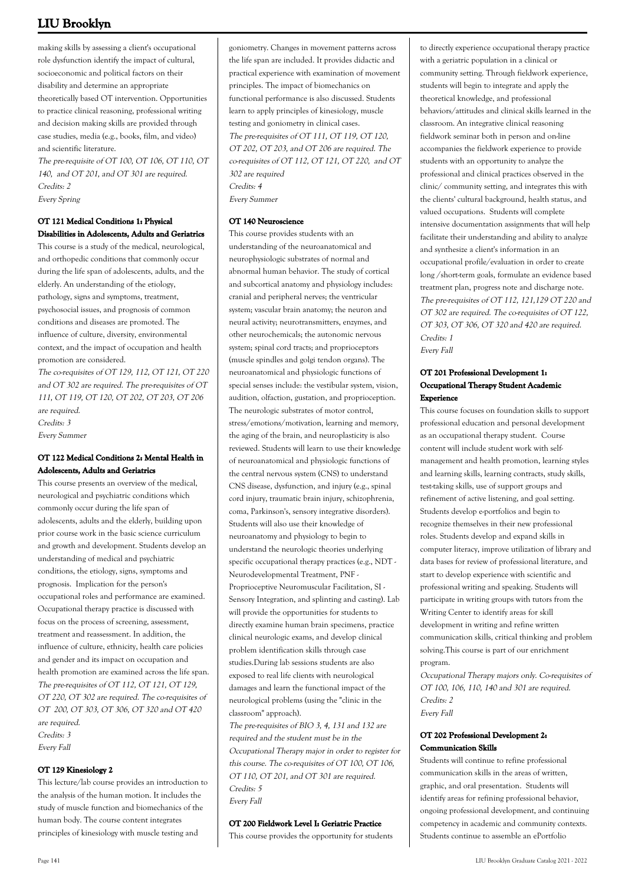making skills by assessing a client's occupational role dysfunction identify the impact of cultural, socioeconomic and political factors on their disability and determine an appropriate theoretically based OT intervention. Opportunities to practice clinical reasoning, professional writing and decision making skills are provided through case studies, media (e.g., books, film, and video) and scientific literature.

*The pre-requisite of OT 100, OT 106, OT 110, OT 140, and OT 201, and OT 301 are required.*
*Credits: 2*
*Every Spring*

#### OT 121 Medical Conditions 1: Physical Disabilities in Adolescents, Adults and Geriatrics

This course is a study of the medical, neurological, and orthopedic conditions that commonly occur during the life span of adolescents, adults, and the elderly. An understanding of the etiology, pathology, signs and symptoms, treatment, psychosocial issues, and prognosis of common conditions and diseases are promoted. The influence of culture, diversity, environmental context, and the impact of occupation and health promotion are considered.

*The co-requisites of OT 129, 112, OT 121, OT 220 and OT 302 are required. The pre-requisites of OT 111, OT 119, OT 120, OT 202, OT 203, OT 206 are required.*
*Credits: 3*
*Every Summer*

#### OT 122 Medical Conditions 2: Mental Health in Adolescents, Adults and Geriatrics

This course presents an overview of the medical, neurological and psychiatric conditions which commonly occur during the life span of adolescents, adults and the elderly, building upon prior course work in the basic science curriculum and growth and development. Students develop an understanding of medical and psychiatric conditions, the etiology, signs, symptoms and prognosis. Implication for the person's occupational roles and performance are examined. Occupational therapy practice is discussed with focus on the process of screening, assessment, treatment and reassessment. In addition, the influence of culture, ethnicity, health care policies and gender and its impact on occupation and health promotion are examined across the life span.

*The pre-requisites of OT 112, OT 121, OT 129, OT 220, OT 302 are required. The co-requisites of OT 200, OT 303, OT 306, OT 320 and OT 420 are required.*
*Credits: 3*
*Every Fall*

#### OT 129 Kinesiology 2

This lecture/lab course provides an introduction to the analysis of the human motion. It includes the study of muscle function and biomechanics of the human body. The course content integrates principles of kinesiology with muscle testing and goniometry. Changes in movement patterns across the life span are included. It provides didactic and practical experience with examination of movement principles. The impact of biomechanics on functional performance is also discussed. Students learn to apply principles of kinesiology, muscle testing and goniometry in clinical cases.

*The pre-requisites of OT 111, OT 119, OT 120, OT 202, OT 203, and OT 206 are required. The co-requisites of OT 112, OT 121, OT 220, and OT 302 are required*
*Credits: 4*
*Every Summer*

#### OT 140 Neuroscience

This course provides students with an understanding of the neuroanatomical and neurophysiologic substrates of normal and abnormal human behavior. The study of cortical and subcortical anatomy and physiology includes: cranial and peripheral nerves; the ventricular system; vascular brain anatomy; the neuron and neural activity; neurotransmitters, enzymes, and other neurochemicals; the autonomic nervous system; spinal cord tracts; and proprioceptors (muscle spindles and golgi tendon organs). The neuroanatomical and physiologic functions of special senses include: the vestibular system, vision, audition, olfaction, gustation, and proprioception. The neurologic substrates of motor control, stress/emotions/motivation, learning and memory, the aging of the brain, and neuroplasticity is also reviewed. Students will learn to use their knowledge of neuroanatomical and physiologic functions of the central nervous system (CNS) to understand CNS disease, dysfunction, and injury (e.g., spinal cord injury, traumatic brain injury, schizophrenia, coma, Parkinson's, sensory integrative disorders). Students will also use their knowledge of neuroanatomy and physiology to begin to understand the neurologic theories underlying specific occupational therapy practices (e.g., NDT - Neurodevelopmental Treatment, PNF - Proprioceptive Neuromuscular Facilitation, SI - Sensory Integration, and splinting and casting). Lab will provide the opportunities for students to directly examine human brain specimens, practice clinical neurologic exams, and develop clinical problem identification skills through case studies.During lab sessions students are also exposed to real life clients with neurological damages and learn the functional impact of the neurological problems (using the "clinic in the classroom" approach).

*The pre-requisites of BIO 3, 4, 131 and 132 are required and the student must be in the Occupational Therapy major in order to register for this course. The co-requisites of OT 100, OT 106, OT 110, OT 201, and OT 301 are required.*
*Credits: 5*
*Every Fall*

#### OT 200 Fieldwork Level I: Geriatric Practice

This course provides the opportunity for students to directly experience occupational therapy practice with a geriatric population in a clinical or community setting. Through fieldwork experience, students will begin to integrate and apply the theoretical knowledge, and professional behaviors/attitudes and clinical skills learned in the classroom. An integrative clinical reasoning fieldwork seminar both in person and on-line accompanies the fieldwork experience to provide students with an opportunity to analyze the professional and clinical practices observed in the clinic/ community setting, and integrates this with the clients' cultural background, health status, and valued occupations. Students will complete intensive documentation assignments that will help facilitate their understanding and ability to analyze and synthesize a client's information in an occupational profile/evaluation in order to create long /short-term goals, formulate an evidence based treatment plan, progress note and discharge note.

*The pre-requisites of OT 112, 121,129 OT 220 and OT 302 are required. The co-requisites of OT 122, OT 303, OT 306, OT 320 and 420 are required.*
*Credits: 1*
*Every Fall*

#### OT 201 Professional Development 1: Occupational Therapy Student Academic Experience

This course focuses on foundation skills to support professional education and personal development as an occupational therapy student. Course content will include student work with self-management and health promotion, learning styles and learning skills, learning contracts, study skills, test-taking skills, use of support groups and refinement of active listening, and goal setting. Students develop e-portfolios and begin to recognize themselves in their new professional roles. Students develop and expand skills in computer literacy, improve utilization of library and data bases for review of professional literature, and start to develop experience with scientific and professional writing and speaking. Students will participate in writing groups with tutors from the Writing Center to identify areas for skill development in writing and refine written communication skills, critical thinking and problem solving.This course is part of our enrichment program.

*Occupational Therapy majors only. Co-requisites of OT 100, 106, 110, 140 and 301 are required.*
*Credits: 2*
*Every Fall*

#### OT 202 Professional Development 2: Communication Skills

Students will continue to refine professional communication skills in the areas of written, graphic, and oral presentation. Students will identify areas for refining professional behavior, ongoing professional development, and continuing competency in academic and community contexts. Students continue to assemble an ePortfolio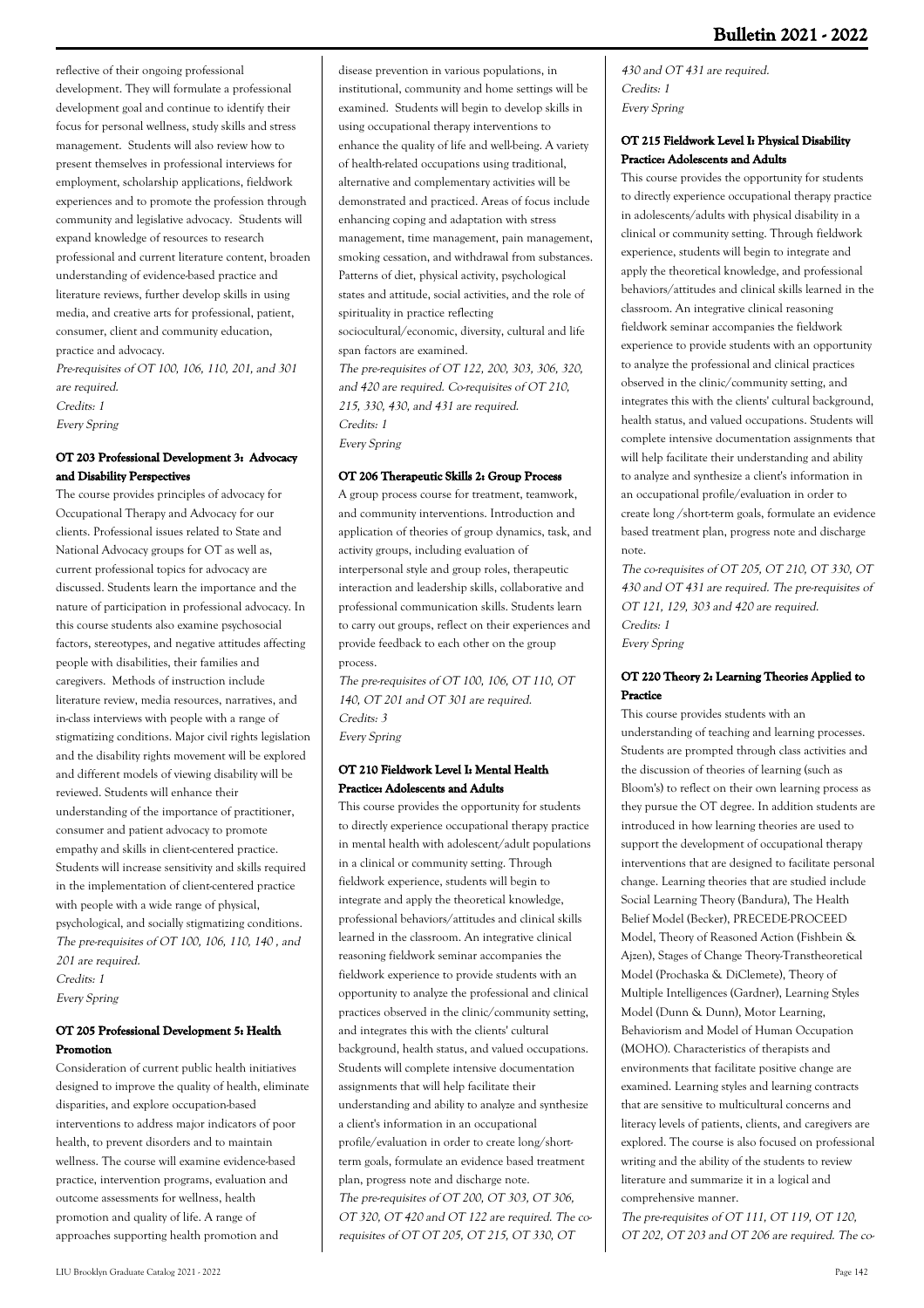reflective of their ongoing professional development. They will formulate a professional development goal and continue to identify their focus for personal wellness, study skills and stress management. Students will also review how to present themselves in professional interviews for employment, scholarship applications, fieldwork experiences and to promote the profession through community and legislative advocacy. Students will expand knowledge of resources to research professional and current literature content, broaden understanding of evidence-based practice and literature reviews, further develop skills in using media, and creative arts for professional, patient, consumer, client and community education, practice and advocacy.

*Pre-requisites of OT 100, 106, 110, 201, and 301 are required.*
*Credits: 1*
*Every Spring*

#### OT 203 Professional Development 3: Advocacy and Disability Perspectives

The course provides principles of advocacy for Occupational Therapy and Advocacy for our clients. Professional issues related to State and National Advocacy groups for OT as well as, current professional topics for advocacy are discussed. Students learn the importance and the nature of participation in professional advocacy. In this course students also examine psychosocial factors, stereotypes, and negative attitudes affecting people with disabilities, their families and caregivers. Methods of instruction include literature review, media resources, narratives, and in-class interviews with people with a range of stigmatizing conditions. Major civil rights legislation and the disability rights movement will be explored and different models of viewing disability will be reviewed. Students will enhance their understanding of the importance of practitioner, consumer and patient advocacy to promote empathy and skills in client-centered practice. Students will increase sensitivity and skills required in the implementation of client-centered practice with people with a wide range of physical, psychological, and socially stigmatizing conditions.

*The pre-requisites of OT 100, 106, 110, 140 , and 201 are required.*
*Credits: 1*
*Every Spring*

#### OT 205 Professional Development 5: Health Promotion

Consideration of current public health initiatives designed to improve the quality of health, eliminate disparities, and explore occupation-based interventions to address major indicators of poor health, to prevent disorders and to maintain wellness. The course will examine evidence-based practice, intervention programs, evaluation and outcome assessments for wellness, health promotion and quality of life. A range of approaches supporting health promotion and disease prevention in various populations, in institutional, community and home settings will be examined. Students will begin to develop skills in using occupational therapy interventions to enhance the quality of life and well-being. A variety of health-related occupations using traditional, alternative and complementary activities will be demonstrated and practiced. Areas of focus include enhancing coping and adaptation with stress management, time management, pain management, smoking cessation, and withdrawal from substances. Patterns of diet, physical activity, psychological states and attitude, social activities, and the role of spirituality in practice reflecting sociocultural/economic, diversity, cultural and life span factors are examined.

*The pre-requisites of OT 122, 200, 303, 306, 320, and 420 are required. Co-requisites of OT 210, 215, 330, 430, and 431 are required.*
*Credits: 1*
*Every Spring*

#### OT 206 Therapeutic Skills 2: Group Process

A group process course for treatment, teamwork, and community interventions. Introduction and application of theories of group dynamics, task, and activity groups, including evaluation of interpersonal style and group roles, therapeutic interaction and leadership skills, collaborative and professional communication skills. Students learn to carry out groups, reflect on their experiences and provide feedback to each other on the group process.

*The pre-requisites of OT 100, 106, OT 110, OT 140, OT 201 and OT 301 are required.*
*Credits: 3*
*Every Spring*

#### OT 210 Fieldwork Level I: Mental Health Practice: Adolescents and Adults

This course provides the opportunity for students to directly experience occupational therapy practice in mental health with adolescent/adult populations in a clinical or community setting. Through fieldwork experience, students will begin to integrate and apply the theoretical knowledge, professional behaviors/attitudes and clinical skills learned in the classroom. An integrative clinical reasoning fieldwork seminar accompanies the fieldwork experience to provide students with an opportunity to analyze the professional and clinical practices observed in the clinic/community setting, and integrates this with the clients' cultural background, health status, and valued occupations. Students will complete intensive documentation assignments that will help facilitate their understanding and ability to analyze and synthesize a client's information in an occupational profile/evaluation in order to create long/short-term goals, formulate an evidence based treatment plan, progress note and discharge note.

*The pre-requisites of OT 200, OT 303, OT 306, OT 320, OT 420 and OT 122 are required. The co-requisites of OT OT 205, OT 215, OT 330, OT 430 and OT 431 are required.*
*Credits: 1*
*Every Spring*

#### OT 215 Fieldwork Level I: Physical Disability Practice: Adolescents and Adults

This course provides the opportunity for students to directly experience occupational therapy practice in adolescents/adults with physical disability in a clinical or community setting. Through fieldwork experience, students will begin to integrate and apply the theoretical knowledge, and professional behaviors/attitudes and clinical skills learned in the classroom. An integrative clinical reasoning fieldwork seminar accompanies the fieldwork experience to provide students with an opportunity to analyze the professional and clinical practices observed in the clinic/community setting, and integrates this with the clients' cultural background, health status, and valued occupations. Students will complete intensive documentation assignments that will help facilitate their understanding and ability to analyze and synthesize a client's information in an occupational profile/evaluation in order to create long /short-term goals, formulate an evidence based treatment plan, progress note and discharge note.

*The co-requisites of OT 205, OT 210, OT 330, OT 430 and OT 431 are required. The pre-requisites of OT 121, 129, 303 and 420 are required.*
*Credits: 1*
*Every Spring*

#### OT 220 Theory 2: Learning Theories Applied to Practice

This course provides students with an understanding of teaching and learning processes. Students are prompted through class activities and the discussion of theories of learning (such as Bloom's) to reflect on their own learning process as they pursue the OT degree. In addition students are introduced in how learning theories are used to support the development of occupational therapy interventions that are designed to facilitate personal change. Learning theories that are studied include Social Learning Theory (Bandura), The Health Belief Model (Becker), PRECEDE-PROCEED Model, Theory of Reasoned Action (Fishbein & Ajzen), Stages of Change Theory-Transtheoretical Model (Prochaska & DiClemete), Theory of Multiple Intelligences (Gardner), Learning Styles Model (Dunn & Dunn), Motor Learning, Behaviorism and Model of Human Occupation (MOHO). Characteristics of therapists and environments that facilitate positive change are examined. Learning styles and learning contracts that are sensitive to multicultural concerns and literacy levels of patients, clients, and caregivers are explored. The course is also focused on professional writing and the ability of the students to review literature and summarize it in a logical and comprehensive manner.

*The pre-requisites of OT 111, OT 119, OT 120, OT 202, OT 203 and OT 206 are required. The co-*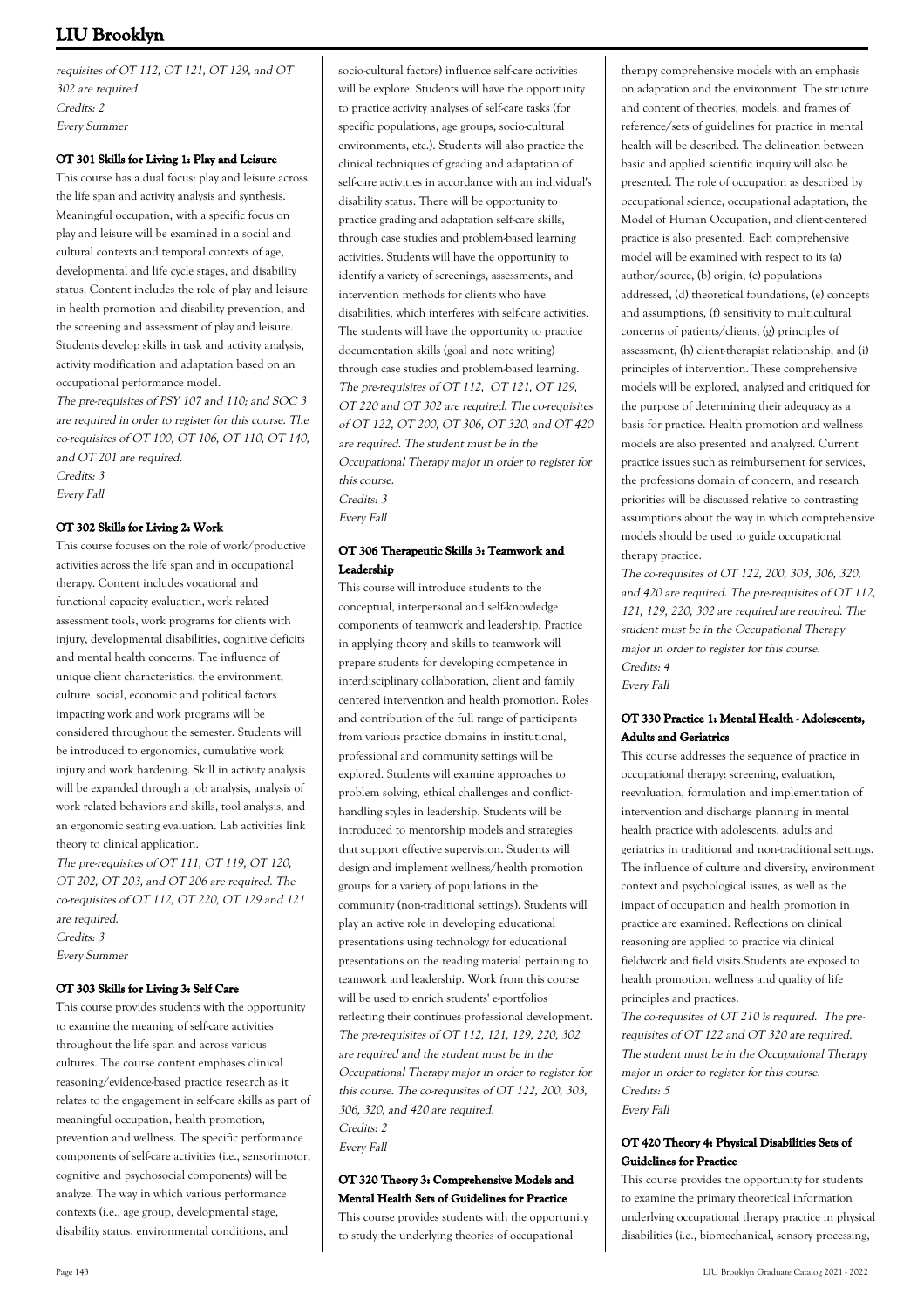requisites of OT 112, OT 121, OT 129, and OT 302 are required.
*Credits: 2*
*Every Summer*

### OT 301 Skills for Living 1: Play and Leisure

This course has a dual focus: play and leisure across the life span and activity analysis and synthesis. Meaningful occupation, with a specific focus on play and leisure will be examined in a social and cultural contexts and temporal contexts of age, developmental and life cycle stages, and disability status. Content includes the role of play and leisure in health promotion and disability prevention, and the screening and assessment of play and leisure. Students develop skills in task and activity analysis, activity modification and adaptation based on an occupational performance model.

*The pre-requisites of PSY 107 and 110; and SOC 3 are required in order to register for this course. The co-requisites of OT 100, OT 106, OT 110, OT 140, and OT 201 are required.*
*Credits: 3*
*Every Fall*

### OT 302 Skills for Living 2: Work

This course focuses on the role of work/productive activities across the life span and in occupational therapy. Content includes vocational and functional capacity evaluation, work related assessment tools, work programs for clients with injury, developmental disabilities, cognitive deficits and mental health concerns. The influence of unique client characteristics, the environment, culture, social, economic and political factors impacting work and work programs will be considered throughout the semester. Students will be introduced to ergonomics, cumulative work injury and work hardening. Skill in activity analysis will be expanded through a job analysis, analysis of work related behaviors and skills, tool analysis, and an ergonomic seating evaluation. Lab activities link theory to clinical application.

*The pre-requisites of OT 111, OT 119, OT 120, OT 202, OT 203, and OT 206 are required. The co-requisites of OT 112, OT 220, OT 129 and 121 are required.*
*Credits: 3*
*Every Summer*

### OT 303 Skills for Living 3: Self Care

This course provides students with the opportunity to examine the meaning of self-care activities throughout the life span and across various cultures. The course content emphases clinical reasoning/evidence-based practice research as it relates to the engagement in self-care skills as part of meaningful occupation, health promotion, prevention and wellness. The specific performance components of self-care activities (i.e., sensorimotor, cognitive and psychosocial components) will be analyze. The way in which various performance contexts (i.e., age group, developmental stage, disability status, environmental conditions, and socio-cultural factors) influence self-care activities will be explore. Students will have the opportunity to practice activity analyses of self-care tasks (for specific populations, age groups, socio-cultural environments, etc.). Students will also practice the clinical techniques of grading and adaptation of self-care activities in accordance with an individual's disability status. There will be opportunity to practice grading and adaptation self-care skills, through case studies and problem-based learning activities. Students will have the opportunity to identify a variety of screenings, assessments, and intervention methods for clients who have disabilities, which interferes with self-care activities. The students will have the opportunity to practice documentation skills (goal and note writing) through case studies and problem-based learning.

*The pre-requisites of OT 112, OT 121, OT 129, OT 220 and OT 302 are required. The co-requisites of OT 122, OT 200, OT 306, OT 320, and OT 420 are required. The student must be in the Occupational Therapy major in order to register for this course.*
*Credits: 3*
*Every Fall*

### OT 306 Therapeutic Skills 3: Teamwork and Leadership

This course will introduce students to the conceptual, interpersonal and self-knowledge components of teamwork and leadership. Practice in applying theory and skills to teamwork will prepare students for developing competence in interdisciplinary collaboration, client and family centered intervention and health promotion. Roles and contribution of the full range of participants from various practice domains in institutional, professional and community settings will be explored. Students will examine approaches to problem solving, ethical challenges and conflict-handling styles in leadership. Students will be introduced to mentorship models and strategies that support effective supervision. Students will design and implement wellness/health promotion groups for a variety of populations in the community (non-traditional settings). Students will play an active role in developing educational presentations using technology for educational presentations on the reading material pertaining to teamwork and leadership. Work from this course will be used to enrich students' e-portfolios reflecting their continues professional development.

*The pre-requisites of OT 112, 121, 129, 220, 302 are required and the student must be in the Occupational Therapy major in order to register for this course. The co-requisites of OT 122, 200, 303, 306, 320, and 420 are required.*
*Credits: 2*
*Every Fall*

### OT 320 Theory 3: Comprehensive Models and Mental Health Sets of Guidelines for Practice

This course provides students with the opportunity to study the underlying theories of occupational therapy comprehensive models with an emphasis on adaptation and the environment. The structure and content of theories, models, and frames of reference/sets of guidelines for practice in mental health will be described. The delineation between basic and applied scientific inquiry will also be presented. The role of occupation as described by occupational science, occupational adaptation, the Model of Human Occupation, and client-centered practice is also presented. Each comprehensive model will be examined with respect to its (a) author/source, (b) origin, (c) populations addressed, (d) theoretical foundations, (e) concepts and assumptions, (f) sensitivity to multicultural concerns of patients/clients, (g) principles of assessment, (h) client-therapist relationship, and (i) principles of intervention. These comprehensive models will be explored, analyzed and critiqued for the purpose of determining their adequacy as a basis for practice. Health promotion and wellness models are also presented and analyzed. Current practice issues such as reimbursement for services, the professions domain of concern, and research priorities will be discussed relative to contrasting assumptions about the way in which comprehensive models should be used to guide occupational therapy practice.

*The co-requisites of OT 122, 200, 303, 306, 320, and 420 are required. The pre-requisites of OT 112, 121, 129, 220, 302 are required are required. The student must be in the Occupational Therapy major in order to register for this course.*
*Credits: 4*
*Every Fall*

### OT 330 Practice 1: Mental Health - Adolescents, Adults and Geriatrics

This course addresses the sequence of practice in occupational therapy: screening, evaluation, reevaluation, formulation and implementation of intervention and discharge planning in mental health practice with adolescents, adults and geriatrics in traditional and non-traditional settings. The influence of culture and diversity, environment context and psychological issues, as well as the impact of occupation and health promotion in practice are examined. Reflections on clinical reasoning are applied to practice via clinical fieldwork and field visits.Students are exposed to health promotion, wellness and quality of life principles and practices.

*The co-requisites of OT 210 is required. The pre-requisites of OT 122 and OT 320 are required. The student must be in the Occupational Therapy major in order to register for this course.*
*Credits: 5*
*Every Fall*

### OT 420 Theory 4: Physical Disabilities Sets of Guidelines for Practice

This course provides the opportunity for students to examine the primary theoretical information underlying occupational therapy practice in physical disabilities (i.e., biomechanical, sensory processing,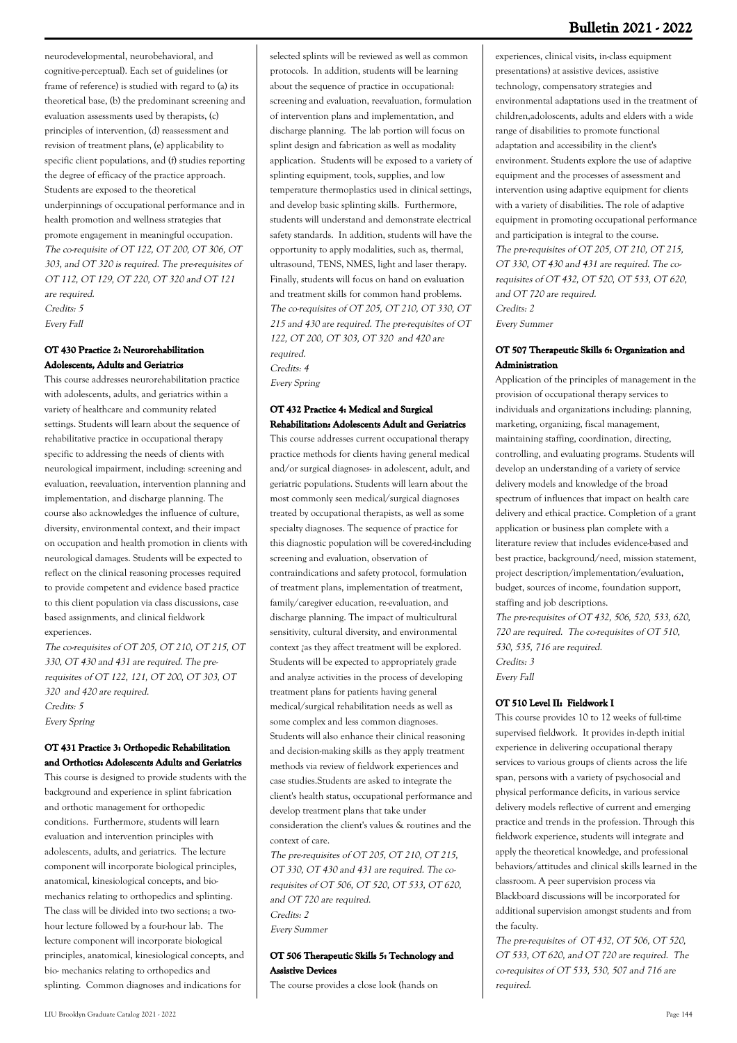neurodevelopmental, neurobehavioral, and cognitive-perceptual). Each set of guidelines (or frame of reference) is studied with regard to (a) its theoretical base, (b) the predominant screening and evaluation assessments used by therapists, (c) principles of intervention, (d) reassessment and revision of treatment plans, (e) applicability to specific client populations, and (f) studies reporting the degree of efficacy of the practice approach. Students are exposed to the theoretical underpinnings of occupational performance and in health promotion and wellness strategies that promote engagement in meaningful occupation.
*The co-requisite of OT 122, OT 200, OT 306, OT 303, and OT 320 is required. The pre-requisites of OT 112, OT 129, OT 220, OT 320 and OT 121 are required.*
*Credits: 5*
*Every Fall*

#### OT 430 Practice 2: Neurorehabilitation Adolescents, Adults and Geriatrics

This course addresses neurorehabilitation practice with adolescents, adults, and geriatrics within a variety of healthcare and community related settings. Students will learn about the sequence of rehabilitative practice in occupational therapy specific to addressing the needs of clients with neurological impairment, including: screening and evaluation, reevaluation, intervention planning and implementation, and discharge planning. The course also acknowledges the influence of culture, diversity, environmental context, and their impact on occupation and health promotion in clients with neurological damages. Students will be expected to reflect on the clinical reasoning processes required to provide competent and evidence based practice to this client population via class discussions, case based assignments, and clinical fieldwork experiences.
*The co-requisites of OT 205, OT 210, OT 215, OT 330, OT 430 and 431 are required. The pre-requisites of OT 122, 121, OT 200, OT 303, OT 320 and 420 are required.*
*Credits: 5*
*Every Spring*

#### OT 431 Practice 3: Orthopedic Rehabilitation and Orthotics: Adolescents Adults and Geriatrics

This course is designed to provide students with the background and experience in splint fabrication and orthotic management for orthopedic conditions. Furthermore, students will learn evaluation and intervention principles with adolescents, adults, and geriatrics. The lecture component will incorporate biological principles, anatomical, kinesiological concepts, and bio-mechanics relating to orthopedics and splinting. The class will be divided into two sections; a two-hour lecture followed by a four-hour lab. The lecture component will incorporate biological principles, anatomical, kinesiological concepts, and bio- mechanics relating to orthopedics and splinting. Common diagnoses and indications for selected splints will be reviewed as well as common protocols. In addition, students will be learning about the sequence of practice in occupational: screening and evaluation, reevaluation, formulation of intervention plans and implementation, and discharge planning. The lab portion will focus on splint design and fabrication as well as modality application. Students will be exposed to a variety of splinting equipment, tools, supplies, and low temperature thermoplastics used in clinical settings, and develop basic splinting skills. Furthermore, students will understand and demonstrate electrical safety standards. In addition, students will have the opportunity to apply modalities, such as, thermal, ultrasound, TENS, NMES, light and laser therapy. Finally, students will focus on hand on evaluation and treatment skills for common hand problems.
*The co-requisites of OT 205, OT 210, OT 330, OT 215 and 430 are required. The pre-requisites of OT 122, OT 200, OT 303, OT 320 and 420 are required.*
*Credits: 4*
*Every Spring*

#### OT 432 Practice 4: Medical and Surgical Rehabilitation: Adolescents Adult and Geriatrics

This course addresses current occupational therapy practice methods for clients having general medical and/or surgical diagnoses- in adolescent, adult, and geriatric populations. Students will learn about the most commonly seen medical/surgical diagnoses treated by occupational therapists, as well as some specialty diagnoses. The sequence of practice for this diagnostic population will be covered-including screening and evaluation, observation of contraindications and safety protocol, formulation of treatment plans, implementation of treatment, family/caregiver education, re-evaluation, and discharge planning. The impact of multicultural sensitivity, cultural diversity, and environmental context ;as they affect treatment will be explored. Students will be expected to appropriately grade and analyze activities in the process of developing treatment plans for patients having general medical/surgical rehabilitation needs as well as some complex and less common diagnoses. Students will also enhance their clinical reasoning and decision-making skills as they apply treatment methods via review of fieldwork experiences and case studies.Students are asked to integrate the client's health status, occupational performance and develop treatment plans that take under consideration the client's values & routines and the context of care.
*The pre-requisites of OT 205, OT 210, OT 215, OT 330, OT 430 and 431 are required. The co-requisites of OT 506, OT 520, OT 533, OT 620, and OT 720 are required.*
*Credits: 2*
*Every Summer*

#### OT 506 Therapeutic Skills 5: Technology and Assistive Devices

The course provides a close look (hands on experiences, clinical visits, in-class equipment presentations) at assistive devices, assistive technology, compensatory strategies and environmental adaptations used in the treatment of children,adoloscents, adults and elders with a wide range of disabilities to promote functional adaptation and accessibility in the client's environment. Students explore the use of adaptive equipment and the processes of assessment and intervention using adaptive equipment for clients with a variety of disabilities. The role of adaptive equipment in promoting occupational performance and participation is integral to the course.
*The pre-requisites of OT 205, OT 210, OT 215, OT 330, OT 430 and 431 are required. The co-requisites of OT 432, OT 520, OT 533, OT 620, and OT 720 are required.*
*Credits: 2*
*Every Summer*

#### OT 507 Therapeutic Skills 6: Organization and Administration

Application of the principles of management in the provision of occupational therapy services to individuals and organizations including: planning, marketing, organizing, fiscal management, maintaining staffing, coordination, directing, controlling, and evaluating programs. Students will develop an understanding of a variety of service delivery models and knowledge of the broad spectrum of influences that impact on health care delivery and ethical practice. Completion of a grant application or business plan complete with a literature review that includes evidence-based and best practice, background/need, mission statement, project description/implementation/evaluation, budget, sources of income, foundation support, staffing and job descriptions.
*The pre-requisites of OT 432, 506, 520, 533, 620, 720 are required. The co-requisites of OT 510, 530, 535, 716 are required.*
*Credits: 3*
*Every Fall*

#### OT 510 Level II: Fieldwork I

This course provides 10 to 12 weeks of full-time supervised fieldwork. It provides in-depth initial experience in delivering occupational therapy services to various groups of clients across the life span, persons with a variety of psychosocial and physical performance deficits, in various service delivery models reflective of current and emerging practice and trends in the profession. Through this fieldwork experience, students will integrate and apply the theoretical knowledge, and professional behaviors/attitudes and clinical skills learned in the classroom. A peer supervision process via Blackboard discussions will be incorporated for additional supervision amongst students and from the faculty.
*The pre-requisites of OT 432, OT 506, OT 520, OT 533, OT 620, and OT 720 are required. The co-requisites of OT 533, 530, 507 and 716 are required.*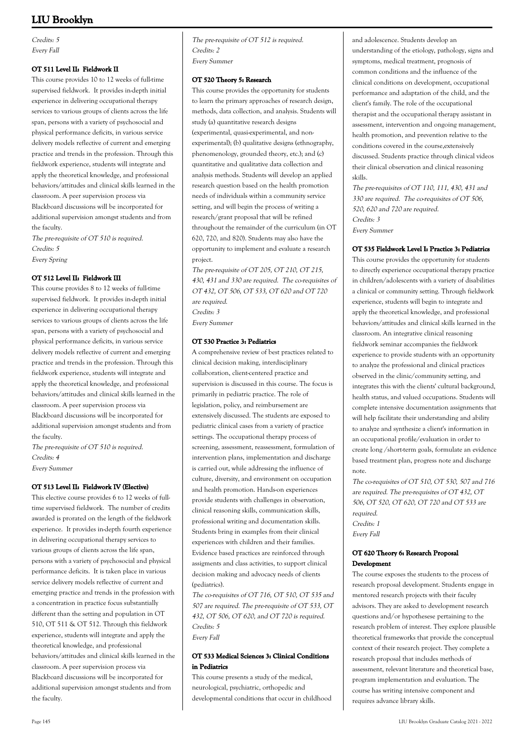*Credits: 5*
*Every Fall*

### OT 511 Level II: Fieldwork II

This course provides 10 to 12 weeks of full-time supervised fieldwork. It provides in-depth initial experience in delivering occupational therapy services to various groups of clients across the life span, persons with a variety of psychosocial and physical performance deficits, in various service delivery models reflective of current and emerging practice and trends in the profession. Through this fieldwork experience, students will integrate and apply the theoretical knowledge, and professional behaviors/attitudes and clinical skills learned in the classroom. A peer supervision process via Blackboard discussions will be incorporated for additional supervision amongst students and from the faculty.

*The pre-requisite of OT 510 is required.*
*Credits: 5*
*Every Spring*

### OT 512 Level II: Fieldwork III

This course provides 8 to 12 weeks of full-time supervised fieldwork. It provides in-depth initial experience in delivering occupational therapy services to various groups of clients across the life span, persons with a variety of psychosocial and physical performance deficits, in various service delivery models reflective of current and emerging practice and trends in the profession. Through this fieldwork experience, students will integrate and apply the theoretical knowledge, and professional behaviors/attitudes and clinical skills learned in the classroom. A peer supervision process via Blackboard discussions will be incorporated for additional supervision amongst students and from the faculty.

*The pre-requisite of OT 510 is required.*
*Credits: 4*
*Every Summer*

### OT 513 Level II: Fieldwork IV (Elective)

This elective course provides 6 to 12 weeks of full-time supervised fieldwork. The number of credits awarded is prorated on the length of the fieldwork experience. It provides in-depth fourth experience in delivering occupational therapy services to various groups of clients across the life span, persons with a variety of psychosocial and physical performance deficits. It is taken place in various service delivery models reflective of current and emerging practice and trends in the profession with a concentration in practice focus substantially different than the setting and population in OT 510, OT 511 & OT 512. Through this fieldwork experience, students will integrate and apply the theoretical knowledge, and professional behaviors/attitudes and clinical skills learned in the classroom. A peer supervision process via Blackboard discussions will be incorporated for additional supervision amongst students and from the faculty.

*The pre-requisite of OT 512 is required.*
*Credits: 2*
*Every Summer*

### OT 520 Theory 5: Research

This course provides the opportunity for students to learn the primary approaches of research design, methods, data collection, and analysis. Students will study (a) quantitative research designs (experimental, quasi-experimental, and non-experimental); (b) qualitative designs (ethnography, phenomenology, grounded theory, etc.); and (c) quantitative and qualitative data collection and analysis methods. Students will develop an applied research question based on the health promotion needs of individuals within a community service setting, and will begin the process of writing a research/grant proposal that will be refined throughout the remainder of the curriculum (in OT 620, 720, and 820). Students may also have the opportunity to implement and evaluate a research project.

*The pre-requisite of OT 205, OT 210, OT 215, 430, 431 and 330 are required. The co-requisites of OT 432, OT 506, OT 533, OT 620 and OT 720 are required.*
*Credits: 3*
*Every Summer*

### OT 530 Practice 3: Pediatrics

A comprehensive review of best practices related to clinical decision making, interdisciplinary collaboration, client-centered practice and supervision is discussed in this course. The focus is primarily in pediatric practice. The role of legislation, policy, and reimbursement are extensively discussed. The students are exposed to pediatric clinical cases from a variety of practice settings. The occupational therapy process of screening, assessment, reassessment, formulation of intervention plans, implementation and discharge is carried out, while addressing the influence of culture, diversity, and environment on occupation and health promotion. Hands-on experiences provide students with challenges in observation, clinical reasoning skills, communication skills, professional writing and documentation skills. Students bring in examples from their clinical experiences with children and their families. Evidence based practices are reinforced through assigments and class activities, to support clinical decision making and advocacy needs of clients (pediatrics).

*The co-requisites of OT 716, OT 510, OT 535 and 507 are required. The pre-requisite of OT 533, OT 432, OT 506, OT 620, and OT 720 is required.*
*Credits: 5*
*Every Fall*

### OT 533 Medical Sciences 3: Clinical Conditions in Pediatrics

This course presents a study of the medical, neurological, psychiatric, orthopedic and developmental conditions that occur in childhood and adolescence. Students develop an understanding of the etiology, pathology, signs and symptoms, medical treatment, prognosis of common conditions and the influence of the clinical conditions on development, occupational performance and adaptation of the child, and the client's family. The role of the occupational therapist and the occupational therapy assistant in assessment, intervention and ongoing management, health promotion, and prevention relative to the conditions covered in the course,extensively discussed. Students practice through clinical videos their clinical observation and clinical reasoning skills.

*The pre-requisites of OT 110, 111, 430, 431 and 330 are required. The co-requisites of OT 506, 520, 620 and 720 are required.*
*Credits: 3*
*Every Summer*

### OT 535 Fieldwork Level I: Practice 3: Pediatrics

This course provides the opportunity for students to directly experience occupational therapy practice in children/adolescents with a variety of disabilities a clinical or community setting. Through fieldwork experience, students will begin to integrate and apply the theoretical knowledge, and professional behaviors/attitudes and clinical skills learned in the classroom. An integrative clinical reasoning fieldwork seminar accompanies the fieldwork experience to provide students with an opportunity to analyze the professional and clinical practices observed in the clinic/community setting, and integrates this with the clients' cultural background, health status, and valued occupations. Students will complete intensive documentation assignments that will help facilitate their understanding and ability to analyze and synthesize a client's information in an occupational profile/evaluation in order to create long /short-term goals, formulate an evidence based treatment plan, progress note and discharge note.

*The co-requisites of OT 510, OT 530, 507 and 716 are required. The pre-requisites of OT 432, OT 506, OT 520, OT 620, OT 720 and OT 533 are required.*
*Credits: 1*
*Every Fall*

### OT 620 Theory 6: Research Proposal Development

The course exposes the students to the process of research proposal development. Students engage in mentored research projects with their faculty advisors. They are asked to development research questions and/or hypothesese pertaining to the research problem of interest. They explore plausible theoretical frameworks that provide the conceptual context of their research project. They complete a research proposal that includes methods of assessment, relevant literature and theoretical base, program implementation and evaluation. The course has writing intensive component and requires advance library skills.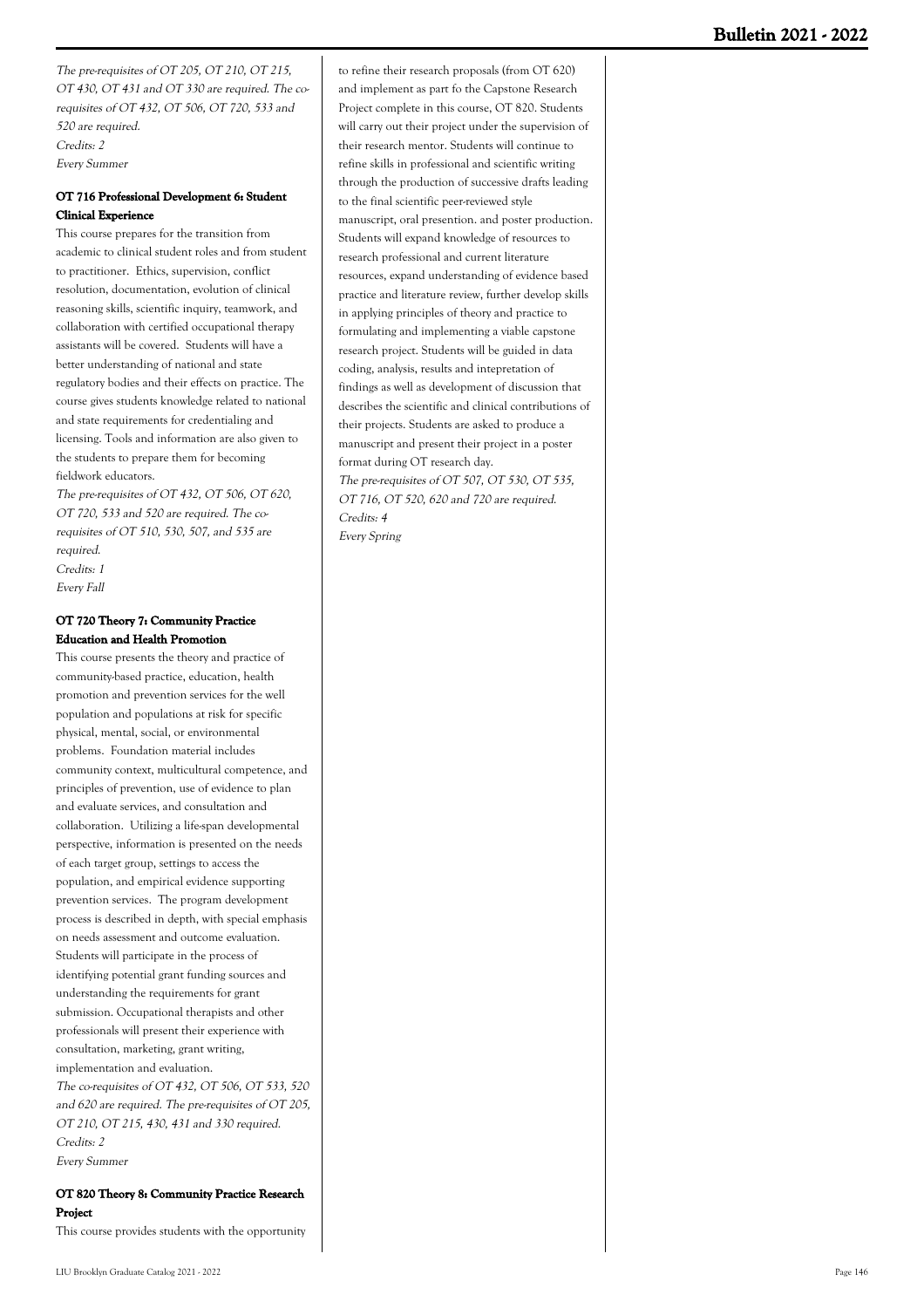*The pre-requisites of OT 205, OT 210, OT 215, OT 430, OT 431 and OT 330 are required. The co-requisites of OT 432, OT 506, OT 720, 533 and 520 are required.*
*Credits: 2*
*Every Summer*

### OT 716 Professional Development 6: Student Clinical Experience

This course prepares for the transition from academic to clinical student roles and from student to practitioner. Ethics, supervision, conflict resolution, documentation, evolution of clinical reasoning skills, scientific inquiry, teamwork, and collaboration with certified occupational therapy assistants will be covered. Students will have a better understanding of national and state regulatory bodies and their effects on practice. The course gives students knowledge related to national and state requirements for credentialing and licensing. Tools and information are also given to the students to prepare them for becoming fieldwork educators.
*The pre-requisites of OT 432, OT 506, OT 620, OT 720, 533 and 520 are required. The co-requisites of OT 510, 530, 507, and 535 are required.*
*Credits: 1*
*Every Fall*

### OT 720 Theory 7: Community Practice Education and Health Promotion

This course presents the theory and practice of community-based practice, education, health promotion and prevention services for the well population and populations at risk for specific physical, mental, social, or environmental problems. Foundation material includes community context, multicultural competence, and principles of prevention, use of evidence to plan and evaluate services, and consultation and collaboration. Utilizing a life-span developmental perspective, information is presented on the needs of each target group, settings to access the population, and empirical evidence supporting prevention services. The program development process is described in depth, with special emphasis on needs assessment and outcome evaluation. Students will participate in the process of identifying potential grant funding sources and understanding the requirements for grant submission. Occupational therapists and other professionals will present their experience with consultation, marketing, grant writing, implementation and evaluation.
*The co-requisites of OT 432, OT 506, OT 533, 520 and 620 are required. The pre-requisites of OT 205, OT 210, OT 215, 430, 431 and 330 required.*
*Credits: 2*
*Every Summer*

### OT 820 Theory 8: Community Practice Research Project

This course provides students with the opportunity to refine their research proposals (from OT 620) and implement as part fo the Capstone Research Project complete in this course, OT 820. Students will carry out their project under the supervision of their research mentor. Students will continue to refine skills in professional and scientific writing through the production of successive drafts leading to the final scientific peer-reviewed style manuscript, oral presentation. and poster production. Students will expand knowledge of resources to research professional and current literature resources, expand understanding of evidence based practice and literature review, further develop skills in applying principles of theory and practice to formulating and implementing a viable capstone research project. Students will be guided in data coding, analysis, results and intepretation of findings as well as development of discussion that describes the scientific and clinical contributions of their projects. Students are asked to produce a manuscript and present their project in a poster format during OT research day.
*The pre-requisites of OT 507, OT 530, OT 535, OT 716, OT 520, 620 and 720 are required.*
*Credits: 4*
*Every Spring*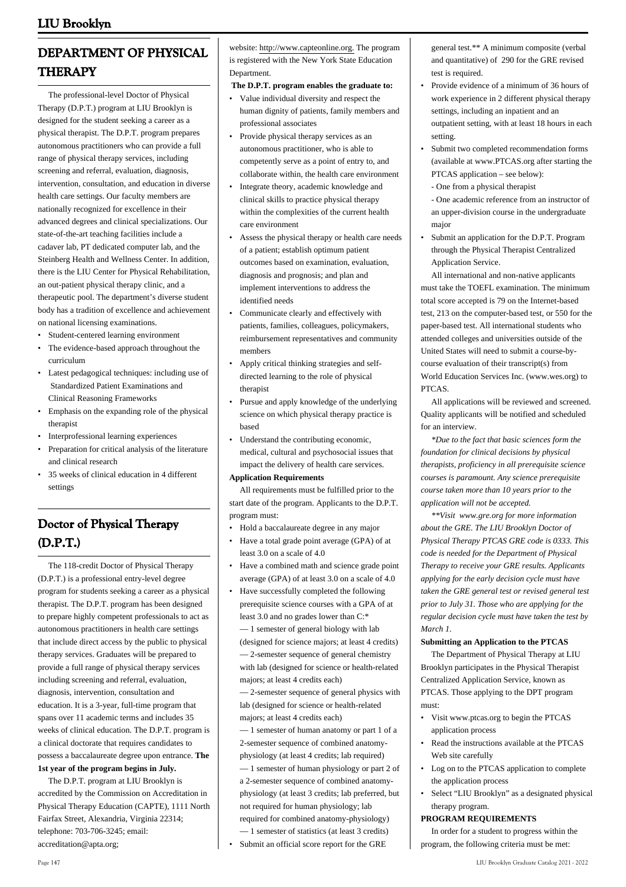## DEPARTMENT OF PHYSICAL THERAPY

The professional-level Doctor of Physical Therapy (D.P.T.) program at LIU Brooklyn is designed for the student seeking a career as a physical therapist. The D.P.T. program prepares autonomous practitioners who can provide a full range of physical therapy services, including screening and referral, evaluation, diagnosis, intervention, consultation, and education in diverse health care settings. Our faculty members are nationally recognized for excellence in their advanced degrees and clinical specializations. Our state-of-the-art teaching facilities include a cadaver lab, PT dedicated computer lab, and the Steinberg Health and Wellness Center. In addition, there is the LIU Center for Physical Rehabilitation, an out-patient physical therapy clinic, and a therapeutic pool. The department's diverse student body has a tradition of excellence and achievement on national licensing examinations.

- Student-centered learning environment
- The evidence-based approach throughout the curriculum
- Latest pedagogical techniques: including use of Standardized Patient Examinations and Clinical Reasoning Frameworks
- Emphasis on the expanding role of the physical therapist
- Interprofessional learning experiences
- Preparation for critical analysis of the literature and clinical research
- 35 weeks of clinical education in 4 different settings

## Doctor of Physical Therapy (D.P.T.)

The 118-credit Doctor of Physical Therapy (D.P.T.) is a professional entry-level degree program for students seeking a career as a physical therapist. The D.P.T. program has been designed to prepare highly competent professionals to act as autonomous practitioners in health care settings that include direct access by the public to physical therapy services. Graduates will be prepared to provide a full range of physical therapy services including screening and referral, evaluation, diagnosis, intervention, consultation and education. It is a 3-year, full-time program that spans over 11 academic terms and includes 35 weeks of clinical education. The D.P.T. program is a clinical doctorate that requires candidates to possess a baccalaureate degree upon entrance. **The 1st year of the program begins in July.**

The D.P.T. program at LIU Brooklyn is accredited by the Commission on Accreditation in Physical Therapy Education (CAPTE), 1111 North Fairfax Street, Alexandria, Virginia 22314; telephone: 703-706-3245; email: accreditation@apta.org; website: http://www.capteonline.org. The program is registered with the New York State Education Department.

**The D.P.T. program enables the graduate to:**

- Value individual diversity and respect the human dignity of patients, family members and professional associates
- Provide physical therapy services as an autonomous practitioner, who is able to competently serve as a point of entry to, and collaborate within, the health care environment
- Integrate theory, academic knowledge and clinical skills to practice physical therapy within the complexities of the current health care environment
- Assess the physical therapy or health care needs of a patient; establish optimum patient outcomes based on examination, evaluation, diagnosis and prognosis; and plan and implement interventions to address the identified needs
- Communicate clearly and effectively with patients, families, colleagues, policymakers, reimbursement representatives and community members
- Apply critical thinking strategies and self-directed learning to the role of physical therapist
- Pursue and apply knowledge of the underlying science on which physical therapy practice is based
- Understand the contributing economic, medical, cultural and psychosocial issues that impact the delivery of health care services.

**Application Requirements**

All requirements must be fulfilled prior to the start date of the program. Applicants to the D.P.T. program must:

- Hold a baccalaureate degree in any major
- Have a total grade point average (GPA) of at least 3.0 on a scale of 4.0
- Have a combined math and science grade point average (GPA) of at least 3.0 on a scale of 4.0
- Have successfully completed the following prerequisite science courses with a GPA of at least 3.0 and no grades lower than C:*
  - — 1 semester of general biology with lab (designed for science majors; at least 4 credits)
  - — 2-semester sequence of general chemistry with lab (designed for science or health-related majors; at least 4 credits each)
  - — 2-semester sequence of general physics with lab (designed for science or health-related majors; at least 4 credits each)
  - — 1 semester of human anatomy or part 1 of a 2-semester sequence of combined anatomy-physiology (at least 4 credits; lab required)
  - — 1 semester of human physiology or part 2 of a 2-semester sequence of combined anatomy-physiology (at least 3 credits; lab preferred, but not required for human physiology; lab required for combined anatomy-physiology)
  - — 1 semester of statistics (at least 3 credits)
- Submit an official score report for the GRE general test.** A minimum composite (verbal and quantitative) of 290 for the GRE revised test is required.
- Provide evidence of a minimum of 36 hours of work experience in 2 different physical therapy settings, including an inpatient and an outpatient setting, with at least 18 hours in each setting.
- Submit two completed recommendation forms (available at www.PTCAS.org after starting the PTCAS application – see below):
  - One from a physical therapist
  - One academic reference from an instructor of an upper-division course in the undergraduate major
- Submit an application for the D.P.T. Program through the Physical Therapist Centralized Application Service.

All international and non-native applicants must take the TOEFL examination. The minimum total score accepted is 79 on the Internet-based test, 213 on the computer-based test, or 550 for the paper-based test. All international students who attended colleges and universities outside of the United States will need to submit a course-by-course evaluation of their transcript(s) from World Education Services Inc. (www.wes.org) to PTCAS.

All applications will be reviewed and screened. Quality applicants will be notified and scheduled for an interview.

*\*Due to the fact that basic sciences form the foundation for clinical decisions by physical therapists, proficiency in all prerequisite science courses is paramount. Any science prerequisite course taken more than 10 years prior to the application will not be accepted.*

*\*\*Visit www.gre.org for more information about the GRE. The LIU Brooklyn Doctor of Physical Therapy PTCAS GRE code is 0333. This code is needed for the Department of Physical Therapy to receive your GRE results. Applicants applying for the early decision cycle must have taken the GRE general test or revised general test prior to July 31. Those who are applying for the regular decision cycle must have taken the test by March 1.*

**Submitting an Application to the PTCAS**

The Department of Physical Therapy at LIU Brooklyn participates in the Physical Therapist Centralized Application Service, known as PTCAS. Those applying to the DPT program must:

- Visit www.ptcas.org to begin the PTCAS application process
- Read the instructions available at the PTCAS Web site carefully
- Log on to the PTCAS application to complete the application process
- Select "LIU Brooklyn" as a designated physical therapy program.

**PROGRAM REQUIREMENTS**

In order for a student to progress within the program, the following criteria must be met: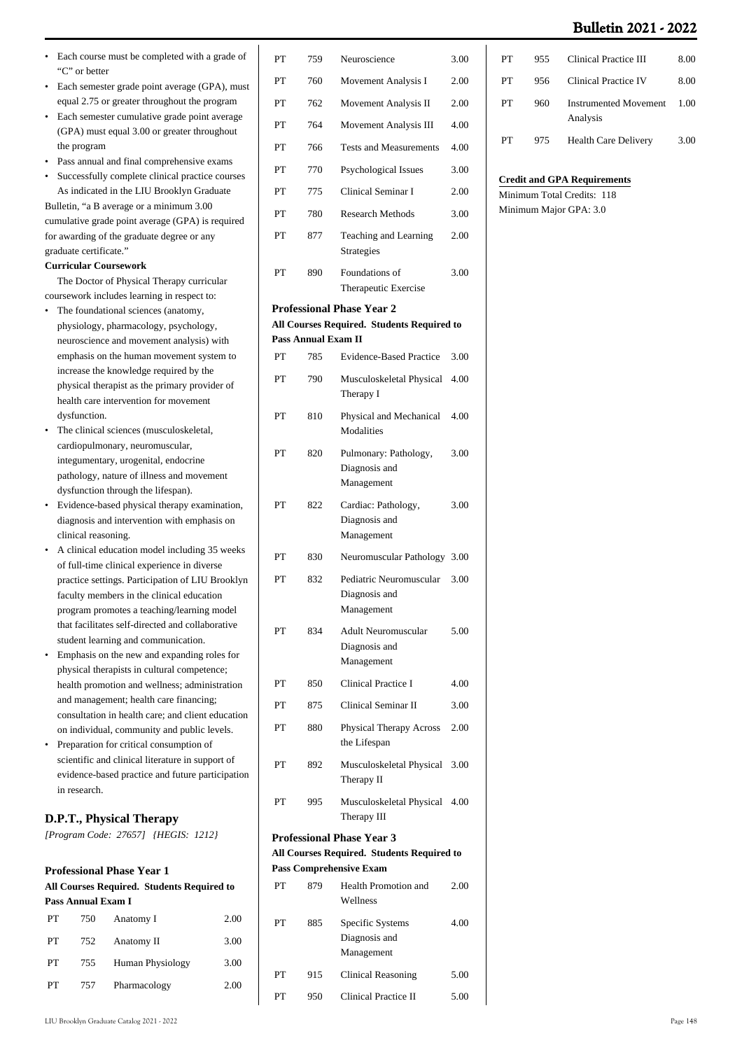- Each course must be completed with a grade of "C" or better
- Each semester grade point average (GPA), must equal 2.75 or greater throughout the program
- Each semester cumulative grade point average (GPA) must equal 3.00 or greater throughout the program
- Pass annual and final comprehensive exams
- Successfully complete clinical practice courses

As indicated in the LIU Brooklyn Graduate Bulletin, "a B average or a minimum 3.00 cumulative grade point average (GPA) is required for awarding of the graduate degree or any graduate certificate."

**Curricular Coursework**

The Doctor of Physical Therapy curricular coursework includes learning in respect to:

- The foundational sciences (anatomy, physiology, pharmacology, psychology, neuroscience and movement analysis) with emphasis on the human movement system to increase the knowledge required by the physical therapist as the primary provider of health care intervention for movement dysfunction.
- The clinical sciences (musculoskeletal, cardiopulmonary, neuromuscular, integumentary, urogenital, endocrine pathology, nature of illness and movement dysfunction through the lifespan).
- Evidence-based physical therapy examination, diagnosis and intervention with emphasis on clinical reasoning.
- A clinical education model including 35 weeks of full-time clinical experience in diverse practice settings. Participation of LIU Brooklyn faculty members in the clinical education program promotes a teaching/learning model that facilitates self-directed and collaborative student learning and communication.
- Emphasis on the new and expanding roles for physical therapists in cultural competence; health promotion and wellness; administration and management; health care financing; consultation in health care; and client education on individual, community and public levels.
- Preparation for critical consumption of scientific and clinical literature in support of evidence-based practice and future participation in research.

## D.P.T., Physical Therapy

*[Program Code: 27657] {HEGIS: 1212}*

**Professional Phase Year 1**

**All Courses Required. Students Required to Pass Annual Exam I**

| | | | |
|---|---|---|---|
| PT | 750 | Anatomy I | 2.00 |
| PT | 752 | Anatomy II | 3.00 |
| PT | 755 | Human Physiology | 3.00 |
| PT | 757 | Pharmacology | 2.00 |
| PT | 759 | Neuroscience | 3.00 |
| PT | 760 | Movement Analysis I | 2.00 |
| PT | 762 | Movement Analysis II | 2.00 |
| PT | 764 | Movement Analysis III | 4.00 |
| PT | 766 | Tests and Measurements | 4.00 |
| PT | 770 | Psychological Issues | 3.00 |
| PT | 775 | Clinical Seminar I | 2.00 |
| PT | 780 | Research Methods | 3.00 |
| PT | 877 | Teaching and Learning Strategies | 2.00 |
| PT | 890 | Foundations of Therapeutic Exercise | 3.00 |

**Professional Phase Year 2**

**All Courses Required. Students Required to Pass Annual Exam II**

| | | | |
|---|---|---|---|
| PT | 785 | Evidence-Based Practice | 3.00 |
| PT | 790 | Musculoskeletal Physical Therapy I | 4.00 |
| PT | 810 | Physical and Mechanical Modalities | 4.00 |
| PT | 820 | Pulmonary: Pathology, Diagnosis and Management | 3.00 |
| PT | 822 | Cardiac: Pathology, Diagnosis and Management | 3.00 |
| PT | 830 | Neuromuscular Pathology | 3.00 |
| PT | 832 | Pediatric Neuromuscular Diagnosis and Management | 3.00 |
| PT | 834 | Adult Neuromuscular Diagnosis and Management | 5.00 |
| PT | 850 | Clinical Practice I | 4.00 |
| PT | 875 | Clinical Seminar II | 3.00 |
| PT | 880 | Physical Therapy Across the Lifespan | 2.00 |
| PT | 892 | Musculoskeletal Physical Therapy II | 3.00 |
| PT | 995 | Musculoskeletal Physical Therapy III | 4.00 |

**Professional Phase Year 3**

**All Courses Required. Students Required to Pass Comprehensive Exam**

| | | | |
|---|---|---|---|
| PT | 879 | Health Promotion and Wellness | 2.00 |
| PT | 885 | Specific Systems Diagnosis and Management | 4.00 |
| PT | 915 | Clinical Reasoning | 5.00 |
| PT | 950 | Clinical Practice II | 5.00 |
| PT | 955 | Clinical Practice III | 8.00 |
| PT | 956 | Clinical Practice IV | 8.00 |
| PT | 960 | Instrumented Movement Analysis | 1.00 |
| PT | 975 | Health Care Delivery | 3.00 |

**Credit and GPA Requirements**

Minimum Total Credits: 118

Minimum Major GPA: 3.0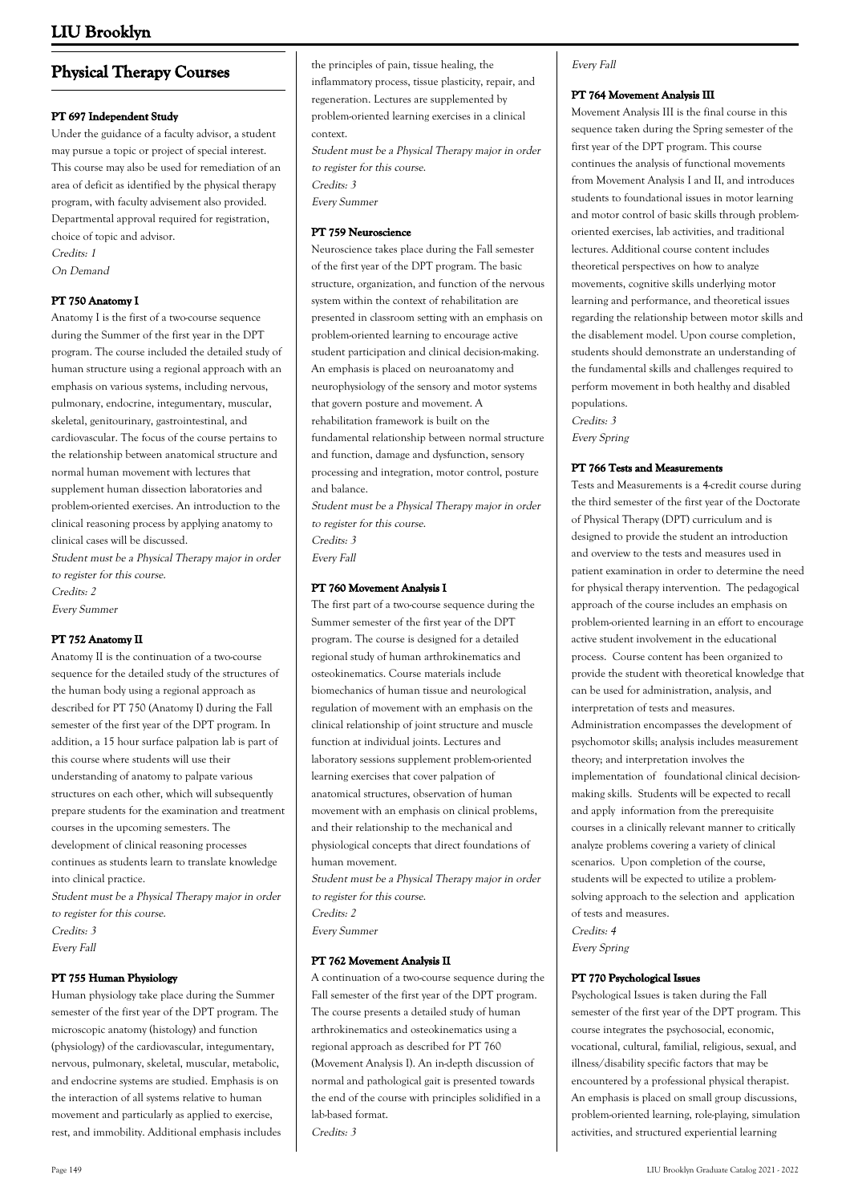## Physical Therapy Courses

### PT 697 Independent Study

Under the guidance of a faculty advisor, a student may pursue a topic or project of special interest. This course may also be used for remediation of an area of deficit as identified by the physical therapy program, with faculty advisement also provided. Departmental approval required for registration, choice of topic and advisor.

*Credits: 1*

*On Demand*

### PT 750 Anatomy I

Anatomy I is the first of a two-course sequence during the Summer of the first year in the DPT program. The course included the detailed study of human structure using a regional approach with an emphasis on various systems, including nervous, pulmonary, endocrine, integumentary, muscular, skeletal, genitourinary, gastrointestinal, and cardiovascular. The focus of the course pertains to the relationship between anatomical structure and normal human movement with lectures that supplement human dissection laboratories and problem-oriented exercises. An introduction to the clinical reasoning process by applying anatomy to clinical cases will be discussed.

*Student must be a Physical Therapy major in order to register for this course.*

*Credits: 2*

*Every Summer*

### PT 752 Anatomy II

Anatomy II is the continuation of a two-course sequence for the detailed study of the structures of the human body using a regional approach as described for PT 750 (Anatomy I) during the Fall semester of the first year of the DPT program. In addition, a 15 hour surface palpation lab is part of this course where students will use their understanding of anatomy to palpate various structures on each other, which will subsequently prepare students for the examination and treatment courses in the upcoming semesters. The development of clinical reasoning processes continues as students learn to translate knowledge into clinical practice.

*Student must be a Physical Therapy major in order to register for this course.*

*Credits: 3*

*Every Fall*

### PT 755 Human Physiology

Human physiology take place during the Summer semester of the first year of the DPT program. The microscopic anatomy (histology) and function (physiology) of the cardiovascular, integumentary, nervous, pulmonary, skeletal, muscular, metabolic, and endocrine systems are studied. Emphasis is on the interaction of all systems relative to human movement and particularly as applied to exercise, rest, and immobility. Additional emphasis includes the principles of pain, tissue healing, the inflammatory process, tissue plasticity, repair, and regeneration. Lectures are supplemented by problem-oriented learning exercises in a clinical context.

*Student must be a Physical Therapy major in order to register for this course.*

*Credits: 3*

*Every Summer*

### PT 759 Neuroscience

Neuroscience takes place during the Fall semester of the first year of the DPT program. The basic structure, organization, and function of the nervous system within the context of rehabilitation are presented in classroom setting with an emphasis on problem-oriented learning to encourage active student participation and clinical decision-making. An emphasis is placed on neuroanatomy and neurophysiology of the sensory and motor systems that govern posture and movement. A rehabilitation framework is built on the fundamental relationship between normal structure and function, damage and dysfunction, sensory processing and integration, motor control, posture and balance.

*Student must be a Physical Therapy major in order to register for this course.*

*Credits: 3*

*Every Fall*

### PT 760 Movement Analysis I

The first part of a two-course sequence during the Summer semester of the first year of the DPT program. The course is designed for a detailed regional study of human arthrokinematics and osteokinematics. Course materials include biomechanics of human tissue and neurological regulation of movement with an emphasis on the clinical relationship of joint structure and muscle function at individual joints. Lectures and laboratory sessions supplement problem-oriented learning exercises that cover palpation of anatomical structures, observation of human movement with an emphasis on clinical problems, and their relationship to the mechanical and physiological concepts that direct foundations of human movement.

*Student must be a Physical Therapy major in order to register for this course.*

*Credits: 2*

*Every Summer*

### PT 762 Movement Analysis II

A continuation of a two-course sequence during the Fall semester of the first year of the DPT program. The course presents a detailed study of human arthrokinematics and osteokinematics using a regional approach as described for PT 760 (Movement Analysis I). An in-depth discussion of normal and pathological gait is presented towards the end of the course with principles solidified in a lab-based format.

*Credits: 3*

*Every Fall*

### PT 764 Movement Analysis III

Movement Analysis III is the final course in this sequence taken during the Spring semester of the first year of the DPT program. This course continues the analysis of functional movements from Movement Analysis I and II, and introduces students to foundational issues in motor learning and motor control of basic skills through problem-oriented exercises, lab activities, and traditional lectures. Additional course content includes theoretical perspectives on how to analyze movements, cognitive skills underlying motor learning and performance, and theoretical issues regarding the relationship between motor skills and the disablement model. Upon course completion, students should demonstrate an understanding of the fundamental skills and challenges required to perform movement in both healthy and disabled populations.

*Credits: 3*

*Every Spring*

### PT 766 Tests and Measurements

Tests and Measurements is a 4-credit course during the third semester of the first year of the Doctorate of Physical Therapy (DPT) curriculum and is designed to provide the student an introduction and overview to the tests and measures used in patient examination in order to determine the need for physical therapy intervention. The pedagogical approach of the course includes an emphasis on problem-oriented learning in an effort to encourage active student involvement in the educational process. Course content has been organized to provide the student with theoretical knowledge that can be used for administration, analysis, and interpretation of tests and measures. Administration encompasses the development of psychomotor skills; analysis includes measurement theory; and interpretation involves the implementation of foundational clinical decision-making skills. Students will be expected to recall and apply information from the prerequisite courses in a clinically relevant manner to critically analyze problems covering a variety of clinical scenarios. Upon completion of the course, students will be expected to utilize a problem-solving approach to the selection and application of tests and measures.

*Credits: 4*

*Every Spring*

### PT 770 Psychological Issues

Psychological Issues is taken during the Fall semester of the first year of the DPT program. This course integrates the psychosocial, economic, vocational, cultural, familial, religious, sexual, and illness/disability specific factors that may be encountered by a professional physical therapist. An emphasis is placed on small group discussions, problem-oriented learning, role-playing, simulation activities, and structured experiential learning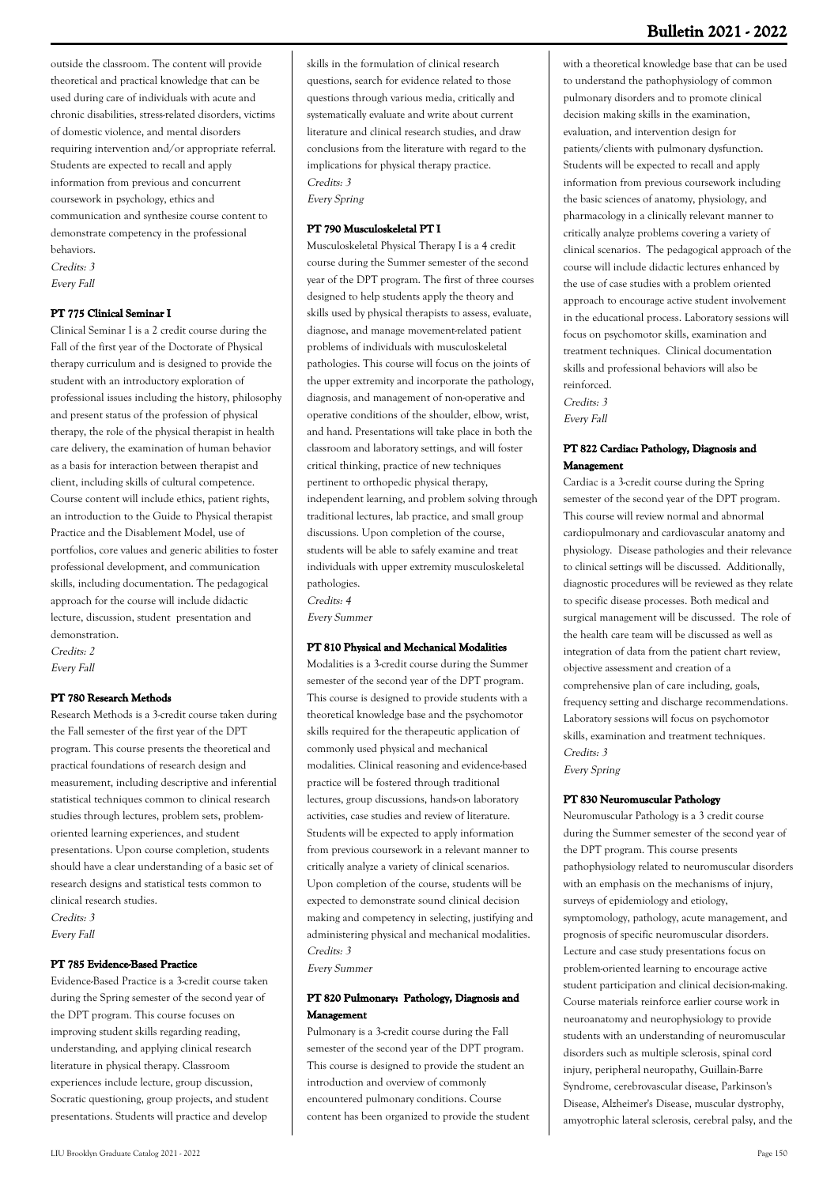outside the classroom. The content will provide theoretical and practical knowledge that can be used during care of individuals with acute and chronic disabilities, stress-related disorders, victims of domestic violence, and mental disorders requiring intervention and/or appropriate referral. Students are expected to recall and apply information from previous and concurrent coursework in psychology, ethics and communication and synthesize course content to demonstrate competency in the professional behaviors.

*Credits: 3*
*Every Fall*

#### PT 775 Clinical Seminar I

Clinical Seminar I is a 2 credit course during the Fall of the first year of the Doctorate of Physical therapy curriculum and is designed to provide the student with an introductory exploration of professional issues including the history, philosophy and present status of the profession of physical therapy, the role of the physical therapist in health care delivery, the examination of human behavior as a basis for interaction between therapist and client, including skills of cultural competence. Course content will include ethics, patient rights, an introduction to the Guide to Physical therapist Practice and the Disablement Model, use of portfolios, core values and generic abilities to foster professional development, and communication skills, including documentation. The pedagogical approach for the course will include didactic lecture, discussion, student presentation and demonstration.

*Credits: 2*
*Every Fall*

#### PT 780 Research Methods

Research Methods is a 3-credit course taken during the Fall semester of the first year of the DPT program. This course presents the theoretical and practical foundations of research design and measurement, including descriptive and inferential statistical techniques common to clinical research studies through lectures, problem sets, problem-oriented learning experiences, and student presentations. Upon course completion, students should have a clear understanding of a basic set of research designs and statistical tests common to clinical research studies.

*Credits: 3*
*Every Fall*

#### PT 785 Evidence-Based Practice

Evidence-Based Practice is a 3-credit course taken during the Spring semester of the second year of the DPT program. This course focuses on improving student skills regarding reading, understanding, and applying clinical research literature in physical therapy. Classroom experiences include lecture, group discussion, Socratic questioning, group projects, and student presentations. Students will practice and develop skills in the formulation of clinical research questions, search for evidence related to those questions through various media, critically and systematically evaluate and write about current literature and clinical research studies, and draw conclusions from the literature with regard to the implications for physical therapy practice.

*Credits: 3*
*Every Spring*

#### PT 790 Musculoskeletal PT I

Musculoskeletal Physical Therapy I is a 4 credit course during the Summer semester of the second year of the DPT program. The first of three courses designed to help students apply the theory and skills used by physical therapists to assess, evaluate, diagnose, and manage movement-related patient problems of individuals with musculoskeletal pathologies. This course will focus on the joints of the upper extremity and incorporate the pathology, diagnosis, and management of non-operative and operative conditions of the shoulder, elbow, wrist, and hand. Presentations will take place in both the classroom and laboratory settings, and will foster critical thinking, practice of new techniques pertinent to orthopedic physical therapy, independent learning, and problem solving through traditional lectures, lab practice, and small group discussions. Upon completion of the course, students will be able to safely examine and treat individuals with upper extremity musculoskeletal pathologies.

*Credits: 4*
*Every Summer*

#### PT 810 Physical and Mechanical Modalities

Modalities is a 3-credit course during the Summer semester of the second year of the DPT program. This course is designed to provide students with a theoretical knowledge base and the psychomotor skills required for the therapeutic application of commonly used physical and mechanical modalities. Clinical reasoning and evidence-based practice will be fostered through traditional lectures, group discussions, hands-on laboratory activities, case studies and review of literature. Students will be expected to apply information from previous coursework in a relevant manner to critically analyze a variety of clinical scenarios. Upon completion of the course, students will be expected to demonstrate sound clinical decision making and competency in selecting, justifying and administering physical and mechanical modalities.

*Credits: 3*
*Every Summer*

#### PT 820 Pulmonary: Pathology, Diagnosis and Management

Pulmonary is a 3-credit course during the Fall semester of the second year of the DPT program. This course is designed to provide the student an introduction and overview of commonly encountered pulmonary conditions. Course content has been organized to provide the student with a theoretical knowledge base that can be used to understand the pathophysiology of common pulmonary disorders and to promote clinical decision making skills in the examination, evaluation, and intervention design for patients/clients with pulmonary dysfunction. Students will be expected to recall and apply information from previous coursework including the basic sciences of anatomy, physiology, and pharmacology in a clinically relevant manner to critically analyze problems covering a variety of clinical scenarios. The pedagogical approach of the course will include didactic lectures enhanced by the use of case studies with a problem oriented approach to encourage active student involvement in the educational process. Laboratory sessions will focus on psychomotor skills, examination and treatment techniques. Clinical documentation skills and professional behaviors will also be reinforced.

*Credits: 3*
*Every Fall*

#### PT 822 Cardiac: Pathology, Diagnosis and Management

Cardiac is a 3-credit course during the Spring semester of the second year of the DPT program. This course will review normal and abnormal cardiopulmonary and cardiovascular anatomy and physiology. Disease pathologies and their relevance to clinical settings will be discussed. Additionally, diagnostic procedures will be reviewed as they relate to specific disease processes. Both medical and surgical management will be discussed. The role of the health care team will be discussed as well as integration of data from the patient chart review, objective assessment and creation of a comprehensive plan of care including, goals, frequency setting and discharge recommendations. Laboratory sessions will focus on psychomotor skills, examination and treatment techniques.

*Credits: 3*
*Every Spring*

#### PT 830 Neuromuscular Pathology

Neuromuscular Pathology is a 3 credit course during the Summer semester of the second year of the DPT program. This course presents pathophysiology related to neuromuscular disorders with an emphasis on the mechanisms of injury, surveys of epidemiology and etiology, symptomology, pathology, acute management, and prognosis of specific neuromuscular disorders. Lecture and case study presentations focus on problem-oriented learning to encourage active student participation and clinical decision-making. Course materials reinforce earlier course work in neuroanatomy and neurophysiology to provide students with an understanding of neuromuscular disorders such as multiple sclerosis, spinal cord injury, peripheral neuropathy, Guillain-Barre Syndrome, cerebrovascular disease, Parkinson's Disease, Alzheimer's Disease, muscular dystrophy, amyotrophic lateral sclerosis, cerebral palsy, and the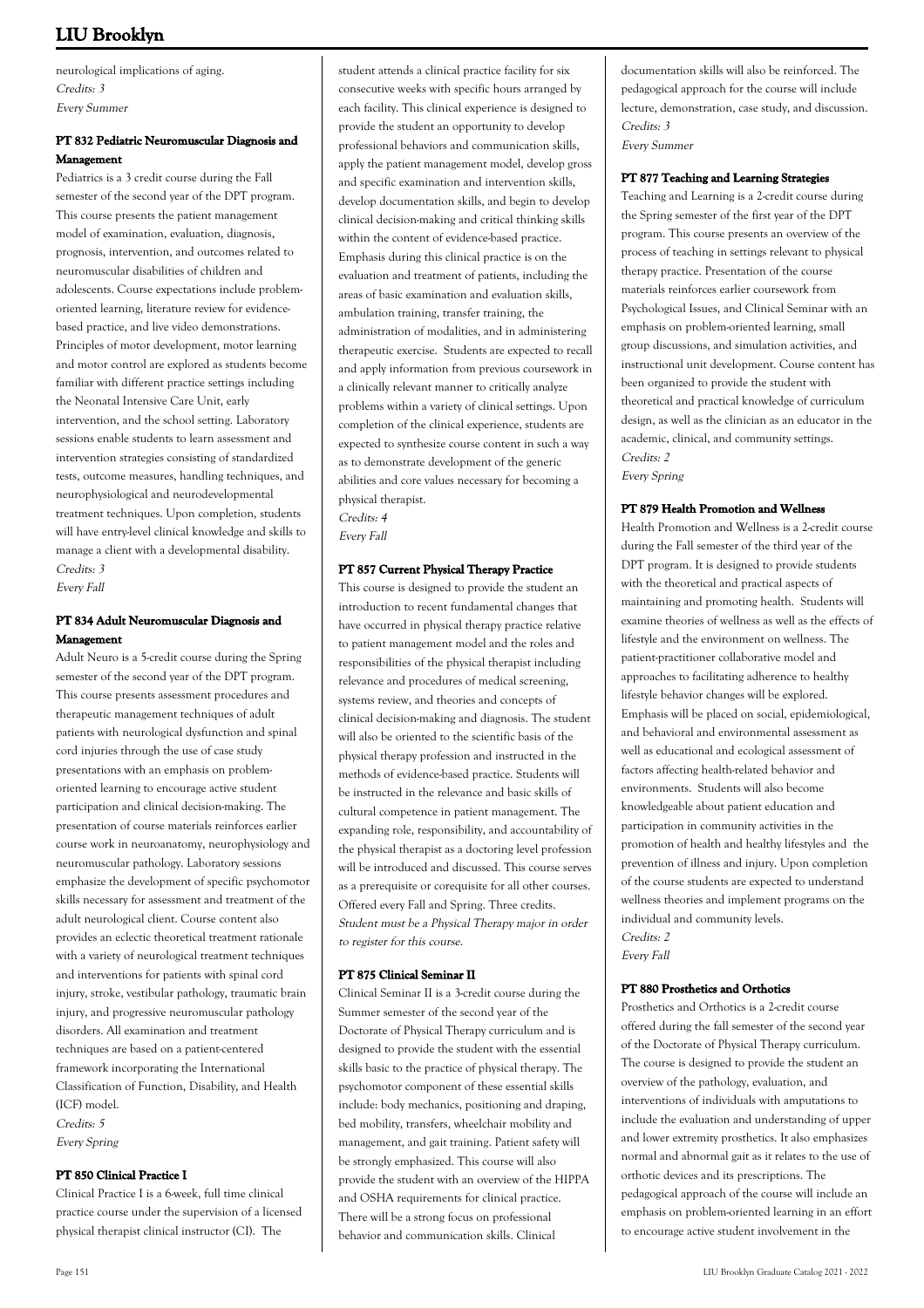neurological implications of aging.

*Credits: 3*

*Every Summer*

### PT 832 Pediatric Neuromuscular Diagnosis and Management

Pediatrics is a 3 credit course during the Fall semester of the second year of the DPT program. This course presents the patient management model of examination, evaluation, diagnosis, prognosis, intervention, and outcomes related to neuromuscular disabilities of children and adolescents. Course expectations include problem-oriented learning, literature review for evidence-based practice, and live video demonstrations. Principles of motor development, motor learning and motor control are explored as students become familiar with different practice settings including the Neonatal Intensive Care Unit, early intervention, and the school setting. Laboratory sessions enable students to learn assessment and intervention strategies consisting of standardized tests, outcome measures, handling techniques, and neurophysiological and neurodevelopmental treatment techniques. Upon completion, students will have entry-level clinical knowledge and skills to manage a client with a developmental disability.

*Credits: 3*

*Every Fall*

### PT 834 Adult Neuromuscular Diagnosis and Management

Adult Neuro is a 5-credit course during the Spring semester of the second year of the DPT program. This course presents assessment procedures and therapeutic management techniques of adult patients with neurological dysfunction and spinal cord injuries through the use of case study presentations with an emphasis on problem-oriented learning to encourage active student participation and clinical decision-making. The presentation of course materials reinforces earlier course work in neuroanatomy, neurophysiology and neuromuscular pathology. Laboratory sessions emphasize the development of specific psychomotor skills necessary for assessment and treatment of the adult neurological client. Course content also provides an eclectic theoretical treatment rationale with a variety of neurological treatment techniques and interventions for patients with spinal cord injury, stroke, vestibular pathology, traumatic brain injury, and progressive neuromuscular pathology disorders. All examination and treatment techniques are based on a patient-centered framework incorporating the International Classification of Function, Disability, and Health (ICF) model.

*Credits: 5*

*Every Spring*

### PT 850 Clinical Practice I

Clinical Practice I is a 6-week, full time clinical practice course under the supervision of a licensed physical therapist clinical instructor (CI). The student attends a clinical practice facility for six consecutive weeks with specific hours arranged by each facility. This clinical experience is designed to provide the student an opportunity to develop professional behaviors and communication skills, apply the patient management model, develop gross and specific examination and intervention skills, develop documentation skills, and begin to develop clinical decision-making and critical thinking skills within the content of evidence-based practice. Emphasis during this clinical practice is on the evaluation and treatment of patients, including the areas of basic examination and evaluation skills, ambulation training, transfer training, the administration of modalities, and in administering therapeutic exercise. Students are expected to recall and apply information from previous coursework in a clinically relevant manner to critically analyze problems within a variety of clinical settings. Upon completion of the clinical experience, students are expected to synthesize course content in such a way as to demonstrate development of the generic abilities and core values necessary for becoming a physical therapist.

*Credits: 4*

*Every Fall*

### PT 857 Current Physical Therapy Practice

This course is designed to provide the student an introduction to recent fundamental changes that have occurred in physical therapy practice relative to patient management model and the roles and responsibilities of the physical therapist including relevance and procedures of medical screening, systems review, and theories and concepts of clinical decision-making and diagnosis. The student will also be oriented to the scientific basis of the physical therapy profession and instructed in the methods of evidence-based practice. Students will be instructed in the relevance and basic skills of cultural competence in patient management. The expanding role, responsibility, and accountability of the physical therapist as a doctoring level profession will be introduced and discussed. This course serves as a prerequisite or corequisite for all other courses. Offered every Fall and Spring. Three credits.

*Student must be a Physical Therapy major in order to register for this course.*

### PT 875 Clinical Seminar II

Clinical Seminar II is a 3-credit course during the Summer semester of the second year of the Doctorate of Physical Therapy curriculum and is designed to provide the student with the essential skills basic to the practice of physical therapy. The psychomotor component of these essential skills include: body mechanics, positioning and draping, bed mobility, transfers, wheelchair mobility and management, and gait training. Patient safety will be strongly emphasized. This course will also provide the student with an overview of the HIPPA and OSHA requirements for clinical practice. There will be a strong focus on professional behavior and communication skills. Clinical documentation skills will also be reinforced. The pedagogical approach for the course will include lecture, demonstration, case study, and discussion.

*Credits: 3*

*Every Summer*

### PT 877 Teaching and Learning Strategies

Teaching and Learning is a 2-credit course during the Spring semester of the first year of the DPT program. This course presents an overview of the process of teaching in settings relevant to physical therapy practice. Presentation of the course materials reinforces earlier coursework from Psychological Issues, and Clinical Seminar with an emphasis on problem-oriented learning, small group discussions, and simulation activities, and instructional unit development. Course content has been organized to provide the student with theoretical and practical knowledge of curriculum design, as well as the clinician as an educator in the academic, clinical, and community settings.

*Credits: 2*

*Every Spring*

### PT 879 Health Promotion and Wellness

Health Promotion and Wellness is a 2-credit course during the Fall semester of the third year of the DPT program. It is designed to provide students with the theoretical and practical aspects of maintaining and promoting health. Students will examine theories of wellness as well as the effects of lifestyle and the environment on wellness. The patient-practitioner collaborative model and approaches to facilitating adherence to healthy lifestyle behavior changes will be explored. Emphasis will be placed on social, epidemiological, and behavioral and environmental assessment as well as educational and ecological assessment of factors affecting health-related behavior and environments. Students will also become knowledgeable about patient education and participation in community activities in the promotion of health and healthy lifestyles and the prevention of illness and injury. Upon completion of the course students are expected to understand wellness theories and implement programs on the individual and community levels.

*Credits: 2*

*Every Fall*

### PT 880 Prosthetics and Orthotics

Prosthetics and Orthotics is a 2-credit course offered during the fall semester of the second year of the Doctorate of Physical Therapy curriculum. The course is designed to provide the student an overview of the pathology, evaluation, and interventions of individuals with amputations to include the evaluation and understanding of upper and lower extremity prosthetics. It also emphasizes normal and abnormal gait as it relates to the use of orthotic devices and its prescriptions. The pedagogical approach of the course will include an emphasis on problem-oriented learning in an effort to encourage active student involvement in the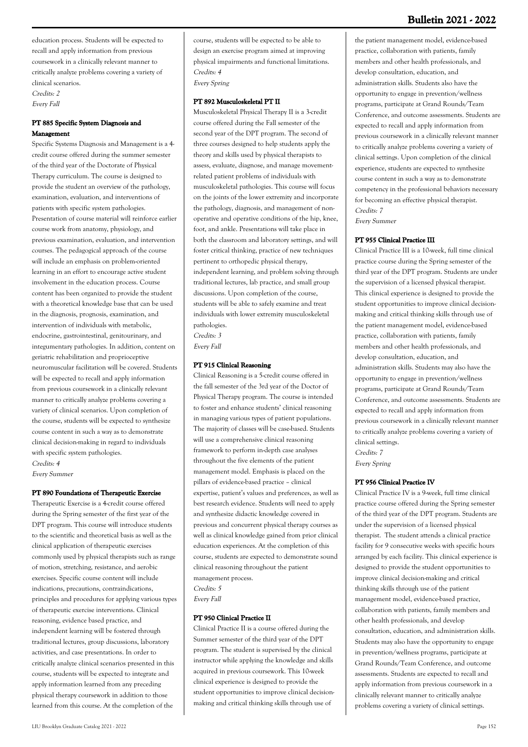education process. Students will be expected to recall and apply information from previous coursework in a clinically relevant manner to critically analyze problems covering a variety of clinical scenarios.

*Credits: 2*

*Every Fall*

### PT 885 Specific System Diagnosis and Management

Specific Systems Diagnosis and Management is a 4-credit course offered during the summer semester of the third year of the Doctorate of Physical Therapy curriculum. The course is designed to provide the student an overview of the pathology, examination, evaluation, and interventions of patients with specific system pathologies. Presentation of course material will reinforce earlier course work from anatomy, physiology, and previous examination, evaluation, and intervention courses. The pedagogical approach of the course will include an emphasis on problem-oriented learning in an effort to encourage active student involvement in the education process. Course content has been organized to provide the student with a theoretical knowledge base that can be used in the diagnosis, prognosis, examination, and intervention of individuals with metabolic, endocrine, gastrointestinal, genitourinary, and integumentary pathologies. In addition, content on geriatric rehabilitation and proprioceptive neuromuscular facilitation will be covered. Students will be expected to recall and apply information from previous coursework in a clinically relevant manner to critically analyze problems covering a variety of clinical scenarios. Upon completion of the course, students will be expected to synthesize course content in such a way as to demonstrate clinical decision-making in regard to individuals with specific system pathologies.

*Credits: 4*

*Every Summer*

### PT 890 Foundations of Therapeutic Exercise

Therapeutic Exercise is a 4-credit course offered during the Spring semester of the first year of the DPT program. This course will introduce students to the scientific and theoretical basis as well as the clinical application of therapeutic exercises commonly used by physical therapists such as range of motion, stretching, resistance, and aerobic exercises. Specific course content will include indications, precautions, contraindications, principles and procedures for applying various types of therapeutic exercise interventions. Clinical reasoning, evidence based practice, and independent learning will be fostered through traditional lectures, group discussions, laboratory activities, and case presentations. In order to critically analyze clinical scenarios presented in this course, students will be expected to integrate and apply information learned from any preceding physical therapy coursework in addition to those learned from this course. At the completion of the course, students will be expected to be able to design an exercise program aimed at improving physical impairments and functional limitations.

*Credits: 4*

*Every Spring*

### PT 892 Musculoskeletal PT II

Musculoskeletal Physical Therapy II is a 3-credit course offered during the Fall semester of the second year of the DPT program. The second of three courses designed to help students apply the theory and skills used by physical therapists to assess, evaluate, diagnose, and manage movement-related patient problems of individuals with musculoskeletal pathologies. This course will focus on the joints of the lower extremity and incorporate the pathology, diagnosis, and management of non-operative and operative conditions of the hip, knee, foot, and ankle. Presentations will take place in both the classroom and laboratory settings, and will foster critical thinking, practice of new techniques pertinent to orthopedic physical therapy, independent learning, and problem solving through traditional lectures, lab practice, and small group discussions. Upon completion of the course, students will be able to safely examine and treat individuals with lower extremity musculoskeletal pathologies.

*Credits: 3*

*Every Fall*

### PT 915 Clinical Reasoning

Clinical Reasoning is a 5-credit course offered in the fall semester of the 3rd year of the Doctor of Physical Therapy program. The course is intended to foster and enhance students' clinical reasoning in managing various types of patient populations. The majority of classes will be case-based. Students will use a comprehensive clinical reasoning framework to perform in-depth case analyses throughout the five elements of the patient management model. Emphasis is placed on the pillars of evidence-based practice – clinical expertise, patient's values and preferences, as well as best research evidence. Students will need to apply and synthesize didactic knowledge covered in previous and concurrent physical therapy courses as well as clinical knowledge gained from prior clinical education experiences. At the completion of this course, students are expected to demonstrate sound clinical reasoning throughout the patient management process.

*Credits: 5*

*Every Fall*

### PT 950 Clinical Practice II

Clinical Practice II is a course offered during the Summer semester of the third year of the DPT program. The student is supervised by the clinical instructor while applying the knowledge and skills acquired in previous coursework. This 10-week clinical experience is designed to provide the student opportunities to improve clinical decision-making and critical thinking skills through use of the patient management model, evidence-based practice, collaboration with patients, family members and other health professionals, and develop consultation, education, and administration skills. Students also have the opportunity to engage in prevention/wellness programs, participate at Grand Rounds/Team Conference, and outcome assessments. Students are expected to recall and apply information from previous coursework in a clinically relevant manner to critically analyze problems covering a variety of clinical settings. Upon completion of the clinical experience, students are expected to synthesize course content in such a way as to demonstrate competency in the professional behaviors necessary for becoming an effective physical therapist.

*Credits: 7*

*Every Summer*

### PT 955 Clinical Practice III

Clinical Practice III is a 10-week, full time clinical practice course during the Spring semester of the third year of the DPT program. Students are under the supervision of a licensed physical therapist. This clinical experience is designed to provide the student opportunities to improve clinical decision-making and critical thinking skills through use of the patient management model, evidence-based practice, collaboration with patients, family members and other health professionals, and develop consultation, education, and administration skills. Students may also have the opportunity to engage in prevention/wellness programs, participate at Grand Rounds/Team Conference, and outcome assessments. Students are expected to recall and apply information from previous coursework in a clinically relevant manner to critically analyze problems covering a variety of clinical settings.

*Credits: 7*

*Every Spring*

### PT 956 Clinical Practice IV

Clinical Practice IV is a 9-week, full time clinical practice course offered during the Spring semester of the third year of the DPT program. Students are under the supervision of a licensed physical therapist. The student attends a clinical practice facility for 9 consecutive weeks with specific hours arranged by each facility. This clinical experience is designed to provide the student opportunities to improve clinical decision-making and critical thinking skills through use of the patient management model, evidence-based practice, collaboration with patients, family members and other health professionals, and develop consultation, education, and administration skills. Students may also have the opportunity to engage in prevention/wellness programs, participate at Grand Rounds/Team Conference, and outcome assessments. Students are expected to recall and apply information from previous coursework in a clinically relevant manner to critically analyze problems covering a variety of clinical settings.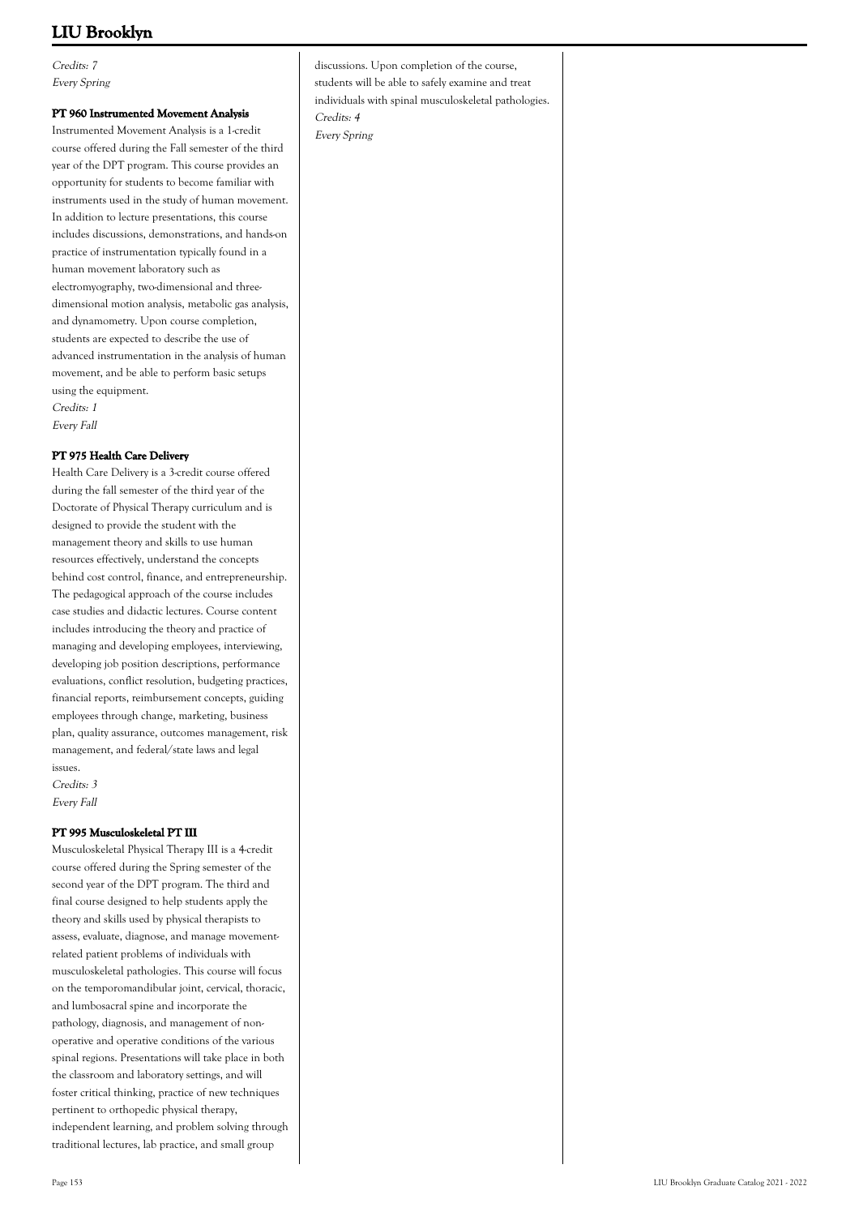*Credits: 7*
*Every Spring*

### PT 960 Instrumented Movement Analysis

Instrumented Movement Analysis is a 1-credit course offered during the Fall semester of the third year of the DPT program. This course provides an opportunity for students to become familiar with instruments used in the study of human movement. In addition to lecture presentations, this course includes discussions, demonstrations, and hands-on practice of instrumentation typically found in a human movement laboratory such as electromyography, two-dimensional and three-dimensional motion analysis, metabolic gas analysis, and dynamometry. Upon course completion, students are expected to describe the use of advanced instrumentation in the analysis of human movement, and be able to perform basic setups using the equipment.
*Credits: 1*
*Every Fall*

### PT 975 Health Care Delivery

Health Care Delivery is a 3-credit course offered during the fall semester of the third year of the Doctorate of Physical Therapy curriculum and is designed to provide the student with the management theory and skills to use human resources effectively, understand the concepts behind cost control, finance, and entrepreneurship. The pedagogical approach of the course includes case studies and didactic lectures. Course content includes introducing the theory and practice of managing and developing employees, interviewing, developing job position descriptions, performance evaluations, conflict resolution, budgeting practices, financial reports, reimbursement concepts, guiding employees through change, marketing, business plan, quality assurance, outcomes management, risk management, and federal/state laws and legal issues.
*Credits: 3*
*Every Fall*

### PT 995 Musculoskeletal PT III

Musculoskeletal Physical Therapy III is a 4-credit course offered during the Spring semester of the second year of the DPT program. The third and final course designed to help students apply the theory and skills used by physical therapists to assess, evaluate, diagnose, and manage movement-related patient problems of individuals with musculoskeletal pathologies. This course will focus on the temporomandibular joint, cervical, thoracic, and lumbosacral spine and incorporate the pathology, diagnosis, and management of non-operative and operative conditions of the various spinal regions. Presentations will take place in both the classroom and laboratory settings, and will foster critical thinking, practice of new techniques pertinent to orthopedic physical therapy, independent learning, and problem solving through traditional lectures, lab practice, and small group discussions. Upon completion of the course, students will be able to safely examine and treat individuals with spinal musculoskeletal pathologies.
*Credits: 4*
*Every Spring*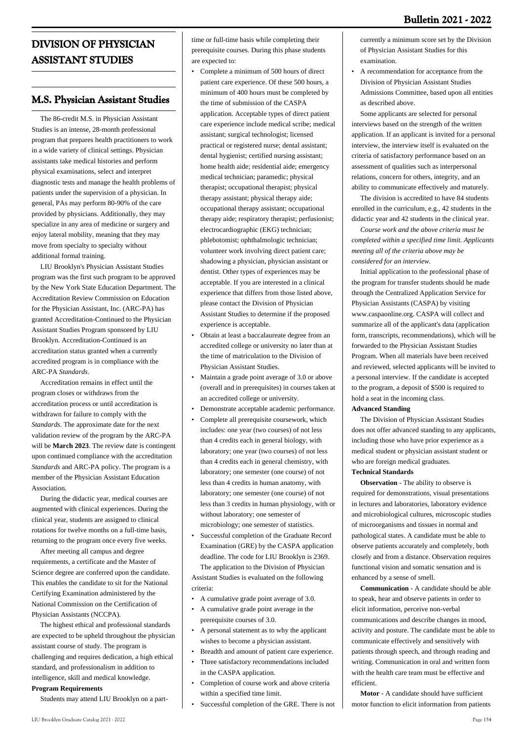# DIVISION OF PHYSICIAN ASSISTANT STUDIES

## M.S. Physician Assistant Studies

The 86-credit M.S. in Physician Assistant Studies is an intense, 28-month professional program that prepares health practitioners to work in a wide variety of clinical settings. Physician assistants take medical histories and perform physical examinations, select and interpret diagnostic tests and manage the health problems of patients under the supervision of a physician. In general, PAs may perform 80-90% of the care provided by physicians. Additionally, they may specialize in any area of medicine or surgery and enjoy lateral mobility, meaning that they may move from specialty to specialty without additional formal training.

LIU Brooklyn's Physician Assistant Studies program was the first such program to be approved by the New York State Education Department. The Accreditation Review Commission on Education for the Physician Assistant, Inc. (ARC-PA) has granted Accreditation-Continued to the Physician Assistant Studies Program sponsored by LIU Brooklyn. Accreditation-Continued is an accreditation status granted when a currently accredited program is in compliance with the ARC-PA *Standards*.

Accreditation remains in effect until the program closes or withdraws from the accreditation process or until accreditation is withdrawn for failure to comply with the *Standards*. The approximate date for the next validation review of the program by the ARC-PA will be **March 2023**. The review date is contingent upon continued compliance with the accreditation *Standards* and ARC-PA policy. The program is a member of the Physician Assistant Education Association.

During the didactic year, medical courses are augmented with clinical experiences. During the clinical year, students are assigned to clinical rotations for twelve months on a full-time basis, returning to the program once every five weeks.

After meeting all campus and degree requirements, a certificate and the Master of Science degree are conferred upon the candidate. This enables the candidate to sit for the National Certifying Examination administered by the National Commission on the Certification of Physician Assistants (NCCPA).

The highest ethical and professional standards are expected to be upheld throughout the physician assistant course of study. The program is challenging and requires dedication, a high ethical standard, and professionalism in addition to intelligence, skill and medical knowledge.

**Program Requirements**

Students may attend LIU Brooklyn on a part-time or full-time basis while completing their prerequisite courses. During this phase students are expected to:

- Complete a minimum of 500 hours of direct patient care experience. Of these 500 hours, a minimum of 400 hours must be completed by the time of submission of the CASPA application. Acceptable types of direct patient care experience include medical scribe; medical assistant; surgical technologist; licensed practical or registered nurse; dental assistant; dental hygienist; certified nursing assistant; home health aide; residential aide; emergency medical technician; paramedic; physical therapist; occupational therapist; physical therapy assistant; physical therapy aide; occupational therapy assistant; occupational therapy aide; respiratory therapist; perfusionist; electrocardiographic (EKG) technician; phlebotomist; ophthalmologic technician; volunteer work involving direct patient care; shadowing a physician, physician assistant or dentist. Other types of experiences may be acceptable. If you are interested in a clinical experience that differs from those listed above, please contact the Division of Physician Assistant Studies to determine if the proposed experience is acceptable.
- Obtain at least a baccalaureate degree from an accredited college or university no later than at the time of matriculation to the Division of Physician Assistant Studies.
- Maintain a grade point average of 3.0 or above (overall and in prerequisites) in courses taken at an accredited college or university.
- Demonstrate acceptable academic performance.
- Complete all prerequisite coursework, which includes: one year (two courses) of not less than 4 credits each in general biology, with laboratory; one year (two courses) of not less than 4 credits each in general chemistry, with laboratory; one semester (one course) of not less than 4 credits in human anatomy, with laboratory; one semester (one course) of not less than 3 credits in human physiology, with or without laboratory; one semester of microbiology; one semester of statistics.
- Successful completion of the Graduate Record Examination (GRE) by the CASPA application deadline. The code for LIU Brooklyn is 2369.

The application to the Division of Physician Assistant Studies is evaluated on the following criteria:

- A cumulative grade point average of 3.0.
- A cumulative grade point average in the prerequisite courses of 3.0.
- A personal statement as to why the applicant wishes to become a physician assistant.
- Breadth and amount of patient care experience.
- Three satisfactory recommendations included in the CASPA application.
- Completion of course work and above criteria within a specified time limit.
- Successful completion of the GRE. There is not currently a minimum score set by the Division of Physician Assistant Studies for this examination.
- A recommendation for acceptance from the Division of Physician Assistant Studies Admissions Committee, based upon all entities as described above.

Some applicants are selected for personal interviews based on the strength of the written application. If an applicant is invited for a personal interview, the interview itself is evaluated on the criteria of satisfactory performance based on an assessment of qualities such as interpersonal relations, concern for others, integrity, and an ability to communicate effectively and maturely.

The division is accredited to have 84 students enrolled in the curriculum, e.g., 42 students in the didactic year and 42 students in the clinical year.

*Course work and the above criteria must be completed within a specified time limit. Applicants meeting all of the criteria above may be considered for an interview.*

Initial application to the professional phase of the program for transfer students should be made through the Centralized Application Service for Physician Assistants (CASPA) by visiting www.caspaonline.org. CASPA will collect and summarize all of the applicant's data (application form, transcripts, recommendations), which will be forwarded to the Physician Assistant Studies Program. When all materials have been received and reviewed, selected applicants will be invited to a personal interview. If the candidate is accepted to the program, a deposit of $500 is required to hold a seat in the incoming class.

**Advanced Standing**

The Division of Physician Assistant Studies does not offer advanced standing to any applicants, including those who have prior experience as a medical student or physician assistant student or who are foreign medical graduates.

**Technical Standards**

**Observation** - The ability to observe is required for demonstrations, visual presentations in lectures and laboratories, laboratory evidence and microbiological cultures, microscopic studies of microorganisms and tissues in normal and pathological states. A candidate must be able to observe patients accurately and completely, both closely and from a distance. Observation requires functional vision and somatic sensation and is enhanced by a sense of smell.

**Communication** - A candidate should be able to speak, hear and observe patients in order to elicit information, perceive non-verbal communications and describe changes in mood, activity and posture. The candidate must be able to communicate effectively and sensitively with patients through speech, and through reading and writing. Communication in oral and written form with the health care team must be effective and efficient.

**Motor** - A candidate should have sufficient motor function to elicit information from patients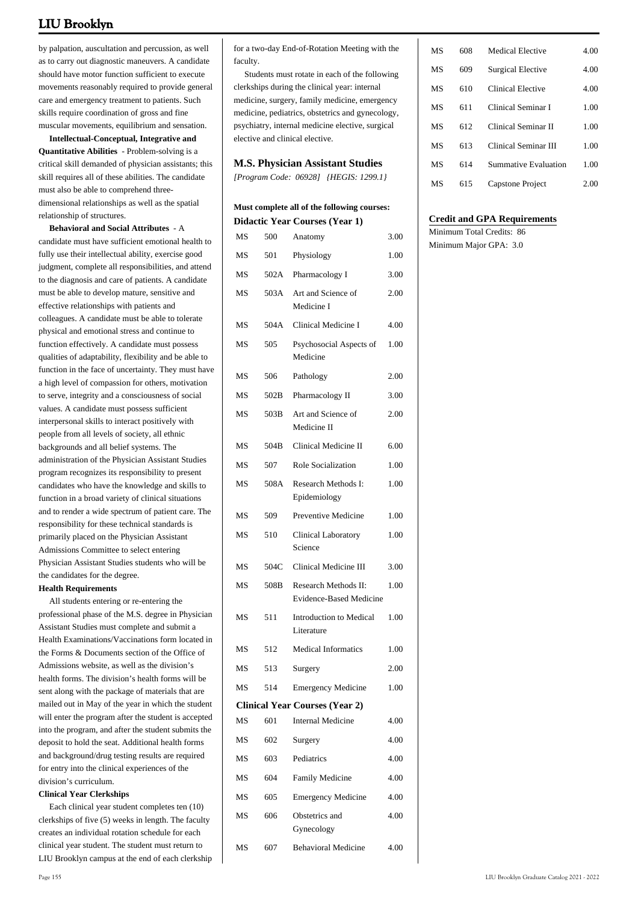by palpation, auscultation and percussion, as well as to carry out diagnostic maneuvers. A candidate should have motor function sufficient to execute movements reasonably required to provide general care and emergency treatment to patients. Such skills require coordination of gross and fine muscular movements, equilibrium and sensation.

**Intellectual-Conceptual, Integrative and Quantitative Abilities** - Problem-solving is a critical skill demanded of physician assistants; this skill requires all of these abilities. The candidate must also be able to comprehend three-dimensional relationships as well as the spatial relationship of structures.

**Behavioral and Social Attributes** - A candidate must have sufficient emotional health to fully use their intellectual ability, exercise good judgment, complete all responsibilities, and attend to the diagnosis and care of patients. A candidate must be able to develop mature, sensitive and effective relationships with patients and colleagues. A candidate must be able to tolerate physical and emotional stress and continue to function effectively. A candidate must possess qualities of adaptability, flexibility and be able to function in the face of uncertainty. They must have a high level of compassion for others, motivation to serve, integrity and a consciousness of social values. A candidate must possess sufficient interpersonal skills to interact positively with people from all levels of society, all ethnic backgrounds and all belief systems. The administration of the Physician Assistant Studies program recognizes its responsibility to present candidates who have the knowledge and skills to function in a broad variety of clinical situations and to render a wide spectrum of patient care. The responsibility for these technical standards is primarily placed on the Physician Assistant Admissions Committee to select entering Physician Assistant Studies students who will be the candidates for the degree.

**Health Requirements**

All students entering or re-entering the professional phase of the M.S. degree in Physician Assistant Studies must complete and submit a Health Examinations/Vaccinations form located in the Forms & Documents section of the Office of Admissions website, as well as the division's health forms. The division's health forms will be sent along with the package of materials that are mailed out in May of the year in which the student will enter the program after the student is accepted into the program, and after the student submits the deposit to hold the seat. Additional health forms and background/drug testing results are required for entry into the clinical experiences of the division's curriculum.

**Clinical Year Clerkships**

Each clinical year student completes ten (10) clerkships of five (5) weeks in length. The faculty creates an individual rotation schedule for each clinical year student. The student must return to LIU Brooklyn campus at the end of each clerkship for a two-day End-of-Rotation Meeting with the faculty.

Students must rotate in each of the following clerkships during the clinical year: internal medicine, surgery, family medicine, emergency medicine, pediatrics, obstetrics and gynecology, psychiatry, internal medicine elective, surgical elective and clinical elective.

## M.S. Physician Assistant Studies

*[Program Code: 06928] {HEGIS: 1299.1}*

**Must complete all of the following courses:**

**Didactic Year Courses (Year 1)**

| | | | |
|---|---|---|---|
| MS | 500 | Anatomy | 3.00 |
| MS | 501 | Physiology | 1.00 |
| MS | 502A | Pharmacology I | 3.00 |
| MS | 503A | Art and Science of Medicine I | 2.00 |
| MS | 504A | Clinical Medicine I | 4.00 |
| MS | 505 | Psychosocial Aspects of Medicine | 1.00 |
| MS | 506 | Pathology | 2.00 |
| MS | 502B | Pharmacology II | 3.00 |
| MS | 503B | Art and Science of Medicine II | 2.00 |
| MS | 504B | Clinical Medicine II | 6.00 |
| MS | 507 | Role Socialization | 1.00 |
| MS | 508A | Research Methods I: Epidemiology | 1.00 |
| MS | 509 | Preventive Medicine | 1.00 |
| MS | 510 | Clinical Laboratory Science | 1.00 |
| MS | 504C | Clinical Medicine III | 3.00 |
| MS | 508B | Research Methods II: Evidence-Based Medicine | 1.00 |
| MS | 511 | Introduction to Medical Literature | 1.00 |
| MS | 512 | Medical Informatics | 1.00 |
| MS | 513 | Surgery | 2.00 |
| MS | 514 | Emergency Medicine | 1.00 |

**Clinical Year Courses (Year 2)**

| | | | |
|---|---|---|---|
| MS | 601 | Internal Medicine | 4.00 |
| MS | 602 | Surgery | 4.00 |
| MS | 603 | Pediatrics | 4.00 |
| MS | 604 | Family Medicine | 4.00 |
| MS | 605 | Emergency Medicine | 4.00 |
| MS | 606 | Obstetrics and Gynecology | 4.00 |
| MS | 607 | Behavioral Medicine | 4.00 |
| MS | 608 | Medical Elective | 4.00 |
| MS | 609 | Surgical Elective | 4.00 |
| MS | 610 | Clinical Elective | 4.00 |
| MS | 611 | Clinical Seminar I | 1.00 |
| MS | 612 | Clinical Seminar II | 1.00 |
| MS | 613 | Clinical Seminar III | 1.00 |
| MS | 614 | Summative Evaluation | 1.00 |
| MS | 615 | Capstone Project | 2.00 |

**Credit and GPA Requirements**

Minimum Total Credits: 86

Minimum Major GPA: 3.0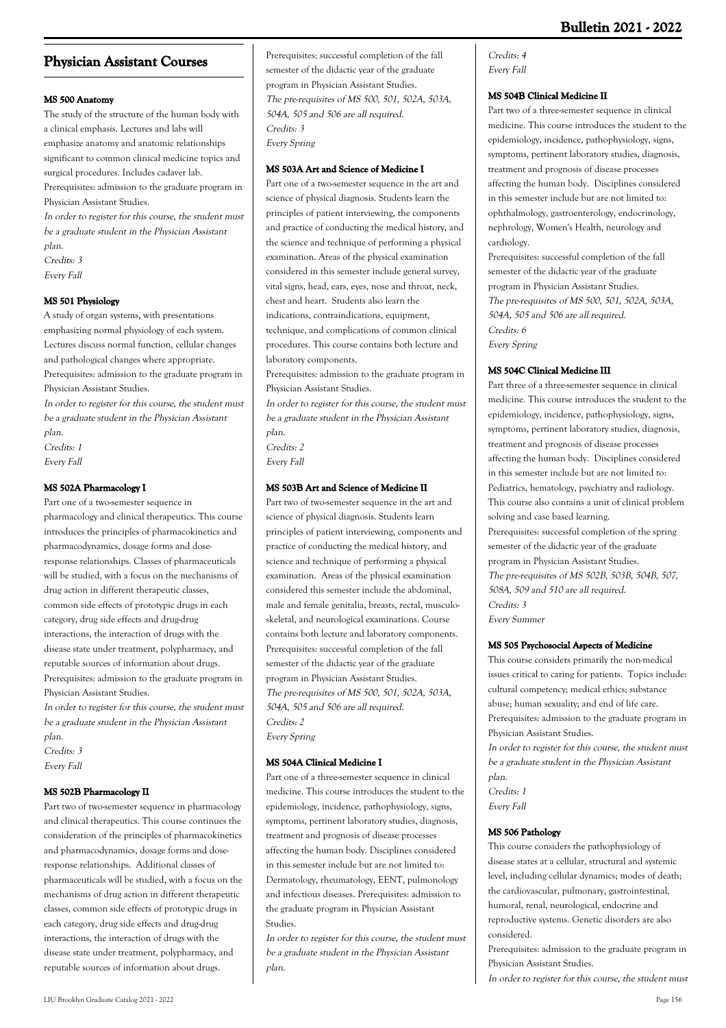## Physician Assistant Courses

#### MS 500 Anatomy

The study of the structure of the human body with a clinical emphasis. Lectures and labs will emphasize anatomy and anatomic relationships significant to common clinical medicine topics and surgical procedures. Includes cadaver lab.
Prerequisites: admission to the graduate program in Physician Assistant Studies.
*In order to register for this course, the student must be a graduate student in the Physician Assistant plan.*
*Credits: 3*
*Every Fall*

#### MS 501 Physiology

A study of organ systems, with presentations emphasizing normal physiology of each system. Lectures discuss normal function, cellular changes and pathological changes where appropriate.
Prerequisites: admission to the graduate program in Physician Assistant Studies.
*In order to register for this course, the student must be a graduate student in the Physician Assistant plan.*
*Credits: 1*
*Every Fall*

#### MS 502A Pharmacology I

Part one of a two-semester sequence in pharmacology and clinical therapeutics. This course introduces the principles of pharmacokinetics and pharmacodynamics, dosage forms and dose-response relationships. Classes of pharmaceuticals will be studied, with a focus on the mechanisms of drug action in different therapeutic classes, common side effects of prototypic drugs in each category, drug side effects and drug-drug interactions, the interaction of drugs with the disease state under treatment, polypharmacy, and reputable sources of information about drugs.
Prerequisites: admission to the graduate program in Physician Assistant Studies.
*In order to register for this course, the student must be a graduate student in the Physician Assistant plan.*
*Credits: 3*
*Every Fall*

#### MS 502B Pharmacology II

Part two of two-semester sequence in pharmacology and clinical therapeutics. This course continues the consideration of the principles of pharmacokinetics and pharmacodynamics, dosage forms and dose-response relationships. Additional classes of pharmaceuticals will be studied, with a focus on the mechanisms of drug action in different therapeutic classes, common side effects of prototypic drugs in each category, drug side effects and drug-drug interactions, the interaction of drugs with the disease state under treatment, polypharmacy, and reputable sources of information about drugs.
Prerequisites: successful completion of the fall semester of the didactic year of the graduate program in Physician Assistant Studies.
*The pre-requisites of MS 500, 501, 502A, 503A, 504A, 505 and 506 are all required.*
*Credits: 3*
*Every Spring*

#### MS 503A Art and Science of Medicine I

Part one of a two-semester sequence in the art and science of physical diagnosis. Students learn the principles of patient interviewing, the components and practice of conducting the medical history, and the science and technique of performing a physical examination. Areas of the physical examination considered in this semester include general survey, vital signs, head, ears, eyes, nose and throat, neck, chest and heart. Students also learn the indications, contraindications, equipment, technique, and complications of common clinical procedures. This course contains both lecture and laboratory components.
Prerequisites: admission to the graduate program in Physician Assistant Studies.
*In order to register for this course, the student must be a graduate student in the Physician Assistant plan.*
*Credits: 2*
*Every Fall*

#### MS 503B Art and Science of Medicine II

Part two of two-semester sequence in the art and science of physical diagnosis. Students learn principles of patient interviewing, components and practice of conducting the medical history, and science and technique of performing a physical examination. Areas of the physical examination considered this semester include the abdominal, male and female genitalia, breasts, rectal, musculo-skeletal, and neurological examinations. Course contains both lecture and laboratory components.
Prerequisites: successful completion of the fall semester of the didactic year of the graduate program in Physician Assistant Studies.
*The pre-requisites of MS 500, 501, 502A, 503A, 504A, 505 and 506 are all required.*
*Credits: 2*
*Every Spring*

#### MS 504A Clinical Medicine I

Part one of a three-semester sequence in clinical medicine. This course introduces the student to the epidemiology, incidence, pathophysiology, signs, symptoms, pertinent laboratory studies, diagnosis, treatment and prognosis of disease processes affecting the human body. Disciplines considered in this semester include but are not limited to: Dermatology, rheumatology, EENT, pulmonology and infectious diseases. Prerequisites: admission to the graduate program in Physician Assistant Studies.
*In order to register for this course, the student must be a graduate student in the Physician Assistant plan.*
*Credits: 4*
*Every Fall*

#### MS 504B Clinical Medicine II

Part two of a three-semester sequence in clinical medicine. This course introduces the student to the epidemiology, incidence, pathophysiology, signs, symptoms, pertinent laboratory studies, diagnosis, treatment and prognosis of disease processes affecting the human body. Disciplines considered in this semester include but are not limited to: ophthalmology, gastroenterology, endocrinology, nephrology, Women's Health, neurology and cardiology.
Prerequisites: successful completion of the fall semester of the didactic year of the graduate program in Physician Assistant Studies.
*The pre-requisites of MS 500, 501, 502A, 503A, 504A, 505 and 506 are all required.*
*Credits: 6*
*Every Spring*

#### MS 504C Clinical Medicine III

Part three of a three-semester sequence in clinical medicine. This course introduces the student to the epidemiology, incidence, pathophysiology, signs, symptoms, pertinent laboratory studies, diagnosis, treatment and prognosis of disease processes affecting the human body. Disciplines considered in this semester include but are not limited to: Pediatrics, hematology, psychiatry and radiology. This course also contains a unit of clinical problem solving and case based learning.
Prerequisites: successful completion of the spring semester of the didactic year of the graduate program in Physician Assistant Studies.
*The pre-requisites of MS 502B, 503B, 504B, 507, 508A, 509 and 510 are all required.*
*Credits: 3*
*Every Summer*

#### MS 505 Psychosocial Aspects of Medicine

This course considers primarily the non-medical issues critical to caring for patients. Topics include: cultural competency; medical ethics; substance abuse; human sexuality; and end of life care.
Prerequisites: admission to the graduate program in Physician Assistant Studies.
*In order to register for this course, the student must be a graduate student in the Physician Assistant plan.*
*Credits: 1*
*Every Fall*

#### MS 506 Pathology

This course considers the pathophysiology of disease states at a cellular, structural and systemic level, including cellular dynamics; modes of death; the cardiovascular, pulmonary, gastrointestinal, humoral, renal, neurological, endocrine and reproductive systems. Genetic disorders are also considered.
Prerequisites: admission to the graduate program in Physician Assistant Studies.
*In order to register for this course, the student must*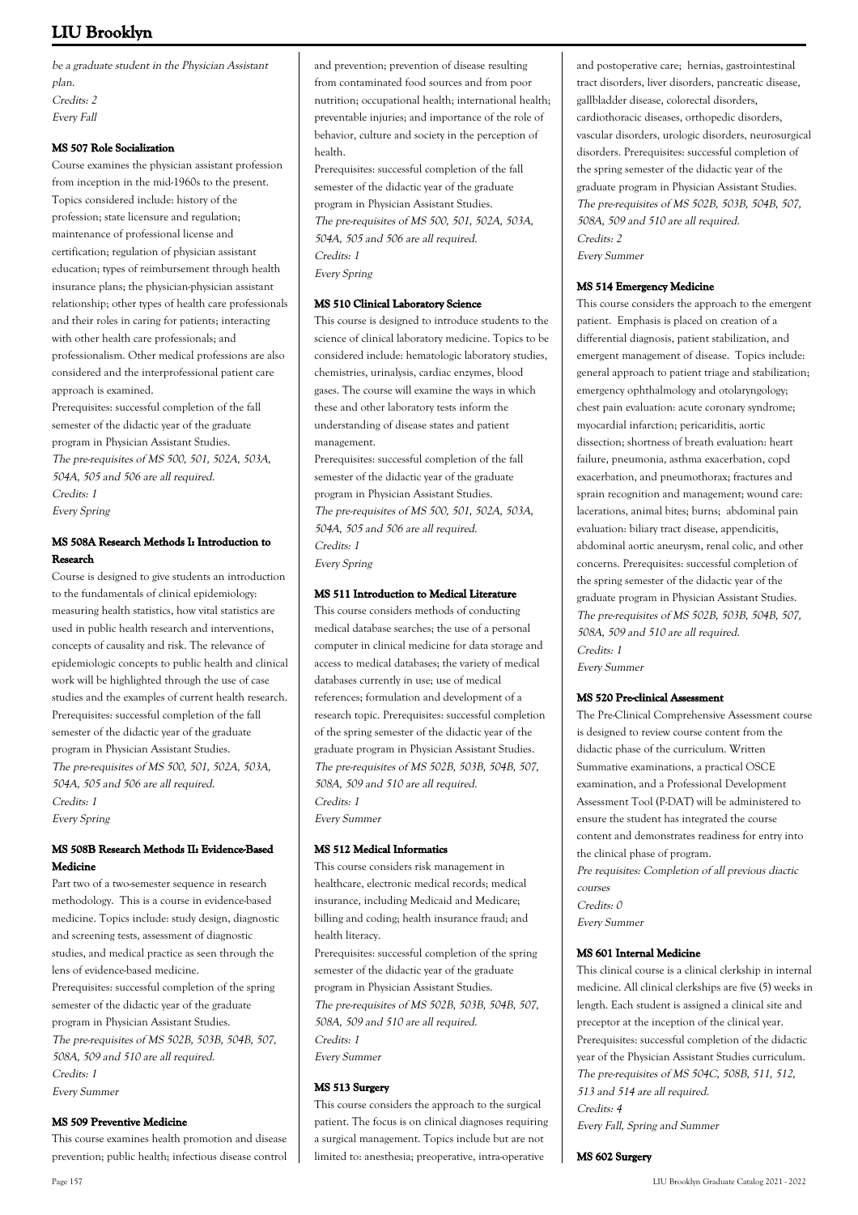be a graduate student in the Physician Assistant plan.
*Credits: 2*
*Every Fall*

### MS 507 Role Socialization

Course examines the physician assistant profession from inception in the mid-1960s to the present. Topics considered include: history of the profession; state licensure and regulation; maintenance of professional license and certification; regulation of physician assistant education; types of reimbursement through health insurance plans; the physician-physician assistant relationship; other types of health care professionals and their roles in caring for patients; interacting with other health care professionals; and professionalism. Other medical professions are also considered and the interprofessional patient care approach is examined.
Prerequisites: successful completion of the fall semester of the didactic year of the graduate program in Physician Assistant Studies.
*The pre-requisites of MS 500, 501, 502A, 503A, 504A, 505 and 506 are all required.*
*Credits: 1*
*Every Spring*

### MS 508A Research Methods I: Introduction to Research

Course is designed to give students an introduction to the fundamentals of clinical epidemiology: measuring health statistics, how vital statistics are used in public health research and interventions, concepts of causality and risk. The relevance of epidemiologic concepts to public health and clinical work will be highlighted through the use of case studies and the examples of current health research.
Prerequisites: successful completion of the fall semester of the didactic year of the graduate program in Physician Assistant Studies.
*The pre-requisites of MS 500, 501, 502A, 503A, 504A, 505 and 506 are all required.*
*Credits: 1*
*Every Spring*

### MS 508B Research Methods II: Evidence-Based Medicine

Part two of a two-semester sequence in research methodology. This is a course in evidence-based medicine. Topics include: study design, diagnostic and screening tests, assessment of diagnostic studies, and medical practice as seen through the lens of evidence-based medicine.
Prerequisites: successful completion of the spring semester of the didactic year of the graduate program in Physician Assistant Studies.
*The pre-requisites of MS 502B, 503B, 504B, 507, 508A, 509 and 510 are all required.*
*Credits: 1*
*Every Summer*

### MS 509 Preventive Medicine

This course examines health promotion and disease prevention; public health; infectious disease control and prevention; prevention of disease resulting from contaminated food sources and from poor nutrition; occupational health; international health; preventable injuries; and importance of the role of behavior, culture and society in the perception of health.
Prerequisites: successful completion of the fall semester of the didactic year of the graduate program in Physician Assistant Studies.
*The pre-requisites of MS 500, 501, 502A, 503A, 504A, 505 and 506 are all required.*
*Credits: 1*
*Every Spring*

### MS 510 Clinical Laboratory Science

This course is designed to introduce students to the science of clinical laboratory medicine. Topics to be considered include: hematologic laboratory studies, chemistries, urinalysis, cardiac enzymes, blood gases. The course will examine the ways in which these and other laboratory tests inform the understanding of disease states and patient management.
Prerequisites: successful completion of the fall semester of the didactic year of the graduate program in Physician Assistant Studies.
*The pre-requisites of MS 500, 501, 502A, 503A, 504A, 505 and 506 are all required.*
*Credits: 1*
*Every Spring*

### MS 511 Introduction to Medical Literature

This course considers methods of conducting medical database searches; the use of a personal computer in clinical medicine for data storage and access to medical databases; the variety of medical databases currently in use; use of medical references; formulation and development of a research topic. Prerequisites: successful completion of the spring semester of the didactic year of the graduate program in Physician Assistant Studies.
*The pre-requisites of MS 502B, 503B, 504B, 507, 508A, 509 and 510 are all required.*
*Credits: 1*
*Every Summer*

### MS 512 Medical Informatics

This course considers risk management in healthcare, electronic medical records; medical insurance, including Medicaid and Medicare; billing and coding; health insurance fraud; and health literacy.
Prerequisites: successful completion of the spring semester of the didactic year of the graduate program in Physician Assistant Studies.
*The pre-requisites of MS 502B, 503B, 504B, 507, 508A, 509 and 510 are all required.*
*Credits: 1*
*Every Summer*

### MS 513 Surgery

This course considers the approach to the surgical patient. The focus is on clinical diagnoses requiring a surgical management. Topics include but are not limited to: anesthesia; preoperative, intra-operative and postoperative care; hernias, gastrointestinal tract disorders, liver disorders, pancreatic disease, gallbladder disease, colorectal disorders, cardiothoracic diseases, orthopedic disorders, vascular disorders, urologic disorders, neurosurgical disorders. Prerequisites: successful completion of the spring semester of the didactic year of the graduate program in Physician Assistant Studies.
*The pre-requisites of MS 502B, 503B, 504B, 507, 508A, 509 and 510 are all required.*
*Credits: 2*
*Every Summer*

### MS 514 Emergency Medicine

This course considers the approach to the emergent patient. Emphasis is placed on creation of a differential diagnosis, patient stabilization, and emergent management of disease. Topics include: general approach to patient triage and stabilization; emergency ophthalmology and otolaryngology; chest pain evaluation: acute coronary syndrome; myocardial infarction; pericariditis, aortic dissection; shortness of breath evaluation: heart failure, pneumonia, asthma exacerbation, copd exacerbation, and pneumothorax; fractures and sprain recognition and management; wound care: lacerations, animal bites; burns; abdominal pain evaluation: biliary tract disease, appendicitis, abdominal aortic aneurysm, renal colic, and other concerns. Prerequisites: successful completion of the spring semester of the didactic year of the graduate program in Physician Assistant Studies.
*The pre-requisites of MS 502B, 503B, 504B, 507, 508A, 509 and 510 are all required.*
*Credits: 1*
*Every Summer*

### MS 520 Pre-clinical Assessment

The Pre-Clinical Comprehensive Assessment course is designed to review course content from the didactic phase of the curriculum. Written Summative examinations, a practical OSCE examination, and a Professional Development Assessment Tool (P-DAT) will be administered to ensure the student has integrated the course content and demonstrates readiness for entry into the clinical phase of program.
*Pre requisites: Completion of all previous diactic courses*
*Credits: 0*
*Every Summer*

### MS 601 Internal Medicine

This clinical course is a clinical clerkship in internal medicine. All clinical clerkships are five (5) weeks in length. Each student is assigned a clinical site and preceptor at the inception of the clinical year.
Prerequisites: successful completion of the didactic year of the Physician Assistant Studies curriculum.
*The pre-requisites of MS 504C, 508B, 511, 512, 513 and 514 are all required.*
*Credits: 4*
*Every Fall, Spring and Summer*

### MS 602 Surgery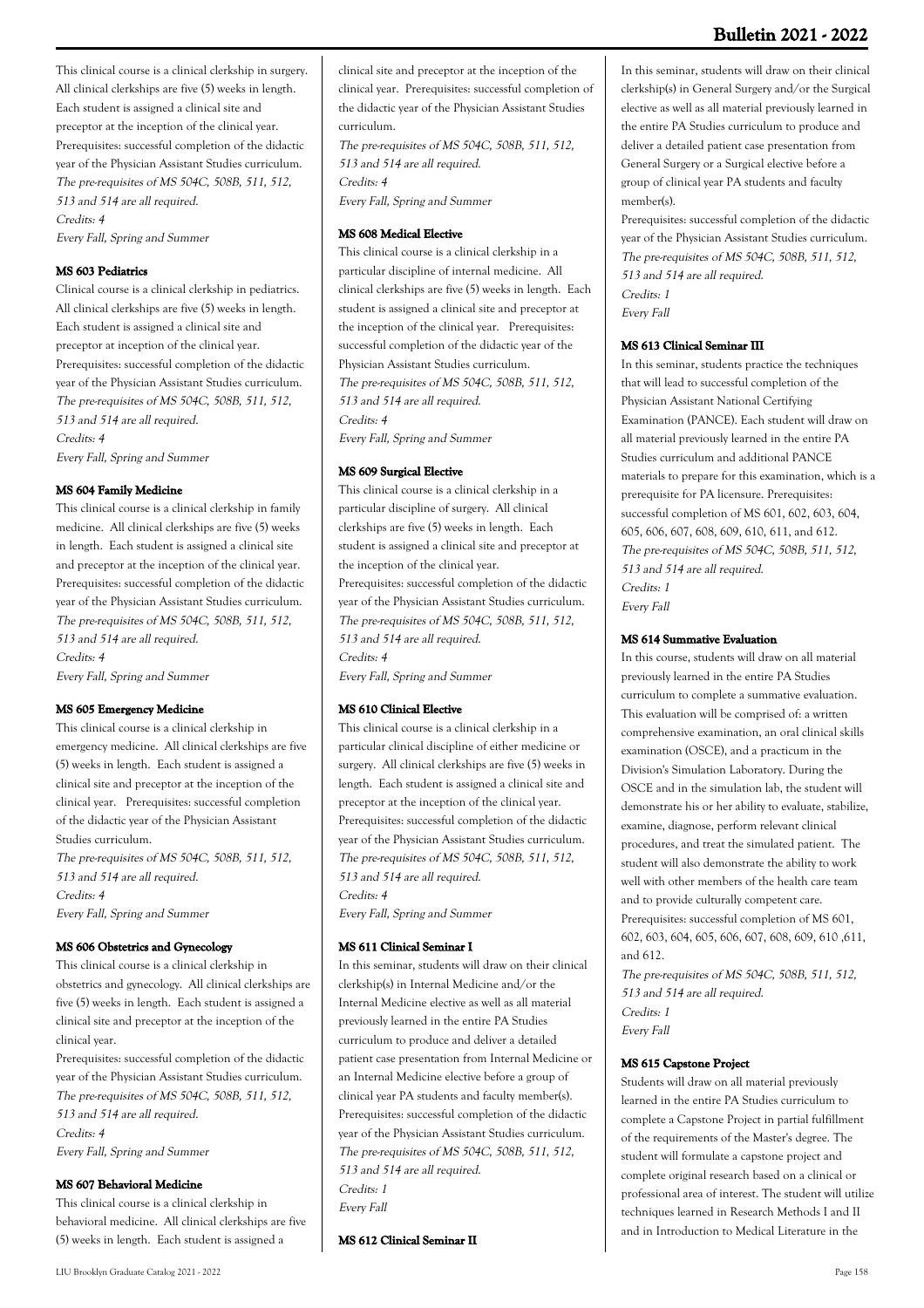This clinical course is a clinical clerkship in surgery. All clinical clerkships are five (5) weeks in length. Each student is assigned a clinical site and preceptor at the inception of the clinical year. Prerequisites: successful completion of the didactic year of the Physician Assistant Studies curriculum.
*The pre-requisites of MS 504C, 508B, 511, 512, 513 and 514 are all required.*
*Credits: 4*
*Every Fall, Spring and Summer*

### MS 603 Pediatrics

Clinical course is a clinical clerkship in pediatrics. All clinical clerkships are five (5) weeks in length. Each student is assigned a clinical site and preceptor at inception of the clinical year. Prerequisites: successful completion of the didactic year of the Physician Assistant Studies curriculum.
*The pre-requisites of MS 504C, 508B, 511, 512, 513 and 514 are all required.*
*Credits: 4*
*Every Fall, Spring and Summer*

### MS 604 Family Medicine

This clinical course is a clinical clerkship in family medicine. All clinical clerkships are five (5) weeks in length. Each student is assigned a clinical site and preceptor at the inception of the clinical year. Prerequisites: successful completion of the didactic year of the Physician Assistant Studies curriculum.
*The pre-requisites of MS 504C, 508B, 511, 512, 513 and 514 are all required.*
*Credits: 4*
*Every Fall, Spring and Summer*

### MS 605 Emergency Medicine

This clinical course is a clinical clerkship in emergency medicine. All clinical clerkships are five (5) weeks in length. Each student is assigned a clinical site and preceptor at the inception of the clinical year. Prerequisites: successful completion of the didactic year of the Physician Assistant Studies curriculum.
*The pre-requisites of MS 504C, 508B, 511, 512, 513 and 514 are all required.*
*Credits: 4*
*Every Fall, Spring and Summer*

### MS 606 Obstetrics and Gynecology

This clinical course is a clinical clerkship in obstetrics and gynecology. All clinical clerkships are five (5) weeks in length. Each student is assigned a clinical site and preceptor at the inception of the clinical year.
Prerequisites: successful completion of the didactic year of the Physician Assistant Studies curriculum.
*The pre-requisites of MS 504C, 508B, 511, 512, 513 and 514 are all required.*
*Credits: 4*
*Every Fall, Spring and Summer*

### MS 607 Behavioral Medicine

This clinical course is a clinical clerkship in behavioral medicine. All clinical clerkships are five (5) weeks in length. Each student is assigned a clinical site and preceptor at the inception of the clinical year. Prerequisites: successful completion of the didactic year of the Physician Assistant Studies curriculum.
*The pre-requisites of MS 504C, 508B, 511, 512, 513 and 514 are all required.*
*Credits: 4*
*Every Fall, Spring and Summer*

### MS 608 Medical Elective

This clinical course is a clinical clerkship in a particular discipline of internal medicine. All clinical clerkships are five (5) weeks in length. Each student is assigned a clinical site and preceptor at the inception of the clinical year. Prerequisites: successful completion of the didactic year of the Physician Assistant Studies curriculum.
*The pre-requisites of MS 504C, 508B, 511, 512, 513 and 514 are all required.*
*Credits: 4*
*Every Fall, Spring and Summer*

### MS 609 Surgical Elective

This clinical course is a clinical clerkship in a particular discipline of surgery. All clinical clerkships are five (5) weeks in length. Each student is assigned a clinical site and preceptor at the inception of the clinical year.
Prerequisites: successful completion of the didactic year of the Physician Assistant Studies curriculum.
*The pre-requisites of MS 504C, 508B, 511, 512, 513 and 514 are all required.*
*Credits: 4*
*Every Fall, Spring and Summer*

### MS 610 Clinical Elective

This clinical course is a clinical clerkship in a particular clinical discipline of either medicine or surgery. All clinical clerkships are five (5) weeks in length. Each student is assigned a clinical site and preceptor at the inception of the clinical year. Prerequisites: successful completion of the didactic year of the Physician Assistant Studies curriculum.
*The pre-requisites of MS 504C, 508B, 511, 512, 513 and 514 are all required.*
*Credits: 4*
*Every Fall, Spring and Summer*

### MS 611 Clinical Seminar I

In this seminar, students will draw on their clinical clerkship(s) in Internal Medicine and/or the Internal Medicine elective as well as all material previously learned in the entire PA Studies curriculum to produce and deliver a detailed patient case presentation from Internal Medicine or an Internal Medicine elective before a group of clinical year PA students and faculty member(s). Prerequisites: successful completion of the didactic year of the Physician Assistant Studies curriculum.
*The pre-requisites of MS 504C, 508B, 511, 512, 513 and 514 are all required.*
*Credits: 1*
*Every Fall*

### MS 612 Clinical Seminar II

In this seminar, students will draw on their clinical clerkship(s) in General Surgery and/or the Surgical elective as well as all material previously learned in the entire PA Studies curriculum to produce and deliver a detailed patient case presentation from General Surgery or a Surgical elective before a group of clinical year PA students and faculty member(s).
Prerequisites: successful completion of the didactic year of the Physician Assistant Studies curriculum.
*The pre-requisites of MS 504C, 508B, 511, 512, 513 and 514 are all required.*
*Credits: 1*
*Every Fall*

### MS 613 Clinical Seminar III

In this seminar, students practice the techniques that will lead to successful completion of the Physician Assistant National Certifying Examination (PANCE). Each student will draw on all material previously learned in the entire PA Studies curriculum and additional PANCE materials to prepare for this examination, which is a prerequisite for PA licensure. Prerequisites: successful completion of MS 601, 602, 603, 604, 605, 606, 607, 608, 609, 610, 611, and 612.
*The pre-requisites of MS 504C, 508B, 511, 512, 513 and 514 are all required.*
*Credits: 1*
*Every Fall*

### MS 614 Summative Evaluation

In this course, students will draw on all material previously learned in the entire PA Studies curriculum to complete a summative evaluation. This evaluation will be comprised of: a written comprehensive examination, an oral clinical skills examination (OSCE), and a practicum in the Division's Simulation Laboratory. During the OSCE and in the simulation lab, the student will demonstrate his or her ability to evaluate, stabilize, examine, diagnose, perform relevant clinical procedures, and treat the simulated patient. The student will also demonstrate the ability to work well with other members of the health care team and to provide culturally competent care.
Prerequisites: successful completion of MS 601, 602, 603, 604, 605, 606, 607, 608, 609, 610 ,611, and 612.
*The pre-requisites of MS 504C, 508B, 511, 512, 513 and 514 are all required.*
*Credits: 1*
*Every Fall*

### MS 615 Capstone Project

Students will draw on all material previously learned in the entire PA Studies curriculum to complete a Capstone Project in partial fulfillment of the requirements of the Master's degree. The student will formulate a capstone project and complete original research based on a clinical or professional area of interest. The student will utilize techniques learned in Research Methods I and II and in Introduction to Medical Literature in the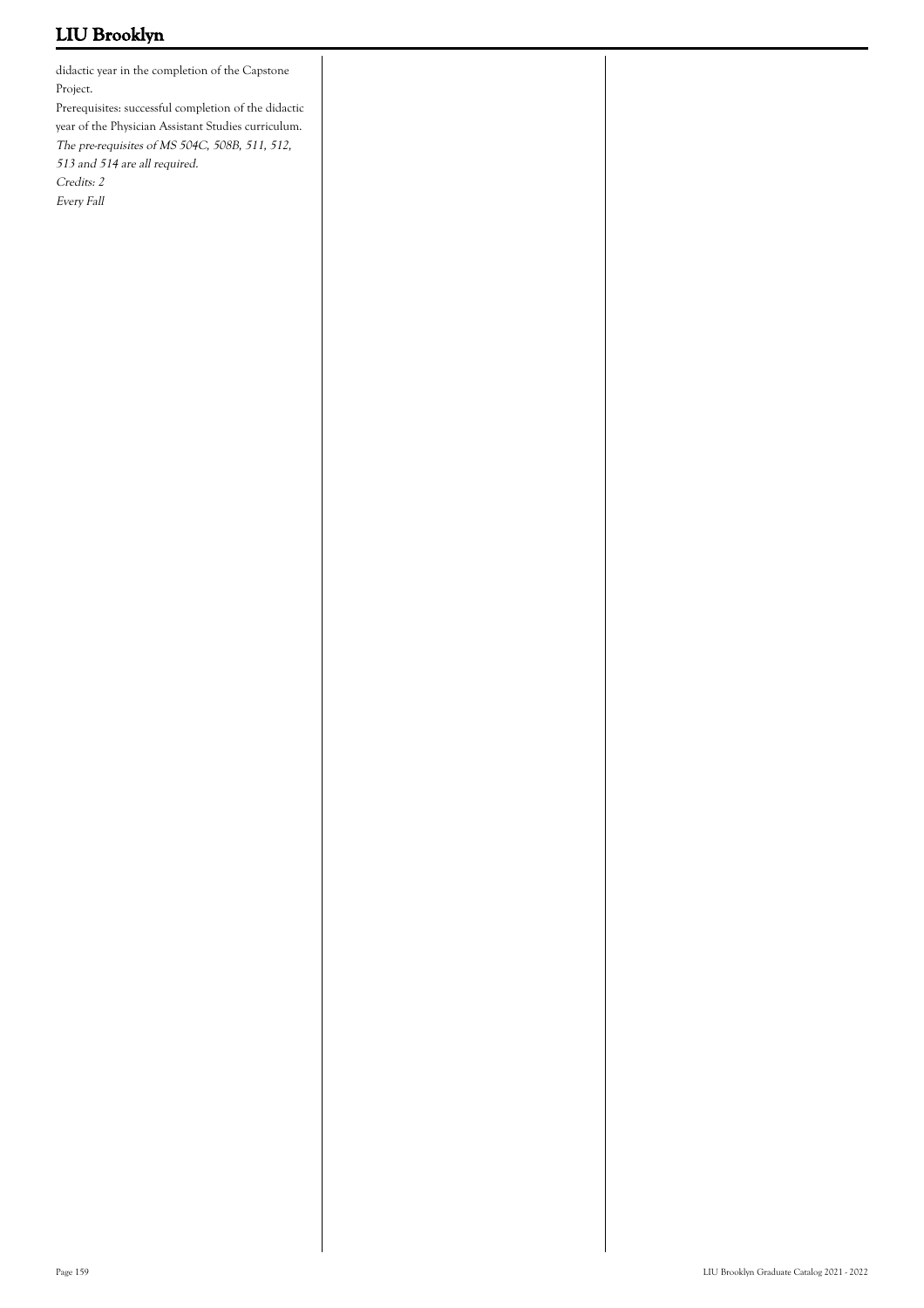didactic year in the completion of the Capstone Project.

Prerequisites: successful completion of the didactic year of the Physician Assistant Studies curriculum.

*The pre-requisites of MS 504C, 508B, 511, 512, 513 and 514 are all required.*

*Credits: 2*

*Every Fall*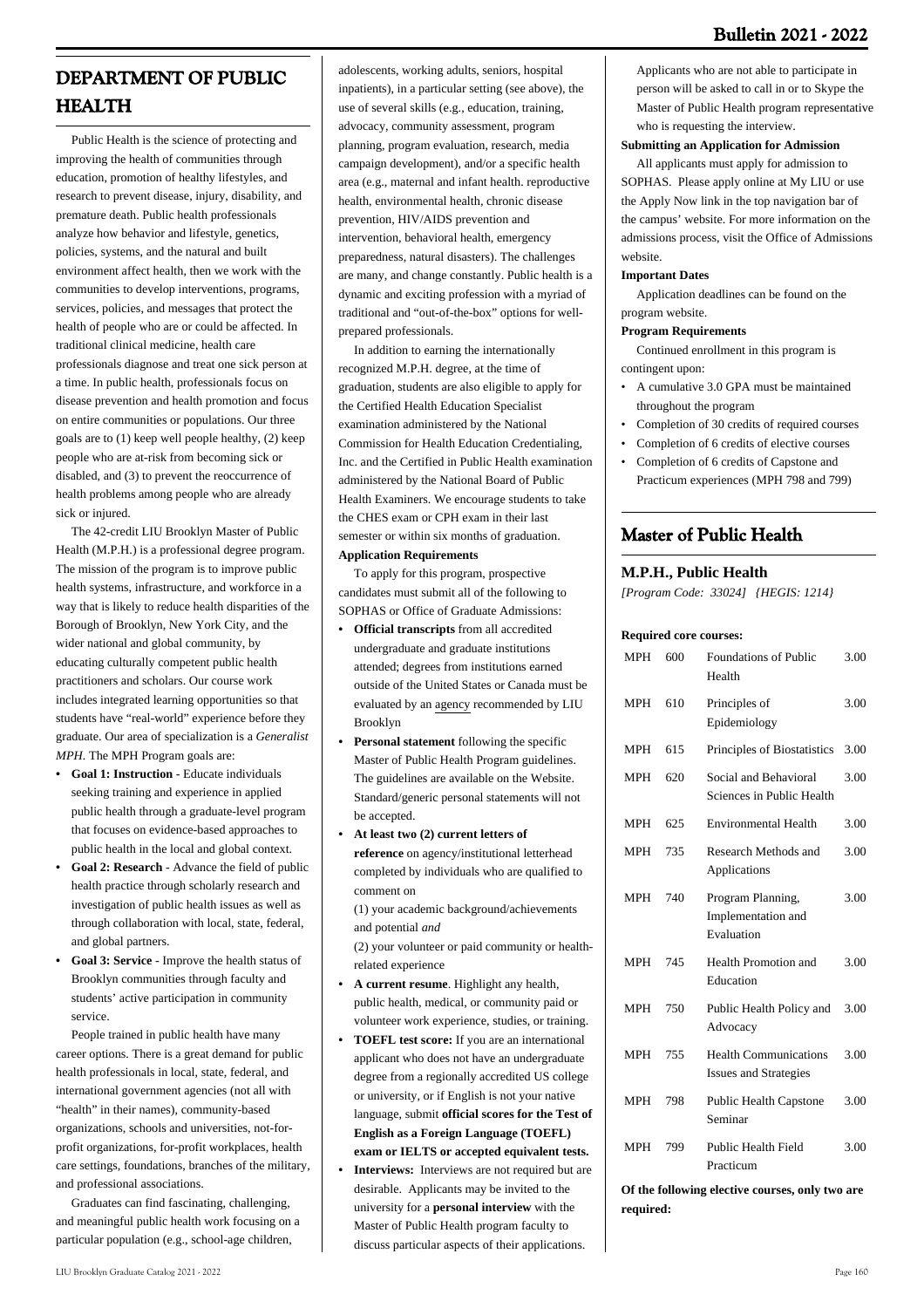# DEPARTMENT OF PUBLIC HEALTH

Public Health is the science of protecting and improving the health of communities through education, promotion of healthy lifestyles, and research to prevent disease, injury, disability, and premature death. Public health professionals analyze how behavior and lifestyle, genetics, policies, systems, and the natural and built environment affect health, then we work with the communities to develop interventions, programs, services, policies, and messages that protect the health of people who are or could be affected. In traditional clinical medicine, health care professionals diagnose and treat one sick person at a time. In public health, professionals focus on disease prevention and health promotion and focus on entire communities or populations. Our three goals are to (1) keep well people healthy, (2) keep people who are at-risk from becoming sick or disabled, and (3) to prevent the reoccurrence of health problems among people who are already sick or injured.

The 42-credit LIU Brooklyn Master of Public Health (M.P.H.) is a professional degree program. The mission of the program is to improve public health systems, infrastructure, and workforce in a way that is likely to reduce health disparities of the Borough of Brooklyn, New York City, and the wider national and global community, by educating culturally competent public health practitioners and scholars. Our course work includes integrated learning opportunities so that students have "real-world" experience before they graduate. Our area of specialization is a *Generalist MPH*. The MPH Program goals are:

- **Goal 1: Instruction** - Educate individuals seeking training and experience in applied public health through a graduate-level program that focuses on evidence-based approaches to public health in the local and global context.
- **Goal 2: Research** - Advance the field of public health practice through scholarly research and investigation of public health issues as well as through collaboration with local, state, federal, and global partners.
- **Goal 3: Service** - Improve the health status of Brooklyn communities through faculty and students' active participation in community service.

People trained in public health have many career options. There is a great demand for public health professionals in local, state, federal, and international government agencies (not all with "health" in their names), community-based organizations, schools and universities, not-for-profit organizations, for-profit workplaces, health care settings, foundations, branches of the military, and professional associations.

Graduates can find fascinating, challenging, and meaningful public health work focusing on a particular population (e.g., school-age children, adolescents, working adults, seniors, hospital inpatients), in a particular setting (see above), the use of several skills (e.g., education, training, advocacy, community assessment, program planning, program evaluation, research, media campaign development), and/or a specific health area (e.g., maternal and infant health. reproductive health, environmental health, chronic disease prevention, HIV/AIDS prevention and intervention, behavioral health, emergency preparedness, natural disasters). The challenges are many, and change constantly. Public health is a dynamic and exciting profession with a myriad of traditional and "out-of-the-box" options for well-prepared professionals.

In addition to earning the internationally recognized M.P.H. degree, at the time of graduation, students are also eligible to apply for the Certified Health Education Specialist examination administered by the National Commission for Health Education Credentialing, Inc. and the Certified in Public Health examination administered by the National Board of Public Health Examiners. We encourage students to take the CHES exam or CPH exam in their last semester or within six months of graduation.

**Application Requirements**

To apply for this program, prospective candidates must submit all of the following to SOPHAS or Office of Graduate Admissions:

- **Official transcripts** from all accredited undergraduate and graduate institutions attended; degrees from institutions earned outside of the United States or Canada must be evaluated by an agency recommended by LIU Brooklyn
- **Personal statement** following the specific Master of Public Health Program guidelines. The guidelines are available on the Website. Standard/generic personal statements will not be accepted.
- **At least two (2) current letters of reference** on agency/institutional letterhead completed by individuals who are qualified to comment on
  (1) your academic background/achievements and potential *and*
  (2) your volunteer or paid community or health-related experience
- **A current resume**. Highlight any health, public health, medical, or community paid or volunteer work experience, studies, or training.
- **TOEFL test score:** If you are an international applicant who does not have an undergraduate degree from a regionally accredited US college or university, or if English is not your native language, submit **official scores for the Test of English as a Foreign Language (TOEFL) exam or IELTS or accepted equivalent tests.**
- **Interviews:** Interviews are not required but are desirable. Applicants may be invited to the university for a **personal interview** with the Master of Public Health program faculty to discuss particular aspects of their applications. Applicants who are not able to participate in person will be asked to call in or to Skype the Master of Public Health program representative who is requesting the interview.

**Submitting an Application for Admission**

All applicants must apply for admission to SOPHAS. Please apply online at My LIU or use the Apply Now link in the top navigation bar of the campus' website. For more information on the admissions process, visit the Office of Admissions website.

**Important Dates**

Application deadlines can be found on the program website.

**Program Requirements**

Continued enrollment in this program is contingent upon:

- A cumulative 3.0 GPA must be maintained throughout the program
- Completion of 30 credits of required courses
- Completion of 6 credits of elective courses
- Completion of 6 credits of Capstone and Practicum experiences (MPH 798 and 799)

## Master of Public Health

### M.P.H., Public Health

*[Program Code: 33024] {HEGIS: 1214}*

**Required core courses:**

| | | | |
|---|---|---|---|
| MPH | 600 | Foundations of Public Health | 3.00 |
| MPH | 610 | Principles of Epidemiology | 3.00 |
| MPH | 615 | Principles of Biostatistics | 3.00 |
| MPH | 620 | Social and Behavioral Sciences in Public Health | 3.00 |
| MPH | 625 | Environmental Health | 3.00 |
| MPH | 735 | Research Methods and Applications | 3.00 |
| MPH | 740 | Program Planning, Implementation and Evaluation | 3.00 |
| MPH | 745 | Health Promotion and Education | 3.00 |
| MPH | 750 | Public Health Policy and Advocacy | 3.00 |
| MPH | 755 | Health Communications Issues and Strategies | 3.00 |
| MPH | 798 | Public Health Capstone Seminar | 3.00 |
| MPH | 799 | Public Health Field Practicum | 3.00 |

**Of the following elective courses, only two are required:**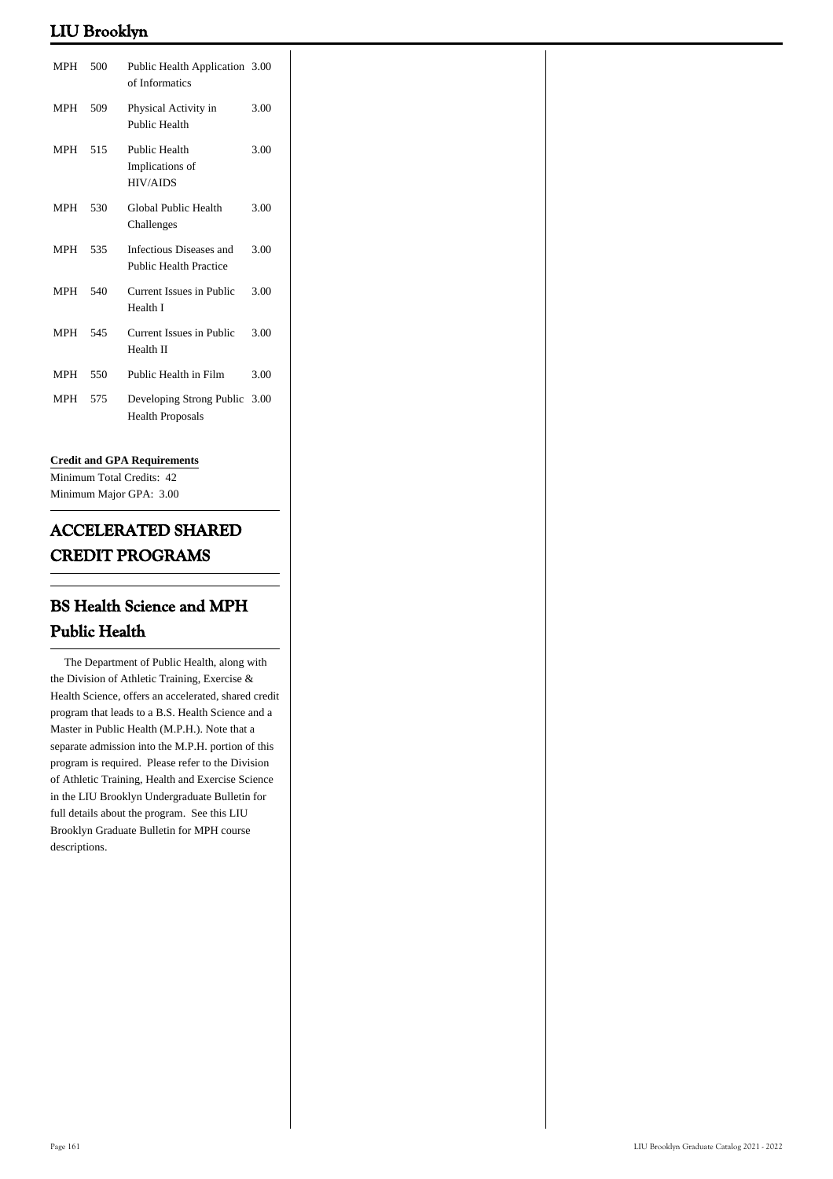| | | | |
|---|---|---|---|
| MPH | 500 | Public Health Application of Informatics | 3.00 |
| MPH | 509 | Physical Activity in Public Health | 3.00 |
| MPH | 515 | Public Health Implications of HIV/AIDS | 3.00 |
| MPH | 530 | Global Public Health Challenges | 3.00 |
| MPH | 535 | Infectious Diseases and Public Health Practice | 3.00 |
| MPH | 540 | Current Issues in Public Health I | 3.00 |
| MPH | 545 | Current Issues in Public Health II | 3.00 |
| MPH | 550 | Public Health in Film | 3.00 |
| MPH | 575 | Developing Strong Public Health Proposals | 3.00 |

**Credit and GPA Requirements**

Minimum Total Credits: 42

Minimum Major GPA: 3.00

# ACCELERATED SHARED CREDIT PROGRAMS

## BS Health Science and MPH Public Health

The Department of Public Health, along with the Division of Athletic Training, Exercise & Health Science, offers an accelerated, shared credit program that leads to a B.S. Health Science and a Master in Public Health (M.P.H.). Note that a separate admission into the M.P.H. portion of this program is required. Please refer to the Division of Athletic Training, Health and Exercise Science in the LIU Brooklyn Undergraduate Bulletin for full details about the program. See this LIU Brooklyn Graduate Bulletin for MPH course descriptions.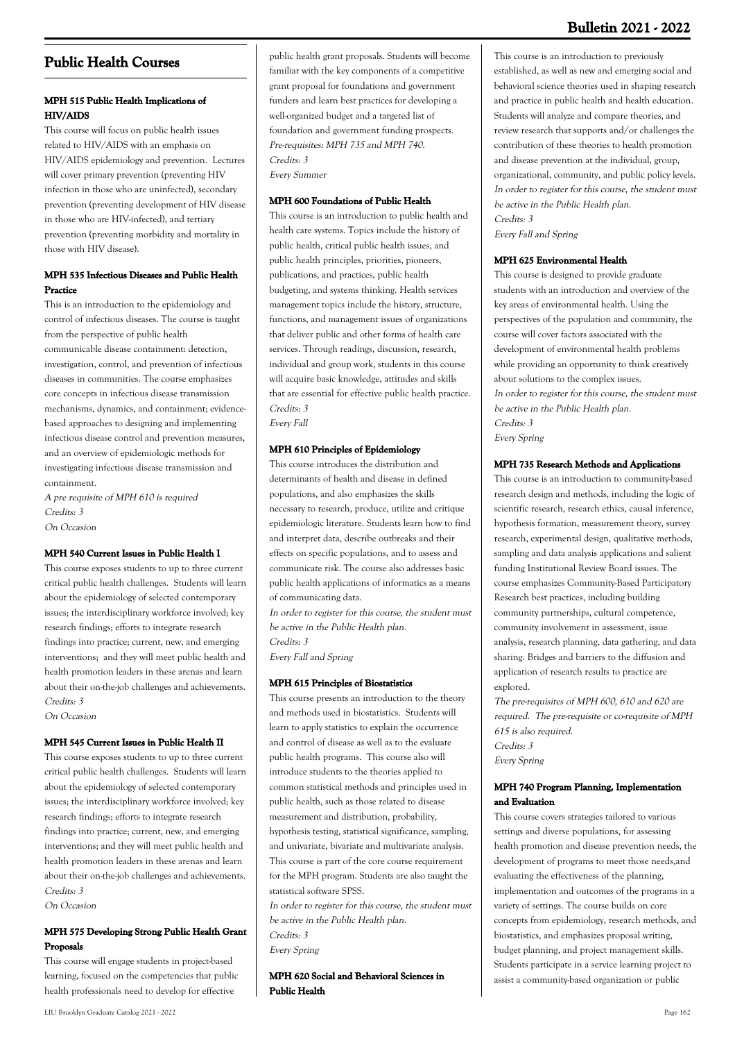## Public Health Courses

### MPH 515 Public Health Implications of HIV/AIDS

This course will focus on public health issues related to HIV/AIDS with an emphasis on HIV/AIDS epidemiology and prevention. Lectures will cover primary prevention (preventing HIV infection in those who are uninfected), secondary prevention (preventing development of HIV disease in those who are HIV-infected), and tertiary prevention (preventing morbidity and mortality in those with HIV disease).

### MPH 535 Infectious Diseases and Public Health Practice

This is an introduction to the epidemiology and control of infectious diseases. The course is taught from the perspective of public health communicable disease containment: detection, investigation, control, and prevention of infectious diseases in communities. The course emphasizes core concepts in infectious disease transmission mechanisms, dynamics, and containment; evidence-based approaches to designing and implementing infectious disease control and prevention measures, and an overview of epidemiologic methods for investigating infectious disease transmission and containment.

*A pre requisite of MPH 610 is required*
*Credits: 3*
*On Occasion*

### MPH 540 Current Issues in Public Health I

This course exposes students to up to three current critical public health challenges. Students will learn about the epidemiology of selected contemporary issues; the interdisciplinary workforce involved; key research findings; efforts to integrate research findings into practice; current, new, and emerging interventions; and they will meet public health and health promotion leaders in these arenas and learn about their on-the-job challenges and achievements.

*Credits: 3*
*On Occasion*

### MPH 545 Current Issues in Public Health II

This course exposes students to up to three current critical public health challenges. Students will learn about the epidemiology of selected contemporary issues; the interdisciplinary workforce involved; key research findings; efforts to integrate research findings into practice; current, new, and emerging interventions; and they will meet public health and health promotion leaders in these arenas and learn about their on-the-job challenges and achievements.

*Credits: 3*
*On Occasion*

### MPH 575 Developing Strong Public Health Grant Proposals

This course will engage students in project-based learning, focused on the competencies that public health professionals need to develop for effective public health grant proposals. Students will become familiar with the key components of a competitive grant proposal for foundations and government funders and learn best practices for developing a well-organized budget and a targeted list of foundation and government funding prospects.

*Pre-requisites: MPH 735 and MPH 740.*
*Credits: 3*
*Every Summer*

### MPH 600 Foundations of Public Health

This course is an introduction to public health and health care systems. Topics include the history of public health, critical public health issues, and public health principles, priorities, pioneers, publications, and practices, public health budgeting, and systems thinking. Health services management topics include the history, structure, functions, and management issues of organizations that deliver public and other forms of health care services. Through readings, discussion, research, individual and group work, students in this course will acquire basic knowledge, attitudes and skills that are essential for effective public health practice.

*Credits: 3*
*Every Fall*

### MPH 610 Principles of Epidemiology

This course introduces the distribution and determinants of health and disease in defined populations, and also emphasizes the skills necessary to research, produce, utilize and critique epidemiologic literature. Students learn how to find and interpret data, describe outbreaks and their effects on specific populations, and to assess and communicate risk. The course also addresses basic public health applications of informatics as a means of communicating data.

*In order to register for this course, the student must be active in the Public Health plan.*
*Credits: 3*
*Every Fall and Spring*

### MPH 615 Principles of Biostatistics

This course presents an introduction to the theory and methods used in biostatistics. Students will learn to apply statistics to explain the occurrence and control of disease as well as to the evaluate public health programs. This course also will introduce students to the theories applied to common statistical methods and principles used in public health, such as those related to disease measurement and distribution, probability, hypothesis testing, statistical significance, sampling, and univariate, bivariate and multivariate analysis. This course is part of the core course requirement for the MPH program. Students are also taught the statistical software SPSS.

*In order to register for this course, the student must be active in the Public Health plan.*
*Credits: 3*
*Every Spring*

### MPH 620 Social and Behavioral Sciences in Public Health

This course is an introduction to previously established, as well as new and emerging social and behavioral science theories used in shaping research and practice in public health and health education. Students will analyze and compare theories, and review research that supports and/or challenges the contribution of these theories to health promotion and disease prevention at the individual, group, organizational, community, and public policy levels.

*In order to register for this course, the student must be active in the Public Health plan.*
*Credits: 3*
*Every Fall and Spring*

### MPH 625 Environmental Health

This course is designed to provide graduate students with an introduction and overview of the key areas of environmental health. Using the perspectives of the population and community, the course will cover factors associated with the development of environmental health problems while providing an opportunity to think creatively about solutions to the complex issues.

*In order to register for this course, the student must be active in the Public Health plan.*
*Credits: 3*
*Every Spring*

### MPH 735 Research Methods and Applications

This course is an introduction to community-based research design and methods, including the logic of scientific research, research ethics, causal inference, hypothesis formation, measurement theory, survey research, experimental design, qualitative methods, sampling and data analysis applications and salient funding Institutional Review Board issues. The course emphasizes Community-Based Participatory Research best practices, including building community partnerships, cultural competence, community involvement in assessment, issue analysis, research planning, data gathering, and data sharing. Bridges and barriers to the diffusion and application of research results to practice are explored.

*The pre-requisites of MPH 600, 610 and 620 are required. The pre-requisite or co-requisite of MPH 615 is also required.*
*Credits: 3*
*Every Spring*

### MPH 740 Program Planning, Implementation and Evaluation

This course covers strategies tailored to various settings and diverse populations, for assessing health promotion and disease prevention needs, the development of programs to meet those needs,and evaluating the effectiveness of the planning, implementation and outcomes of the programs in a variety of settings. The course builds on core concepts from epidemiology, research methods, and biostatistics, and emphasizes proposal writing, budget planning, and project management skills. Students participate in a service learning project to assist a community-based organization or public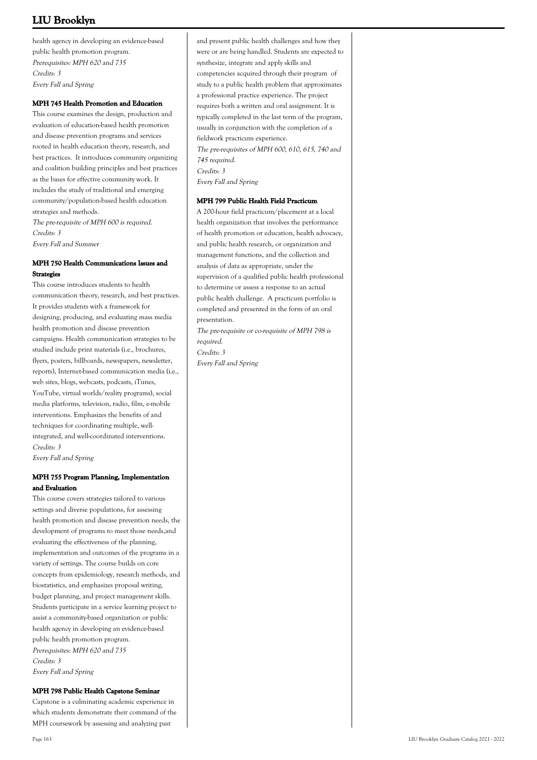health agency in developing an evidence-based public health promotion program.
*Prerequisites: MPH 620 and 735*
*Credits: 3*
*Every Fall and Spring*

#### MPH 745 Health Promotion and Education

This course examines the design, production and evaluation of education-based health promotion and disease prevention programs and services rooted in health education theory, research, and best practices. It introduces community organizing and coalition building principles and best practices as the bases for effective community work. It includes the study of traditional and emerging community/population-based health education strategies and methods.
*The pre-requisite of MPH 600 is required.*
*Credits: 3*
*Every Fall and Summer*

#### MPH 750 Health Communications Issues and Strategies

This course introduces students to health communication theory, research, and best practices. It provides students with a framework for designing, producing, and evaluating mass media health promotion and disease prevention campaigns. Health communication strategies to be studied include print materials (i.e., brochures, flyers, posters, billboards, newspapers, newsletter, reports), Internet-based communication media (i.e., web sites, blogs, webcasts, podcasts, iTunes, YouTube, virtual worlds/reality programs), social media platforms, television, radio, film, e-mobile interventions. Emphasizes the benefits of and techniques for coordinating multiple, well-integrated, and well-coordinated interventions.
*Credits: 3*
*Every Fall and Spring*

#### MPH 755 Program Planning, Implementation and Evaluation

This course covers strategies tailored to various settings and diverse populations, for assessing health promotion and disease prevention needs, the development of programs to meet those needs,and evaluating the effectiveness of the planning, implementation and outcomes of the programs in a variety of settings. The course builds on core concepts from epidemiology, research methods, and biostatistics, and emphasizes proposal writing, budget planning, and project management skills. Students participate in a service learning project to assist a community-based organization or public health agency in developing an evidence-based public health promotion program.
*Prerequisites: MPH 620 and 735*
*Credits: 3*
*Every Fall and Spring*

#### MPH 798 Public Health Capstone Seminar

Capstone is a culminating academic experience in which students demonstrate their command of the MPH coursework by assessing and analyzing past and present public health challenges and how they were or are being handled. Students are expected to synthesize, integrate and apply skills and competencies acquired through their program of study to a public health problem that approximates a professional practice experience. The project requires both a written and oral assignment. It is typically completed in the last term of the program, usually in conjunction with the completion of a fieldwork practicum experience.
*The pre-requisites of MPH 600, 610, 615, 740 and 745 required.*
*Credits: 3*
*Every Fall and Spring*

#### MPH 799 Public Health Field Practicum

A 200-hour field practicum/placement at a local health organization that involves the performance of health promotion or education, health advocacy, and public health research, or organization and management functions, and the collection and analysis of data as appropriate, under the supervision of a qualified public health professional to determine or assess a response to an actual public health challenge. A practicum portfolio is completed and presented in the form of an oral presentation.
*The pre-requisite or co-requisite of MPH 798 is required.*
*Credits: 3*
*Every Fall and Spring*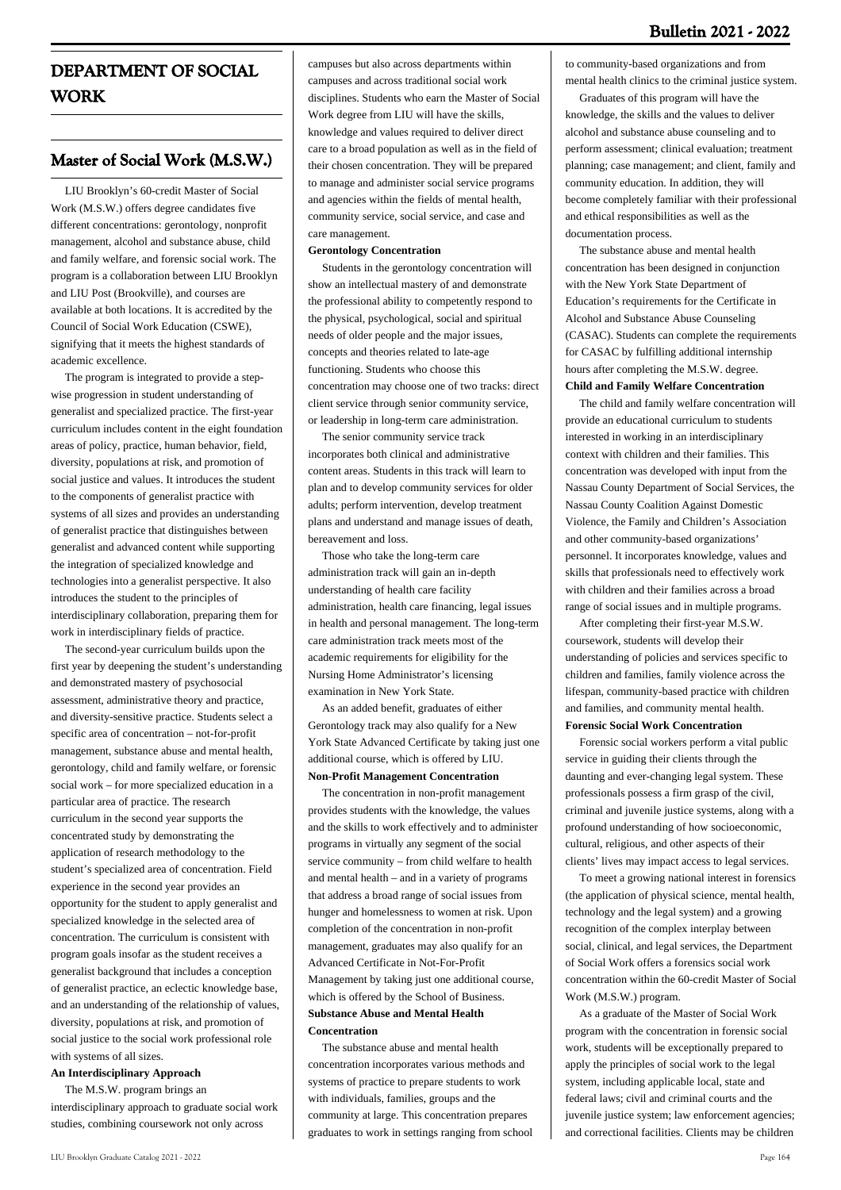# DEPARTMENT OF SOCIAL WORK

## Master of Social Work (M.S.W.)

LIU Brooklyn's 60-credit Master of Social Work (M.S.W.) offers degree candidates five different concentrations: gerontology, nonprofit management, alcohol and substance abuse, child and family welfare, and forensic social work. The program is a collaboration between LIU Brooklyn and LIU Post (Brookville), and courses are available at both locations. It is accredited by the Council of Social Work Education (CSWE), signifying that it meets the highest standards of academic excellence.

The program is integrated to provide a step-wise progression in student understanding of generalist and specialized practice. The first-year curriculum includes content in the eight foundation areas of policy, practice, human behavior, field, diversity, populations at risk, and promotion of social justice and values. It introduces the student to the components of generalist practice with systems of all sizes and provides an understanding of generalist practice that distinguishes between generalist and advanced content while supporting the integration of specialized knowledge and technologies into a generalist perspective. It also introduces the student to the principles of interdisciplinary collaboration, preparing them for work in interdisciplinary fields of practice.

The second-year curriculum builds upon the first year by deepening the student's understanding and demonstrated mastery of psychosocial assessment, administrative theory and practice, and diversity-sensitive practice. Students select a specific area of concentration – not-for-profit management, substance abuse and mental health, gerontology, child and family welfare, or forensic social work – for more specialized education in a particular area of practice. The research curriculum in the second year supports the concentrated study by demonstrating the application of research methodology to the student's specialized area of concentration. Field experience in the second year provides an opportunity for the student to apply generalist and specialized knowledge in the selected area of concentration. The curriculum is consistent with program goals insofar as the student receives a generalist background that includes a conception of generalist practice, an eclectic knowledge base, and an understanding of the relationship of values, diversity, populations at risk, and promotion of social justice to the social work professional role with systems of all sizes.

**An Interdisciplinary Approach**

The M.S.W. program brings an interdisciplinary approach to graduate social work studies, combining coursework not only across campuses but also across departments within campuses and across traditional social work disciplines. Students who earn the Master of Social Work degree from LIU will have the skills, knowledge and values required to deliver direct care to a broad population as well as in the field of their chosen concentration. They will be prepared to manage and administer social service programs and agencies within the fields of mental health, community service, social service, and case and care management.

**Gerontology Concentration**

Students in the gerontology concentration will show an intellectual mastery of and demonstrate the professional ability to competently respond to the physical, psychological, social and spiritual needs of older people and the major issues, concepts and theories related to late-age functioning. Students who choose this concentration may choose one of two tracks: direct client service through senior community service, or leadership in long-term care administration.

The senior community service track incorporates both clinical and administrative content areas. Students in this track will learn to plan and to develop community services for older adults; perform intervention, develop treatment plans and understand and manage issues of death, bereavement and loss.

Those who take the long-term care administration track will gain an in-depth understanding of health care facility administration, health care financing, legal issues in health and personal management. The long-term care administration track meets most of the academic requirements for eligibility for the Nursing Home Administrator's licensing examination in New York State.

As an added benefit, graduates of either Gerontology track may also qualify for a New York State Advanced Certificate by taking just one additional course, which is offered by LIU.

**Non-Profit Management Concentration**

The concentration in non-profit management provides students with the knowledge, the values and the skills to work effectively and to administer programs in virtually any segment of the social service community – from child welfare to health and mental health – and in a variety of programs that address a broad range of social issues from hunger and homelessness to women at risk. Upon completion of the concentration in non-profit management, graduates may also qualify for an Advanced Certificate in Not-For-Profit Management by taking just one additional course, which is offered by the School of Business.

**Substance Abuse and Mental Health Concentration**

The substance abuse and mental health concentration incorporates various methods and systems of practice to prepare students to work with individuals, families, groups and the community at large. This concentration prepares graduates to work in settings ranging from school to community-based organizations and from mental health clinics to the criminal justice system.

Graduates of this program will have the knowledge, the skills and the values to deliver alcohol and substance abuse counseling and to perform assessment; clinical evaluation; treatment planning; case management; and client, family and community education. In addition, they will become completely familiar with their professional and ethical responsibilities as well as the documentation process.

The substance abuse and mental health concentration has been designed in conjunction with the New York State Department of Education's requirements for the Certificate in Alcohol and Substance Abuse Counseling (CASAC). Students can complete the requirements for CASAC by fulfilling additional internship hours after completing the M.S.W. degree.

**Child and Family Welfare Concentration**

The child and family welfare concentration will provide an educational curriculum to students interested in working in an interdisciplinary context with children and their families. This concentration was developed with input from the Nassau County Department of Social Services, the Nassau County Coalition Against Domestic Violence, the Family and Children's Association and other community-based organizations' personnel. It incorporates knowledge, values and skills that professionals need to effectively work with children and their families across a broad range of social issues and in multiple programs.

After completing their first-year M.S.W. coursework, students will develop their understanding of policies and services specific to children and families, family violence across the lifespan, community-based practice with children and families, and community mental health.

**Forensic Social Work Concentration**

Forensic social workers perform a vital public service in guiding their clients through the daunting and ever-changing legal system. These professionals possess a firm grasp of the civil, criminal and juvenile justice systems, along with a profound understanding of how socioeconomic, cultural, religious, and other aspects of their clients' lives may impact access to legal services.

To meet a growing national interest in forensics (the application of physical science, mental health, technology and the legal system) and a growing recognition of the complex interplay between social, clinical, and legal services, the Department of Social Work offers a forensics social work concentration within the 60-credit Master of Social Work (M.S.W.) program.

As a graduate of the Master of Social Work program with the concentration in forensic social work, students will be exceptionally prepared to apply the principles of social work to the legal system, including applicable local, state and federal laws; civil and criminal courts and the juvenile justice system; law enforcement agencies; and correctional facilities. Clients may be children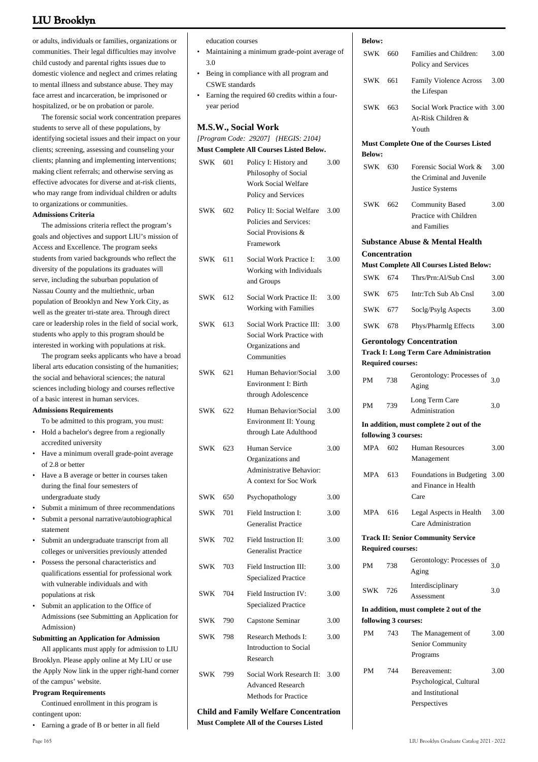or adults, individuals or families, organizations or communities. Their legal difficulties may involve child custody and parental rights issues due to domestic violence and neglect and crimes relating to mental illness and substance abuse. They may face arrest and incarceration, be imprisoned or hospitalized, or be on probation or parole.

The forensic social work concentration prepares students to serve all of these populations, by identifying societal issues and their impact on your clients; screening, assessing and counseling your clients; planning and implementing interventions; making client referrals; and otherwise serving as effective advocates for diverse and at-risk clients, who may range from individual children or adults to organizations or communities.

**Admissions Criteria**

The admissions criteria reflect the program's goals and objectives and support LIU's mission of Access and Excellence. The program seeks students from varied backgrounds who reflect the diversity of the populations its graduates will serve, including the suburban population of Nassau County and the multiethnic, urban population of Brooklyn and New York City, as well as the greater tri-state area. Through direct care or leadership roles in the field of social work, students who apply to this program should be interested in working with populations at risk.

The program seeks applicants who have a broad liberal arts education consisting of the humanities; the social and behavioral sciences; the natural sciences including biology and courses reflective of a basic interest in human services.

**Admissions Requirements**

To be admitted to this program, you must:

- Hold a bachelor's degree from a regionally accredited university
- Have a minimum overall grade-point average of 2.8 or better
- Have a B average or better in courses taken during the final four semesters of undergraduate study
- Submit a minimum of three recommendations
- Submit a personal narrative/autobiographical statement
- Submit an undergraduate transcript from all colleges or universities previously attended
- Possess the personal characteristics and qualifications essential for professional work with vulnerable individuals and with populations at risk
- Submit an application to the Office of Admissions (see Submitting an Application for Admission)

**Submitting an Application for Admission**

All applicants must apply for admission to LIU Brooklyn. Please apply online at My LIU or use the Apply Now link in the upper right-hand corner of the campus' website.

**Program Requirements**

Continued enrollment in this program is contingent upon:

- Earning a grade of B or better in all field education courses
- Maintaining a minimum grade-point average of 3.0
- Being in compliance with all program and CSWE standards
- Earning the required 60 credits within a four-year period

## M.S.W., Social Work

*[Program Code: 29207] {HEGIS: 2104}*

**Must Complete All Courses Listed Below.**

| | | | |
|---|---|---|---|
| SWK | 601 | Policy I: History and Philosophy of Social Work Social Welfare Policy and Services | 3.00 |
| SWK | 602 | Policy II: Social Welfare Policies and Services: Social Provisions & Framework | 3.00 |
| SWK | 611 | Social Work Practice I: Working with Individuals and Groups | 3.00 |
| SWK | 612 | Social Work Practice II: Working with Families | 3.00 |
| SWK | 613 | Social Work Practice III: Social Work Practice with Organizations and Communities | 3.00 |
| SWK | 621 | Human Behavior/Social Environment I: Birth through Adolescence | 3.00 |
| SWK | 622 | Human Behavior/Social Environment II: Young through Late Adulthood | 3.00 |
| SWK | 623 | Human Service Organizations and Administrative Behavior: A context for Soc Work | 3.00 |
| SWK | 650 | Psychopathology | 3.00 |
| SWK | 701 | Field Instruction I: Generalist Practice | 3.00 |
| SWK | 702 | Field Instruction II: Generalist Practice | 3.00 |
| SWK | 703 | Field Instruction III: Specialized Practice | 3.00 |
| SWK | 704 | Field Instruction IV: Specialized Practice | 3.00 |
| SWK | 790 | Capstone Seminar | 3.00 |
| SWK | 798 | Research Methods I: Introduction to Social Research | 3.00 |
| SWK | 799 | Social Work Research II: Advanced Research Methods for Practice | 3.00 |

### Child and Family Welfare Concentration

**Must Complete All of the Courses Listed Below:**

| | | | |
|---|---|---|---|
| SWK | 660 | Families and Children: Policy and Services | 3.00 |
| SWK | 661 | Family Violence Across the Lifespan | 3.00 |
| SWK | 663 | Social Work Practice with At-Risk Children & Youth | 3.00 |

**Must Complete One of the Courses Listed Below:**

| | | | |
|---|---|---|---|
| SWK | 630 | Forensic Social Work & the Criminal and Juvenile Justice Systems | 3.00 |
| SWK | 662 | Community Based Practice with Children and Families | 3.00 |

### Substance Abuse & Mental Health Concentration

**Must Complete All Courses Listed Below:**

| | | | |
|---|---|---|---|
| SWK | 674 | Thrs/Prn:Al/Sub Cnsl | 3.00 |
| SWK | 675 | Intr:Tch Sub Ab Cnsl | 3.00 |
| SWK | 677 | Soclg/Psylg Aspects | 3.00 |
| SWK | 678 | Phys/Pharmlg Effects | 3.00 |

### Gerontology Concentration

**Track I: Long Term Care Administration**

**Required courses:**

| | | | |
|---|---|---|---|
| PM | 738 | Gerontology: Processes of Aging | 3.0 |
| PM | 739 | Long Term Care Administration | 3.0 |

**In addition, must complete 2 out of the following 3 courses:**

| | | | |
|---|---|---|---|
| MPA | 602 | Human Resources Management | 3.00 |
| MPA | 613 | Foundations in Budgeting and Finance in Health Care | 3.00 |
| MPA | 616 | Legal Aspects in Health Care Administration | 3.00 |

**Track II: Senior Community Service**

**Required courses:**

| | | | |
|---|---|---|---|
| PM | 738 | Gerontology: Processes of Aging | 3.0 |
| SWK | 726 | Interdisciplinary Assessment | 3.0 |

**In addition, must complete 2 out of the following 3 courses:**

| | | | |
|---|---|---|---|
| PM | 743 | The Management of Senior Community Programs | 3.00 |
| PM | 744 | Bereavement: Psychological, Cultural and Institutional Perspectives | 3.00 |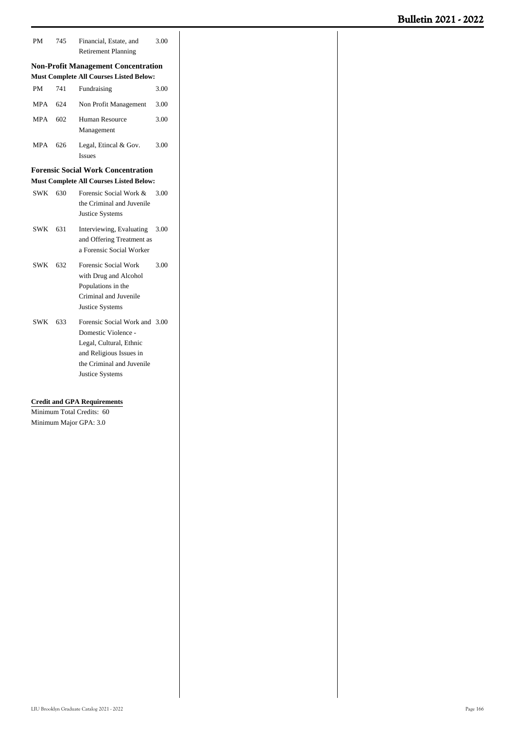| | | | |
|---|---|---|---|
| PM | 745 | Financial, Estate, and Retirement Planning | 3.00 |

### Non-Profit Management Concentration

**Must Complete All Courses Listed Below:**

| | | | |
|---|---|---|---|
| PM | 741 | Fundraising | 3.00 |
| MPA | 624 | Non Profit Management | 3.00 |
| MPA | 602 | Human Resource Management | 3.00 |
| MPA | 626 | Legal, Etincal & Gov. Issues | 3.00 |

### Forensic Social Work Concentration

**Must Complete All Courses Listed Below:**

| | | | |
|---|---|---|---|
| SWK | 630 | Forensic Social Work & the Criminal and Juvenile Justice Systems | 3.00 |
| SWK | 631 | Interviewing, Evaluating and Offering Treatment as a Forensic Social Worker | 3.00 |
| SWK | 632 | Forensic Social Work with Drug and Alcohol Populations in the Criminal and Juvenile Justice Systems | 3.00 |
| SWK | 633 | Forensic Social Work and Domestic Violence - Legal, Cultural, Ethnic and Religious Issues in the Criminal and Juvenile Justice Systems | 3.00 |

**Credit and GPA Requirements**

Minimum Total Credits: 60

Minimum Major GPA: 3.0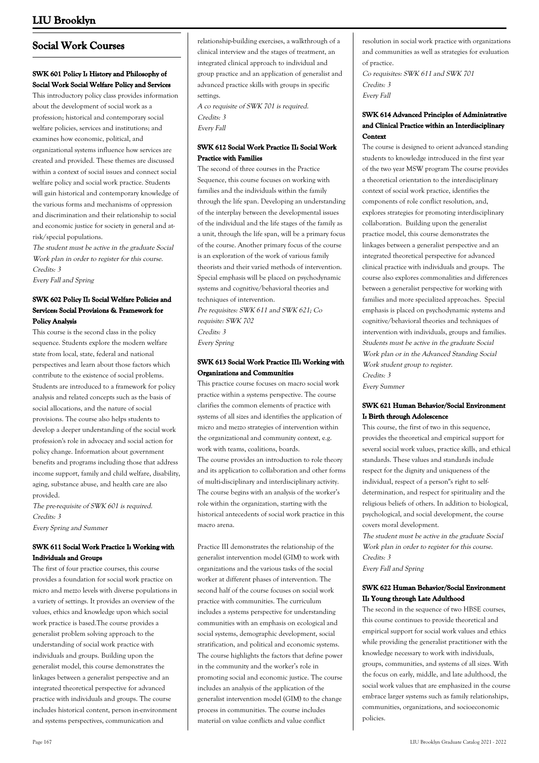## Social Work Courses

### SWK 601 Policy I: History and Philosophy of Social Work Social Welfare Policy and Services

This introductory policy class provides information about the development of social work as a profession; historical and contemporary social welfare policies, services and institutions; and examines how economic, political, and organizational systems influence how services are created and provided. These themes are discussed within a context of social issues and connect social welfare policy and social work practice. Students will gain historical and contemporary knowledge of the various forms and mechanisms of oppression and discrimination and their relationship to social and economic justice for society in general and at-risk/special populations.

*The student must be active in the graduate Social Work plan in order to register for this course.*
*Credits: 3*
*Every Fall and Spring*

### SWK 602 Policy II: Social Welfare Policies and Services: Social Provisions & Framework for Policy Analysis

This course is the second class in the policy sequence. Students explore the modern welfare state from local, state, federal and national perspectives and learn about those factors which contribute to the existence of social problems. Students are introduced to a framework for policy analysis and related concepts such as the basis of social allocations, and the nature of social provisions. The course also helps students to develop a deeper understanding of the social work profession's role in advocacy and social action for policy change. Information about government benefits and programs including those that address income support, family and child welfare, disability, aging, substance abuse, and health care are also provided.

*The pre-requisite of SWK 601 is required.*
*Credits: 3*
*Every Spring and Summer*

### SWK 611 Social Work Practice I: Working with Individuals and Groups

The first of four practice courses, this course provides a foundation for social work practice on micro and mezzo levels with diverse populations in a variety of settings. It provides an overview of the values, ethics and knowledge upon which social work practice is based.The course provides a generalist problem solving approach to the understanding of social work practice with individuals and groups. Building upon the generalist model, this course demonstrates the linkages between a generalist perspective and an integrated theoretical perspective for advanced practice with individuals and groups. The course includes historical content, person in-environment and systems perspectives, communication and relationship-building exercises, a walkthrough of a clinical interview and the stages of treatment, an integrated clinical approach to individual and group practice and an application of generalist and advanced practice skills with groups in specific settings.

*A co requisite of SWK 701 is required.*
*Credits: 3*
*Every Fall*

### SWK 612 Social Work Practice II: Social Work Practice with Families

The second of three courses in the Practice Sequence, this course focuses on working with families and the individuals within the family through the life span. Developing an understanding of the interplay between the developmental issues of the individual and the life stages of the family as a unit, through the life span, will be a primary focus of the course. Another primary focus of the course is an exploration of the work of various family theorists and their varied methods of intervention. Special emphasis will be placed on psychodynamic systems and cognitive/behavioral theories and techniques of intervention.

*Pre requisites: SWK 611 and SWK 621; Co requisite: SWK 702*
*Credits: 3*
*Every Spring*

### SWK 613 Social Work Practice III: Working with Organizations and Communities

This practice course focuses on macro social work practice within a systems perspective. The course clarifies the common elements of practice with systems of all sizes and identifies the application of micro and mezzo strategies of intervention within the organizational and community context, e.g. work with teams, coalitions, boards.
The course provides an introduction to role theory and its application to collaboration and other forms of multi-disciplinary and interdisciplinary activity. The course begins with an analysis of the worker's role within the organization, starting with the historical antecedents of social work practice in this macro arena.

Practice III demonstrates the relationship of the generalist intervention model (GIM) to work with organizations and the various tasks of the social worker at different phases of intervention. The second half of the course focuses on social work practice with communities. The curriculum includes a systems perspective for understanding communities with an emphasis on ecological and social systems, demographic development, social stratification, and political and economic systems. The course highlights the factors that define power in the community and the worker's role in promoting social and economic justice. The course includes an analysis of the application of the generalist intervention model (GIM) to the change process in communities. The course includes material on value conflicts and value conflict resolution in social work practice with organizations and communities as well as strategies for evaluation of practice.

*Co requisites: SWK 611 and SWK 701*
*Credits: 3*
*Every Fall*

### SWK 614 Advanced Principles of Administrative and Clinical Practice within an Interdisciplinary Context

The course is designed to orient advanced standing students to knowledge introduced in the first year of the two year MSW program The course provides a theoretical orientation to the interdisciplinary context of social work practice, identifies the components of role conflict resolution, and, explores strategies for promoting interdisciplinary collaboration. Building upon the generalist practice model, this course demonstrates the linkages between a generalist perspective and an integrated theoretical perspective for advanced clinical practice with individuals and groups. The course also explores commonalities and differences between a generalist perspective for working with families and more specialized approaches. Special emphasis is placed on psychodynamic systems and cognitive/behavioral theories and techniques of intervention with individuals, groups and families.

*Students must be active in the graduate Social Work plan or in the Advanced Standing Social Work student group to register.*
*Credits: 3*
*Every Summer*

### SWK 621 Human Behavior/Social Environment I: Birth through Adolescence

This course, the first of two in this sequence, provides the theoretical and empirical support for several social work values, practice skills, and ethical standards. These values and standards include respect for the dignity and uniqueness of the individual, respect of a person"s right to self-determination, and respect for spirituality and the religious beliefs of others. In addition to biological, psychological, and social development, the course covers moral development.

*The student must be active in the graduate Social Work plan in order to register for this course.*
*Credits: 3*
*Every Fall and Spring*

### SWK 622 Human Behavior/Social Environment II: Young through Late Adulthood

The second in the sequence of two HBSE courses, this course continues to provide theoretical and empirical support for social work values and ethics while providing the generalist practitioner with the knowledge necessary to work with individuals, groups, communities, and systems of all sizes. With the focus on early, middle, and late adulthood, the social work values that are emphasized in the course embrace larger systems such as family relationships, communities, organizations, and socioeconomic policies.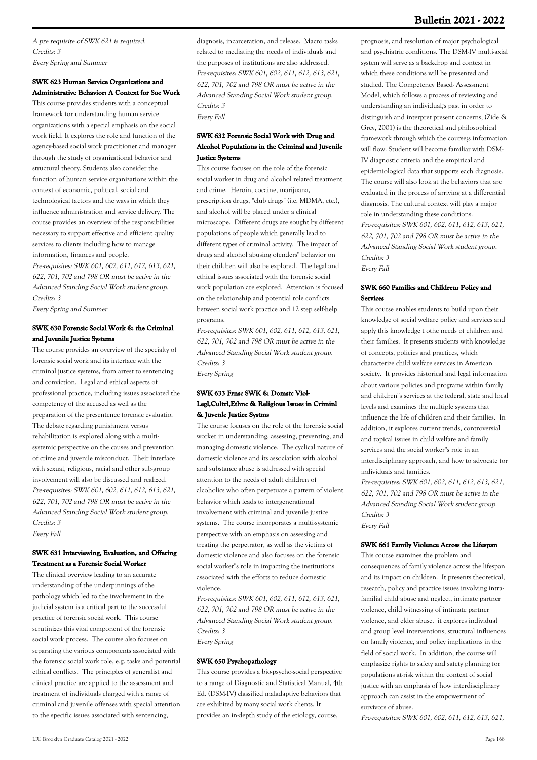*A pre requisite of SWK 621 is required.*
*Credits: 3*
*Every Spring and Summer*

### SWK 623 Human Service Organizations and Administrative Behavior: A Context for Soc Work

This course provides students with a conceptual framework for understanding human service organizations with a special emphasis on the social work field. It explores the role and function of the agency-based social work practitioner and manager through the study of organizational behavior and structural theory. Students also consider the function of human service organizations within the context of economic, political, social and technological factors and the ways in which they influence administration and service delivery. The course provides an overview of the responsibilities necessary to support effective and efficient quality services to clients including how to manage information, finances and people.
*Pre-requisites: SWK 601, 602, 611, 612, 613, 621, 622, 701, 702 and 798 OR must be active in the Advanced Standing Social Work student group.*
*Credits: 3*
*Every Spring and Summer*

### SWK 630 Forensic Social Work & the Criminal and Juvenile Justice Systems

The course provides an overview of the specialty of forensic social work and its interface with the criminal justice systems, from arrest to sentencing and conviction. Legal and ethical aspects of professional practice, including issues associated the competency of the accused as well as the preparation of the presentence forensic evaluatio. The debate regarding punishment versus rehabilitation is explored along with a multi-systemic perspective on the causes and prevention of crime and juvenile misconduct. Their interface with sexual, religious, racial and other sub-group involvement will also be discussed and realized.
*Pre-requisites: SWK 601, 602, 611, 612, 613, 621, 622, 701, 702 and 798 OR must be active in the Advanced Standing Social Work student group.*
*Credits: 3*
*Every Fall*

### SWK 631 Interviewing, Evaluation, and Offering Treatment as a Forensic Social Worker

The clinical overview leading to an accurate understanding of the underpinnings of the pathology which led to the involvement in the judicial system is a critical part to the successful practice of forensic social work. This course scrutinizes this vital component of the forensic social work process. The course also focuses on separating the various components associated with the forensic social work role, e.g. tasks and potential ethical conflicts. The principles of generalist and clinical practice are applied to the assessment and treatment of individuals charged with a range of criminal and juvenile offenses with special attention to the specific issues associated with sentencing, diagnosis, incarceration, and release. Macro tasks related to mediating the needs of individuals and the purposes of institutions are also addressed.
*Pre-requisites: SWK 601, 602, 611, 612, 613, 621, 622, 701, 702 and 798 OR must be active in the Advanced Standing Social Work student group.*
*Credits: 3*
*Every Fall*

### SWK 632 Forensic Social Work with Drug and Alcohol Populations in the Criminal and Juvenile Justice Systems

This course focuses on the role of the forensic social worker in drug and alcohol related treatment and crime. Heroin, cocaine, marijuana, prescription drugs, "club drugs" (i.e. MDMA, etc.), and alcohol will be placed under a clinical microscope. Different drugs are sought by different populations of people which generally lead to different types of criminal activity. The impact of drugs and alcohol abusing ofenders" behavior on their children will also be explored. The legal and ethical issues associated with the forensic social work population are explored. Attention is focused on the relationship and potential role conflicts between social work practice and 12 step self-help programs.
*Pre-requisites: SWK 601, 602, 611, 612, 613, 621, 622, 701, 702 and 798 OR must be active in the Advanced Standing Social Work student group.*
*Credits: 3*
*Every Spring*

### SWK 633 Frnsc SWK & Domstc Viol-Legl,Cultrl,Ethnc & Religious Issues in Criminl & Juvenile Justice Systms

The course focuses on the role of the forensic social worker in understanding, assessing, preventing, and managing domestic violence. The cyclical nature of domestic violence and its association with alcohol and substance abuse is addressed with special attention to the needs of adult children of alcoholics who often perpetuate a pattern of violent behavior which leads to intergenerational involvement with criminal and juvenile justice systems. The course incorporates a multi-systemic perspective with an emphasis on assessing and treating the perpetrator, as well as the victims of domestic violence and also focuses on the forensic social worker"s role in impacting the institutions associated with the efforts to reduce domestic violence.
*Pre-requisites: SWK 601, 602, 611, 612, 613, 621, 622, 701, 702 and 798 OR must be active in the Advanced Standing Social Work student group.*
*Credits: 3*
*Every Spring*

### SWK 650 Psychopathology

This course provides a bio-psycho-social perspective to a range of Diagnostic and Statistical Manual, 4th Ed. (DSM-IV) classified maladaptive behaviors that are exhibited by many social work clients. It provides an in-depth study of the etiology, course, prognosis, and resolution of major psychological and psychiatric conditions. The DSM-IV multi-axial system will serve as a backdrop and context in which these conditions will be presented and studied. The Competency Based- Assessment Model, which follows a process of reviewing and understanding an individual¿s past in order to distinguish and interpret present concerns, (Zide & Grey, 2001) is the theoretical and philosophical framework through which the course¿s information will flow. Student will become familiar with DSM-IV diagnostic criteria and the empirical and epidemiological data that supports each diagnosis. The course will also look at the behaviors that are evaluated in the process of arriving at a differential diagnosis. The cultural context will play a major role in understanding these conditions.
*Pre-requisites: SWK 601, 602, 611, 612, 613, 621, 622, 701, 702 and 798 OR must be active in the Advanced Standing Social Work student group.*
*Credits: 3*
*Every Fall*

### SWK 660 Families and Children: Policy and Services

This course enables students to build upon their knowledge of social welfare policy and services and apply this knowledge t othe needs of children and their families. It presents students with knowledge of concepts, policies and practices, which characterize child welfare services in American society. It provides historical and legal information about various policies and programs within family and children"s services at the federal, state and local levels and examines the multiple systems that influence the life of children and their families. In addition, it explores current trends, controversial and topical issues in child welfare and family services and the social worker"s role in an interdisciplinary approach, and how to advocate for individuals and families.
*Pre-requisites: SWK 601, 602, 611, 612, 613, 621, 622, 701, 702 and 798 OR must be active in the Advanced Standing Social Work student group.*
*Credits: 3*
*Every Fall*

### SWK 661 Family Violence Across the Lifespan

This course examines the problem and consequences of family violence across the lifespan and its impact on children. It presents theoretical, research, policy and practice issues involving intra-familial child abuse and neglect, intimate partner violence, child witnessing of intimate partner violence, and elder abuse. it explores individual and group level interventions, structural influences on family violence, and policy implications in the field of social work. In addition, the course will emphasize rights to safety and safety planning for populations at-risk within the context of social justice with an emphasis of how interdisciplinary approach can assist in the empowerment of survivors of abuse.
*Pre-requisites: SWK 601, 602, 611, 612, 613, 621,*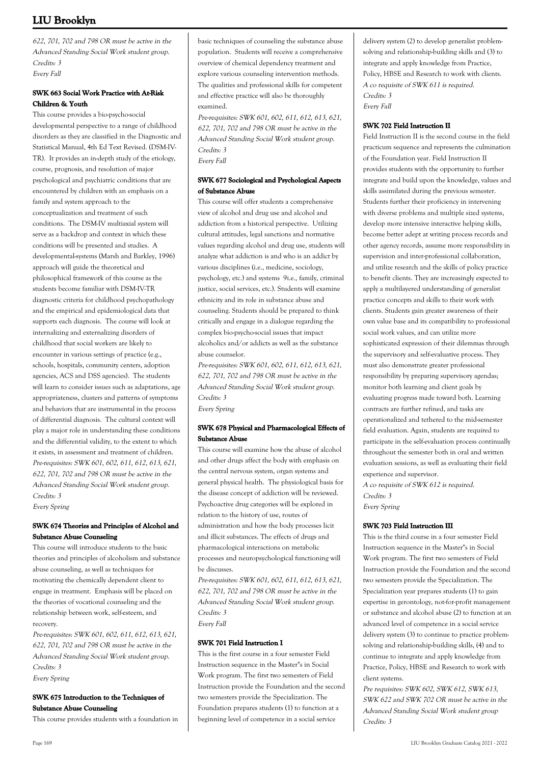*622, 701, 702 and 798 OR must be active in the Advanced Standing Social Work student group.*
*Credits: 3*
*Every Fall*

### SWK 663 Social Work Practice with At-Risk Children & Youth

This course provides a bio-psycho-social developmental perspective to a range of childhood disorders as they are classified in the Diagnostic and Statistical Manual, 4th Ed Text Revised. (DSM-IV-TR). It provides an in-depth study of the etiology, course, prognosis, and resolution of major psychological and psychiatric conditions that are encountered by children with an emphasis on a family and system approach to the conceptualization and treatment of such conditions. The DSM-IV multiaxial system will serve as a backdrop and context in which these conditions will be presented and studies. A developmental-systems (Marsh and Barkley, 1996) approach will guide the theoretical and philosophical framework of this course as the students become familiar with DSM-IV-TR diagnostic criteria for childhood psychopathology and the empirical and epidemiological data that supports each diagnosis. The course will look at internalizing and externalizing disorders of childhood that social workers are likely to encounter in various settings of practice (e.g., schools, hospitals, community centers, adoption agencies, ACS and DSS agencies). The students will learn to consider issues such as adaptations, age appropriateness, clusters and patterns of symptoms and behaviors that are instrumental in the process of differential diagnosis. The cultural context will play a major role in understanding these conditions and the differential validity, to the extent to which it exists, in assessment and treatment of children.

*Pre-requisites: SWK 601, 602, 611, 612, 613, 621, 622, 701, 702 and 798 OR must be active in the Advanced Standing Social Work student group.*
*Credits: 3*
*Every Spring*

### SWK 674 Theories and Principles of Alcohol and Substance Abuse Counseling

This course will introduce students to the basic theories and principles of alcoholism and substance abuse counseling, as well as techniques for motivating the chemically dependent client to engage in treatment. Emphasis will be placed on the theories of vocational counseling and the relationship between work, self-esteem, and recovery.

*Pre-requisites: SWK 601, 602, 611, 612, 613, 621, 622, 701, 702 and 798 OR must be active in the Advanced Standing Social Work student group.*
*Credits: 3*
*Every Spring*

### SWK 675 Introduction to the Techniques of Substance Abuse Counseling

This course provides students with a foundation in basic techniques of counseling the substance abuse population. Students will receive a comprehensive overview of chemical dependency treatment and explore various counseling intervention methods. The qualities and professional skills for competent and effective practice will also be thoroughly examined.

*Pre-requisites: SWK 601, 602, 611, 612, 613, 621, 622, 701, 702 and 798 OR must be active in the Advanced Standing Social Work student group.*
*Credits: 3*
*Every Fall*

### SWK 677 Sociological and Psychological Aspects of Substance Abuse

This course will offer students a comprehensive view of alcohol and drug use and alcohol and addiction from a historical perspective. Utilizing cultural attitudes, legal sanctions and normative values regarding alcohol and drug use, students will analyze what addiction is and who is an addict by various disciplines (i.e., medicine, sociology, psychology, etc.) and systems 9i.e., family, criminal justice, social services, etc.). Students will examine ethnicity and its role in substance abuse and counseling. Students should be prepared to think critically and engage in a dialogue regarding the complex bio-psycho-social issues that impact alcoholics and/or addicts as well as the substance abuse counselor.

*Pre-requisites: SWK 601, 602, 611, 612, 613, 621, 622, 701, 702 and 798 OR must be active in the Advanced Standing Social Work student group.*
*Credits: 3*
*Every Spring*

### SWK 678 Physical and Pharmacological Effects of Substance Abuse

This course will examine how the abuse of alcohol and other drugs affect the body with emphasis on the central nervous system, organ systems and general physical health. The physiological basis for the disease concept of addiction will be reviewed. Psychoactive drug categories will be explored in relation to the history of use, routes of administration and how the body processes licit and illicit substances. The effects of drugs and pharmacological interactions on metabolic processes and neuropsychological functioning will be discusses.

*Pre-requisites: SWK 601, 602, 611, 612, 613, 621, 622, 701, 702 and 798 OR must be active in the Advanced Standing Social Work student group.*
*Credits: 3*
*Every Fall*

### SWK 701 Field Instruction I

This is the first course in a four semester Field Instruction sequence in the Master"s in Social Work program. The first two semesters of Field Instruction provide the Foundation and the second two semesters provide the Specialization. The Foundation prepares students (1) to function at a beginning level of competence in a social service delivery system (2) to develop generalist problem-solving and relationship-building skills and (3) to integrate and apply knowledge from Practice, Policy, HBSE and Research to work with clients.

*A co requisite of SWK 611 is required.*
*Credits: 3*
*Every Fall*

### SWK 702 Field Instruction II

Field Instruction II is the second course in the field practicum sequence and represents the culmination of the Foundation year. Field Instruction II provides students with the opportunity to further integrate and build upon the knowledge, values and skills assimilated during the previous semester. Students further their proficiency in intervening with diverse problems and multiple sized systems, develop more intensive interactive helping skills, become better adept at writing process records and other agency records, assume more responsibility in supervision and inter-professional collaboration, and utilize research and the skills of policy practice to benefit clients. They are increasingly expected to apply a multilayered understanding of generalist practice concepts and skills to their work with clients. Students gain greater awareness of their own value base and its compatibility to professional social work values, and can utilize more sophisticated expression of their dilemmas through the supervisory and self-evaluative process. They must also demonstrate greater professional responsibility by preparing supervisory agendas; monitor both learning and client goals by evaluating progress made toward both. Learning contracts are further refined, and tasks are operationalized and tethered to the mid-semester field evaluation. Again, students are required to participate in the self-evaluation process continually throughout the semester both in oral and written evaluation sessions, as well as evaluating their field experience and supervisor.

*A co requisite of SWK 612 is required.*
*Credits: 3*
*Every Spring*

### SWK 703 Field Instruction III

This is the third course in a four semester Field Instruction sequence in the Master"s in Social Work program. The first two semesters of Field Instruction provide the Foundation and the second two semesters provide the Specialization. The Specialization year prepares students (1) to gain expertise in gerontology, not-for-profit management or substance and alcohol abuse (2) to function at an advanced level of competence in a social service delivery system (3) to continue to practice problem-solving and relationship-building skills, (4) and to continue to integrate and apply knowledge from Practice, Policy, HBSE and Research to work with client systems.

*Pre requisites: SWK 602, SWK 612, SWK 613, SWK 622 and SWK 702 OR must be active in the Advanced Standing Social Work student group*
*Credits: 3*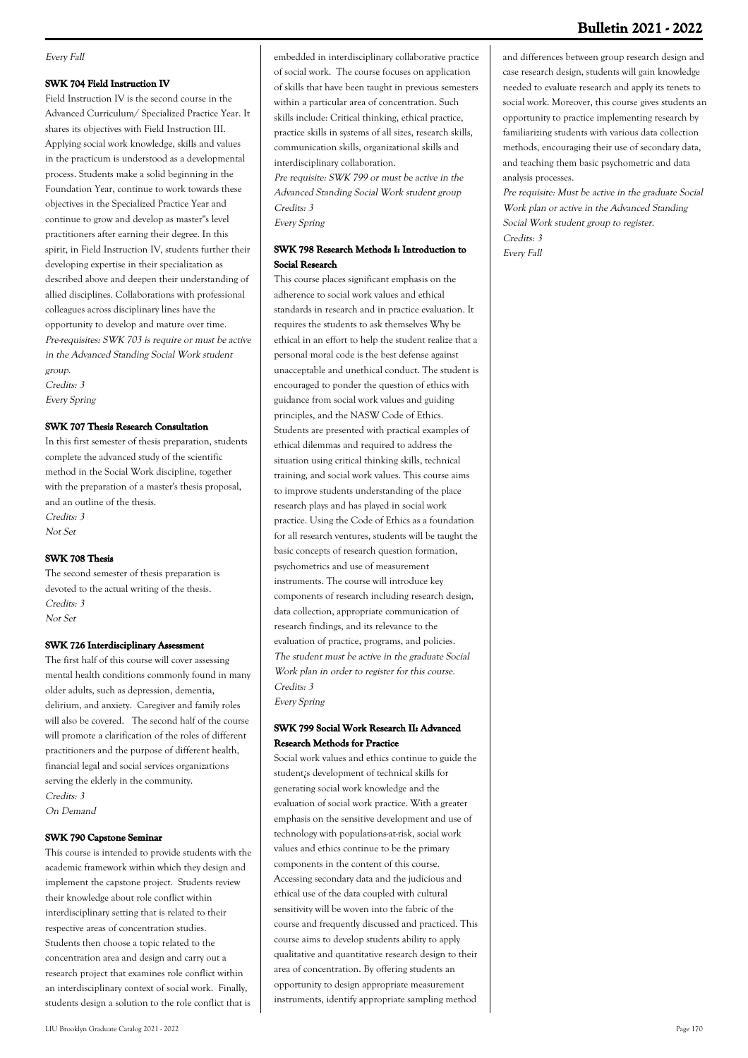*Every Fall*

### SWK 704 Field Instruction IV

Field Instruction IV is the second course in the Advanced Curriculum/ Specialized Practice Year. It shares its objectives with Field Instruction III. Applying social work knowledge, skills and values in the practicum is understood as a developmental process. Students make a solid beginning in the Foundation Year, continue to work towards these objectives in the Specialized Practice Year and continue to grow and develop as master"s level practitioners after earning their degree. In this spirit, in Field Instruction IV, students further their developing expertise in their specialization as described above and deepen their understanding of allied disciplines. Collaborations with professional colleagues across disciplinary lines have the opportunity to develop and mature over time.

*Pre-requisites: SWK 703 is require or must be active in the Advanced Standing Social Work student group.*
*Credits: 3*
*Every Spring*

### SWK 707 Thesis Research Consultation

In this first semester of thesis preparation, students complete the advanced study of the scientific method in the Social Work discipline, together with the preparation of a master's thesis proposal, and an outline of the thesis.

*Credits: 3*
*Not Set*

### SWK 708 Thesis

The second semester of thesis preparation is devoted to the actual writing of the thesis.

*Credits: 3*
*Not Set*

### SWK 726 Interdisciplinary Assessment

The first half of this course will cover assessing mental health conditions commonly found in many older adults, such as depression, dementia, delirium, and anxiety. Caregiver and family roles will also be covered. The second half of the course will promote a clarification of the roles of different practitioners and the purpose of different health, financial legal and social services organizations serving the elderly in the community.

*Credits: 3*
*On Demand*

### SWK 790 Capstone Seminar

This course is intended to provide students with the academic framework within which they design and implement the capstone project. Students review their knowledge about role conflict within interdisciplinary setting that is related to their respective areas of concentration studies. Students then choose a topic related to the concentration area and design and carry out a research project that examines role conflict within an interdisciplinary context of social work. Finally, students design a solution to the role conflict that is embedded in interdisciplinary collaborative practice of social work. The course focuses on application of skills that have been taught in previous semesters within a particular area of concentration. Such skills include: Critical thinking, ethical practice, practice skills in systems of all sizes, research skills, communication skills, organizational skills and interdisciplinary collaboration.

*Pre requisite: SWK 799 or must be active in the Advanced Standing Social Work student group*
*Credits: 3*
*Every Spring*

### SWK 798 Research Methods I: Introduction to Social Research

This course places significant emphasis on the adherence to social work values and ethical standards in research and in practice evaluation. It requires the students to ask themselves Why be ethical in an effort to help the student realize that a personal moral code is the best defense against unacceptable and unethical conduct. The student is encouraged to ponder the question of ethics with guidance from social work values and guiding principles, and the NASW Code of Ethics. Students are presented with practical examples of ethical dilemmas and required to address the situation using critical thinking skills, technical training, and social work values. This course aims to improve students understanding of the place research plays and has played in social work practice. Using the Code of Ethics as a foundation for all research ventures, students will be taught the basic concepts of research question formation, psychometrics and use of measurement instruments. The course will introduce key components of research including research design, data collection, appropriate communication of research findings, and its relevance to the evaluation of practice, programs, and policies.

*The student must be active in the graduate Social Work plan in order to register for this course.*
*Credits: 3*
*Every Spring*

### SWK 799 Social Work Research II: Advanced Research Methods for Practice

Social work values and ethics continue to guide the student¡s development of technical skills for generating social work knowledge and the evaluation of social work practice. With a greater emphasis on the sensitive development and use of technology with populations-at-risk, social work values and ethics continue to be the primary components in the content of this course. Accessing secondary data and the judicious and ethical use of the data coupled with cultural sensitivity will be woven into the fabric of the course and frequently discussed and practiced. This course aims to develop students ability to apply qualitative and quantitative research design to their area of concentration. By offering students an opportunity to design appropriate measurement instruments, identify appropriate sampling method and differences between group research design and case research design, students will gain knowledge needed to evaluate research and apply its tenets to social work. Moreover, this course gives students an opportunity to practice implementing research by familiarizing students with various data collection methods, encouraging their use of secondary data, and teaching them basic psychometric and data analysis processes.

*Pre requisite: Must be active in the graduate Social Work plan or active in the Advanced Standing Social Work student group to register.*
*Credits: 3*
*Every Fall*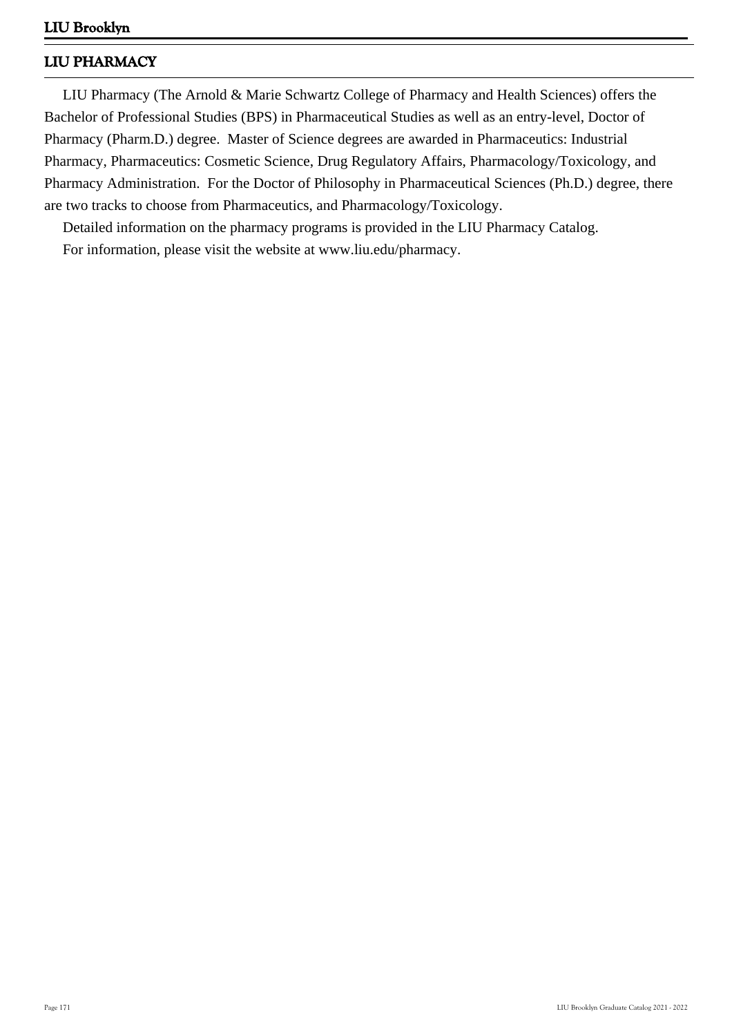## LIU PHARMACY

LIU Pharmacy (The Arnold & Marie Schwartz College of Pharmacy and Health Sciences) offers the Bachelor of Professional Studies (BPS) in Pharmaceutical Studies as well as an entry-level, Doctor of Pharmacy (Pharm.D.) degree. Master of Science degrees are awarded in Pharmaceutics: Industrial Pharmacy, Pharmaceutics: Cosmetic Science, Drug Regulatory Affairs, Pharmacology/Toxicology, and Pharmacy Administration. For the Doctor of Philosophy in Pharmaceutical Sciences (Ph.D.) degree, there are two tracks to choose from Pharmaceutics, and Pharmacology/Toxicology.

Detailed information on the pharmacy programs is provided in the LIU Pharmacy Catalog.

For information, please visit the website at www.liu.edu/pharmacy.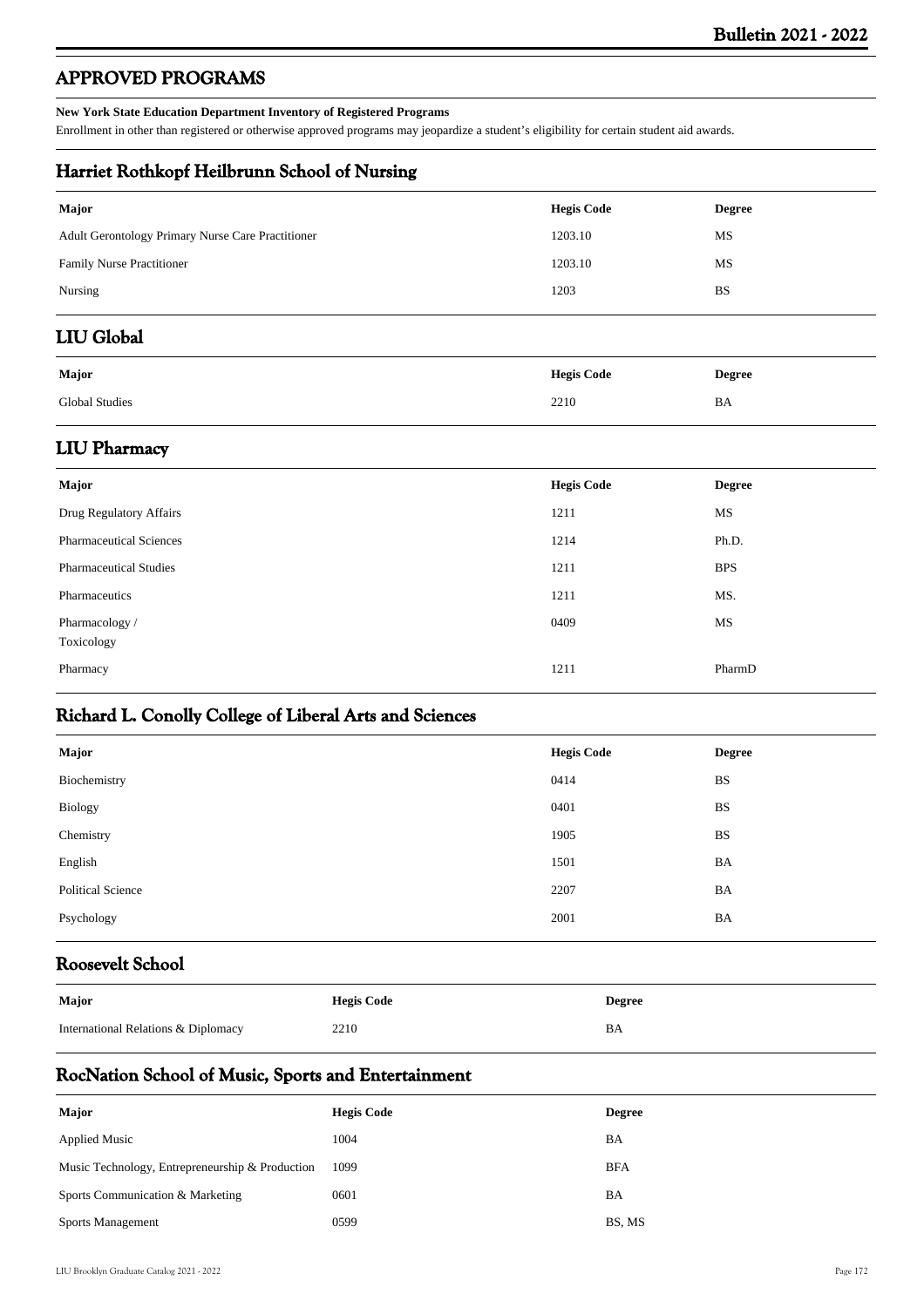## APPROVED PROGRAMS

**New York State Education Department Inventory of Registered Programs**

Enrollment in other than registered or otherwise approved programs may jeopardize a student's eligibility for certain student aid awards.

### Harriet Rothkopf Heilbrunn School of Nursing

| Major | Hegis Code | Degree |
|---|---|---|
| Adult Gerontology Primary Nurse Care Practitioner | 1203.10 | MS |
| Family Nurse Practitioner | 1203.10 | MS |
| Nursing | 1203 | BS |

### LIU Global

| Major | Hegis Code | Degree |
|---|---|---|
| Global Studies | 2210 | BA |

### LIU Pharmacy

| Major | Hegis Code | Degree |
|---|---|---|
| Drug Regulatory Affairs | 1211 | MS |
| Pharmaceutical Sciences | 1214 | Ph.D. |
| Pharmaceutical Studies | 1211 | BPS |
| Pharmaceutics | 1211 | MS. |
| Pharmacology / Toxicology | 0409 | MS |
| Pharmacy | 1211 | PharmD |

### Richard L. Conolly College of Liberal Arts and Sciences

| Major | Hegis Code | Degree |
|---|---|---|
| Biochemistry | 0414 | BS |
| Biology | 0401 | BS |
| Chemistry | 1905 | BS |
| English | 1501 | BA |
| Political Science | 2207 | BA |
| Psychology | 2001 | BA |

### Roosevelt School

| Major | Hegis Code | Degree |
|---|---|---|
| International Relations & Diplomacy | 2210 | BA |

### RocNation School of Music, Sports and Entertainment

| Major | Hegis Code | Degree |
|---|---|---|
| Applied Music | 1004 | BA |
| Music Technology, Entrepreneurship & Production | 1099 | BFA |
| Sports Communication & Marketing | 0601 | BA |
| Sports Management | 0599 | BS, MS |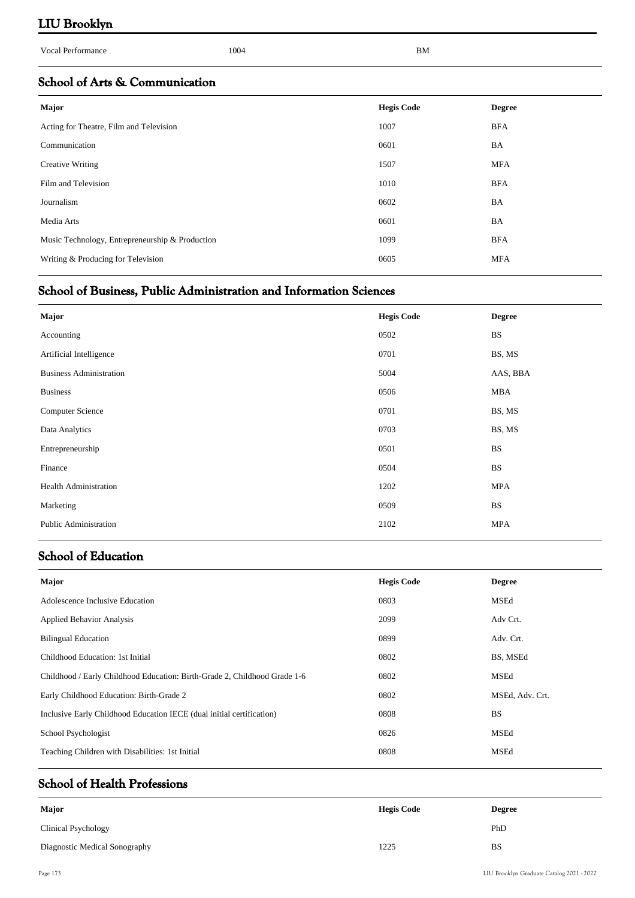# LIU Brooklyn

| Vocal Performance | 1004 | BM |
|---|---|---|

## School of Arts & Communication

| Major | Hegis Code | Degree |
|---|---|---|
| Acting for Theatre, Film and Television | 1007 | BFA |
| Communication | 0601 | BA |
| Creative Writing | 1507 | MFA |
| Film and Television | 1010 | BFA |
| Journalism | 0602 | BA |
| Media Arts | 0601 | BA |
| Music Technology, Entrepreneurship & Production | 1099 | BFA |
| Writing & Producing for Television | 0605 | MFA |

## School of Business, Public Administration and Information Sciences

| Major | Hegis Code | Degree |
|---|---|---|
| Accounting | 0502 | BS |
| Artificial Intelligence | 0701 | BS, MS |
| Business Administration | 5004 | AAS, BBA |
| Business | 0506 | MBA |
| Computer Science | 0701 | BS, MS |
| Data Analytics | 0703 | BS, MS |
| Entrepreneurship | 0501 | BS |
| Finance | 0504 | BS |
| Health Administration | 1202 | MPA |
| Marketing | 0509 | BS |
| Public Administration | 2102 | MPA |

## School of Education

| Major | Hegis Code | Degree |
|---|---|---|
| Adolescence Inclusive Education | 0803 | MSEd |
| Applied Behavior Analysis | 2099 | Adv Crt. |
| Bilingual Education | 0899 | Adv. Crt. |
| Childhood Education: 1st Initial | 0802 | BS, MSEd |
| Childhood / Early Childhood Education: Birth-Grade 2, Childhood Grade 1-6 | 0802 | MSEd |
| Early Childhood Education: Birth-Grade 2 | 0802 | MSEd, Adv. Crt. |
| Inclusive Early Childhood Education IECE (dual initial certification) | 0808 | BS |
| School Psychologist | 0826 | MSEd |
| Teaching Children with Disabilities: 1st Initial | 0808 | MSEd |

## School of Health Professions

| Major | Hegis Code | Degree |
|---|---|---|
| Clinical Psychology | | PhD |
| Diagnostic Medical Sonography | 1225 | BS |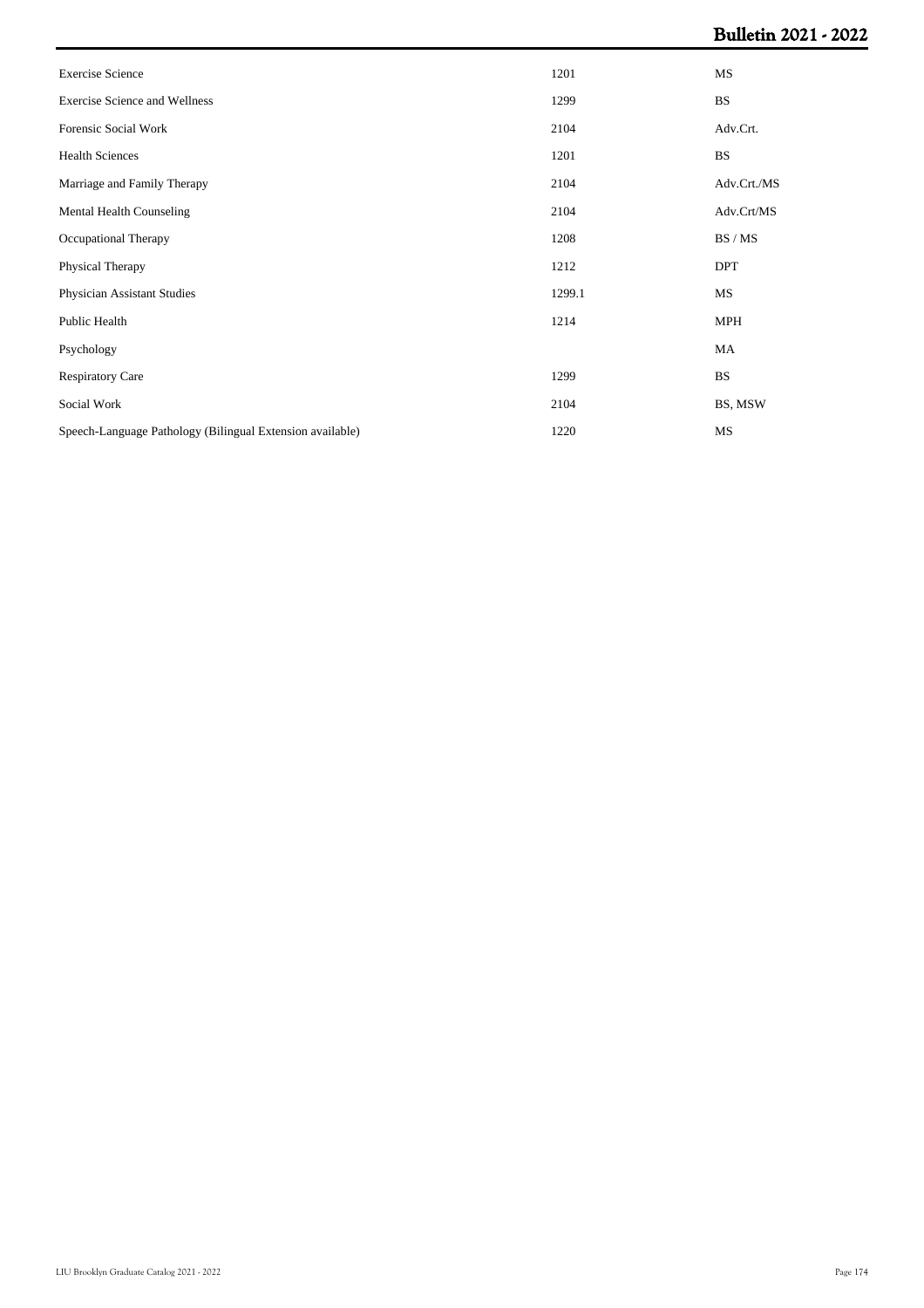| | | |
|---|---|---|
| Exercise Science | 1201 | MS |
| Exercise Science and Wellness | 1299 | BS |
| Forensic Social Work | 2104 | Adv.Crt. |
| Health Sciences | 1201 | BS |
| Marriage and Family Therapy | 2104 | Adv.Crt./MS |
| Mental Health Counseling | 2104 | Adv.Crt/MS |
| Occupational Therapy | 1208 | BS / MS |
| Physical Therapy | 1212 | DPT |
| Physician Assistant Studies | 1299.1 | MS |
| Public Health | 1214 | MPH |
| Psychology | | MA |
| Respiratory Care | 1299 | BS |
| Social Work | 2104 | BS, MSW |
| Speech-Language Pathology (Bilingual Extension available) | 1220 | MS |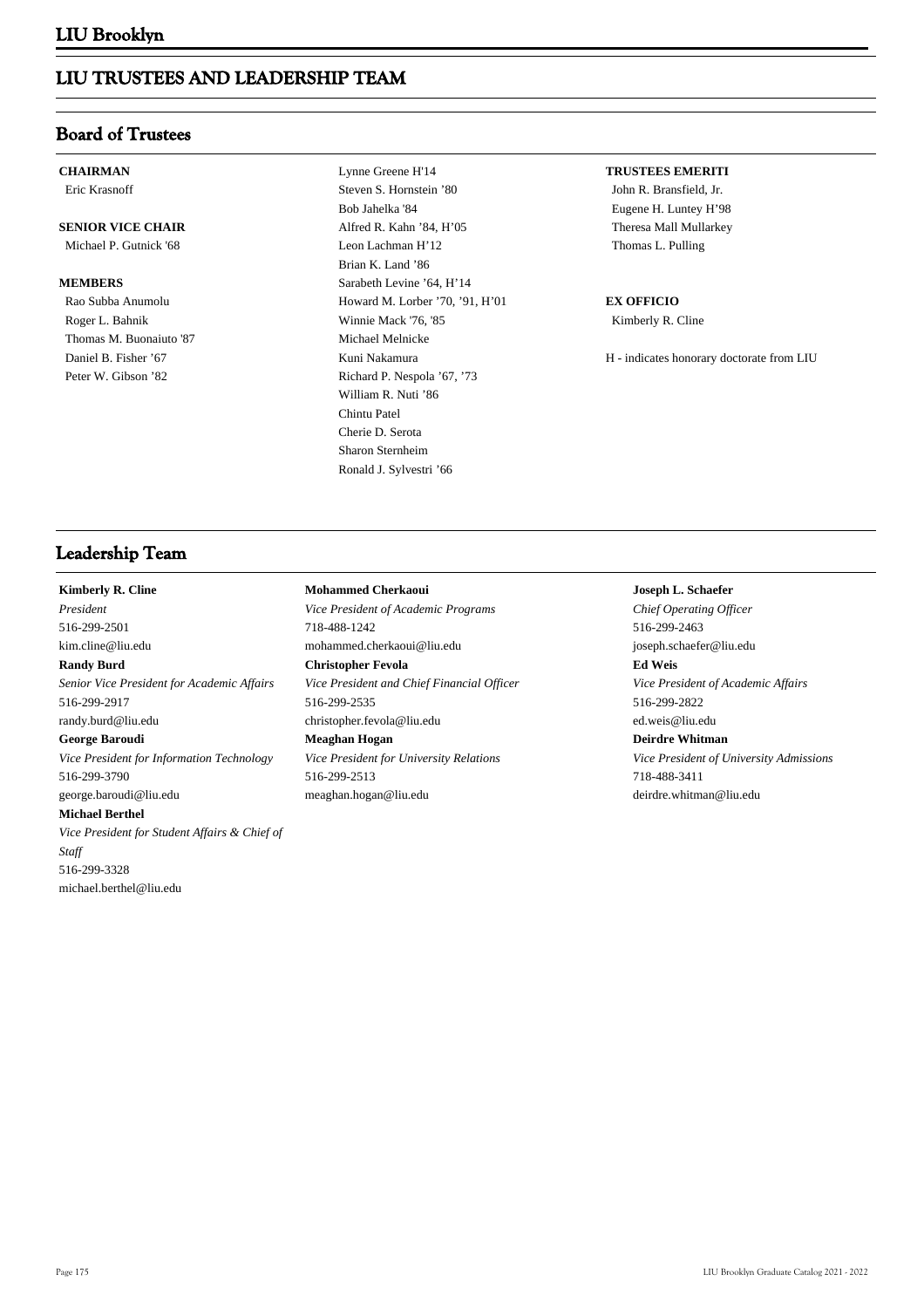# LIU TRUSTEES AND LEADERSHIP TEAM

## Board of Trustees

**CHAIRMAN**
Eric Krasnoff

**SENIOR VICE CHAIR**
Michael P. Gutnick '68

**MEMBERS**
Rao Subba Anumolu
Roger L. Bahnik
Thomas M. Buonaiuto '87
Daniel B. Fisher '67
Peter W. Gibson '82
Lynne Greene H'14
Steven S. Hornstein '80
Bob Jahelka '84
Alfred R. Kahn '84, H'05
Leon Lachman H'12
Brian K. Land '86
Sarabeth Levine '64, H'14
Howard M. Lorber '70, '91, H'01
Winnie Mack '76, '85
Michael Melnicke
Kuni Nakamura
Richard P. Nespola '67, '73
William R. Nuti '86
Chintu Patel
Cherie D. Serota
Sharon Sternheim
Ronald J. Sylvestri '66

**TRUSTEES EMERITI**
John R. Bransfield, Jr.
Eugene H. Luntey H'98
Theresa Mall Mullarkey
Thomas L. Pulling

**EX OFFICIO**
Kimberly R. Cline

H - indicates honorary doctorate from LIU

## Leadership Team

**Kimberly R. Cline**
*President*
516-299-2501
kim.cline@liu.edu

**Randy Burd**
*Senior Vice President for Academic Affairs*
516-299-2917
randy.burd@liu.edu

**George Baroudi**
*Vice President for Information Technology*
516-299-3790
george.baroudi@liu.edu

**Michael Berthel**
*Vice President for Student Affairs & Chief of Staff*
516-299-3328
michael.berthel@liu.edu

**Mohammed Cherkaoui**
*Vice President of Academic Programs*
718-488-1242
mohammed.cherkaoui@liu.edu

**Christopher Fevola**
*Vice President and Chief Financial Officer*
516-299-2535
christopher.fevola@liu.edu

**Meaghan Hogan**
*Vice President for University Relations*
516-299-2513
meaghan.hogan@liu.edu

**Joseph L. Schaefer**
*Chief Operating Officer*
516-299-2463
joseph.schaefer@liu.edu

**Ed Weis**
*Vice President of Academic Affairs*
516-299-2822
ed.weis@liu.edu

**Deirdre Whitman**
*Vice President of University Admissions*
718-488-3411
deirdre.whitman@liu.edu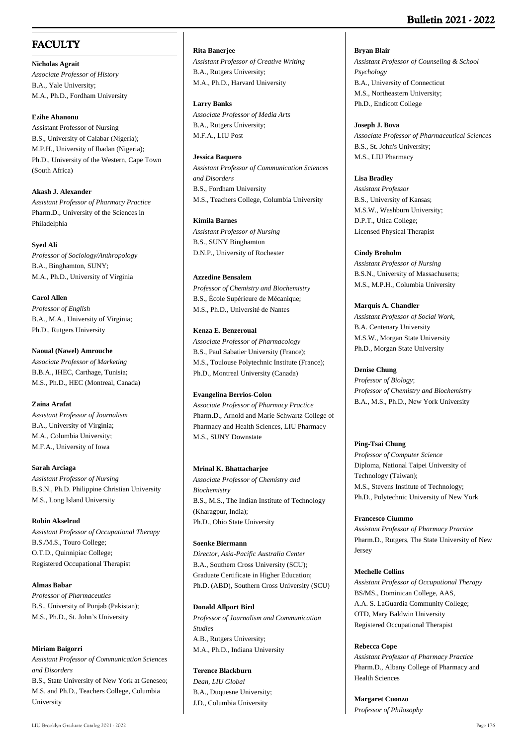## FACULTY

**Nicholas Agrait**
*Associate Professor of History*
B.A., Yale University;
M.A., Ph.D., Fordham University

**Ezihe Ahanonu**
Assistant Professor of Nursing
B.S., University of Calabar (Nigeria);
M.P.H., University of Ibadan (Nigeria);
Ph.D., University of the Western, Cape Town (South Africa)

**Akash J. Alexander**
*Assistant Professor of Pharmacy Practice*
Pharm.D., University of the Sciences in Philadelphia

**Syed Ali**
*Professor of Sociology/Anthropology*
B.A., Binghamton, SUNY;
M.A., Ph.D., University of Virginia

**Carol Allen**
*Professor of English*
B.A., M.A., University of Virginia;
Ph.D., Rutgers University

**Naoual (Nawel) Amrouche**
*Associate Professor of Marketing*
B.B.A., IHEC, Carthage, Tunisia;
M.S., Ph.D., HEC (Montreal, Canada)

**Zaina Arafat**
*Assistant Professor of Journalism*
B.A., University of Virginia;
M.A., Columbia University;
M.F.A., University of Iowa

**Sarah Arciaga**
*Assistant Professor of Nursing*
B.S.N., Ph.D. Philippine Christian University
M.S., Long Island University

**Robin Akselrud**
*Assistant Professor of Occupational Therapy*
B.S./M.S., Touro College;
O.T.D., Quinnipiac College;
Registered Occupational Therapist

**Almas Babar**
*Professor of Pharmaceutics*
B.S., University of Punjab (Pakistan);
M.S., Ph.D., St. John's University

**Miriam Baigorri**
*Assistant Professor of Communication Sciences and Disorders*
B.S., State University of New York at Geneseo;
M.S. and Ph.D., Teachers College, Columbia University

**Rita Banerjee**
*Assistant Professor of Creative Writing*
B.A., Rutgers University;
M.A., Ph.D., Harvard University

**Larry Banks**
*Associate Professor of Media Arts*
B.A., Rutgers University;
M.F.A., LIU Post

**Jessica Baquero**
*Assistant Professor of Communication Sciences and Disorders*
B.S., Fordham University
M.S., Teachers College, Columbia University

**Kimila Barnes**
*Assistant Professor of Nursing*
B.S., SUNY Binghamton
D.N.P., University of Rochester

**Azzedine Bensalem**
*Professor of Chemistry and Biochemistry*
B.S., École Supérieure de Mécanique;
M.S., Ph.D., Université de Nantes

**Kenza E. Benzeroual**
*Associate Professor of Pharmacology*
B.S., Paul Sabatier University (France);
M.S., Toulouse Polytechnic Institute (France);
Ph.D., Montreal University (Canada)

**Evangelina Berrios-Colon**
*Associate Professor of Pharmacy Practice*
Pharm.D., Arnold and Marie Schwartz College of Pharmacy and Health Sciences, LIU Pharmacy
M.S., SUNY Downstate

**Mrinal K. Bhattacharjee**
*Associate Professor of Chemistry and Biochemistry*
B.S., M.S., The Indian Institute of Technology (Kharagpur, India);
Ph.D., Ohio State University

**Soenke Biermann**
*Director, Asia-Pacific Australia Center*
B.A., Southern Cross University (SCU);
Graduate Certificate in Higher Education;
Ph.D. (ABD), Southern Cross University (SCU)

**Donald Allport Bird**
*Professor of Journalism and Communication Studies*
A.B., Rutgers University;
M.A., Ph.D., Indiana University

**Terence Blackburn**
*Dean, LIU Global*
B.A., Duquesne University;
J.D., Columbia University

**Bryan Blair**
*Assistant Professor of Counseling & School Psychology*
B.A., University of Connecticut
M.S., Northeastern University;
Ph.D., Endicott College

**Joseph J. Bova**
*Associate Professor of Pharmaceutical Sciences*
B.S., St. John's University;
M.S., LIU Pharmacy

**Lisa Bradley**
*Assistant Professor*
B.S., University of Kansas;
M.S.W., Washburn University;
D.P.T., Utica College;
Licensed Physical Therapist

**Cindy Broholm**
*Assistant Professor of Nursing*
B.S.N., University of Massachusetts;
M.S., M.P.H., Columbia University

**Marquis A. Chandler**
*Assistant Professor of Social Work*,
B.A. Centenary University
M.S.W., Morgan State University
Ph.D., Morgan State University

**Denise Chung**
*Professor of Biology*;
*Professor of Chemistry and Biochemistry*
B.A., M.S., Ph.D., New York University

**Ping-Tsai Chung**
*Professor of Computer Science*
Diploma, National Taipei University of Technology (Taiwan);
M.S., Stevens Institute of Technology;
Ph.D., Polytechnic University of New York

**Francesco Ciummo**
*Assistant Professor of Pharmacy Practice*
Pharm.D., Rutgers, The State University of New Jersey

**Mechelle Collins**
*Assistant Professor of Occupational Therapy*
BS/MS., Dominican College, AAS,
A.A. S. LaGuardia Community College;
OTD, Mary Baldwin University
Registered Occupational Therapist

**Rebecca Cope**
*Assistant Professor of Pharmacy Practice*
Pharm.D., Albany College of Pharmacy and Health Sciences

**Margaret Cuonzo**
*Professor of Philosophy*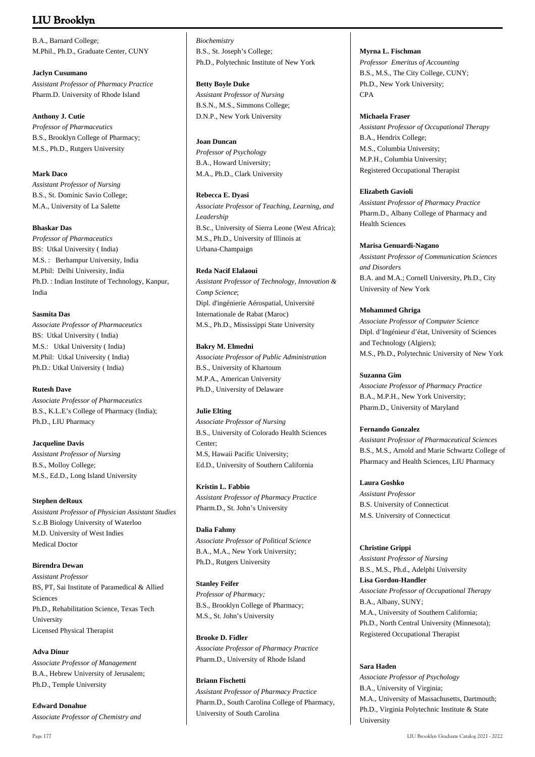B.A., Barnard College;
M.Phil., Ph.D., Graduate Center, CUNY

**Jaclyn Cusumano**
*Assistant Professor of Pharmacy Practice*
Pharm.D. University of Rhode Island

**Anthony J. Cutie**
*Professor of Pharmaceutics*
B.S., Brooklyn College of Pharmacy;
M.S., Ph.D., Rutgers University

**Mark Daco**
*Assistant Professor of Nursing*
B.S., St. Dominic Savio College;
M.A., University of La Salette

**Bhaskar Das**
*Professor of Pharmaceutics*
BS: Utkal University ( India)
M.S. : Berhampur University, India
M.Phil: Delhi University, India
Ph.D. : Indian Institute of Technology, Kanpur, India

**Sasmita Das**
*Associate Professor of Pharmaceutics*
BS: Utkal University ( India)
M.S.: Utkal University ( India)
M.Phil: Utkal University ( India)
Ph.D.: Utkal University ( India)

**Rutesh Dave**
*Associate Professor of Pharmaceutics*
B.S., K.L.E's College of Pharmacy (India);
Ph.D., LIU Pharmacy

**Jacqueline Davis**
*Assistant Professor of Nursing*
B.S., Molloy College;
M.S., Ed.D., Long Island University

**Stephen deRoux**
*Assistant Professor of Physician Assistant Studies*
S.c.B Biology University of Waterloo
M.D. University of West Indies
Medical Doctor

**Birendra Dewan**
*Assistant Professor*
BS, PT, Sai Institute of Paramedical & Allied Sciences
Ph.D., Rehabilitation Science, Texas Tech University
Licensed Physical Therapist

**Adva Dinur**
*Associate Professor of Management*
B.A., Hebrew University of Jerusalem;
Ph.D., Temple University

**Edward Donahue**
*Associate Professor of Chemistry and Biochemistry*
B.S., St. Joseph's College;
Ph.D., Polytechnic Institute of New York

**Betty Boyle Duke**
*Assistant Professor of Nursing*
B.S.N., M.S., Simmons College;
D.N.P., New York University

**Joan Duncan**
*Professor of Psychology*
B.A., Howard University;
M.A., Ph.D., Clark University

**Rebecca E. Dyasi**
*Associate Professor of Teaching, Learning, and Leadership*
B.Sc., University of Sierra Leone (West Africa);
M.S., Ph.D., University of Illinois at Urbana-Champaign

**Reda Nacif Elalaoui**
*Assistant Professor of Technology, Innovation & Comp Science*;
Dipl. d'ingénierie Aérospatial, Université Internationale de Rabat (Maroc)
M.S., Ph.D., Mississippi State University

**Bakry M. Elmedni**
*Associate Professor of Public Administration*
B.S., University of Khartoum
M.P.A., American University
Ph.D., University of Delaware

**Julie Elting**
*Associate Professor of Nursing*
B.S., University of Colorado Health Sciences Center;
M.S, Hawaii Pacific University;
Ed.D., University of Southern California

**Kristin L. Fabbio**
*Assistant Professor of Pharmacy Practice*
Pharm.D., St. John's University

**Dalia Fahmy**
*Associate Professor of Political Science*
B.A., M.A., New York University;
Ph.D., Rutgers University

**Stanley Feifer**
*Professor of Pharmacy;*
B.S., Brooklyn College of Pharmacy;
M.S., St. John's University

**Brooke D. Fidler**
*Associate Professor of Pharmacy Practice*
Pharm.D., University of Rhode Island

**Briann Fischetti**
*Assistant Professor of Pharmacy Practice*
Pharm.D., South Carolina College of Pharmacy, University of South Carolina

**Myrna L. Fischman**
*Professor Emeritus of Accounting*
B.S., M.S., The City College, CUNY;
Ph.D., New York University;
CPA

**Michaela Fraser**
*Assistant Professor of Occupational Therapy*
B.A., Hendrix College;
M.S., Columbia University;
M.P.H., Columbia University;
Registered Occupational Therapist

**Elizabeth Gavioli**
*Assistant Professor of Pharmacy Practice*
Pharm.D., Albany College of Pharmacy and Health Sciences

**Marisa Genuardi-Nagano**
*Assistant Professor of Communication Sciences and Disorders*
B.A. and M.A.; Cornell University, Ph.D., City University of New York

**Mohammed Ghriga**
*Associate Professor of Computer Science*
Dipl. d'Ingénieur d'état, University of Sciences and Technology (Algiers);
M.S., Ph.D., Polytechnic University of New York

**Suzanna Gim**
*Associate Professor of Pharmacy Practice*
B.A., M.P.H., New York University;
Pharm.D., University of Maryland

**Fernando Gonzalez**
*Assistant Professor of Pharmaceutical Sciences*
B.S., M.S., Arnold and Marie Schwartz College of Pharmacy and Health Sciences, LIU Pharmacy

**Laura Goshko**
*Assistant Professor*
B.S. University of Connecticut
M.S. University of Connecticut

**Christine Grippi**
*Assistant Professor of Nursing*
B.S., M.S., Ph.d., Adelphi University

**Lisa Gordon-Handler**
*Associate Professor of Occupational Therapy*
B.A., Albany, SUNY;
M.A., University of Southern California;
Ph.D., North Central University (Minnesota);
Registered Occupational Therapist

**Sara Haden**
*Associate Professor of Psychology*
B.A., University of Virginia;
M.A., University of Massachusetts, Dartmouth;
Ph.D., Virginia Polytechnic Institute & State University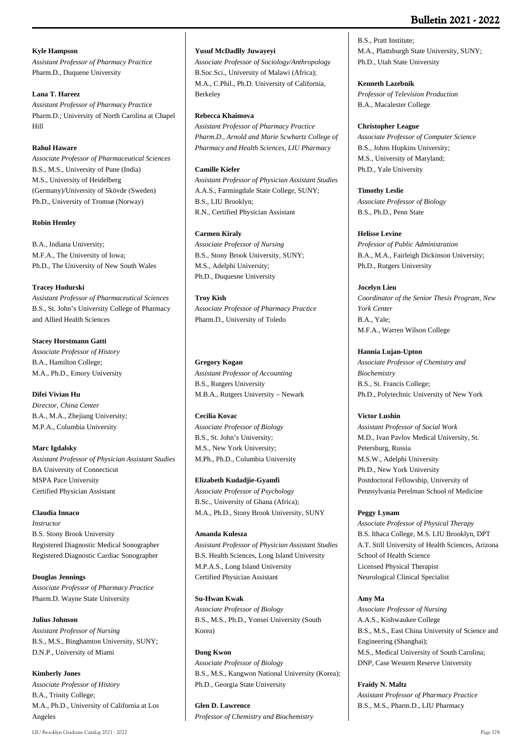**Kyle Hampson**
*Assistant Professor of Pharmacy Practice*
Pharm.D., Duquene University

**Lana T. Hareez**
*Assistant Professor of Pharmacy Practice*
Pharm.D.; University of North Carolina at Chapel Hill

**Rahul Haware**
*Associate Professor of Pharmaceutical Sciences*
B.S., M.S., University of Pune (India)
M.S., University of Heidelberg (Germany)/University of Skövde (Sweden)
Ph.D., University of Tromsø (Norway)

**Robin Hemley**

B.A., Indiana University;
M.F.A., The University of Iowa;
Ph.D., The University of New South Wales

**Tracey Hodurski**
*Assistant Professor of Pharmaceutical Sciences*
B.S., St. John's University College of Pharmacy and Allied Health Sciences

**Stacey Horstmann Gatti**
*Associate Professor of History*
B.A., Hamilton College;
M.A., Ph.D., Emory University

**Difei Vivian Hu**
*Director, China Center*
B.A., M.A., Zhejiang University;
M.P.A., Columbia University

**Marc Igdalsky**
*Assistant Professor of Physician Assistant Studies*
BA University of Connecticut
MSPA Pace University
Certified Physician Assistant

**Claudia Innaco**
*Instructor*
B.S. Stony Brook University
Registered Diagnostic Medical Sonographer
Registered Diagnostic Cardiac Sonographer

**Douglas Jennings**
*Associate Professor of Pharmacy Practice*
Pharm.D. Wayne State University

**Julius Johnson**
*Assistant Professor of Nursing*
B.S., M.S., Binghamton University, SUNY;
D.N.P., University of Miami

**Kimberly Jones**
*Associate Professor of History*
B.A., Trinity College;
M.A., Ph.D., University of California at Los Angeles

**Yusuf McDadlly Juwayeyi**
*Associate Professor of Sociology/Anthropology*
B.Soc.Sci., University of Malawi (Africa);
M.A., C.Phil., Ph.D. University of California, Berkeley

**Rebecca Khaimova**
*Assistant Professor of Pharmacy Practice*
*Pharm.D., Arnold and Marie Scwhartz College of Pharmacy and Health Sciences, LIU Pharmacy*

**Camille Kiefer**
*Assistant Professor of Physician Assistant Studies*
A.A.S., Farmingdale State College, SUNY;
B.S., LIU Brooklyn;
R.N., Certified Physician Assistant

**Carmen Kiraly**
*Associate Professor of Nursing*
B.S., Stony Brook University, SUNY;
M.S., Adelphi University;
Ph.D., Duquesne University

**Troy Kish**
*Associate Professor of Pharmacy Practice*
Pharm.D., University of Toledo

**Gregory Kogan**
*Assistant Professor of Accounting*
B.S., Rutgers University
M.B.A., Rutgers University – Newark

**Cecilia Kovac**
*Associate Professor of Biology*
B.S., St. John's University;
M.S., New York University;
M.Ph., Ph.D., Columbia University

**Elizabeth Kudadjie-Gyamfi**
*Associate Professor of Psychology*
B.Sc., University of Ghana (Africa);
M.A., Ph.D., Stony Brook University, SUNY

**Amanda Kulesza**
*Assistant Professor of Physician Assistant Studies*
B.S. Health Sciences, Long Island University
M.P.A.S., Long Island University
Certified Physician Assistant

**Su-Hwan Kwak**
*Associate Professor of Biology*
B.S., M.S., Ph.D., Yonsei University (South Korea)

**Dong Kwon**
*Associate Professor of Biology*
B.S., M.S., Kangwon National University (Korea);
Ph.D., Georgia State University

**Glen D. Lawrence**
*Professor of Chemistry and Biochemistry*
B.S., Pratt Institute;
M.A., Plattsburgh State University, SUNY;
Ph.D., Utah State University

**Kenneth Lazebnik**
*Professor of Television Production*
B.A., Macalester College

**Christopher League**
*Associate Professor of Computer Science*
B.S., Johns Hopkins University;
M.S., University of Maryland;
Ph.D., Yale University

**Timothy Leslie**
*Associate Professor of Biology*
B.S., Ph.D., Penn State

**Helisse Levine**
*Professor of Public Administration*
B.A., M.A., Fairleigh Dickinson University;
Ph.D., Rutgers University

**Jocelyn Lieu**
*Coordinator of the Senior Thesis Program, New York Center*
B.A., Yale;
M.F.A., Warren Wilson College

**Hannia Lujan-Upton**
*Associate Professor of Chemistry and Biochemistry*
B.S., St. Francis College;
Ph.D., Polytechnic University of New York

**Victor Lushin**
*Assistant Professor of Social Work*
M.D., Ivan Pavlov Medical University, St. Petersburg, Russia
M.S.W., Adelphi University
Ph.D., New York University
Postdoctoral Fellowship, University of Pennsylvania Perelman School of Medicine

**Peggy Lynam**
*Associate Professor of Physical Therapy*
B.S. Ithaca College, M.S. LIU Brooklyn, DPT A.T. Still University of Health Sciences, Arizona School of Health Science
Licensed Physical Therapist
Neurological Clinical Specialist

**Amy Ma**
*Associate Professor of Nursing*
A.A.S., Kishwaukee College
B.S., M.S., East China University of Science and Engineering (Shanghai);
M.S., Medical University of South Carolina;
DNP, Case Western Reserve University

**Fraidy N. Maltz**
*Assistant Professor of Pharmacy Practice*
B.S., M.S., Pharm.D., LIU Pharmacy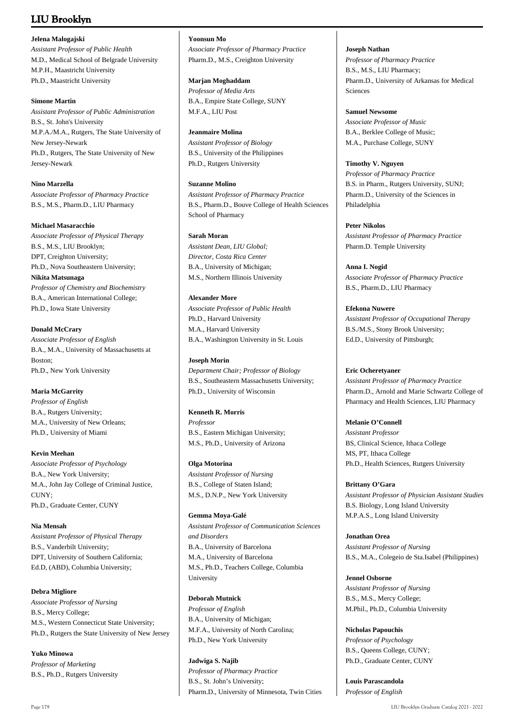**Jelena Malogajski**
*Assistant Professor of Public Health*
M.D., Medical School of Belgrade University
M.P.H., Maastricht University
Ph.D., Maastricht University

**Simone Martin**
*Assistant Professor of Public Administration*
B.S., St. John's University
M.P.A./M.A., Rutgers, The State University of New Jersey-Newark
Ph.D., Rutgers, The State University of New Jersey-Newark

**Nino Marzella**
*Associate Professor of Pharmacy Practice*
B.S., M.S., Pharm.D., LIU Pharmacy

**Michael Masaracchio**
*Associate Professor of Physical Therapy*
B.S., M.S., LIU Brooklyn;
DPT, Creighton University;
Ph.D., Nova Southeastern University;

**Nikita Matsunaga**
*Professor of Chemistry and Biochemistry*
B.A., American International College;
Ph.D., Iowa State University

**Donald McCrary**
*Associate Professor of English*
B.A., M.A., University of Massachusetts at Boston;
Ph.D., New York University

**Maria McGarrity**
*Professor of English*
B.A., Rutgers University;
M.A., University of New Orleans;
Ph.D., University of Miami

**Kevin Meehan**
*Associate Professor of Psychology*
B.A., New York University;
M.A., John Jay College of Criminal Justice, CUNY;
Ph.D., Graduate Center, CUNY

**Nia Mensah**
*Assistant Professor of Physical Therapy*
B.S., Vanderbilt University;
DPT, University of Southern California;
Ed.D, (ABD), Columbia University;

**Debra Migliore**
*Associate Professor of Nursing*
B.S., Mercy College;
M.S., Western Connecticut State University;
Ph.D., Rutgers the State University of New Jersey

**Yuko Minowa**
*Professor of Marketing*
B.S., Ph.D., Rutgers University

**Yoonsun Mo**
*Associate Professor of Pharmacy Practice*
Pharm.D., M.S., Creighton University

**Marjan Moghaddam**
*Professor of Media Arts*
B.A., Empire State College, SUNY
M.F.A., LIU Post

**Jeanmaire Molina**
*Assistant Professor of Biology*
B.S., University of the Philippines
Ph.D., Rutgers University

**Suzanne Molino**
*Assistant Professor of Pharmacy Practice*
B.S., Pharm.D., Bouve College of Health Sciences School of Pharmacy

**Sarah Moran**
*Assistant Dean, LIU Global;*
*Director, Costa Rica Center*
B.A., University of Michigan;
M.S., Northern Illinois University

**Alexander More**
*Associate Professor of Public Health*
Ph.D., Harvard University
M.A., Harvard University
B.A., Washington University in St. Louis

**Joseph Morin**
*Department Chair; Professor of Biology*
B.S., Southeastern Massachusetts University;
Ph.D., University of Wisconsin

**Kenneth R. Morris**
*Professor*
B.S., Eastern Michigan University;
M.S., Ph.D., University of Arizona

**Olga Motorina**
*Assistant Professor of Nursing*
B.S., College of Staten Island;
M.S., D.N.P., New York University

**Gemma Moya-Galé**
*Assistant Professor of Communication Sciences and Disorders*
B.A., University of Barcelona
M.A., University of Barcelona
M.S., Ph.D., Teachers College, Columbia University

**Deborah Mutnick**
*Professor of English*
B.A., University of Michigan;
M.F.A., University of North Carolina;
Ph.D., New York University

**Jadwiga S. Najib**
*Professor of Pharmacy Practice*
B.S., St. John's University;
Pharm.D., University of Minnesota, Twin Cities

**Joseph Nathan**
*Professor of Pharmacy Practice*
B.S., M.S., LIU Pharmacy;
Pharm.D., University of Arkansas for Medical Sciences

**Samuel Newsome**
*Associate Professor of Music*
B.A., Berklee College of Music;
M.A., Purchase College, SUNY

**Timothy V. Nguyen**
*Professor of Pharmacy Practice*
B.S. in Pharm., Rutgers University, SUNJ;
Pharm.D., University of the Sciences in Philadelphia

**Peter Nikolos**
*Assistant Professor of Pharmacy Practice*
Pharm.D. Temple University

**Anna I. Nogid**
*Associate Professor of Pharmacy Practice*
B.S., Pharm.D., LIU Pharmacy

**Efekona Nuwere**
*Assistant Professor of Occupational Therapy*
B.S./M.S., Stony Brook University;
Ed.D., University of Pittsburgh;

**Eric Ocheretyaner**
*Assistant Professor of Pharmacy Practice*
Pharm.D., Arnold and Marie Schwartz College of Pharmacy and Health Sciences, LIU Pharmacy

**Melanie O'Connell**
*Assistant Professor*
BS, Clinical Science, Ithaca College
MS, PT, Ithaca College
Ph.D., Health Sciences, Rutgers University

**Brittany O'Gara**
*Assistant Professor of Physician Assistant Studies*
B.S. Biology, Long Island University
M.P.A.S., Long Island University

**Jonathan Orea**
*Assistant Professor of Nursing*
B.S., M.A., Colegeio de Sta.Isabel (Philippines)

**Jennel Osborne**
*Assistant Professor of Nursing*
B.S., M.S., Mercy College;
M.Phil., Ph.D., Columbia University

**Nicholas Papouchis**
*Professor of Psychology*
B.S., Queens College, CUNY;
Ph.D., Graduate Center, CUNY

**Louis Parascandola**
*Professor of English*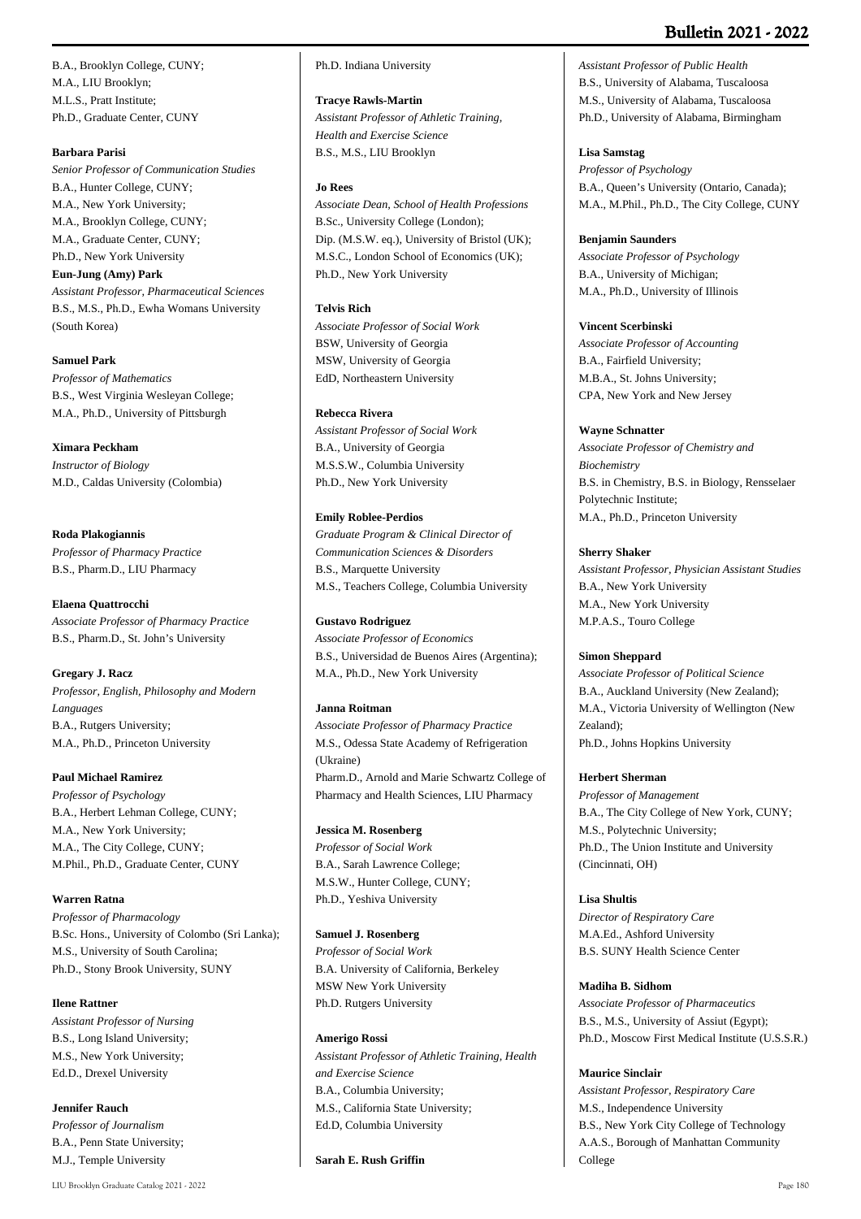B.A., Brooklyn College, CUNY;
M.A., LIU Brooklyn;
M.L.S., Pratt Institute;
Ph.D., Graduate Center, CUNY

**Barbara Parisi**
*Senior Professor of Communication Studies*
B.A., Hunter College, CUNY;
M.A., New York University;
M.A., Brooklyn College, CUNY;
M.A., Graduate Center, CUNY;
Ph.D., New York University

**Eun-Jung (Amy) Park**
*Assistant Professor, Pharmaceutical Sciences*
B.S., M.S., Ph.D., Ewha Womans University (South Korea)

**Samuel Park**
*Professor of Mathematics*
B.S., West Virginia Wesleyan College;
M.A., Ph.D., University of Pittsburgh

**Ximara Peckham**
*Instructor of Biology*
M.D., Caldas University (Colombia)

**Roda Plakogiannis**
*Professor of Pharmacy Practice*
B.S., Pharm.D., LIU Pharmacy

**Elaena Quattrocchi**
*Associate Professor of Pharmacy Practice*
B.S., Pharm.D., St. John's University

**Gregary J. Racz**
*Professor, English, Philosophy and Modern Languages*
B.A., Rutgers University;
M.A., Ph.D., Princeton University

**Paul Michael Ramirez**
*Professor of Psychology*
B.A., Herbert Lehman College, CUNY;
M.A., New York University;
M.A., The City College, CUNY;
M.Phil., Ph.D., Graduate Center, CUNY

**Warren Ratna**
*Professor of Pharmacology*
B.Sc. Hons., University of Colombo (Sri Lanka);
M.S., University of South Carolina;
Ph.D., Stony Brook University, SUNY

**Ilene Rattner**
*Assistant Professor of Nursing*
B.S., Long Island University;
M.S., New York University;
Ed.D., Drexel University

**Jennifer Rauch**
*Professor of Journalism*
B.A., Penn State University;
M.J., Temple University
Ph.D. Indiana University

**Tracye Rawls-Martin**
*Assistant Professor of Athletic Training, Health and Exercise Science*
B.S., M.S., LIU Brooklyn

**Jo Rees**
*Associate Dean, School of Health Professions*
B.Sc., University College (London);
Dip. (M.S.W. eq.), University of Bristol (UK);
M.S.C., London School of Economics (UK);
Ph.D., New York University

**Telvis Rich**
*Associate Professor of Social Work*
BSW, University of Georgia
MSW, University of Georgia
EdD, Northeastern University

**Rebecca Rivera**
*Assistant Professor of Social Work*
B.A., University of Georgia
M.S.S.W., Columbia University
Ph.D., New York University

**Emily Roblee-Perdios**
*Graduate Program & Clinical Director of Communication Sciences & Disorders*
B.S., Marquette University
M.S., Teachers College, Columbia University

**Gustavo Rodriguez**
*Associate Professor of Economics*
B.S., Universidad de Buenos Aires (Argentina);
M.A., Ph.D., New York University

**Janna Roitman**
*Associate Professor of Pharmacy Practice*
M.S., Odessa State Academy of Refrigeration (Ukraine)
Pharm.D., Arnold and Marie Schwartz College of Pharmacy and Health Sciences, LIU Pharmacy

**Jessica M. Rosenberg**
*Professor of Social Work*
B.A., Sarah Lawrence College;
M.S.W., Hunter College, CUNY;
Ph.D., Yeshiva University

**Samuel J. Rosenberg**
*Professor of Social Work*
B.A. University of California, Berkeley
MSW New York University
Ph.D. Rutgers University

**Amerigo Rossi**
*Assistant Professor of Athletic Training, Health and Exercise Science*
B.A., Columbia University;
M.S., California State University;
Ed.D, Columbia University

**Sarah E. Rush Griffin**
*Assistant Professor of Public Health*
B.S., University of Alabama, Tuscaloosa
M.S., University of Alabama, Tuscaloosa
Ph.D., University of Alabama, Birmingham

**Lisa Samstag**
*Professor of Psychology*
B.A., Queen's University (Ontario, Canada);
M.A., M.Phil., Ph.D., The City College, CUNY

**Benjamin Saunders**
*Associate Professor of Psychology*
B.A., University of Michigan;
M.A., Ph.D., University of Illinois

**Vincent Scerbinski**
*Associate Professor of Accounting*
B.A., Fairfield University;
M.B.A., St. Johns University;
CPA, New York and New Jersey

**Wayne Schnatter**
*Associate Professor of Chemistry and Biochemistry*
B.S. in Chemistry, B.S. in Biology, Rensselaer Polytechnic Institute;
M.A., Ph.D., Princeton University

**Sherry Shaker**
*Assistant Professor, Physician Assistant Studies*
B.A., New York University
M.A., New York University
M.P.A.S., Touro College

**Simon Sheppard**
*Associate Professor of Political Science*
B.A., Auckland University (New Zealand);
M.A., Victoria University of Wellington (New Zealand);
Ph.D., Johns Hopkins University

**Herbert Sherman**
*Professor of Management*
B.A., The City College of New York, CUNY;
M.S., Polytechnic University;
Ph.D., The Union Institute and University (Cincinnati, OH)

**Lisa Shultis**
*Director of Respiratory Care*
M.A.Ed., Ashford University
B.S. SUNY Health Science Center

**Madiha B. Sidhom**
*Associate Professor of Pharmaceutics*
B.S., M.S., University of Assiut (Egypt);
Ph.D., Moscow First Medical Institute (U.S.S.R.)

**Maurice Sinclair**
*Assistant Professor, Respiratory Care*
M.S., Independence University
B.S., New York City College of Technology
A.A.S., Borough of Manhattan Community College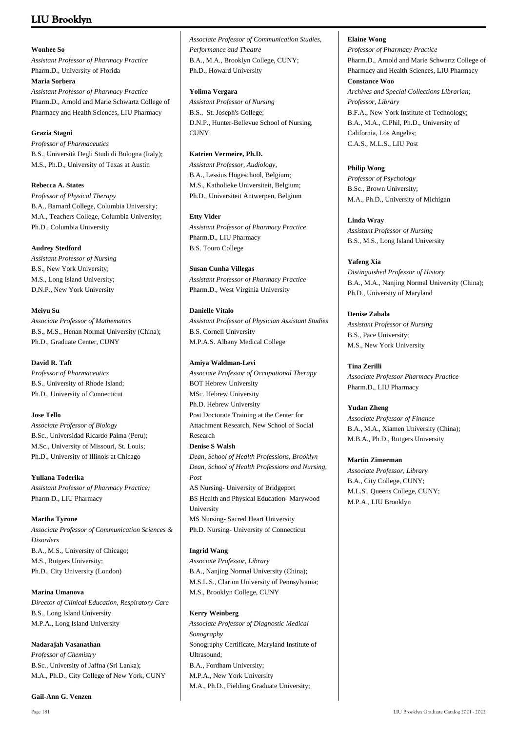**Wonhee So**
*Assistant Professor of Pharmacy Practice*
Pharm.D., University of Florida

**Maria Sorbera**
*Assistant Professor of Pharmacy Practice*
Pharm.D., Arnold and Marie Schwartz College of Pharmacy and Health Sciences, LIU Pharmacy

**Grazia Stagni**
*Professor of Pharmaceutics*
B.S., Università Degli Studi di Bologna (Italy);
M.S., Ph.D., University of Texas at Austin

**Rebecca A. States**
*Professor of Physical Therapy*
B.A., Barnard College, Columbia University;
M.A., Teachers College, Columbia University;
Ph.D., Columbia University

**Audrey Stedford**
*Assistant Professor of Nursing*
B.S., New York University;
M.S., Long Island University;
D.N.P., New York University

**Meiyu Su**
*Associate Professor of Mathematics*
B.S., M.S., Henan Normal University (China);
Ph.D., Graduate Center, CUNY

**David R. Taft**
*Professor of Pharmaceutics*
B.S., University of Rhode Island;
Ph.D., University of Connecticut

**Jose Tello**
*Associate Professor of Biology*
B.Sc., Universidad Ricardo Palma (Peru);
M.Sc., University of Missouri, St. Louis;
Ph.D., University of Illinois at Chicago

**Yuliana Toderika**
*Assistant Professor of Pharmacy Practice;*
Pharm D., LIU Pharmacy

**Martha Tyrone**
*Associate Professor of Communication Sciences & Disorders*
B.A., M.S., University of Chicago;
M.S., Rutgers University;
Ph.D., City University (London)

**Marina Umanova**
*Director of Clinical Education, Respiratory Care*
B.S., Long Island University
M.P.A., Long Island University

**Nadarajah Vasanathan**
*Professor of Chemistry*
B.Sc., University of Jaffna (Sri Lanka);
M.A., Ph.D., City College of New York, CUNY

**Gail-Ann G. Venzen**
*Associate Professor of Communication Studies, Performance and Theatre*
B.A., M.A., Brooklyn College, CUNY;
Ph.D., Howard University

**Yolima Vergara**
*Assistant Professor of Nursing*
B.S., St. Joseph's College;
D.N.P., Hunter-Bellevue School of Nursing, CUNY

**Katrien Vermeire, Ph.D.**
*Assistant Professor, Audiology,*
B.A., Lessius Hogeschool, Belgium;
M.S., Katholieke Universiteit, Belgium;
Ph.D., Universiteit Antwerpen, Belgium

**Etty Vider**
*Assistant Professor of Pharmacy Practice*
Pharm.D., LIU Pharmacy
B.S. Touro College

**Susan Cunha Villegas**
*Assistant Professor of Pharmacy Practice*
Pharm.D., West Virginia University

**Danielle Vitalo**
*Assistant Professor of Physician Assistant Studies*
B.S. Cornell University
M.P.A.S. Albany Medical College

**Amiya Waldman-Levi**
*Associate Professor of Occupational Therapy*
BOT Hebrew University
MSc. Hebrew University
Ph.D. Hebrew University
Post Doctorate Training at the Center for Attachment Research, New School of Social Research

**Denise S Walsh**
*Dean, School of Health Professions, Brooklyn*
*Dean, School of Health Professions and Nursing, Post*
AS Nursing- University of Bridgeport
BS Health and Physical Education- Marywood University
MS Nursing- Sacred Heart University
Ph.D. Nursing- University of Connecticut

**Ingrid Wang**
*Associate Professor, Library*
B.A., Nanjing Normal University (China);
M.S.L.S., Clarion University of Pennsylvania;
M.S., Brooklyn College, CUNY

**Kerry Weinberg**
*Associate Professor of Diagnostic Medical Sonography*
Sonography Certificate, Maryland Institute of Ultrasound;
B.A., Fordham University;
M.P.A., New York University
M.A., Ph.D., Fielding Graduate University;

**Elaine Wong**
*Professor of Pharmacy Practice*
Pharm.D., Arnold and Marie Schwartz College of Pharmacy and Health Sciences, LIU Pharmacy

**Constance Woo**
*Archives and Special Collections Librarian; Professor, Library*
B.F.A., New York Institute of Technology;
B.A., M.A., C.Phil, Ph.D., University of California, Los Angeles;
C.A.S., M.L.S., LIU Post

**Philip Wong**
*Professor of Psychology*
B.Sc., Brown University;
M.A., Ph.D., University of Michigan

**Linda Wray**
*Assistant Professor of Nursing*
B.S., M.S., Long Island University

**Yafeng Xia**
*Distinguished Professor of History*
B.A., M.A., Nanjing Normal University (China);
Ph.D., University of Maryland

**Denise Zabala**
*Assistant Professor of Nursing*
B.S., Pace University;
M.S., New York University

**Tina Zerilli**
*Associate Professor Pharmacy Practice*
Pharm.D., LIU Pharmacy

**Yudan Zheng**
*Associate Professor of Finance*
B.A., M.A., Xiamen University (China);
M.B.A., Ph.D., Rutgers University

**Martin Zimerman**
*Associate Professor, Library*
B.A., City College, CUNY;
M.L.S., Queens College, CUNY;
M.P.A., LIU Brooklyn